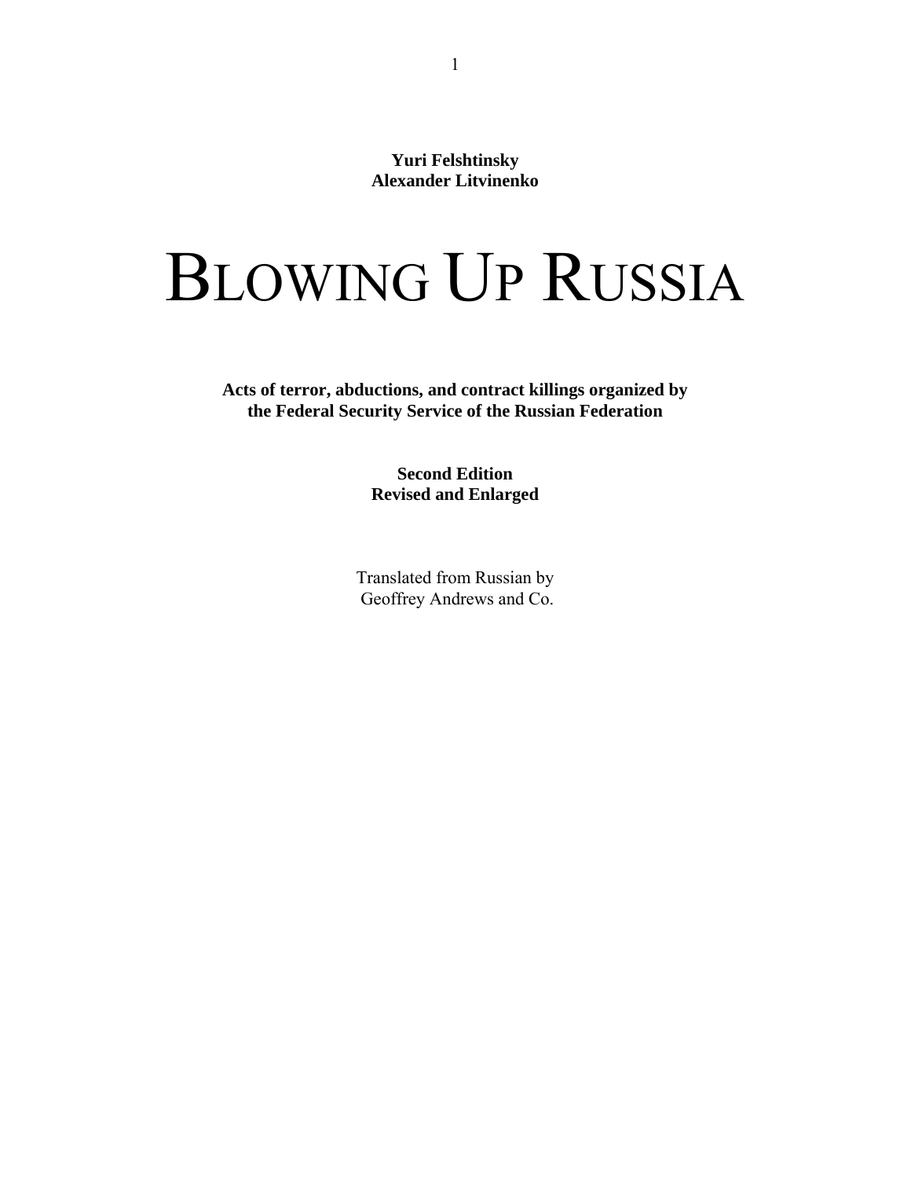**Yuri Felshtinsky**
**Alexander Litvinenko**

# BLOWING UP RUSSIA

**Acts of terror, abductions, and contract killings organized by the Federal Security Service of the Russian Federation**

**Second Edition**
**Revised and Enlarged**

Translated from Russian by
Geoffrey Andrews and Co.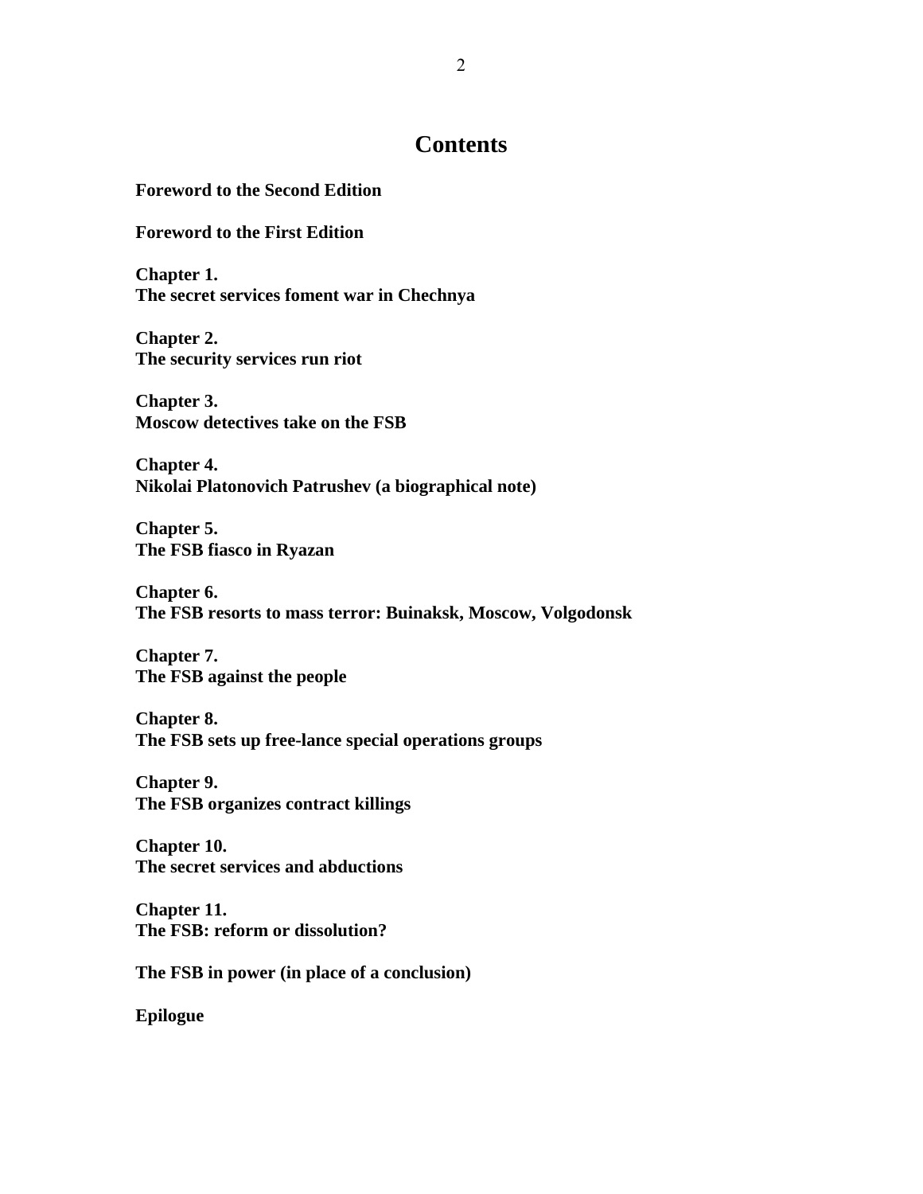# Contents

**Foreword to the Second Edition**

**Foreword to the First Edition**

**Chapter 1.**
**The secret services foment war in Chechnya**

**Chapter 2.**
**The security services run riot**

**Chapter 3.**
**Moscow detectives take on the FSB**

**Chapter 4.**
**Nikolai Platonovich Patrushev (a biographical note)**

**Chapter 5.**
**The FSB fiasco in Ryazan**

**Chapter 6.**
**The FSB resorts to mass terror: Buinaksk, Moscow, Volgodonsk**

**Chapter 7.**
**The FSB against the people**

**Chapter 8.**
**The FSB sets up free-lance special operations groups**

**Chapter 9.**
**The FSB organizes contract killings**

**Chapter 10.**
**The secret services and abductions**

**Chapter 11.**
**The FSB: reform or dissolution?**

**The FSB in power (in place of a conclusion)**

**Epilogue**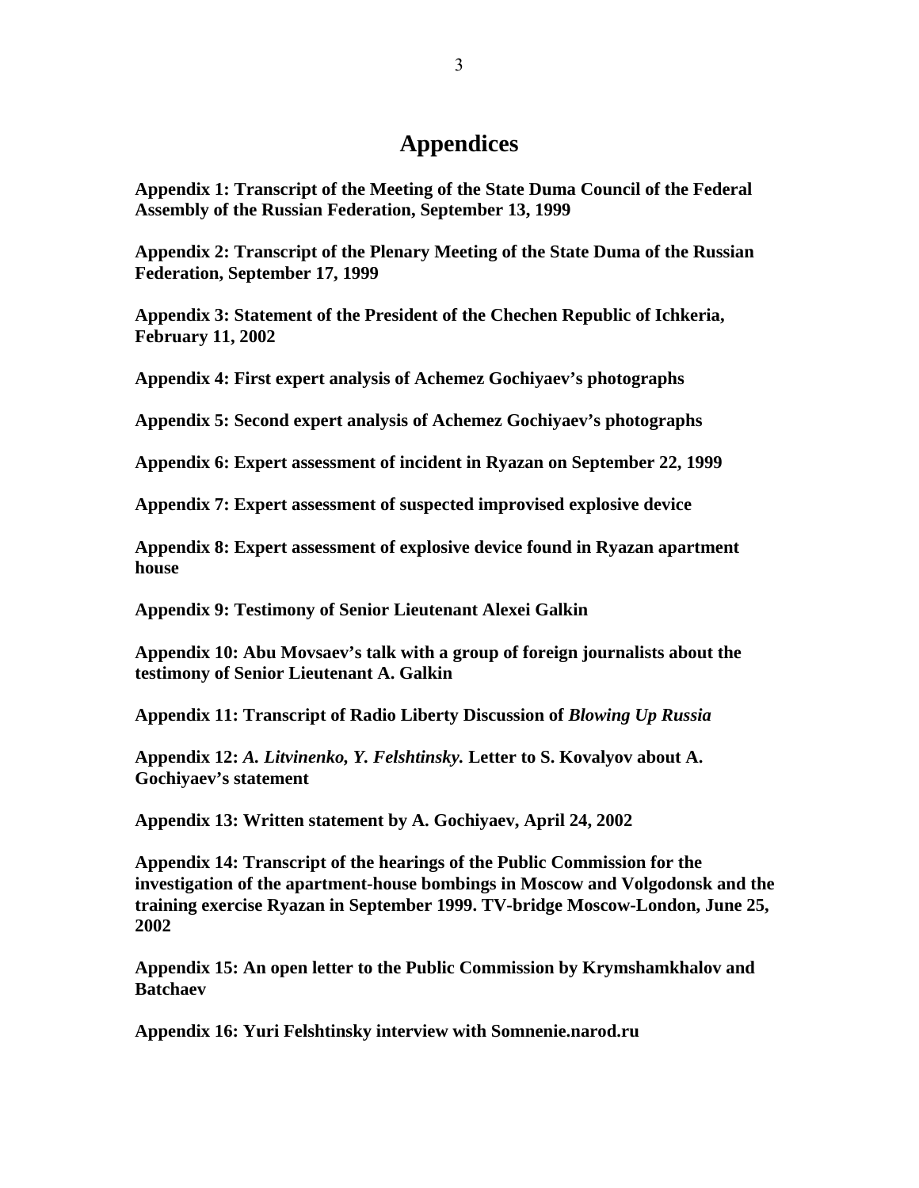# Appendices

**Appendix 1: Transcript of the Meeting of the State Duma Council of the Federal Assembly of the Russian Federation, September 13, 1999**

**Appendix 2: Transcript of the Plenary Meeting of the State Duma of the Russian Federation, September 17, 1999**

**Appendix 3: Statement of the President of the Chechen Republic of Ichkeria, February 11, 2002**

**Appendix 4: First expert analysis of Achemez Gochiyaev's photographs**

**Appendix 5: Second expert analysis of Achemez Gochiyaev's photographs**

**Appendix 6: Expert assessment of incident in Ryazan on September 22, 1999**

**Appendix 7: Expert assessment of suspected improvised explosive device**

**Appendix 8: Expert assessment of explosive device found in Ryazan apartment house**

**Appendix 9: Testimony of Senior Lieutenant Alexei Galkin**

**Appendix 10: Abu Movsaev's talk with a group of foreign journalists about the testimony of Senior Lieutenant A. Galkin**

**Appendix 11: Transcript of Radio Liberty Discussion of *Blowing Up Russia***

**Appendix 12: *A. Litvinenko, Y. Felshtinsky.* Letter to S. Kovalyov about A. Gochiyaev's statement**

**Appendix 13: Written statement by A. Gochiyaev, April 24, 2002**

**Appendix 14: Transcript of the hearings of the Public Commission for the investigation of the apartment-house bombings in Moscow and Volgodonsk and the training exercise Ryazan in September 1999. TV-bridge Moscow-London, June 25, 2002**

**Appendix 15: An open letter to the Public Commission by Krymshamkhalov and Batchaev**

**Appendix 16: Yuri Felshtinsky interview with Somnenie.narod.ru**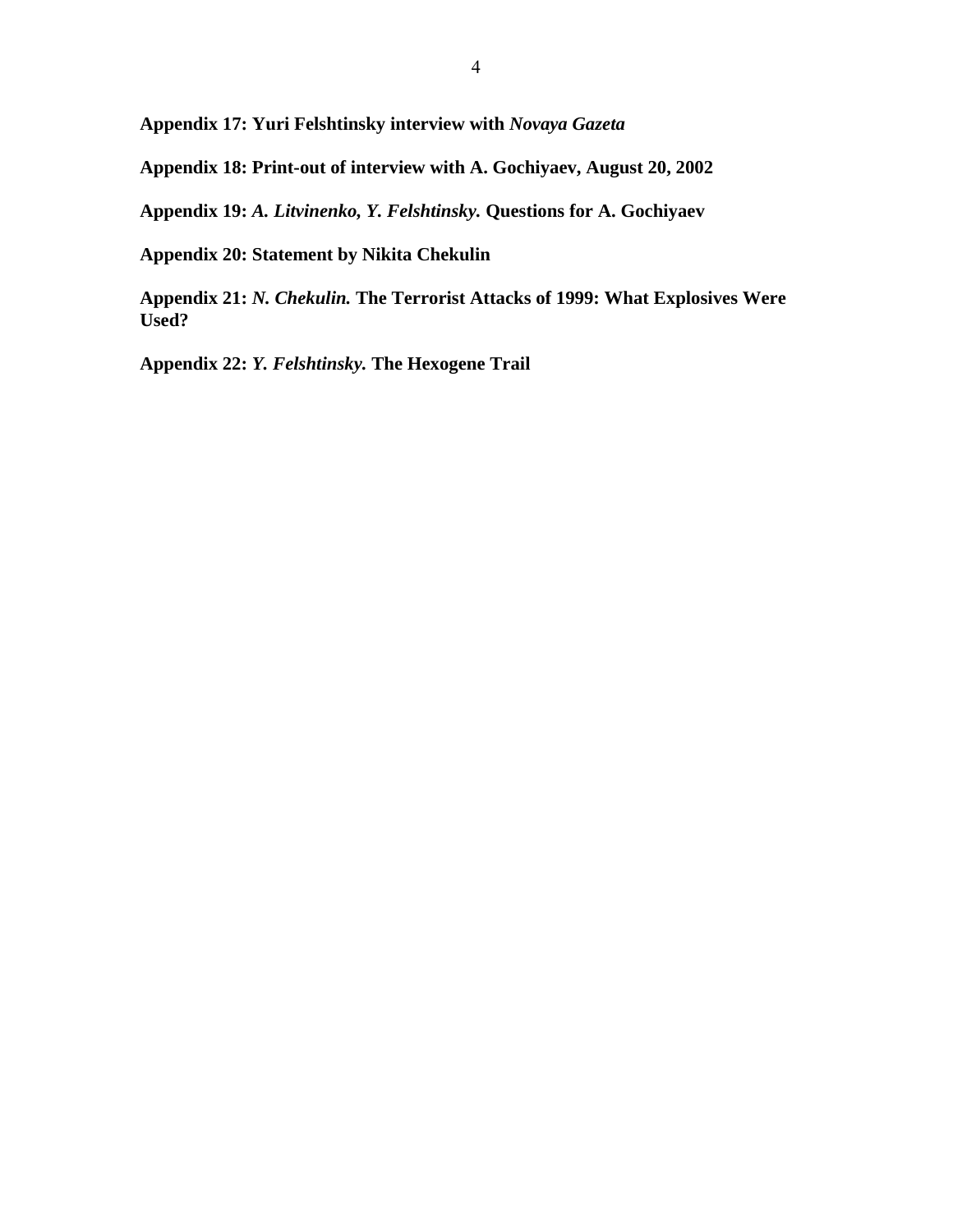**Appendix 17: Yuri Felshtinsky interview with *Novaya Gazeta***

**Appendix 18: Print-out of interview with A. Gochiyaev, August 20, 2002**

**Appendix 19: *A. Litvinenko, Y. Felshtinsky.* Questions for A. Gochiyaev**

**Appendix 20: Statement by Nikita Chekulin**

**Appendix 21: *N. Chekulin.* The Terrorist Attacks of 1999: What Explosives Were Used?**

**Appendix 22: *Y. Felshtinsky.* The Hexogene Trail**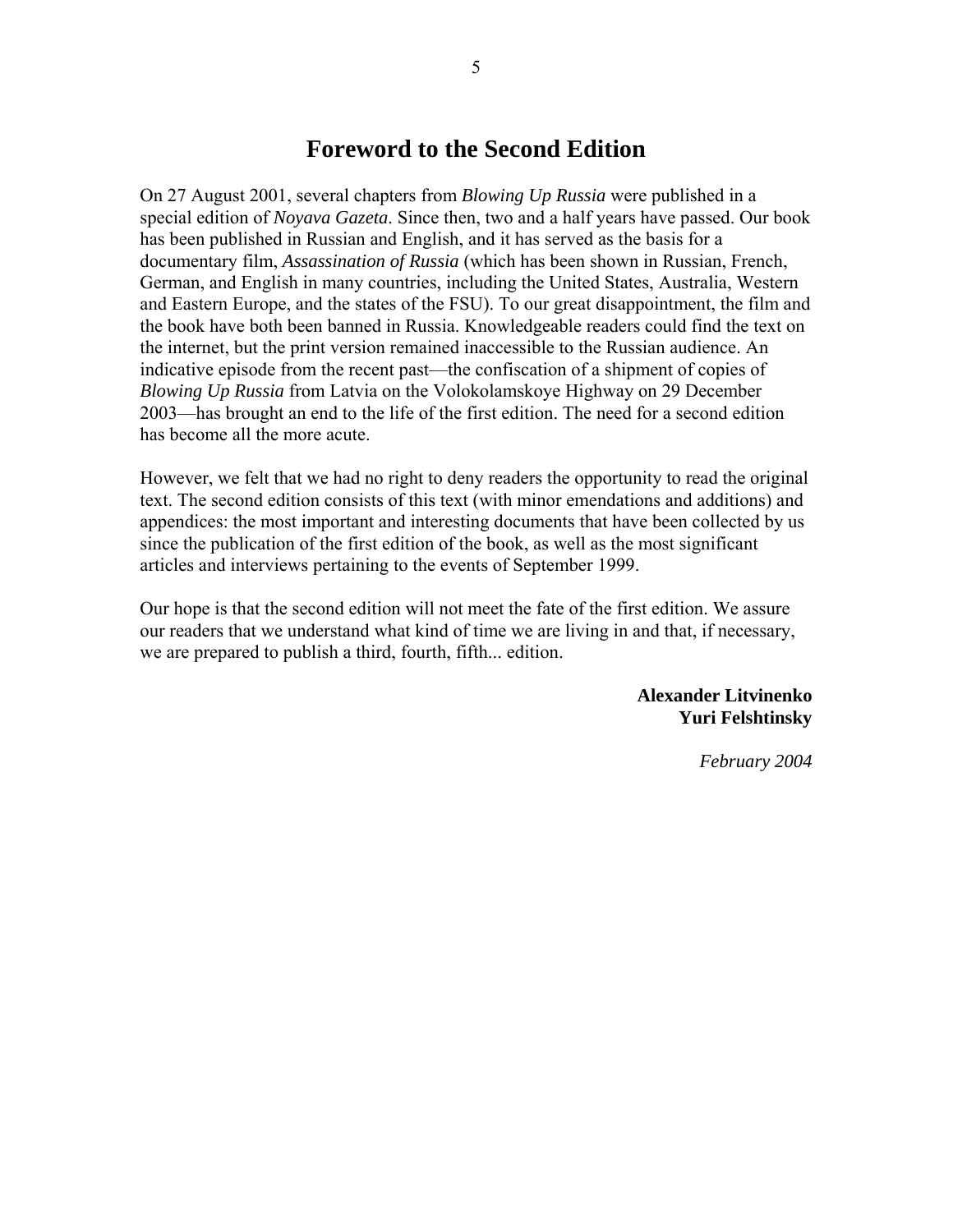# Foreword to the Second Edition

On 27 August 2001, several chapters from *Blowing Up Russia* were published in a special edition of *Noyava Gazeta*. Since then, two and a half years have passed. Our book has been published in Russian and English, and it has served as the basis for a documentary film, *Assassination of Russia* (which has been shown in Russian, French, German, and English in many countries, including the United States, Australia, Western and Eastern Europe, and the states of the FSU). To our great disappointment, the film and the book have both been banned in Russia. Knowledgeable readers could find the text on the internet, but the print version remained inaccessible to the Russian audience. An indicative episode from the recent past—the confiscation of a shipment of copies of *Blowing Up Russia* from Latvia on the Volokolamskoye Highway on 29 December 2003—has brought an end to the life of the first edition. The need for a second edition has become all the more acute.

However, we felt that we had no right to deny readers the opportunity to read the original text. The second edition consists of this text (with minor emendations and additions) and appendices: the most important and interesting documents that have been collected by us since the publication of the first edition of the book, as well as the most significant articles and interviews pertaining to the events of September 1999.

Our hope is that the second edition will not meet the fate of the first edition. We assure our readers that we understand what kind of time we are living in and that, if necessary, we are prepared to publish a third, fourth, fifth... edition.

**Alexander Litvinenko**
**Yuri Felshtinsky**

*February 2004*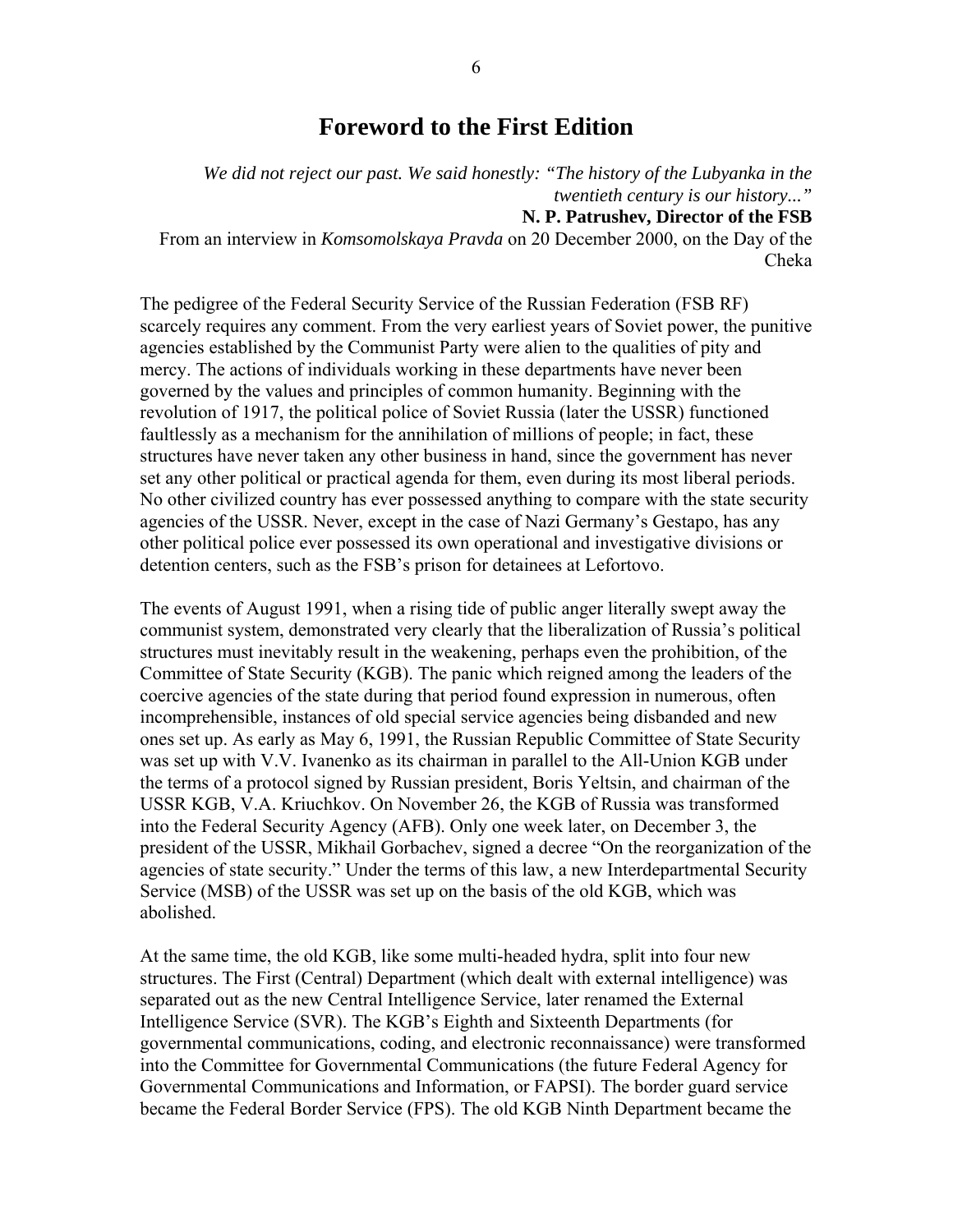# Foreword to the First Edition

*We did not reject our past. We said honestly: "The history of the Lubyanka in the twentieth century is our history..."*

**N. P. Patrushev, Director of the FSB**

From an interview in *Komsomolskaya Pravda* on 20 December 2000, on the Day of the Cheka

The pedigree of the Federal Security Service of the Russian Federation (FSB RF) scarcely requires any comment. From the very earliest years of Soviet power, the punitive agencies established by the Communist Party were alien to the qualities of pity and mercy. The actions of individuals working in these departments have never been governed by the values and principles of common humanity. Beginning with the revolution of 1917, the political police of Soviet Russia (later the USSR) functioned faultlessly as a mechanism for the annihilation of millions of people; in fact, these structures have never taken any other business in hand, since the government has never set any other political or practical agenda for them, even during its most liberal periods. No other civilized country has ever possessed anything to compare with the state security agencies of the USSR. Never, except in the case of Nazi Germany's Gestapo, has any other political police ever possessed its own operational and investigative divisions or detention centers, such as the FSB's prison for detainees at Lefortovo.

The events of August 1991, when a rising tide of public anger literally swept away the communist system, demonstrated very clearly that the liberalization of Russia's political structures must inevitably result in the weakening, perhaps even the prohibition, of the Committee of State Security (KGB). The panic which reigned among the leaders of the coercive agencies of the state during that period found expression in numerous, often incomprehensible, instances of old special service agencies being disbanded and new ones set up. As early as May 6, 1991, the Russian Republic Committee of State Security was set up with V.V. Ivanenko as its chairman in parallel to the All-Union KGB under the terms of a protocol signed by Russian president, Boris Yeltsin, and chairman of the USSR KGB, V.A. Kriuchkov. On November 26, the KGB of Russia was transformed into the Federal Security Agency (AFB). Only one week later, on December 3, the president of the USSR, Mikhail Gorbachev, signed a decree "On the reorganization of the agencies of state security." Under the terms of this law, a new Interdepartmental Security Service (MSB) of the USSR was set up on the basis of the old KGB, which was abolished.

At the same time, the old KGB, like some multi-headed hydra, split into four new structures. The First (Central) Department (which dealt with external intelligence) was separated out as the new Central Intelligence Service, later renamed the External Intelligence Service (SVR). The KGB's Eighth and Sixteenth Departments (for governmental communications, coding, and electronic reconnaissance) were transformed into the Committee for Governmental Communications (the future Federal Agency for Governmental Communications and Information, or FAPSI). The border guard service became the Federal Border Service (FPS). The old KGB Ninth Department became the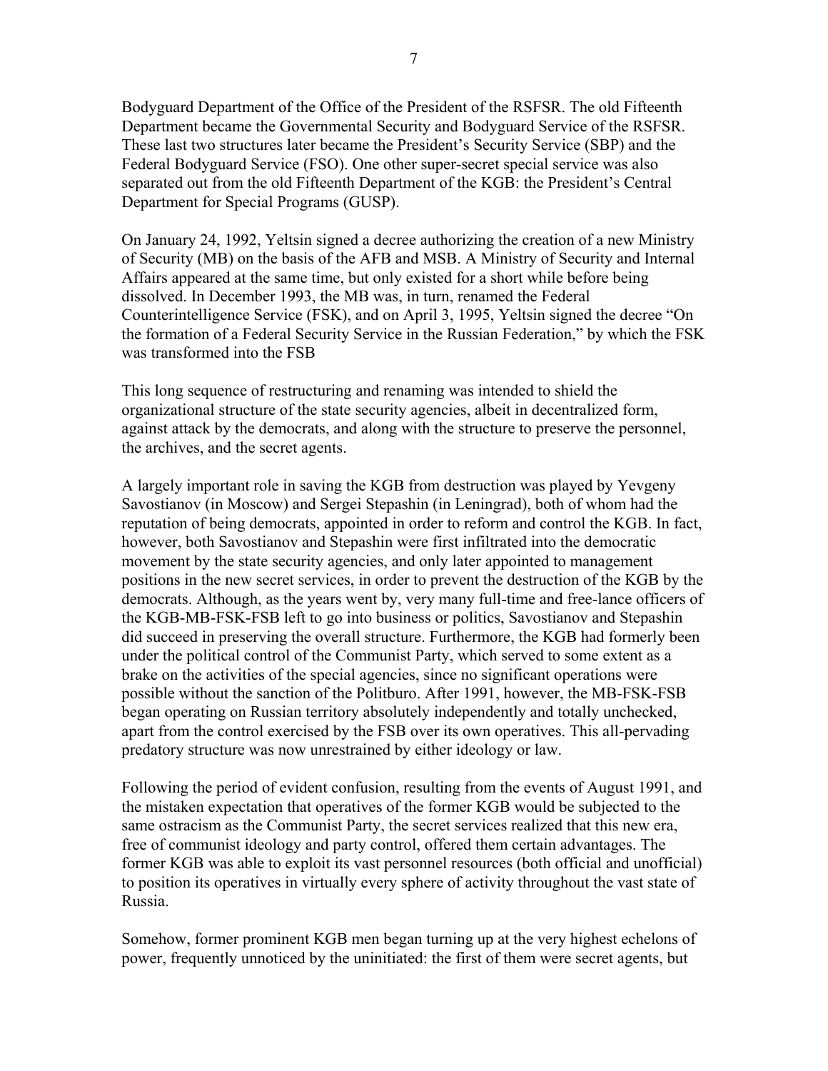Bodyguard Department of the Office of the President of the RSFSR. The old Fifteenth Department became the Governmental Security and Bodyguard Service of the RSFSR. These last two structures later became the President's Security Service (SBP) and the Federal Bodyguard Service (FSO). One other super-secret special service was also separated out from the old Fifteenth Department of the KGB: the President's Central Department for Special Programs (GUSP).

On January 24, 1992, Yeltsin signed a decree authorizing the creation of a new Ministry of Security (MB) on the basis of the AFB and MSB. A Ministry of Security and Internal Affairs appeared at the same time, but only existed for a short while before being dissolved. In December 1993, the MB was, in turn, renamed the Federal Counterintelligence Service (FSK), and on April 3, 1995, Yeltsin signed the decree "On the formation of a Federal Security Service in the Russian Federation," by which the FSK was transformed into the FSB

This long sequence of restructuring and renaming was intended to shield the organizational structure of the state security agencies, albeit in decentralized form, against attack by the democrats, and along with the structure to preserve the personnel, the archives, and the secret agents.

A largely important role in saving the KGB from destruction was played by Yevgeny Savostianov (in Moscow) and Sergei Stepashin (in Leningrad), both of whom had the reputation of being democrats, appointed in order to reform and control the KGB. In fact, however, both Savostianov and Stepashin were first infiltrated into the democratic movement by the state security agencies, and only later appointed to management positions in the new secret services, in order to prevent the destruction of the KGB by the democrats. Although, as the years went by, very many full-time and free-lance officers of the KGB-MB-FSK-FSB left to go into business or politics, Savostianov and Stepashin did succeed in preserving the overall structure. Furthermore, the KGB had formerly been under the political control of the Communist Party, which served to some extent as a brake on the activities of the special agencies, since no significant operations were possible without the sanction of the Politburo. After 1991, however, the MB-FSK-FSB began operating on Russian territory absolutely independently and totally unchecked, apart from the control exercised by the FSB over its own operatives. This all-pervading predatory structure was now unrestrained by either ideology or law.

Following the period of evident confusion, resulting from the events of August 1991, and the mistaken expectation that operatives of the former KGB would be subjected to the same ostracism as the Communist Party, the secret services realized that this new era, free of communist ideology and party control, offered them certain advantages. The former KGB was able to exploit its vast personnel resources (both official and unofficial) to position its operatives in virtually every sphere of activity throughout the vast state of Russia.

Somehow, former prominent KGB men began turning up at the very highest echelons of power, frequently unnoticed by the uninitiated: the first of them were secret agents, but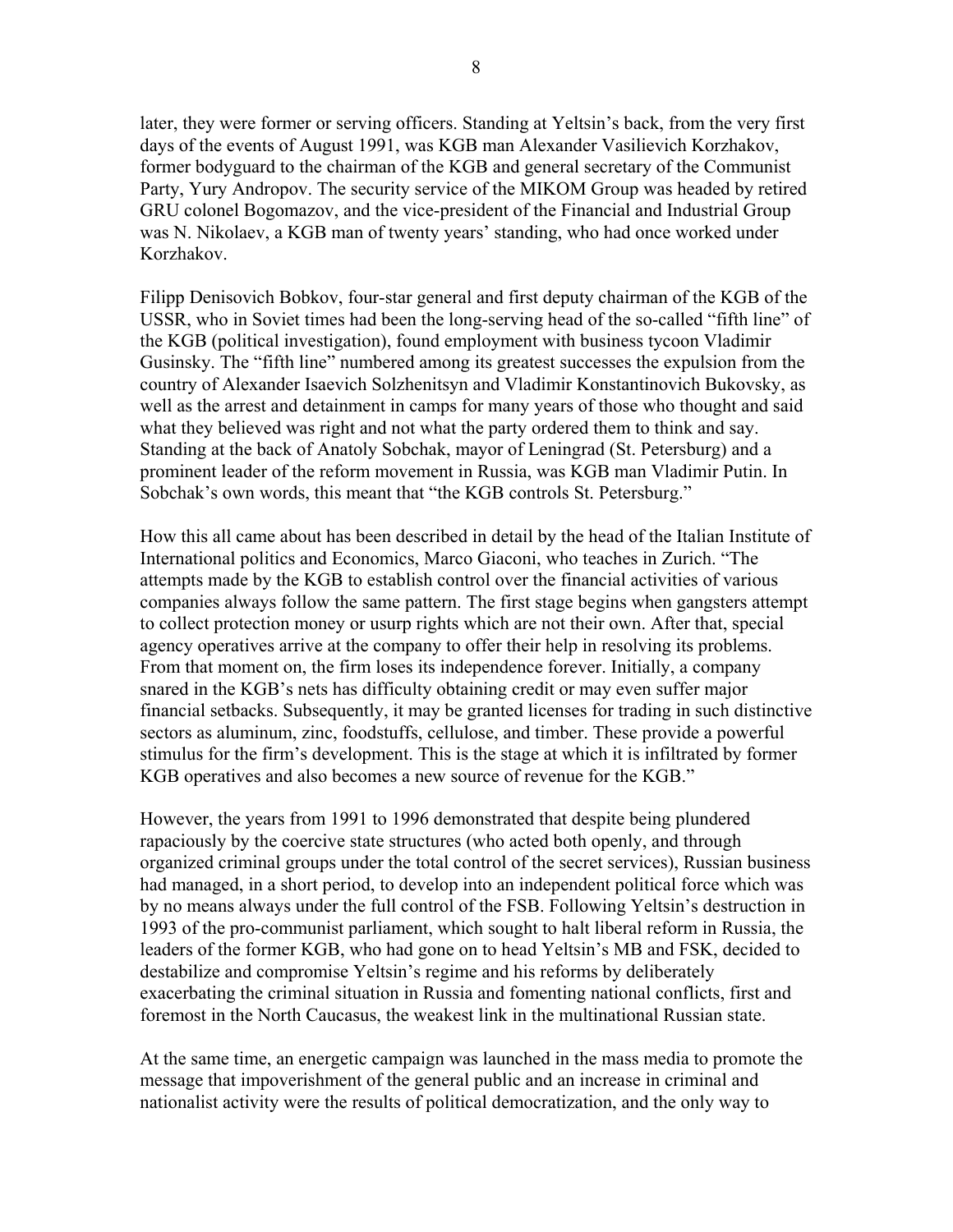later, they were former or serving officers. Standing at Yeltsin's back, from the very first days of the events of August 1991, was KGB man Alexander Vasilievich Korzhakov, former bodyguard to the chairman of the KGB and general secretary of the Communist Party, Yury Andropov. The security service of the MIKOM Group was headed by retired GRU colonel Bogomazov, and the vice-president of the Financial and Industrial Group was N. Nikolaev, a KGB man of twenty years' standing, who had once worked under Korzhakov.

Filipp Denisovich Bobkov, four-star general and first deputy chairman of the KGB of the USSR, who in Soviet times had been the long-serving head of the so-called "fifth line" of the KGB (political investigation), found employment with business tycoon Vladimir Gusinsky. The "fifth line" numbered among its greatest successes the expulsion from the country of Alexander Isaevich Solzhenitsyn and Vladimir Konstantinovich Bukovsky, as well as the arrest and detainment in camps for many years of those who thought and said what they believed was right and not what the party ordered them to think and say. Standing at the back of Anatoly Sobchak, mayor of Leningrad (St. Petersburg) and a prominent leader of the reform movement in Russia, was KGB man Vladimir Putin. In Sobchak's own words, this meant that "the KGB controls St. Petersburg."

How this all came about has been described in detail by the head of the Italian Institute of International politics and Economics, Marco Giaconi, who teaches in Zurich. "The attempts made by the KGB to establish control over the financial activities of various companies always follow the same pattern. The first stage begins when gangsters attempt to collect protection money or usurp rights which are not their own. After that, special agency operatives arrive at the company to offer their help in resolving its problems. From that moment on, the firm loses its independence forever. Initially, a company snared in the KGB's nets has difficulty obtaining credit or may even suffer major financial setbacks. Subsequently, it may be granted licenses for trading in such distinctive sectors as aluminum, zinc, foodstuffs, cellulose, and timber. These provide a powerful stimulus for the firm's development. This is the stage at which it is infiltrated by former KGB operatives and also becomes a new source of revenue for the KGB."

However, the years from 1991 to 1996 demonstrated that despite being plundered rapaciously by the coercive state structures (who acted both openly, and through organized criminal groups under the total control of the secret services), Russian business had managed, in a short period, to develop into an independent political force which was by no means always under the full control of the FSB. Following Yeltsin's destruction in 1993 of the pro-communist parliament, which sought to halt liberal reform in Russia, the leaders of the former KGB, who had gone on to head Yeltsin's MB and FSK, decided to destabilize and compromise Yeltsin's regime and his reforms by deliberately exacerbating the criminal situation in Russia and fomenting national conflicts, first and foremost in the North Caucasus, the weakest link in the multinational Russian state.

At the same time, an energetic campaign was launched in the mass media to promote the message that impoverishment of the general public and an increase in criminal and nationalist activity were the results of political democratization, and the only way to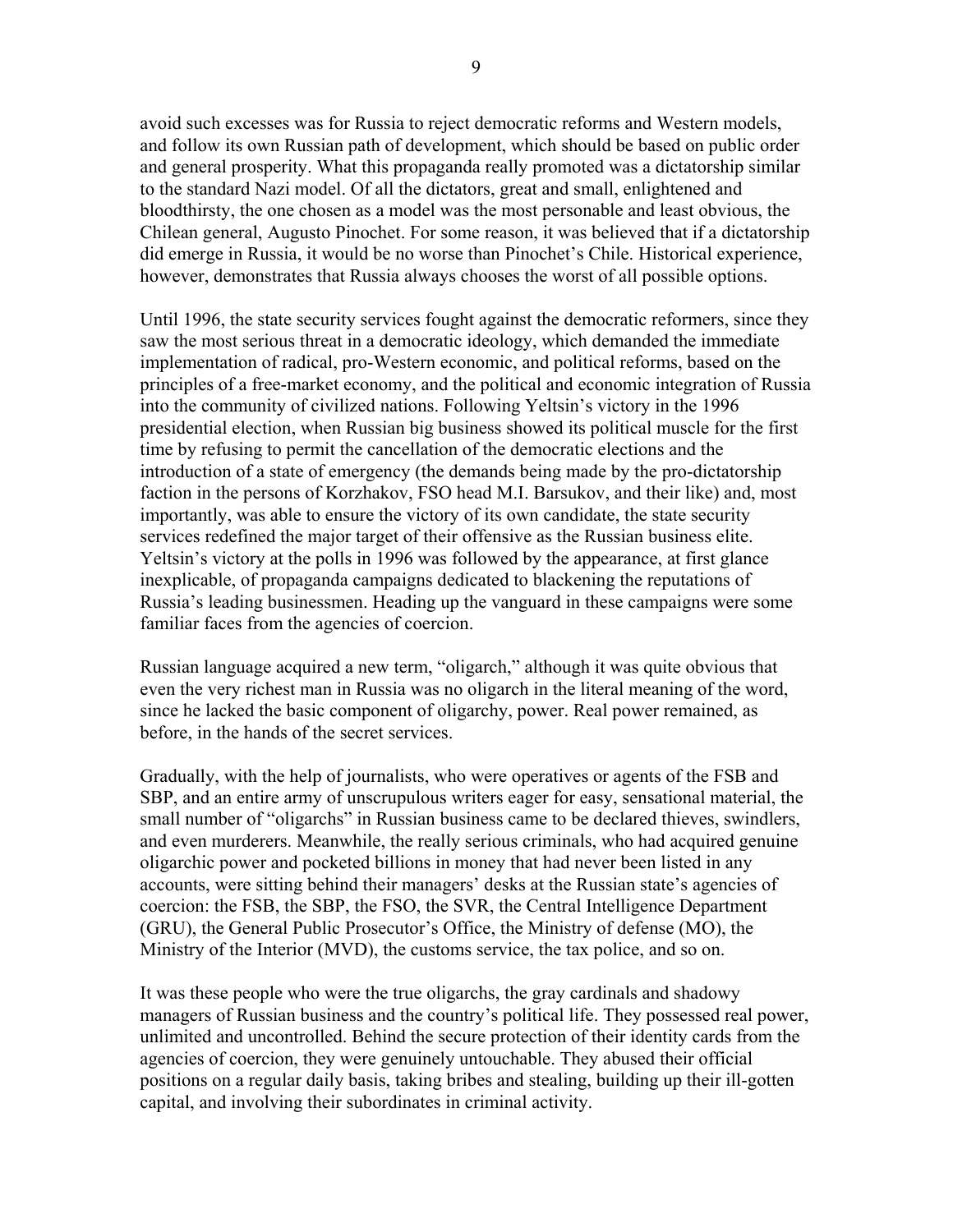avoid such excesses was for Russia to reject democratic reforms and Western models, and follow its own Russian path of development, which should be based on public order and general prosperity. What this propaganda really promoted was a dictatorship similar to the standard Nazi model. Of all the dictators, great and small, enlightened and bloodthirsty, the one chosen as a model was the most personable and least obvious, the Chilean general, Augusto Pinochet. For some reason, it was believed that if a dictatorship did emerge in Russia, it would be no worse than Pinochet's Chile. Historical experience, however, demonstrates that Russia always chooses the worst of all possible options.

Until 1996, the state security services fought against the democratic reformers, since they saw the most serious threat in a democratic ideology, which demanded the immediate implementation of radical, pro-Western economic, and political reforms, based on the principles of a free-market economy, and the political and economic integration of Russia into the community of civilized nations. Following Yeltsin's victory in the 1996 presidential election, when Russian big business showed its political muscle for the first time by refusing to permit the cancellation of the democratic elections and the introduction of a state of emergency (the demands being made by the pro-dictatorship faction in the persons of Korzhakov, FSO head M.I. Barsukov, and their like) and, most importantly, was able to ensure the victory of its own candidate, the state security services redefined the major target of their offensive as the Russian business elite. Yeltsin's victory at the polls in 1996 was followed by the appearance, at first glance inexplicable, of propaganda campaigns dedicated to blackening the reputations of Russia's leading businessmen. Heading up the vanguard in these campaigns were some familiar faces from the agencies of coercion.

Russian language acquired a new term, "oligarch," although it was quite obvious that even the very richest man in Russia was no oligarch in the literal meaning of the word, since he lacked the basic component of oligarchy, power. Real power remained, as before, in the hands of the secret services.

Gradually, with the help of journalists, who were operatives or agents of the FSB and SBP, and an entire army of unscrupulous writers eager for easy, sensational material, the small number of "oligarchs" in Russian business came to be declared thieves, swindlers, and even murderers. Meanwhile, the really serious criminals, who had acquired genuine oligarchic power and pocketed billions in money that had never been listed in any accounts, were sitting behind their managers' desks at the Russian state's agencies of coercion: the FSB, the SBP, the FSO, the SVR, the Central Intelligence Department (GRU), the General Public Prosecutor's Office, the Ministry of defense (MO), the Ministry of the Interior (MVD), the customs service, the tax police, and so on.

It was these people who were the true oligarchs, the gray cardinals and shadowy managers of Russian business and the country's political life. They possessed real power, unlimited and uncontrolled. Behind the secure protection of their identity cards from the agencies of coercion, they were genuinely untouchable. They abused their official positions on a regular daily basis, taking bribes and stealing, building up their ill-gotten capital, and involving their subordinates in criminal activity.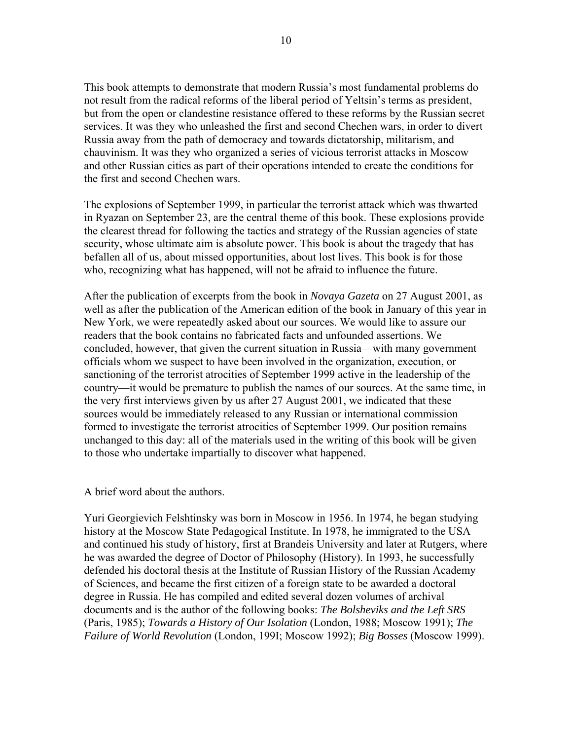This book attempts to demonstrate that modern Russia's most fundamental problems do not result from the radical reforms of the liberal period of Yeltsin's terms as president, but from the open or clandestine resistance offered to these reforms by the Russian secret services. It was they who unleashed the first and second Chechen wars, in order to divert Russia away from the path of democracy and towards dictatorship, militarism, and chauvinism. It was they who organized a series of vicious terrorist attacks in Moscow and other Russian cities as part of their operations intended to create the conditions for the first and second Chechen wars.

The explosions of September 1999, in particular the terrorist attack which was thwarted in Ryazan on September 23, are the central theme of this book. These explosions provide the clearest thread for following the tactics and strategy of the Russian agencies of state security, whose ultimate aim is absolute power. This book is about the tragedy that has befallen all of us, about missed opportunities, about lost lives. This book is for those who, recognizing what has happened, will not be afraid to influence the future.

After the publication of excerpts from the book in *Novaya Gazeta* on 27 August 2001, as well as after the publication of the American edition of the book in January of this year in New York, we were repeatedly asked about our sources. We would like to assure our readers that the book contains no fabricated facts and unfounded assertions. We concluded, however, that given the current situation in Russia—with many government officials whom we suspect to have been involved in the organization, execution, or sanctioning of the terrorist atrocities of September 1999 active in the leadership of the country—it would be premature to publish the names of our sources. At the same time, in the very first interviews given by us after 27 August 2001, we indicated that these sources would be immediately released to any Russian or international commission formed to investigate the terrorist atrocities of September 1999. Our position remains unchanged to this day: all of the materials used in the writing of this book will be given to those who undertake impartially to discover what happened.

A brief word about the authors.

Yuri Georgievich Felshtinsky was born in Moscow in 1956. In 1974, he began studying history at the Moscow State Pedagogical Institute. In 1978, he immigrated to the USA and continued his study of history, first at Brandeis University and later at Rutgers, where he was awarded the degree of Doctor of Philosophy (History). In 1993, he successfully defended his doctoral thesis at the Institute of Russian History of the Russian Academy of Sciences, and became the first citizen of a foreign state to be awarded a doctoral degree in Russia. He has compiled and edited several dozen volumes of archival documents and is the author of the following books: *The Bolsheviks and the Left SRS* (Paris, 1985); *Towards a History of Our Isolation* (London, 1988; Moscow 1991); *The Failure of World Revolution* (London, 199I; Moscow 1992); *Big Bosses* (Moscow 1999).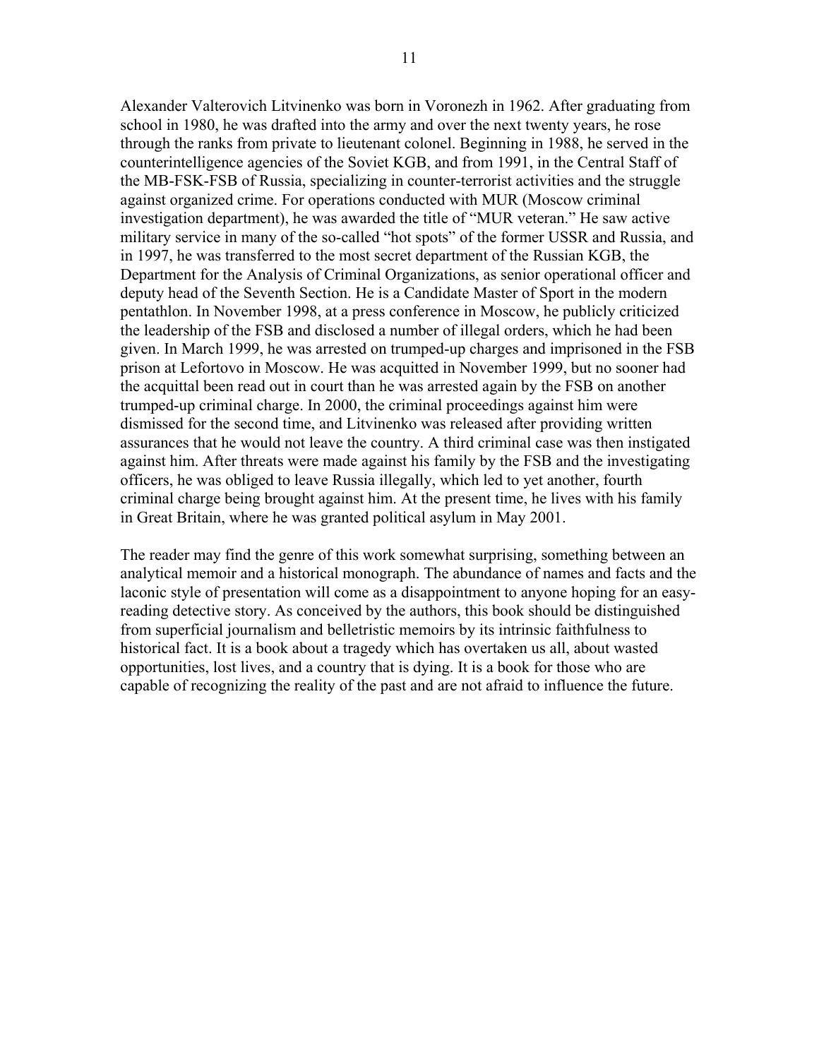Alexander Valterovich Litvinenko was born in Voronezh in 1962. After graduating from school in 1980, he was drafted into the army and over the next twenty years, he rose through the ranks from private to lieutenant colonel. Beginning in 1988, he served in the counterintelligence agencies of the Soviet KGB, and from 1991, in the Central Staff of the MB-FSK-FSB of Russia, specializing in counter-terrorist activities and the struggle against organized crime. For operations conducted with MUR (Moscow criminal investigation department), he was awarded the title of "MUR veteran." He saw active military service in many of the so-called "hot spots" of the former USSR and Russia, and in 1997, he was transferred to the most secret department of the Russian KGB, the Department for the Analysis of Criminal Organizations, as senior operational officer and deputy head of the Seventh Section. He is a Candidate Master of Sport in the modern pentathlon. In November 1998, at a press conference in Moscow, he publicly criticized the leadership of the FSB and disclosed a number of illegal orders, which he had been given. In March 1999, he was arrested on trumped-up charges and imprisoned in the FSB prison at Lefortovo in Moscow. He was acquitted in November 1999, but no sooner had the acquittal been read out in court than he was arrested again by the FSB on another trumped-up criminal charge. In 2000, the criminal proceedings against him were dismissed for the second time, and Litvinenko was released after providing written assurances that he would not leave the country. A third criminal case was then instigated against him. After threats were made against his family by the FSB and the investigating officers, he was obliged to leave Russia illegally, which led to yet another, fourth criminal charge being brought against him. At the present time, he lives with his family in Great Britain, where he was granted political asylum in May 2001.

The reader may find the genre of this work somewhat surprising, something between an analytical memoir and a historical monograph. The abundance of names and facts and the laconic style of presentation will come as a disappointment to anyone hoping for an easy-reading detective story. As conceived by the authors, this book should be distinguished from superficial journalism and belletristic memoirs by its intrinsic faithfulness to historical fact. It is a book about a tragedy which has overtaken us all, about wasted opportunities, lost lives, and a country that is dying. It is a book for those who are capable of recognizing the reality of the past and are not afraid to influence the future.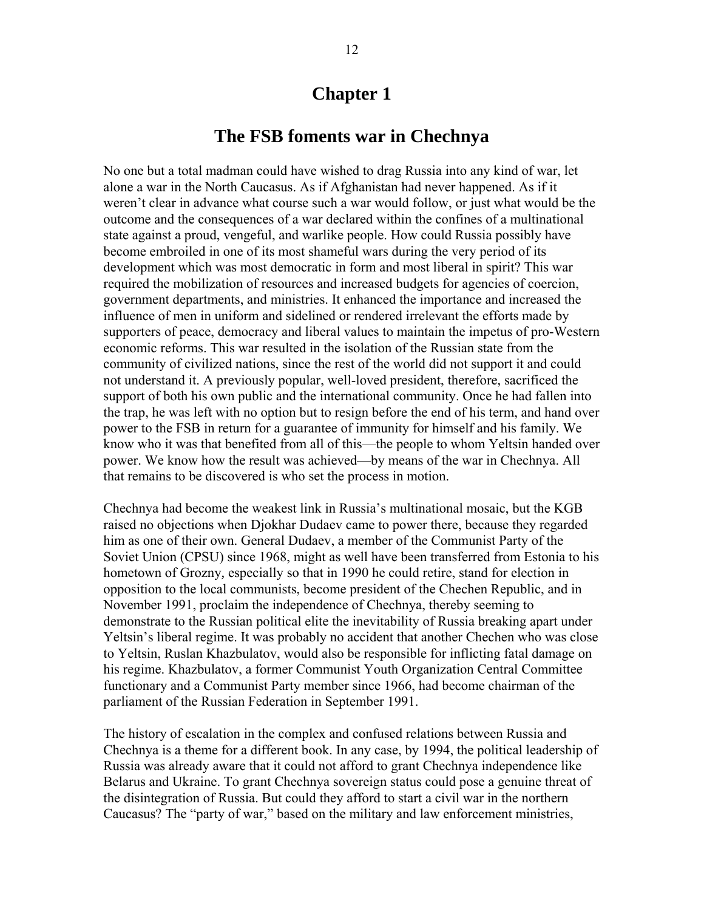# Chapter 1

## The FSB foments war in Chechnya

No one but a total madman could have wished to drag Russia into any kind of war, let alone a war in the North Caucasus. As if Afghanistan had never happened. As if it weren't clear in advance what course such a war would follow, or just what would be the outcome and the consequences of a war declared within the confines of a multinational state against a proud, vengeful, and warlike people. How could Russia possibly have become embroiled in one of its most shameful wars during the very period of its development which was most democratic in form and most liberal in spirit? This war required the mobilization of resources and increased budgets for agencies of coercion, government departments, and ministries. It enhanced the importance and increased the influence of men in uniform and sidelined or rendered irrelevant the efforts made by supporters of peace, democracy and liberal values to maintain the impetus of pro-Western economic reforms. This war resulted in the isolation of the Russian state from the community of civilized nations, since the rest of the world did not support it and could not understand it. A previously popular, well-loved president, therefore, sacrificed the support of both his own public and the international community. Once he had fallen into the trap, he was left with no option but to resign before the end of his term, and hand over power to the FSB in return for a guarantee of immunity for himself and his family. We know who it was that benefited from all of this—the people to whom Yeltsin handed over power. We know how the result was achieved—by means of the war in Chechnya. All that remains to be discovered is who set the process in motion.

Chechnya had become the weakest link in Russia's multinational mosaic, but the KGB raised no objections when Djokhar Dudaev came to power there, because they regarded him as one of their own. General Dudaev, a member of the Communist Party of the Soviet Union (CPSU) since 1968, might as well have been transferred from Estonia to his hometown of Grozny, especially so that in 1990 he could retire, stand for election in opposition to the local communists, become president of the Chechen Republic, and in November 1991, proclaim the independence of Chechnya, thereby seeming to demonstrate to the Russian political elite the inevitability of Russia breaking apart under Yeltsin's liberal regime. It was probably no accident that another Chechen who was close to Yeltsin, Ruslan Khazbulatov, would also be responsible for inflicting fatal damage on his regime. Khazbulatov, a former Communist Youth Organization Central Committee functionary and a Communist Party member since 1966, had become chairman of the parliament of the Russian Federation in September 1991.

The history of escalation in the complex and confused relations between Russia and Chechnya is a theme for a different book. In any case, by 1994, the political leadership of Russia was already aware that it could not afford to grant Chechnya independence like Belarus and Ukraine. To grant Chechnya sovereign status could pose a genuine threat of the disintegration of Russia. But could they afford to start a civil war in the northern Caucasus? The "party of war," based on the military and law enforcement ministries,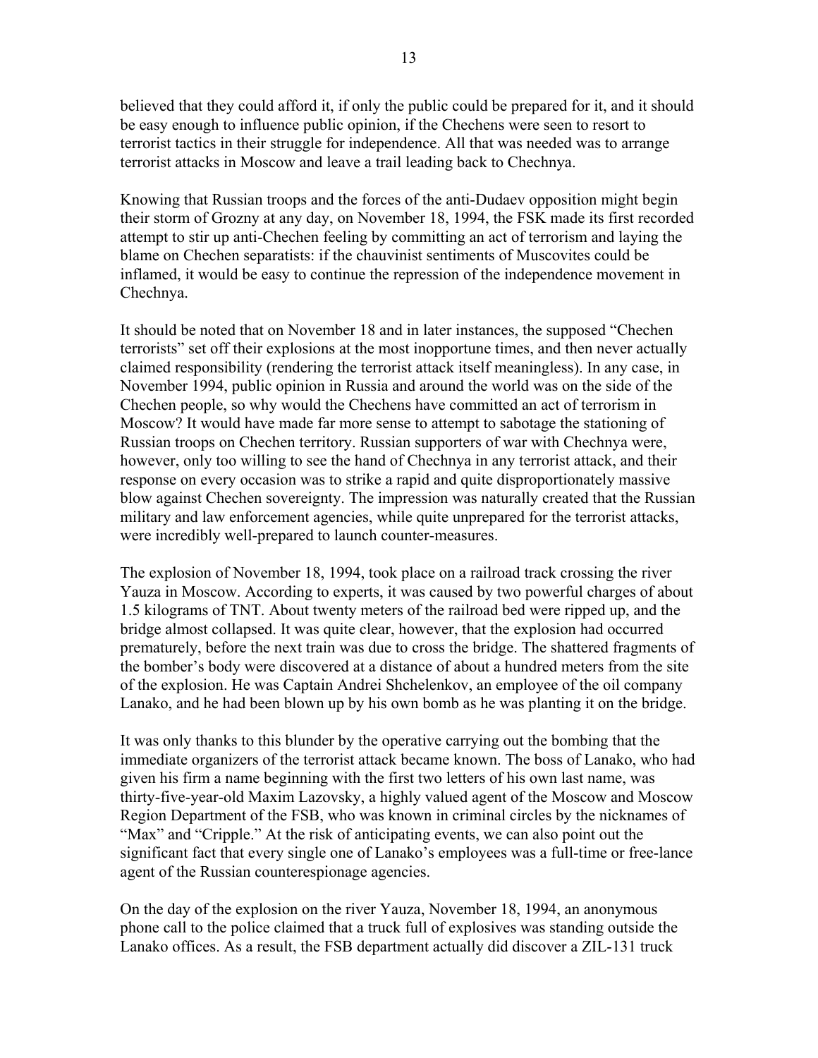believed that they could afford it, if only the public could be prepared for it, and it should be easy enough to influence public opinion, if the Chechens were seen to resort to terrorist tactics in their struggle for independence. All that was needed was to arrange terrorist attacks in Moscow and leave a trail leading back to Chechnya.

Knowing that Russian troops and the forces of the anti-Dudaev opposition might begin their storm of Grozny at any day, on November 18, 1994, the FSK made its first recorded attempt to stir up anti-Chechen feeling by committing an act of terrorism and laying the blame on Chechen separatists: if the chauvinist sentiments of Muscovites could be inflamed, it would be easy to continue the repression of the independence movement in Chechnya.

It should be noted that on November 18 and in later instances, the supposed "Chechen terrorists" set off their explosions at the most inopportune times, and then never actually claimed responsibility (rendering the terrorist attack itself meaningless). In any case, in November 1994, public opinion in Russia and around the world was on the side of the Chechen people, so why would the Chechens have committed an act of terrorism in Moscow? It would have made far more sense to attempt to sabotage the stationing of Russian troops on Chechen territory. Russian supporters of war with Chechnya were, however, only too willing to see the hand of Chechnya in any terrorist attack, and their response on every occasion was to strike a rapid and quite disproportionately massive blow against Chechen sovereignty. The impression was naturally created that the Russian military and law enforcement agencies, while quite unprepared for the terrorist attacks, were incredibly well-prepared to launch counter-measures.

The explosion of November 18, 1994, took place on a railroad track crossing the river Yauza in Moscow. According to experts, it was caused by two powerful charges of about 1.5 kilograms of TNT. About twenty meters of the railroad bed were ripped up, and the bridge almost collapsed. It was quite clear, however, that the explosion had occurred prematurely, before the next train was due to cross the bridge. The shattered fragments of the bomber's body were discovered at a distance of about a hundred meters from the site of the explosion. He was Captain Andrei Shchelenkov, an employee of the oil company Lanako, and he had been blown up by his own bomb as he was planting it on the bridge.

It was only thanks to this blunder by the operative carrying out the bombing that the immediate organizers of the terrorist attack became known. The boss of Lanako, who had given his firm a name beginning with the first two letters of his own last name, was thirty-five-year-old Maxim Lazovsky, a highly valued agent of the Moscow and Moscow Region Department of the FSB, who was known in criminal circles by the nicknames of "Max" and "Cripple." At the risk of anticipating events, we can also point out the significant fact that every single one of Lanako's employees was a full-time or free-lance agent of the Russian counterespionage agencies.

On the day of the explosion on the river Yauza, November 18, 1994, an anonymous phone call to the police claimed that a truck full of explosives was standing outside the Lanako offices. As a result, the FSB department actually did discover a ZIL-131 truck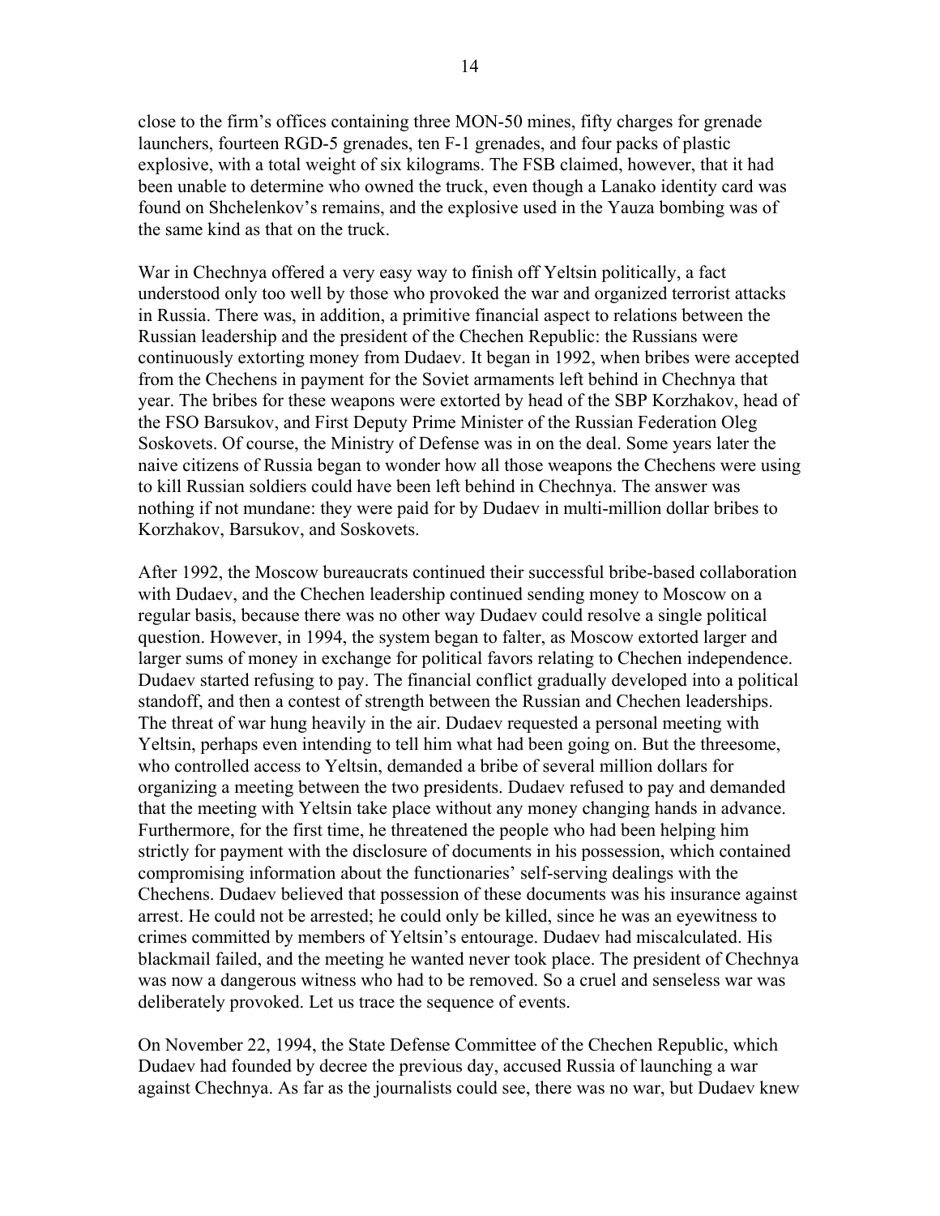close to the firm's offices containing three MON-50 mines, fifty charges for grenade launchers, fourteen RGD-5 grenades, ten F-1 grenades, and four packs of plastic explosive, with a total weight of six kilograms. The FSB claimed, however, that it had been unable to determine who owned the truck, even though a Lanako identity card was found on Shchelenkov's remains, and the explosive used in the Yauza bombing was of the same kind as that on the truck.

War in Chechnya offered a very easy way to finish off Yeltsin politically, a fact understood only too well by those who provoked the war and organized terrorist attacks in Russia. There was, in addition, a primitive financial aspect to relations between the Russian leadership and the president of the Chechen Republic: the Russians were continuously extorting money from Dudaev. It began in 1992, when bribes were accepted from the Chechens in payment for the Soviet armaments left behind in Chechnya that year. The bribes for these weapons were extorted by head of the SBP Korzhakov, head of the FSO Barsukov, and First Deputy Prime Minister of the Russian Federation Oleg Soskovets. Of course, the Ministry of Defense was in on the deal. Some years later the naive citizens of Russia began to wonder how all those weapons the Chechens were using to kill Russian soldiers could have been left behind in Chechnya. The answer was nothing if not mundane: they were paid for by Dudaev in multi-million dollar bribes to Korzhakov, Barsukov, and Soskovets.

After 1992, the Moscow bureaucrats continued their successful bribe-based collaboration with Dudaev, and the Chechen leadership continued sending money to Moscow on a regular basis, because there was no other way Dudaev could resolve a single political question. However, in 1994, the system began to falter, as Moscow extorted larger and larger sums of money in exchange for political favors relating to Chechen independence. Dudaev started refusing to pay. The financial conflict gradually developed into a political standoff, and then a contest of strength between the Russian and Chechen leaderships. The threat of war hung heavily in the air. Dudaev requested a personal meeting with Yeltsin, perhaps even intending to tell him what had been going on. But the threesome, who controlled access to Yeltsin, demanded a bribe of several million dollars for organizing a meeting between the two presidents. Dudaev refused to pay and demanded that the meeting with Yeltsin take place without any money changing hands in advance. Furthermore, for the first time, he threatened the people who had been helping him strictly for payment with the disclosure of documents in his possession, which contained compromising information about the functionaries' self-serving dealings with the Chechens. Dudaev believed that possession of these documents was his insurance against arrest. He could not be arrested; he could only be killed, since he was an eyewitness to crimes committed by members of Yeltsin's entourage. Dudaev had miscalculated. His blackmail failed, and the meeting he wanted never took place. The president of Chechnya was now a dangerous witness who had to be removed. So a cruel and senseless war was deliberately provoked. Let us trace the sequence of events.

On November 22, 1994, the State Defense Committee of the Chechen Republic, which Dudaev had founded by decree the previous day, accused Russia of launching a war against Chechnya. As far as the journalists could see, there was no war, but Dudaev knew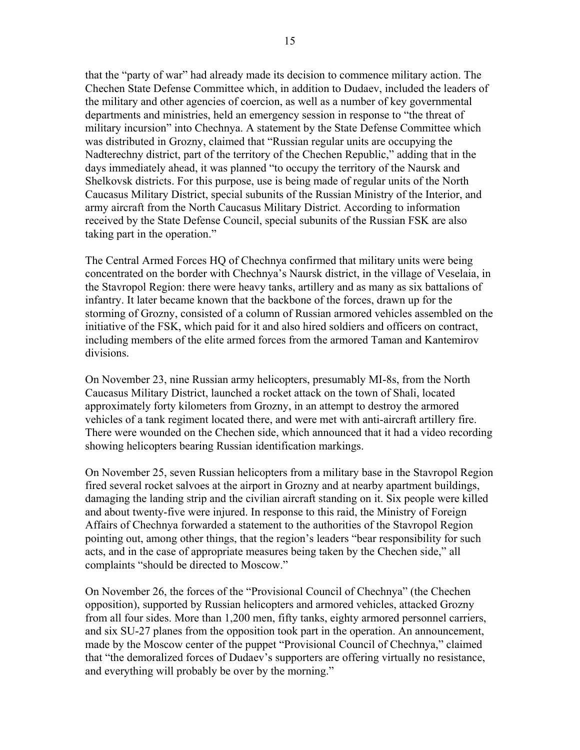that the "party of war" had already made its decision to commence military action. The Chechen State Defense Committee which, in addition to Dudaev, included the leaders of the military and other agencies of coercion, as well as a number of key governmental departments and ministries, held an emergency session in response to "the threat of military incursion" into Chechnya. A statement by the State Defense Committee which was distributed in Grozny, claimed that "Russian regular units are occupying the Nadterechny district, part of the territory of the Chechen Republic," adding that in the days immediately ahead, it was planned "to occupy the territory of the Naursk and Shelkovsk districts. For this purpose, use is being made of regular units of the North Caucasus Military District, special subunits of the Russian Ministry of the Interior, and army aircraft from the North Caucasus Military District. According to information received by the State Defense Council, special subunits of the Russian FSK are also taking part in the operation."

The Central Armed Forces HQ of Chechnya confirmed that military units were being concentrated on the border with Chechnya's Naursk district, in the village of Veselaia, in the Stavropol Region: there were heavy tanks, artillery and as many as six battalions of infantry. It later became known that the backbone of the forces, drawn up for the storming of Grozny, consisted of a column of Russian armored vehicles assembled on the initiative of the FSK, which paid for it and also hired soldiers and officers on contract, including members of the elite armed forces from the armored Taman and Kantemirov divisions.

On November 23, nine Russian army helicopters, presumably MI-8s, from the North Caucasus Military District, launched a rocket attack on the town of Shali, located approximately forty kilometers from Grozny, in an attempt to destroy the armored vehicles of a tank regiment located there, and were met with anti-aircraft artillery fire. There were wounded on the Chechen side, which announced that it had a video recording showing helicopters bearing Russian identification markings.

On November 25, seven Russian helicopters from a military base in the Stavropol Region fired several rocket salvoes at the airport in Grozny and at nearby apartment buildings, damaging the landing strip and the civilian aircraft standing on it. Six people were killed and about twenty-five were injured. In response to this raid, the Ministry of Foreign Affairs of Chechnya forwarded a statement to the authorities of the Stavropol Region pointing out, among other things, that the region's leaders "bear responsibility for such acts, and in the case of appropriate measures being taken by the Chechen side," all complaints "should be directed to Moscow."

On November 26, the forces of the "Provisional Council of Chechnya" (the Chechen opposition), supported by Russian helicopters and armored vehicles, attacked Grozny from all four sides. More than 1,200 men, fifty tanks, eighty armored personnel carriers, and six SU-27 planes from the opposition took part in the operation. An announcement, made by the Moscow center of the puppet "Provisional Council of Chechnya," claimed that "the demoralized forces of Dudaev's supporters are offering virtually no resistance, and everything will probably be over by the morning."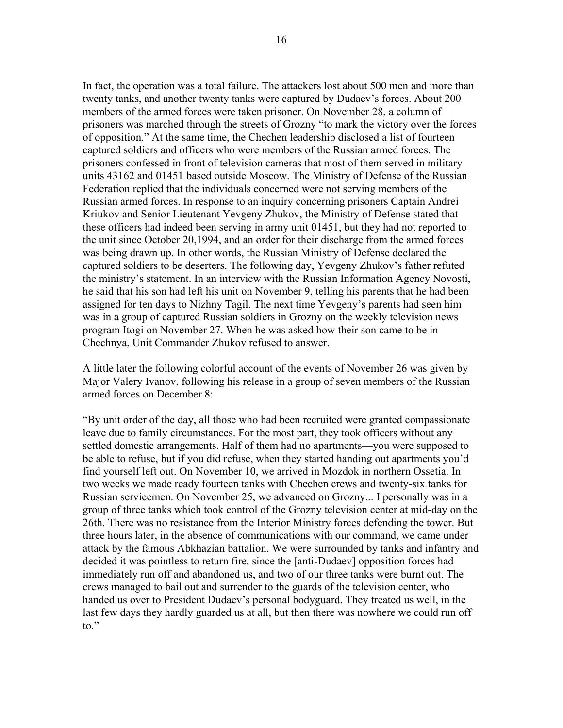In fact, the operation was a total failure. The attackers lost about 500 men and more than twenty tanks, and another twenty tanks were captured by Dudaev's forces. About 200 members of the armed forces were taken prisoner. On November 28, a column of prisoners was marched through the streets of Grozny "to mark the victory over the forces of opposition." At the same time, the Chechen leadership disclosed a list of fourteen captured soldiers and officers who were members of the Russian armed forces. The prisoners confessed in front of television cameras that most of them served in military units 43162 and 01451 based outside Moscow. The Ministry of Defense of the Russian Federation replied that the individuals concerned were not serving members of the Russian armed forces. In response to an inquiry concerning prisoners Captain Andrei Kriukov and Senior Lieutenant Yevgeny Zhukov, the Ministry of Defense stated that these officers had indeed been serving in army unit 01451, but they had not reported to the unit since October 20,1994, and an order for their discharge from the armed forces was being drawn up. In other words, the Russian Ministry of Defense declared the captured soldiers to be deserters. The following day, Yevgeny Zhukov's father refuted the ministry's statement. In an interview with the Russian Information Agency Novosti, he said that his son had left his unit on November 9, telling his parents that he had been assigned for ten days to Nizhny Tagil. The next time Yevgeny's parents had seen him was in a group of captured Russian soldiers in Grozny on the weekly television news program Itogi on November 27. When he was asked how their son came to be in Chechnya, Unit Commander Zhukov refused to answer.

A little later the following colorful account of the events of November 26 was given by Major Valery Ivanov, following his release in a group of seven members of the Russian armed forces on December 8:

"By unit order of the day, all those who had been recruited were granted compassionate leave due to family circumstances. For the most part, they took officers without any settled domestic arrangements. Half of them had no apartments—you were supposed to be able to refuse, but if you did refuse, when they started handing out apartments you'd find yourself left out. On November 10, we arrived in Mozdok in northern Ossetia. In two weeks we made ready fourteen tanks with Chechen crews and twenty-six tanks for Russian servicemen. On November 25, we advanced on Grozny... I personally was in a group of three tanks which took control of the Grozny television center at mid-day on the 26th. There was no resistance from the Interior Ministry forces defending the tower. But three hours later, in the absence of communications with our command, we came under attack by the famous Abkhazian battalion. We were surrounded by tanks and infantry and decided it was pointless to return fire, since the [anti-Dudaev] opposition forces had immediately run off and abandoned us, and two of our three tanks were burnt out. The crews managed to bail out and surrender to the guards of the television center, who handed us over to President Dudaev's personal bodyguard. They treated us well, in the last few days they hardly guarded us at all, but then there was nowhere we could run off to."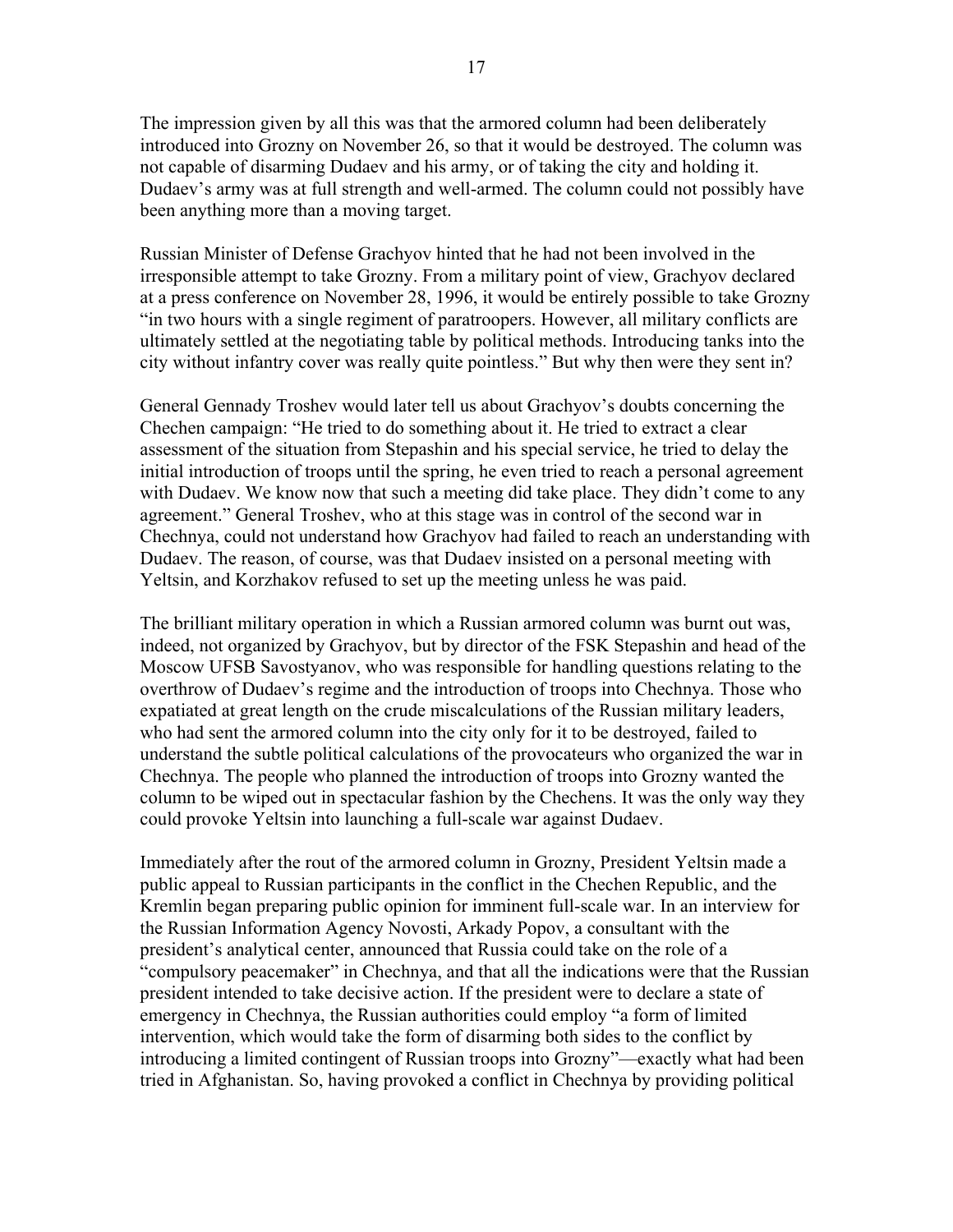The impression given by all this was that the armored column had been deliberately introduced into Grozny on November 26, so that it would be destroyed. The column was not capable of disarming Dudaev and his army, or of taking the city and holding it. Dudaev's army was at full strength and well-armed. The column could not possibly have been anything more than a moving target.

Russian Minister of Defense Grachyov hinted that he had not been involved in the irresponsible attempt to take Grozny. From a military point of view, Grachyov declared at a press conference on November 28, 1996, it would be entirely possible to take Grozny "in two hours with a single regiment of paratroopers. However, all military conflicts are ultimately settled at the negotiating table by political methods. Introducing tanks into the city without infantry cover was really quite pointless." But why then were they sent in?

General Gennady Troshev would later tell us about Grachyov's doubts concerning the Chechen campaign: "He tried to do something about it. He tried to extract a clear assessment of the situation from Stepashin and his special service, he tried to delay the initial introduction of troops until the spring, he even tried to reach a personal agreement with Dudaev. We know now that such a meeting did take place. They didn't come to any agreement." General Troshev, who at this stage was in control of the second war in Chechnya, could not understand how Grachyov had failed to reach an understanding with Dudaev. The reason, of course, was that Dudaev insisted on a personal meeting with Yeltsin, and Korzhakov refused to set up the meeting unless he was paid.

The brilliant military operation in which a Russian armored column was burnt out was, indeed, not organized by Grachyov, but by director of the FSK Stepashin and head of the Moscow UFSB Savostyanov, who was responsible for handling questions relating to the overthrow of Dudaev's regime and the introduction of troops into Chechnya. Those who expatiated at great length on the crude miscalculations of the Russian military leaders, who had sent the armored column into the city only for it to be destroyed, failed to understand the subtle political calculations of the provocateurs who organized the war in Chechnya. The people who planned the introduction of troops into Grozny wanted the column to be wiped out in spectacular fashion by the Chechens. It was the only way they could provoke Yeltsin into launching a full-scale war against Dudaev.

Immediately after the rout of the armored column in Grozny, President Yeltsin made a public appeal to Russian participants in the conflict in the Chechen Republic, and the Kremlin began preparing public opinion for imminent full-scale war. In an interview for the Russian Information Agency Novosti, Arkady Popov, a consultant with the president's analytical center, announced that Russia could take on the role of a "compulsory peacemaker" in Chechnya, and that all the indications were that the Russian president intended to take decisive action. If the president were to declare a state of emergency in Chechnya, the Russian authorities could employ "a form of limited intervention, which would take the form of disarming both sides to the conflict by introducing a limited contingent of Russian troops into Grozny"—exactly what had been tried in Afghanistan. So, having provoked a conflict in Chechnya by providing political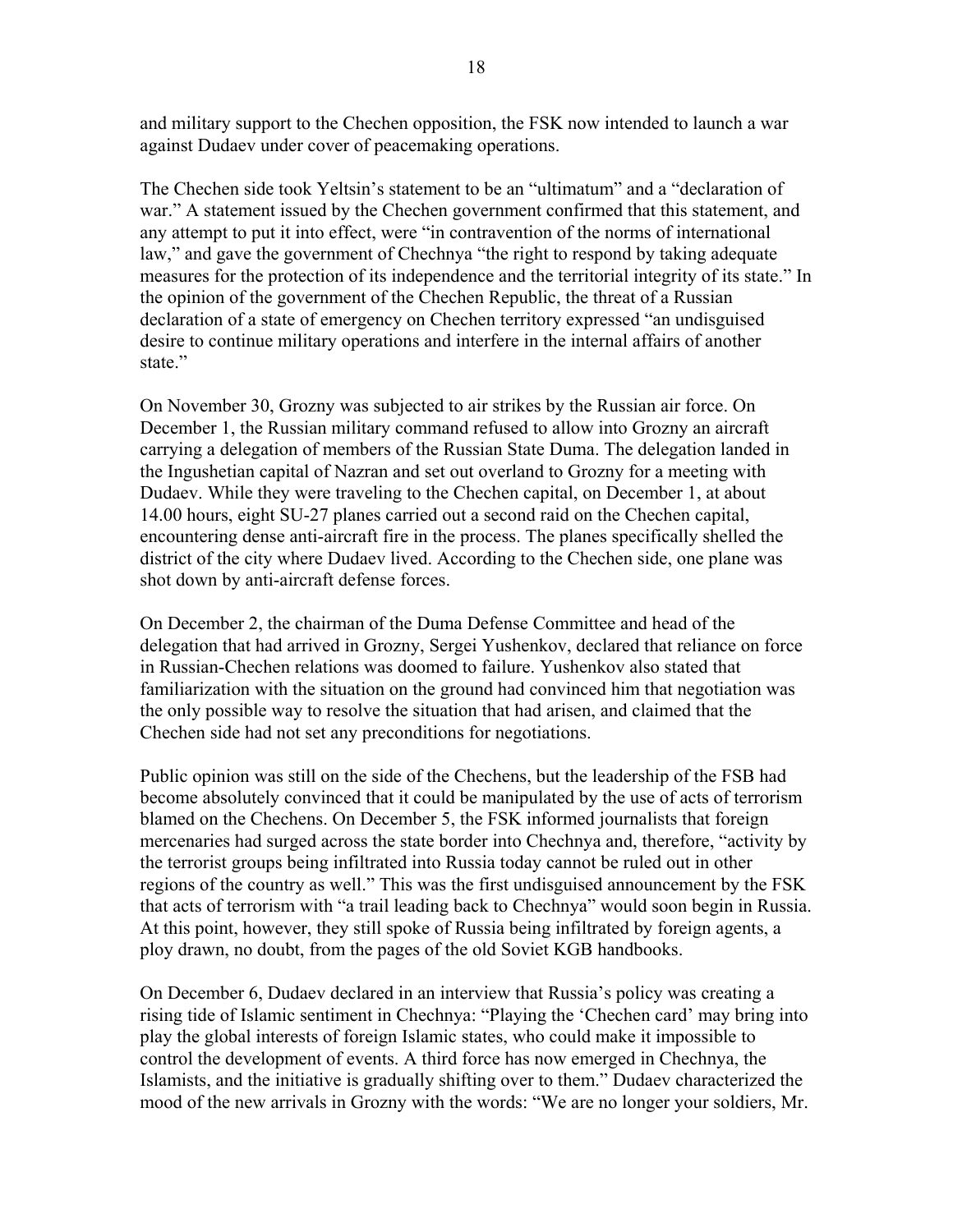and military support to the Chechen opposition, the FSK now intended to launch a war against Dudaev under cover of peacemaking operations.

The Chechen side took Yeltsin's statement to be an "ultimatum" and a "declaration of war." A statement issued by the Chechen government confirmed that this statement, and any attempt to put it into effect, were "in contravention of the norms of international law," and gave the government of Chechnya "the right to respond by taking adequate measures for the protection of its independence and the territorial integrity of its state." In the opinion of the government of the Chechen Republic, the threat of a Russian declaration of a state of emergency on Chechen territory expressed "an undisguised desire to continue military operations and interfere in the internal affairs of another state."

On November 30, Grozny was subjected to air strikes by the Russian air force. On December 1, the Russian military command refused to allow into Grozny an aircraft carrying a delegation of members of the Russian State Duma. The delegation landed in the Ingushetian capital of Nazran and set out overland to Grozny for a meeting with Dudaev. While they were traveling to the Chechen capital, on December 1, at about 14.00 hours, eight SU-27 planes carried out a second raid on the Chechen capital, encountering dense anti-aircraft fire in the process. The planes specifically shelled the district of the city where Dudaev lived. According to the Chechen side, one plane was shot down by anti-aircraft defense forces.

On December 2, the chairman of the Duma Defense Committee and head of the delegation that had arrived in Grozny, Sergei Yushenkov, declared that reliance on force in Russian-Chechen relations was doomed to failure. Yushenkov also stated that familiarization with the situation on the ground had convinced him that negotiation was the only possible way to resolve the situation that had arisen, and claimed that the Chechen side had not set any preconditions for negotiations.

Public opinion was still on the side of the Chechens, but the leadership of the FSB had become absolutely convinced that it could be manipulated by the use of acts of terrorism blamed on the Chechens. On December 5, the FSK informed journalists that foreign mercenaries had surged across the state border into Chechnya and, therefore, "activity by the terrorist groups being infiltrated into Russia today cannot be ruled out in other regions of the country as well." This was the first undisguised announcement by the FSK that acts of terrorism with "a trail leading back to Chechnya" would soon begin in Russia. At this point, however, they still spoke of Russia being infiltrated by foreign agents, a ploy drawn, no doubt, from the pages of the old Soviet KGB handbooks.

On December 6, Dudaev declared in an interview that Russia's policy was creating a rising tide of Islamic sentiment in Chechnya: "Playing the 'Chechen card' may bring into play the global interests of foreign Islamic states, who could make it impossible to control the development of events. A third force has now emerged in Chechnya, the Islamists, and the initiative is gradually shifting over to them." Dudaev characterized the mood of the new arrivals in Grozny with the words: "We are no longer your soldiers, Mr.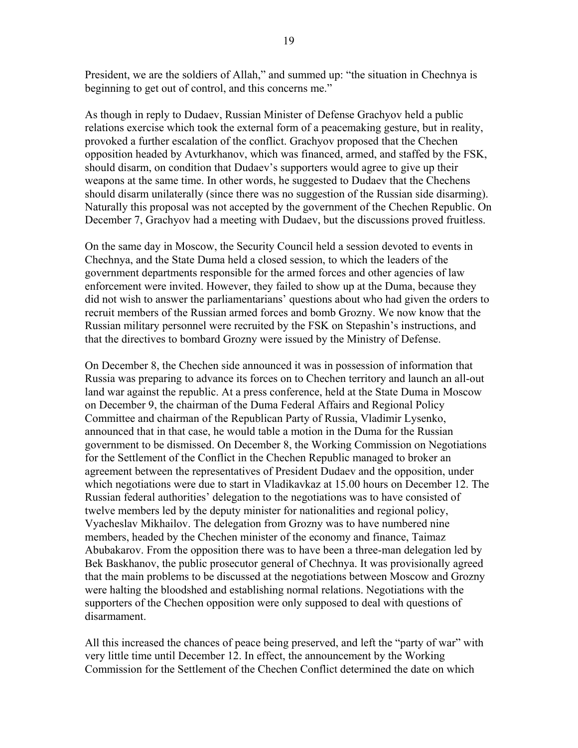President, we are the soldiers of Allah," and summed up: "the situation in Chechnya is beginning to get out of control, and this concerns me."

As though in reply to Dudaev, Russian Minister of Defense Grachyov held a public relations exercise which took the external form of a peacemaking gesture, but in reality, provoked a further escalation of the conflict. Grachyov proposed that the Chechen opposition headed by Avturkhanov, which was financed, armed, and staffed by the FSK, should disarm, on condition that Dudaev's supporters would agree to give up their weapons at the same time. In other words, he suggested to Dudaev that the Chechens should disarm unilaterally (since there was no suggestion of the Russian side disarming). Naturally this proposal was not accepted by the government of the Chechen Republic. On December 7, Grachyov had a meeting with Dudaev, but the discussions proved fruitless.

On the same day in Moscow, the Security Council held a session devoted to events in Chechnya, and the State Duma held a closed session, to which the leaders of the government departments responsible for the armed forces and other agencies of law enforcement were invited. However, they failed to show up at the Duma, because they did not wish to answer the parliamentarians' questions about who had given the orders to recruit members of the Russian armed forces and bomb Grozny. We now know that the Russian military personnel were recruited by the FSK on Stepashin's instructions, and that the directives to bombard Grozny were issued by the Ministry of Defense.

On December 8, the Chechen side announced it was in possession of information that Russia was preparing to advance its forces on to Chechen territory and launch an all-out land war against the republic. At a press conference, held at the State Duma in Moscow on December 9, the chairman of the Duma Federal Affairs and Regional Policy Committee and chairman of the Republican Party of Russia, Vladimir Lysenko, announced that in that case, he would table a motion in the Duma for the Russian government to be dismissed. On December 8, the Working Commission on Negotiations for the Settlement of the Conflict in the Chechen Republic managed to broker an agreement between the representatives of President Dudaev and the opposition, under which negotiations were due to start in Vladikavkaz at 15.00 hours on December 12. The Russian federal authorities' delegation to the negotiations was to have consisted of twelve members led by the deputy minister for nationalities and regional policy, Vyacheslav Mikhailov. The delegation from Grozny was to have numbered nine members, headed by the Chechen minister of the economy and finance, Taimaz Abubakarov. From the opposition there was to have been a three-man delegation led by Bek Baskhanov, the public prosecutor general of Chechnya. It was provisionally agreed that the main problems to be discussed at the negotiations between Moscow and Grozny were halting the bloodshed and establishing normal relations. Negotiations with the supporters of the Chechen opposition were only supposed to deal with questions of disarmament.

All this increased the chances of peace being preserved, and left the "party of war" with very little time until December 12. In effect, the announcement by the Working Commission for the Settlement of the Chechen Conflict determined the date on which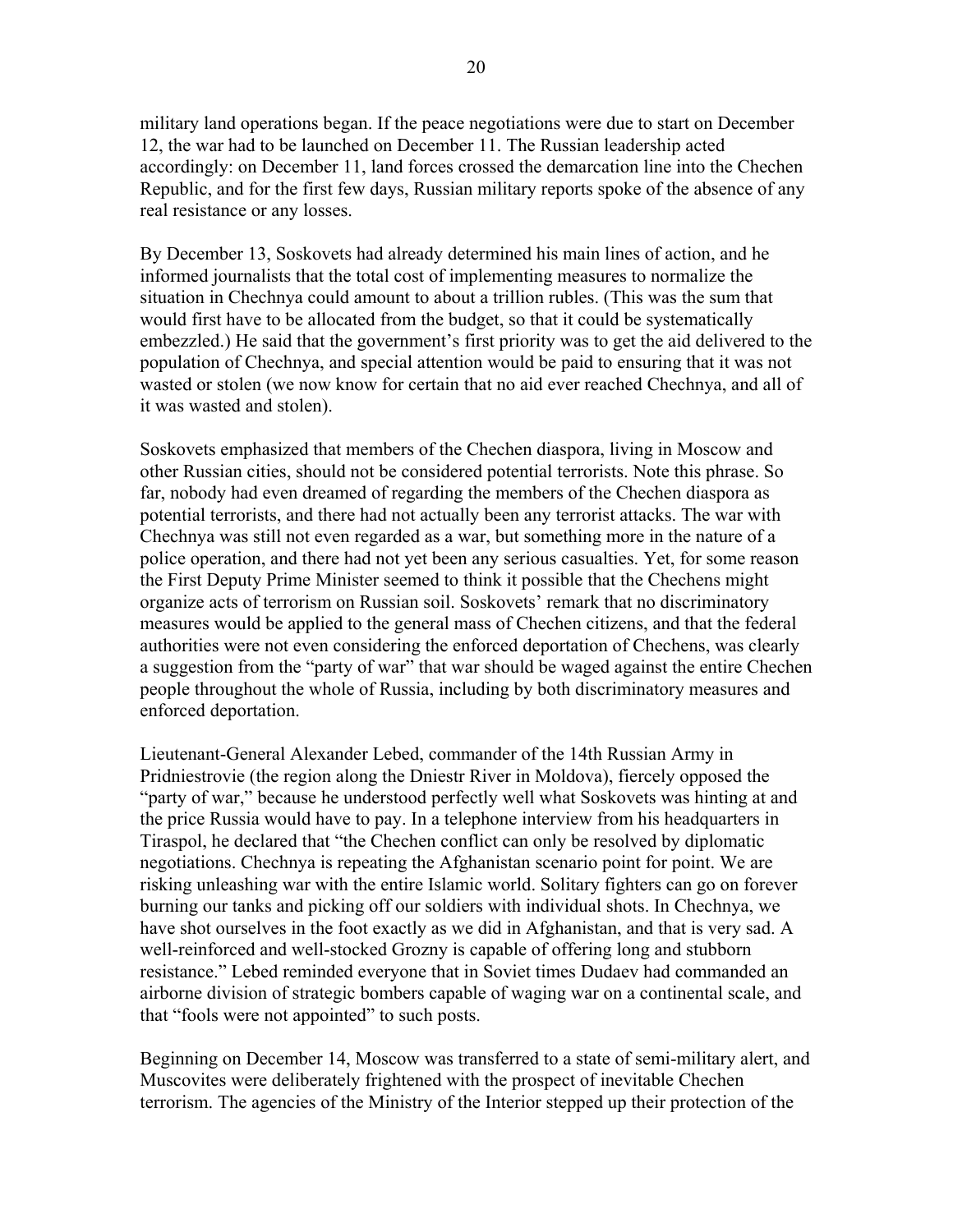military land operations began. If the peace negotiations were due to start on December 12, the war had to be launched on December 11. The Russian leadership acted accordingly: on December 11, land forces crossed the demarcation line into the Chechen Republic, and for the first few days, Russian military reports spoke of the absence of any real resistance or any losses.

By December 13, Soskovets had already determined his main lines of action, and he informed journalists that the total cost of implementing measures to normalize the situation in Chechnya could amount to about a trillion rubles. (This was the sum that would first have to be allocated from the budget, so that it could be systematically embezzled.) He said that the government's first priority was to get the aid delivered to the population of Chechnya, and special attention would be paid to ensuring that it was not wasted or stolen (we now know for certain that no aid ever reached Chechnya, and all of it was wasted and stolen).

Soskovets emphasized that members of the Chechen diaspora, living in Moscow and other Russian cities, should not be considered potential terrorists. Note this phrase. So far, nobody had even dreamed of regarding the members of the Chechen diaspora as potential terrorists, and there had not actually been any terrorist attacks. The war with Chechnya was still not even regarded as a war, but something more in the nature of a police operation, and there had not yet been any serious casualties. Yet, for some reason the First Deputy Prime Minister seemed to think it possible that the Chechens might organize acts of terrorism on Russian soil. Soskovets' remark that no discriminatory measures would be applied to the general mass of Chechen citizens, and that the federal authorities were not even considering the enforced deportation of Chechens, was clearly a suggestion from the "party of war" that war should be waged against the entire Chechen people throughout the whole of Russia, including by both discriminatory measures and enforced deportation.

Lieutenant-General Alexander Lebed, commander of the 14th Russian Army in Pridniestrovie (the region along the Dniestr River in Moldova), fiercely opposed the "party of war," because he understood perfectly well what Soskovets was hinting at and the price Russia would have to pay. In a telephone interview from his headquarters in Tiraspol, he declared that "the Chechen conflict can only be resolved by diplomatic negotiations. Chechnya is repeating the Afghanistan scenario point for point. We are risking unleashing war with the entire Islamic world. Solitary fighters can go on forever burning our tanks and picking off our soldiers with individual shots. In Chechnya, we have shot ourselves in the foot exactly as we did in Afghanistan, and that is very sad. A well-reinforced and well-stocked Grozny is capable of offering long and stubborn resistance." Lebed reminded everyone that in Soviet times Dudaev had commanded an airborne division of strategic bombers capable of waging war on a continental scale, and that "fools were not appointed" to such posts.

Beginning on December 14, Moscow was transferred to a state of semi-military alert, and Muscovites were deliberately frightened with the prospect of inevitable Chechen terrorism. The agencies of the Ministry of the Interior stepped up their protection of the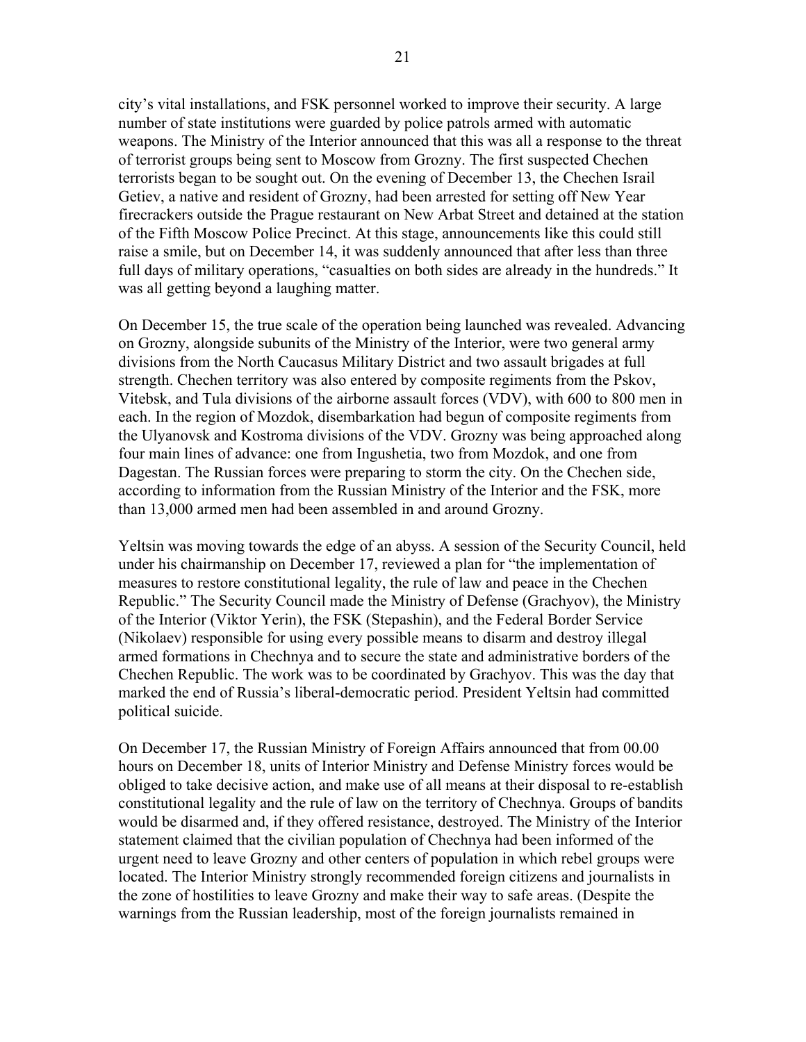city's vital installations, and FSK personnel worked to improve their security. A large number of state institutions were guarded by police patrols armed with automatic weapons. The Ministry of the Interior announced that this was all a response to the threat of terrorist groups being sent to Moscow from Grozny. The first suspected Chechen terrorists began to be sought out. On the evening of December 13, the Chechen Israil Getiev, a native and resident of Grozny, had been arrested for setting off New Year firecrackers outside the Prague restaurant on New Arbat Street and detained at the station of the Fifth Moscow Police Precinct. At this stage, announcements like this could still raise a smile, but on December 14, it was suddenly announced that after less than three full days of military operations, "casualties on both sides are already in the hundreds." It was all getting beyond a laughing matter.

On December 15, the true scale of the operation being launched was revealed. Advancing on Grozny, alongside subunits of the Ministry of the Interior, were two general army divisions from the North Caucasus Military District and two assault brigades at full strength. Chechen territory was also entered by composite regiments from the Pskov, Vitebsk, and Tula divisions of the airborne assault forces (VDV), with 600 to 800 men in each. In the region of Mozdok, disembarkation had begun of composite regiments from the Ulyanovsk and Kostroma divisions of the VDV. Grozny was being approached along four main lines of advance: one from Ingushetia, two from Mozdok, and one from Dagestan. The Russian forces were preparing to storm the city. On the Chechen side, according to information from the Russian Ministry of the Interior and the FSK, more than 13,000 armed men had been assembled in and around Grozny.

Yeltsin was moving towards the edge of an abyss. A session of the Security Council, held under his chairmanship on December 17, reviewed a plan for "the implementation of measures to restore constitutional legality, the rule of law and peace in the Chechen Republic." The Security Council made the Ministry of Defense (Grachyov), the Ministry of the Interior (Viktor Yerin), the FSK (Stepashin), and the Federal Border Service (Nikolaev) responsible for using every possible means to disarm and destroy illegal armed formations in Chechnya and to secure the state and administrative borders of the Chechen Republic. The work was to be coordinated by Grachyov. This was the day that marked the end of Russia's liberal-democratic period. President Yeltsin had committed political suicide.

On December 17, the Russian Ministry of Foreign Affairs announced that from 00.00 hours on December 18, units of Interior Ministry and Defense Ministry forces would be obliged to take decisive action, and make use of all means at their disposal to re-establish constitutional legality and the rule of law on the territory of Chechnya. Groups of bandits would be disarmed and, if they offered resistance, destroyed. The Ministry of the Interior statement claimed that the civilian population of Chechnya had been informed of the urgent need to leave Grozny and other centers of population in which rebel groups were located. The Interior Ministry strongly recommended foreign citizens and journalists in the zone of hostilities to leave Grozny and make their way to safe areas. (Despite the warnings from the Russian leadership, most of the foreign journalists remained in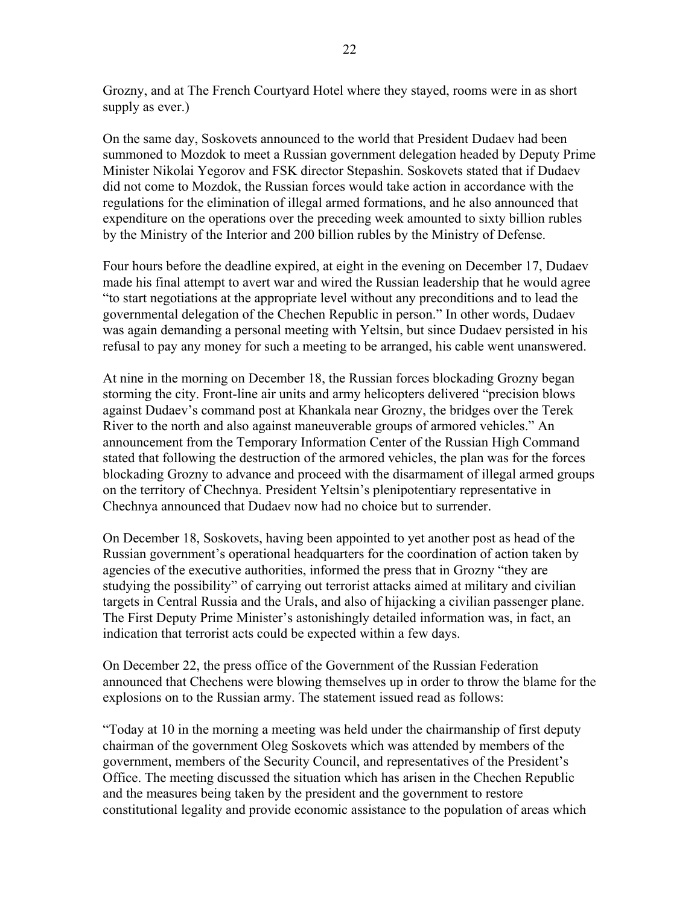Grozny, and at The French Courtyard Hotel where they stayed, rooms were in as short supply as ever.)

On the same day, Soskovets announced to the world that President Dudaev had been summoned to Mozdok to meet a Russian government delegation headed by Deputy Prime Minister Nikolai Yegorov and FSK director Stepashin. Soskovets stated that if Dudaev did not come to Mozdok, the Russian forces would take action in accordance with the regulations for the elimination of illegal armed formations, and he also announced that expenditure on the operations over the preceding week amounted to sixty billion rubles by the Ministry of the Interior and 200 billion rubles by the Ministry of Defense.

Four hours before the deadline expired, at eight in the evening on December 17, Dudaev made his final attempt to avert war and wired the Russian leadership that he would agree "to start negotiations at the appropriate level without any preconditions and to lead the governmental delegation of the Chechen Republic in person." In other words, Dudaev was again demanding a personal meeting with Yeltsin, but since Dudaev persisted in his refusal to pay any money for such a meeting to be arranged, his cable went unanswered.

At nine in the morning on December 18, the Russian forces blockading Grozny began storming the city. Front-line air units and army helicopters delivered "precision blows against Dudaev's command post at Khankala near Grozny, the bridges over the Terek River to the north and also against maneuverable groups of armored vehicles." An announcement from the Temporary Information Center of the Russian High Command stated that following the destruction of the armored vehicles, the plan was for the forces blockading Grozny to advance and proceed with the disarmament of illegal armed groups on the territory of Chechnya. President Yeltsin's plenipotentiary representative in Chechnya announced that Dudaev now had no choice but to surrender.

On December 18, Soskovets, having been appointed to yet another post as head of the Russian government's operational headquarters for the coordination of action taken by agencies of the executive authorities, informed the press that in Grozny "they are studying the possibility" of carrying out terrorist attacks aimed at military and civilian targets in Central Russia and the Urals, and also of hijacking a civilian passenger plane. The First Deputy Prime Minister's astonishingly detailed information was, in fact, an indication that terrorist acts could be expected within a few days.

On December 22, the press office of the Government of the Russian Federation announced that Chechens were blowing themselves up in order to throw the blame for the explosions on to the Russian army. The statement issued read as follows:

"Today at 10 in the morning a meeting was held under the chairmanship of first deputy chairman of the government Oleg Soskovets which was attended by members of the government, members of the Security Council, and representatives of the President's Office. The meeting discussed the situation which has arisen in the Chechen Republic and the measures being taken by the president and the government to restore constitutional legality and provide economic assistance to the population of areas which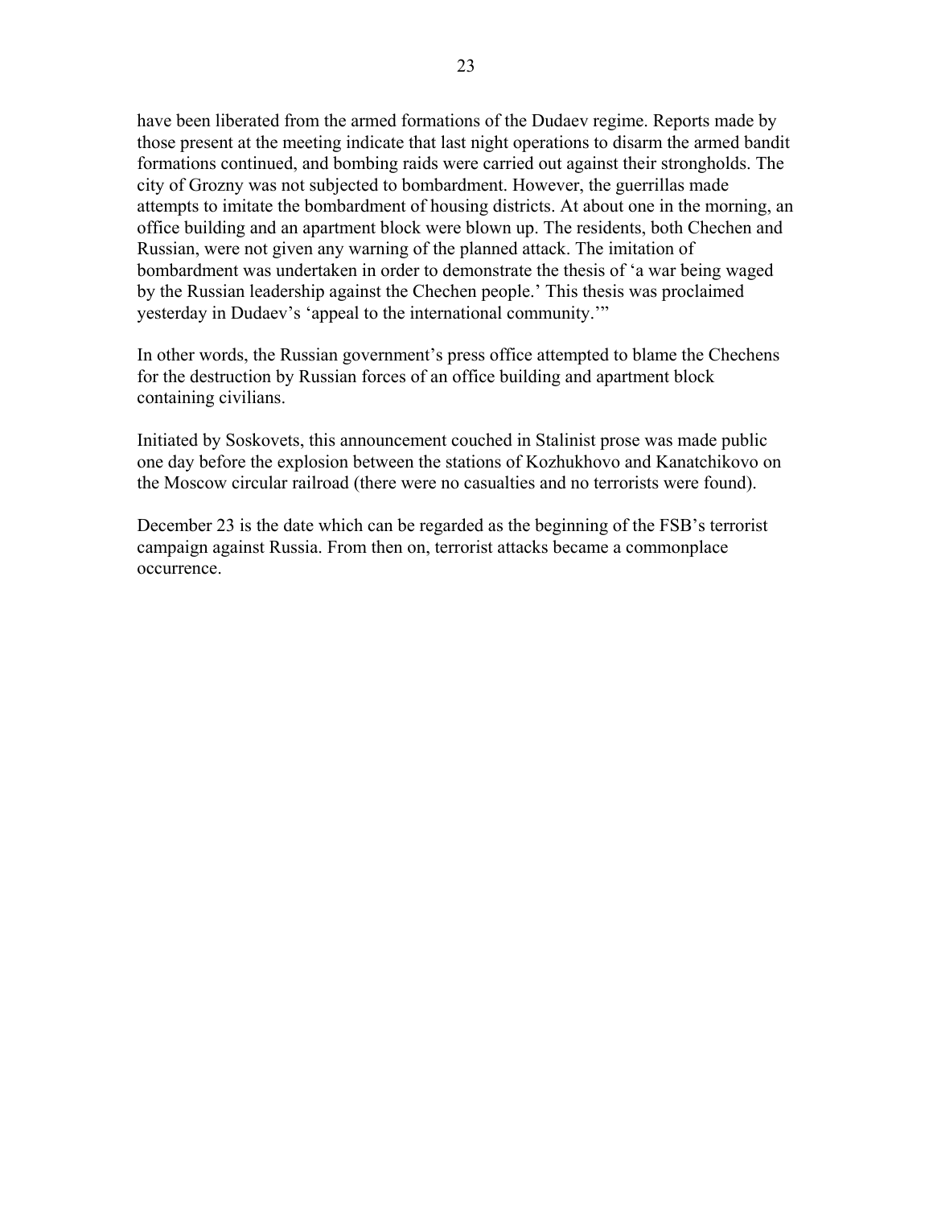have been liberated from the armed formations of the Dudaev regime. Reports made by those present at the meeting indicate that last night operations to disarm the armed bandit formations continued, and bombing raids were carried out against their strongholds. The city of Grozny was not subjected to bombardment. However, the guerrillas made attempts to imitate the bombardment of housing districts. At about one in the morning, an office building and an apartment block were blown up. The residents, both Chechen and Russian, were not given any warning of the planned attack. The imitation of bombardment was undertaken in order to demonstrate the thesis of 'a war being waged by the Russian leadership against the Chechen people.' This thesis was proclaimed yesterday in Dudaev's 'appeal to the international community.'"

In other words, the Russian government's press office attempted to blame the Chechens for the destruction by Russian forces of an office building and apartment block containing civilians.

Initiated by Soskovets, this announcement couched in Stalinist prose was made public one day before the explosion between the stations of Kozhukhovo and Kanatchikovo on the Moscow circular railroad (there were no casualties and no terrorists were found).

December 23 is the date which can be regarded as the beginning of the FSB's terrorist campaign against Russia. From then on, terrorist attacks became a commonplace occurrence.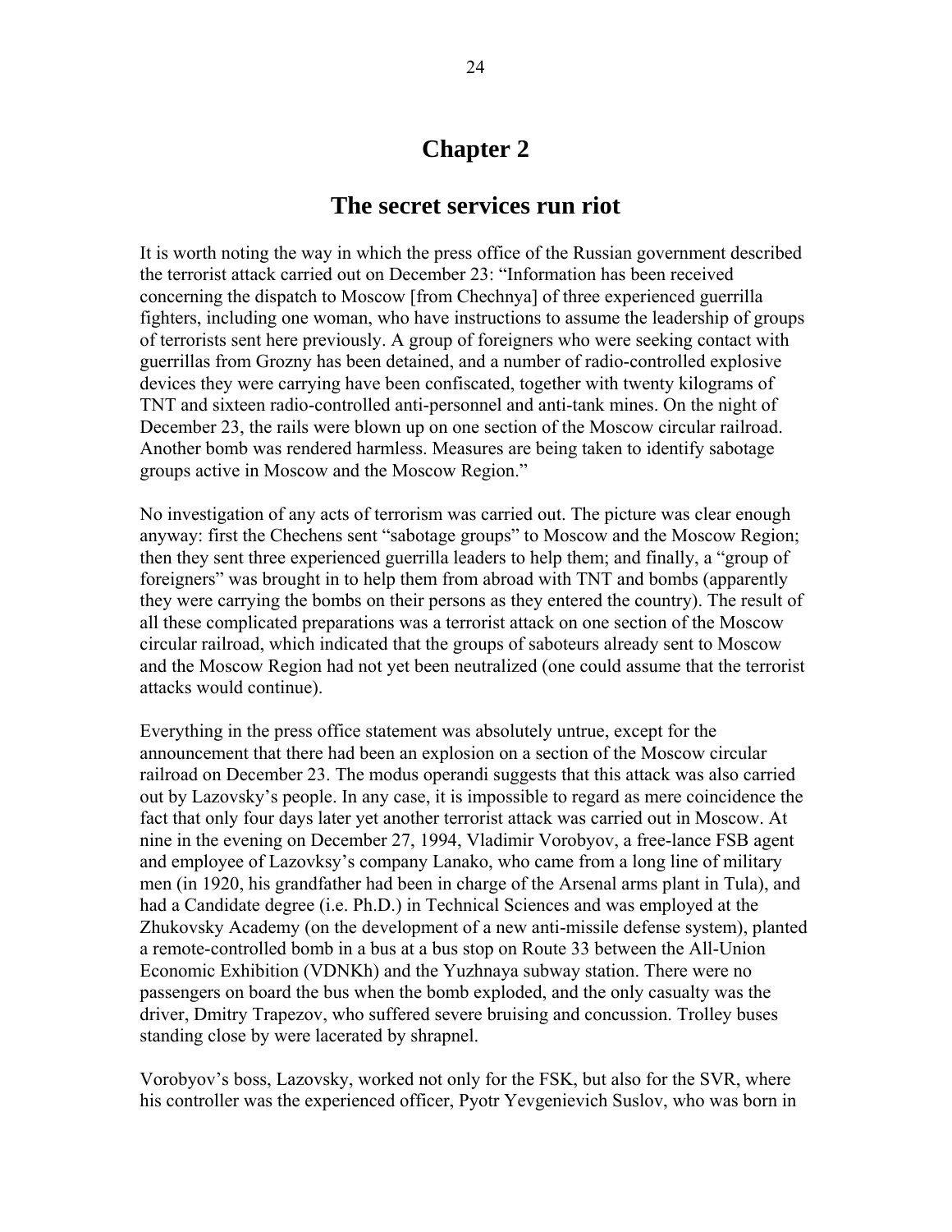# Chapter 2

## The secret services run riot

It is worth noting the way in which the press office of the Russian government described the terrorist attack carried out on December 23: "Information has been received concerning the dispatch to Moscow [from Chechnya] of three experienced guerrilla fighters, including one woman, who have instructions to assume the leadership of groups of terrorists sent here previously. A group of foreigners who were seeking contact with guerrillas from Grozny has been detained, and a number of radio-controlled explosive devices they were carrying have been confiscated, together with twenty kilograms of TNT and sixteen radio-controlled anti-personnel and anti-tank mines. On the night of December 23, the rails were blown up on one section of the Moscow circular railroad. Another bomb was rendered harmless. Measures are being taken to identify sabotage groups active in Moscow and the Moscow Region."

No investigation of any acts of terrorism was carried out. The picture was clear enough anyway: first the Chechens sent "sabotage groups" to Moscow and the Moscow Region; then they sent three experienced guerrilla leaders to help them; and finally, a "group of foreigners" was brought in to help them from abroad with TNT and bombs (apparently they were carrying the bombs on their persons as they entered the country). The result of all these complicated preparations was a terrorist attack on one section of the Moscow circular railroad, which indicated that the groups of saboteurs already sent to Moscow and the Moscow Region had not yet been neutralized (one could assume that the terrorist attacks would continue).

Everything in the press office statement was absolutely untrue, except for the announcement that there had been an explosion on a section of the Moscow circular railroad on December 23. The modus operandi suggests that this attack was also carried out by Lazovsky's people. In any case, it is impossible to regard as mere coincidence the fact that only four days later yet another terrorist attack was carried out in Moscow. At nine in the evening on December 27, 1994, Vladimir Vorobyov, a free-lance FSB agent and employee of Lazovksy's company Lanako, who came from a long line of military men (in 1920, his grandfather had been in charge of the Arsenal arms plant in Tula), and had a Candidate degree (i.e. Ph.D.) in Technical Sciences and was employed at the Zhukovsky Academy (on the development of a new anti-missile defense system), planted a remote-controlled bomb in a bus at a bus stop on Route 33 between the All-Union Economic Exhibition (VDNKh) and the Yuzhnaya subway station. There were no passengers on board the bus when the bomb exploded, and the only casualty was the driver, Dmitry Trapezov, who suffered severe bruising and concussion. Trolley buses standing close by were lacerated by shrapnel.

Vorobyov's boss, Lazovsky, worked not only for the FSK, but also for the SVR, where his controller was the experienced officer, Pyotr Yevgenievich Suslov, who was born in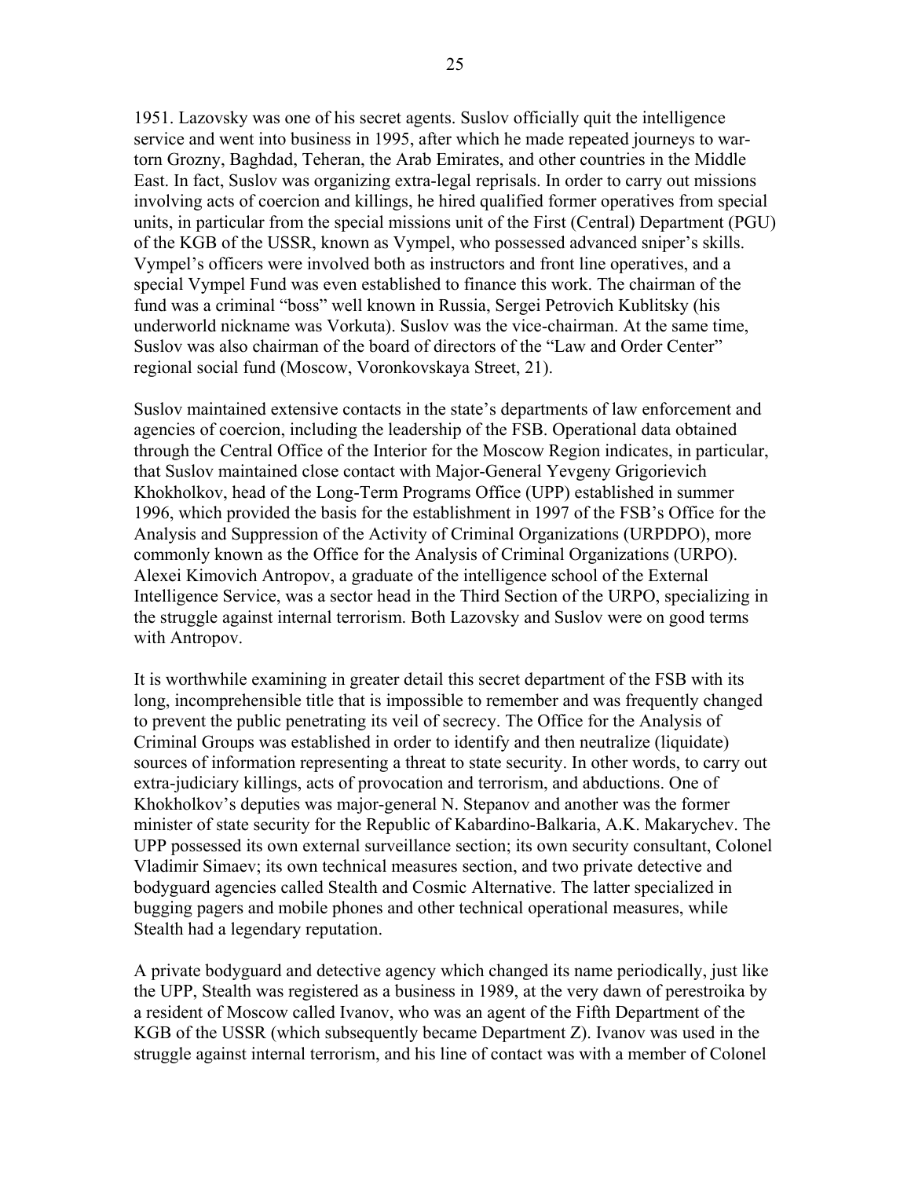1951. Lazovsky was one of his secret agents. Suslov officially quit the intelligence service and went into business in 1995, after which he made repeated journeys to war-torn Grozny, Baghdad, Teheran, the Arab Emirates, and other countries in the Middle East. In fact, Suslov was organizing extra-legal reprisals. In order to carry out missions involving acts of coercion and killings, he hired qualified former operatives from special units, in particular from the special missions unit of the First (Central) Department (PGU) of the KGB of the USSR, known as Vympel, who possessed advanced sniper's skills. Vympel's officers were involved both as instructors and front line operatives, and a special Vympel Fund was even established to finance this work. The chairman of the fund was a criminal "boss" well known in Russia, Sergei Petrovich Kublitsky (his underworld nickname was Vorkuta). Suslov was the vice-chairman. At the same time, Suslov was also chairman of the board of directors of the "Law and Order Center" regional social fund (Moscow, Voronkovskaya Street, 21).

Suslov maintained extensive contacts in the state's departments of law enforcement and agencies of coercion, including the leadership of the FSB. Operational data obtained through the Central Office of the Interior for the Moscow Region indicates, in particular, that Suslov maintained close contact with Major-General Yevgeny Grigorievich Khokholkov, head of the Long-Term Programs Office (UPP) established in summer 1996, which provided the basis for the establishment in 1997 of the FSB's Office for the Analysis and Suppression of the Activity of Criminal Organizations (URPDPO), more commonly known as the Office for the Analysis of Criminal Organizations (URPO). Alexei Kimovich Antropov, a graduate of the intelligence school of the External Intelligence Service, was a sector head in the Third Section of the URPO, specializing in the struggle against internal terrorism. Both Lazovsky and Suslov were on good terms with Antropov.

It is worthwhile examining in greater detail this secret department of the FSB with its long, incomprehensible title that is impossible to remember and was frequently changed to prevent the public penetrating its veil of secrecy. The Office for the Analysis of Criminal Groups was established in order to identify and then neutralize (liquidate) sources of information representing a threat to state security. In other words, to carry out extra-judiciary killings, acts of provocation and terrorism, and abductions. One of Khokholkov's deputies was major-general N. Stepanov and another was the former minister of state security for the Republic of Kabardino-Balkaria, A.K. Makarychev. The UPP possessed its own external surveillance section; its own security consultant, Colonel Vladimir Simaev; its own technical measures section, and two private detective and bodyguard agencies called Stealth and Cosmic Alternative. The latter specialized in bugging pagers and mobile phones and other technical operational measures, while Stealth had a legendary reputation.

A private bodyguard and detective agency which changed its name periodically, just like the UPP, Stealth was registered as a business in 1989, at the very dawn of perestroika by a resident of Moscow called Ivanov, who was an agent of the Fifth Department of the KGB of the USSR (which subsequently became Department Z). Ivanov was used in the struggle against internal terrorism, and his line of contact was with a member of Colonel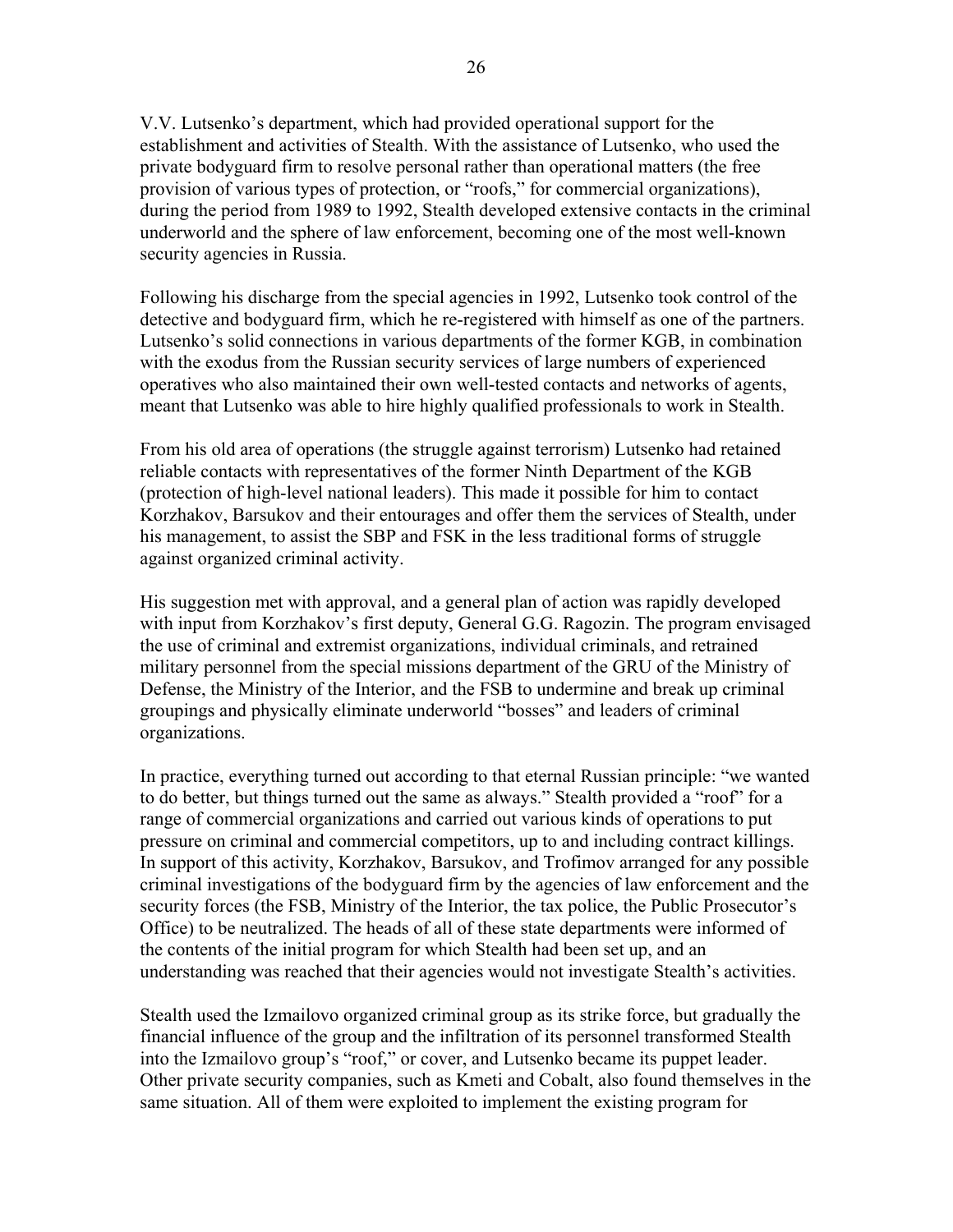V.V. Lutsenko's department, which had provided operational support for the establishment and activities of Stealth. With the assistance of Lutsenko, who used the private bodyguard firm to resolve personal rather than operational matters (the free provision of various types of protection, or "roofs," for commercial organizations), during the period from 1989 to 1992, Stealth developed extensive contacts in the criminal underworld and the sphere of law enforcement, becoming one of the most well-known security agencies in Russia.

Following his discharge from the special agencies in 1992, Lutsenko took control of the detective and bodyguard firm, which he re-registered with himself as one of the partners. Lutsenko's solid connections in various departments of the former KGB, in combination with the exodus from the Russian security services of large numbers of experienced operatives who also maintained their own well-tested contacts and networks of agents, meant that Lutsenko was able to hire highly qualified professionals to work in Stealth.

From his old area of operations (the struggle against terrorism) Lutsenko had retained reliable contacts with representatives of the former Ninth Department of the KGB (protection of high-level national leaders). This made it possible for him to contact Korzhakov, Barsukov and their entourages and offer them the services of Stealth, under his management, to assist the SBP and FSK in the less traditional forms of struggle against organized criminal activity.

His suggestion met with approval, and a general plan of action was rapidly developed with input from Korzhakov's first deputy, General G.G. Ragozin. The program envisaged the use of criminal and extremist organizations, individual criminals, and retrained military personnel from the special missions department of the GRU of the Ministry of Defense, the Ministry of the Interior, and the FSB to undermine and break up criminal groupings and physically eliminate underworld "bosses" and leaders of criminal organizations.

In practice, everything turned out according to that eternal Russian principle: "we wanted to do better, but things turned out the same as always." Stealth provided a "roof" for a range of commercial organizations and carried out various kinds of operations to put pressure on criminal and commercial competitors, up to and including contract killings. In support of this activity, Korzhakov, Barsukov, and Trofimov arranged for any possible criminal investigations of the bodyguard firm by the agencies of law enforcement and the security forces (the FSB, Ministry of the Interior, the tax police, the Public Prosecutor's Office) to be neutralized. The heads of all of these state departments were informed of the contents of the initial program for which Stealth had been set up, and an understanding was reached that their agencies would not investigate Stealth's activities.

Stealth used the Izmailovo organized criminal group as its strike force, but gradually the financial influence of the group and the infiltration of its personnel transformed Stealth into the Izmailovo group's "roof," or cover, and Lutsenko became its puppet leader. Other private security companies, such as Kmeti and Cobalt, also found themselves in the same situation. All of them were exploited to implement the existing program for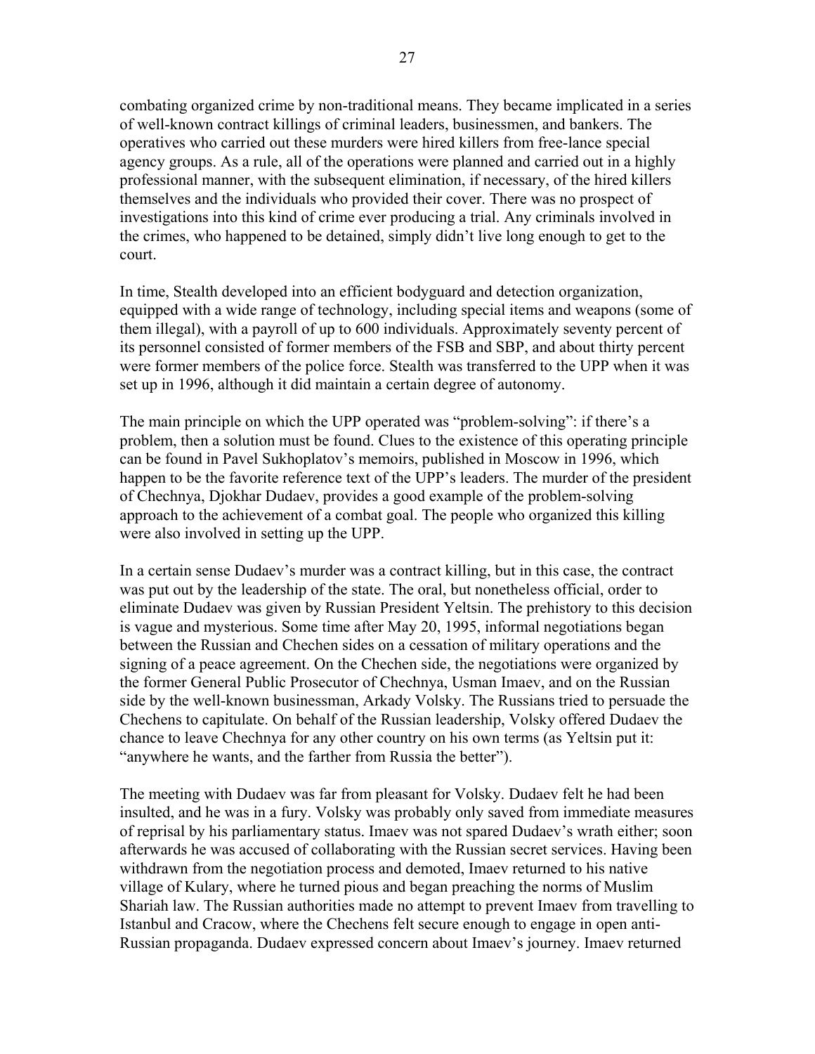combating organized crime by non-traditional means. They became implicated in a series of well-known contract killings of criminal leaders, businessmen, and bankers. The operatives who carried out these murders were hired killers from free-lance special agency groups. As a rule, all of the operations were planned and carried out in a highly professional manner, with the subsequent elimination, if necessary, of the hired killers themselves and the individuals who provided their cover. There was no prospect of investigations into this kind of crime ever producing a trial. Any criminals involved in the crimes, who happened to be detained, simply didn't live long enough to get to the court.

In time, Stealth developed into an efficient bodyguard and detection organization, equipped with a wide range of technology, including special items and weapons (some of them illegal), with a payroll of up to 600 individuals. Approximately seventy percent of its personnel consisted of former members of the FSB and SBP, and about thirty percent were former members of the police force. Stealth was transferred to the UPP when it was set up in 1996, although it did maintain a certain degree of autonomy.

The main principle on which the UPP operated was "problem-solving": if there's a problem, then a solution must be found. Clues to the existence of this operating principle can be found in Pavel Sukhoplatov's memoirs, published in Moscow in 1996, which happen to be the favorite reference text of the UPP's leaders. The murder of the president of Chechnya, Djokhar Dudaev, provides a good example of the problem-solving approach to the achievement of a combat goal. The people who organized this killing were also involved in setting up the UPP.

In a certain sense Dudaev's murder was a contract killing, but in this case, the contract was put out by the leadership of the state. The oral, but nonetheless official, order to eliminate Dudaev was given by Russian President Yeltsin. The prehistory to this decision is vague and mysterious. Some time after May 20, 1995, informal negotiations began between the Russian and Chechen sides on a cessation of military operations and the signing of a peace agreement. On the Chechen side, the negotiations were organized by the former General Public Prosecutor of Chechnya, Usman Imaev, and on the Russian side by the well-known businessman, Arkady Volsky. The Russians tried to persuade the Chechens to capitulate. On behalf of the Russian leadership, Volsky offered Dudaev the chance to leave Chechnya for any other country on his own terms (as Yeltsin put it: "anywhere he wants, and the farther from Russia the better").

The meeting with Dudaev was far from pleasant for Volsky. Dudaev felt he had been insulted, and he was in a fury. Volsky was probably only saved from immediate measures of reprisal by his parliamentary status. Imaev was not spared Dudaev's wrath either; soon afterwards he was accused of collaborating with the Russian secret services. Having been withdrawn from the negotiation process and demoted, Imaev returned to his native village of Kulary, where he turned pious and began preaching the norms of Muslim Shariah law. The Russian authorities made no attempt to prevent Imaev from travelling to Istanbul and Cracow, where the Chechens felt secure enough to engage in open anti-Russian propaganda. Dudaev expressed concern about Imaev's journey. Imaev returned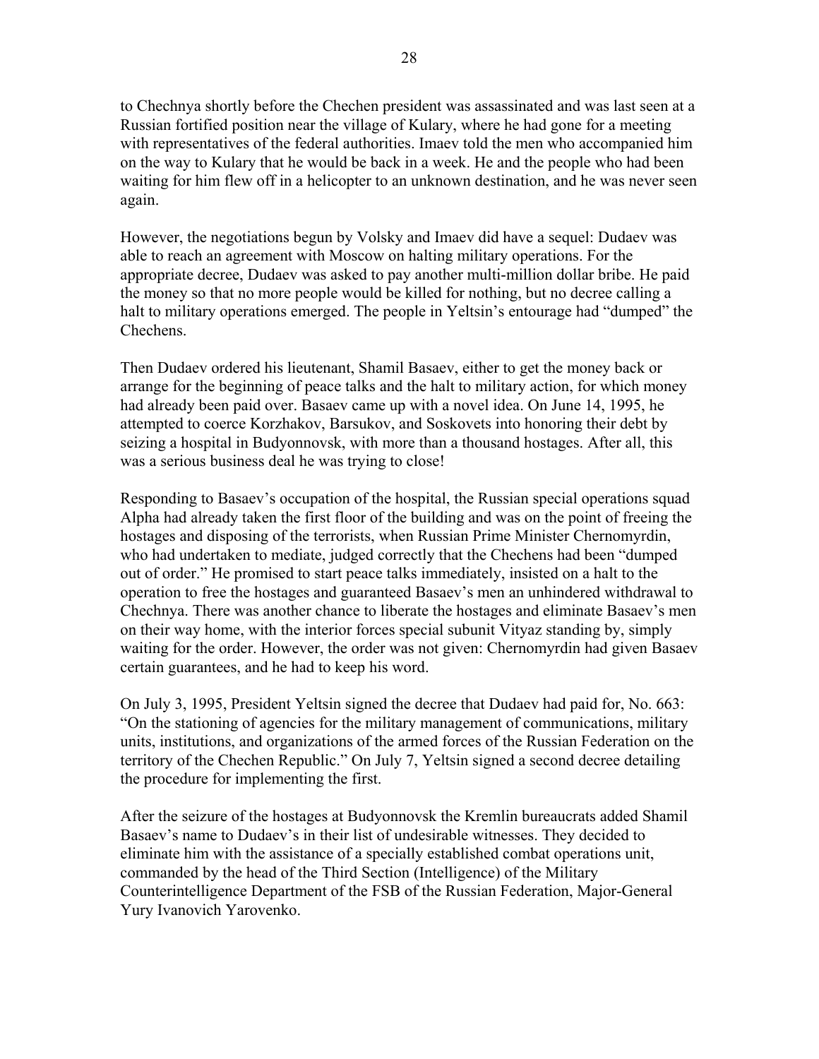to Chechnya shortly before the Chechen president was assassinated and was last seen at a Russian fortified position near the village of Kulary, where he had gone for a meeting with representatives of the federal authorities. Imaev told the men who accompanied him on the way to Kulary that he would be back in a week. He and the people who had been waiting for him flew off in a helicopter to an unknown destination, and he was never seen again.

However, the negotiations begun by Volsky and Imaev did have a sequel: Dudaev was able to reach an agreement with Moscow on halting military operations. For the appropriate decree, Dudaev was asked to pay another multi-million dollar bribe. He paid the money so that no more people would be killed for nothing, but no decree calling a halt to military operations emerged. The people in Yeltsin's entourage had "dumped" the Chechens.

Then Dudaev ordered his lieutenant, Shamil Basaev, either to get the money back or arrange for the beginning of peace talks and the halt to military action, for which money had already been paid over. Basaev came up with a novel idea. On June 14, 1995, he attempted to coerce Korzhakov, Barsukov, and Soskovets into honoring their debt by seizing a hospital in Budyonnovsk, with more than a thousand hostages. After all, this was a serious business deal he was trying to close!

Responding to Basaev's occupation of the hospital, the Russian special operations squad Alpha had already taken the first floor of the building and was on the point of freeing the hostages and disposing of the terrorists, when Russian Prime Minister Chernomyrdin, who had undertaken to mediate, judged correctly that the Chechens had been "dumped out of order." He promised to start peace talks immediately, insisted on a halt to the operation to free the hostages and guaranteed Basaev's men an unhindered withdrawal to Chechnya. There was another chance to liberate the hostages and eliminate Basaev's men on their way home, with the interior forces special subunit Vityaz standing by, simply waiting for the order. However, the order was not given: Chernomyrdin had given Basaev certain guarantees, and he had to keep his word.

On July 3, 1995, President Yeltsin signed the decree that Dudaev had paid for, No. 663: "On the stationing of agencies for the military management of communications, military units, institutions, and organizations of the armed forces of the Russian Federation on the territory of the Chechen Republic." On July 7, Yeltsin signed a second decree detailing the procedure for implementing the first.

After the seizure of the hostages at Budyonnovsk the Kremlin bureaucrats added Shamil Basaev's name to Dudaev's in their list of undesirable witnesses. They decided to eliminate him with the assistance of a specially established combat operations unit, commanded by the head of the Third Section (Intelligence) of the Military Counterintelligence Department of the FSB of the Russian Federation, Major-General Yury Ivanovich Yarovenko.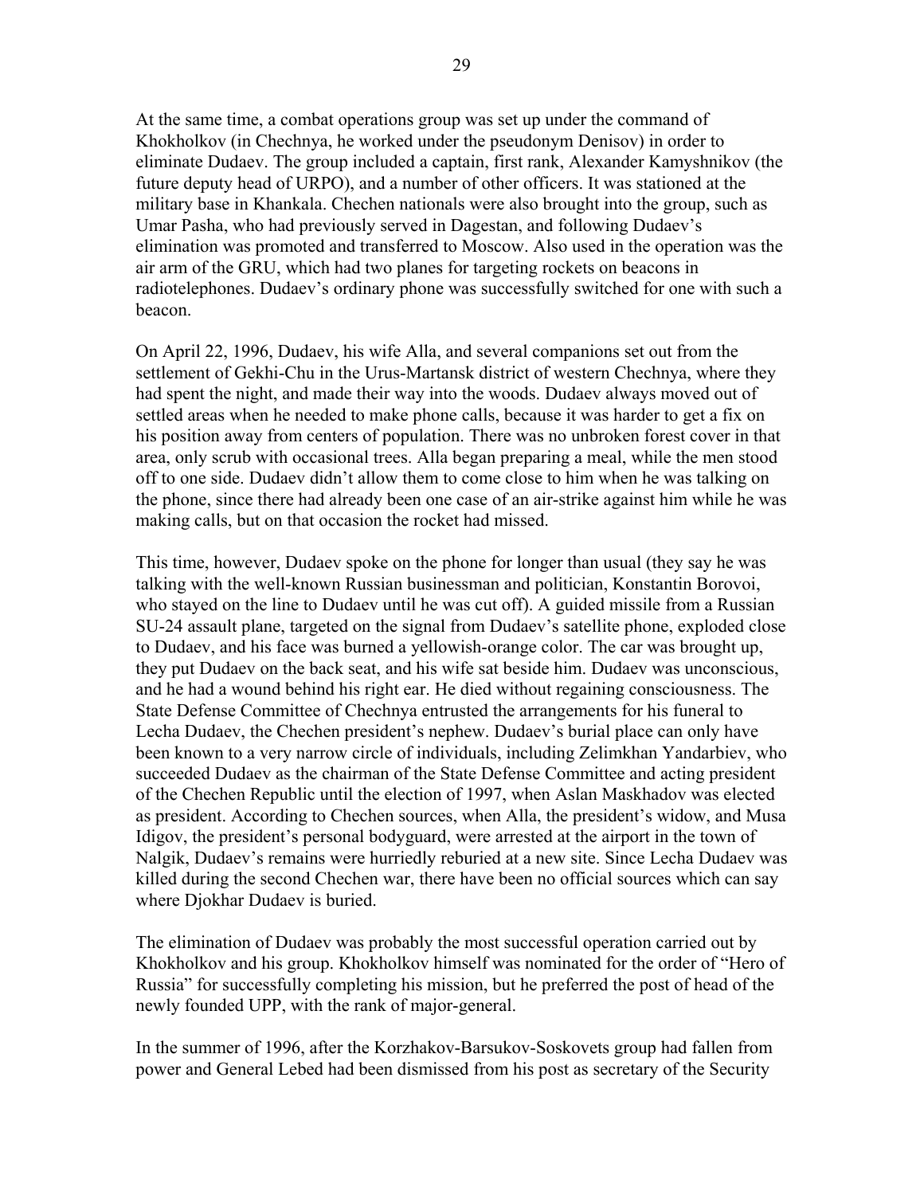At the same time, a combat operations group was set up under the command of Khokholkov (in Chechnya, he worked under the pseudonym Denisov) in order to eliminate Dudaev. The group included a captain, first rank, Alexander Kamyshnikov (the future deputy head of URPO), and a number of other officers. It was stationed at the military base in Khankala. Chechen nationals were also brought into the group, such as Umar Pasha, who had previously served in Dagestan, and following Dudaev's elimination was promoted and transferred to Moscow. Also used in the operation was the air arm of the GRU, which had two planes for targeting rockets on beacons in radiotelephones. Dudaev's ordinary phone was successfully switched for one with such a beacon.

On April 22, 1996, Dudaev, his wife Alla, and several companions set out from the settlement of Gekhi-Chu in the Urus-Martansk district of western Chechnya, where they had spent the night, and made their way into the woods. Dudaev always moved out of settled areas when he needed to make phone calls, because it was harder to get a fix on his position away from centers of population. There was no unbroken forest cover in that area, only scrub with occasional trees. Alla began preparing a meal, while the men stood off to one side. Dudaev didn't allow them to come close to him when he was talking on the phone, since there had already been one case of an air-strike against him while he was making calls, but on that occasion the rocket had missed.

This time, however, Dudaev spoke on the phone for longer than usual (they say he was talking with the well-known Russian businessman and politician, Konstantin Borovoi, who stayed on the line to Dudaev until he was cut off). A guided missile from a Russian SU-24 assault plane, targeted on the signal from Dudaev's satellite phone, exploded close to Dudaev, and his face was burned a yellowish-orange color. The car was brought up, they put Dudaev on the back seat, and his wife sat beside him. Dudaev was unconscious, and he had a wound behind his right ear. He died without regaining consciousness. The State Defense Committee of Chechnya entrusted the arrangements for his funeral to Lecha Dudaev, the Chechen president's nephew. Dudaev's burial place can only have been known to a very narrow circle of individuals, including Zelimkhan Yandarbiev, who succeeded Dudaev as the chairman of the State Defense Committee and acting president of the Chechen Republic until the election of 1997, when Aslan Maskhadov was elected as president. According to Chechen sources, when Alla, the president's widow, and Musa Idigov, the president's personal bodyguard, were arrested at the airport in the town of Nalgik, Dudaev's remains were hurriedly reburied at a new site. Since Lecha Dudaev was killed during the second Chechen war, there have been no official sources which can say where Djokhar Dudaev is buried.

The elimination of Dudaev was probably the most successful operation carried out by Khokholkov and his group. Khokholkov himself was nominated for the order of "Hero of Russia" for successfully completing his mission, but he preferred the post of head of the newly founded UPP, with the rank of major-general.

In the summer of 1996, after the Korzhakov-Barsukov-Soskovets group had fallen from power and General Lebed had been dismissed from his post as secretary of the Security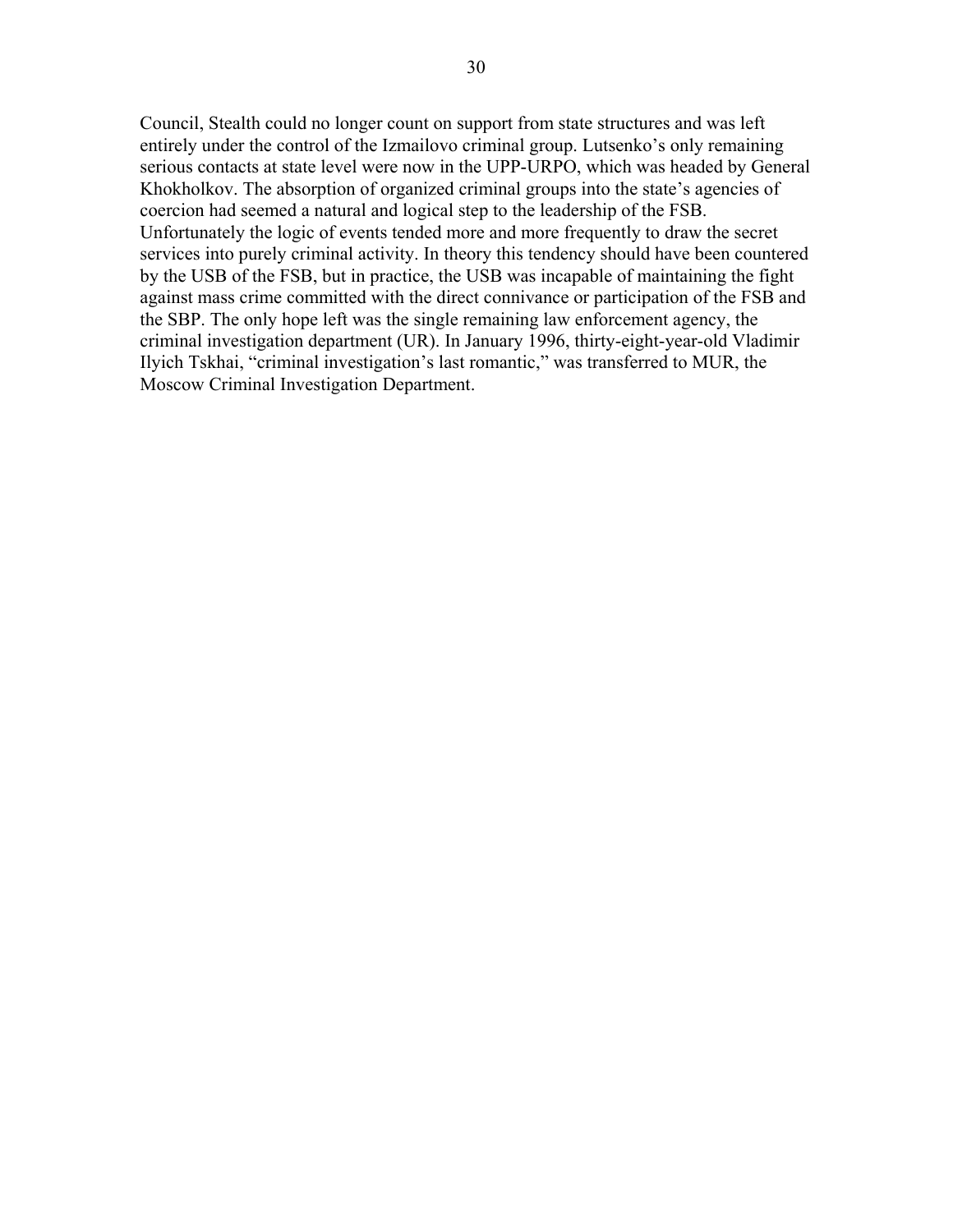Council, Stealth could no longer count on support from state structures and was left entirely under the control of the Izmailovo criminal group. Lutsenko's only remaining serious contacts at state level were now in the UPP-URPO, which was headed by General Khokholkov. The absorption of organized criminal groups into the state's agencies of coercion had seemed a natural and logical step to the leadership of the FSB. Unfortunately the logic of events tended more and more frequently to draw the secret services into purely criminal activity. In theory this tendency should have been countered by the USB of the FSB, but in practice, the USB was incapable of maintaining the fight against mass crime committed with the direct connivance or participation of the FSB and the SBP. The only hope left was the single remaining law enforcement agency, the criminal investigation department (UR). In January 1996, thirty-eight-year-old Vladimir Ilyich Tskhai, "criminal investigation's last romantic," was transferred to MUR, the Moscow Criminal Investigation Department.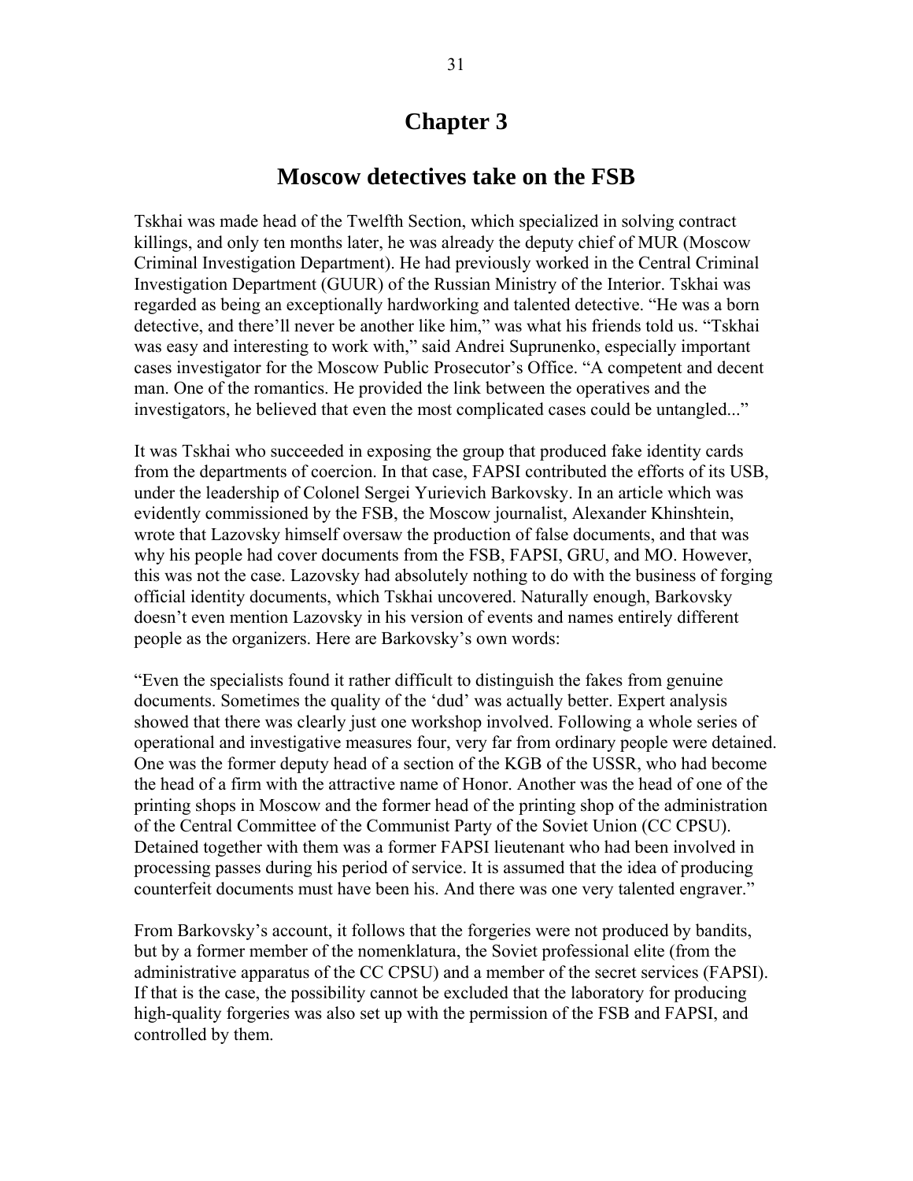# Chapter 3

## Moscow detectives take on the FSB

Tskhai was made head of the Twelfth Section, which specialized in solving contract killings, and only ten months later, he was already the deputy chief of MUR (Moscow Criminal Investigation Department). He had previously worked in the Central Criminal Investigation Department (GUUR) of the Russian Ministry of the Interior. Tskhai was regarded as being an exceptionally hardworking and talented detective. "He was a born detective, and there'll never be another like him," was what his friends told us. "Tskhai was easy and interesting to work with," said Andrei Suprunenko, especially important cases investigator for the Moscow Public Prosecutor's Office. "A competent and decent man. One of the romantics. He provided the link between the operatives and the investigators, he believed that even the most complicated cases could be untangled..."

It was Tskhai who succeeded in exposing the group that produced fake identity cards from the departments of coercion. In that case, FAPSI contributed the efforts of its USB, under the leadership of Colonel Sergei Yurievich Barkovsky. In an article which was evidently commissioned by the FSB, the Moscow journalist, Alexander Khinshtein, wrote that Lazovsky himself oversaw the production of false documents, and that was why his people had cover documents from the FSB, FAPSI, GRU, and MO. However, this was not the case. Lazovsky had absolutely nothing to do with the business of forging official identity documents, which Tskhai uncovered. Naturally enough, Barkovsky doesn't even mention Lazovsky in his version of events and names entirely different people as the organizers. Here are Barkovsky's own words:

"Even the specialists found it rather difficult to distinguish the fakes from genuine documents. Sometimes the quality of the 'dud' was actually better. Expert analysis showed that there was clearly just one workshop involved. Following a whole series of operational and investigative measures four, very far from ordinary people were detained. One was the former deputy head of a section of the KGB of the USSR, who had become the head of a firm with the attractive name of Honor. Another was the head of one of the printing shops in Moscow and the former head of the printing shop of the administration of the Central Committee of the Communist Party of the Soviet Union (CC CPSU). Detained together with them was a former FAPSI lieutenant who had been involved in processing passes during his period of service. It is assumed that the idea of producing counterfeit documents must have been his. And there was one very talented engraver."

From Barkovsky's account, it follows that the forgeries were not produced by bandits, but by a former member of the nomenklatura, the Soviet professional elite (from the administrative apparatus of the CC CPSU) and a member of the secret services (FAPSI). If that is the case, the possibility cannot be excluded that the laboratory for producing high-quality forgeries was also set up with the permission of the FSB and FAPSI, and controlled by them.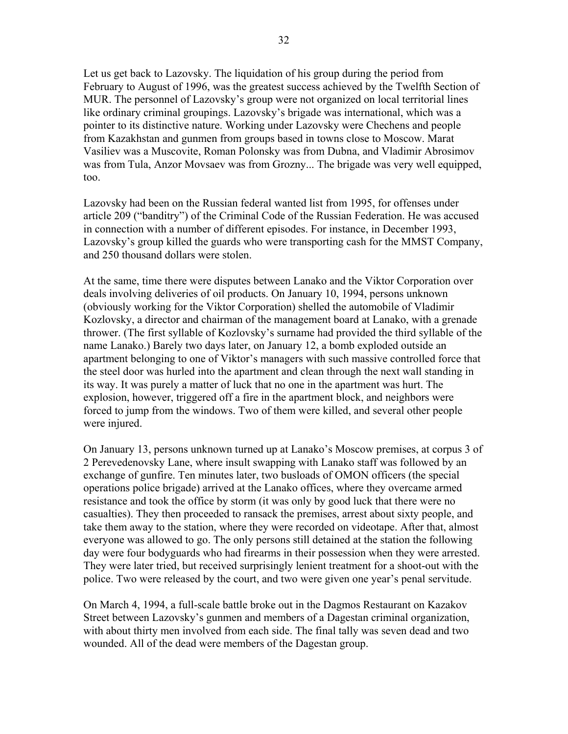Let us get back to Lazovsky. The liquidation of his group during the period from February to August of 1996, was the greatest success achieved by the Twelfth Section of MUR. The personnel of Lazovsky's group were not organized on local territorial lines like ordinary criminal groupings. Lazovsky's brigade was international, which was a pointer to its distinctive nature. Working under Lazovsky were Chechens and people from Kazakhstan and gunmen from groups based in towns close to Moscow. Marat Vasiliev was a Muscovite, Roman Polonsky was from Dubna, and Vladimir Abrosimov was from Tula, Anzor Movsaev was from Grozny... The brigade was very well equipped, too.

Lazovsky had been on the Russian federal wanted list from 1995, for offenses under article 209 ("banditry") of the Criminal Code of the Russian Federation. He was accused in connection with a number of different episodes. For instance, in December 1993, Lazovsky's group killed the guards who were transporting cash for the MMST Company, and 250 thousand dollars were stolen.

At the same, time there were disputes between Lanako and the Viktor Corporation over deals involving deliveries of oil products. On January 10, 1994, persons unknown (obviously working for the Viktor Corporation) shelled the automobile of Vladimir Kozlovsky, a director and chairman of the management board at Lanako, with a grenade thrower. (The first syllable of Kozlovsky's surname had provided the third syllable of the name Lanako.) Barely two days later, on January 12, a bomb exploded outside an apartment belonging to one of Viktor's managers with such massive controlled force that the steel door was hurled into the apartment and clean through the next wall standing in its way. It was purely a matter of luck that no one in the apartment was hurt. The explosion, however, triggered off a fire in the apartment block, and neighbors were forced to jump from the windows. Two of them were killed, and several other people were injured.

On January 13, persons unknown turned up at Lanako's Moscow premises, at corpus 3 of 2 Perevedenovsky Lane, where insult swapping with Lanako staff was followed by an exchange of gunfire. Ten minutes later, two busloads of OMON officers (the special operations police brigade) arrived at the Lanako offices, where they overcame armed resistance and took the office by storm (it was only by good luck that there were no casualties). They then proceeded to ransack the premises, arrest about sixty people, and take them away to the station, where they were recorded on videotape. After that, almost everyone was allowed to go. The only persons still detained at the station the following day were four bodyguards who had firearms in their possession when they were arrested. They were later tried, but received surprisingly lenient treatment for a shoot-out with the police. Two were released by the court, and two were given one year's penal servitude.

On March 4, 1994, a full-scale battle broke out in the Dagmos Restaurant on Kazakov Street between Lazovsky's gunmen and members of a Dagestan criminal organization, with about thirty men involved from each side. The final tally was seven dead and two wounded. All of the dead were members of the Dagestan group.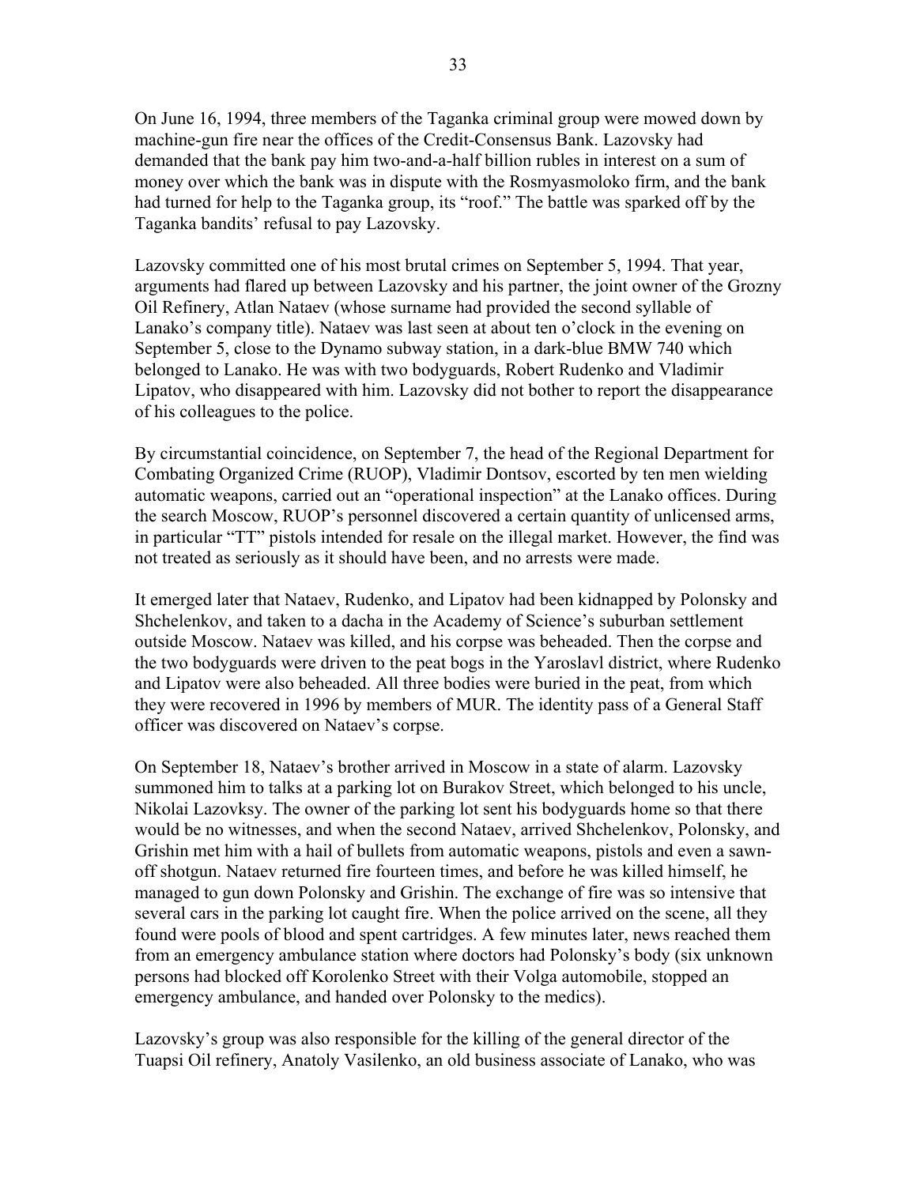On June 16, 1994, three members of the Taganka criminal group were mowed down by machine-gun fire near the offices of the Credit-Consensus Bank. Lazovsky had demanded that the bank pay him two-and-a-half billion rubles in interest on a sum of money over which the bank was in dispute with the Rosmyasmoloko firm, and the bank had turned for help to the Taganka group, its "roof." The battle was sparked off by the Taganka bandits' refusal to pay Lazovsky.

Lazovsky committed one of his most brutal crimes on September 5, 1994. That year, arguments had flared up between Lazovsky and his partner, the joint owner of the Grozny Oil Refinery, Atlan Nataev (whose surname had provided the second syllable of Lanako's company title). Nataev was last seen at about ten o'clock in the evening on September 5, close to the Dynamo subway station, in a dark-blue BMW 740 which belonged to Lanako. He was with two bodyguards, Robert Rudenko and Vladimir Lipatov, who disappeared with him. Lazovsky did not bother to report the disappearance of his colleagues to the police.

By circumstantial coincidence, on September 7, the head of the Regional Department for Combating Organized Crime (RUOP), Vladimir Dontsov, escorted by ten men wielding automatic weapons, carried out an "operational inspection" at the Lanako offices. During the search Moscow, RUOP's personnel discovered a certain quantity of unlicensed arms, in particular "TT" pistols intended for resale on the illegal market. However, the find was not treated as seriously as it should have been, and no arrests were made.

It emerged later that Nataev, Rudenko, and Lipatov had been kidnapped by Polonsky and Shchelenkov, and taken to a dacha in the Academy of Science's suburban settlement outside Moscow. Nataev was killed, and his corpse was beheaded. Then the corpse and the two bodyguards were driven to the peat bogs in the Yaroslavl district, where Rudenko and Lipatov were also beheaded. All three bodies were buried in the peat, from which they were recovered in 1996 by members of MUR. The identity pass of a General Staff officer was discovered on Nataev's corpse.

On September 18, Nataev's brother arrived in Moscow in a state of alarm. Lazovsky summoned him to talks at a parking lot on Burakov Street, which belonged to his uncle, Nikolai Lazovksy. The owner of the parking lot sent his bodyguards home so that there would be no witnesses, and when the second Nataev, arrived Shchelenkov, Polonsky, and Grishin met him with a hail of bullets from automatic weapons, pistols and even a sawn-off shotgun. Nataev returned fire fourteen times, and before he was killed himself, he managed to gun down Polonsky and Grishin. The exchange of fire was so intensive that several cars in the parking lot caught fire. When the police arrived on the scene, all they found were pools of blood and spent cartridges. A few minutes later, news reached them from an emergency ambulance station where doctors had Polonsky's body (six unknown persons had blocked off Korolenko Street with their Volga automobile, stopped an emergency ambulance, and handed over Polonsky to the medics).

Lazovsky's group was also responsible for the killing of the general director of the Tuapsi Oil refinery, Anatoly Vasilenko, an old business associate of Lanako, who was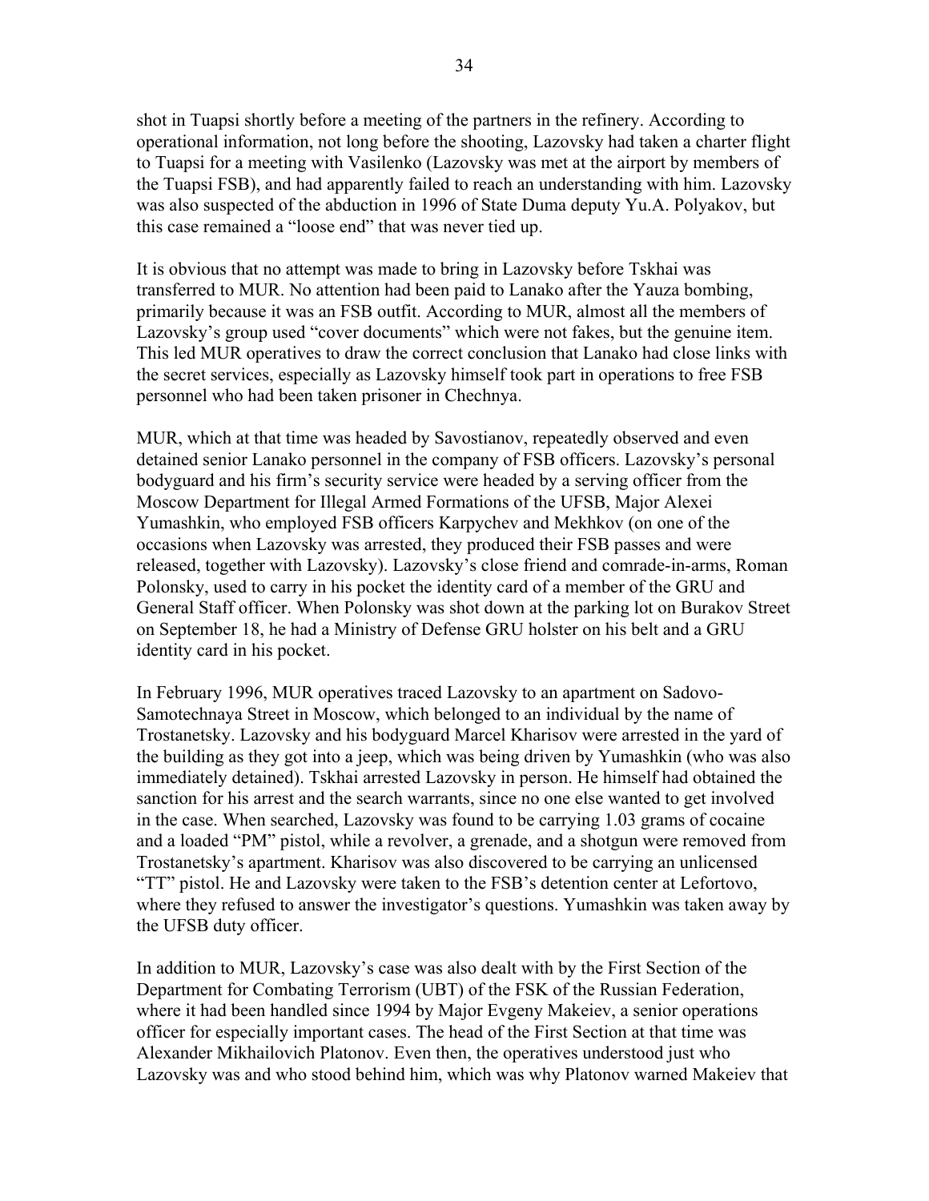shot in Tuapsi shortly before a meeting of the partners in the refinery. According to operational information, not long before the shooting, Lazovsky had taken a charter flight to Tuapsi for a meeting with Vasilenko (Lazovsky was met at the airport by members of the Tuapsi FSB), and had apparently failed to reach an understanding with him. Lazovsky was also suspected of the abduction in 1996 of State Duma deputy Yu.A. Polyakov, but this case remained a "loose end" that was never tied up.

It is obvious that no attempt was made to bring in Lazovsky before Tskhai was transferred to MUR. No attention had been paid to Lanako after the Yauza bombing, primarily because it was an FSB outfit. According to MUR, almost all the members of Lazovsky's group used "cover documents" which were not fakes, but the genuine item. This led MUR operatives to draw the correct conclusion that Lanako had close links with the secret services, especially as Lazovsky himself took part in operations to free FSB personnel who had been taken prisoner in Chechnya.

MUR, which at that time was headed by Savostianov, repeatedly observed and even detained senior Lanako personnel in the company of FSB officers. Lazovsky's personal bodyguard and his firm's security service were headed by a serving officer from the Moscow Department for Illegal Armed Formations of the UFSB, Major Alexei Yumashkin, who employed FSB officers Karpychev and Mekhkov (on one of the occasions when Lazovsky was arrested, they produced their FSB passes and were released, together with Lazovsky). Lazovsky's close friend and comrade-in-arms, Roman Polonsky, used to carry in his pocket the identity card of a member of the GRU and General Staff officer. When Polonsky was shot down at the parking lot on Burakov Street on September 18, he had a Ministry of Defense GRU holster on his belt and a GRU identity card in his pocket.

In February 1996, MUR operatives traced Lazovsky to an apartment on Sadovo-Samotechnaya Street in Moscow, which belonged to an individual by the name of Trostanetsky. Lazovsky and his bodyguard Marcel Kharisov were arrested in the yard of the building as they got into a jeep, which was being driven by Yumashkin (who was also immediately detained). Tskhai arrested Lazovsky in person. He himself had obtained the sanction for his arrest and the search warrants, since no one else wanted to get involved in the case. When searched, Lazovsky was found to be carrying 1.03 grams of cocaine and a loaded "PM" pistol, while a revolver, a grenade, and a shotgun were removed from Trostanetsky's apartment. Kharisov was also discovered to be carrying an unlicensed "TT" pistol. He and Lazovsky were taken to the FSB's detention center at Lefortovo, where they refused to answer the investigator's questions. Yumashkin was taken away by the UFSB duty officer.

In addition to MUR, Lazovsky's case was also dealt with by the First Section of the Department for Combating Terrorism (UBT) of the FSK of the Russian Federation, where it had been handled since 1994 by Major Evgeny Makeiev, a senior operations officer for especially important cases. The head of the First Section at that time was Alexander Mikhailovich Platonov. Even then, the operatives understood just who Lazovsky was and who stood behind him, which was why Platonov warned Makeiev that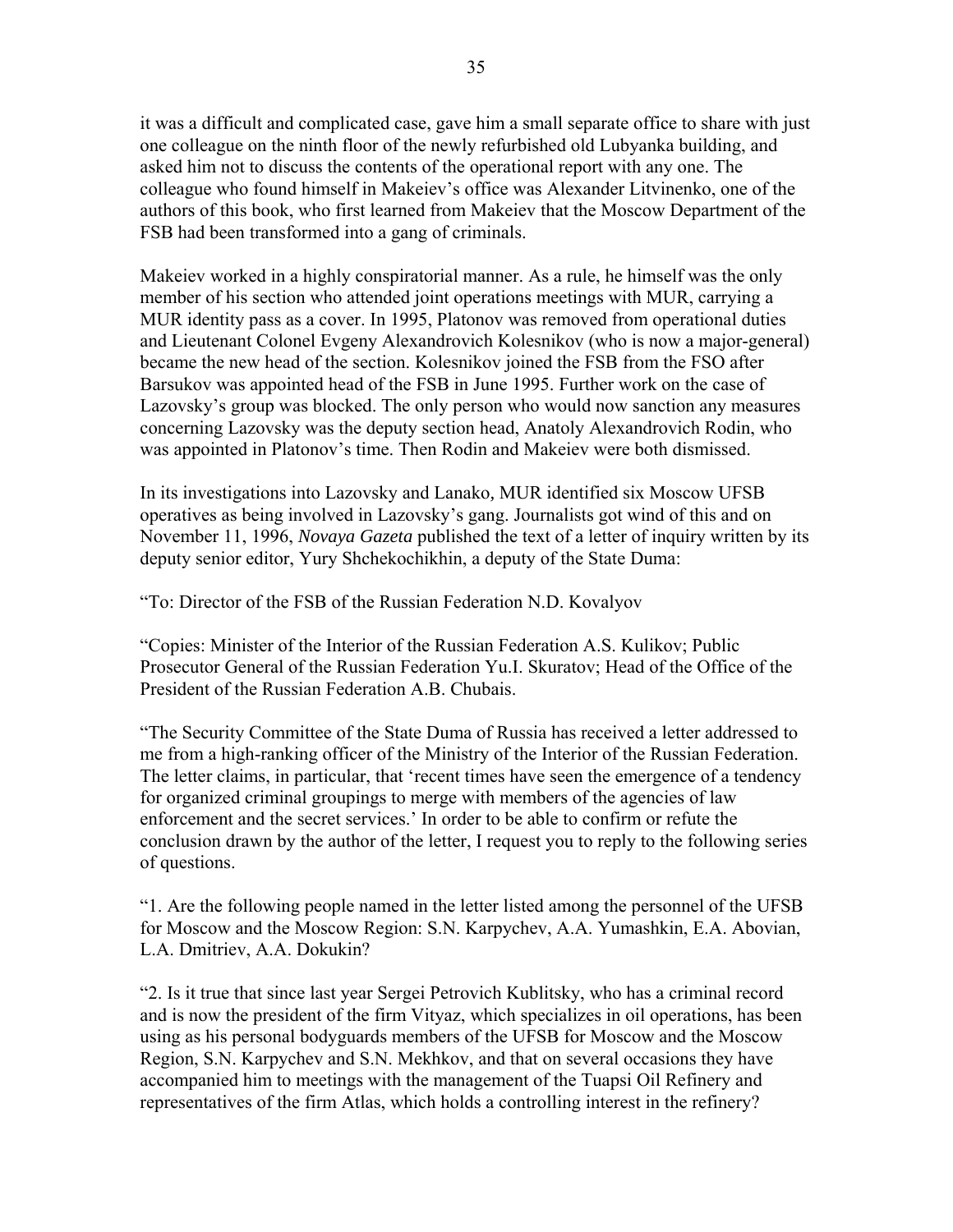it was a difficult and complicated case, gave him a small separate office to share with just one colleague on the ninth floor of the newly refurbished old Lubyanka building, and asked him not to discuss the contents of the operational report with any one. The colleague who found himself in Makeiev's office was Alexander Litvinenko, one of the authors of this book, who first learned from Makeiev that the Moscow Department of the FSB had been transformed into a gang of criminals.

Makeiev worked in a highly conspiratorial manner. As a rule, he himself was the only member of his section who attended joint operations meetings with MUR, carrying a MUR identity pass as a cover. In 1995, Platonov was removed from operational duties and Lieutenant Colonel Evgeny Alexandrovich Kolesnikov (who is now a major-general) became the new head of the section. Kolesnikov joined the FSB from the FSO after Barsukov was appointed head of the FSB in June 1995. Further work on the case of Lazovsky's group was blocked. The only person who would now sanction any measures concerning Lazovsky was the deputy section head, Anatoly Alexandrovich Rodin, who was appointed in Platonov's time. Then Rodin and Makeiev were both dismissed.

In its investigations into Lazovsky and Lanako*,* MUR identified six Moscow UFSB operatives as being involved in Lazovsky's gang. Journalists got wind of this and on November 11, 1996, *Novaya Gazeta* published the text of a letter of inquiry written by its deputy senior editor, Yury Shchekochikhin, a deputy of the State Duma:

"To: Director of the FSB of the Russian Federation N.D. Kovalyov

"Copies: Minister of the Interior of the Russian Federation A.S. Kulikov; Public Prosecutor General of the Russian Federation Yu.I. Skuratov; Head of the Office of the President of the Russian Federation A.B. Chubais.

"The Security Committee of the State Duma of Russia has received a letter addressed to me from a high-ranking officer of the Ministry of the Interior of the Russian Federation. The letter claims, in particular, that 'recent times have seen the emergence of a tendency for organized criminal groupings to merge with members of the agencies of law enforcement and the secret services.' In order to be able to confirm or refute the conclusion drawn by the author of the letter, I request you to reply to the following series of questions.

"1. Are the following people named in the letter listed among the personnel of the UFSB for Moscow and the Moscow Region: S.N. Karpychev, A.A. Yumashkin, E.A. Abovian, L.A. Dmitriev, A.A. Dokukin?

"2. Is it true that since last year Sergei Petrovich Kublitsky, who has a criminal record and is now the president of the firm Vityaz, which specializes in oil operations, has been using as his personal bodyguards members of the UFSB for Moscow and the Moscow Region, S.N. Karpychev and S.N. Mekhkov, and that on several occasions they have accompanied him to meetings with the management of the Tuapsi Oil Refinery and representatives of the firm Atlas, which holds a controlling interest in the refinery?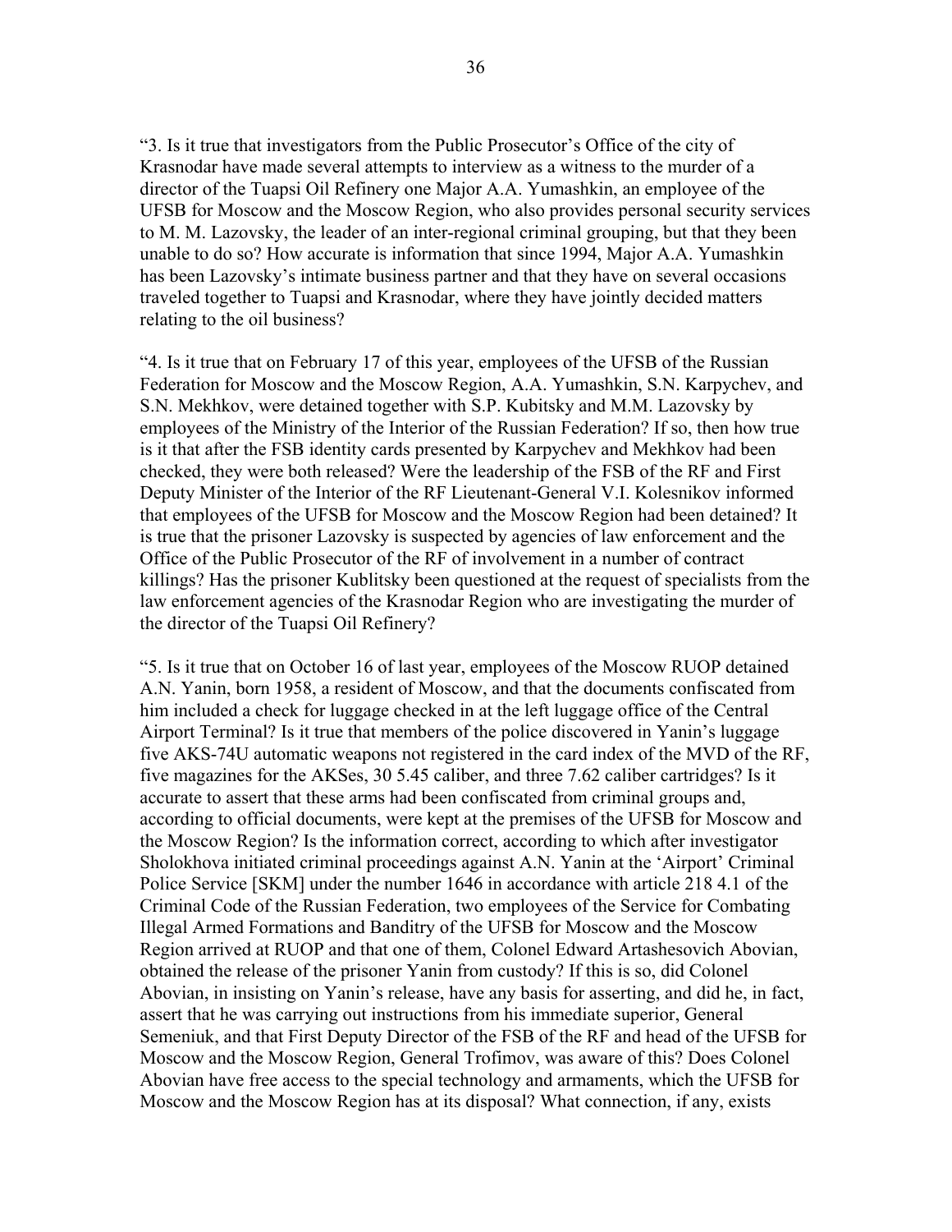"3. Is it true that investigators from the Public Prosecutor's Office of the city of Krasnodar have made several attempts to interview as a witness to the murder of a director of the Tuapsi Oil Refinery one Major A.A. Yumashkin, an employee of the UFSB for Moscow and the Moscow Region, who also provides personal security services to M. M. Lazovsky, the leader of an inter-regional criminal grouping, but that they been unable to do so? How accurate is information that since 1994, Major A.A. Yumashkin has been Lazovsky's intimate business partner and that they have on several occasions traveled together to Tuapsi and Krasnodar, where they have jointly decided matters relating to the oil business?

"4. Is it true that on February 17 of this year, employees of the UFSB of the Russian Federation for Moscow and the Moscow Region, A.A. Yumashkin, S.N. Karpychev, and S.N. Mekhkov, were detained together with S.P. Kubitsky and M.M. Lazovsky by employees of the Ministry of the Interior of the Russian Federation? If so, then how true is it that after the FSB identity cards presented by Karpychev and Mekhkov had been checked, they were both released? Were the leadership of the FSB of the RF and First Deputy Minister of the Interior of the RF Lieutenant-General V.I. Kolesnikov informed that employees of the UFSB for Moscow and the Moscow Region had been detained? It is true that the prisoner Lazovsky is suspected by agencies of law enforcement and the Office of the Public Prosecutor of the RF of involvement in a number of contract killings? Has the prisoner Kublitsky been questioned at the request of specialists from the law enforcement agencies of the Krasnodar Region who are investigating the murder of the director of the Tuapsi Oil Refinery?

"5. Is it true that on October 16 of last year, employees of the Moscow RUOP detained A.N. Yanin, born 1958, a resident of Moscow, and that the documents confiscated from him included a check for luggage checked in at the left luggage office of the Central Airport Terminal? Is it true that members of the police discovered in Yanin's luggage five AKS-74U automatic weapons not registered in the card index of the MVD of the RF, five magazines for the AKSes, 30 5.45 caliber, and three 7.62 caliber cartridges? Is it accurate to assert that these arms had been confiscated from criminal groups and, according to official documents, were kept at the premises of the UFSB for Moscow and the Moscow Region? Is the information correct, according to which after investigator Sholokhova initiated criminal proceedings against A.N. Yanin at the 'Airport' Criminal Police Service [SKM] under the number 1646 in accordance with article 218 4.1 of the Criminal Code of the Russian Federation, two employees of the Service for Combating Illegal Armed Formations and Banditry of the UFSB for Moscow and the Moscow Region arrived at RUOP and that one of them, Colonel Edward Artashesovich Abovian, obtained the release of the prisoner Yanin from custody? If this is so, did Colonel Abovian, in insisting on Yanin's release, have any basis for asserting, and did he, in fact, assert that he was carrying out instructions from his immediate superior, General Semeniuk, and that First Deputy Director of the FSB of the RF and head of the UFSB for Moscow and the Moscow Region, General Trofimov, was aware of this? Does Colonel Abovian have free access to the special technology and armaments, which the UFSB for Moscow and the Moscow Region has at its disposal? What connection, if any, exists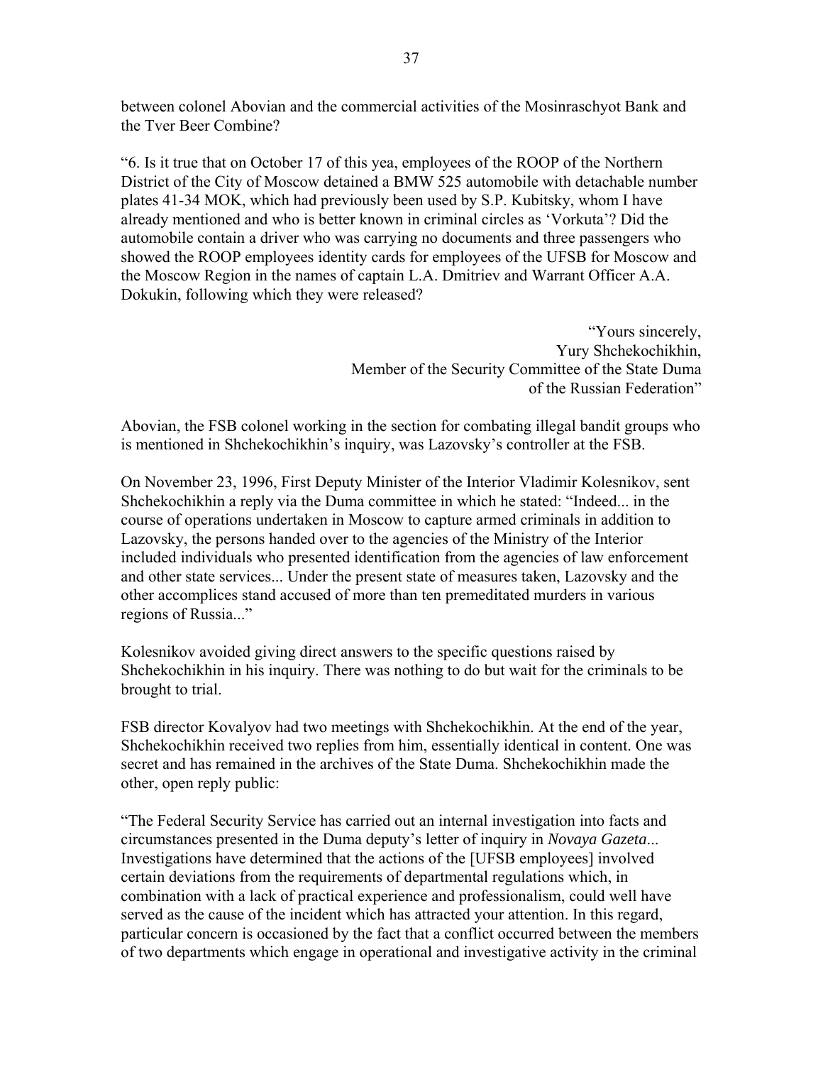between colonel Abovian and the commercial activities of the Mosinraschyot Bank and the Tver Beer Combine?

"6. Is it true that on October 17 of this yea, employees of the ROOP of the Northern District of the City of Moscow detained a BMW 525 automobile with detachable number plates 41-34 MOK, which had previously been used by S.P. Kubitsky, whom I have already mentioned and who is better known in criminal circles as 'Vorkuta'? Did the automobile contain a driver who was carrying no documents and three passengers who showed the ROOP employees identity cards for employees of the UFSB for Moscow and the Moscow Region in the names of captain L.A. Dmitriev and Warrant Officer A.A. Dokukin, following which they were released?

"Yours sincerely,
Yury Shchekochikhin,
Member of the Security Committee of the State Duma
of the Russian Federation"

Abovian, the FSB colonel working in the section for combating illegal bandit groups who is mentioned in Shchekochikhin's inquiry, was Lazovsky's controller at the FSB.

On November 23, 1996, First Deputy Minister of the Interior Vladimir Kolesnikov, sent Shchekochikhin a reply via the Duma committee in which he stated: "Indeed... in the course of operations undertaken in Moscow to capture armed criminals in addition to Lazovsky, the persons handed over to the agencies of the Ministry of the Interior included individuals who presented identification from the agencies of law enforcement and other state services... Under the present state of measures taken, Lazovsky and the other accomplices stand accused of more than ten premeditated murders in various regions of Russia..."

Kolesnikov avoided giving direct answers to the specific questions raised by Shchekochikhin in his inquiry. There was nothing to do but wait for the criminals to be brought to trial.

FSB director Kovalyov had two meetings with Shchekochikhin. At the end of the year, Shchekochikhin received two replies from him, essentially identical in content. One was secret and has remained in the archives of the State Duma. Shchekochikhin made the other, open reply public:

"The Federal Security Service has carried out an internal investigation into facts and circumstances presented in the Duma deputy's letter of inquiry in *Novaya Gazeta*... Investigations have determined that the actions of the [UFSB employees] involved certain deviations from the requirements of departmental regulations which, in combination with a lack of practical experience and professionalism, could well have served as the cause of the incident which has attracted your attention. In this regard, particular concern is occasioned by the fact that a conflict occurred between the members of two departments which engage in operational and investigative activity in the criminal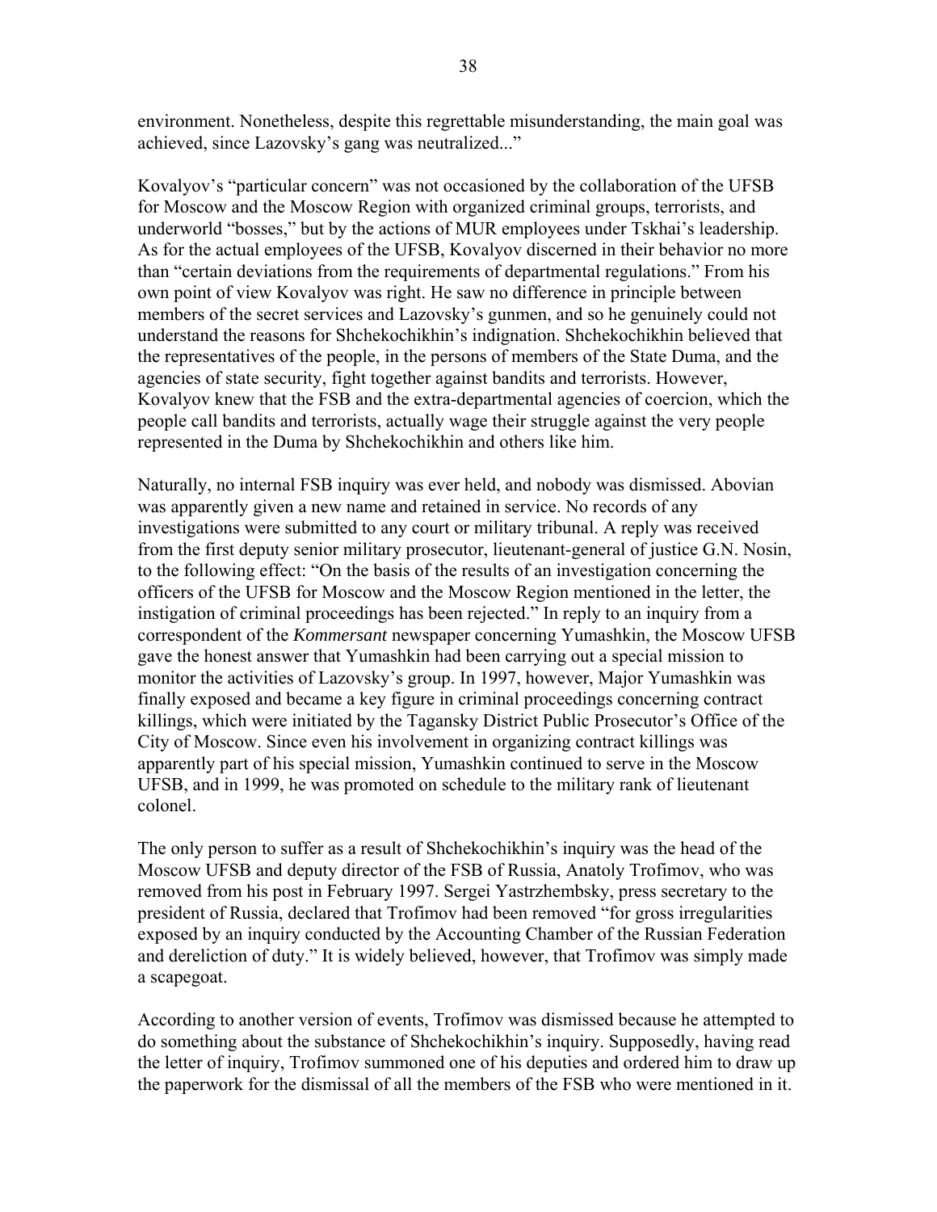environment. Nonetheless, despite this regrettable misunderstanding, the main goal was achieved, since Lazovsky's gang was neutralized..."

Kovalyov's "particular concern" was not occasioned by the collaboration of the UFSB for Moscow and the Moscow Region with organized criminal groups, terrorists, and underworld "bosses," but by the actions of MUR employees under Tskhai's leadership. As for the actual employees of the UFSB, Kovalyov discerned in their behavior no more than "certain deviations from the requirements of departmental regulations." From his own point of view Kovalyov was right. He saw no difference in principle between members of the secret services and Lazovsky's gunmen, and so he genuinely could not understand the reasons for Shchekochikhin's indignation. Shchekochikhin believed that the representatives of the people, in the persons of members of the State Duma, and the agencies of state security, fight together against bandits and terrorists. However, Kovalyov knew that the FSB and the extra-departmental agencies of coercion, which the people call bandits and terrorists, actually wage their struggle against the very people represented in the Duma by Shchekochikhin and others like him.

Naturally, no internal FSB inquiry was ever held, and nobody was dismissed. Abovian was apparently given a new name and retained in service. No records of any investigations were submitted to any court or military tribunal. A reply was received from the first deputy senior military prosecutor, lieutenant-general of justice G.N. Nosin, to the following effect: "On the basis of the results of an investigation concerning the officers of the UFSB for Moscow and the Moscow Region mentioned in the letter, the instigation of criminal proceedings has been rejected." In reply to an inquiry from a correspondent of the *Kommersant* newspaper concerning Yumashkin, the Moscow UFSB gave the honest answer that Yumashkin had been carrying out a special mission to monitor the activities of Lazovsky's group. In 1997, however, Major Yumashkin was finally exposed and became a key figure in criminal proceedings concerning contract killings, which were initiated by the Tagansky District Public Prosecutor's Office of the City of Moscow. Since even his involvement in organizing contract killings was apparently part of his special mission, Yumashkin continued to serve in the Moscow UFSB, and in 1999, he was promoted on schedule to the military rank of lieutenant colonel.

The only person to suffer as a result of Shchekochikhin's inquiry was the head of the Moscow UFSB and deputy director of the FSB of Russia, Anatoly Trofimov, who was removed from his post in February 1997. Sergei Yastrzhembsky, press secretary to the president of Russia, declared that Trofimov had been removed "for gross irregularities exposed by an inquiry conducted by the Accounting Chamber of the Russian Federation and dereliction of duty." It is widely believed, however, that Trofimov was simply made a scapegoat.

According to another version of events, Trofimov was dismissed because he attempted to do something about the substance of Shchekochikhin's inquiry. Supposedly, having read the letter of inquiry, Trofimov summoned one of his deputies and ordered him to draw up the paperwork for the dismissal of all the members of the FSB who were mentioned in it.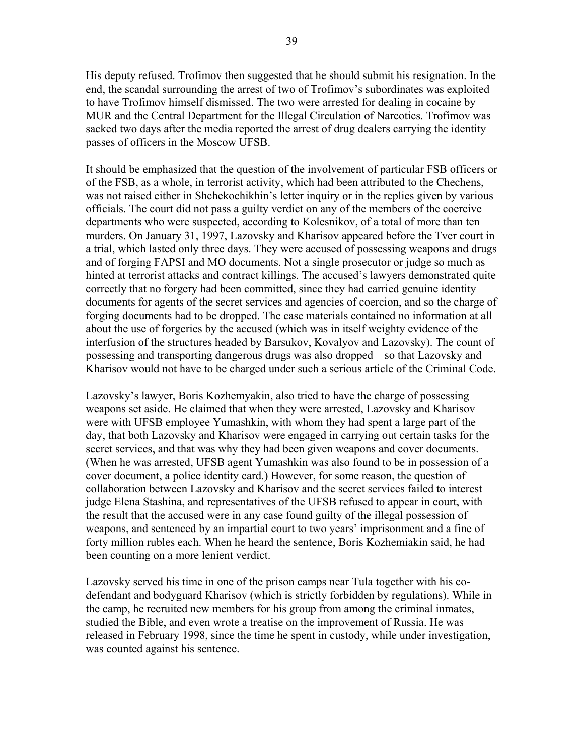His deputy refused. Trofimov then suggested that he should submit his resignation. In the end, the scandal surrounding the arrest of two of Trofimov's subordinates was exploited to have Trofimov himself dismissed. The two were arrested for dealing in cocaine by MUR and the Central Department for the Illegal Circulation of Narcotics. Trofimov was sacked two days after the media reported the arrest of drug dealers carrying the identity passes of officers in the Moscow UFSB.

It should be emphasized that the question of the involvement of particular FSB officers or of the FSB, as a whole, in terrorist activity, which had been attributed to the Chechens, was not raised either in Shchekochikhin's letter inquiry or in the replies given by various officials. The court did not pass a guilty verdict on any of the members of the coercive departments who were suspected, according to Kolesnikov, of a total of more than ten murders. On January 31, 1997, Lazovsky and Kharisov appeared before the Tver court in a trial, which lasted only three days. They were accused of possessing weapons and drugs and of forging FAPSI and MO documents. Not a single prosecutor or judge so much as hinted at terrorist attacks and contract killings. The accused's lawyers demonstrated quite correctly that no forgery had been committed, since they had carried genuine identity documents for agents of the secret services and agencies of coercion, and so the charge of forging documents had to be dropped. The case materials contained no information at all about the use of forgeries by the accused (which was in itself weighty evidence of the interfusion of the structures headed by Barsukov, Kovalyov and Lazovsky). The count of possessing and transporting dangerous drugs was also dropped—so that Lazovsky and Kharisov would not have to be charged under such a serious article of the Criminal Code.

Lazovsky's lawyer, Boris Kozhemyakin, also tried to have the charge of possessing weapons set aside. He claimed that when they were arrested, Lazovsky and Kharisov were with UFSB employee Yumashkin, with whom they had spent a large part of the day, that both Lazovsky and Kharisov were engaged in carrying out certain tasks for the secret services, and that was why they had been given weapons and cover documents. (When he was arrested, UFSB agent Yumashkin was also found to be in possession of a cover document, a police identity card.) However, for some reason, the question of collaboration between Lazovsky and Kharisov and the secret services failed to interest judge Elena Stashina, and representatives of the UFSB refused to appear in court, with the result that the accused were in any case found guilty of the illegal possession of weapons, and sentenced by an impartial court to two years' imprisonment and a fine of forty million rubles each. When he heard the sentence, Boris Kozhemiakin said, he had been counting on a more lenient verdict.

Lazovsky served his time in one of the prison camps near Tula together with his co-defendant and bodyguard Kharisov (which is strictly forbidden by regulations). While in the camp, he recruited new members for his group from among the criminal inmates, studied the Bible, and even wrote a treatise on the improvement of Russia. He was released in February 1998, since the time he spent in custody, while under investigation, was counted against his sentence.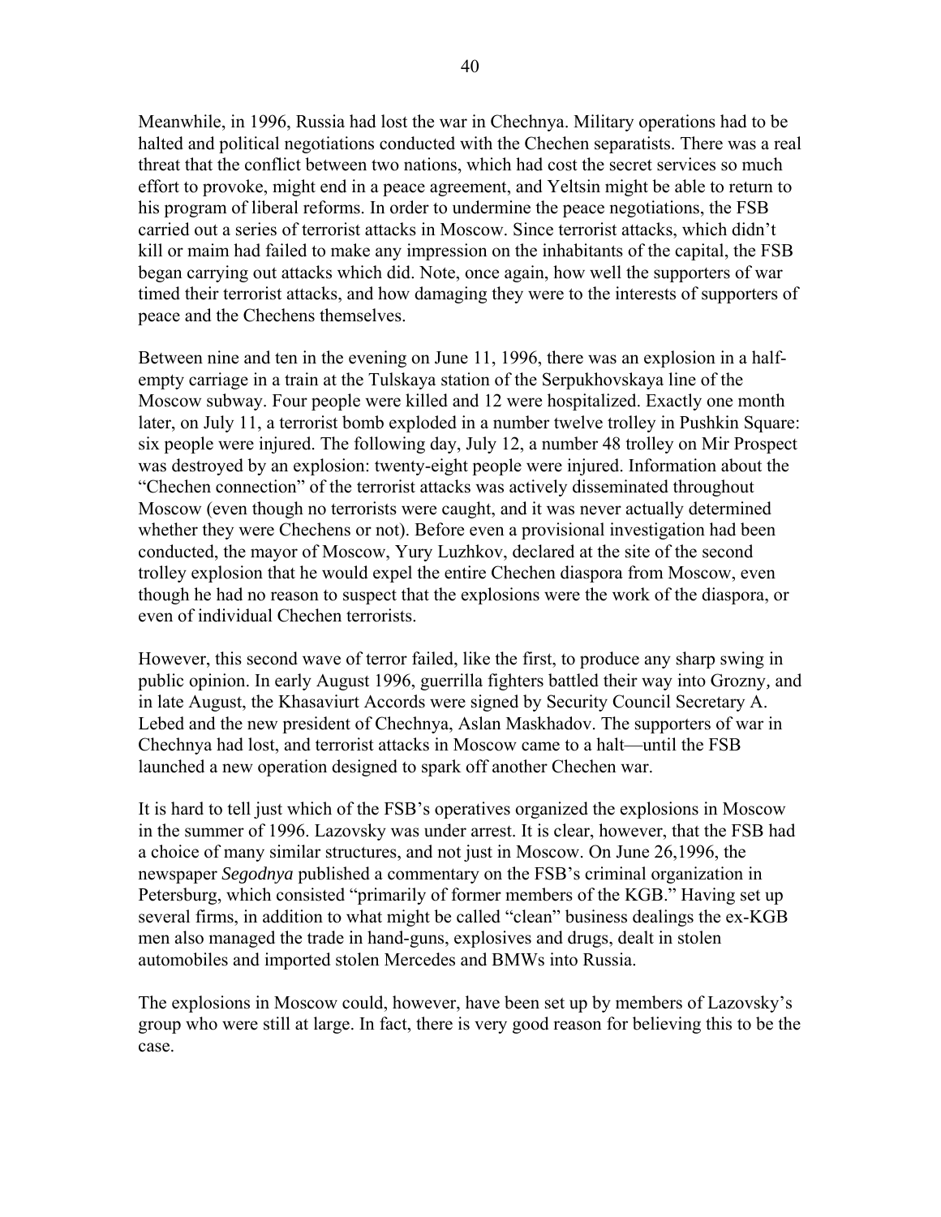Meanwhile, in 1996, Russia had lost the war in Chechnya. Military operations had to be halted and political negotiations conducted with the Chechen separatists. There was a real threat that the conflict between two nations, which had cost the secret services so much effort to provoke, might end in a peace agreement, and Yeltsin might be able to return to his program of liberal reforms. In order to undermine the peace negotiations, the FSB carried out a series of terrorist attacks in Moscow. Since terrorist attacks, which didn't kill or maim had failed to make any impression on the inhabitants of the capital, the FSB began carrying out attacks which did. Note, once again, how well the supporters of war timed their terrorist attacks, and how damaging they were to the interests of supporters of peace and the Chechens themselves.

Between nine and ten in the evening on June 11, 1996, there was an explosion in a half-empty carriage in a train at the Tulskaya station of the Serpukhovskaya line of the Moscow subway. Four people were killed and 12 were hospitalized. Exactly one month later, on July 11, a terrorist bomb exploded in a number twelve trolley in Pushkin Square: six people were injured. The following day, July 12, a number 48 trolley on Mir Prospect was destroyed by an explosion: twenty-eight people were injured. Information about the "Chechen connection" of the terrorist attacks was actively disseminated throughout Moscow (even though no terrorists were caught, and it was never actually determined whether they were Chechens or not). Before even a provisional investigation had been conducted, the mayor of Moscow, Yury Luzhkov, declared at the site of the second trolley explosion that he would expel the entire Chechen diaspora from Moscow, even though he had no reason to suspect that the explosions were the work of the diaspora, or even of individual Chechen terrorists.

However, this second wave of terror failed, like the first, to produce any sharp swing in public opinion. In early August 1996, guerrilla fighters battled their way into Grozny, and in late August, the Khasaviurt Accords were signed by Security Council Secretary A. Lebed and the new president of Chechnya, Aslan Maskhadov. The supporters of war in Chechnya had lost, and terrorist attacks in Moscow came to a halt—until the FSB launched a new operation designed to spark off another Chechen war.

It is hard to tell just which of the FSB's operatives organized the explosions in Moscow in the summer of 1996. Lazovsky was under arrest. It is clear, however, that the FSB had a choice of many similar structures, and not just in Moscow. On June 26,1996, the newspaper *Segodnya* published a commentary on the FSB's criminal organization in Petersburg, which consisted "primarily of former members of the KGB." Having set up several firms, in addition to what might be called "clean" business dealings the ex-KGB men also managed the trade in hand-guns, explosives and drugs, dealt in stolen automobiles and imported stolen Mercedes and BMWs into Russia.

The explosions in Moscow could, however, have been set up by members of Lazovsky's group who were still at large. In fact, there is very good reason for believing this to be the case.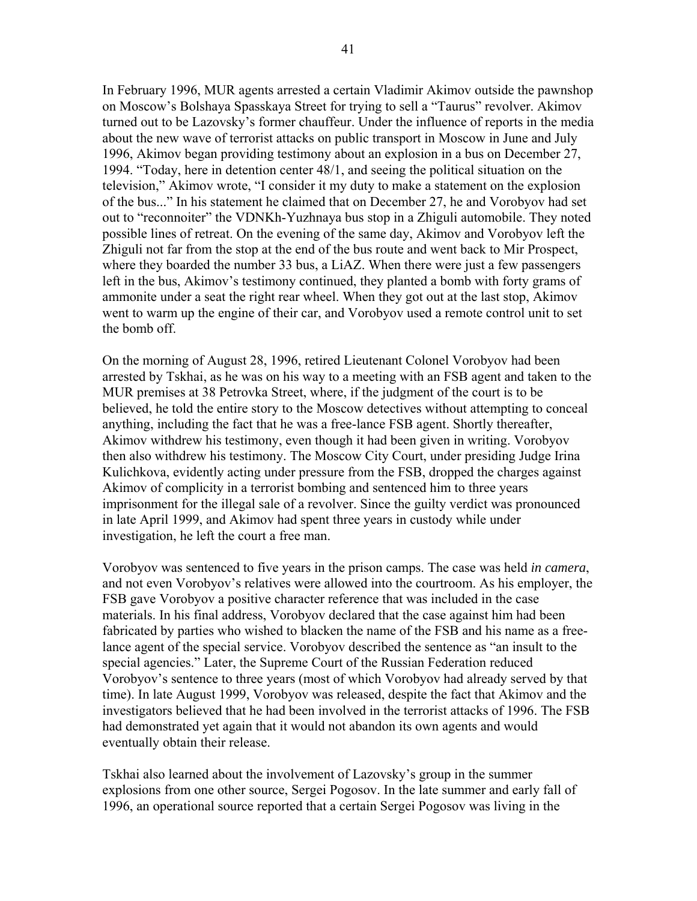In February 1996, MUR agents arrested a certain Vladimir Akimov outside the pawnshop on Moscow's Bolshaya Spasskaya Street for trying to sell a "Taurus" revolver. Akimov turned out to be Lazovsky's former chauffeur. Under the influence of reports in the media about the new wave of terrorist attacks on public transport in Moscow in June and July 1996, Akimov began providing testimony about an explosion in a bus on December 27, 1994. "Today, here in detention center 48/1, and seeing the political situation on the television," Akimov wrote, "I consider it my duty to make a statement on the explosion of the bus..." In his statement he claimed that on December 27, he and Vorobyov had set out to "reconnoiter" the VDNKh-Yuzhnaya bus stop in a Zhiguli automobile. They noted possible lines of retreat. On the evening of the same day, Akimov and Vorobyov left the Zhiguli not far from the stop at the end of the bus route and went back to Mir Prospect, where they boarded the number 33 bus, a LiAZ. When there were just a few passengers left in the bus, Akimov's testimony continued, they planted a bomb with forty grams of ammonite under a seat the right rear wheel. When they got out at the last stop, Akimov went to warm up the engine of their car, and Vorobyov used a remote control unit to set the bomb off.

On the morning of August 28, 1996, retired Lieutenant Colonel Vorobyov had been arrested by Tskhai, as he was on his way to a meeting with an FSB agent and taken to the MUR premises at 38 Petrovka Street, where, if the judgment of the court is to be believed, he told the entire story to the Moscow detectives without attempting to conceal anything, including the fact that he was a free-lance FSB agent. Shortly thereafter, Akimov withdrew his testimony, even though it had been given in writing. Vorobyov then also withdrew his testimony. The Moscow City Court, under presiding Judge Irina Kulichkova, evidently acting under pressure from the FSB, dropped the charges against Akimov of complicity in a terrorist bombing and sentenced him to three years imprisonment for the illegal sale of a revolver. Since the guilty verdict was pronounced in late April 1999, and Akimov had spent three years in custody while under investigation, he left the court a free man.

Vorobyov was sentenced to five years in the prison camps. The case was held *in camera*, and not even Vorobyov's relatives were allowed into the courtroom. As his employer, the FSB gave Vorobyov a positive character reference that was included in the case materials. In his final address, Vorobyov declared that the case against him had been fabricated by parties who wished to blacken the name of the FSB and his name as a free-lance agent of the special service. Vorobyov described the sentence as "an insult to the special agencies." Later, the Supreme Court of the Russian Federation reduced Vorobyov's sentence to three years (most of which Vorobyov had already served by that time). In late August 1999, Vorobyov was released, despite the fact that Akimov and the investigators believed that he had been involved in the terrorist attacks of 1996. The FSB had demonstrated yet again that it would not abandon its own agents and would eventually obtain their release.

Tskhai also learned about the involvement of Lazovsky's group in the summer explosions from one other source, Sergei Pogosov. In the late summer and early fall of 1996, an operational source reported that a certain Sergei Pogosov was living in the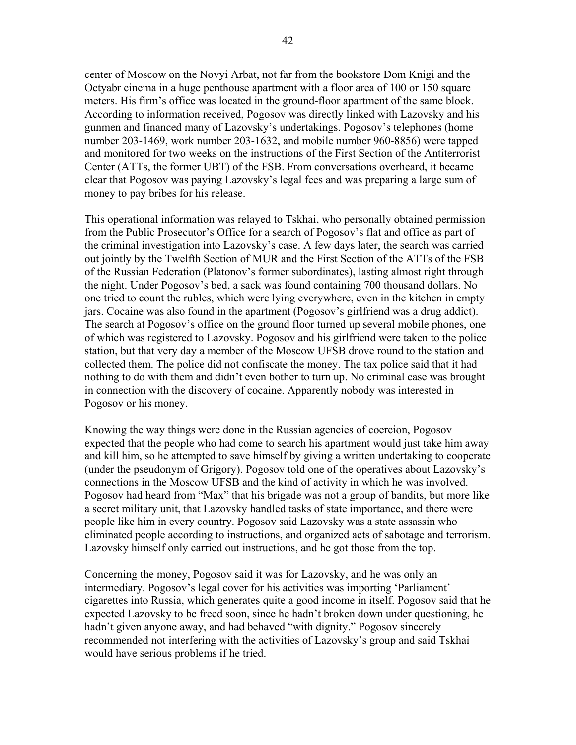center of Moscow on the Novyi Arbat, not far from the bookstore Dom Knigi and the Octyabr cinema in a huge penthouse apartment with a floor area of 100 or 150 square meters. His firm's office was located in the ground-floor apartment of the same block. According to information received, Pogosov was directly linked with Lazovsky and his gunmen and financed many of Lazovsky's undertakings. Pogosov's telephones (home number 203-1469, work number 203-1632, and mobile number 960-8856) were tapped and monitored for two weeks on the instructions of the First Section of the Antiterrorist Center (ATTs, the former UBT) of the FSB. From conversations overheard, it became clear that Pogosov was paying Lazovsky's legal fees and was preparing a large sum of money to pay bribes for his release.

This operational information was relayed to Tskhai, who personally obtained permission from the Public Prosecutor's Office for a search of Pogosov's flat and office as part of the criminal investigation into Lazovsky's case. A few days later, the search was carried out jointly by the Twelfth Section of MUR and the First Section of the ATTs of the FSB of the Russian Federation (Platonov's former subordinates), lasting almost right through the night. Under Pogosov's bed, a sack was found containing 700 thousand dollars. No one tried to count the rubles, which were lying everywhere, even in the kitchen in empty jars. Cocaine was also found in the apartment (Pogosov's girlfriend was a drug addict). The search at Pogosov's office on the ground floor turned up several mobile phones, one of which was registered to Lazovsky. Pogosov and his girlfriend were taken to the police station, but that very day a member of the Moscow UFSB drove round to the station and collected them. The police did not confiscate the money. The tax police said that it had nothing to do with them and didn't even bother to turn up. No criminal case was brought in connection with the discovery of cocaine. Apparently nobody was interested in Pogosov or his money.

Knowing the way things were done in the Russian agencies of coercion, Pogosov expected that the people who had come to search his apartment would just take him away and kill him, so he attempted to save himself by giving a written undertaking to cooperate (under the pseudonym of Grigory). Pogosov told one of the operatives about Lazovsky's connections in the Moscow UFSB and the kind of activity in which he was involved. Pogosov had heard from "Max" that his brigade was not a group of bandits, but more like a secret military unit, that Lazovsky handled tasks of state importance, and there were people like him in every country. Pogosov said Lazovsky was a state assassin who eliminated people according to instructions, and organized acts of sabotage and terrorism. Lazovsky himself only carried out instructions, and he got those from the top.

Concerning the money, Pogosov said it was for Lazovsky, and he was only an intermediary. Pogosov's legal cover for his activities was importing 'Parliament' cigarettes into Russia, which generates quite a good income in itself. Pogosov said that he expected Lazovsky to be freed soon, since he hadn't broken down under questioning, he hadn't given anyone away, and had behaved "with dignity." Pogosov sincerely recommended not interfering with the activities of Lazovsky's group and said Tskhai would have serious problems if he tried.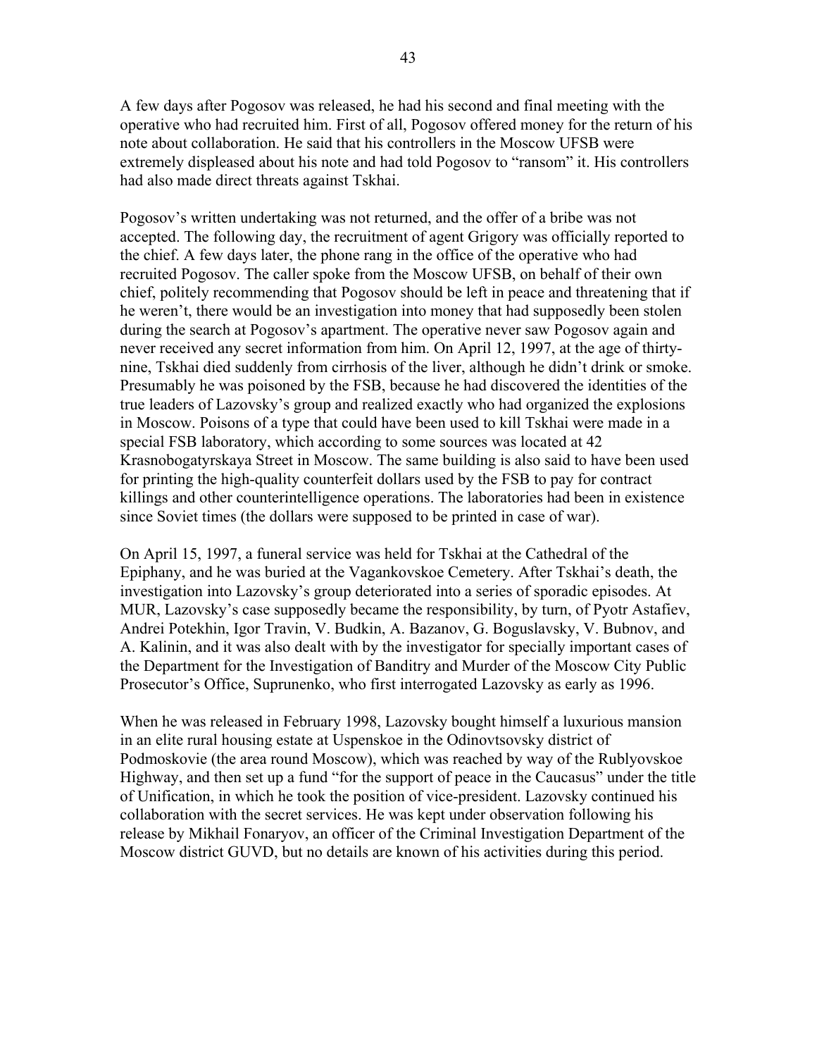A few days after Pogosov was released, he had his second and final meeting with the operative who had recruited him. First of all, Pogosov offered money for the return of his note about collaboration. He said that his controllers in the Moscow UFSB were extremely displeased about his note and had told Pogosov to "ransom" it. His controllers had also made direct threats against Tskhai.

Pogosov's written undertaking was not returned, and the offer of a bribe was not accepted. The following day, the recruitment of agent Grigory was officially reported to the chief. A few days later, the phone rang in the office of the operative who had recruited Pogosov. The caller spoke from the Moscow UFSB, on behalf of their own chief, politely recommending that Pogosov should be left in peace and threatening that if he weren't, there would be an investigation into money that had supposedly been stolen during the search at Pogosov's apartment. The operative never saw Pogosov again and never received any secret information from him. On April 12, 1997, at the age of thirty-nine, Tskhai died suddenly from cirrhosis of the liver, although he didn't drink or smoke. Presumably he was poisoned by the FSB, because he had discovered the identities of the true leaders of Lazovsky's group and realized exactly who had organized the explosions in Moscow. Poisons of a type that could have been used to kill Tskhai were made in a special FSB laboratory, which according to some sources was located at 42 Krasnobogatyrskaya Street in Moscow. The same building is also said to have been used for printing the high-quality counterfeit dollars used by the FSB to pay for contract killings and other counterintelligence operations. The laboratories had been in existence since Soviet times (the dollars were supposed to be printed in case of war).

On April 15, 1997, a funeral service was held for Tskhai at the Cathedral of the Epiphany, and he was buried at the Vagankovskoe Cemetery. After Tskhai's death, the investigation into Lazovsky's group deteriorated into a series of sporadic episodes. At MUR, Lazovsky's case supposedly became the responsibility, by turn, of Pyotr Astafiev, Andrei Potekhin, Igor Travin, V. Budkin, A. Bazanov, G. Boguslavsky, V. Bubnov, and A. Kalinin, and it was also dealt with by the investigator for specially important cases of the Department for the Investigation of Banditry and Murder of the Moscow City Public Prosecutor's Office, Suprunenko, who first interrogated Lazovsky as early as 1996.

When he was released in February 1998, Lazovsky bought himself a luxurious mansion in an elite rural housing estate at Uspenskoe in the Odinovtsovsky district of Podmoskovie (the area round Moscow), which was reached by way of the Rublyovskoe Highway, and then set up a fund "for the support of peace in the Caucasus" under the title of Unification, in which he took the position of vice-president. Lazovsky continued his collaboration with the secret services. He was kept under observation following his release by Mikhail Fonaryov, an officer of the Criminal Investigation Department of the Moscow district GUVD, but no details are known of his activities during this period.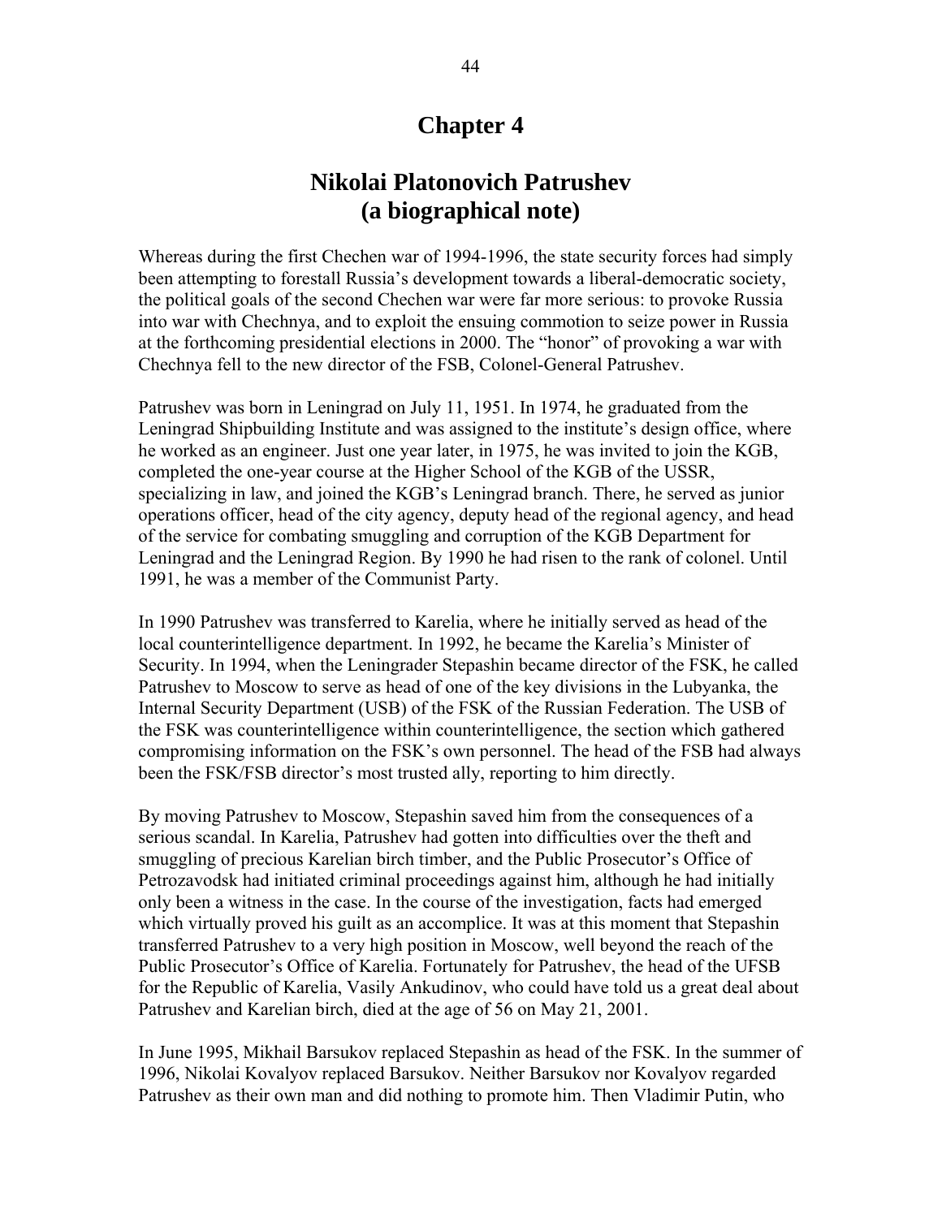# Chapter 4

## Nikolai Platonovich Patrushev (a biographical note)

Whereas during the first Chechen war of 1994-1996, the state security forces had simply been attempting to forestall Russia's development towards a liberal-democratic society, the political goals of the second Chechen war were far more serious: to provoke Russia into war with Chechnya, and to exploit the ensuing commotion to seize power in Russia at the forthcoming presidential elections in 2000. The "honor" of provoking a war with Chechnya fell to the new director of the FSB, Colonel-General Patrushev.

Patrushev was born in Leningrad on July 11, 1951. In 1974, he graduated from the Leningrad Shipbuilding Institute and was assigned to the institute's design office, where he worked as an engineer. Just one year later, in 1975, he was invited to join the KGB, completed the one-year course at the Higher School of the KGB of the USSR, specializing in law, and joined the KGB's Leningrad branch. There, he served as junior operations officer, head of the city agency, deputy head of the regional agency, and head of the service for combating smuggling and corruption of the KGB Department for Leningrad and the Leningrad Region. By 1990 he had risen to the rank of colonel. Until 1991, he was a member of the Communist Party.

In 1990 Patrushev was transferred to Karelia, where he initially served as head of the local counterintelligence department. In 1992, he became the Karelia's Minister of Security. In 1994, when the Leningrader Stepashin became director of the FSK, he called Patrushev to Moscow to serve as head of one of the key divisions in the Lubyanka, the Internal Security Department (USB) of the FSK of the Russian Federation. The USB of the FSK was counterintelligence within counterintelligence, the section which gathered compromising information on the FSK's own personnel. The head of the FSB had always been the FSK/FSB director's most trusted ally, reporting to him directly.

By moving Patrushev to Moscow, Stepashin saved him from the consequences of a serious scandal. In Karelia, Patrushev had gotten into difficulties over the theft and smuggling of precious Karelian birch timber, and the Public Prosecutor's Office of Petrozavodsk had initiated criminal proceedings against him, although he had initially only been a witness in the case. In the course of the investigation, facts had emerged which virtually proved his guilt as an accomplice. It was at this moment that Stepashin transferred Patrushev to a very high position in Moscow, well beyond the reach of the Public Prosecutor's Office of Karelia. Fortunately for Patrushev, the head of the UFSB for the Republic of Karelia, Vasily Ankudinov, who could have told us a great deal about Patrushev and Karelian birch, died at the age of 56 on May 21, 2001.

In June 1995, Mikhail Barsukov replaced Stepashin as head of the FSK. In the summer of 1996, Nikolai Kovalyov replaced Barsukov. Neither Barsukov nor Kovalyov regarded Patrushev as their own man and did nothing to promote him. Then Vladimir Putin, who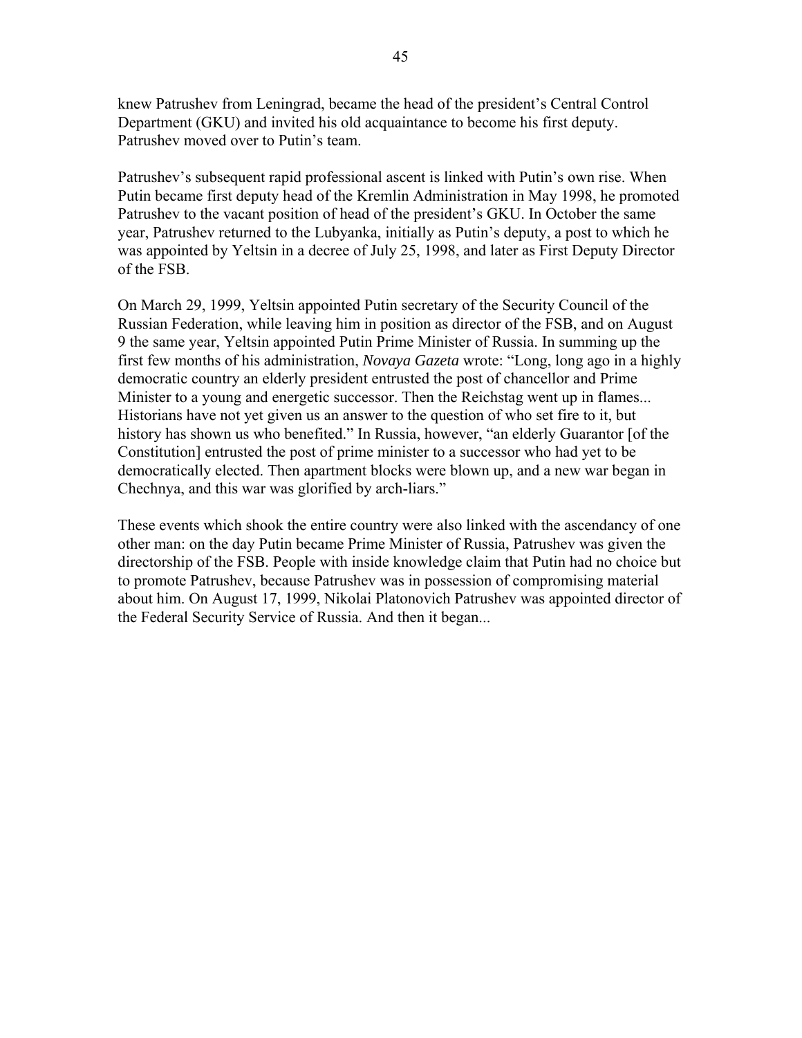knew Patrushev from Leningrad, became the head of the president's Central Control Department (GKU) and invited his old acquaintance to become his first deputy. Patrushev moved over to Putin's team.

Patrushev's subsequent rapid professional ascent is linked with Putin's own rise. When Putin became first deputy head of the Kremlin Administration in May 1998, he promoted Patrushev to the vacant position of head of the president's GKU. In October the same year, Patrushev returned to the Lubyanka, initially as Putin's deputy, a post to which he was appointed by Yeltsin in a decree of July 25, 1998, and later as First Deputy Director of the FSB.

On March 29, 1999, Yeltsin appointed Putin secretary of the Security Council of the Russian Federation, while leaving him in position as director of the FSB, and on August 9 the same year, Yeltsin appointed Putin Prime Minister of Russia. In summing up the first few months of his administration, *Novaya Gazeta* wrote: "Long, long ago in a highly democratic country an elderly president entrusted the post of chancellor and Prime Minister to a young and energetic successor. Then the Reichstag went up in flames... Historians have not yet given us an answer to the question of who set fire to it, but history has shown us who benefited." In Russia, however, "an elderly Guarantor [of the Constitution] entrusted the post of prime minister to a successor who had yet to be democratically elected. Then apartment blocks were blown up, and a new war began in Chechnya, and this war was glorified by arch-liars."

These events which shook the entire country were also linked with the ascendancy of one other man: on the day Putin became Prime Minister of Russia, Patrushev was given the directorship of the FSB. People with inside knowledge claim that Putin had no choice but to promote Patrushev, because Patrushev was in possession of compromising material about him. On August 17, 1999, Nikolai Platonovich Patrushev was appointed director of the Federal Security Service of Russia. And then it began...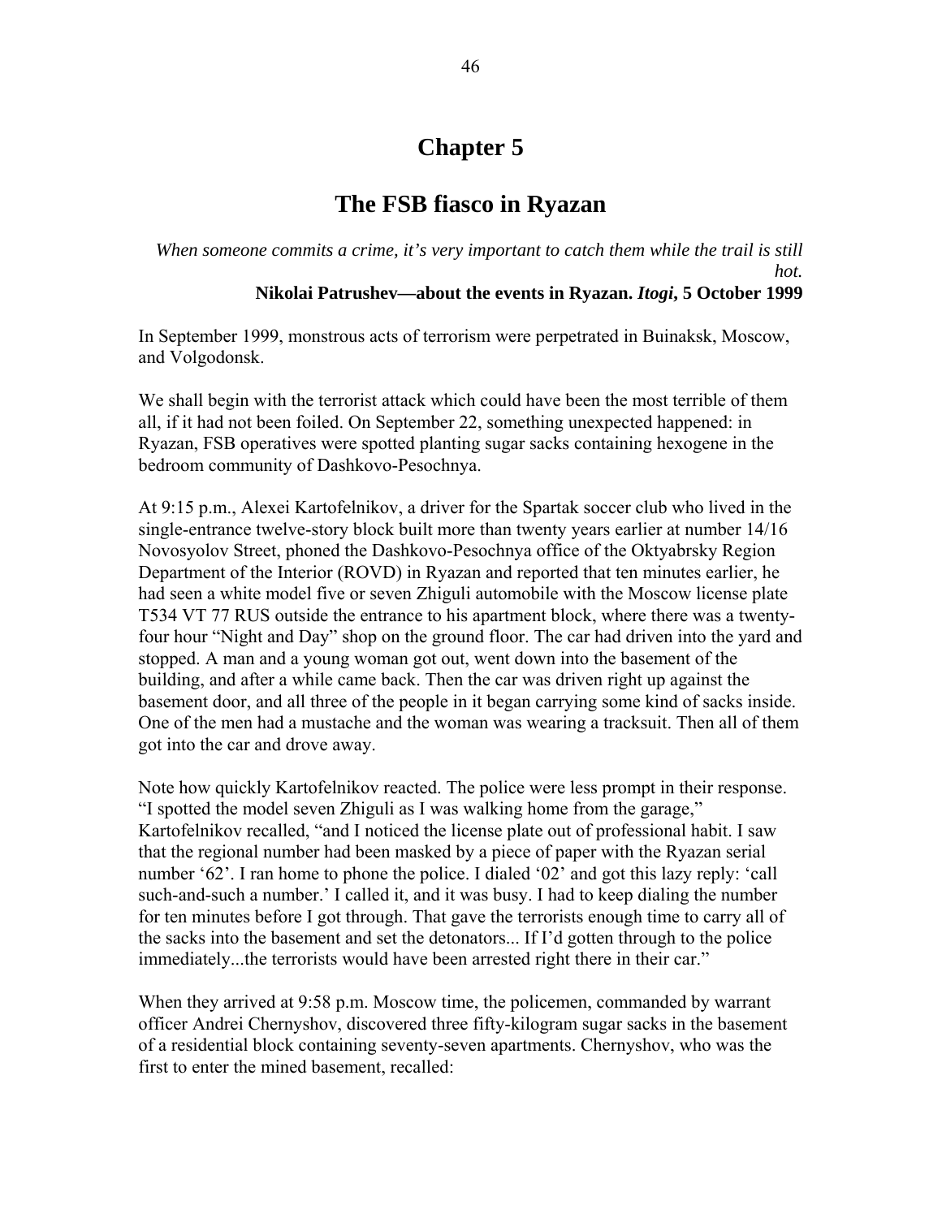# Chapter 5

## The FSB fiasco in Ryazan

*When someone commits a crime, it's very important to catch them while the trail is still hot.*

**Nikolai Patrushev—about the events in Ryazan. *Itogi*, 5 October 1999**

In September 1999, monstrous acts of terrorism were perpetrated in Buinaksk, Moscow, and Volgodonsk.

We shall begin with the terrorist attack which could have been the most terrible of them all, if it had not been foiled. On September 22, something unexpected happened: in Ryazan, FSB operatives were spotted planting sugar sacks containing hexogene in the bedroom community of Dashkovo-Pesochnya.

At 9:15 p.m., Alexei Kartofelnikov, a driver for the Spartak soccer club who lived in the single-entrance twelve-story block built more than twenty years earlier at number 14/16 Novosyolov Street, phoned the Dashkovo-Pesochnya office of the Oktyabrsky Region Department of the Interior (ROVD) in Ryazan and reported that ten minutes earlier, he had seen a white model five or seven Zhiguli automobile with the Moscow license plate T534 VT 77 RUS outside the entrance to his apartment block, where there was a twenty-four hour "Night and Day" shop on the ground floor. The car had driven into the yard and stopped. A man and a young woman got out, went down into the basement of the building, and after a while came back. Then the car was driven right up against the basement door, and all three of the people in it began carrying some kind of sacks inside. One of the men had a mustache and the woman was wearing a tracksuit. Then all of them got into the car and drove away.

Note how quickly Kartofelnikov reacted. The police were less prompt in their response. "I spotted the model seven Zhiguli as I was walking home from the garage," Kartofelnikov recalled, "and I noticed the license plate out of professional habit. I saw that the regional number had been masked by a piece of paper with the Ryazan serial number '62'. I ran home to phone the police. I dialed '02' and got this lazy reply: 'call such-and-such a number.' I called it, and it was busy. I had to keep dialing the number for ten minutes before I got through. That gave the terrorists enough time to carry all of the sacks into the basement and set the detonators... If I'd gotten through to the police immediately...the terrorists would have been arrested right there in their car."

When they arrived at 9:58 p.m. Moscow time, the policemen, commanded by warrant officer Andrei Chernyshov, discovered three fifty-kilogram sugar sacks in the basement of a residential block containing seventy-seven apartments. Chernyshov, who was the first to enter the mined basement, recalled: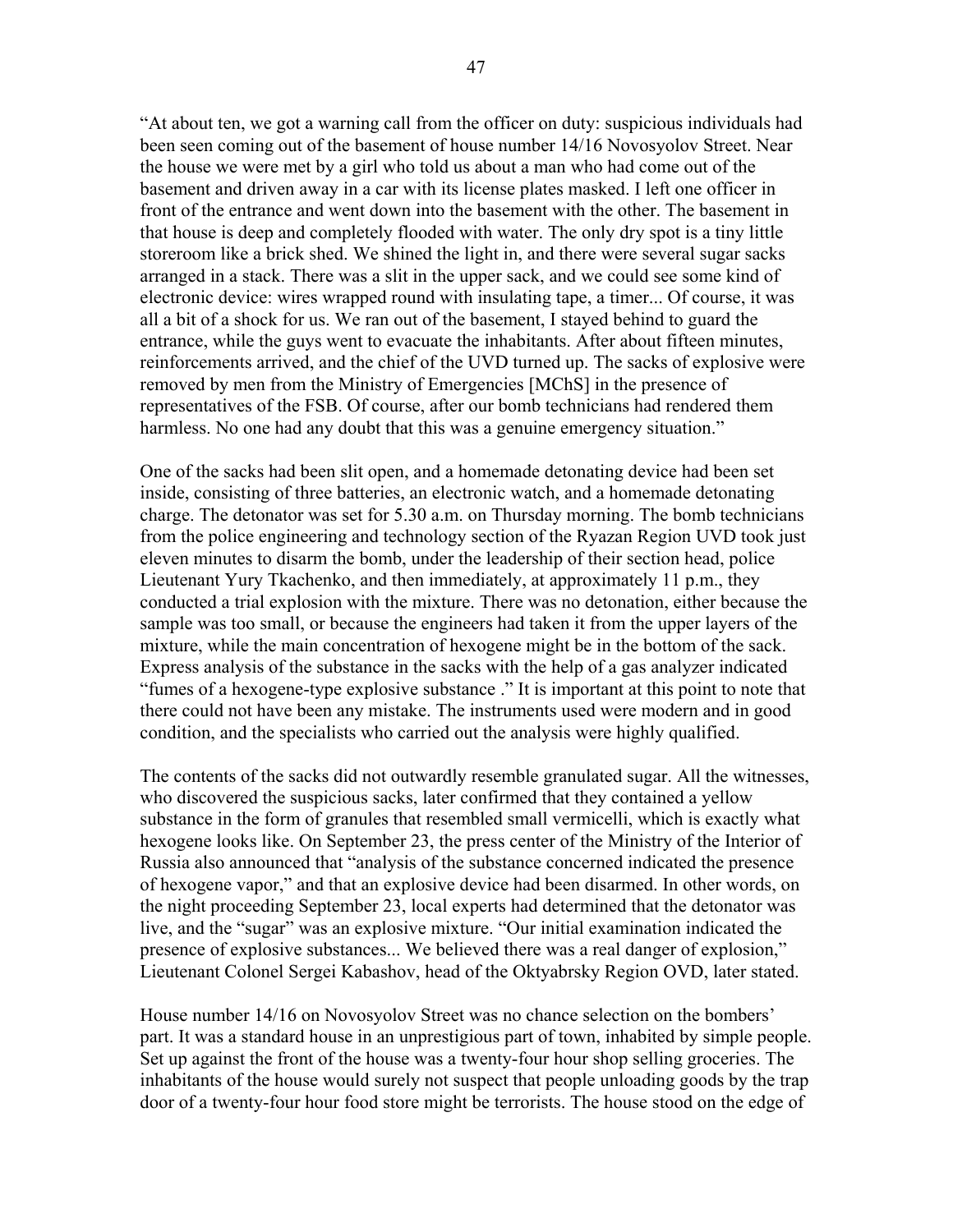"At about ten, we got a warning call from the officer on duty: suspicious individuals had been seen coming out of the basement of house number 14/16 Novosyolov Street. Near the house we were met by a girl who told us about a man who had come out of the basement and driven away in a car with its license plates masked. I left one officer in front of the entrance and went down into the basement with the other. The basement in that house is deep and completely flooded with water. The only dry spot is a tiny little storeroom like a brick shed. We shined the light in, and there were several sugar sacks arranged in a stack. There was a slit in the upper sack, and we could see some kind of electronic device: wires wrapped round with insulating tape, a timer... Of course, it was all a bit of a shock for us. We ran out of the basement, I stayed behind to guard the entrance, while the guys went to evacuate the inhabitants. After about fifteen minutes, reinforcements arrived, and the chief of the UVD turned up. The sacks of explosive were removed by men from the Ministry of Emergencies [MChS] in the presence of representatives of the FSB. Of course, after our bomb technicians had rendered them harmless. No one had any doubt that this was a genuine emergency situation."

One of the sacks had been slit open, and a homemade detonating device had been set inside, consisting of three batteries, an electronic watch, and a homemade detonating charge. The detonator was set for 5.30 a.m. on Thursday morning. The bomb technicians from the police engineering and technology section of the Ryazan Region UVD took just eleven minutes to disarm the bomb, under the leadership of their section head, police Lieutenant Yury Tkachenko, and then immediately, at approximately 11 p.m., they conducted a trial explosion with the mixture. There was no detonation, either because the sample was too small, or because the engineers had taken it from the upper layers of the mixture, while the main concentration of hexogene might be in the bottom of the sack. Express analysis of the substance in the sacks with the help of a gas analyzer indicated "fumes of a hexogene-type explosive substance ." It is important at this point to note that there could not have been any mistake. The instruments used were modern and in good condition, and the specialists who carried out the analysis were highly qualified.

The contents of the sacks did not outwardly resemble granulated sugar. All the witnesses, who discovered the suspicious sacks, later confirmed that they contained a yellow substance in the form of granules that resembled small vermicelli, which is exactly what hexogene looks like. On September 23, the press center of the Ministry of the Interior of Russia also announced that "analysis of the substance concerned indicated the presence of hexogene vapor," and that an explosive device had been disarmed. In other words, on the night proceeding September 23, local experts had determined that the detonator was live, and the "sugar" was an explosive mixture. "Our initial examination indicated the presence of explosive substances... We believed there was a real danger of explosion," Lieutenant Colonel Sergei Kabashov, head of the Oktyabrsky Region OVD, later stated.

House number 14/16 on Novosyolov Street was no chance selection on the bombers' part. It was a standard house in an unprestigious part of town, inhabited by simple people. Set up against the front of the house was a twenty-four hour shop selling groceries. The inhabitants of the house would surely not suspect that people unloading goods by the trap door of a twenty-four hour food store might be terrorists. The house stood on the edge of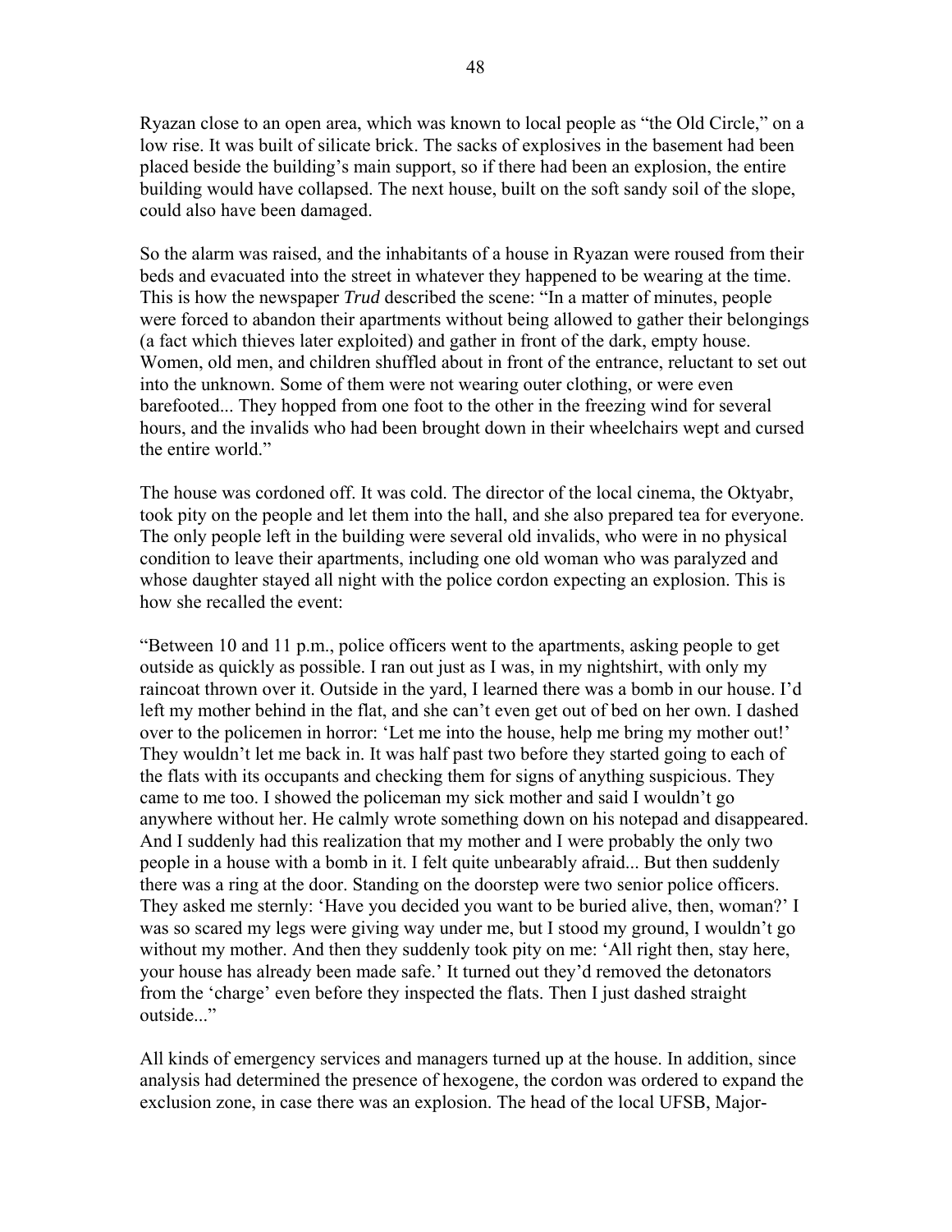Ryazan close to an open area, which was known to local people as "the Old Circle," on a low rise. It was built of silicate brick. The sacks of explosives in the basement had been placed beside the building's main support, so if there had been an explosion, the entire building would have collapsed. The next house, built on the soft sandy soil of the slope, could also have been damaged.

So the alarm was raised, and the inhabitants of a house in Ryazan were roused from their beds and evacuated into the street in whatever they happened to be wearing at the time. This is how the newspaper *Trud* described the scene: "In a matter of minutes, people were forced to abandon their apartments without being allowed to gather their belongings (a fact which thieves later exploited) and gather in front of the dark, empty house. Women, old men, and children shuffled about in front of the entrance, reluctant to set out into the unknown. Some of them were not wearing outer clothing, or were even barefooted... They hopped from one foot to the other in the freezing wind for several hours, and the invalids who had been brought down in their wheelchairs wept and cursed the entire world."

The house was cordoned off. It was cold. The director of the local cinema, the Oktyabr, took pity on the people and let them into the hall, and she also prepared tea for everyone. The only people left in the building were several old invalids, who were in no physical condition to leave their apartments, including one old woman who was paralyzed and whose daughter stayed all night with the police cordon expecting an explosion. This is how she recalled the event:

"Between 10 and 11 p.m., police officers went to the apartments, asking people to get outside as quickly as possible. I ran out just as I was, in my nightshirt, with only my raincoat thrown over it. Outside in the yard, I learned there was a bomb in our house. I'd left my mother behind in the flat, and she can't even get out of bed on her own. I dashed over to the policemen in horror: 'Let me into the house, help me bring my mother out!' They wouldn't let me back in. It was half past two before they started going to each of the flats with its occupants and checking them for signs of anything suspicious. They came to me too. I showed the policeman my sick mother and said I wouldn't go anywhere without her. He calmly wrote something down on his notepad and disappeared. And I suddenly had this realization that my mother and I were probably the only two people in a house with a bomb in it. I felt quite unbearably afraid... But then suddenly there was a ring at the door. Standing on the doorstep were two senior police officers. They asked me sternly: 'Have you decided you want to be buried alive, then, woman?' I was so scared my legs were giving way under me, but I stood my ground, I wouldn't go without my mother. And then they suddenly took pity on me: 'All right then, stay here, your house has already been made safe.' It turned out they'd removed the detonators from the 'charge' even before they inspected the flats. Then I just dashed straight outside..."

All kinds of emergency services and managers turned up at the house. In addition, since analysis had determined the presence of hexogene, the cordon was ordered to expand the exclusion zone, in case there was an explosion. The head of the local UFSB, Major-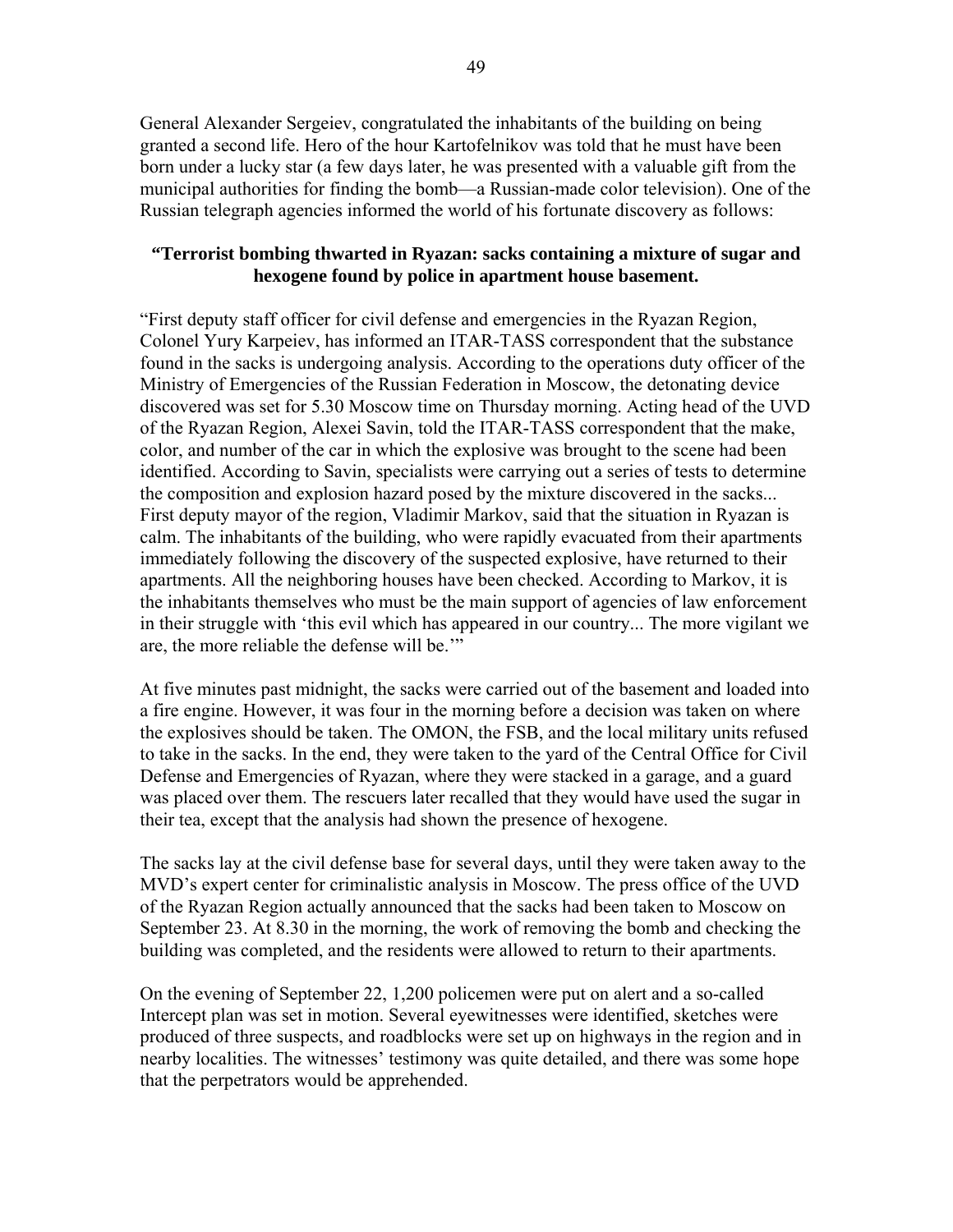General Alexander Sergeiev, congratulated the inhabitants of the building on being granted a second life. Hero of the hour Kartofelnikov was told that he must have been born under a lucky star (a few days later, he was presented with a valuable gift from the municipal authorities for finding the bomb—a Russian-made color television). One of the Russian telegraph agencies informed the world of his fortunate discovery as follows:

**"Terrorist bombing thwarted in Ryazan: sacks containing a mixture of sugar and hexogene found by police in apartment house basement.**

"First deputy staff officer for civil defense and emergencies in the Ryazan Region, Colonel Yury Karpeiev, has informed an ITAR-TASS correspondent that the substance found in the sacks is undergoing analysis. According to the operations duty officer of the Ministry of Emergencies of the Russian Federation in Moscow, the detonating device discovered was set for 5.30 Moscow time on Thursday morning. Acting head of the UVD of the Ryazan Region, Alexei Savin, told the ITAR-TASS correspondent that the make, color, and number of the car in which the explosive was brought to the scene had been identified. According to Savin, specialists were carrying out a series of tests to determine the composition and explosion hazard posed by the mixture discovered in the sacks... First deputy mayor of the region, Vladimir Markov, said that the situation in Ryazan is calm. The inhabitants of the building, who were rapidly evacuated from their apartments immediately following the discovery of the suspected explosive, have returned to their apartments. All the neighboring houses have been checked. According to Markov, it is the inhabitants themselves who must be the main support of agencies of law enforcement in their struggle with 'this evil which has appeared in our country... The more vigilant we are, the more reliable the defense will be.'"

At five minutes past midnight, the sacks were carried out of the basement and loaded into a fire engine. However, it was four in the morning before a decision was taken on where the explosives should be taken. The OMON, the FSB, and the local military units refused to take in the sacks. In the end, they were taken to the yard of the Central Office for Civil Defense and Emergencies of Ryazan, where they were stacked in a garage, and a guard was placed over them. The rescuers later recalled that they would have used the sugar in their tea, except that the analysis had shown the presence of hexogene.

The sacks lay at the civil defense base for several days, until they were taken away to the MVD's expert center for criminalistic analysis in Moscow. The press office of the UVD of the Ryazan Region actually announced that the sacks had been taken to Moscow on September 23. At 8.30 in the morning, the work of removing the bomb and checking the building was completed, and the residents were allowed to return to their apartments.

On the evening of September 22, 1,200 policemen were put on alert and a so-called Intercept plan was set in motion. Several eyewitnesses were identified, sketches were produced of three suspects, and roadblocks were set up on highways in the region and in nearby localities. The witnesses' testimony was quite detailed, and there was some hope that the perpetrators would be apprehended.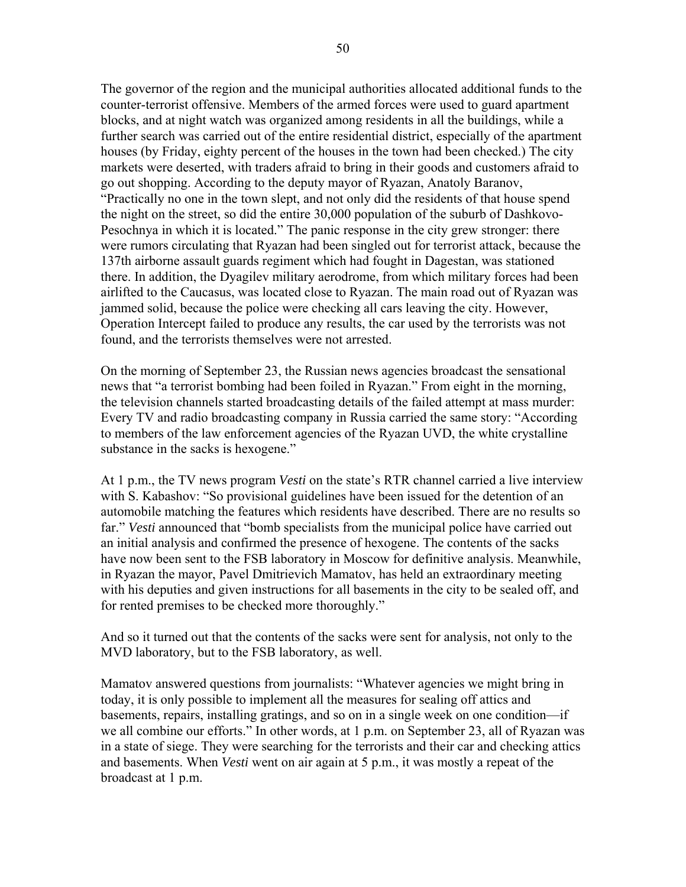The governor of the region and the municipal authorities allocated additional funds to the counter-terrorist offensive. Members of the armed forces were used to guard apartment blocks, and at night watch was organized among residents in all the buildings, while a further search was carried out of the entire residential district, especially of the apartment houses (by Friday, eighty percent of the houses in the town had been checked.) The city markets were deserted, with traders afraid to bring in their goods and customers afraid to go out shopping. According to the deputy mayor of Ryazan, Anatoly Baranov, "Practically no one in the town slept, and not only did the residents of that house spend the night on the street, so did the entire 30,000 population of the suburb of Dashkovo-Pesochnya in which it is located." The panic response in the city grew stronger: there were rumors circulating that Ryazan had been singled out for terrorist attack, because the 137th airborne assault guards regiment which had fought in Dagestan, was stationed there. In addition, the Dyagilev military aerodrome, from which military forces had been airlifted to the Caucasus, was located close to Ryazan. The main road out of Ryazan was jammed solid, because the police were checking all cars leaving the city. However, Operation Intercept failed to produce any results, the car used by the terrorists was not found, and the terrorists themselves were not arrested.

On the morning of September 23, the Russian news agencies broadcast the sensational news that "a terrorist bombing had been foiled in Ryazan." From eight in the morning, the television channels started broadcasting details of the failed attempt at mass murder: Every TV and radio broadcasting company in Russia carried the same story: "According to members of the law enforcement agencies of the Ryazan UVD, the white crystalline substance in the sacks is hexogene."

At 1 p.m., the TV news program *Vesti* on the state's RTR channel carried a live interview with S. Kabashov: "So provisional guidelines have been issued for the detention of an automobile matching the features which residents have described. There are no results so far." *Vesti* announced that "bomb specialists from the municipal police have carried out an initial analysis and confirmed the presence of hexogene. The contents of the sacks have now been sent to the FSB laboratory in Moscow for definitive analysis. Meanwhile, in Ryazan the mayor, Pavel Dmitrievich Mamatov, has held an extraordinary meeting with his deputies and given instructions for all basements in the city to be sealed off, and for rented premises to be checked more thoroughly."

And so it turned out that the contents of the sacks were sent for analysis, not only to the MVD laboratory, but to the FSB laboratory, as well.

Mamatov answered questions from journalists: "Whatever agencies we might bring in today, it is only possible to implement all the measures for sealing off attics and basements, repairs, installing gratings, and so on in a single week on one condition—if we all combine our efforts." In other words, at 1 p.m. on September 23, all of Ryazan was in a state of siege. They were searching for the terrorists and their car and checking attics and basements. When *Vesti* went on air again at 5 p.m., it was mostly a repeat of the broadcast at 1 p.m.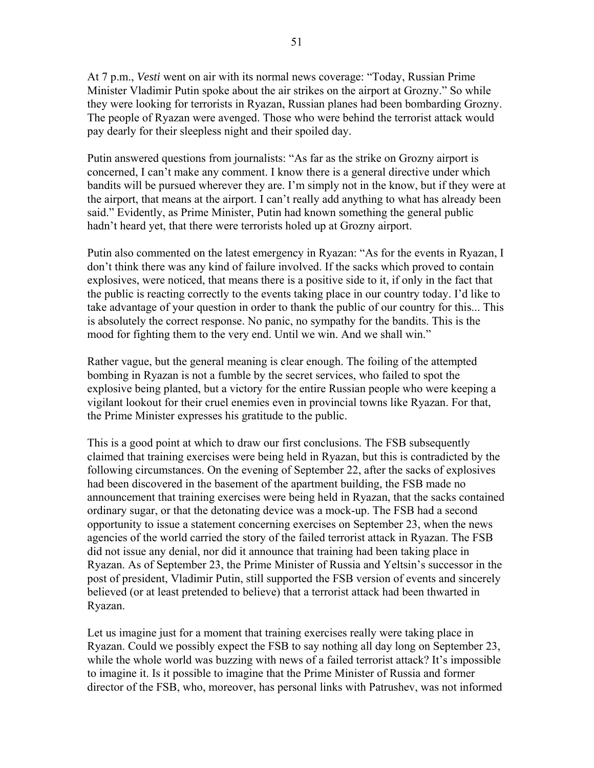At 7 p.m., *Vesti* went on air with its normal news coverage: "Today, Russian Prime Minister Vladimir Putin spoke about the air strikes on the airport at Grozny." So while they were looking for terrorists in Ryazan, Russian planes had been bombarding Grozny. The people of Ryazan were avenged. Those who were behind the terrorist attack would pay dearly for their sleepless night and their spoiled day.

Putin answered questions from journalists: "As far as the strike on Grozny airport is concerned, I can't make any comment. I know there is a general directive under which bandits will be pursued wherever they are. I'm simply not in the know, but if they were at the airport, that means at the airport. I can't really add anything to what has already been said." Evidently, as Prime Minister, Putin had known something the general public hadn't heard yet, that there were terrorists holed up at Grozny airport.

Putin also commented on the latest emergency in Ryazan: "As for the events in Ryazan, I don't think there was any kind of failure involved. If the sacks which proved to contain explosives, were noticed, that means there is a positive side to it, if only in the fact that the public is reacting correctly to the events taking place in our country today. I'd like to take advantage of your question in order to thank the public of our country for this... This is absolutely the correct response. No panic, no sympathy for the bandits. This is the mood for fighting them to the very end. Until we win. And we shall win."

Rather vague, but the general meaning is clear enough. The foiling of the attempted bombing in Ryazan is not a fumble by the secret services, who failed to spot the explosive being planted, but a victory for the entire Russian people who were keeping a vigilant lookout for their cruel enemies even in provincial towns like Ryazan. For that, the Prime Minister expresses his gratitude to the public.

This is a good point at which to draw our first conclusions. The FSB subsequently claimed that training exercises were being held in Ryazan, but this is contradicted by the following circumstances. On the evening of September 22, after the sacks of explosives had been discovered in the basement of the apartment building, the FSB made no announcement that training exercises were being held in Ryazan, that the sacks contained ordinary sugar, or that the detonating device was a mock-up. The FSB had a second opportunity to issue a statement concerning exercises on September 23, when the news agencies of the world carried the story of the failed terrorist attack in Ryazan. The FSB did not issue any denial, nor did it announce that training had been taking place in Ryazan. As of September 23, the Prime Minister of Russia and Yeltsin's successor in the post of president, Vladimir Putin, still supported the FSB version of events and sincerely believed (or at least pretended to believe) that a terrorist attack had been thwarted in Ryazan.

Let us imagine just for a moment that training exercises really were taking place in Ryazan. Could we possibly expect the FSB to say nothing all day long on September 23, while the whole world was buzzing with news of a failed terrorist attack? It's impossible to imagine it. Is it possible to imagine that the Prime Minister of Russia and former director of the FSB, who, moreover, has personal links with Patrushev, was not informed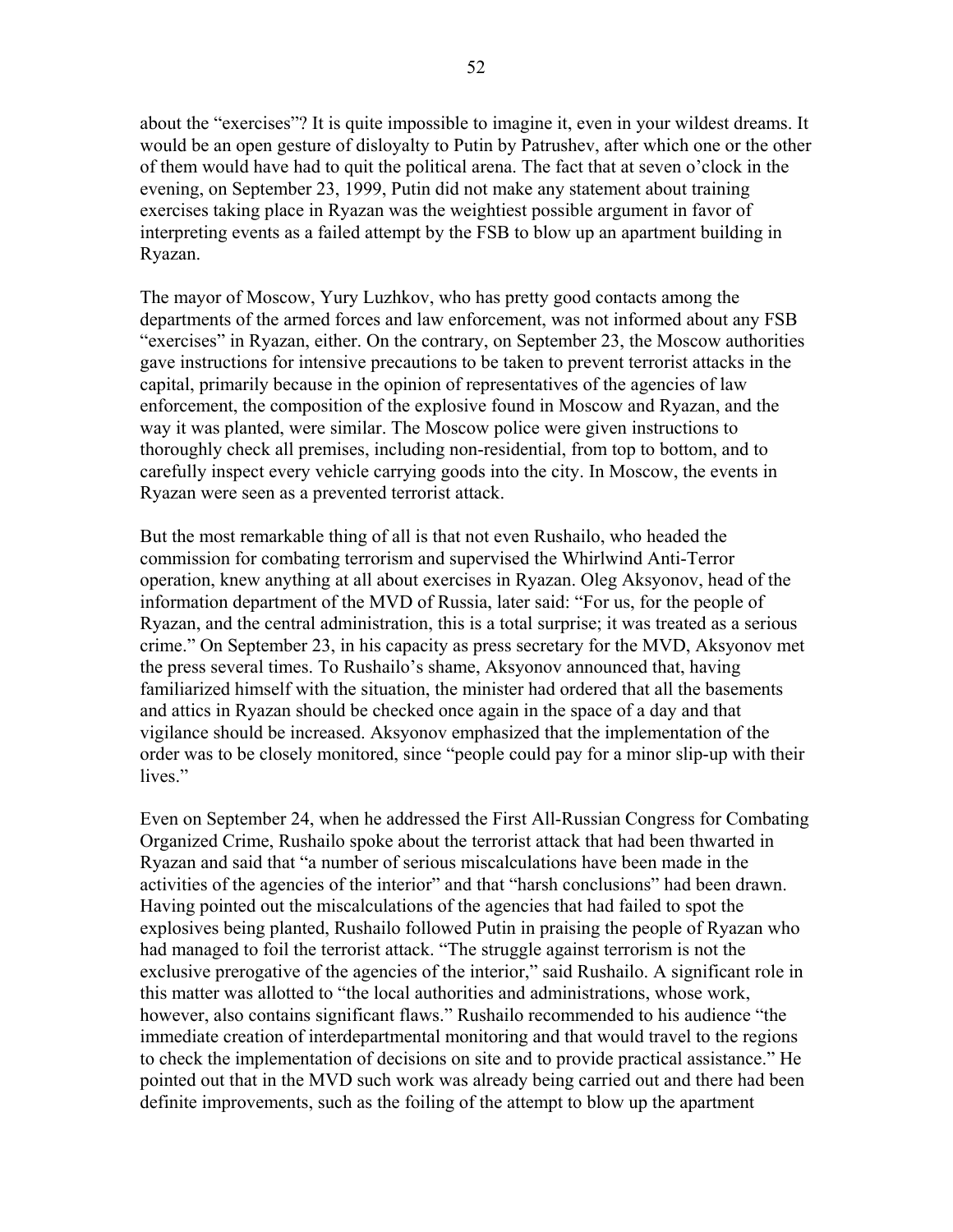about the "exercises"? It is quite impossible to imagine it, even in your wildest dreams. It would be an open gesture of disloyalty to Putin by Patrushev, after which one or the other of them would have had to quit the political arena. The fact that at seven o'clock in the evening, on September 23, 1999, Putin did not make any statement about training exercises taking place in Ryazan was the weightiest possible argument in favor of interpreting events as a failed attempt by the FSB to blow up an apartment building in Ryazan.

The mayor of Moscow, Yury Luzhkov, who has pretty good contacts among the departments of the armed forces and law enforcement, was not informed about any FSB "exercises" in Ryazan, either. On the contrary, on September 23, the Moscow authorities gave instructions for intensive precautions to be taken to prevent terrorist attacks in the capital, primarily because in the opinion of representatives of the agencies of law enforcement, the composition of the explosive found in Moscow and Ryazan, and the way it was planted, were similar. The Moscow police were given instructions to thoroughly check all premises, including non-residential, from top to bottom, and to carefully inspect every vehicle carrying goods into the city. In Moscow, the events in Ryazan were seen as a prevented terrorist attack.

But the most remarkable thing of all is that not even Rushailo, who headed the commission for combating terrorism and supervised the Whirlwind Anti-Terror operation, knew anything at all about exercises in Ryazan. Oleg Aksyonov, head of the information department of the MVD of Russia, later said: "For us, for the people of Ryazan, and the central administration, this is a total surprise; it was treated as a serious crime." On September 23, in his capacity as press secretary for the MVD, Aksyonov met the press several times. To Rushailo's shame, Aksyonov announced that, having familiarized himself with the situation, the minister had ordered that all the basements and attics in Ryazan should be checked once again in the space of a day and that vigilance should be increased. Aksyonov emphasized that the implementation of the order was to be closely monitored, since "people could pay for a minor slip-up with their lives."

Even on September 24, when he addressed the First All-Russian Congress for Combating Organized Crime, Rushailo spoke about the terrorist attack that had been thwarted in Ryazan and said that "a number of serious miscalculations have been made in the activities of the agencies of the interior" and that "harsh conclusions" had been drawn. Having pointed out the miscalculations of the agencies that had failed to spot the explosives being planted, Rushailo followed Putin in praising the people of Ryazan who had managed to foil the terrorist attack. "The struggle against terrorism is not the exclusive prerogative of the agencies of the interior," said Rushailo. A significant role in this matter was allotted to "the local authorities and administrations, whose work, however, also contains significant flaws." Rushailo recommended to his audience "the immediate creation of interdepartmental monitoring and that would travel to the regions to check the implementation of decisions on site and to provide practical assistance." He pointed out that in the MVD such work was already being carried out and there had been definite improvements, such as the foiling of the attempt to blow up the apartment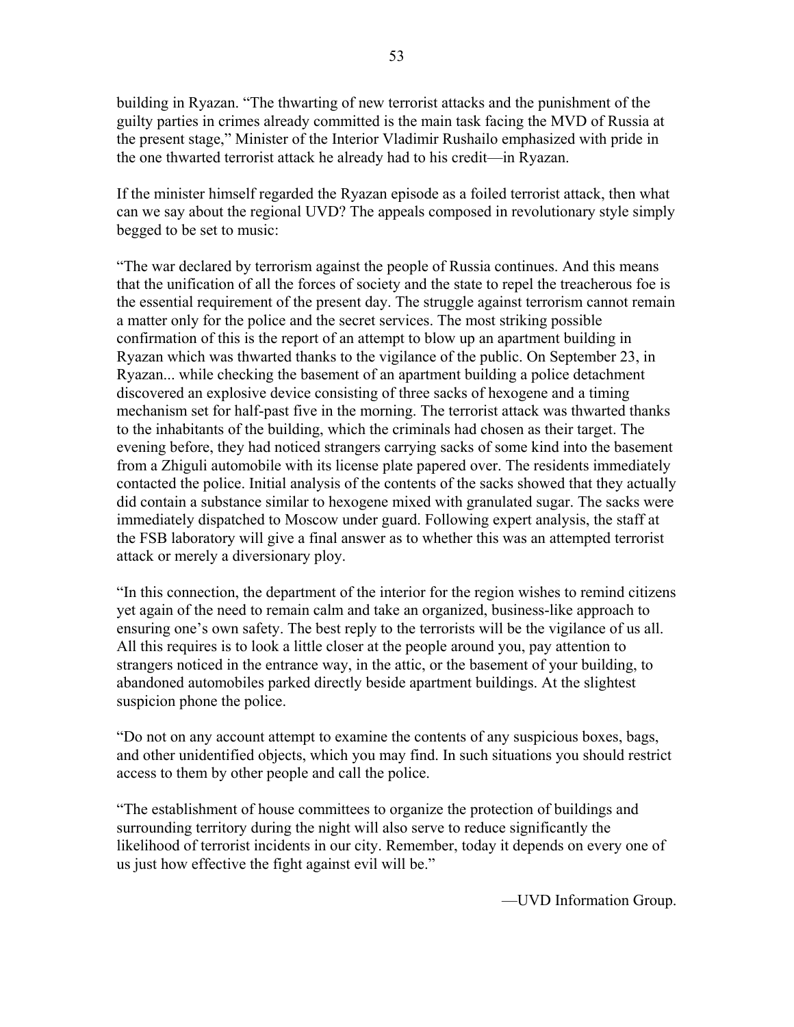building in Ryazan. "The thwarting of new terrorist attacks and the punishment of the guilty parties in crimes already committed is the main task facing the MVD of Russia at the present stage," Minister of the Interior Vladimir Rushailo emphasized with pride in the one thwarted terrorist attack he already had to his credit—in Ryazan.

If the minister himself regarded the Ryazan episode as a foiled terrorist attack, then what can we say about the regional UVD? The appeals composed in revolutionary style simply begged to be set to music:

"The war declared by terrorism against the people of Russia continues. And this means that the unification of all the forces of society and the state to repel the treacherous foe is the essential requirement of the present day. The struggle against terrorism cannot remain a matter only for the police and the secret services. The most striking possible confirmation of this is the report of an attempt to blow up an apartment building in Ryazan which was thwarted thanks to the vigilance of the public. On September 23, in Ryazan... while checking the basement of an apartment building a police detachment discovered an explosive device consisting of three sacks of hexogene and a timing mechanism set for half-past five in the morning. The terrorist attack was thwarted thanks to the inhabitants of the building, which the criminals had chosen as their target. The evening before, they had noticed strangers carrying sacks of some kind into the basement from a Zhiguli automobile with its license plate papered over. The residents immediately contacted the police. Initial analysis of the contents of the sacks showed that they actually did contain a substance similar to hexogene mixed with granulated sugar. The sacks were immediately dispatched to Moscow under guard. Following expert analysis, the staff at the FSB laboratory will give a final answer as to whether this was an attempted terrorist attack or merely a diversionary ploy.

"In this connection, the department of the interior for the region wishes to remind citizens yet again of the need to remain calm and take an organized, business-like approach to ensuring one's own safety. The best reply to the terrorists will be the vigilance of us all. All this requires is to look a little closer at the people around you, pay attention to strangers noticed in the entrance way, in the attic, or the basement of your building, to abandoned automobiles parked directly beside apartment buildings. At the slightest suspicion phone the police.

"Do not on any account attempt to examine the contents of any suspicious boxes, bags, and other unidentified objects, which you may find. In such situations you should restrict access to them by other people and call the police.

"The establishment of house committees to organize the protection of buildings and surrounding territory during the night will also serve to reduce significantly the likelihood of terrorist incidents in our city. Remember, today it depends on every one of us just how effective the fight against evil will be."

—UVD Information Group.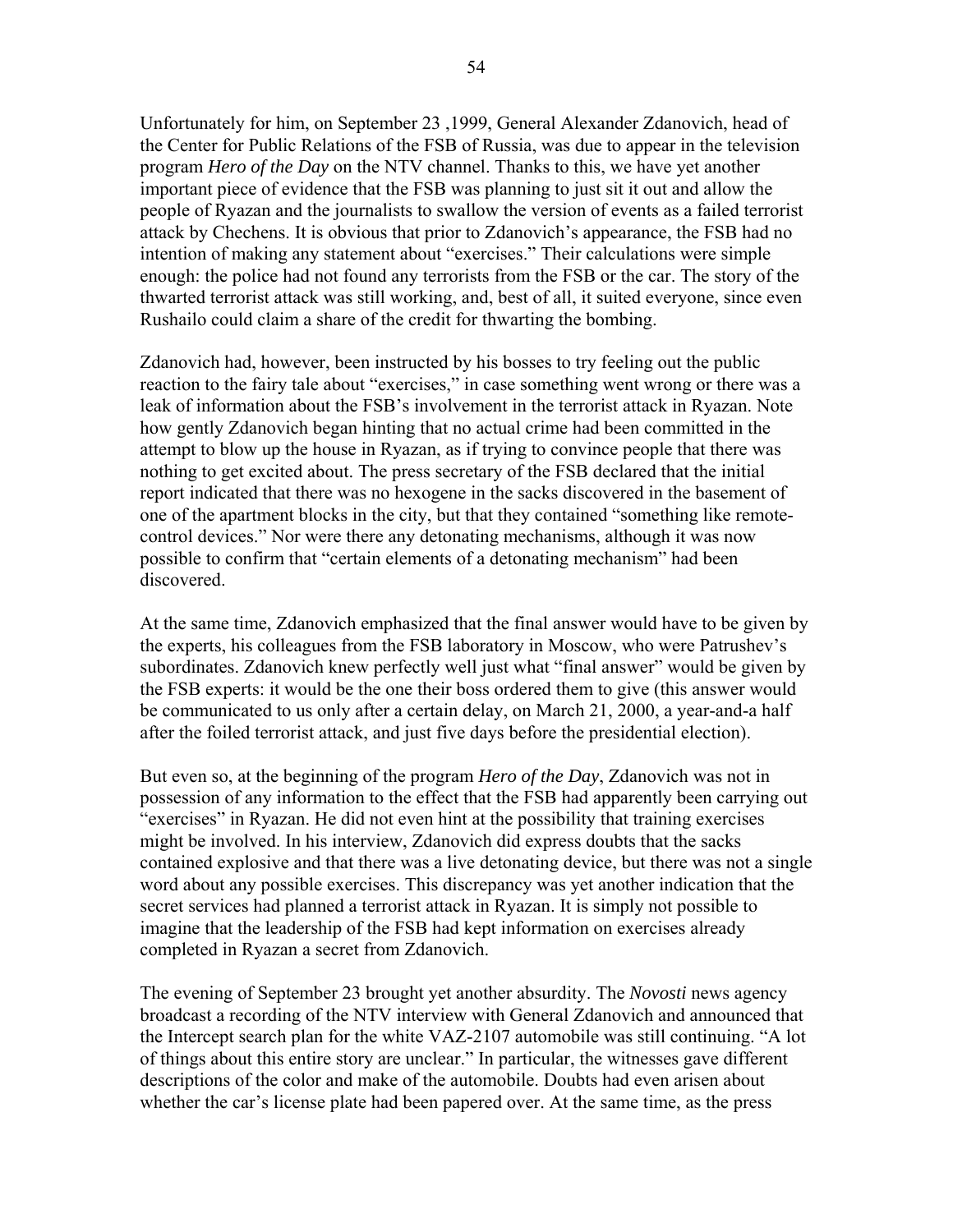Unfortunately for him, on September 23 ,1999, General Alexander Zdanovich, head of the Center for Public Relations of the FSB of Russia, was due to appear in the television program *Hero of the Day* on the NTV channel. Thanks to this, we have yet another important piece of evidence that the FSB was planning to just sit it out and allow the people of Ryazan and the journalists to swallow the version of events as a failed terrorist attack by Chechens. It is obvious that prior to Zdanovich's appearance, the FSB had no intention of making any statement about "exercises." Their calculations were simple enough: the police had not found any terrorists from the FSB or the car. The story of the thwarted terrorist attack was still working, and, best of all, it suited everyone, since even Rushailo could claim a share of the credit for thwarting the bombing.

Zdanovich had, however, been instructed by his bosses to try feeling out the public reaction to the fairy tale about "exercises," in case something went wrong or there was a leak of information about the FSB's involvement in the terrorist attack in Ryazan. Note how gently Zdanovich began hinting that no actual crime had been committed in the attempt to blow up the house in Ryazan, as if trying to convince people that there was nothing to get excited about. The press secretary of the FSB declared that the initial report indicated that there was no hexogene in the sacks discovered in the basement of one of the apartment blocks in the city, but that they contained "something like remote-control devices." Nor were there any detonating mechanisms, although it was now possible to confirm that "certain elements of a detonating mechanism" had been discovered.

At the same time, Zdanovich emphasized that the final answer would have to be given by the experts, his colleagues from the FSB laboratory in Moscow, who were Patrushev's subordinates. Zdanovich knew perfectly well just what "final answer" would be given by the FSB experts: it would be the one their boss ordered them to give (this answer would be communicated to us only after a certain delay, on March 21, 2000, a year-and-a half after the foiled terrorist attack, and just five days before the presidential election).

But even so, at the beginning of the program *Hero of the Day*, Zdanovich was not in possession of any information to the effect that the FSB had apparently been carrying out "exercises" in Ryazan. He did not even hint at the possibility that training exercises might be involved. In his interview, Zdanovich did express doubts that the sacks contained explosive and that there was a live detonating device, but there was not a single word about any possible exercises. This discrepancy was yet another indication that the secret services had planned a terrorist attack in Ryazan. It is simply not possible to imagine that the leadership of the FSB had kept information on exercises already completed in Ryazan a secret from Zdanovich.

The evening of September 23 brought yet another absurdity. The *Novosti* news agency broadcast a recording of the NTV interview with General Zdanovich and announced that the Intercept search plan for the white VAZ-2107 automobile was still continuing. "A lot of things about this entire story are unclear." In particular, the witnesses gave different descriptions of the color and make of the automobile. Doubts had even arisen about whether the car's license plate had been papered over. At the same time, as the press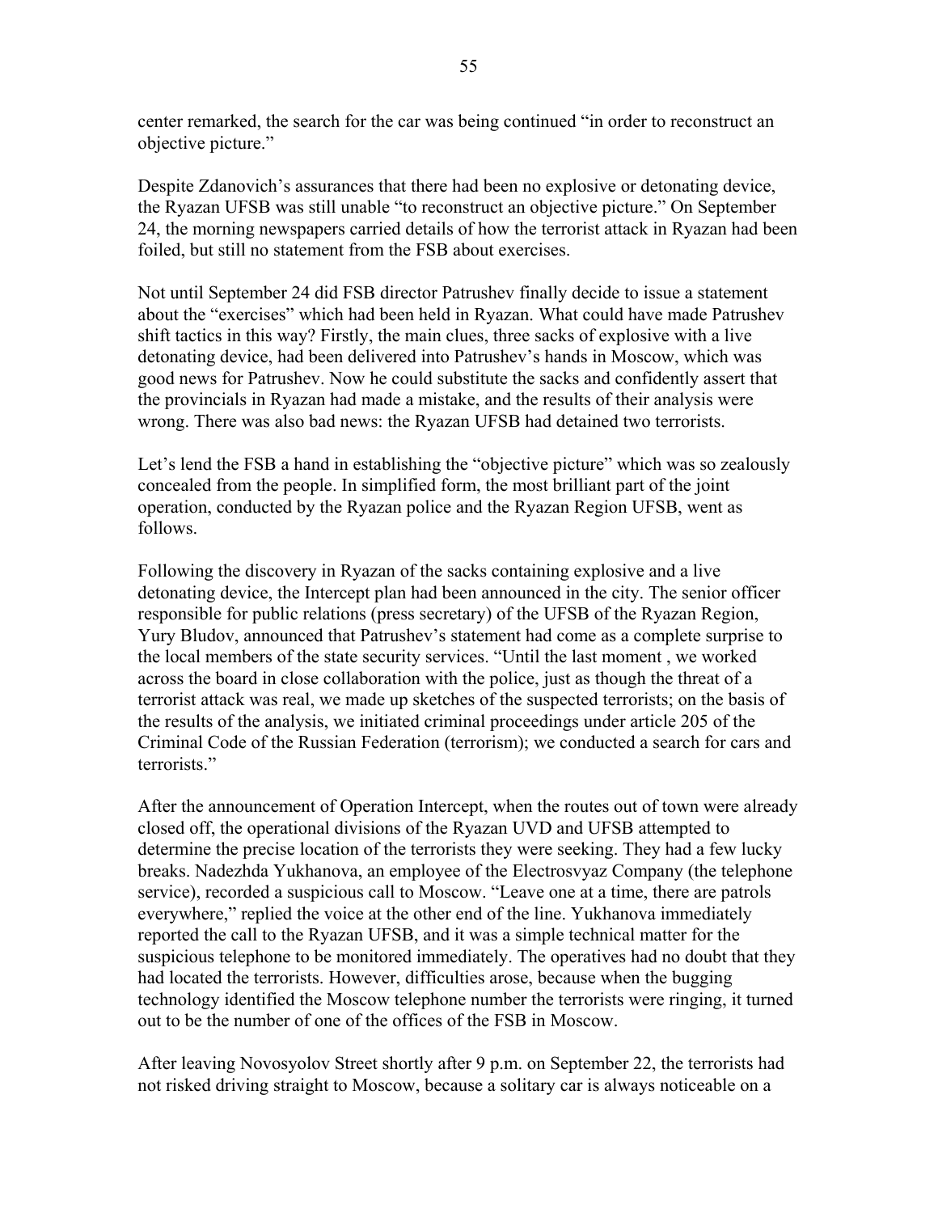center remarked, the search for the car was being continued "in order to reconstruct an objective picture."

Despite Zdanovich's assurances that there had been no explosive or detonating device, the Ryazan UFSB was still unable "to reconstruct an objective picture." On September 24, the morning newspapers carried details of how the terrorist attack in Ryazan had been foiled, but still no statement from the FSB about exercises.

Not until September 24 did FSB director Patrushev finally decide to issue a statement about the "exercises" which had been held in Ryazan. What could have made Patrushev shift tactics in this way? Firstly, the main clues, three sacks of explosive with a live detonating device, had been delivered into Patrushev's hands in Moscow, which was good news for Patrushev. Now he could substitute the sacks and confidently assert that the provincials in Ryazan had made a mistake, and the results of their analysis were wrong. There was also bad news: the Ryazan UFSB had detained two terrorists.

Let's lend the FSB a hand in establishing the "objective picture" which was so zealously concealed from the people. In simplified form, the most brilliant part of the joint operation, conducted by the Ryazan police and the Ryazan Region UFSB, went as follows.

Following the discovery in Ryazan of the sacks containing explosive and a live detonating device, the Intercept plan had been announced in the city. The senior officer responsible for public relations (press secretary) of the UFSB of the Ryazan Region, Yury Bludov, announced that Patrushev's statement had come as a complete surprise to the local members of the state security services. "Until the last moment , we worked across the board in close collaboration with the police, just as though the threat of a terrorist attack was real, we made up sketches of the suspected terrorists; on the basis of the results of the analysis, we initiated criminal proceedings under article 205 of the Criminal Code of the Russian Federation (terrorism); we conducted a search for cars and terrorists."

After the announcement of Operation Intercept, when the routes out of town were already closed off, the operational divisions of the Ryazan UVD and UFSB attempted to determine the precise location of the terrorists they were seeking. They had a few lucky breaks. Nadezhda Yukhanova, an employee of the Electrosvyaz Company (the telephone service), recorded a suspicious call to Moscow. "Leave one at a time, there are patrols everywhere," replied the voice at the other end of the line. Yukhanova immediately reported the call to the Ryazan UFSB, and it was a simple technical matter for the suspicious telephone to be monitored immediately. The operatives had no doubt that they had located the terrorists. However, difficulties arose, because when the bugging technology identified the Moscow telephone number the terrorists were ringing, it turned out to be the number of one of the offices of the FSB in Moscow.

After leaving Novosyolov Street shortly after 9 p.m. on September 22, the terrorists had not risked driving straight to Moscow, because a solitary car is always noticeable on a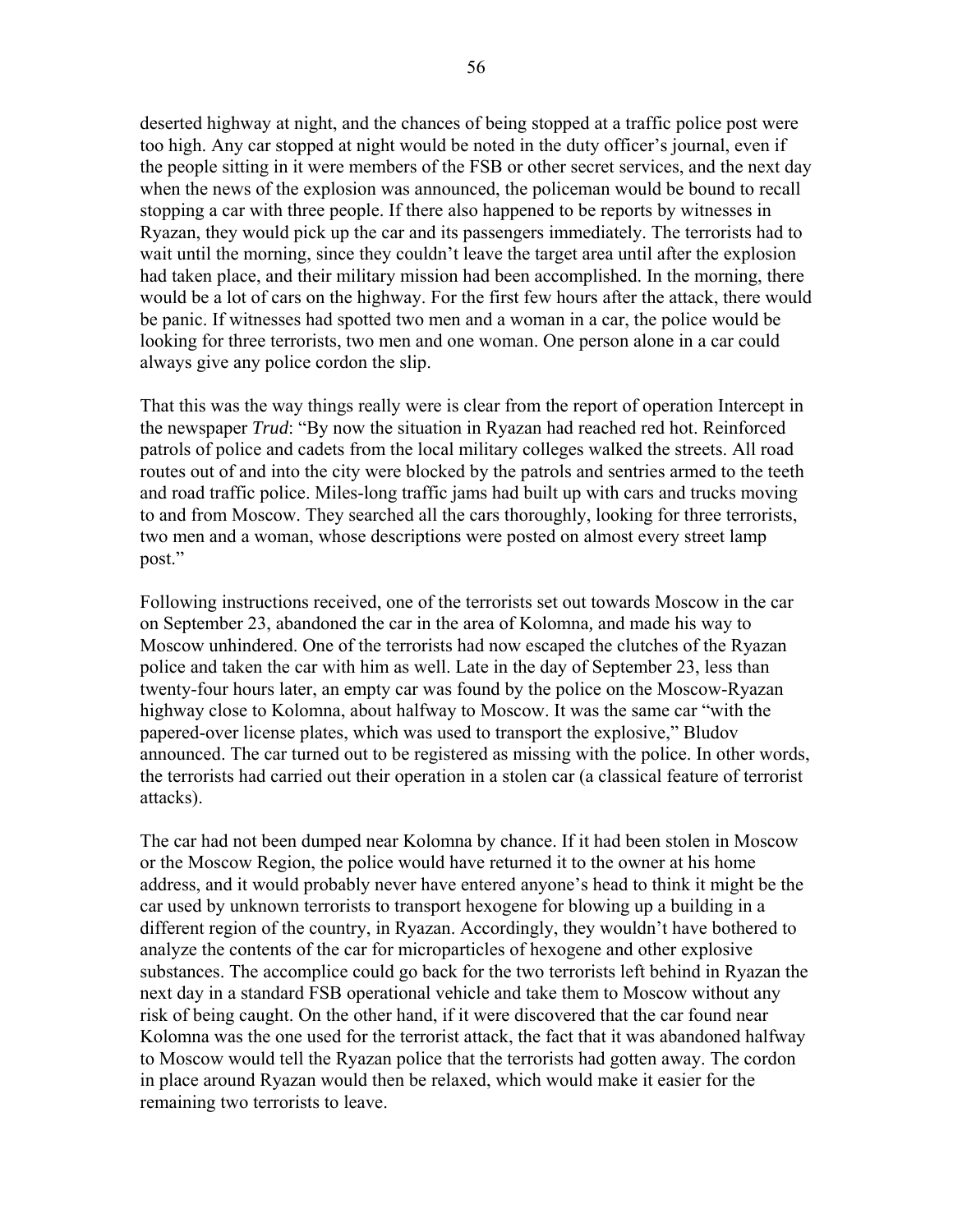deserted highway at night, and the chances of being stopped at a traffic police post were too high. Any car stopped at night would be noted in the duty officer's journal, even if the people sitting in it were members of the FSB or other secret services, and the next day when the news of the explosion was announced, the policeman would be bound to recall stopping a car with three people. If there also happened to be reports by witnesses in Ryazan, they would pick up the car and its passengers immediately. The terrorists had to wait until the morning, since they couldn't leave the target area until after the explosion had taken place, and their military mission had been accomplished. In the morning, there would be a lot of cars on the highway. For the first few hours after the attack, there would be panic. If witnesses had spotted two men and a woman in a car, the police would be looking for three terrorists, two men and one woman. One person alone in a car could always give any police cordon the slip.

That this was the way things really were is clear from the report of operation Intercept in the newspaper *Trud*: "By now the situation in Ryazan had reached red hot. Reinforced patrols of police and cadets from the local military colleges walked the streets. All road routes out of and into the city were blocked by the patrols and sentries armed to the teeth and road traffic police. Miles-long traffic jams had built up with cars and trucks moving to and from Moscow. They searched all the cars thoroughly, looking for three terrorists, two men and a woman, whose descriptions were posted on almost every street lamp post."

Following instructions received, one of the terrorists set out towards Moscow in the car on September 23, abandoned the car in the area of Kolomna, and made his way to Moscow unhindered. One of the terrorists had now escaped the clutches of the Ryazan police and taken the car with him as well. Late in the day of September 23, less than twenty-four hours later, an empty car was found by the police on the Moscow-Ryazan highway close to Kolomna, about halfway to Moscow. It was the same car "with the papered-over license plates, which was used to transport the explosive," Bludov announced. The car turned out to be registered as missing with the police. In other words, the terrorists had carried out their operation in a stolen car (a classical feature of terrorist attacks).

The car had not been dumped near Kolomna by chance. If it had been stolen in Moscow or the Moscow Region, the police would have returned it to the owner at his home address, and it would probably never have entered anyone's head to think it might be the car used by unknown terrorists to transport hexogene for blowing up a building in a different region of the country, in Ryazan. Accordingly, they wouldn't have bothered to analyze the contents of the car for microparticles of hexogene and other explosive substances. The accomplice could go back for the two terrorists left behind in Ryazan the next day in a standard FSB operational vehicle and take them to Moscow without any risk of being caught. On the other hand, if it were discovered that the car found near Kolomna was the one used for the terrorist attack, the fact that it was abandoned halfway to Moscow would tell the Ryazan police that the terrorists had gotten away. The cordon in place around Ryazan would then be relaxed, which would make it easier for the remaining two terrorists to leave.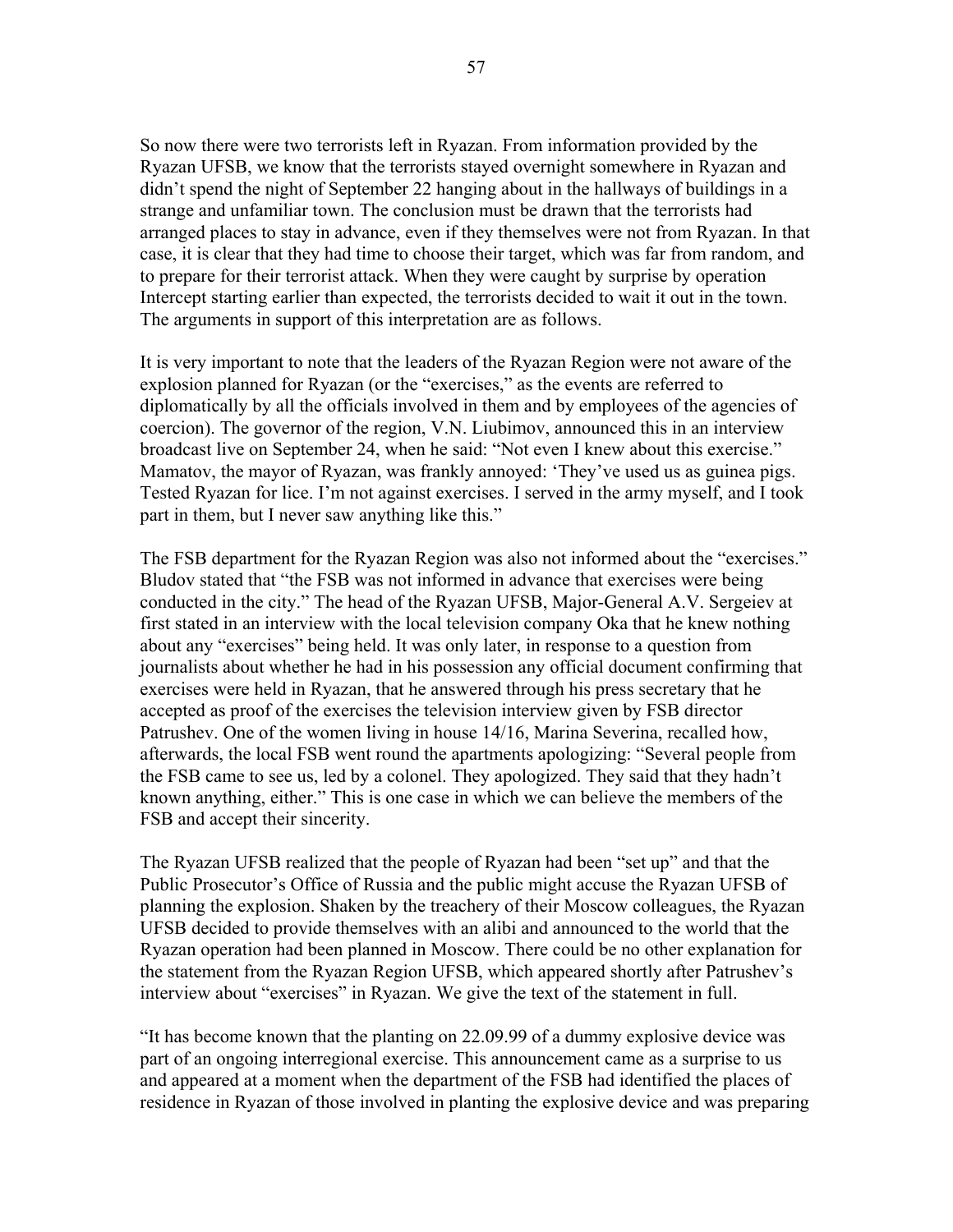So now there were two terrorists left in Ryazan. From information provided by the Ryazan UFSB, we know that the terrorists stayed overnight somewhere in Ryazan and didn't spend the night of September 22 hanging about in the hallways of buildings in a strange and unfamiliar town. The conclusion must be drawn that the terrorists had arranged places to stay in advance, even if they themselves were not from Ryazan. In that case, it is clear that they had time to choose their target, which was far from random, and to prepare for their terrorist attack. When they were caught by surprise by operation Intercept starting earlier than expected, the terrorists decided to wait it out in the town. The arguments in support of this interpretation are as follows.

It is very important to note that the leaders of the Ryazan Region were not aware of the explosion planned for Ryazan (or the "exercises," as the events are referred to diplomatically by all the officials involved in them and by employees of the agencies of coercion). The governor of the region, V.N. Liubimov, announced this in an interview broadcast live on September 24, when he said: "Not even I knew about this exercise." Mamatov, the mayor of Ryazan, was frankly annoyed: 'They've used us as guinea pigs. Tested Ryazan for lice. I'm not against exercises. I served in the army myself, and I took part in them, but I never saw anything like this."

The FSB department for the Ryazan Region was also not informed about the "exercises." Bludov stated that "the FSB was not informed in advance that exercises were being conducted in the city." The head of the Ryazan UFSB, Major-General A.V. Sergeiev at first stated in an interview with the local television company Oka that he knew nothing about any "exercises" being held. It was only later, in response to a question from journalists about whether he had in his possession any official document confirming that exercises were held in Ryazan, that he answered through his press secretary that he accepted as proof of the exercises the television interview given by FSB director Patrushev. One of the women living in house 14/16, Marina Severina, recalled how, afterwards, the local FSB went round the apartments apologizing: "Several people from the FSB came to see us, led by a colonel. They apologized. They said that they hadn't known anything, either." This is one case in which we can believe the members of the FSB and accept their sincerity.

The Ryazan UFSB realized that the people of Ryazan had been "set up" and that the Public Prosecutor's Office of Russia and the public might accuse the Ryazan UFSB of planning the explosion. Shaken by the treachery of their Moscow colleagues, the Ryazan UFSB decided to provide themselves with an alibi and announced to the world that the Ryazan operation had been planned in Moscow. There could be no other explanation for the statement from the Ryazan Region UFSB, which appeared shortly after Patrushev's interview about "exercises" in Ryazan. We give the text of the statement in full.

"It has become known that the planting on 22.09.99 of a dummy explosive device was part of an ongoing interregional exercise. This announcement came as a surprise to us and appeared at a moment when the department of the FSB had identified the places of residence in Ryazan of those involved in planting the explosive device and was preparing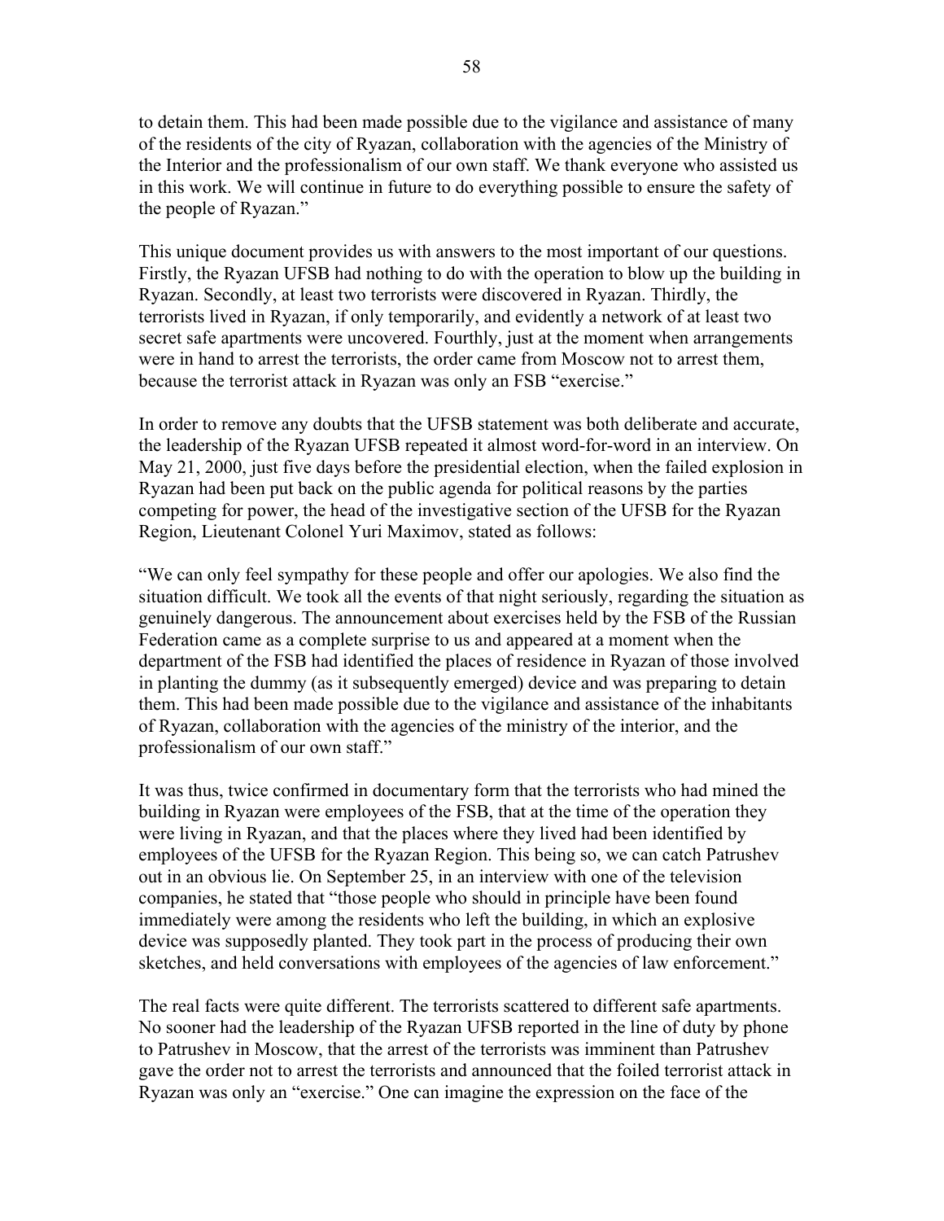to detain them. This had been made possible due to the vigilance and assistance of many of the residents of the city of Ryazan, collaboration with the agencies of the Ministry of the Interior and the professionalism of our own staff. We thank everyone who assisted us in this work. We will continue in future to do everything possible to ensure the safety of the people of Ryazan."

This unique document provides us with answers to the most important of our questions. Firstly, the Ryazan UFSB had nothing to do with the operation to blow up the building in Ryazan. Secondly, at least two terrorists were discovered in Ryazan. Thirdly, the terrorists lived in Ryazan, if only temporarily, and evidently a network of at least two secret safe apartments were uncovered. Fourthly, just at the moment when arrangements were in hand to arrest the terrorists, the order came from Moscow not to arrest them, because the terrorist attack in Ryazan was only an FSB "exercise."

In order to remove any doubts that the UFSB statement was both deliberate and accurate, the leadership of the Ryazan UFSB repeated it almost word-for-word in an interview. On May 21, 2000, just five days before the presidential election, when the failed explosion in Ryazan had been put back on the public agenda for political reasons by the parties competing for power, the head of the investigative section of the UFSB for the Ryazan Region, Lieutenant Colonel Yuri Maximov, stated as follows:

"We can only feel sympathy for these people and offer our apologies. We also find the situation difficult. We took all the events of that night seriously, regarding the situation as genuinely dangerous. The announcement about exercises held by the FSB of the Russian Federation came as a complete surprise to us and appeared at a moment when the department of the FSB had identified the places of residence in Ryazan of those involved in planting the dummy (as it subsequently emerged) device and was preparing to detain them. This had been made possible due to the vigilance and assistance of the inhabitants of Ryazan, collaboration with the agencies of the ministry of the interior, and the professionalism of our own staff."

It was thus, twice confirmed in documentary form that the terrorists who had mined the building in Ryazan were employees of the FSB, that at the time of the operation they were living in Ryazan, and that the places where they lived had been identified by employees of the UFSB for the Ryazan Region. This being so, we can catch Patrushev out in an obvious lie. On September 25, in an interview with one of the television companies, he stated that "those people who should in principle have been found immediately were among the residents who left the building, in which an explosive device was supposedly planted. They took part in the process of producing their own sketches, and held conversations with employees of the agencies of law enforcement."

The real facts were quite different. The terrorists scattered to different safe apartments. No sooner had the leadership of the Ryazan UFSB reported in the line of duty by phone to Patrushev in Moscow, that the arrest of the terrorists was imminent than Patrushev gave the order not to arrest the terrorists and announced that the foiled terrorist attack in Ryazan was only an "exercise." One can imagine the expression on the face of the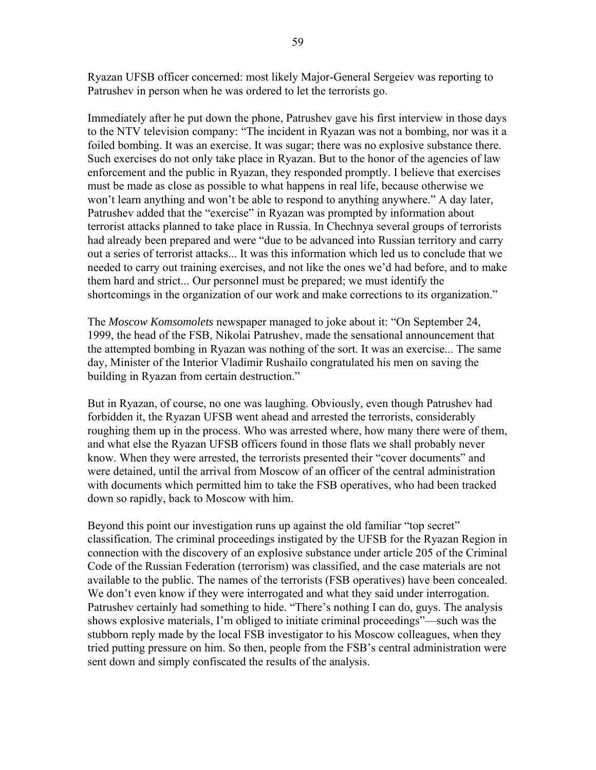Ryazan UFSB officer concerned: most likely Major-General Sergeiev was reporting to Patrushev in person when he was ordered to let the terrorists go.

Immediately after he put down the phone, Patrushev gave his first interview in those days to the NTV television company: "The incident in Ryazan was not a bombing, nor was it a foiled bombing. It was an exercise. It was sugar; there was no explosive substance there. Such exercises do not only take place in Ryazan. But to the honor of the agencies of law enforcement and the public in Ryazan, they responded promptly. I believe that exercises must be made as close as possible to what happens in real life, because otherwise we won't learn anything and won't be able to respond to anything anywhere." A day later, Patrushev added that the "exercise" in Ryazan was prompted by information about terrorist attacks planned to take place in Russia. In Chechnya several groups of terrorists had already been prepared and were "due to be advanced into Russian territory and carry out a series of terrorist attacks... It was this information which led us to conclude that we needed to carry out training exercises, and not like the ones we'd had before, and to make them hard and strict... Our personnel must be prepared; we must identify the shortcomings in the organization of our work and make corrections to its organization."

The *Moscow Komsomolets* newspaper managed to joke about it: "On September 24, 1999, the head of the FSB, Nikolai Patrushev, made the sensational announcement that the attempted bombing in Ryazan was nothing of the sort. It was an exercise... The same day, Minister of the Interior Vladimir Rushailo congratulated his men on saving the building in Ryazan from certain destruction."

But in Ryazan, of course, no one was laughing. Obviously, even though Patrushev had forbidden it, the Ryazan UFSB went ahead and arrested the terrorists, considerably roughing them up in the process. Who was arrested where, how many there were of them, and what else the Ryazan UFSB officers found in those flats we shall probably never know. When they were arrested, the terrorists presented their "cover documents" and were detained, until the arrival from Moscow of an officer of the central administration with documents which permitted him to take the FSB operatives, who had been tracked down so rapidly, back to Moscow with him.

Beyond this point our investigation runs up against the old familiar "top secret" classification. The criminal proceedings instigated by the UFSB for the Ryazan Region in connection with the discovery of an explosive substance under article 205 of the Criminal Code of the Russian Federation (terrorism) was classified, and the case materials are not available to the public. The names of the terrorists (FSB operatives) have been concealed. We don't even know if they were interrogated and what they said under interrogation. Patrushev certainly had something to hide. "There's nothing I can do, guys. The analysis shows explosive materials, I'm obliged to initiate criminal proceedings"—such was the stubborn reply made by the local FSB investigator to his Moscow colleagues, when they tried putting pressure on him. So then, people from the FSB's central administration were sent down and simply confiscated the results of the analysis.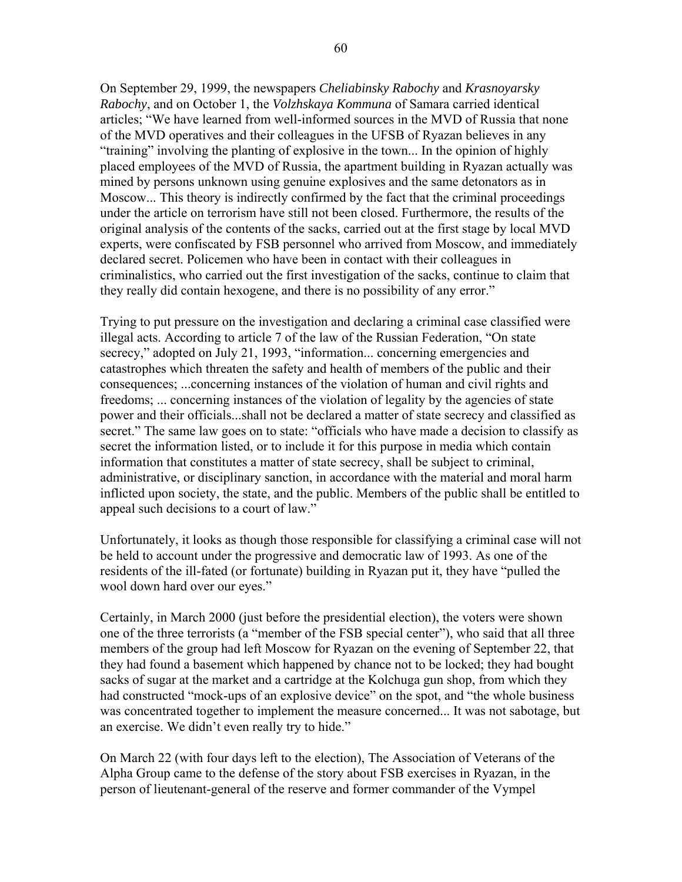On September 29, 1999, the newspapers *Cheliabinsky Rabochy* and *Krasnoyarsky Rabochy*, and on October 1, the *Volzhskaya Kommuna* of Samara carried identical articles; "We have learned from well-informed sources in the MVD of Russia that none of the MVD operatives and their colleagues in the UFSB of Ryazan believes in any "training" involving the planting of explosive in the town... In the opinion of highly placed employees of the MVD of Russia, the apartment building in Ryazan actually was mined by persons unknown using genuine explosives and the same detonators as in Moscow... This theory is indirectly confirmed by the fact that the criminal proceedings under the article on terrorism have still not been closed. Furthermore, the results of the original analysis of the contents of the sacks, carried out at the first stage by local MVD experts, were confiscated by FSB personnel who arrived from Moscow, and immediately declared secret. Policemen who have been in contact with their colleagues in criminalistics, who carried out the first investigation of the sacks, continue to claim that they really did contain hexogene, and there is no possibility of any error."

Trying to put pressure on the investigation and declaring a criminal case classified were illegal acts. According to article 7 of the law of the Russian Federation, "On state secrecy," adopted on July 21, 1993, "information... concerning emergencies and catastrophes which threaten the safety and health of members of the public and their consequences; ...concerning instances of the violation of human and civil rights and freedoms; ... concerning instances of the violation of legality by the agencies of state power and their officials...shall not be declared a matter of state secrecy and classified as secret." The same law goes on to state: "officials who have made a decision to classify as secret the information listed, or to include it for this purpose in media which contain information that constitutes a matter of state secrecy, shall be subject to criminal, administrative, or disciplinary sanction, in accordance with the material and moral harm inflicted upon society, the state, and the public. Members of the public shall be entitled to appeal such decisions to a court of law."

Unfortunately, it looks as though those responsible for classifying a criminal case will not be held to account under the progressive and democratic law of 1993. As one of the residents of the ill-fated (or fortunate) building in Ryazan put it, they have "pulled the wool down hard over our eyes."

Certainly, in March 2000 (just before the presidential election), the voters were shown one of the three terrorists (a "member of the FSB special center"), who said that all three members of the group had left Moscow for Ryazan on the evening of September 22, that they had found a basement which happened by chance not to be locked; they had bought sacks of sugar at the market and a cartridge at the Kolchuga gun shop, from which they had constructed "mock-ups of an explosive device" on the spot, and "the whole business was concentrated together to implement the measure concerned... It was not sabotage, but an exercise. We didn't even really try to hide."

On March 22 (with four days left to the election), The Association of Veterans of the Alpha Group came to the defense of the story about FSB exercises in Ryazan, in the person of lieutenant-general of the reserve and former commander of the Vympel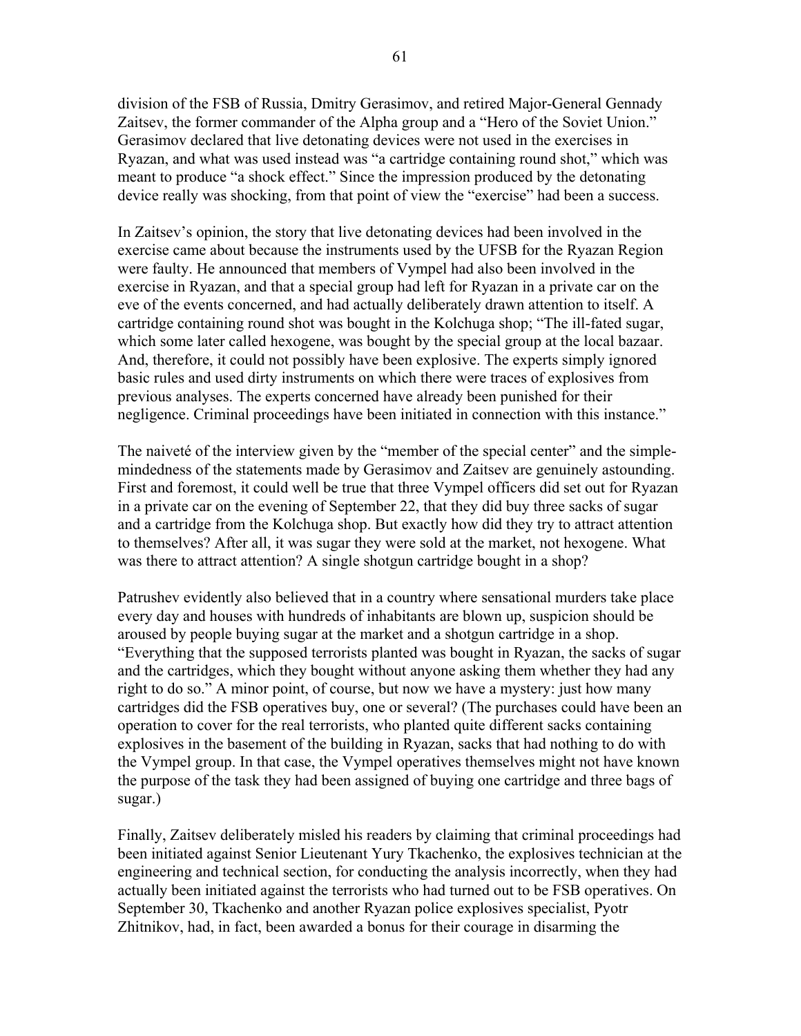division of the FSB of Russia, Dmitry Gerasimov, and retired Major-General Gennady Zaitsev, the former commander of the Alpha group and a “Hero of the Soviet Union.” Gerasimov declared that live detonating devices were not used in the exercises in Ryazan, and what was used instead was “a cartridge containing round shot,” which was meant to produce “a shock effect.” Since the impression produced by the detonating device really was shocking, from that point of view the “exercise” had been a success.

In Zaitsev’s opinion, the story that live detonating devices had been involved in the exercise came about because the instruments used by the UFSB for the Ryazan Region were faulty. He announced that members of Vympel had also been involved in the exercise in Ryazan, and that a special group had left for Ryazan in a private car on the eve of the events concerned, and had actually deliberately drawn attention to itself. A cartridge containing round shot was bought in the Kolchuga shop; “The ill-fated sugar, which some later called hexogene, was bought by the special group at the local bazaar. And, therefore, it could not possibly have been explosive. The experts simply ignored basic rules and used dirty instruments on which there were traces of explosives from previous analyses. The experts concerned have already been punished for their negligence. Criminal proceedings have been initiated in connection with this instance.”

The naiveté of the interview given by the “member of the special center” and the simple-mindedness of the statements made by Gerasimov and Zaitsev are genuinely astounding. First and foremost, it could well be true that three Vympel officers did set out for Ryazan in a private car on the evening of September 22, that they did buy three sacks of sugar and a cartridge from the Kolchuga shop. But exactly how did they try to attract attention to themselves? After all, it was sugar they were sold at the market, not hexogene. What was there to attract attention? A single shotgun cartridge bought in a shop?

Patrushev evidently also believed that in a country where sensational murders take place every day and houses with hundreds of inhabitants are blown up, suspicion should be aroused by people buying sugar at the market and a shotgun cartridge in a shop. “Everything that the supposed terrorists planted was bought in Ryazan, the sacks of sugar and the cartridges, which they bought without anyone asking them whether they had any right to do so.” A minor point, of course, but now we have a mystery: just how many cartridges did the FSB operatives buy, one or several? (The purchases could have been an operation to cover for the real terrorists, who planted quite different sacks containing explosives in the basement of the building in Ryazan, sacks that had nothing to do with the Vympel group. In that case, the Vympel operatives themselves might not have known the purpose of the task they had been assigned of buying one cartridge and three bags of sugar.)

Finally, Zaitsev deliberately misled his readers by claiming that criminal proceedings had been initiated against Senior Lieutenant Yury Tkachenko, the explosives technician at the engineering and technical section, for conducting the analysis incorrectly, when they had actually been initiated against the terrorists who had turned out to be FSB operatives. On September 30, Tkachenko and another Ryazan police explosives specialist, Pyotr Zhitnikov, had, in fact, been awarded a bonus for their courage in disarming the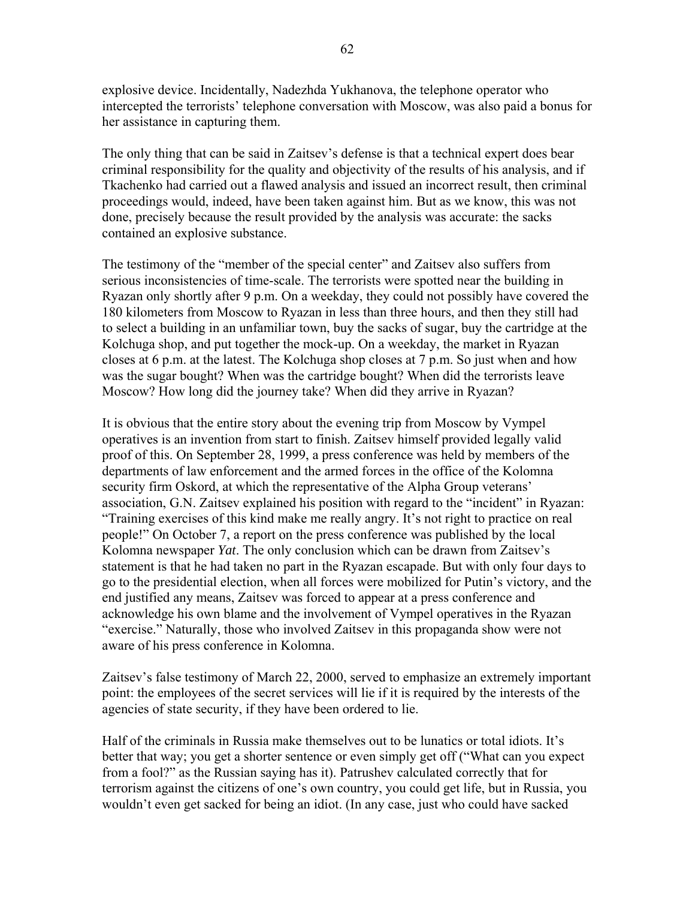explosive device. Incidentally, Nadezhda Yukhanova, the telephone operator who intercepted the terrorists' telephone conversation with Moscow, was also paid a bonus for her assistance in capturing them.

The only thing that can be said in Zaitsev's defense is that a technical expert does bear criminal responsibility for the quality and objectivity of the results of his analysis, and if Tkachenko had carried out a flawed analysis and issued an incorrect result, then criminal proceedings would, indeed, have been taken against him. But as we know, this was not done, precisely because the result provided by the analysis was accurate: the sacks contained an explosive substance.

The testimony of the "member of the special center" and Zaitsev also suffers from serious inconsistencies of time-scale. The terrorists were spotted near the building in Ryazan only shortly after 9 p.m. On a weekday, they could not possibly have covered the 180 kilometers from Moscow to Ryazan in less than three hours, and then they still had to select a building in an unfamiliar town, buy the sacks of sugar, buy the cartridge at the Kolchuga shop, and put together the mock-up. On a weekday, the market in Ryazan closes at 6 p.m. at the latest. The Kolchuga shop closes at 7 p.m. So just when and how was the sugar bought? When was the cartridge bought? When did the terrorists leave Moscow? How long did the journey take? When did they arrive in Ryazan?

It is obvious that the entire story about the evening trip from Moscow by Vympel operatives is an invention from start to finish. Zaitsev himself provided legally valid proof of this. On September 28, 1999, a press conference was held by members of the departments of law enforcement and the armed forces in the office of the Kolomna security firm Oskord, at which the representative of the Alpha Group veterans' association, G.N. Zaitsev explained his position with regard to the "incident" in Ryazan: "Training exercises of this kind make me really angry. It's not right to practice on real people!" On October 7, a report on the press conference was published by the local Kolomna newspaper *Yat*. The only conclusion which can be drawn from Zaitsev's statement is that he had taken no part in the Ryazan escapade. But with only four days to go to the presidential election, when all forces were mobilized for Putin's victory, and the end justified any means, Zaitsev was forced to appear at a press conference and acknowledge his own blame and the involvement of Vympel operatives in the Ryazan "exercise." Naturally, those who involved Zaitsev in this propaganda show were not aware of his press conference in Kolomna.

Zaitsev's false testimony of March 22, 2000, served to emphasize an extremely important point: the employees of the secret services will lie if it is required by the interests of the agencies of state security, if they have been ordered to lie.

Half of the criminals in Russia make themselves out to be lunatics or total idiots. It's better that way; you get a shorter sentence or even simply get off ("What can you expect from a fool?" as the Russian saying has it). Patrushev calculated correctly that for terrorism against the citizens of one's own country, you could get life, but in Russia, you wouldn't even get sacked for being an idiot. (In any case, just who could have sacked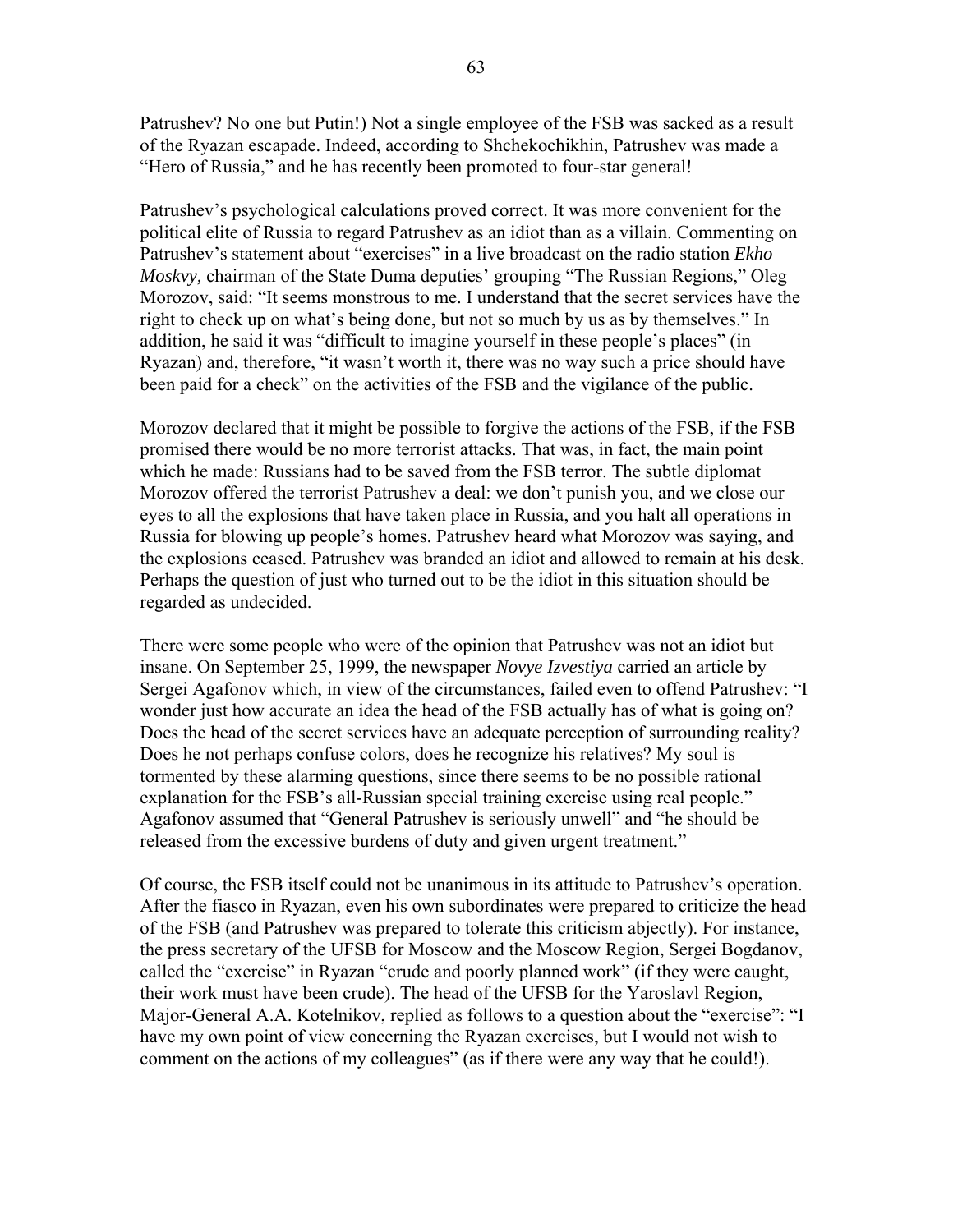Patrushev? No one but Putin!) Not a single employee of the FSB was sacked as a result of the Ryazan escapade. Indeed, according to Shchekochikhin, Patrushev was made a "Hero of Russia," and he has recently been promoted to four-star general!

Patrushev's psychological calculations proved correct. It was more convenient for the political elite of Russia to regard Patrushev as an idiot than as a villain. Commenting on Patrushev's statement about "exercises" in a live broadcast on the radio station *Ekho Moskvy,* chairman of the State Duma deputies' grouping "The Russian Regions," Oleg Morozov, said: "It seems monstrous to me. I understand that the secret services have the right to check up on what's being done, but not so much by us as by themselves." In addition, he said it was "difficult to imagine yourself in these people's places" (in Ryazan) and, therefore, "it wasn't worth it, there was no way such a price should have been paid for a check" on the activities of the FSB and the vigilance of the public.

Morozov declared that it might be possible to forgive the actions of the FSB, if the FSB promised there would be no more terrorist attacks. That was, in fact, the main point which he made: Russians had to be saved from the FSB terror. The subtle diplomat Morozov offered the terrorist Patrushev a deal: we don't punish you, and we close our eyes to all the explosions that have taken place in Russia, and you halt all operations in Russia for blowing up people's homes. Patrushev heard what Morozov was saying, and the explosions ceased. Patrushev was branded an idiot and allowed to remain at his desk. Perhaps the question of just who turned out to be the idiot in this situation should be regarded as undecided.

There were some people who were of the opinion that Patrushev was not an idiot but insane. On September 25, 1999, the newspaper *Novye Izvestiya* carried an article by Sergei Agafonov which, in view of the circumstances, failed even to offend Patrushev: "I wonder just how accurate an idea the head of the FSB actually has of what is going on? Does the head of the secret services have an adequate perception of surrounding reality? Does he not perhaps confuse colors, does he recognize his relatives? My soul is tormented by these alarming questions, since there seems to be no possible rational explanation for the FSB's all-Russian special training exercise using real people." Agafonov assumed that "General Patrushev is seriously unwell" and "he should be released from the excessive burdens of duty and given urgent treatment."

Of course, the FSB itself could not be unanimous in its attitude to Patrushev's operation. After the fiasco in Ryazan, even his own subordinates were prepared to criticize the head of the FSB (and Patrushev was prepared to tolerate this criticism abjectly). For instance, the press secretary of the UFSB for Moscow and the Moscow Region, Sergei Bogdanov, called the "exercise" in Ryazan "crude and poorly planned work" (if they were caught, their work must have been crude). The head of the UFSB for the Yaroslavl Region, Major-General A.A. Kotelnikov, replied as follows to a question about the "exercise": "I have my own point of view concerning the Ryazan exercises, but I would not wish to comment on the actions of my colleagues" (as if there were any way that he could!).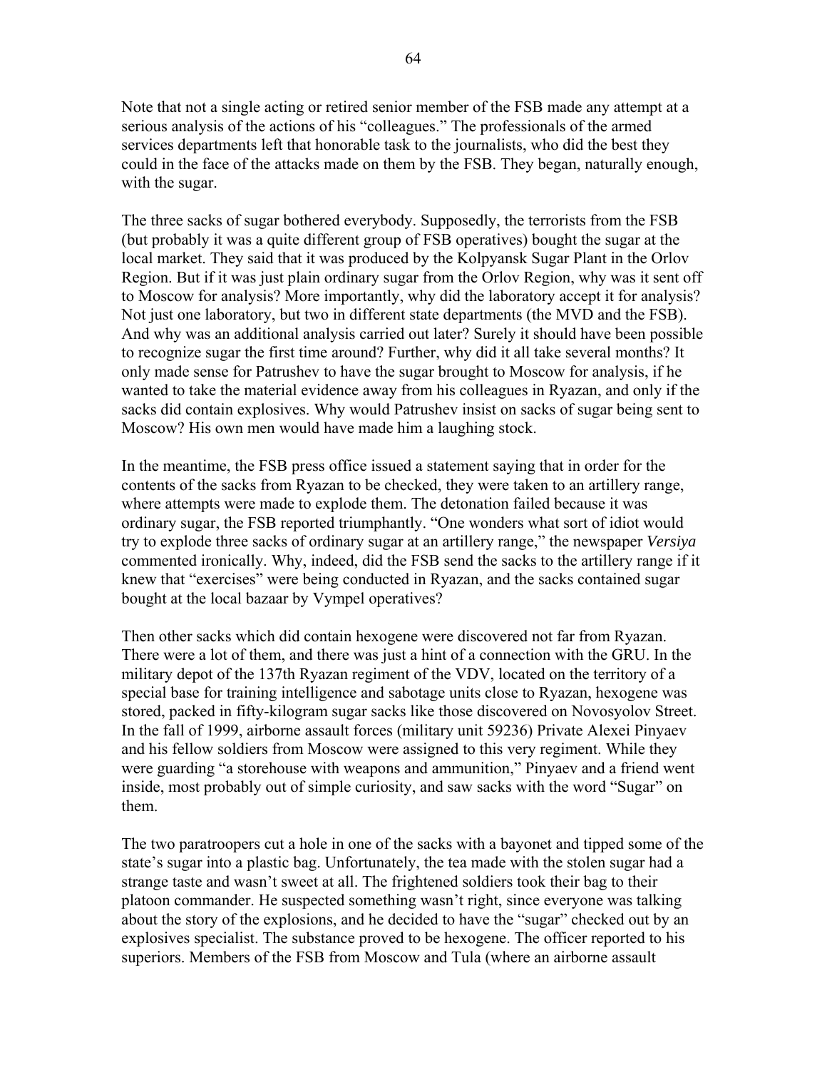Note that not a single acting or retired senior member of the FSB made any attempt at a serious analysis of the actions of his "colleagues." The professionals of the armed services departments left that honorable task to the journalists, who did the best they could in the face of the attacks made on them by the FSB. They began, naturally enough, with the sugar.

The three sacks of sugar bothered everybody. Supposedly, the terrorists from the FSB (but probably it was a quite different group of FSB operatives) bought the sugar at the local market. They said that it was produced by the Kolpyansk Sugar Plant in the Orlov Region. But if it was just plain ordinary sugar from the Orlov Region, why was it sent off to Moscow for analysis? More importantly, why did the laboratory accept it for analysis? Not just one laboratory, but two in different state departments (the MVD and the FSB). And why was an additional analysis carried out later? Surely it should have been possible to recognize sugar the first time around? Further, why did it all take several months? It only made sense for Patrushev to have the sugar brought to Moscow for analysis, if he wanted to take the material evidence away from his colleagues in Ryazan, and only if the sacks did contain explosives. Why would Patrushev insist on sacks of sugar being sent to Moscow? His own men would have made him a laughing stock.

In the meantime, the FSB press office issued a statement saying that in order for the contents of the sacks from Ryazan to be checked, they were taken to an artillery range, where attempts were made to explode them. The detonation failed because it was ordinary sugar, the FSB reported triumphantly. "One wonders what sort of idiot would try to explode three sacks of ordinary sugar at an artillery range," the newspaper *Versiya* commented ironically. Why, indeed, did the FSB send the sacks to the artillery range if it knew that "exercises" were being conducted in Ryazan, and the sacks contained sugar bought at the local bazaar by Vympel operatives?

Then other sacks which did contain hexogene were discovered not far from Ryazan. There were a lot of them, and there was just a hint of a connection with the GRU. In the military depot of the 137th Ryazan regiment of the VDV, located on the territory of a special base for training intelligence and sabotage units close to Ryazan, hexogene was stored, packed in fifty-kilogram sugar sacks like those discovered on Novosyolov Street. In the fall of 1999, airborne assault forces (military unit 59236) Private Alexei Pinyaev and his fellow soldiers from Moscow were assigned to this very regiment. While they were guarding "a storehouse with weapons and ammunition," Pinyaev and a friend went inside, most probably out of simple curiosity, and saw sacks with the word "Sugar" on them.

The two paratroopers cut a hole in one of the sacks with a bayonet and tipped some of the state's sugar into a plastic bag. Unfortunately, the tea made with the stolen sugar had a strange taste and wasn't sweet at all. The frightened soldiers took their bag to their platoon commander. He suspected something wasn't right, since everyone was talking about the story of the explosions, and he decided to have the "sugar" checked out by an explosives specialist. The substance proved to be hexogene. The officer reported to his superiors. Members of the FSB from Moscow and Tula (where an airborne assault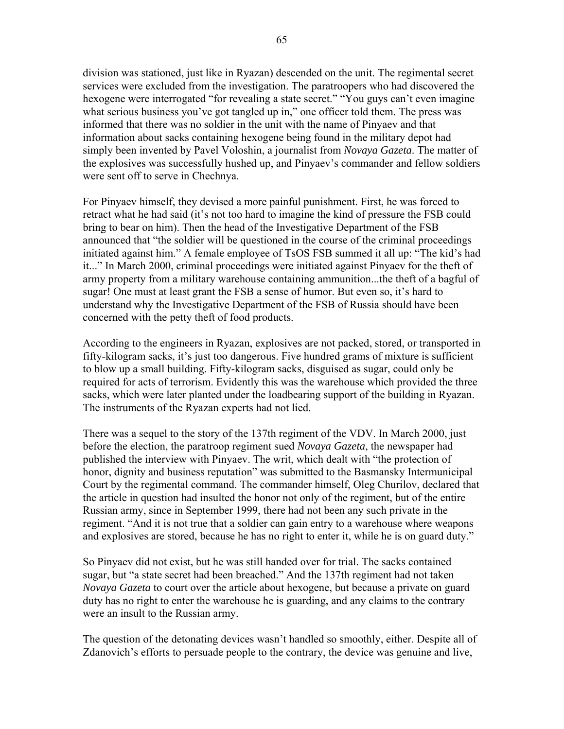division was stationed, just like in Ryazan) descended on the unit. The regimental secret services were excluded from the investigation. The paratroopers who had discovered the hexogene were interrogated "for revealing a state secret." "You guys can't even imagine what serious business you've got tangled up in," one officer told them. The press was informed that there was no soldier in the unit with the name of Pinyaev and that information about sacks containing hexogene being found in the military depot had simply been invented by Pavel Voloshin, a journalist from *Novaya Gazeta*. The matter of the explosives was successfully hushed up, and Pinyaev's commander and fellow soldiers were sent off to serve in Chechnya.

For Pinyaev himself, they devised a more painful punishment. First, he was forced to retract what he had said (it's not too hard to imagine the kind of pressure the FSB could bring to bear on him). Then the head of the Investigative Department of the FSB announced that "the soldier will be questioned in the course of the criminal proceedings initiated against him." A female employee of TsOS FSB summed it all up: "The kid's had it..." In March 2000, criminal proceedings were initiated against Pinyaev for the theft of army property from a military warehouse containing ammunition...the theft of a bagful of sugar! One must at least grant the FSB a sense of humor. But even so, it's hard to understand why the Investigative Department of the FSB of Russia should have been concerned with the petty theft of food products.

According to the engineers in Ryazan, explosives are not packed, stored, or transported in fifty-kilogram sacks, it's just too dangerous. Five hundred grams of mixture is sufficient to blow up a small building. Fifty-kilogram sacks, disguised as sugar, could only be required for acts of terrorism. Evidently this was the warehouse which provided the three sacks, which were later planted under the loadbearing support of the building in Ryazan. The instruments of the Ryazan experts had not lied.

There was a sequel to the story of the 137th regiment of the VDV. In March 2000, just before the election, the paratroop regiment sued *Novaya Gazeta*, the newspaper had published the interview with Pinyaev. The writ, which dealt with "the protection of honor, dignity and business reputation" was submitted to the Basmansky Intermunicipal Court by the regimental command. The commander himself, Oleg Churilov, declared that the article in question had insulted the honor not only of the regiment, but of the entire Russian army, since in September 1999, there had not been any such private in the regiment. "And it is not true that a soldier can gain entry to a warehouse where weapons and explosives are stored, because he has no right to enter it, while he is on guard duty."

So Pinyaev did not exist, but he was still handed over for trial. The sacks contained sugar, but "a state secret had been breached." And the 137th regiment had not taken *Novaya Gazeta* to court over the article about hexogene, but because a private on guard duty has no right to enter the warehouse he is guarding, and any claims to the contrary were an insult to the Russian army.

The question of the detonating devices wasn't handled so smoothly, either. Despite all of Zdanovich's efforts to persuade people to the contrary, the device was genuine and live,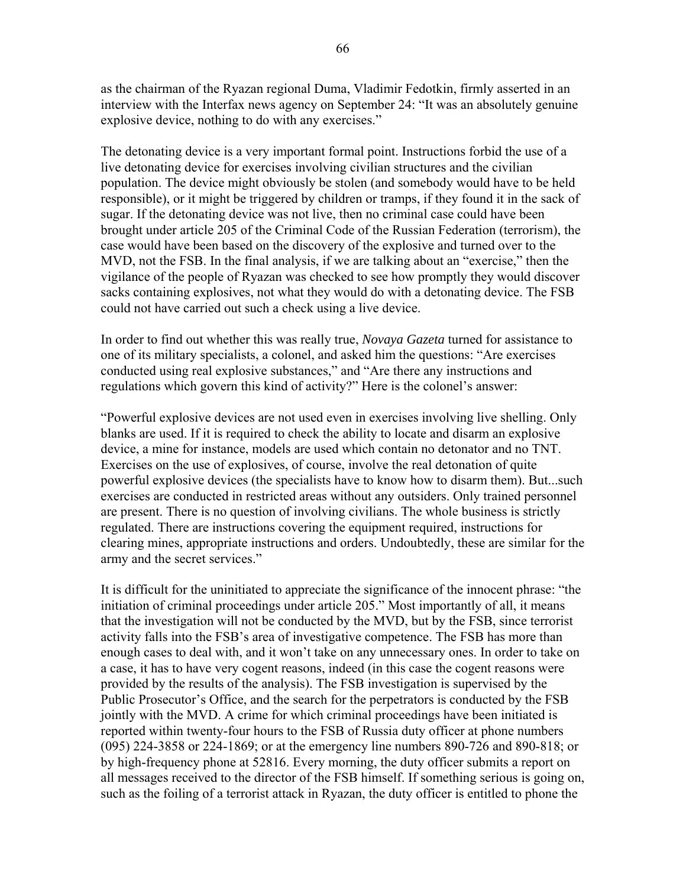as the chairman of the Ryazan regional Duma, Vladimir Fedotkin, firmly asserted in an interview with the Interfax news agency on September 24: "It was an absolutely genuine explosive device, nothing to do with any exercises."

The detonating device is a very important formal point. Instructions forbid the use of a live detonating device for exercises involving civilian structures and the civilian population. The device might obviously be stolen (and somebody would have to be held responsible), or it might be triggered by children or tramps, if they found it in the sack of sugar. If the detonating device was not live, then no criminal case could have been brought under article 205 of the Criminal Code of the Russian Federation (terrorism), the case would have been based on the discovery of the explosive and turned over to the MVD, not the FSB. In the final analysis, if we are talking about an "exercise," then the vigilance of the people of Ryazan was checked to see how promptly they would discover sacks containing explosives, not what they would do with a detonating device. The FSB could not have carried out such a check using a live device.

In order to find out whether this was really true, *Novaya Gazeta* turned for assistance to one of its military specialists, a colonel, and asked him the questions: "Are exercises conducted using real explosive substances," and "Are there any instructions and regulations which govern this kind of activity?" Here is the colonel's answer:

"Powerful explosive devices are not used even in exercises involving live shelling. Only blanks are used. If it is required to check the ability to locate and disarm an explosive device, a mine for instance, models are used which contain no detonator and no TNT. Exercises on the use of explosives, of course, involve the real detonation of quite powerful explosive devices (the specialists have to know how to disarm them). But...such exercises are conducted in restricted areas without any outsiders. Only trained personnel are present. There is no question of involving civilians. The whole business is strictly regulated. There are instructions covering the equipment required, instructions for clearing mines, appropriate instructions and orders. Undoubtedly, these are similar for the army and the secret services."

It is difficult for the uninitiated to appreciate the significance of the innocent phrase: "the initiation of criminal proceedings under article 205." Most importantly of all, it means that the investigation will not be conducted by the MVD, but by the FSB, since terrorist activity falls into the FSB's area of investigative competence. The FSB has more than enough cases to deal with, and it won't take on any unnecessary ones. In order to take on a case, it has to have very cogent reasons, indeed (in this case the cogent reasons were provided by the results of the analysis). The FSB investigation is supervised by the Public Prosecutor's Office, and the search for the perpetrators is conducted by the FSB jointly with the MVD. A crime for which criminal proceedings have been initiated is reported within twenty-four hours to the FSB of Russia duty officer at phone numbers (095) 224-3858 or 224-1869; or at the emergency line numbers 890-726 and 890-818; or by high-frequency phone at 52816. Every morning, the duty officer submits a report on all messages received to the director of the FSB himself. If something serious is going on, such as the foiling of a terrorist attack in Ryazan, the duty officer is entitled to phone the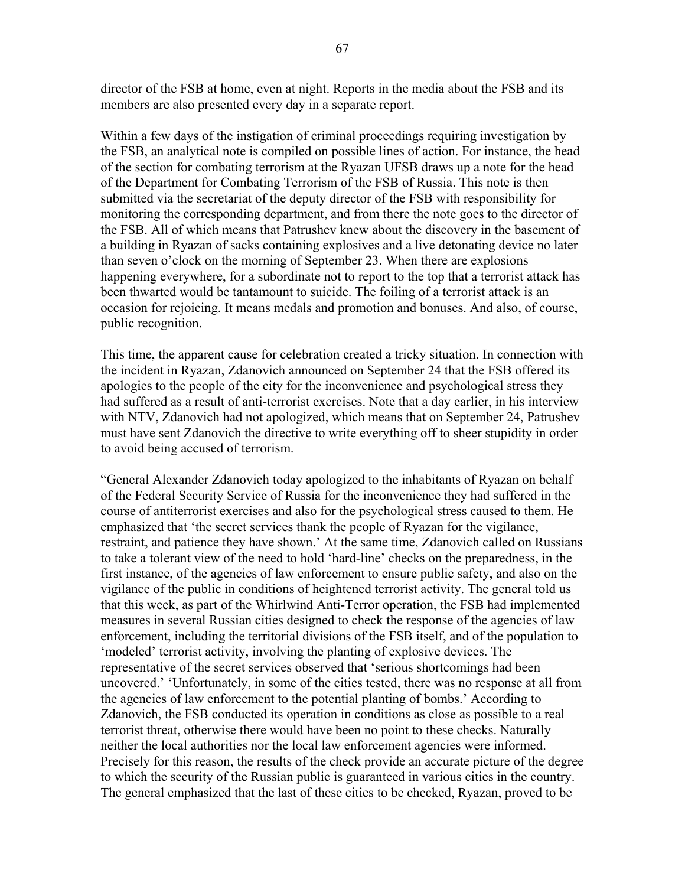director of the FSB at home, even at night. Reports in the media about the FSB and its members are also presented every day in a separate report.

Within a few days of the instigation of criminal proceedings requiring investigation by the FSB, an analytical note is compiled on possible lines of action. For instance, the head of the section for combating terrorism at the Ryazan UFSB draws up a note for the head of the Department for Combating Terrorism of the FSB of Russia. This note is then submitted via the secretariat of the deputy director of the FSB with responsibility for monitoring the corresponding department, and from there the note goes to the director of the FSB. All of which means that Patrushev knew about the discovery in the basement of a building in Ryazan of sacks containing explosives and a live detonating device no later than seven o'clock on the morning of September 23. When there are explosions happening everywhere, for a subordinate not to report to the top that a terrorist attack has been thwarted would be tantamount to suicide. The foiling of a terrorist attack is an occasion for rejoicing. It means medals and promotion and bonuses. And also, of course, public recognition.

This time, the apparent cause for celebration created a tricky situation. In connection with the incident in Ryazan, Zdanovich announced on September 24 that the FSB offered its apologies to the people of the city for the inconvenience and psychological stress they had suffered as a result of anti-terrorist exercises. Note that a day earlier, in his interview with NTV, Zdanovich had not apologized, which means that on September 24, Patrushev must have sent Zdanovich the directive to write everything off to sheer stupidity in order to avoid being accused of terrorism.

"General Alexander Zdanovich today apologized to the inhabitants of Ryazan on behalf of the Federal Security Service of Russia for the inconvenience they had suffered in the course of antiterrorist exercises and also for the psychological stress caused to them. He emphasized that 'the secret services thank the people of Ryazan for the vigilance, restraint, and patience they have shown.' At the same time, Zdanovich called on Russians to take a tolerant view of the need to hold 'hard-line' checks on the preparedness, in the first instance, of the agencies of law enforcement to ensure public safety, and also on the vigilance of the public in conditions of heightened terrorist activity. The general told us that this week, as part of the Whirlwind Anti-Terror operation, the FSB had implemented measures in several Russian cities designed to check the response of the agencies of law enforcement, including the territorial divisions of the FSB itself, and of the population to 'modeled' terrorist activity, involving the planting of explosive devices. The representative of the secret services observed that 'serious shortcomings had been uncovered.' 'Unfortunately, in some of the cities tested, there was no response at all from the agencies of law enforcement to the potential planting of bombs.' According to Zdanovich, the FSB conducted its operation in conditions as close as possible to a real terrorist threat, otherwise there would have been no point to these checks. Naturally neither the local authorities nor the local law enforcement agencies were informed. Precisely for this reason, the results of the check provide an accurate picture of the degree to which the security of the Russian public is guaranteed in various cities in the country. The general emphasized that the last of these cities to be checked, Ryazan, proved to be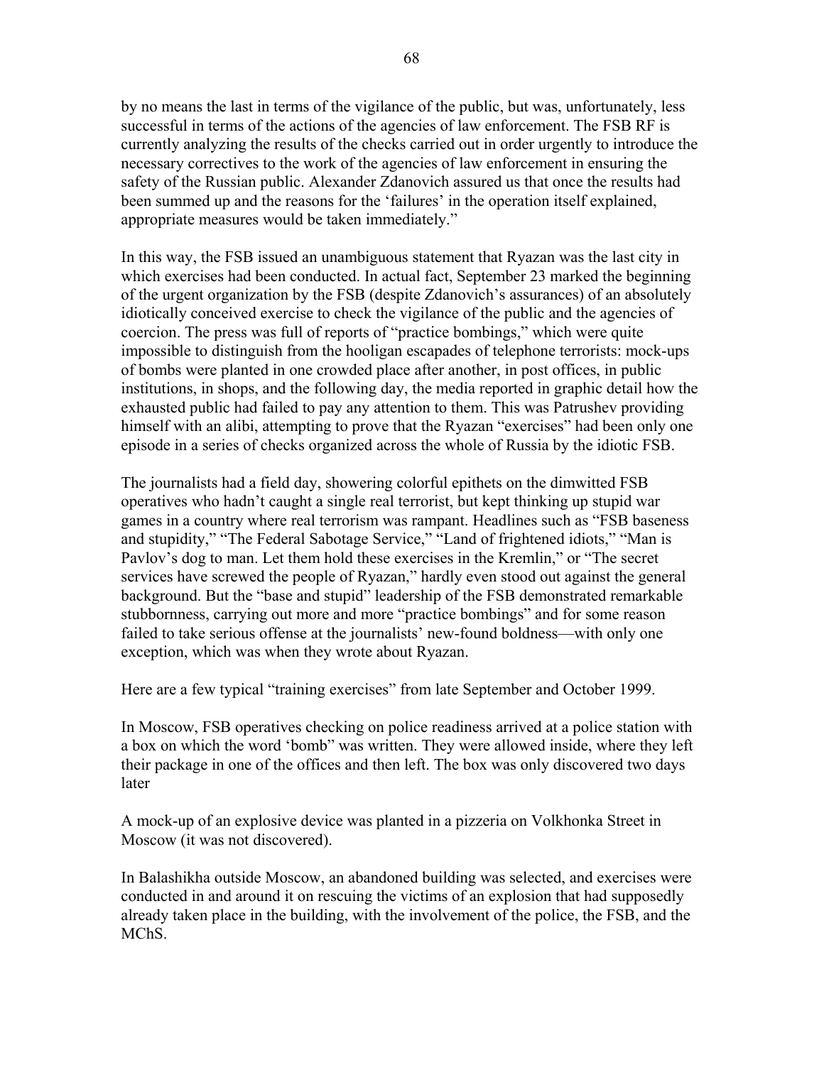by no means the last in terms of the vigilance of the public, but was, unfortunately, less successful in terms of the actions of the agencies of law enforcement. The FSB RF is currently analyzing the results of the checks carried out in order urgently to introduce the necessary correctives to the work of the agencies of law enforcement in ensuring the safety of the Russian public. Alexander Zdanovich assured us that once the results had been summed up and the reasons for the 'failures' in the operation itself explained, appropriate measures would be taken immediately."

In this way, the FSB issued an unambiguous statement that Ryazan was the last city in which exercises had been conducted. In actual fact, September 23 marked the beginning of the urgent organization by the FSB (despite Zdanovich's assurances) of an absolutely idiotically conceived exercise to check the vigilance of the public and the agencies of coercion. The press was full of reports of "practice bombings," which were quite impossible to distinguish from the hooligan escapades of telephone terrorists: mock-ups of bombs were planted in one crowded place after another, in post offices, in public institutions, in shops, and the following day, the media reported in graphic detail how the exhausted public had failed to pay any attention to them. This was Patrushev providing himself with an alibi, attempting to prove that the Ryazan "exercises" had been only one episode in a series of checks organized across the whole of Russia by the idiotic FSB.

The journalists had a field day, showering colorful epithets on the dimwitted FSB operatives who hadn't caught a single real terrorist, but kept thinking up stupid war games in a country where real terrorism was rampant. Headlines such as "FSB baseness and stupidity," "The Federal Sabotage Service," "Land of frightened idiots," "Man is Pavlov's dog to man. Let them hold these exercises in the Kremlin," or "The secret services have screwed the people of Ryazan," hardly even stood out against the general background. But the "base and stupid" leadership of the FSB demonstrated remarkable stubbornness, carrying out more and more "practice bombings" and for some reason failed to take serious offense at the journalists' new-found boldness—with only one exception, which was when they wrote about Ryazan.

Here are a few typical "training exercises" from late September and October 1999.

In Moscow, FSB operatives checking on police readiness arrived at a police station with a box on which the word 'bomb' was written. They were allowed inside, where they left their package in one of the offices and then left. The box was only discovered two days later

A mock-up of an explosive device was planted in a pizzeria on Volkhonka Street in Moscow (it was not discovered).

In Balashikha outside Moscow, an abandoned building was selected, and exercises were conducted in and around it on rescuing the victims of an explosion that had supposedly already taken place in the building, with the involvement of the police, the FSB, and the MChS.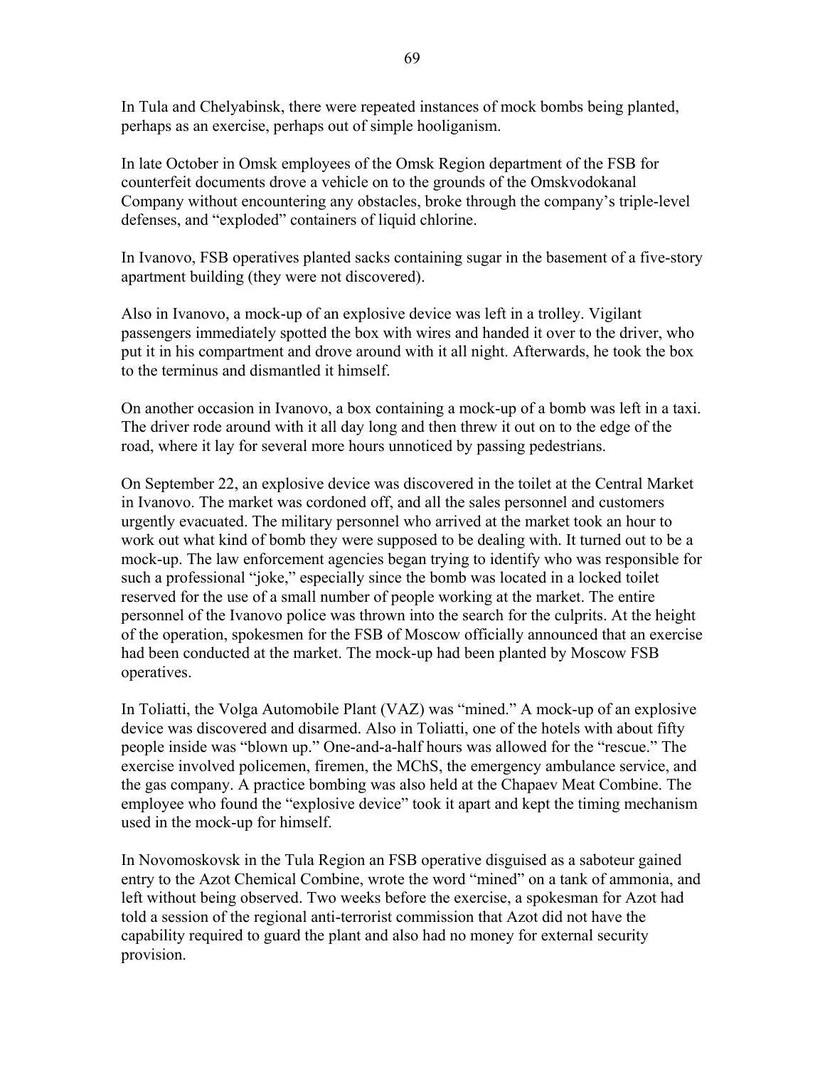In Tula and Chelyabinsk, there were repeated instances of mock bombs being planted, perhaps as an exercise, perhaps out of simple hooliganism.

In late October in Omsk employees of the Omsk Region department of the FSB for counterfeit documents drove a vehicle on to the grounds of the Omskvodokanal Company without encountering any obstacles, broke through the company's triple-level defenses, and "exploded" containers of liquid chlorine.

In Ivanovo, FSB operatives planted sacks containing sugar in the basement of a five-story apartment building (they were not discovered).

Also in Ivanovo, a mock-up of an explosive device was left in a trolley. Vigilant passengers immediately spotted the box with wires and handed it over to the driver, who put it in his compartment and drove around with it all night. Afterwards, he took the box to the terminus and dismantled it himself.

On another occasion in Ivanovo, a box containing a mock-up of a bomb was left in a taxi. The driver rode around with it all day long and then threw it out on to the edge of the road, where it lay for several more hours unnoticed by passing pedestrians.

On September 22, an explosive device was discovered in the toilet at the Central Market in Ivanovo. The market was cordoned off, and all the sales personnel and customers urgently evacuated. The military personnel who arrived at the market took an hour to work out what kind of bomb they were supposed to be dealing with. It turned out to be a mock-up. The law enforcement agencies began trying to identify who was responsible for such a professional "joke," especially since the bomb was located in a locked toilet reserved for the use of a small number of people working at the market. The entire personnel of the Ivanovo police was thrown into the search for the culprits. At the height of the operation, spokesmen for the FSB of Moscow officially announced that an exercise had been conducted at the market. The mock-up had been planted by Moscow FSB operatives.

In Toliatti, the Volga Automobile Plant (VAZ) was "mined." A mock-up of an explosive device was discovered and disarmed. Also in Toliatti, one of the hotels with about fifty people inside was "blown up." One-and-a-half hours was allowed for the "rescue." The exercise involved policemen, firemen, the MChS, the emergency ambulance service, and the gas company. A practice bombing was also held at the Chapaev Meat Combine. The employee who found the "explosive device" took it apart and kept the timing mechanism used in the mock-up for himself.

In Novomoskovsk in the Tula Region an FSB operative disguised as a saboteur gained entry to the Azot Chemical Combine, wrote the word "mined" on a tank of ammonia, and left without being observed. Two weeks before the exercise, a spokesman for Azot had told a session of the regional anti-terrorist commission that Azot did not have the capability required to guard the plant and also had no money for external security provision.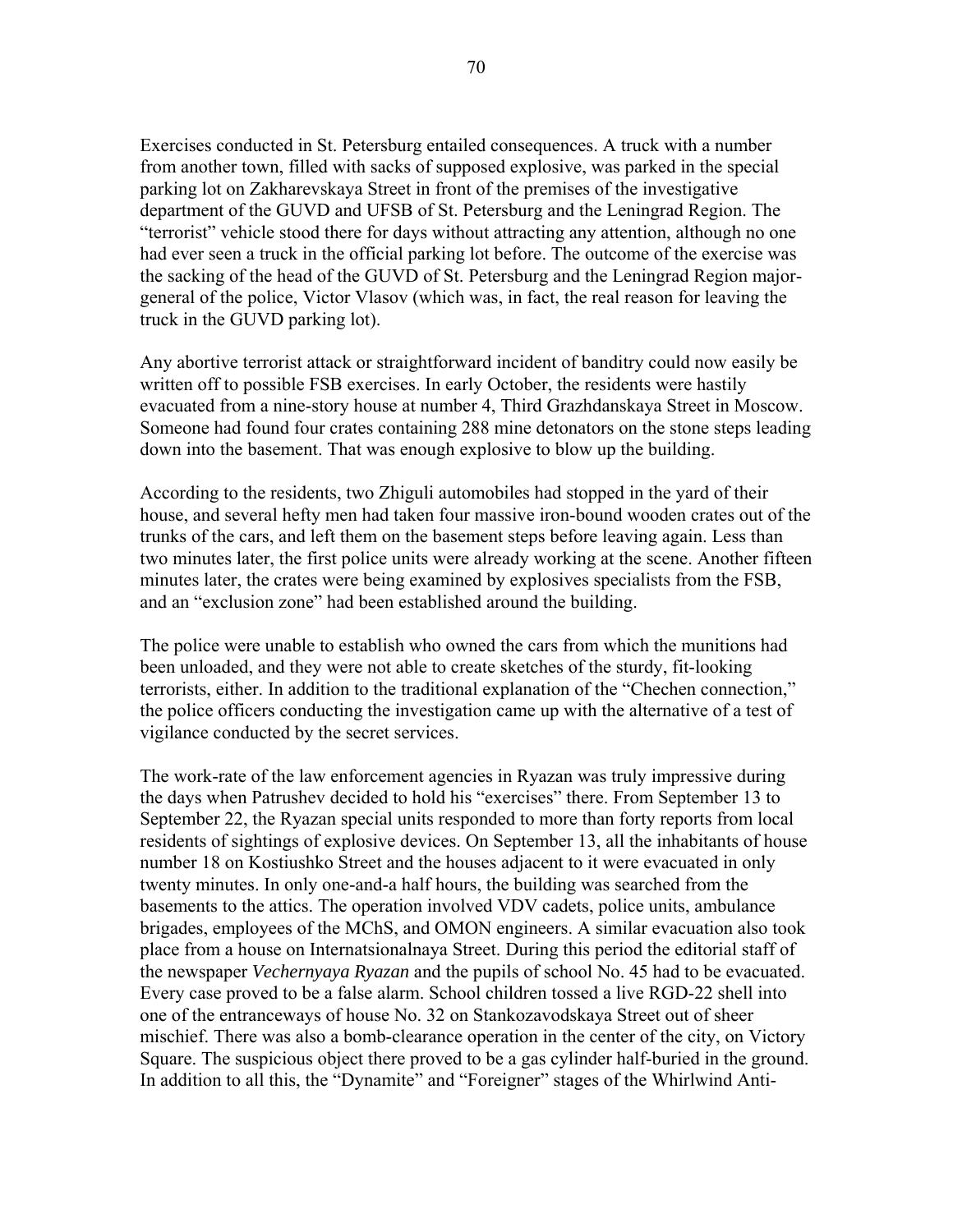Exercises conducted in St. Petersburg entailed consequences. A truck with a number from another town, filled with sacks of supposed explosive, was parked in the special parking lot on Zakharevskaya Street in front of the premises of the investigative department of the GUVD and UFSB of St. Petersburg and the Leningrad Region. The "terrorist" vehicle stood there for days without attracting any attention, although no one had ever seen a truck in the official parking lot before. The outcome of the exercise was the sacking of the head of the GUVD of St. Petersburg and the Leningrad Region major-general of the police, Victor Vlasov (which was, in fact, the real reason for leaving the truck in the GUVD parking lot).

Any abortive terrorist attack or straightforward incident of banditry could now easily be written off to possible FSB exercises. In early October, the residents were hastily evacuated from a nine-story house at number 4, Third Grazhdanskaya Street in Moscow. Someone had found four crates containing 288 mine detonators on the stone steps leading down into the basement. That was enough explosive to blow up the building.

According to the residents, two Zhiguli automobiles had stopped in the yard of their house, and several hefty men had taken four massive iron-bound wooden crates out of the trunks of the cars, and left them on the basement steps before leaving again. Less than two minutes later, the first police units were already working at the scene. Another fifteen minutes later, the crates were being examined by explosives specialists from the FSB, and an "exclusion zone" had been established around the building.

The police were unable to establish who owned the cars from which the munitions had been unloaded, and they were not able to create sketches of the sturdy, fit-looking terrorists, either. In addition to the traditional explanation of the "Chechen connection," the police officers conducting the investigation came up with the alternative of a test of vigilance conducted by the secret services.

The work-rate of the law enforcement agencies in Ryazan was truly impressive during the days when Patrushev decided to hold his "exercises" there. From September 13 to September 22, the Ryazan special units responded to more than forty reports from local residents of sightings of explosive devices. On September 13, all the inhabitants of house number 18 on Kostiushko Street and the houses adjacent to it were evacuated in only twenty minutes. In only one-and-a half hours, the building was searched from the basements to the attics. The operation involved VDV cadets, police units, ambulance brigades, employees of the MChS, and OMON engineers. A similar evacuation also took place from a house on Internatsionalnaya Street. During this period the editorial staff of the newspaper *Vechernyaya Ryazan* and the pupils of school No. 45 had to be evacuated. Every case proved to be a false alarm. School children tossed a live RGD-22 shell into one of the entranceways of house No. 32 on Stankozavodskaya Street out of sheer mischief. There was also a bomb-clearance operation in the center of the city, on Victory Square. The suspicious object there proved to be a gas cylinder half-buried in the ground. In addition to all this, the "Dynamite" and "Foreigner" stages of the Whirlwind Anti-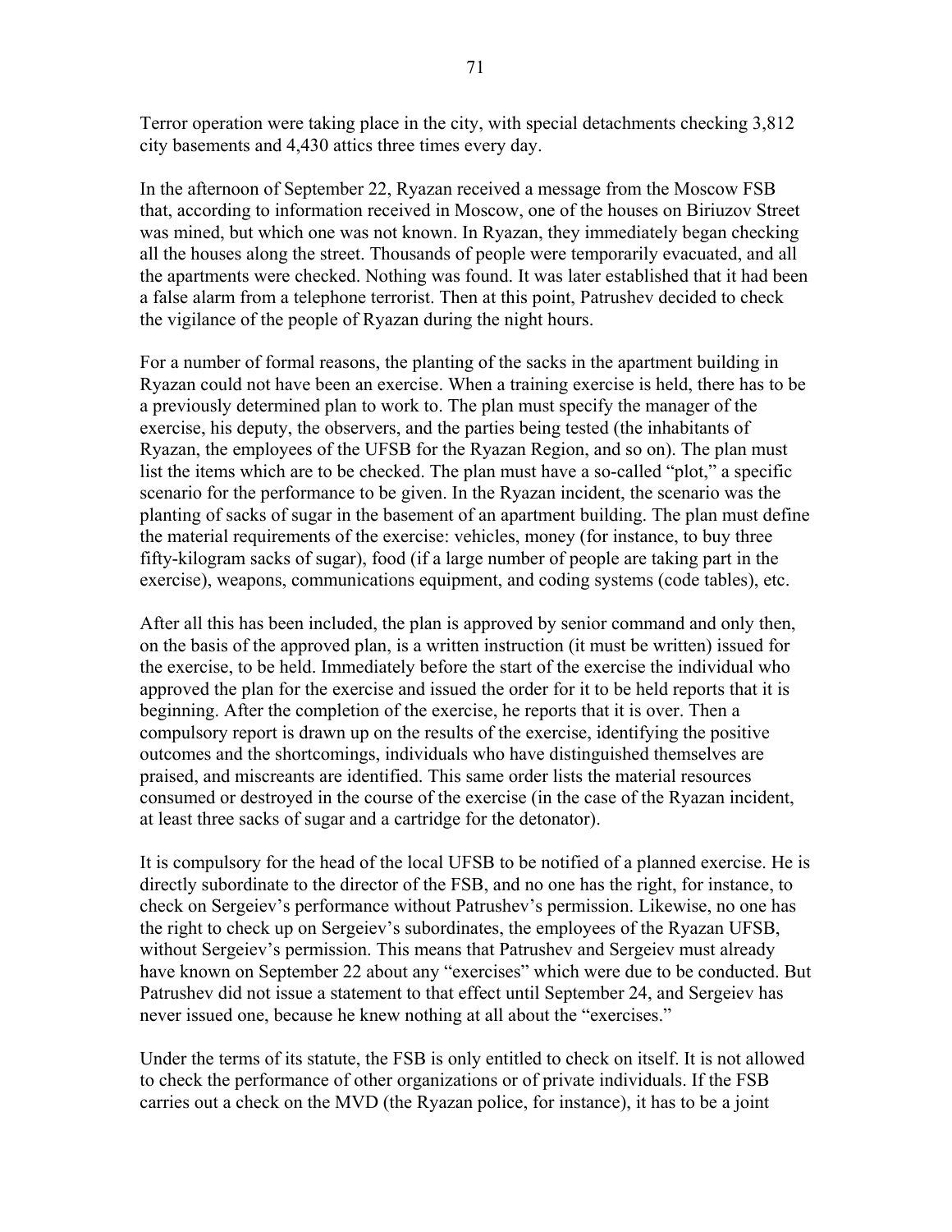Terror operation were taking place in the city, with special detachments checking 3,812 city basements and 4,430 attics three times every day.

In the afternoon of September 22, Ryazan received a message from the Moscow FSB that, according to information received in Moscow, one of the houses on Biriuzov Street was mined, but which one was not known. In Ryazan, they immediately began checking all the houses along the street. Thousands of people were temporarily evacuated, and all the apartments were checked. Nothing was found. It was later established that it had been a false alarm from a telephone terrorist. Then at this point, Patrushev decided to check the vigilance of the people of Ryazan during the night hours.

For a number of formal reasons, the planting of the sacks in the apartment building in Ryazan could not have been an exercise. When a training exercise is held, there has to be a previously determined plan to work to. The plan must specify the manager of the exercise, his deputy, the observers, and the parties being tested (the inhabitants of Ryazan, the employees of the UFSB for the Ryazan Region, and so on). The plan must list the items which are to be checked. The plan must have a so-called "plot," a specific scenario for the performance to be given. In the Ryazan incident, the scenario was the planting of sacks of sugar in the basement of an apartment building. The plan must define the material requirements of the exercise: vehicles, money (for instance, to buy three fifty-kilogram sacks of sugar), food (if a large number of people are taking part in the exercise), weapons, communications equipment, and coding systems (code tables), etc.

After all this has been included, the plan is approved by senior command and only then, on the basis of the approved plan, is a written instruction (it must be written) issued for the exercise, to be held. Immediately before the start of the exercise the individual who approved the plan for the exercise and issued the order for it to be held reports that it is beginning. After the completion of the exercise, he reports that it is over. Then a compulsory report is drawn up on the results of the exercise, identifying the positive outcomes and the shortcomings, individuals who have distinguished themselves are praised, and miscreants are identified. This same order lists the material resources consumed or destroyed in the course of the exercise (in the case of the Ryazan incident, at least three sacks of sugar and a cartridge for the detonator).

It is compulsory for the head of the local UFSB to be notified of a planned exercise. He is directly subordinate to the director of the FSB, and no one has the right, for instance, to check on Sergeiev's performance without Patrushev's permission. Likewise, no one has the right to check up on Sergeiev's subordinates, the employees of the Ryazan UFSB, without Sergeiev's permission. This means that Patrushev and Sergeiev must already have known on September 22 about any "exercises" which were due to be conducted. But Patrushev did not issue a statement to that effect until September 24, and Sergeiev has never issued one, because he knew nothing at all about the "exercises."

Under the terms of its statute, the FSB is only entitled to check on itself. It is not allowed to check the performance of other organizations or of private individuals. If the FSB carries out a check on the MVD (the Ryazan police, for instance), it has to be a joint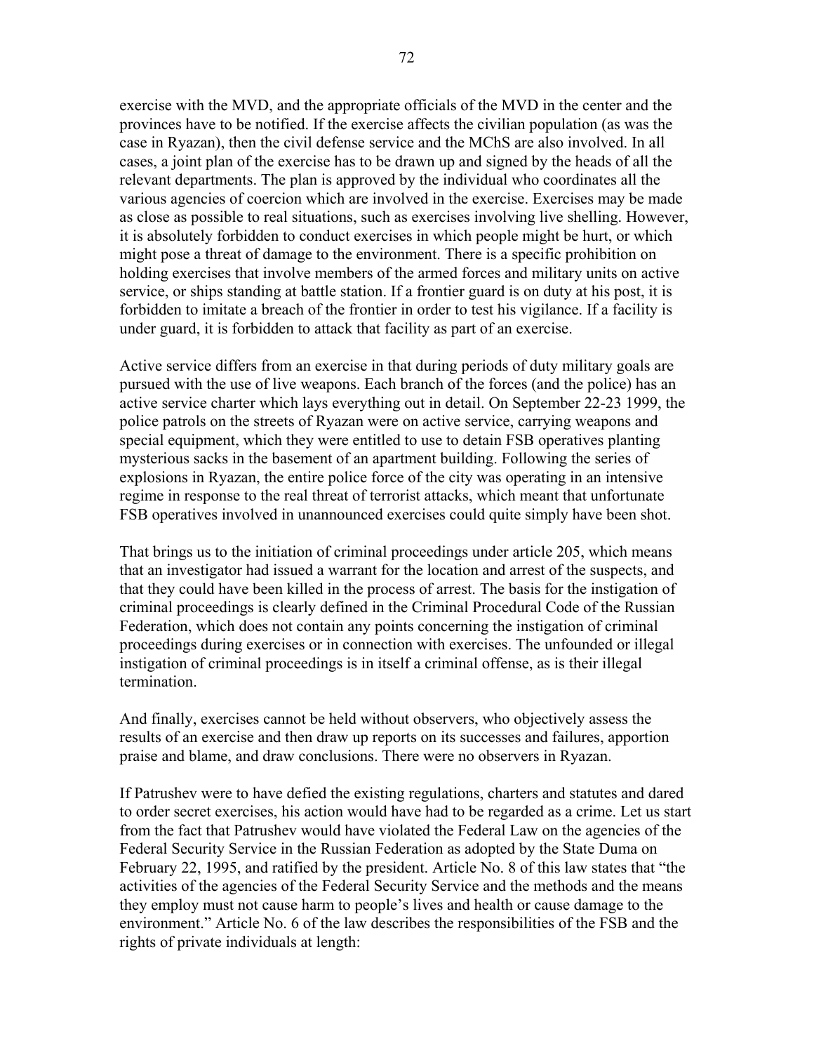exercise with the MVD, and the appropriate officials of the MVD in the center and the provinces have to be notified. If the exercise affects the civilian population (as was the case in Ryazan), then the civil defense service and the MChS are also involved. In all cases, a joint plan of the exercise has to be drawn up and signed by the heads of all the relevant departments. The plan is approved by the individual who coordinates all the various agencies of coercion which are involved in the exercise. Exercises may be made as close as possible to real situations, such as exercises involving live shelling. However, it is absolutely forbidden to conduct exercises in which people might be hurt, or which might pose a threat of damage to the environment. There is a specific prohibition on holding exercises that involve members of the armed forces and military units on active service, or ships standing at battle station. If a frontier guard is on duty at his post, it is forbidden to imitate a breach of the frontier in order to test his vigilance. If a facility is under guard, it is forbidden to attack that facility as part of an exercise.

Active service differs from an exercise in that during periods of duty military goals are pursued with the use of live weapons. Each branch of the forces (and the police) has an active service charter which lays everything out in detail. On September 22-23 1999, the police patrols on the streets of Ryazan were on active service, carrying weapons and special equipment, which they were entitled to use to detain FSB operatives planting mysterious sacks in the basement of an apartment building. Following the series of explosions in Ryazan, the entire police force of the city was operating in an intensive regime in response to the real threat of terrorist attacks, which meant that unfortunate FSB operatives involved in unannounced exercises could quite simply have been shot.

That brings us to the initiation of criminal proceedings under article 205, which means that an investigator had issued a warrant for the location and arrest of the suspects, and that they could have been killed in the process of arrest. The basis for the instigation of criminal proceedings is clearly defined in the Criminal Procedural Code of the Russian Federation, which does not contain any points concerning the instigation of criminal proceedings during exercises or in connection with exercises. The unfounded or illegal instigation of criminal proceedings is in itself a criminal offense, as is their illegal termination.

And finally, exercises cannot be held without observers, who objectively assess the results of an exercise and then draw up reports on its successes and failures, apportion praise and blame, and draw conclusions. There were no observers in Ryazan.

If Patrushev were to have defied the existing regulations, charters and statutes and dared to order secret exercises, his action would have had to be regarded as a crime. Let us start from the fact that Patrushev would have violated the Federal Law on the agencies of the Federal Security Service in the Russian Federation as adopted by the State Duma on February 22, 1995, and ratified by the president. Article No. 8 of this law states that "the activities of the agencies of the Federal Security Service and the methods and the means they employ must not cause harm to people's lives and health or cause damage to the environment." Article No. 6 of the law describes the responsibilities of the FSB and the rights of private individuals at length: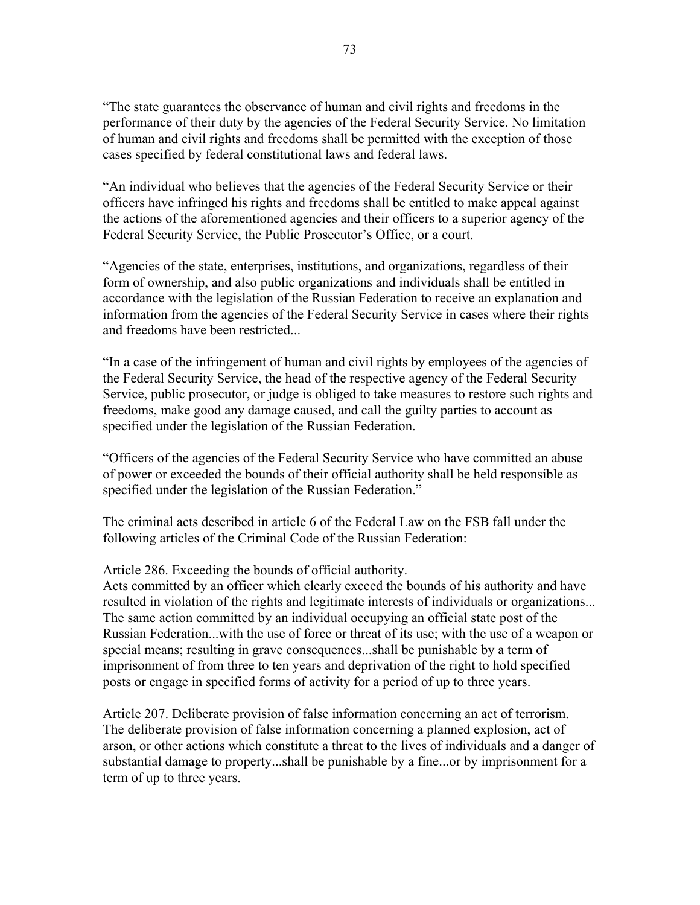“The state guarantees the observance of human and civil rights and freedoms in the performance of their duty by the agencies of the Federal Security Service. No limitation of human and civil rights and freedoms shall be permitted with the exception of those cases specified by federal constitutional laws and federal laws.

“An individual who believes that the agencies of the Federal Security Service or their officers have infringed his rights and freedoms shall be entitled to make appeal against the actions of the aforementioned agencies and their officers to a superior agency of the Federal Security Service, the Public Prosecutor’s Office, or a court.

“Agencies of the state, enterprises, institutions, and organizations, regardless of their form of ownership, and also public organizations and individuals shall be entitled in accordance with the legislation of the Russian Federation to receive an explanation and information from the agencies of the Federal Security Service in cases where their rights and freedoms have been restricted...

“In a case of the infringement of human and civil rights by employees of the agencies of the Federal Security Service, the head of the respective agency of the Federal Security Service, public prosecutor, or judge is obliged to take measures to restore such rights and freedoms, make good any damage caused, and call the guilty parties to account as specified under the legislation of the Russian Federation.

“Officers of the agencies of the Federal Security Service who have committed an abuse of power or exceeded the bounds of their official authority shall be held responsible as specified under the legislation of the Russian Federation.”

The criminal acts described in article 6 of the Federal Law on the FSB fall under the following articles of the Criminal Code of the Russian Federation:

Article 286. Exceeding the bounds of official authority.
Acts committed by an officer which clearly exceed the bounds of his authority and have resulted in violation of the rights and legitimate interests of individuals or organizations... The same action committed by an individual occupying an official state post of the Russian Federation...with the use of force or threat of its use; with the use of a weapon or special means; resulting in grave consequences...shall be punishable by a term of imprisonment of from three to ten years and deprivation of the right to hold specified posts or engage in specified forms of activity for a period of up to three years.

Article 207. Deliberate provision of false information concerning an act of terrorism.
The deliberate provision of false information concerning a planned explosion, act of arson, or other actions which constitute a threat to the lives of individuals and a danger of substantial damage to property...shall be punishable by a fine...or by imprisonment for a term of up to three years.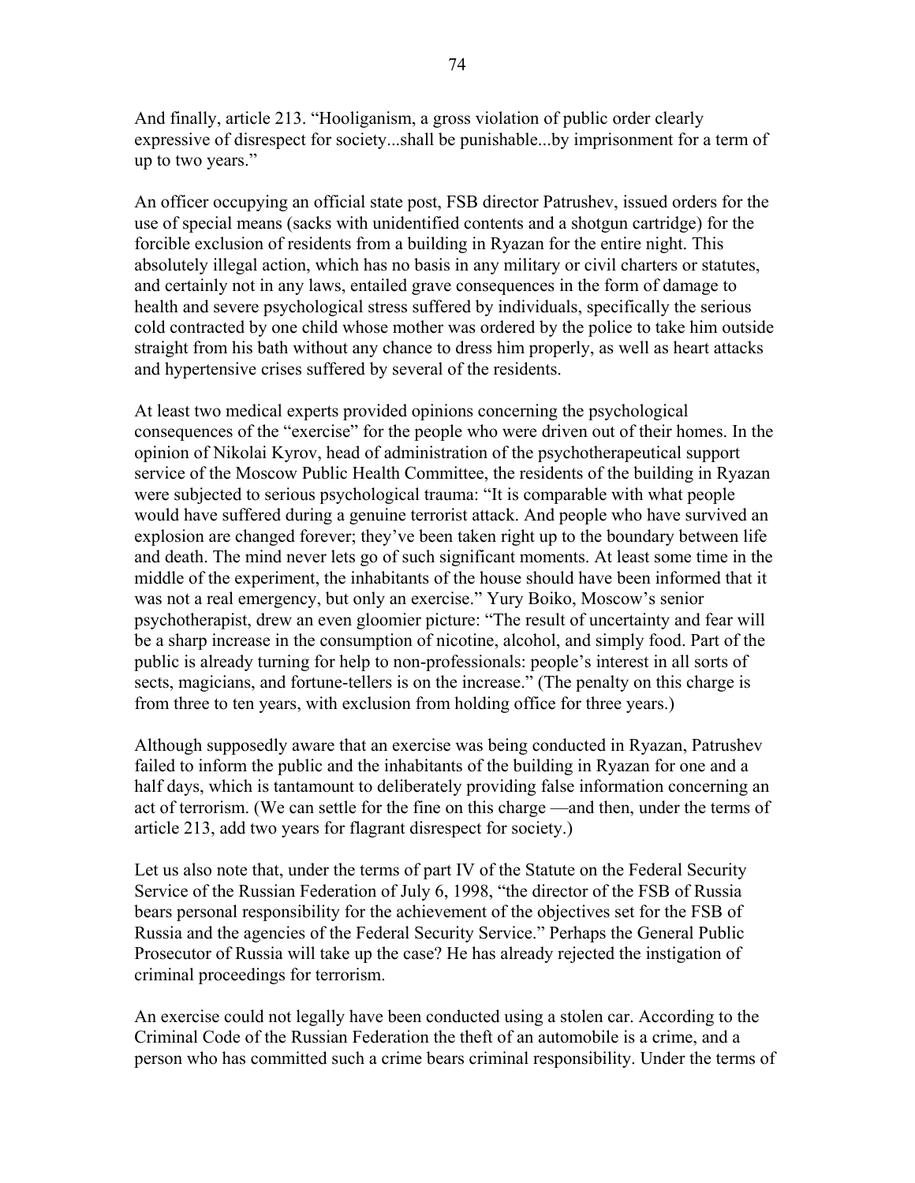And finally, article 213. “Hooliganism, a gross violation of public order clearly expressive of disrespect for society...shall be punishable...by imprisonment for a term of up to two years.”

An officer occupying an official state post, FSB director Patrushev, issued orders for the use of special means (sacks with unidentified contents and a shotgun cartridge) for the forcible exclusion of residents from a building in Ryazan for the entire night. This absolutely illegal action, which has no basis in any military or civil charters or statutes, and certainly not in any laws, entailed grave consequences in the form of damage to health and severe psychological stress suffered by individuals, specifically the serious cold contracted by one child whose mother was ordered by the police to take him outside straight from his bath without any chance to dress him properly, as well as heart attacks and hypertensive crises suffered by several of the residents.

At least two medical experts provided opinions concerning the psychological consequences of the “exercise” for the people who were driven out of their homes. In the opinion of Nikolai Kyrov, head of administration of the psychotherapeutical support service of the Moscow Public Health Committee, the residents of the building in Ryazan were subjected to serious psychological trauma: “It is comparable with what people would have suffered during a genuine terrorist attack. And people who have survived an explosion are changed forever; they’ve been taken right up to the boundary between life and death. The mind never lets go of such significant moments. At least some time in the middle of the experiment, the inhabitants of the house should have been informed that it was not a real emergency, but only an exercise.” Yury Boiko, Moscow’s senior psychotherapist, drew an even gloomier picture: “The result of uncertainty and fear will be a sharp increase in the consumption of nicotine, alcohol, and simply food. Part of the public is already turning for help to non-professionals: people’s interest in all sorts of sects, magicians, and fortune-tellers is on the increase.” (The penalty on this charge is from three to ten years, with exclusion from holding office for three years.)

Although supposedly aware that an exercise was being conducted in Ryazan, Patrushev failed to inform the public and the inhabitants of the building in Ryazan for one and a half days, which is tantamount to deliberately providing false information concerning an act of terrorism. (We can settle for the fine on this charge —and then, under the terms of article 213, add two years for flagrant disrespect for society.)

Let us also note that, under the terms of part IV of the Statute on the Federal Security Service of the Russian Federation of July 6, 1998, “the director of the FSB of Russia bears personal responsibility for the achievement of the objectives set for the FSB of Russia and the agencies of the Federal Security Service.” Perhaps the General Public Prosecutor of Russia will take up the case? He has already rejected the instigation of criminal proceedings for terrorism.

An exercise could not legally have been conducted using a stolen car. According to the Criminal Code of the Russian Federation the theft of an automobile is a crime, and a person who has committed such a crime bears criminal responsibility. Under the terms of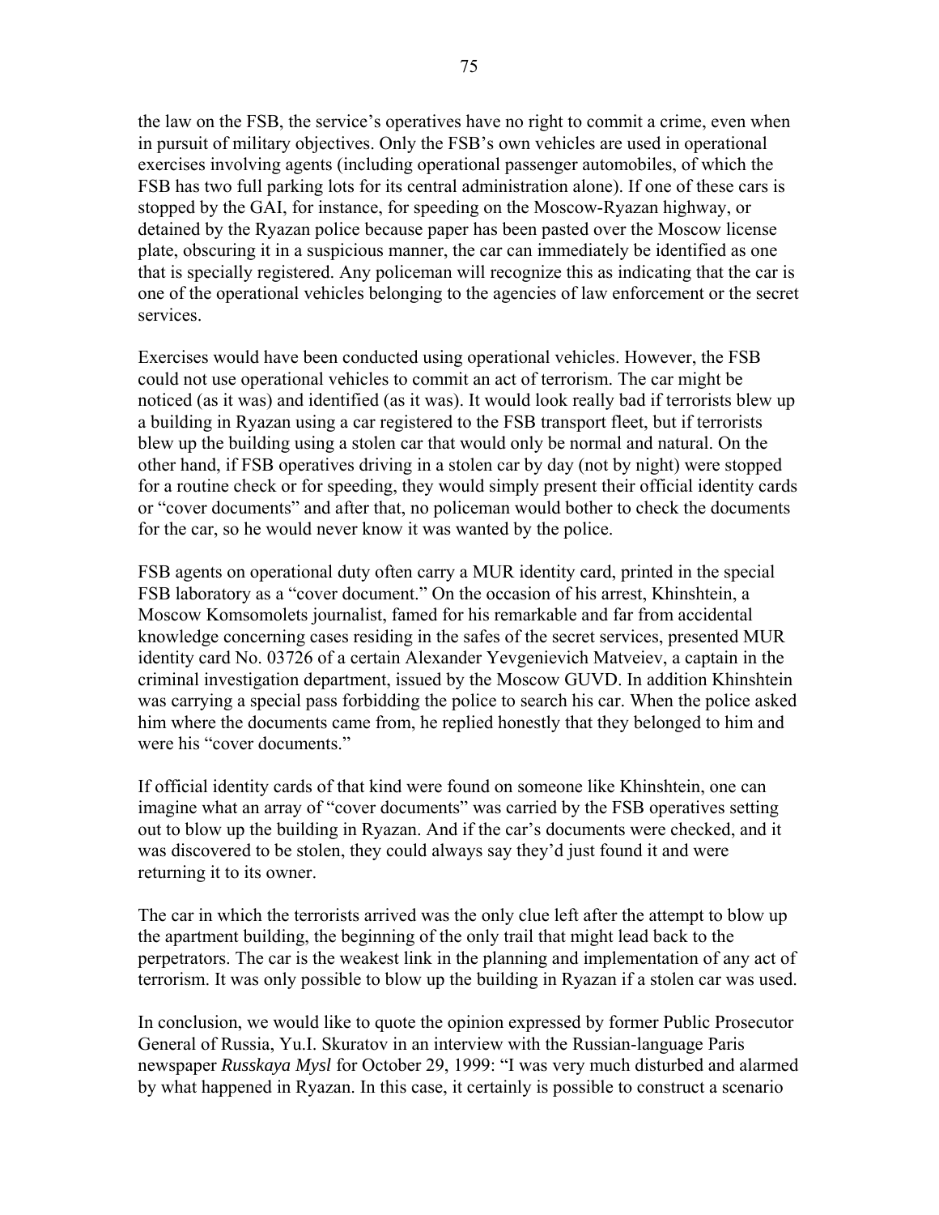the law on the FSB, the service's operatives have no right to commit a crime, even when in pursuit of military objectives. Only the FSB's own vehicles are used in operational exercises involving agents (including operational passenger automobiles, of which the FSB has two full parking lots for its central administration alone). If one of these cars is stopped by the GAI, for instance, for speeding on the Moscow-Ryazan highway, or detained by the Ryazan police because paper has been pasted over the Moscow license plate, obscuring it in a suspicious manner, the car can immediately be identified as one that is specially registered. Any policeman will recognize this as indicating that the car is one of the operational vehicles belonging to the agencies of law enforcement or the secret services.

Exercises would have been conducted using operational vehicles. However, the FSB could not use operational vehicles to commit an act of terrorism. The car might be noticed (as it was) and identified (as it was). It would look really bad if terrorists blew up a building in Ryazan using a car registered to the FSB transport fleet, but if terrorists blew up the building using a stolen car that would only be normal and natural. On the other hand, if FSB operatives driving in a stolen car by day (not by night) were stopped for a routine check or for speeding, they would simply present their official identity cards or "cover documents" and after that, no policeman would bother to check the documents for the car, so he would never know it was wanted by the police.

FSB agents on operational duty often carry a MUR identity card, printed in the special FSB laboratory as a "cover document." On the occasion of his arrest, Khinshtein, a Moscow Komsomolets journalist, famed for his remarkable and far from accidental knowledge concerning cases residing in the safes of the secret services, presented MUR identity card No. 03726 of a certain Alexander Yevgenievich Matveiev, a captain in the criminal investigation department, issued by the Moscow GUVD. In addition Khinshtein was carrying a special pass forbidding the police to search his car. When the police asked him where the documents came from, he replied honestly that they belonged to him and were his "cover documents."

If official identity cards of that kind were found on someone like Khinshtein, one can imagine what an array of "cover documents" was carried by the FSB operatives setting out to blow up the building in Ryazan. And if the car's documents were checked, and it was discovered to be stolen, they could always say they'd just found it and were returning it to its owner.

The car in which the terrorists arrived was the only clue left after the attempt to blow up the apartment building, the beginning of the only trail that might lead back to the perpetrators. The car is the weakest link in the planning and implementation of any act of terrorism. It was only possible to blow up the building in Ryazan if a stolen car was used.

In conclusion, we would like to quote the opinion expressed by former Public Prosecutor General of Russia, Yu.I. Skuratov in an interview with the Russian-language Paris newspaper *Russkaya Mysl* for October 29, 1999: "I was very much disturbed and alarmed by what happened in Ryazan. In this case, it certainly is possible to construct a scenario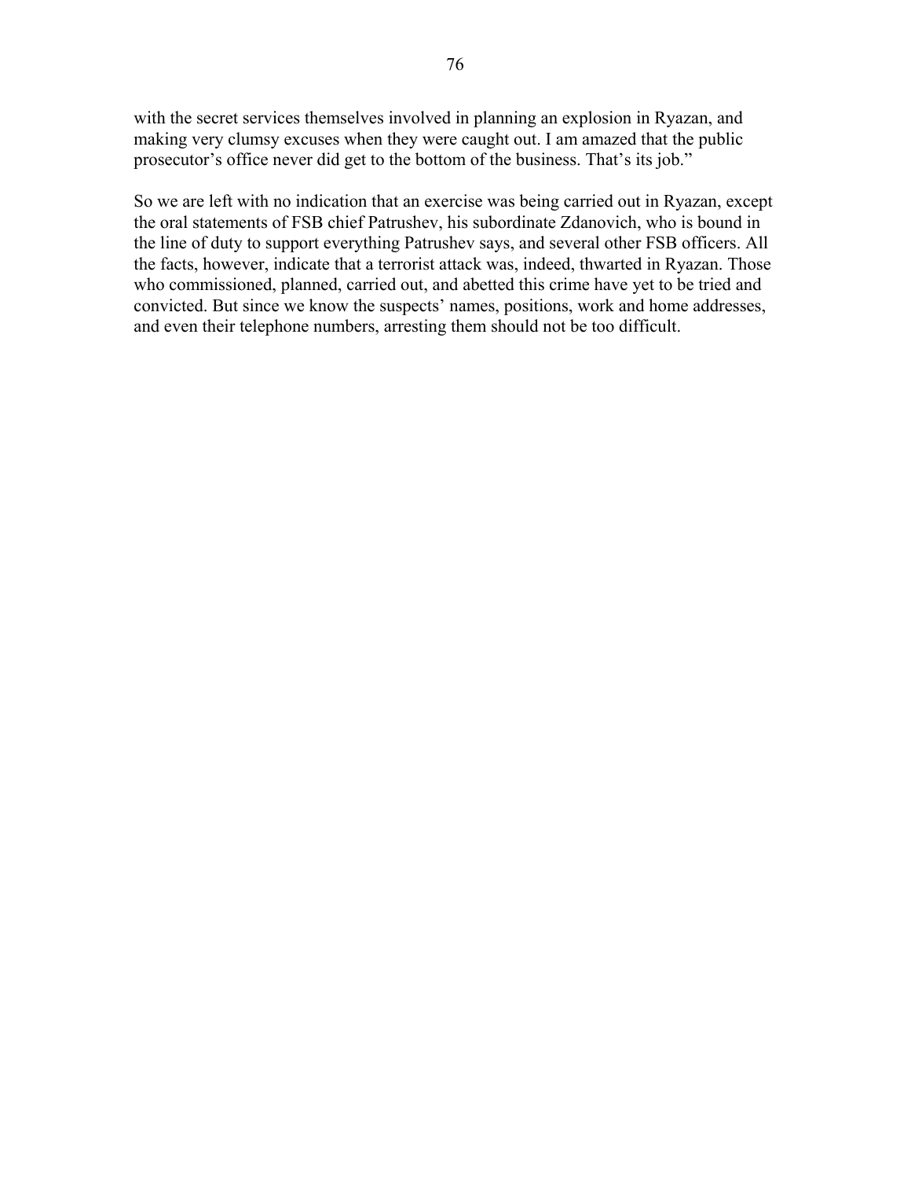with the secret services themselves involved in planning an explosion in Ryazan, and making very clumsy excuses when they were caught out. I am amazed that the public prosecutor's office never did get to the bottom of the business. That's its job."

So we are left with no indication that an exercise was being carried out in Ryazan, except the oral statements of FSB chief Patrushev, his subordinate Zdanovich, who is bound in the line of duty to support everything Patrushev says, and several other FSB officers. All the facts, however, indicate that a terrorist attack was, indeed, thwarted in Ryazan. Those who commissioned, planned, carried out, and abetted this crime have yet to be tried and convicted. But since we know the suspects' names, positions, work and home addresses, and even their telephone numbers, arresting them should not be too difficult.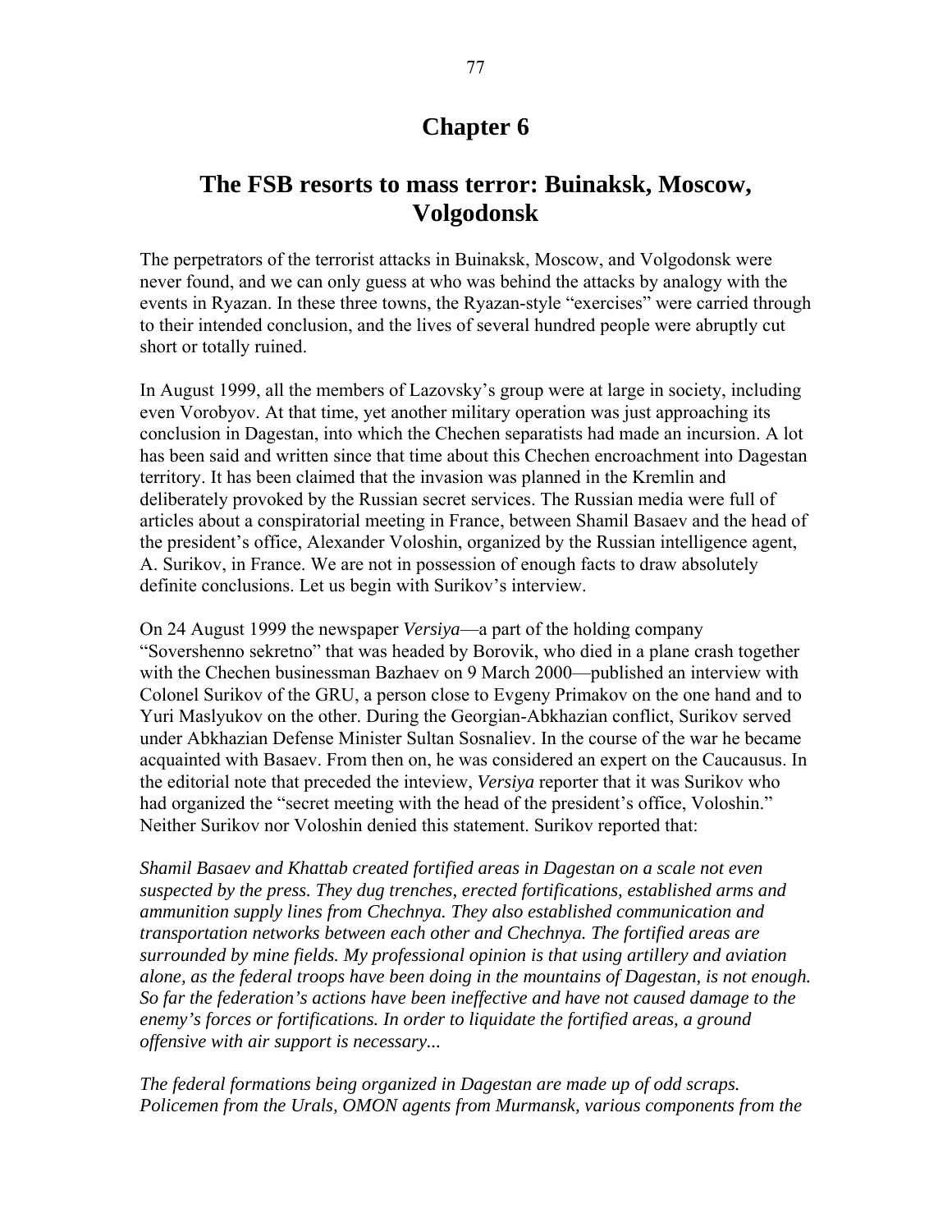# Chapter 6

## The FSB resorts to mass terror: Buinaksk, Moscow, Volgodonsk

The perpetrators of the terrorist attacks in Buinaksk, Moscow, and Volgodonsk were never found, and we can only guess at who was behind the attacks by analogy with the events in Ryazan. In these three towns, the Ryazan-style "exercises" were carried through to their intended conclusion, and the lives of several hundred people were abruptly cut short or totally ruined.

In August 1999, all the members of Lazovsky's group were at large in society, including even Vorobyov. At that time, yet another military operation was just approaching its conclusion in Dagestan, into which the Chechen separatists had made an incursion. A lot has been said and written since that time about this Chechen encroachment into Dagestan territory. It has been claimed that the invasion was planned in the Kremlin and deliberately provoked by the Russian secret services. The Russian media were full of articles about a conspiratorial meeting in France, between Shamil Basaev and the head of the president's office, Alexander Voloshin, organized by the Russian intelligence agent, A. Surikov, in France. We are not in possession of enough facts to draw absolutely definite conclusions. Let us begin with Surikov's interview.

On 24 August 1999 the newspaper *Versiya*—a part of the holding company "Sovershenno sekretno" that was headed by Borovik, who died in a plane crash together with the Chechen businessman Bazhaev on 9 March 2000—published an interview with Colonel Surikov of the GRU, a person close to Evgeny Primakov on the one hand and to Yuri Maslyukov on the other. During the Georgian-Abkhazian conflict, Surikov served under Abkhazian Defense Minister Sultan Sosnaliev. In the course of the war he became acquainted with Basaev. From then on, he was considered an expert on the Caucausus. In the editorial note that preceded the inteview, *Versiya* reporter that it was Surikov who had organized the "secret meeting with the head of the president's office, Voloshin." Neither Surikov nor Voloshin denied this statement. Surikov reported that:

*Shamil Basaev and Khattab created fortified areas in Dagestan on a scale not even suspected by the press. They dug trenches, erected fortifications, established arms and ammunition supply lines from Chechnya. They also established communication and transportation networks between each other and Chechnya. The fortified areas are surrounded by mine fields. My professional opinion is that using artillery and aviation alone, as the federal troops have been doing in the mountains of Dagestan, is not enough. So far the federation's actions have been ineffective and have not caused damage to the enemy's forces or fortifications. In order to liquidate the fortified areas, a ground offensive with air support is necessary...*

*The federal formations being organized in Dagestan are made up of odd scraps. Policemen from the Urals, OMON agents from Murmansk, various components from the*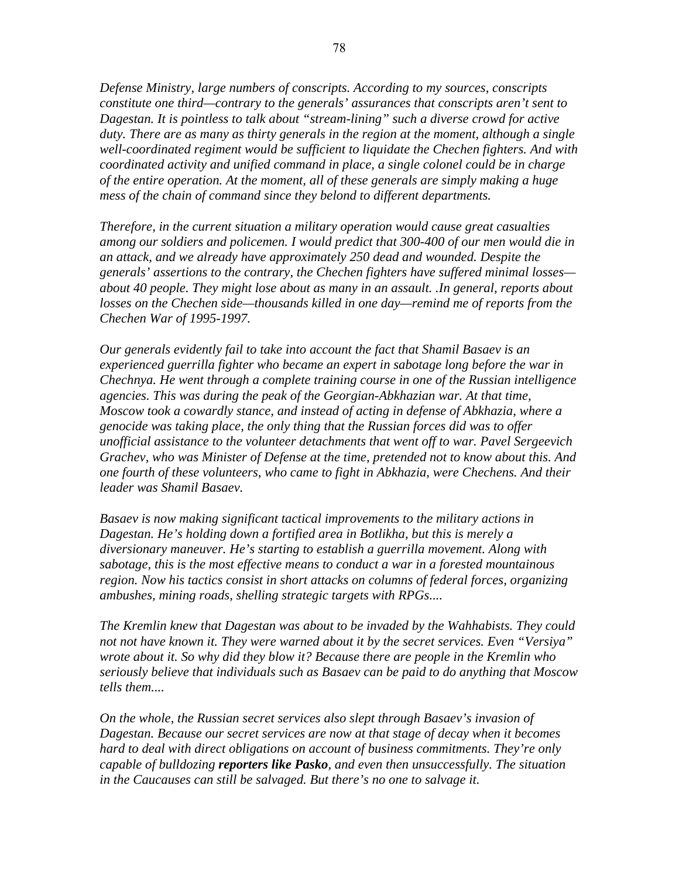*Defense Ministry, large numbers of conscripts. According to my sources, conscripts constitute one third—contrary to the generals' assurances that conscripts aren't sent to Dagestan. It is pointless to talk about "stream-lining" such a diverse crowd for active duty. There are as many as thirty generals in the region at the moment, although a single well-coordinated regiment would be sufficient to liquidate the Chechen fighters. And with coordinated activity and unified command in place, a single colonel could be in charge of the entire operation. At the moment, all of these generals are simply making a huge mess of the chain of command since they belond to different departments.*

*Therefore, in the current situation a military operation would cause great casualties among our soldiers and policemen. I would predict that 300-400 of our men would die in an attack, and we already have approximately 250 dead and wounded. Despite the generals' assertions to the contrary, the Chechen fighters have suffered minimal losses—about 40 people. They might lose about as many in an assault. .In general, reports about losses on the Chechen side—thousands killed in one day—remind me of reports from the Chechen War of 1995-1997.*

*Our generals evidently fail to take into account the fact that Shamil Basaev is an experienced guerrilla fighter who became an expert in sabotage long before the war in Chechnya. He went through a complete training course in one of the Russian intelligence agencies. This was during the peak of the Georgian-Abkhazian war. At that time, Moscow took a cowardly stance, and instead of acting in defense of Abkhazia, where a genocide was taking place, the only thing that the Russian forces did was to offer unofficial assistance to the volunteer detachments that went off to war. Pavel Sergeevich Grachev, who was Minister of Defense at the time, pretended not to know about this. And one fourth of these volunteers, who came to fight in Abkhazia, were Chechens. And their leader was Shamil Basaev.*

*Basaev is now making significant tactical improvements to the military actions in Dagestan. He's holding down a fortified area in Botlikha, but this is merely a diversionary maneuver. He's starting to establish a guerrilla movement. Along with sabotage, this is the most effective means to conduct a war in a forested mountainous region. Now his tactics consist in short attacks on columns of federal forces, organizing ambushes, mining roads, shelling strategic targets with RPGs....*

*The Kremlin knew that Dagestan was about to be invaded by the Wahhabists. They could not not have known it. They were warned about it by the secret services. Even "Versiya" wrote about it. So why did they blow it? Because there are people in the Kremlin who seriously believe that individuals such as Basaev can be paid to do anything that Moscow tells them....*

*On the whole, the Russian secret services also slept through Basaev's invasion of Dagestan. Because our secret services are now at that stage of decay when it becomes hard to deal with direct obligations on account of business commitments. They're only capable of bulldozing* ***reporters like Pasko****, and even then unsuccessfully. The situation in the Caucauses can still be salvaged. But there's no one to salvage it.*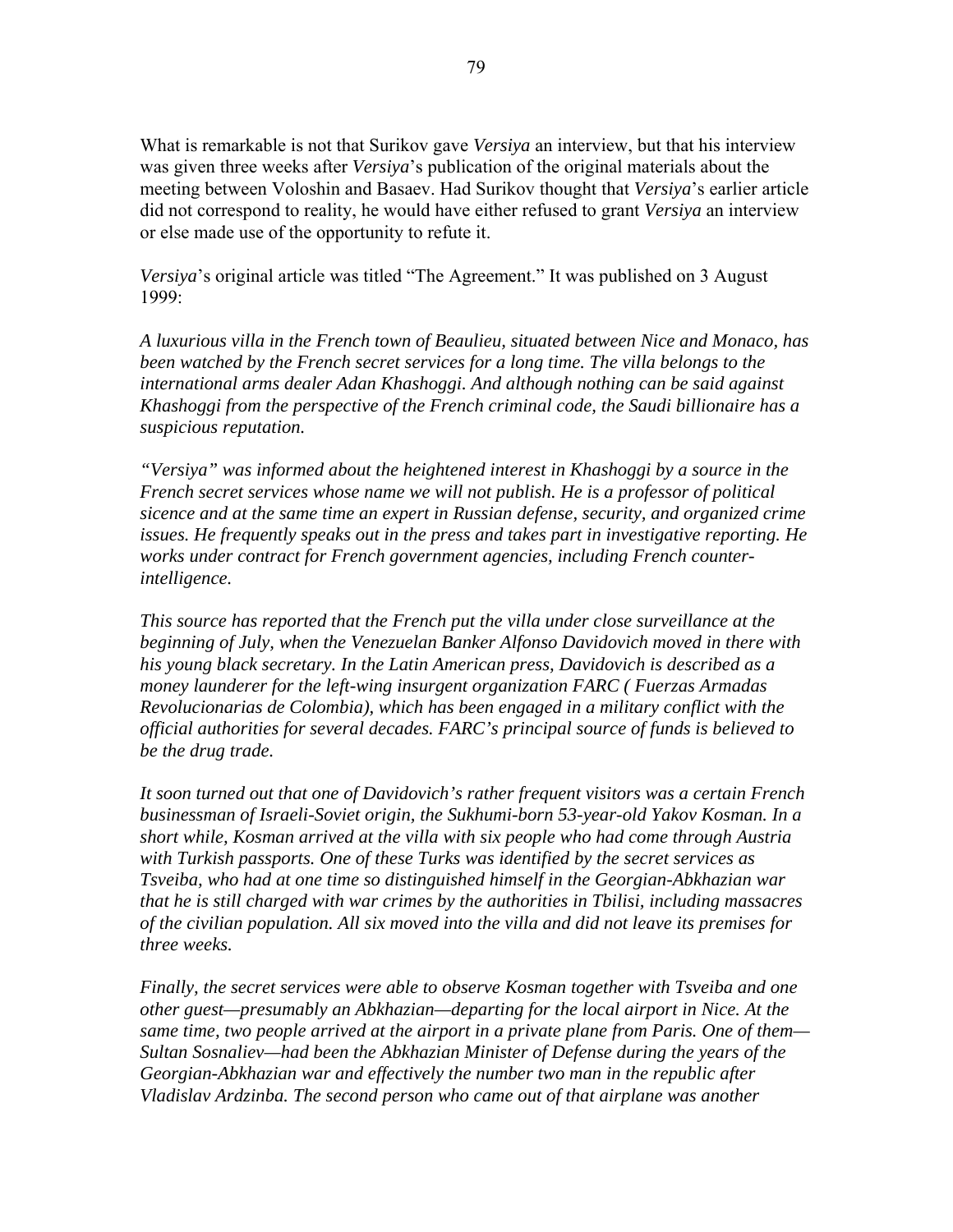What is remarkable is not that Surikov gave *Versiya* an interview, but that his interview was given three weeks after *Versiya*'s publication of the original materials about the meeting between Voloshin and Basaev. Had Surikov thought that *Versiya*'s earlier article did not correspond to reality, he would have either refused to grant *Versiya* an interview or else made use of the opportunity to refute it.

*Versiya*'s original article was titled "The Agreement." It was published on 3 August 1999:

*A luxurious villa in the French town of Beaulieu, situated between Nice and Monaco, has been watched by the French secret services for a long time. The villa belongs to the international arms dealer Adan Khashoggi. And although nothing can be said against Khashoggi from the perspective of the French criminal code, the Saudi billionaire has a suspicious reputation.*

*"Versiya" was informed about the heightened interest in Khashoggi by a source in the French secret services whose name we will not publish. He is a professor of political sicence and at the same time an expert in Russian defense, security, and organized crime issues. He frequently speaks out in the press and takes part in investigative reporting. He works under contract for French government agencies, including French counter-intelligence.*

*This source has reported that the French put the villa under close surveillance at the beginning of July, when the Venezuelan Banker Alfonso Davidovich moved in there with his young black secretary. In the Latin American press, Davidovich is described as a money launderer for the left-wing insurgent organization FARC ( Fuerzas Armadas Revolucionarias de Colombia), which has been engaged in a military conflict with the official authorities for several decades. FARC's principal source of funds is believed to be the drug trade.*

*It soon turned out that one of Davidovich's rather frequent visitors was a certain French businessman of Israeli-Soviet origin, the Sukhumi-born 53-year-old Yakov Kosman. In a short while, Kosman arrived at the villa with six people who had come through Austria with Turkish passports. One of these Turks was identified by the secret services as Tsveiba, who had at one time so distinguished himself in the Georgian-Abkhazian war that he is still charged with war crimes by the authorities in Tbilisi, including massacres of the civilian population. All six moved into the villa and did not leave its premises for three weeks.*

*Finally, the secret services were able to observe Kosman together with Tsveiba and one other guest—presumably an Abkhazian—departing for the local airport in Nice. At the same time, two people arrived at the airport in a private plane from Paris. One of them—Sultan Sosnaliev—had been the Abkhazian Minister of Defense during the years of the Georgian-Abkhazian war and effectively the number two man in the republic after Vladislav Ardzinba. The second person who came out of that airplane was another*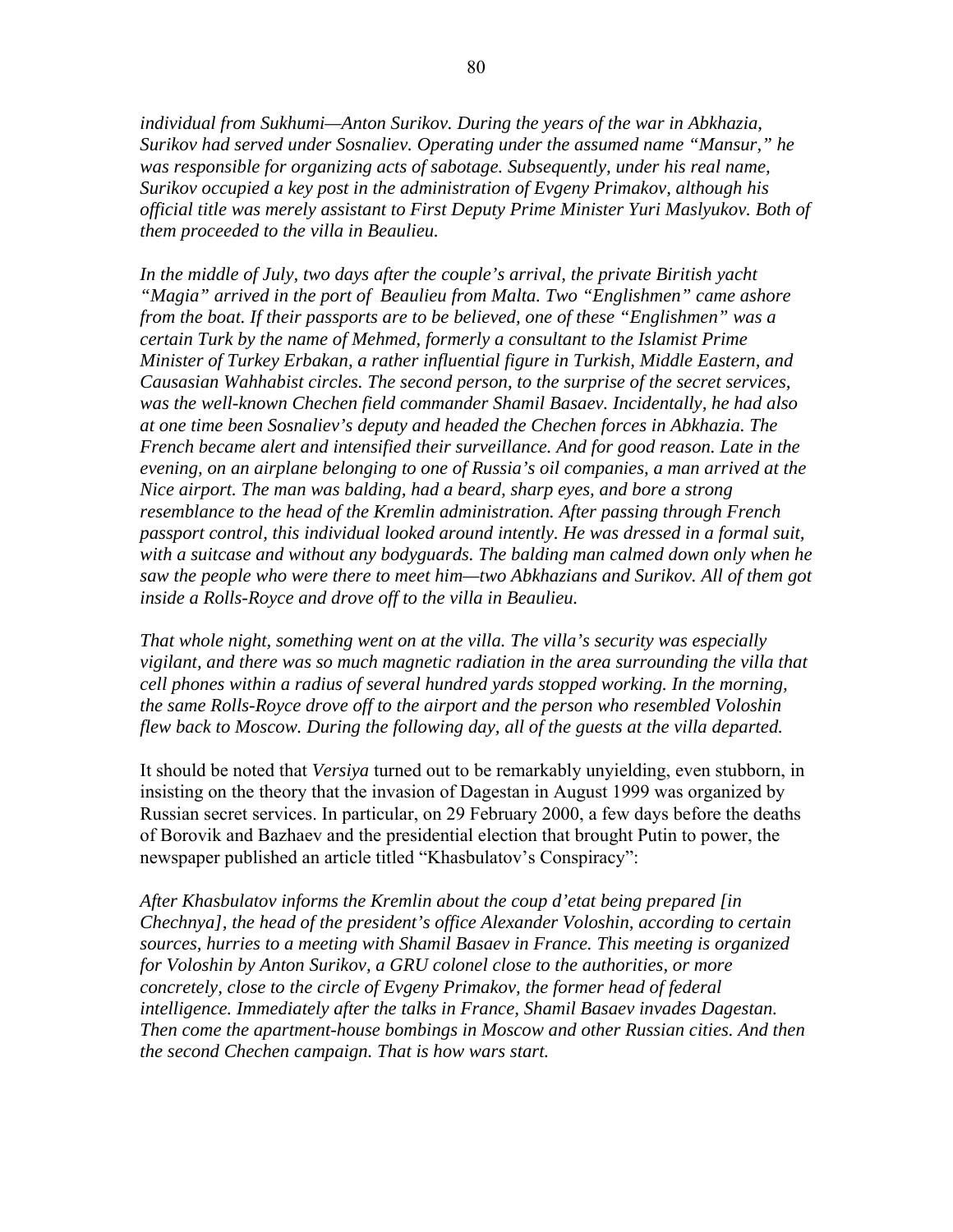*individual from Sukhumi—Anton Surikov. During the years of the war in Abkhazia, Surikov had served under Sosnaliev. Operating under the assumed name "Mansur," he was responsible for organizing acts of sabotage. Subsequently, under his real name, Surikov occupied a key post in the administration of Evgeny Primakov, although his official title was merely assistant to First Deputy Prime Minister Yuri Maslyukov. Both of them proceeded to the villa in Beaulieu.*

*In the middle of July, two days after the couple's arrival, the private Biritish yacht "Magia" arrived in the port of Beaulieu from Malta. Two "Englishmen" came ashore from the boat. If their passports are to be believed, one of these "Englishmen" was a certain Turk by the name of Mehmed, formerly a consultant to the Islamist Prime Minister of Turkey Erbakan, a rather influential figure in Turkish, Middle Eastern, and Causasian Wahhabist circles. The second person, to the surprise of the secret services, was the well-known Chechen field commander Shamil Basaev. Incidentally, he had also at one time been Sosnaliev's deputy and headed the Chechen forces in Abkhazia. The French became alert and intensified their surveillance. And for good reason. Late in the evening, on an airplane belonging to one of Russia's oil companies, a man arrived at the Nice airport. The man was balding, had a beard, sharp eyes, and bore a strong resemblance to the head of the Kremlin administration. After passing through French passport control, this individual looked around intently. He was dressed in a formal suit, with a suitcase and without any bodyguards. The balding man calmed down only when he saw the people who were there to meet him—two Abkhazians and Surikov. All of them got inside a Rolls-Royce and drove off to the villa in Beaulieu.*

*That whole night, something went on at the villa. The villa's security was especially vigilant, and there was so much magnetic radiation in the area surrounding the villa that cell phones within a radius of several hundred yards stopped working. In the morning, the same Rolls-Royce drove off to the airport and the person who resembled Voloshin flew back to Moscow. During the following day, all of the guests at the villa departed.*

It should be noted that *Versiya* turned out to be remarkably unyielding, even stubborn, in insisting on the theory that the invasion of Dagestan in August 1999 was organized by Russian secret services. In particular, on 29 February 2000, a few days before the deaths of Borovik and Bazhaev and the presidential election that brought Putin to power, the newspaper published an article titled "Khasbulatov's Conspiracy":

*After Khasbulatov informs the Kremlin about the coup d'etat being prepared [in Chechnya], the head of the president's office Alexander Voloshin, according to certain sources, hurries to a meeting with Shamil Basaev in France. This meeting is organized for Voloshin by Anton Surikov, a GRU colonel close to the authorities, or more concretely, close to the circle of Evgeny Primakov, the former head of federal intelligence. Immediately after the talks in France, Shamil Basaev invades Dagestan. Then come the apartment-house bombings in Moscow and other Russian cities. And then the second Chechen campaign. That is how wars start.*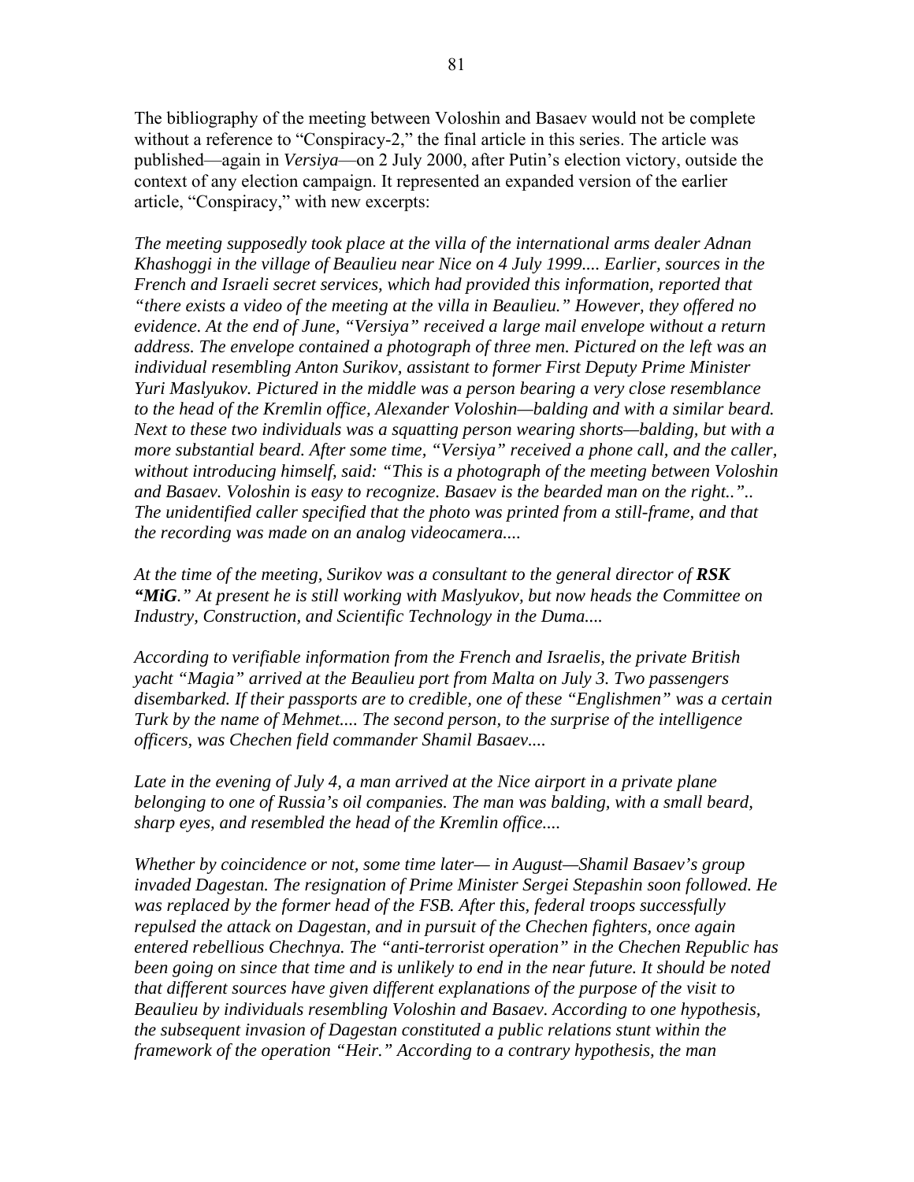The bibliography of the meeting between Voloshin and Basaev would not be complete without a reference to "Conspiracy-2," the final article in this series. The article was published—again in *Versiya*—on 2 July 2000, after Putin's election victory, outside the context of any election campaign. It represented an expanded version of the earlier article, "Conspiracy," with new excerpts:

*The meeting supposedly took place at the villa of the international arms dealer Adnan Khashoggi in the village of Beaulieu near Nice on 4 July 1999.... Earlier, sources in the French and Israeli secret services, which had provided this information, reported that "there exists a video of the meeting at the villa in Beaulieu." However, they offered no evidence. At the end of June, "Versiya" received a large mail envelope without a return address. The envelope contained a photograph of three men. Pictured on the left was an individual resembling Anton Surikov, assistant to former First Deputy Prime Minister Yuri Maslyukov. Pictured in the middle was a person bearing a very close resemblance to the head of the Kremlin office, Alexander Voloshin—balding and with a similar beard. Next to these two individuals was a squatting person wearing shorts—balding, but with a more substantial beard. After some time, "Versiya" received a phone call, and the caller, without introducing himself, said: "This is a photograph of the meeting between Voloshin and Basaev. Voloshin is easy to recognize. Basaev is the bearded man on the right..".. The unidentified caller specified that the photo was printed from a still-frame, and that the recording was made on an analog videocamera....*

*At the time of the meeting, Surikov was a consultant to the general director of **RSK "MiG**." At present he is still working with Maslyukov, but now heads the Committee on Industry, Construction, and Scientific Technology in the Duma....*

*According to verifiable information from the French and Israelis, the private British yacht "Magia" arrived at the Beaulieu port from Malta on July 3. Two passengers disembarked. If their passports are to credible, one of these "Englishmen" was a certain Turk by the name of Mehmet.... The second person, to the surprise of the intelligence officers, was Chechen field commander Shamil Basaev....*

*Late in the evening of July 4, a man arrived at the Nice airport in a private plane belonging to one of Russia's oil companies. The man was balding, with a small beard, sharp eyes, and resembled the head of the Kremlin office....*

*Whether by coincidence or not, some time later— in August—Shamil Basaev's group invaded Dagestan. The resignation of Prime Minister Sergei Stepashin soon followed. He was replaced by the former head of the FSB. After this, federal troops successfully repulsed the attack on Dagestan, and in pursuit of the Chechen fighters, once again entered rebellious Chechnya. The "anti-terrorist operation" in the Chechen Republic has been going on since that time and is unlikely to end in the near future. It should be noted that different sources have given different explanations of the purpose of the visit to Beaulieu by individuals resembling Voloshin and Basaev. According to one hypothesis, the subsequent invasion of Dagestan constituted a public relations stunt within the framework of the operation "Heir." According to a contrary hypothesis, the man*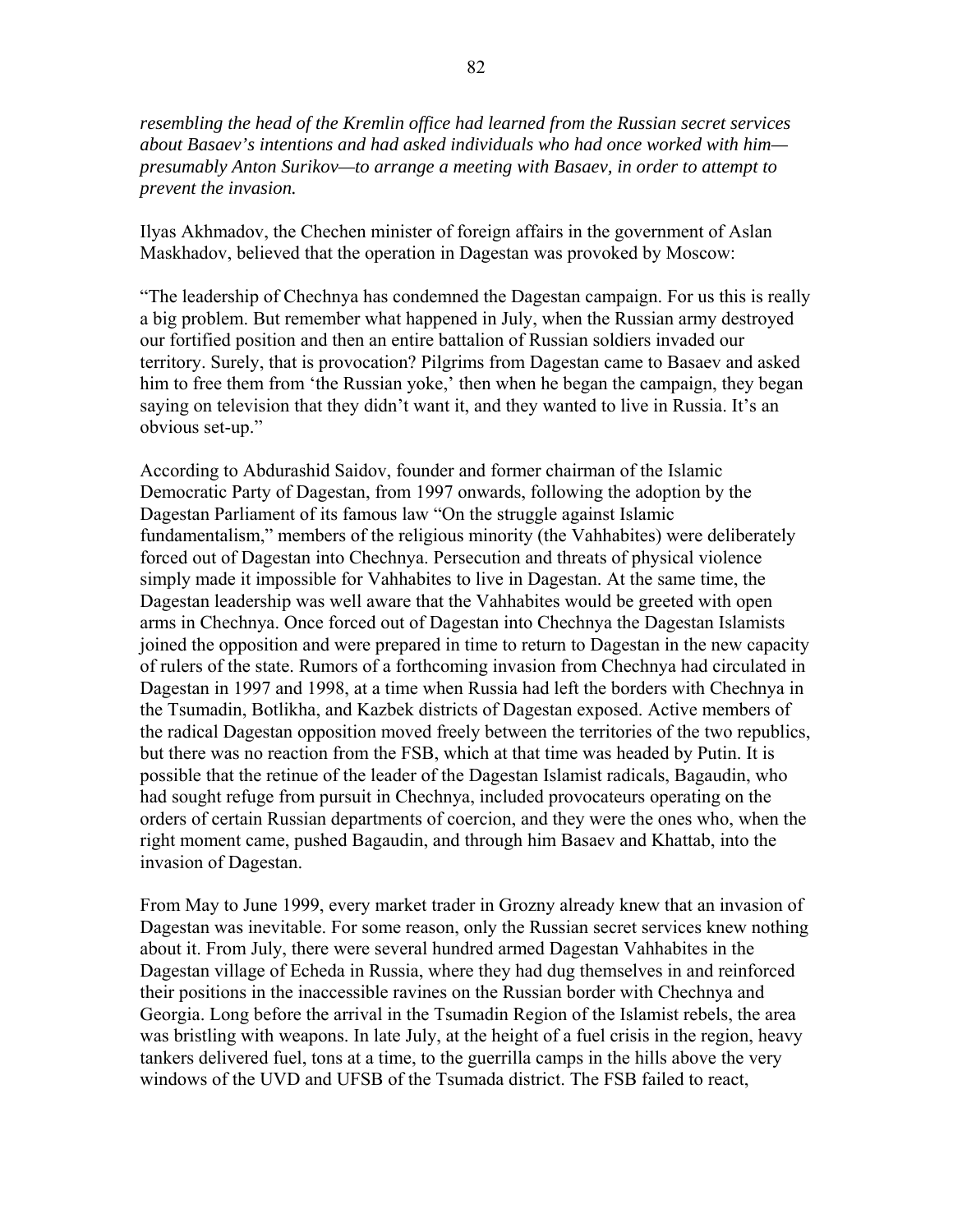*resembling the head of the Kremlin office had learned from the Russian secret services about Basaev's intentions and had asked individuals who had once worked with him—presumably Anton Surikov—to arrange a meeting with Basaev, in order to attempt to prevent the invasion.*

Ilyas Akhmadov, the Chechen minister of foreign affairs in the government of Aslan Maskhadov, believed that the operation in Dagestan was provoked by Moscow:

"The leadership of Chechnya has condemned the Dagestan campaign. For us this is really a big problem. But remember what happened in July, when the Russian army destroyed our fortified position and then an entire battalion of Russian soldiers invaded our territory. Surely, that is provocation? Pilgrims from Dagestan came to Basaev and asked him to free them from 'the Russian yoke,' then when he began the campaign, they began saying on television that they didn't want it, and they wanted to live in Russia. It's an obvious set-up."

According to Abdurashid Saidov, founder and former chairman of the Islamic Democratic Party of Dagestan, from 1997 onwards, following the adoption by the Dagestan Parliament of its famous law "On the struggle against Islamic fundamentalism," members of the religious minority (the Vahhabites) were deliberately forced out of Dagestan into Chechnya. Persecution and threats of physical violence simply made it impossible for Vahhabites to live in Dagestan. At the same time, the Dagestan leadership was well aware that the Vahhabites would be greeted with open arms in Chechnya. Once forced out of Dagestan into Chechnya the Dagestan Islamists joined the opposition and were prepared in time to return to Dagestan in the new capacity of rulers of the state. Rumors of a forthcoming invasion from Chechnya had circulated in Dagestan in 1997 and 1998, at a time when Russia had left the borders with Chechnya in the Tsumadin, Botlikha, and Kazbek districts of Dagestan exposed. Active members of the radical Dagestan opposition moved freely between the territories of the two republics, but there was no reaction from the FSB, which at that time was headed by Putin. It is possible that the retinue of the leader of the Dagestan Islamist radicals, Bagaudin, who had sought refuge from pursuit in Chechnya, included provocateurs operating on the orders of certain Russian departments of coercion, and they were the ones who, when the right moment came, pushed Bagaudin, and through him Basaev and Khattab, into the invasion of Dagestan.

From May to June 1999, every market trader in Grozny already knew that an invasion of Dagestan was inevitable. For some reason, only the Russian secret services knew nothing about it. From July, there were several hundred armed Dagestan Vahhabites in the Dagestan village of Echeda in Russia, where they had dug themselves in and reinforced their positions in the inaccessible ravines on the Russian border with Chechnya and Georgia. Long before the arrival in the Tsumadin Region of the Islamist rebels, the area was bristling with weapons. In late July, at the height of a fuel crisis in the region, heavy tankers delivered fuel, tons at a time, to the guerrilla camps in the hills above the very windows of the UVD and UFSB of the Tsumada district. The FSB failed to react,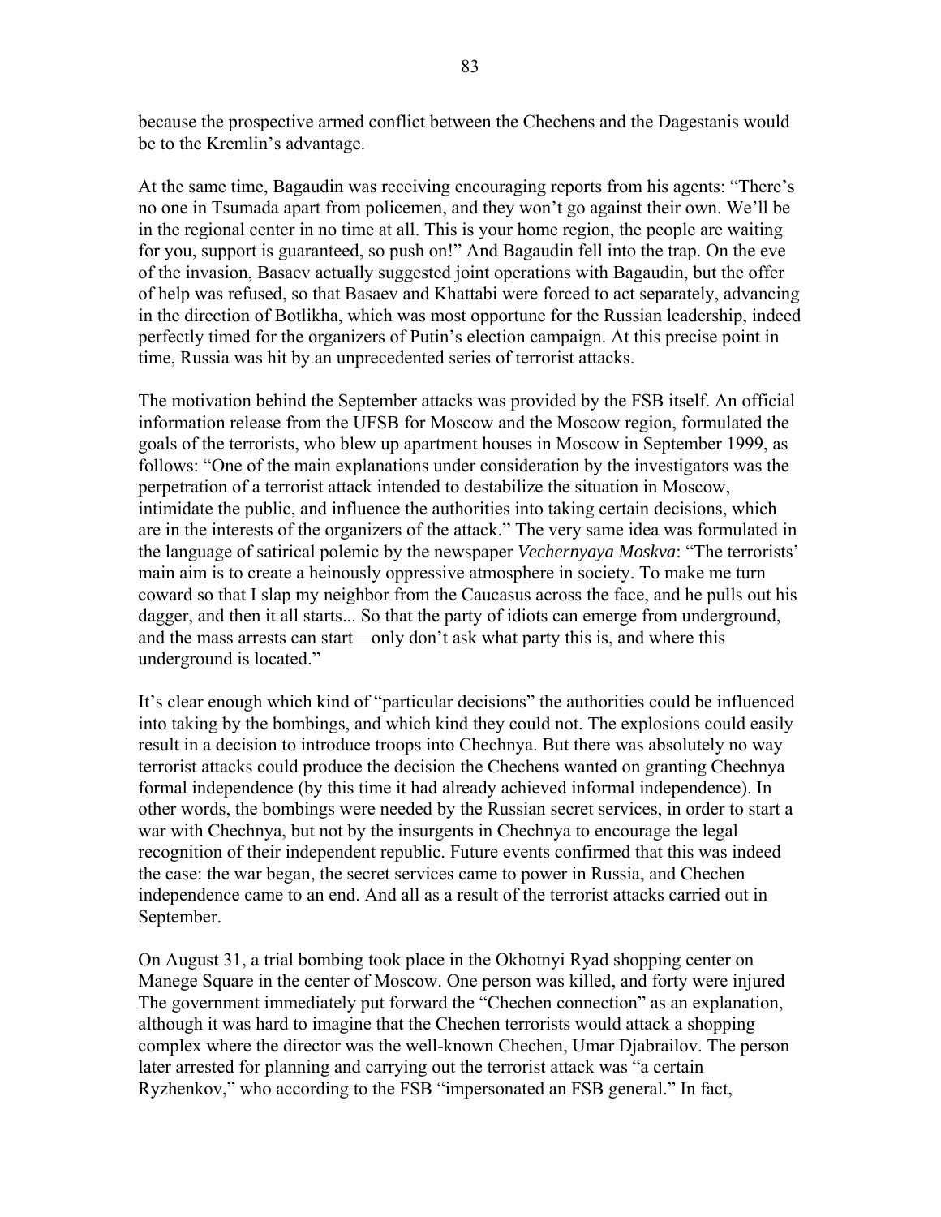because the prospective armed conflict between the Chechens and the Dagestanis would be to the Kremlin's advantage.

At the same time, Bagaudin was receiving encouraging reports from his agents: "There's no one in Tsumada apart from policemen, and they won't go against their own. We'll be in the regional center in no time at all. This is your home region, the people are waiting for you, support is guaranteed, so push on!" And Bagaudin fell into the trap. On the eve of the invasion, Basaev actually suggested joint operations with Bagaudin, but the offer of help was refused, so that Basaev and Khattabi were forced to act separately, advancing in the direction of Botlikha, which was most opportune for the Russian leadership, indeed perfectly timed for the organizers of Putin's election campaign. At this precise point in time, Russia was hit by an unprecedented series of terrorist attacks.

The motivation behind the September attacks was provided by the FSB itself. An official information release from the UFSB for Moscow and the Moscow region, formulated the goals of the terrorists, who blew up apartment houses in Moscow in September 1999, as follows: "One of the main explanations under consideration by the investigators was the perpetration of a terrorist attack intended to destabilize the situation in Moscow, intimidate the public, and influence the authorities into taking certain decisions, which are in the interests of the organizers of the attack." The very same idea was formulated in the language of satirical polemic by the newspaper *Vechernyaya Moskva*: "The terrorists' main aim is to create a heinously oppressive atmosphere in society. To make me turn coward so that I slap my neighbor from the Caucasus across the face, and he pulls out his dagger, and then it all starts... So that the party of idiots can emerge from underground, and the mass arrests can start—only don't ask what party this is, and where this underground is located."

It's clear enough which kind of "particular decisions" the authorities could be influenced into taking by the bombings, and which kind they could not. The explosions could easily result in a decision to introduce troops into Chechnya. But there was absolutely no way terrorist attacks could produce the decision the Chechens wanted on granting Chechnya formal independence (by this time it had already achieved informal independence). In other words, the bombings were needed by the Russian secret services, in order to start a war with Chechnya, but not by the insurgents in Chechnya to encourage the legal recognition of their independent republic. Future events confirmed that this was indeed the case: the war began, the secret services came to power in Russia, and Chechen independence came to an end. And all as a result of the terrorist attacks carried out in September.

On August 31, a trial bombing took place in the Okhotnyi Ryad shopping center on Manege Square in the center of Moscow. One person was killed, and forty were injured The government immediately put forward the "Chechen connection" as an explanation, although it was hard to imagine that the Chechen terrorists would attack a shopping complex where the director was the well-known Chechen, Umar Djabrailov. The person later arrested for planning and carrying out the terrorist attack was "a certain Ryzhenkov," who according to the FSB "impersonated an FSB general." In fact,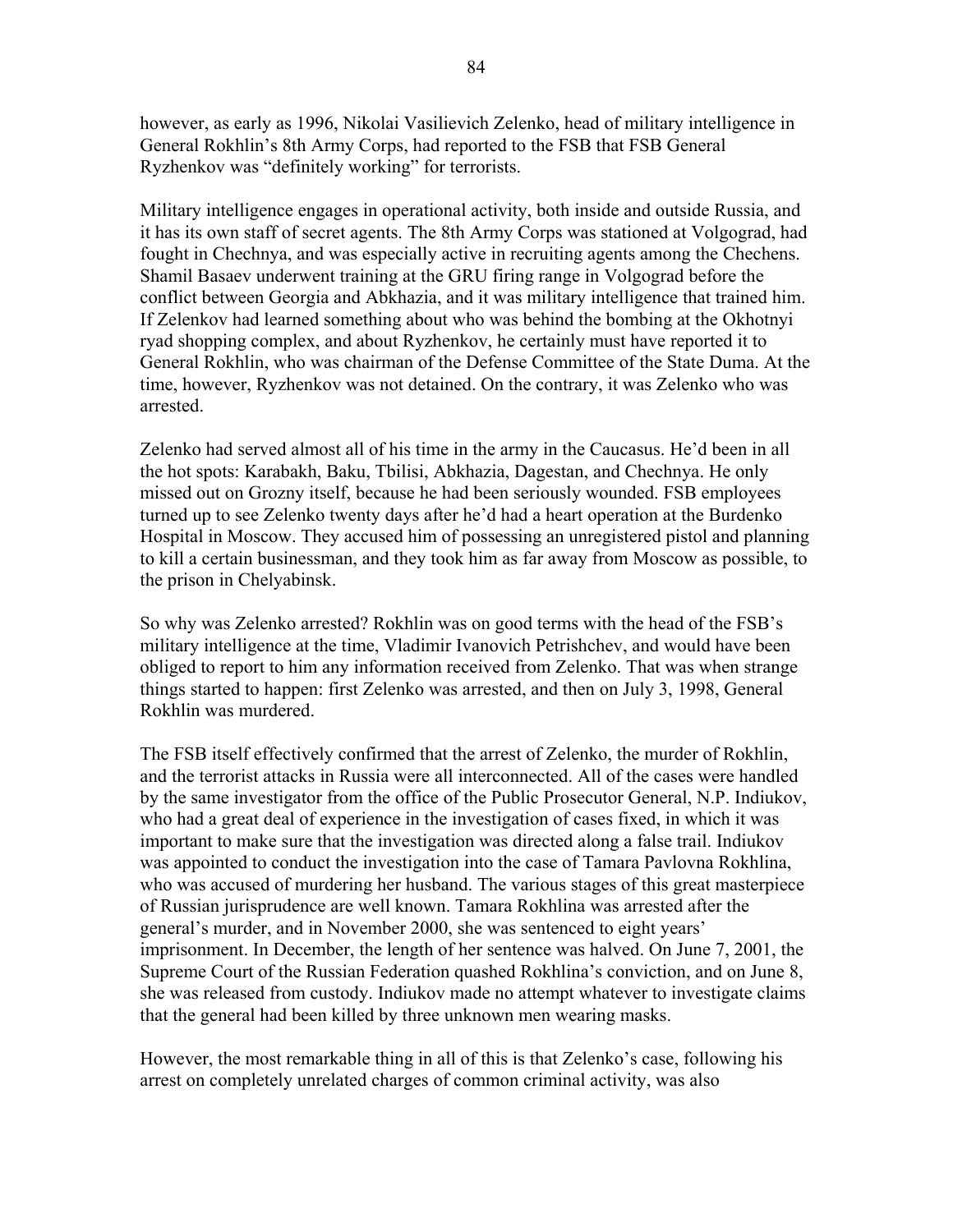however, as early as 1996, Nikolai Vasilievich Zelenko, head of military intelligence in General Rokhlin's 8th Army Corps, had reported to the FSB that FSB General Ryzhenkov was "definitely working" for terrorists.

Military intelligence engages in operational activity, both inside and outside Russia, and it has its own staff of secret agents. The 8th Army Corps was stationed at Volgograd, had fought in Chechnya, and was especially active in recruiting agents among the Chechens. Shamil Basaev underwent training at the GRU firing range in Volgograd before the conflict between Georgia and Abkhazia, and it was military intelligence that trained him. If Zelenkov had learned something about who was behind the bombing at the Okhotnyi ryad shopping complex, and about Ryzhenkov, he certainly must have reported it to General Rokhlin, who was chairman of the Defense Committee of the State Duma. At the time, however, Ryzhenkov was not detained. On the contrary, it was Zelenko who was arrested.

Zelenko had served almost all of his time in the army in the Caucasus. He'd been in all the hot spots: Karabakh, Baku, Tbilisi, Abkhazia, Dagestan, and Chechnya. He only missed out on Grozny itself, because he had been seriously wounded. FSB employees turned up to see Zelenko twenty days after he'd had a heart operation at the Burdenko Hospital in Moscow. They accused him of possessing an unregistered pistol and planning to kill a certain businessman, and they took him as far away from Moscow as possible, to the prison in Chelyabinsk.

So why was Zelenko arrested? Rokhlin was on good terms with the head of the FSB's military intelligence at the time, Vladimir Ivanovich Petrishchev, and would have been obliged to report to him any information received from Zelenko. That was when strange things started to happen: first Zelenko was arrested, and then on July 3, 1998, General Rokhlin was murdered.

The FSB itself effectively confirmed that the arrest of Zelenko, the murder of Rokhlin, and the terrorist attacks in Russia were all interconnected. All of the cases were handled by the same investigator from the office of the Public Prosecutor General, N.P. Indiukov, who had a great deal of experience in the investigation of cases fixed, in which it was important to make sure that the investigation was directed along a false trail. Indiukov was appointed to conduct the investigation into the case of Tamara Pavlovna Rokhlina, who was accused of murdering her husband. The various stages of this great masterpiece of Russian jurisprudence are well known. Tamara Rokhlina was arrested after the general's murder, and in November 2000, she was sentenced to eight years' imprisonment. In December, the length of her sentence was halved. On June 7, 2001, the Supreme Court of the Russian Federation quashed Rokhlina's conviction, and on June 8, she was released from custody. Indiukov made no attempt whatever to investigate claims that the general had been killed by three unknown men wearing masks.

However, the most remarkable thing in all of this is that Zelenko's case, following his arrest on completely unrelated charges of common criminal activity, was also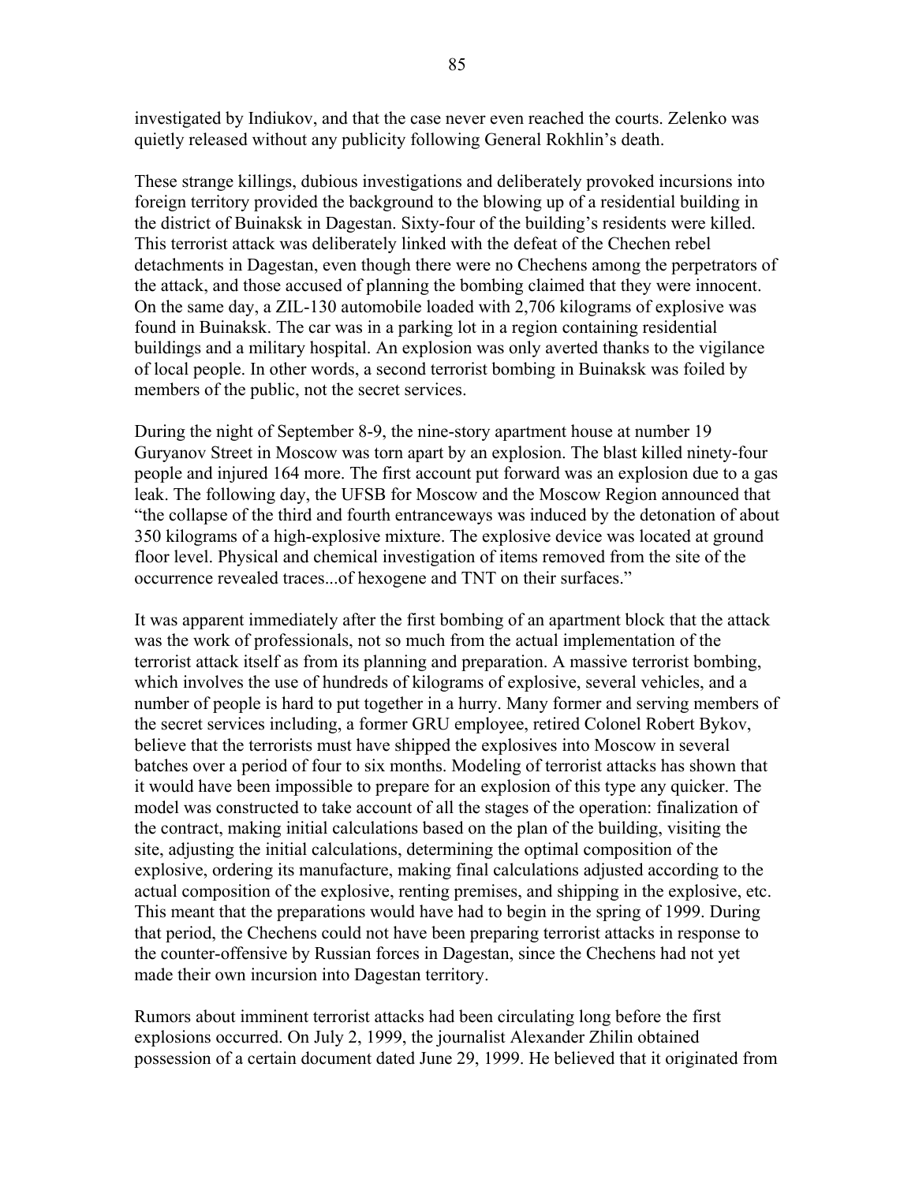investigated by Indiukov, and that the case never even reached the courts. Zelenko was quietly released without any publicity following General Rokhlin's death.

These strange killings, dubious investigations and deliberately provoked incursions into foreign territory provided the background to the blowing up of a residential building in the district of Buinaksk in Dagestan. Sixty-four of the building's residents were killed. This terrorist attack was deliberately linked with the defeat of the Chechen rebel detachments in Dagestan, even though there were no Chechens among the perpetrators of the attack, and those accused of planning the bombing claimed that they were innocent. On the same day, a ZIL-130 automobile loaded with 2,706 kilograms of explosive was found in Buinaksk. The car was in a parking lot in a region containing residential buildings and a military hospital. An explosion was only averted thanks to the vigilance of local people. In other words, a second terrorist bombing in Buinaksk was foiled by members of the public, not the secret services.

During the night of September 8-9, the nine-story apartment house at number 19 Guryanov Street in Moscow was torn apart by an explosion. The blast killed ninety-four people and injured 164 more. The first account put forward was an explosion due to a gas leak. The following day, the UFSB for Moscow and the Moscow Region announced that "the collapse of the third and fourth entranceways was induced by the detonation of about 350 kilograms of a high-explosive mixture. The explosive device was located at ground floor level. Physical and chemical investigation of items removed from the site of the occurrence revealed traces...of hexogene and TNT on their surfaces."

It was apparent immediately after the first bombing of an apartment block that the attack was the work of professionals, not so much from the actual implementation of the terrorist attack itself as from its planning and preparation. A massive terrorist bombing, which involves the use of hundreds of kilograms of explosive, several vehicles, and a number of people is hard to put together in a hurry. Many former and serving members of the secret services including, a former GRU employee, retired Colonel Robert Bykov, believe that the terrorists must have shipped the explosives into Moscow in several batches over a period of four to six months. Modeling of terrorist attacks has shown that it would have been impossible to prepare for an explosion of this type any quicker. The model was constructed to take account of all the stages of the operation: finalization of the contract, making initial calculations based on the plan of the building, visiting the site, adjusting the initial calculations, determining the optimal composition of the explosive, ordering its manufacture, making final calculations adjusted according to the actual composition of the explosive, renting premises, and shipping in the explosive, etc. This meant that the preparations would have had to begin in the spring of 1999. During that period, the Chechens could not have been preparing terrorist attacks in response to the counter-offensive by Russian forces in Dagestan, since the Chechens had not yet made their own incursion into Dagestan territory.

Rumors about imminent terrorist attacks had been circulating long before the first explosions occurred. On July 2, 1999, the journalist Alexander Zhilin obtained possession of a certain document dated June 29, 1999. He believed that it originated from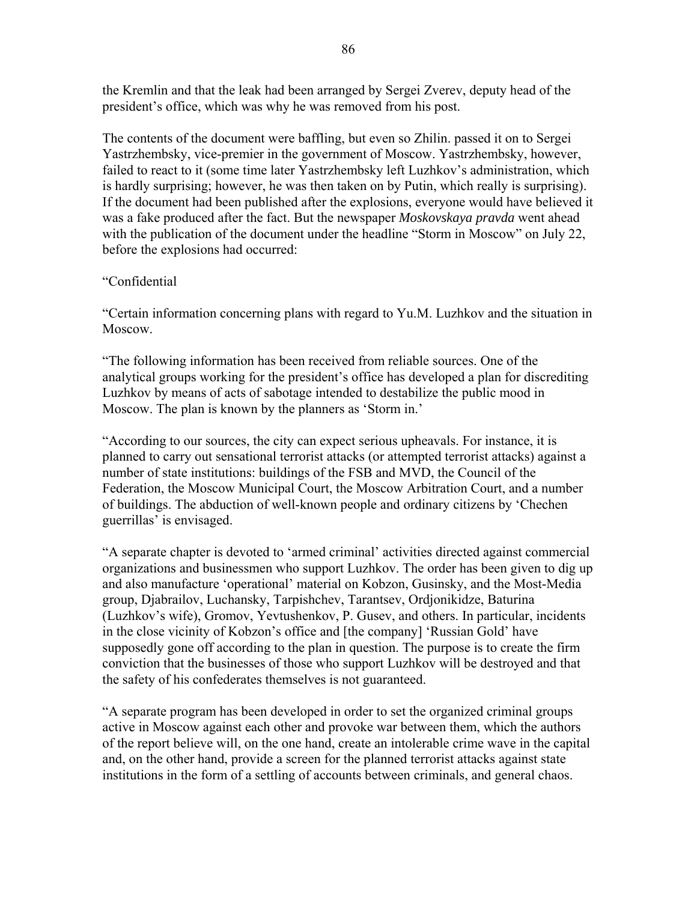the Kremlin and that the leak had been arranged by Sergei Zverev, deputy head of the president's office, which was why he was removed from his post.

The contents of the document were baffling, but even so Zhilin. passed it on to Sergei Yastrzhembsky, vice-premier in the government of Moscow. Yastrzhembsky, however, failed to react to it (some time later Yastrzhembsky left Luzhkov's administration, which is hardly surprising; however, he was then taken on by Putin, which really is surprising). If the document had been published after the explosions, everyone would have believed it was a fake produced after the fact. But the newspaper *Moskovskaya pravda* went ahead with the publication of the document under the headline "Storm in Moscow" on July 22, before the explosions had occurred:

"Confidential

"Certain information concerning plans with regard to Yu.M. Luzhkov and the situation in Moscow.

"The following information has been received from reliable sources. One of the analytical groups working for the president's office has developed a plan for discrediting Luzhkov by means of acts of sabotage intended to destabilize the public mood in Moscow. The plan is known by the planners as 'Storm in.'

"According to our sources, the city can expect serious upheavals. For instance, it is planned to carry out sensational terrorist attacks (or attempted terrorist attacks) against a number of state institutions: buildings of the FSB and MVD, the Council of the Federation, the Moscow Municipal Court, the Moscow Arbitration Court, and a number of buildings. The abduction of well-known people and ordinary citizens by 'Chechen guerrillas' is envisaged.

"A separate chapter is devoted to 'armed criminal' activities directed against commercial organizations and businessmen who support Luzhkov. The order has been given to dig up and also manufacture 'operational' material on Kobzon, Gusinsky, and the Most-Media group, Djabrailov, Luchansky, Tarpishchev, Tarantsev, Ordjonikidze, Baturina (Luzhkov's wife), Gromov, Yevtushenkov, P. Gusev, and others. In particular, incidents in the close vicinity of Kobzon's office and [the company] 'Russian Gold' have supposedly gone off according to the plan in question. The purpose is to create the firm conviction that the businesses of those who support Luzhkov will be destroyed and that the safety of his confederates themselves is not guaranteed.

"A separate program has been developed in order to set the organized criminal groups active in Moscow against each other and provoke war between them, which the authors of the report believe will, on the one hand, create an intolerable crime wave in the capital and, on the other hand, provide a screen for the planned terrorist attacks against state institutions in the form of a settling of accounts between criminals, and general chaos.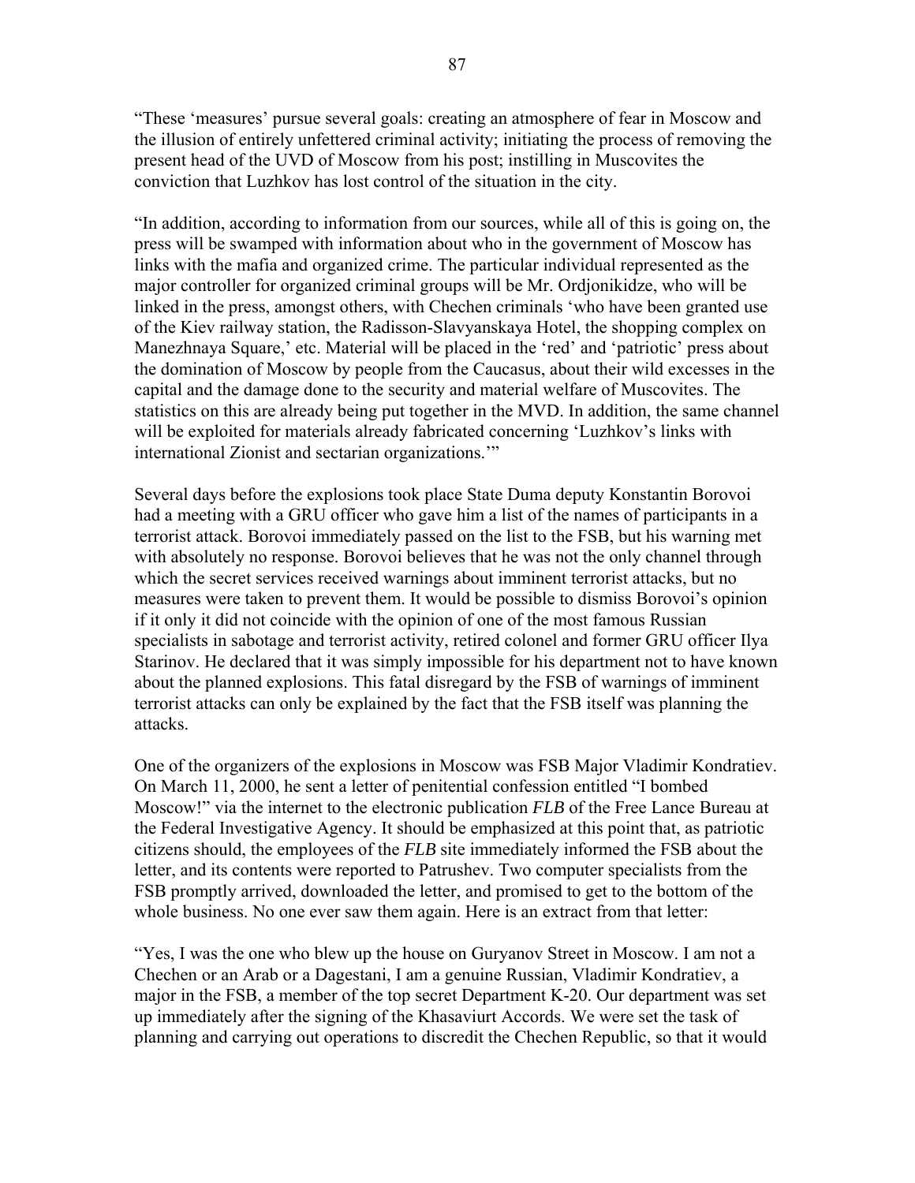"These 'measures' pursue several goals: creating an atmosphere of fear in Moscow and the illusion of entirely unfettered criminal activity; initiating the process of removing the present head of the UVD of Moscow from his post; instilling in Muscovites the conviction that Luzhkov has lost control of the situation in the city.

"In addition, according to information from our sources, while all of this is going on, the press will be swamped with information about who in the government of Moscow has links with the mafia and organized crime. The particular individual represented as the major controller for organized criminal groups will be Mr. Ordjonikidze, who will be linked in the press, amongst others, with Chechen criminals 'who have been granted use of the Kiev railway station, the Radisson-Slavyanskaya Hotel, the shopping complex on Manezhnaya Square,' etc. Material will be placed in the 'red' and 'patriotic' press about the domination of Moscow by people from the Caucasus, about their wild excesses in the capital and the damage done to the security and material welfare of Muscovites. The statistics on this are already being put together in the MVD. In addition, the same channel will be exploited for materials already fabricated concerning 'Luzhkov's links with international Zionist and sectarian organizations.'"

Several days before the explosions took place State Duma deputy Konstantin Borovoi had a meeting with a GRU officer who gave him a list of the names of participants in a terrorist attack. Borovoi immediately passed on the list to the FSB, but his warning met with absolutely no response. Borovoi believes that he was not the only channel through which the secret services received warnings about imminent terrorist attacks, but no measures were taken to prevent them. It would be possible to dismiss Borovoi's opinion if it only it did not coincide with the opinion of one of the most famous Russian specialists in sabotage and terrorist activity, retired colonel and former GRU officer Ilya Starinov. He declared that it was simply impossible for his department not to have known about the planned explosions. This fatal disregard by the FSB of warnings of imminent terrorist attacks can only be explained by the fact that the FSB itself was planning the attacks.

One of the organizers of the explosions in Moscow was FSB Major Vladimir Kondratiev. On March 11, 2000, he sent a letter of penitential confession entitled "I bombed Moscow!" via the internet to the electronic publication *FLB* of the Free Lance Bureau at the Federal Investigative Agency. It should be emphasized at this point that, as patriotic citizens should, the employees of the *FLB* site immediately informed the FSB about the letter, and its contents were reported to Patrushev. Two computer specialists from the FSB promptly arrived, downloaded the letter, and promised to get to the bottom of the whole business. No one ever saw them again. Here is an extract from that letter:

"Yes, I was the one who blew up the house on Guryanov Street in Moscow. I am not a Chechen or an Arab or a Dagestani, I am a genuine Russian, Vladimir Kondratiev, a major in the FSB, a member of the top secret Department K-20. Our department was set up immediately after the signing of the Khasaviurt Accords. We were set the task of planning and carrying out operations to discredit the Chechen Republic, so that it would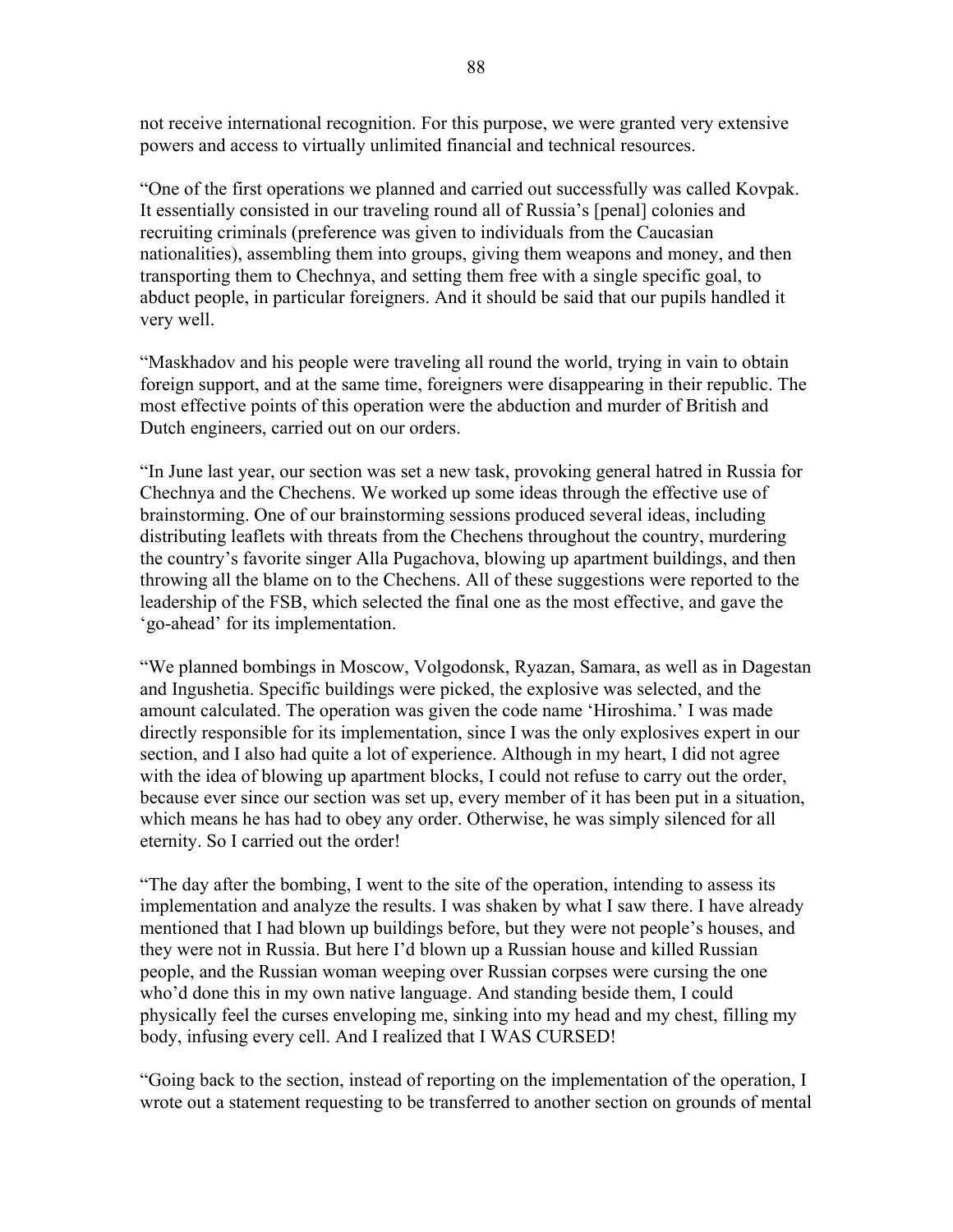not receive international recognition. For this purpose, we were granted very extensive powers and access to virtually unlimited financial and technical resources.

"One of the first operations we planned and carried out successfully was called Kovpak. It essentially consisted in our traveling round all of Russia's [penal] colonies and recruiting criminals (preference was given to individuals from the Caucasian nationalities), assembling them into groups, giving them weapons and money, and then transporting them to Chechnya, and setting them free with a single specific goal, to abduct people, in particular foreigners. And it should be said that our pupils handled it very well.

"Maskhadov and his people were traveling all round the world, trying in vain to obtain foreign support, and at the same time, foreigners were disappearing in their republic. The most effective points of this operation were the abduction and murder of British and Dutch engineers, carried out on our orders.

"In June last year, our section was set a new task, provoking general hatred in Russia for Chechnya and the Chechens. We worked up some ideas through the effective use of brainstorming. One of our brainstorming sessions produced several ideas, including distributing leaflets with threats from the Chechens throughout the country, murdering the country's favorite singer Alla Pugachova, blowing up apartment buildings, and then throwing all the blame on to the Chechens. All of these suggestions were reported to the leadership of the FSB, which selected the final one as the most effective, and gave the 'go-ahead' for its implementation.

"We planned bombings in Moscow, Volgodonsk, Ryazan, Samara, as well as in Dagestan and Ingushetia. Specific buildings were picked, the explosive was selected, and the amount calculated. The operation was given the code name 'Hiroshima.' I was made directly responsible for its implementation, since I was the only explosives expert in our section, and I also had quite a lot of experience. Although in my heart, I did not agree with the idea of blowing up apartment blocks, I could not refuse to carry out the order, because ever since our section was set up, every member of it has been put in a situation, which means he has had to obey any order. Otherwise, he was simply silenced for all eternity. So I carried out the order!

"The day after the bombing, I went to the site of the operation, intending to assess its implementation and analyze the results. I was shaken by what I saw there. I have already mentioned that I had blown up buildings before, but they were not people's houses, and they were not in Russia. But here I'd blown up a Russian house and killed Russian people, and the Russian woman weeping over Russian corpses were cursing the one who'd done this in my own native language. And standing beside them, I could physically feel the curses enveloping me, sinking into my head and my chest, filling my body, infusing every cell. And I realized that I WAS CURSED!

"Going back to the section, instead of reporting on the implementation of the operation, I wrote out a statement requesting to be transferred to another section on grounds of mental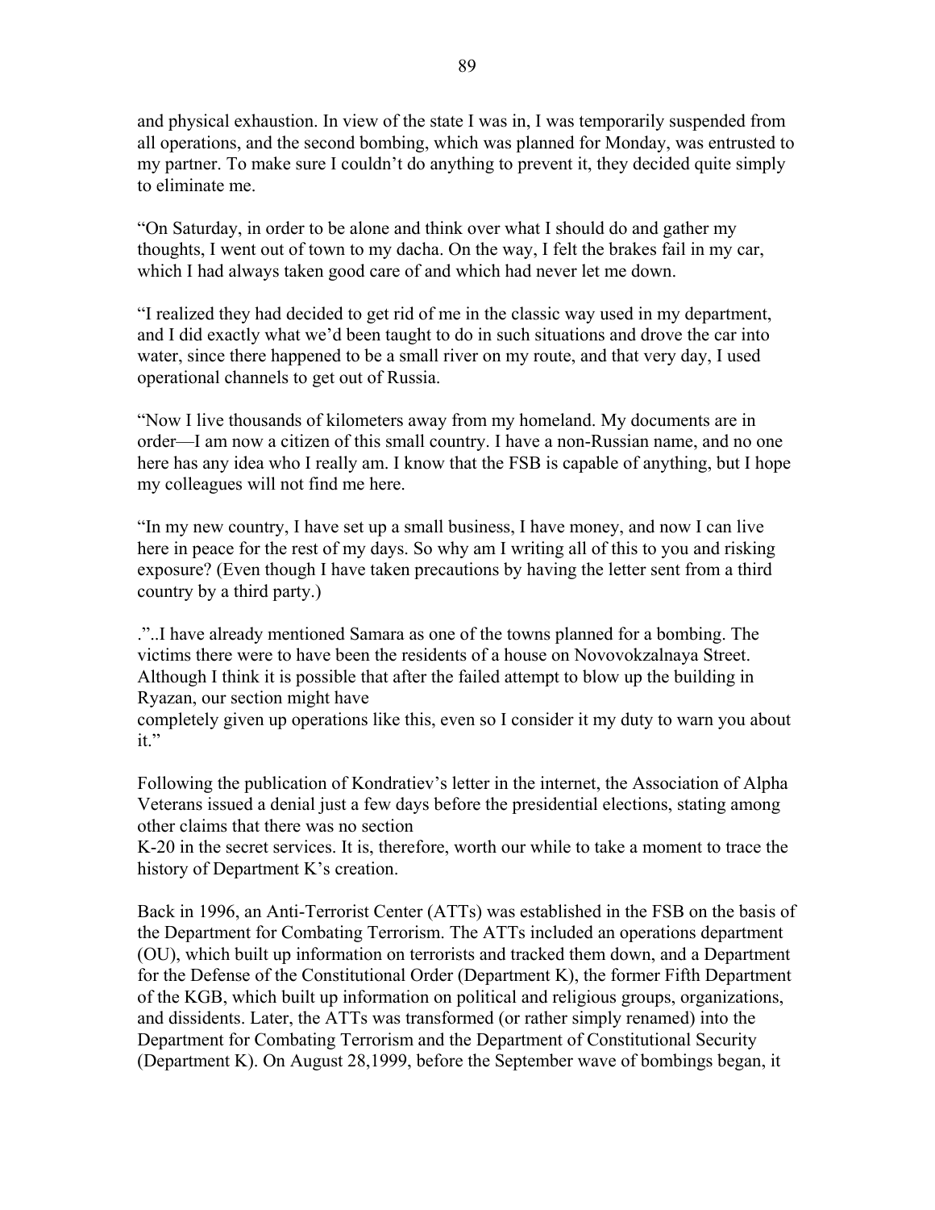and physical exhaustion. In view of the state I was in, I was temporarily suspended from all operations, and the second bombing, which was planned for Monday, was entrusted to my partner. To make sure I couldn't do anything to prevent it, they decided quite simply to eliminate me.

"On Saturday, in order to be alone and think over what I should do and gather my thoughts, I went out of town to my dacha. On the way, I felt the brakes fail in my car, which I had always taken good care of and which had never let me down.

"I realized they had decided to get rid of me in the classic way used in my department, and I did exactly what we'd been taught to do in such situations and drove the car into water, since there happened to be a small river on my route, and that very day, I used operational channels to get out of Russia.

"Now I live thousands of kilometers away from my homeland. My documents are in order—I am now a citizen of this small country. I have a non-Russian name, and no one here has any idea who I really am. I know that the FSB is capable of anything, but I hope my colleagues will not find me here.

"In my new country, I have set up a small business, I have money, and now I can live here in peace for the rest of my days. So why am I writing all of this to you and risking exposure? (Even though I have taken precautions by having the letter sent from a third country by a third party.)

."..I have already mentioned Samara as one of the towns planned for a bombing. The victims there were to have been the residents of a house on Novovokzalnaya Street. Although I think it is possible that after the failed attempt to blow up the building in Ryazan, our section might have completely given up operations like this, even so I consider it my duty to warn you about it."

Following the publication of Kondratiev's letter in the internet, the Association of Alpha Veterans issued a denial just a few days before the presidential elections, stating among other claims that there was no section K-20 in the secret services. It is, therefore, worth our while to take a moment to trace the history of Department K's creation.

Back in 1996, an Anti-Terrorist Center (ATTs) was established in the FSB on the basis of the Department for Combating Terrorism. The ATTs included an operations department (OU), which built up information on terrorists and tracked them down, and a Department for the Defense of the Constitutional Order (Department K), the former Fifth Department of the KGB, which built up information on political and religious groups, organizations, and dissidents. Later, the ATTs was transformed (or rather simply renamed) into the Department for Combating Terrorism and the Department of Constitutional Security (Department K). On August 28,1999, before the September wave of bombings began, it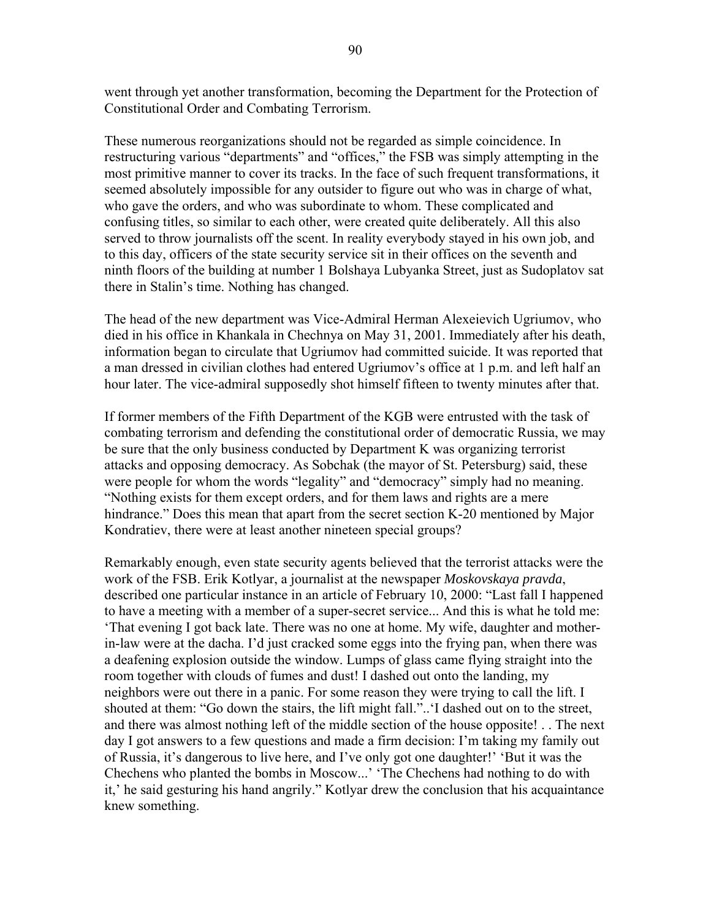went through yet another transformation, becoming the Department for the Protection of Constitutional Order and Combating Terrorism.

These numerous reorganizations should not be regarded as simple coincidence. In restructuring various "departments" and "offices," the FSB was simply attempting in the most primitive manner to cover its tracks. In the face of such frequent transformations, it seemed absolutely impossible for any outsider to figure out who was in charge of what, who gave the orders, and who was subordinate to whom. These complicated and confusing titles, so similar to each other, were created quite deliberately. All this also served to throw journalists off the scent. In reality everybody stayed in his own job, and to this day, officers of the state security service sit in their offices on the seventh and ninth floors of the building at number 1 Bolshaya Lubyanka Street, just as Sudoplatov sat there in Stalin's time. Nothing has changed.

The head of the new department was Vice-Admiral Herman Alexeievich Ugriumov, who died in his office in Khankala in Chechnya on May 31, 2001. Immediately after his death, information began to circulate that Ugriumov had committed suicide. It was reported that a man dressed in civilian clothes had entered Ugriumov's office at 1 p.m. and left half an hour later. The vice-admiral supposedly shot himself fifteen to twenty minutes after that.

If former members of the Fifth Department of the KGB were entrusted with the task of combating terrorism and defending the constitutional order of democratic Russia, we may be sure that the only business conducted by Department K was organizing terrorist attacks and opposing democracy. As Sobchak (the mayor of St. Petersburg) said, these were people for whom the words "legality" and "democracy" simply had no meaning. "Nothing exists for them except orders, and for them laws and rights are a mere hindrance." Does this mean that apart from the secret section K-20 mentioned by Major Kondratiev, there were at least another nineteen special groups?

Remarkably enough, even state security agents believed that the terrorist attacks were the work of the FSB. Erik Kotlyar, a journalist at the newspaper *Moskovskaya pravda*, described one particular instance in an article of February 10, 2000: "Last fall I happened to have a meeting with a member of a super-secret service... And this is what he told me: 'That evening I got back late. There was no one at home. My wife, daughter and mother-in-law were at the dacha. I'd just cracked some eggs into the frying pan, when there was a deafening explosion outside the window. Lumps of glass came flying straight into the room together with clouds of fumes and dust! I dashed out onto the landing, my neighbors were out there in a panic. For some reason they were trying to call the lift. I shouted at them: "Go down the stairs, the lift might fall."..'I dashed out on to the street, and there was almost nothing left of the middle section of the house opposite! . . The next day I got answers to a few questions and made a firm decision: I'm taking my family out of Russia, it's dangerous to live here, and I've only got one daughter!' 'But it was the Chechens who planted the bombs in Moscow...' 'The Chechens had nothing to do with it,' he said gesturing his hand angrily." Kotlyar drew the conclusion that his acquaintance knew something.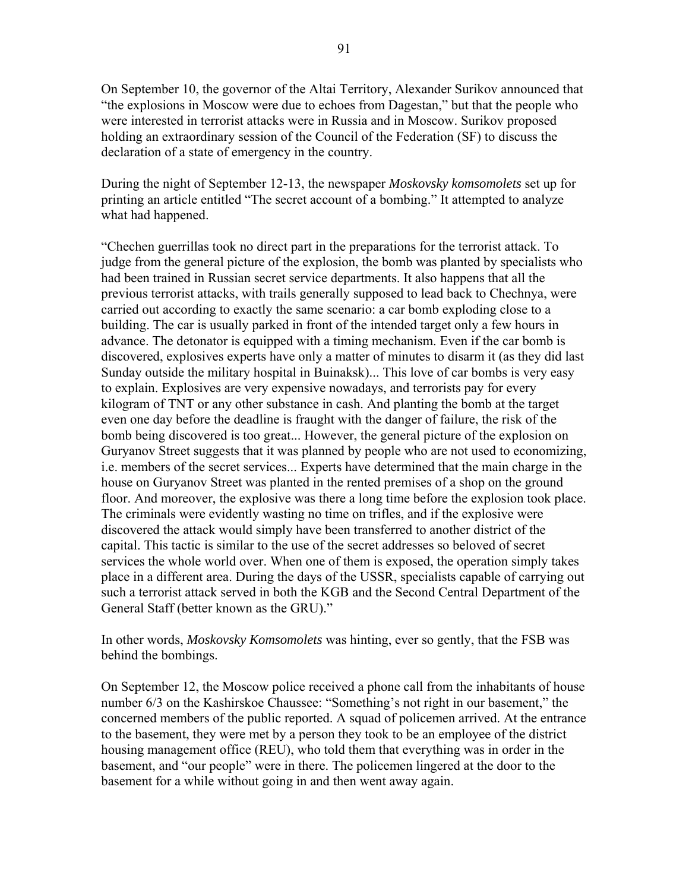On September 10, the governor of the Altai Territory, Alexander Surikov announced that "the explosions in Moscow were due to echoes from Dagestan," but that the people who were interested in terrorist attacks were in Russia and in Moscow. Surikov proposed holding an extraordinary session of the Council of the Federation (SF) to discuss the declaration of a state of emergency in the country.

During the night of September 12-13, the newspaper *Moskovsky komsomolets* set up for printing an article entitled "The secret account of a bombing." It attempted to analyze what had happened.

"Chechen guerrillas took no direct part in the preparations for the terrorist attack. To judge from the general picture of the explosion, the bomb was planted by specialists who had been trained in Russian secret service departments. It also happens that all the previous terrorist attacks, with trails generally supposed to lead back to Chechnya, were carried out according to exactly the same scenario: a car bomb exploding close to a building. The car is usually parked in front of the intended target only a few hours in advance. The detonator is equipped with a timing mechanism. Even if the car bomb is discovered, explosives experts have only a matter of minutes to disarm it (as they did last Sunday outside the military hospital in Buinaksk)... This love of car bombs is very easy to explain. Explosives are very expensive nowadays, and terrorists pay for every kilogram of TNT or any other substance in cash. And planting the bomb at the target even one day before the deadline is fraught with the danger of failure, the risk of the bomb being discovered is too great... However, the general picture of the explosion on Guryanov Street suggests that it was planned by people who are not used to economizing, i.e. members of the secret services... Experts have determined that the main charge in the house on Guryanov Street was planted in the rented premises of a shop on the ground floor. And moreover, the explosive was there a long time before the explosion took place. The criminals were evidently wasting no time on trifles, and if the explosive were discovered the attack would simply have been transferred to another district of the capital. This tactic is similar to the use of the secret addresses so beloved of secret services the whole world over. When one of them is exposed, the operation simply takes place in a different area. During the days of the USSR, specialists capable of carrying out such a terrorist attack served in both the KGB and the Second Central Department of the General Staff (better known as the GRU)."

In other words, *Moskovsky Komsomolets* was hinting, ever so gently, that the FSB was behind the bombings.

On September 12, the Moscow police received a phone call from the inhabitants of house number 6/3 on the Kashirskoe Chaussee: "Something's not right in our basement," the concerned members of the public reported. A squad of policemen arrived. At the entrance to the basement, they were met by a person they took to be an employee of the district housing management office (REU), who told them that everything was in order in the basement, and "our people" were in there. The policemen lingered at the door to the basement for a while without going in and then went away again.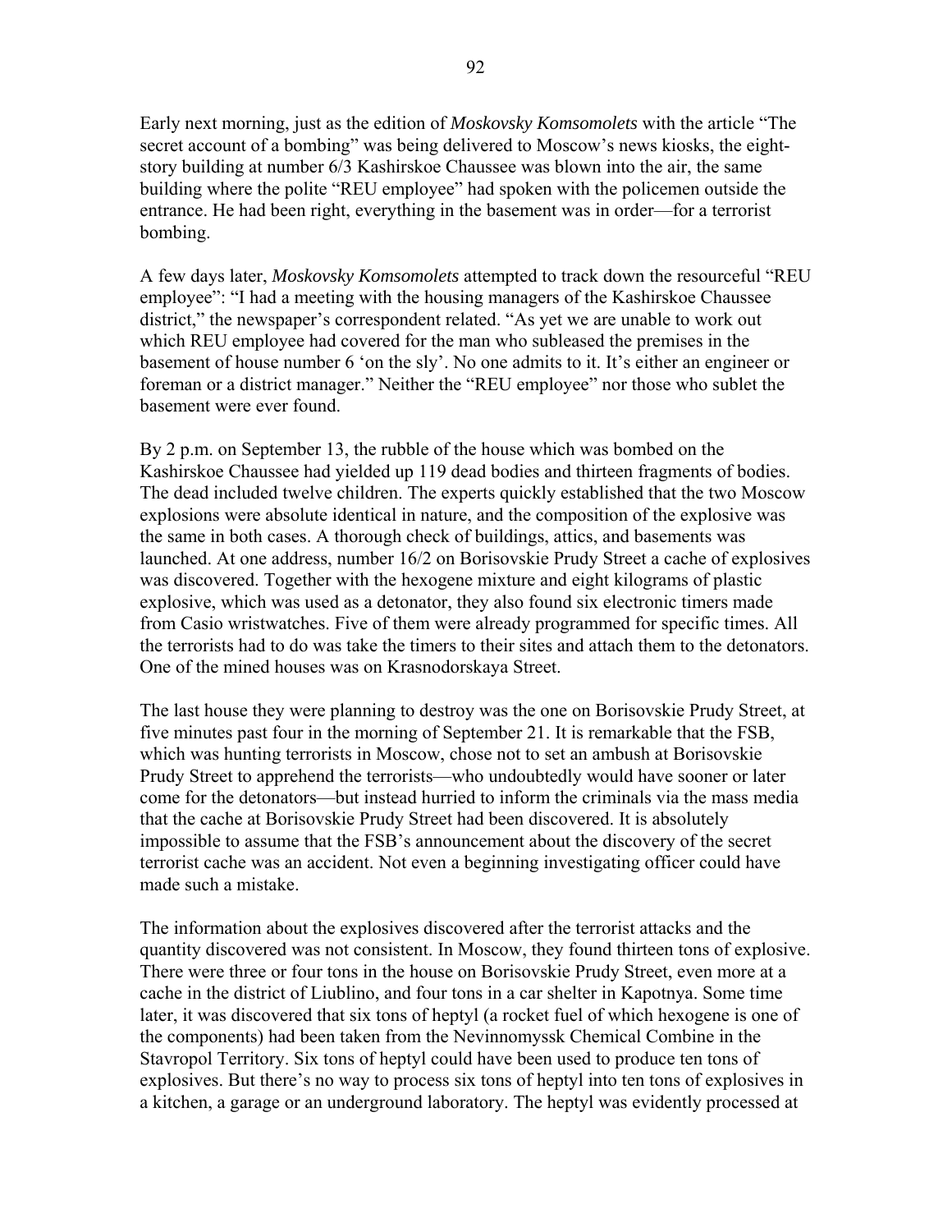Early next morning, just as the edition of *Moskovsky Komsomolets* with the article "The secret account of a bombing" was being delivered to Moscow's news kiosks, the eight-story building at number 6/3 Kashirskoe Chaussee was blown into the air, the same building where the polite "REU employee" had spoken with the policemen outside the entrance. He had been right, everything in the basement was in order—for a terrorist bombing.

A few days later, *Moskovsky Komsomolets* attempted to track down the resourceful "REU employee": "I had a meeting with the housing managers of the Kashirskoe Chaussee district," the newspaper's correspondent related. "As yet we are unable to work out which REU employee had covered for the man who subleased the premises in the basement of house number 6 'on the sly'. No one admits to it. It's either an engineer or foreman or a district manager." Neither the "REU employee" nor those who sublet the basement were ever found.

By 2 p.m. on September 13, the rubble of the house which was bombed on the Kashirskoe Chaussee had yielded up 119 dead bodies and thirteen fragments of bodies. The dead included twelve children. The experts quickly established that the two Moscow explosions were absolute identical in nature, and the composition of the explosive was the same in both cases. A thorough check of buildings, attics, and basements was launched. At one address, number 16/2 on Borisovskie Prudy Street a cache of explosives was discovered. Together with the hexogene mixture and eight kilograms of plastic explosive, which was used as a detonator, they also found six electronic timers made from Casio wristwatches. Five of them were already programmed for specific times. All the terrorists had to do was take the timers to their sites and attach them to the detonators. One of the mined houses was on Krasnodorskaya Street.

The last house they were planning to destroy was the one on Borisovskie Prudy Street, at five minutes past four in the morning of September 21. It is remarkable that the FSB, which was hunting terrorists in Moscow, chose not to set an ambush at Borisovskie Prudy Street to apprehend the terrorists—who undoubtedly would have sooner or later come for the detonators—but instead hurried to inform the criminals via the mass media that the cache at Borisovskie Prudy Street had been discovered. It is absolutely impossible to assume that the FSB's announcement about the discovery of the secret terrorist cache was an accident. Not even a beginning investigating officer could have made such a mistake.

The information about the explosives discovered after the terrorist attacks and the quantity discovered was not consistent. In Moscow, they found thirteen tons of explosive. There were three or four tons in the house on Borisovskie Prudy Street, even more at a cache in the district of Liublino, and four tons in a car shelter in Kapotnya. Some time later, it was discovered that six tons of heptyl (a rocket fuel of which hexogene is one of the components) had been taken from the Nevinnomyssk Chemical Combine in the Stavropol Territory. Six tons of heptyl could have been used to produce ten tons of explosives. But there's no way to process six tons of heptyl into ten tons of explosives in a kitchen, a garage or an underground laboratory. The heptyl was evidently processed at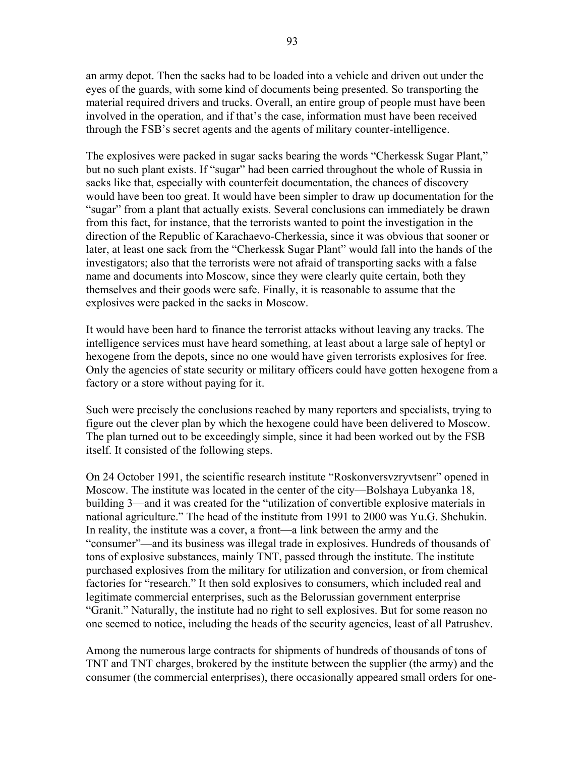an army depot. Then the sacks had to be loaded into a vehicle and driven out under the eyes of the guards, with some kind of documents being presented. So transporting the material required drivers and trucks. Overall, an entire group of people must have been involved in the operation, and if that's the case, information must have been received through the FSB's secret agents and the agents of military counter-intelligence.

The explosives were packed in sugar sacks bearing the words "Cherkessk Sugar Plant," but no such plant exists. If "sugar" had been carried throughout the whole of Russia in sacks like that, especially with counterfeit documentation, the chances of discovery would have been too great. It would have been simpler to draw up documentation for the "sugar" from a plant that actually exists. Several conclusions can immediately be drawn from this fact, for instance, that the terrorists wanted to point the investigation in the direction of the Republic of Karachaevo-Cherkessia, since it was obvious that sooner or later, at least one sack from the "Cherkessk Sugar Plant" would fall into the hands of the investigators; also that the terrorists were not afraid of transporting sacks with a false name and documents into Moscow, since they were clearly quite certain, both they themselves and their goods were safe. Finally, it is reasonable to assume that the explosives were packed in the sacks in Moscow.

It would have been hard to finance the terrorist attacks without leaving any tracks. The intelligence services must have heard something, at least about a large sale of heptyl or hexogene from the depots, since no one would have given terrorists explosives for free. Only the agencies of state security or military officers could have gotten hexogene from a factory or a store without paying for it.

Such were precisely the conclusions reached by many reporters and specialists, trying to figure out the clever plan by which the hexogene could have been delivered to Moscow. The plan turned out to be exceedingly simple, since it had been worked out by the FSB itself. It consisted of the following steps.

On 24 October 1991, the scientific research institute "Roskonversvzryvtsenr" opened in Moscow. The institute was located in the center of the city—Bolshaya Lubyanka 18, building 3—and it was created for the "utilization of convertible explosive materials in national agriculture." The head of the institute from 1991 to 2000 was Yu.G. Shchukin. In reality, the institute was a cover, a front—a link between the army and the "consumer"—and its business was illegal trade in explosives. Hundreds of thousands of tons of explosive substances, mainly TNT, passed through the institute. The institute purchased explosives from the military for utilization and conversion, or from chemical factories for "research." It then sold explosives to consumers, which included real and legitimate commercial enterprises, such as the Belorussian government enterprise "Granit." Naturally, the institute had no right to sell explosives. But for some reason no one seemed to notice, including the heads of the security agencies, least of all Patrushev.

Among the numerous large contracts for shipments of hundreds of thousands of tons of TNT and TNT charges, brokered by the institute between the supplier (the army) and the consumer (the commercial enterprises), there occasionally appeared small orders for one-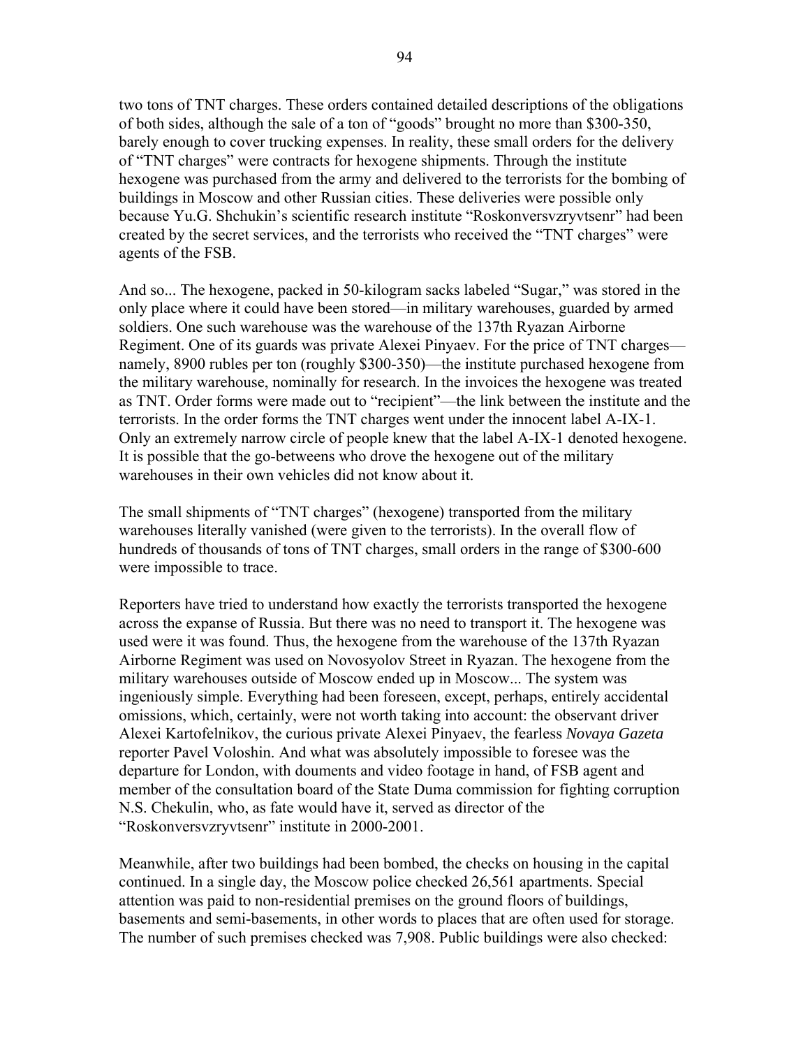two tons of TNT charges. These orders contained detailed descriptions of the obligations of both sides, although the sale of a ton of "goods" brought no more than $300-350, barely enough to cover trucking expenses. In reality, these small orders for the delivery of "TNT charges" were contracts for hexogene shipments. Through the institute hexogene was purchased from the army and delivered to the terrorists for the bombing of buildings in Moscow and other Russian cities. These deliveries were possible only because Yu.G. Shchukin's scientific research institute "Roskonversvzryvtsenr" had been created by the secret services, and the terrorists who received the "TNT charges" were agents of the FSB.

And so... The hexogene, packed in 50-kilogram sacks labeled "Sugar," was stored in the only place where it could have been stored—in military warehouses, guarded by armed soldiers. One such warehouse was the warehouse of the 137th Ryazan Airborne Regiment. One of its guards was private Alexei Pinyaev. For the price of TNT charges—namely, 8900 rubles per ton (roughly $300-350)—the institute purchased hexogene from the military warehouse, nominally for research. In the invoices the hexogene was treated as TNT. Order forms were made out to "recipient"—the link between the institute and the terrorists. In the order forms the TNT charges went under the innocent label A-IX-1. Only an extremely narrow circle of people knew that the label A-IX-1 denoted hexogene. It is possible that the go-betweens who drove the hexogene out of the military warehouses in their own vehicles did not know about it.

The small shipments of "TNT charges" (hexogene) transported from the military warehouses literally vanished (were given to the terrorists). In the overall flow of hundreds of thousands of tons of TNT charges, small orders in the range of $300-600 were impossible to trace.

Reporters have tried to understand how exactly the terrorists transported the hexogene across the expanse of Russia. But there was no need to transport it. The hexogene was used were it was found. Thus, the hexogene from the warehouse of the 137th Ryazan Airborne Regiment was used on Novosyolov Street in Ryazan. The hexogene from the military warehouses outside of Moscow ended up in Moscow... The system was ingeniously simple. Everything had been foreseen, except, perhaps, entirely accidental omissions, which, certainly, were not worth taking into account: the observant driver Alexei Kartofelnikov, the curious private Alexei Pinyaev, the fearless *Novaya Gazeta* reporter Pavel Voloshin. And what was absolutely impossible to foresee was the departure for London, with douments and video footage in hand, of FSB agent and member of the consultation board of the State Duma commission for fighting corruption N.S. Chekulin, who, as fate would have it, served as director of the "Roskonversvzryvtsenr" institute in 2000-2001.

Meanwhile, after two buildings had been bombed, the checks on housing in the capital continued. In a single day, the Moscow police checked 26,561 apartments. Special attention was paid to non-residential premises on the ground floors of buildings, basements and semi-basements, in other words to places that are often used for storage. The number of such premises checked was 7,908. Public buildings were also checked: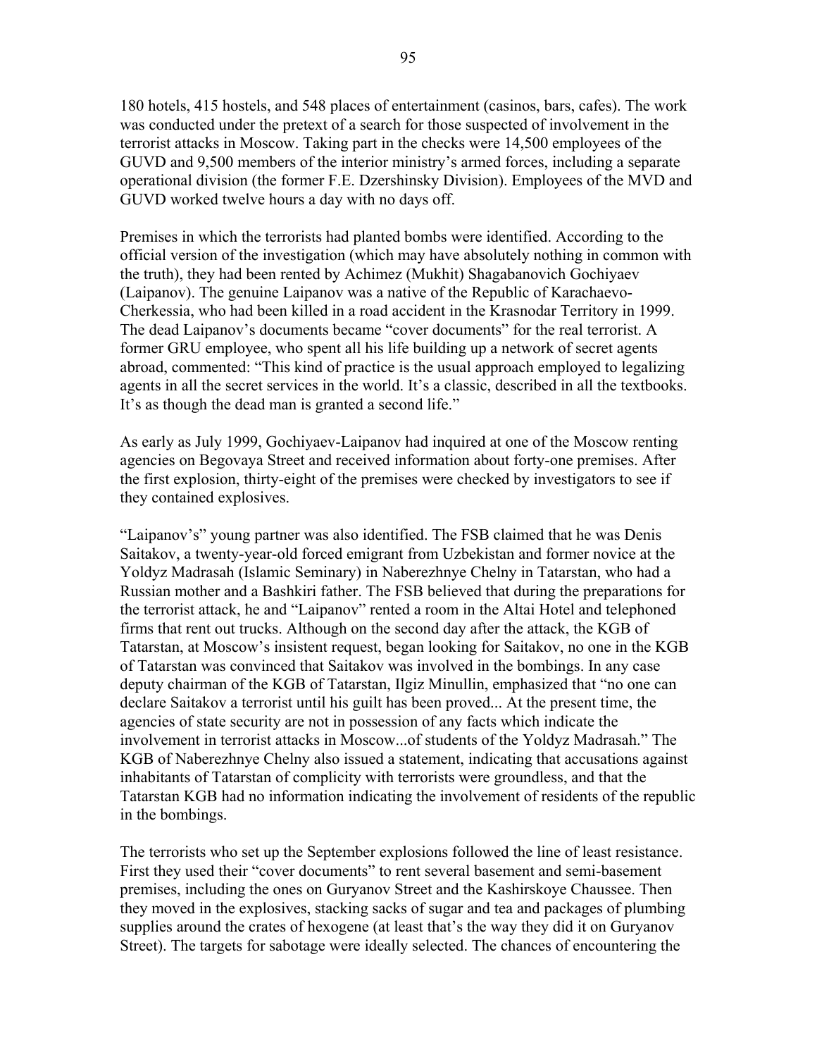180 hotels, 415 hostels, and 548 places of entertainment (casinos, bars, cafes). The work was conducted under the pretext of a search for those suspected of involvement in the terrorist attacks in Moscow. Taking part in the checks were 14,500 employees of the GUVD and 9,500 members of the interior ministry's armed forces, including a separate operational division (the former F.E. Dzershinsky Division). Employees of the MVD and GUVD worked twelve hours a day with no days off.

Premises in which the terrorists had planted bombs were identified. According to the official version of the investigation (which may have absolutely nothing in common with the truth), they had been rented by Achimez (Mukhit) Shagabanovich Gochiyaev (Laipanov). The genuine Laipanov was a native of the Republic of Karachaevo-Cherkessia, who had been killed in a road accident in the Krasnodar Territory in 1999. The dead Laipanov's documents became "cover documents" for the real terrorist. A former GRU employee, who spent all his life building up a network of secret agents abroad, commented: "This kind of practice is the usual approach employed to legalizing agents in all the secret services in the world. It's a classic, described in all the textbooks. It's as though the dead man is granted a second life."

As early as July 1999, Gochiyaev-Laipanov had inquired at one of the Moscow renting agencies on Begovaya Street and received information about forty-one premises. After the first explosion, thirty-eight of the premises were checked by investigators to see if they contained explosives.

"Laipanov's" young partner was also identified. The FSB claimed that he was Denis Saitakov, a twenty-year-old forced emigrant from Uzbekistan and former novice at the Yoldyz Madrasah (Islamic Seminary) in Naberezhnye Chelny in Tatarstan, who had a Russian mother and a Bashkiri father. The FSB believed that during the preparations for the terrorist attack, he and "Laipanov" rented a room in the Altai Hotel and telephoned firms that rent out trucks. Although on the second day after the attack, the KGB of Tatarstan, at Moscow's insistent request, began looking for Saitakov, no one in the KGB of Tatarstan was convinced that Saitakov was involved in the bombings. In any case deputy chairman of the KGB of Tatarstan, Ilgiz Minullin, emphasized that "no one can declare Saitakov a terrorist until his guilt has been proved... At the present time, the agencies of state security are not in possession of any facts which indicate the involvement in terrorist attacks in Moscow...of students of the Yoldyz Madrasah." The KGB of Naberezhnye Chelny also issued a statement, indicating that accusations against inhabitants of Tatarstan of complicity with terrorists were groundless, and that the Tatarstan KGB had no information indicating the involvement of residents of the republic in the bombings.

The terrorists who set up the September explosions followed the line of least resistance. First they used their "cover documents" to rent several basement and semi-basement premises, including the ones on Guryanov Street and the Kashirskoye Chaussee. Then they moved in the explosives, stacking sacks of sugar and tea and packages of plumbing supplies around the crates of hexogene (at least that's the way they did it on Guryanov Street). The targets for sabotage were ideally selected. The chances of encountering the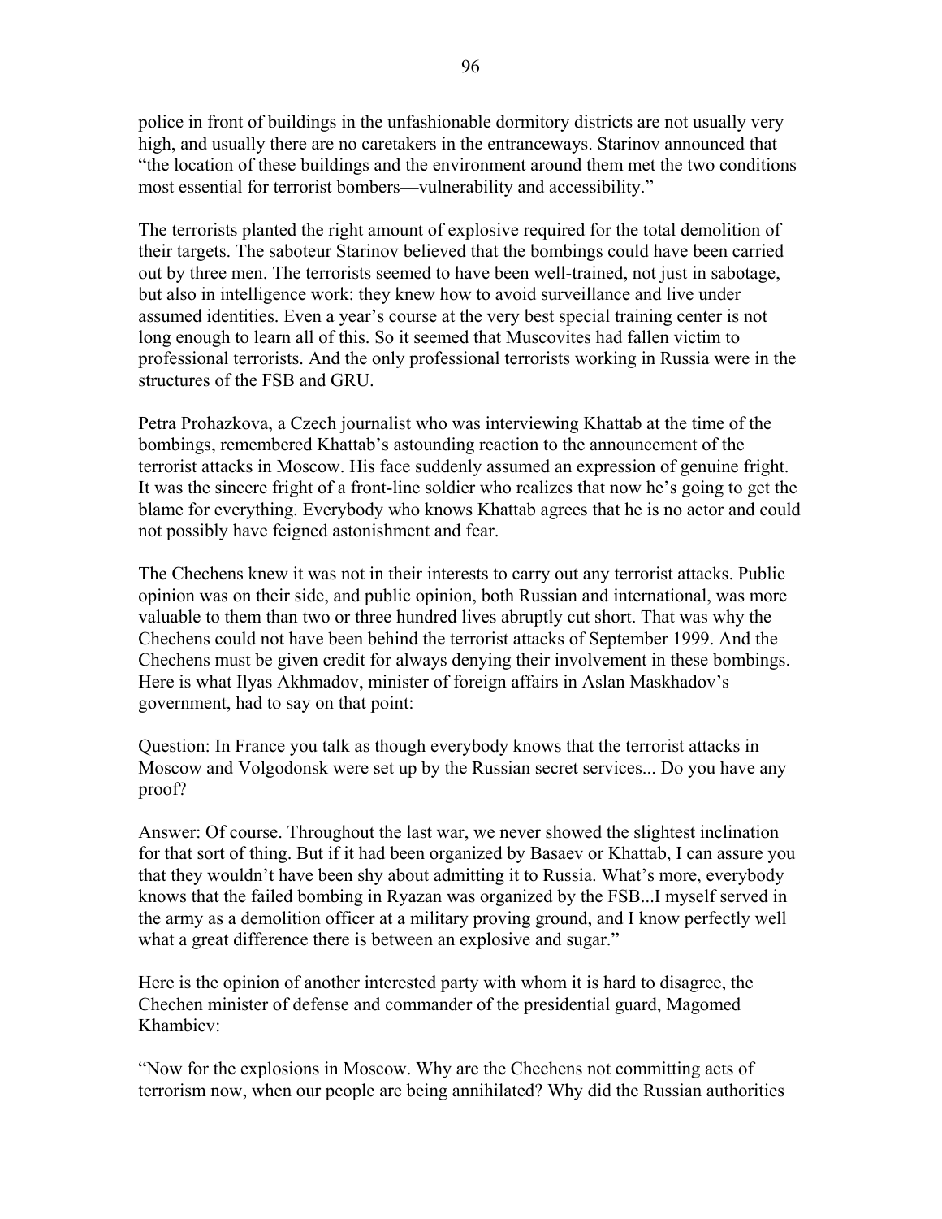police in front of buildings in the unfashionable dormitory districts are not usually very high, and usually there are no caretakers in the entranceways. Starinov announced that "the location of these buildings and the environment around them met the two conditions most essential for terrorist bombers—vulnerability and accessibility."

The terrorists planted the right amount of explosive required for the total demolition of their targets. The saboteur Starinov believed that the bombings could have been carried out by three men. The terrorists seemed to have been well-trained, not just in sabotage, but also in intelligence work: they knew how to avoid surveillance and live under assumed identities. Even a year's course at the very best special training center is not long enough to learn all of this. So it seemed that Muscovites had fallen victim to professional terrorists. And the only professional terrorists working in Russia were in the structures of the FSB and GRU.

Petra Prohazkova, a Czech journalist who was interviewing Khattab at the time of the bombings, remembered Khattab's astounding reaction to the announcement of the terrorist attacks in Moscow. His face suddenly assumed an expression of genuine fright. It was the sincere fright of a front-line soldier who realizes that now he's going to get the blame for everything. Everybody who knows Khattab agrees that he is no actor and could not possibly have feigned astonishment and fear.

The Chechens knew it was not in their interests to carry out any terrorist attacks. Public opinion was on their side, and public opinion, both Russian and international, was more valuable to them than two or three hundred lives abruptly cut short. That was why the Chechens could not have been behind the terrorist attacks of September 1999. And the Chechens must be given credit for always denying their involvement in these bombings. Here is what Ilyas Akhmadov, minister of foreign affairs in Aslan Maskhadov's government, had to say on that point:

Question: In France you talk as though everybody knows that the terrorist attacks in Moscow and Volgodonsk were set up by the Russian secret services... Do you have any proof?

Answer: Of course. Throughout the last war, we never showed the slightest inclination for that sort of thing. But if it had been organized by Basaev or Khattab, I can assure you that they wouldn't have been shy about admitting it to Russia. What's more, everybody knows that the failed bombing in Ryazan was organized by the FSB...I myself served in the army as a demolition officer at a military proving ground, and I know perfectly well what a great difference there is between an explosive and sugar."

Here is the opinion of another interested party with whom it is hard to disagree, the Chechen minister of defense and commander of the presidential guard, Magomed Khambiev:

"Now for the explosions in Moscow. Why are the Chechens not committing acts of terrorism now, when our people are being annihilated? Why did the Russian authorities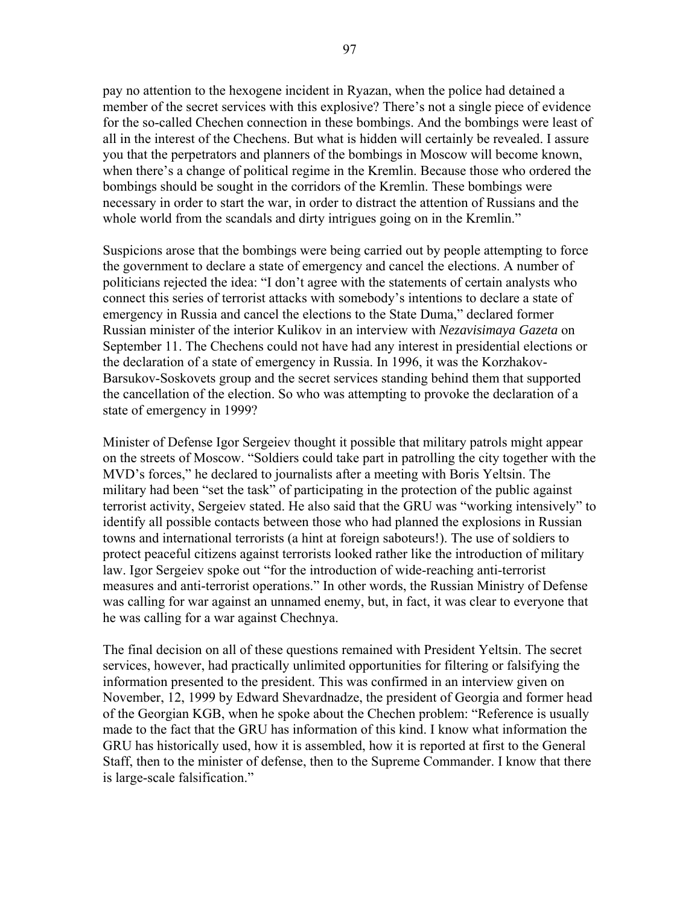pay no attention to the hexogene incident in Ryazan, when the police had detained a member of the secret services with this explosive? There's not a single piece of evidence for the so-called Chechen connection in these bombings. And the bombings were least of all in the interest of the Chechens. But what is hidden will certainly be revealed. I assure you that the perpetrators and planners of the bombings in Moscow will become known, when there's a change of political regime in the Kremlin. Because those who ordered the bombings should be sought in the corridors of the Kremlin. These bombings were necessary in order to start the war, in order to distract the attention of Russians and the whole world from the scandals and dirty intrigues going on in the Kremlin."

Suspicions arose that the bombings were being carried out by people attempting to force the government to declare a state of emergency and cancel the elections. A number of politicians rejected the idea: "I don't agree with the statements of certain analysts who connect this series of terrorist attacks with somebody's intentions to declare a state of emergency in Russia and cancel the elections to the State Duma," declared former Russian minister of the interior Kulikov in an interview with *Nezavisimaya Gazeta* on September 11. The Chechens could not have had any interest in presidential elections or the declaration of a state of emergency in Russia. In 1996, it was the Korzhakov-Barsukov-Soskovets group and the secret services standing behind them that supported the cancellation of the election. So who was attempting to provoke the declaration of a state of emergency in 1999?

Minister of Defense Igor Sergeiev thought it possible that military patrols might appear on the streets of Moscow. "Soldiers could take part in patrolling the city together with the MVD's forces," he declared to journalists after a meeting with Boris Yeltsin. The military had been "set the task" of participating in the protection of the public against terrorist activity, Sergeiev stated. He also said that the GRU was "working intensively" to identify all possible contacts between those who had planned the explosions in Russian towns and international terrorists (a hint at foreign saboteurs!). The use of soldiers to protect peaceful citizens against terrorists looked rather like the introduction of military law. Igor Sergeiev spoke out "for the introduction of wide-reaching anti-terrorist measures and anti-terrorist operations." In other words, the Russian Ministry of Defense was calling for war against an unnamed enemy, but, in fact, it was clear to everyone that he was calling for a war against Chechnya.

The final decision on all of these questions remained with President Yeltsin. The secret services, however, had practically unlimited opportunities for filtering or falsifying the information presented to the president. This was confirmed in an interview given on November, 12, 1999 by Edward Shevardnadze, the president of Georgia and former head of the Georgian KGB, when he spoke about the Chechen problem: "Reference is usually made to the fact that the GRU has information of this kind. I know what information the GRU has historically used, how it is assembled, how it is reported at first to the General Staff, then to the minister of defense, then to the Supreme Commander. I know that there is large-scale falsification."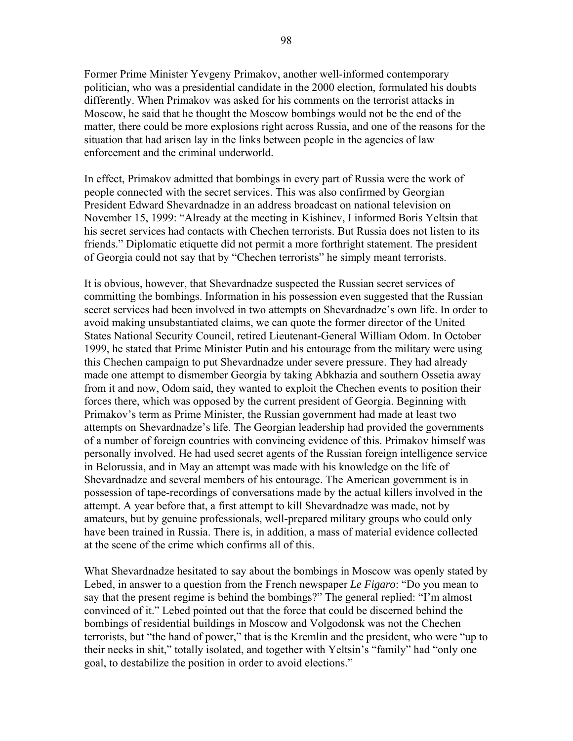Former Prime Minister Yevgeny Primakov, another well-informed contemporary politician, who was a presidential candidate in the 2000 election, formulated his doubts differently. When Primakov was asked for his comments on the terrorist attacks in Moscow, he said that he thought the Moscow bombings would not be the end of the matter, there could be more explosions right across Russia, and one of the reasons for the situation that had arisen lay in the links between people in the agencies of law enforcement and the criminal underworld.

In effect, Primakov admitted that bombings in every part of Russia were the work of people connected with the secret services. This was also confirmed by Georgian President Edward Shevardnadze in an address broadcast on national television on November 15, 1999: "Already at the meeting in Kishinev, I informed Boris Yeltsin that his secret services had contacts with Chechen terrorists. But Russia does not listen to its friends." Diplomatic etiquette did not permit a more forthright statement. The president of Georgia could not say that by "Chechen terrorists" he simply meant terrorists.

It is obvious, however, that Shevardnadze suspected the Russian secret services of committing the bombings. Information in his possession even suggested that the Russian secret services had been involved in two attempts on Shevardnadze's own life. In order to avoid making unsubstantiated claims, we can quote the former director of the United States National Security Council, retired Lieutenant-General William Odom. In October 1999, he stated that Prime Minister Putin and his entourage from the military were using this Chechen campaign to put Shevardnadze under severe pressure. They had already made one attempt to dismember Georgia by taking Abkhazia and southern Ossetia away from it and now, Odom said, they wanted to exploit the Chechen events to position their forces there, which was opposed by the current president of Georgia. Beginning with Primakov's term as Prime Minister, the Russian government had made at least two attempts on Shevardnadze's life. The Georgian leadership had provided the governments of a number of foreign countries with convincing evidence of this. Primakov himself was personally involved. He had used secret agents of the Russian foreign intelligence service in Belorussia, and in May an attempt was made with his knowledge on the life of Shevardnadze and several members of his entourage. The American government is in possession of tape-recordings of conversations made by the actual killers involved in the attempt. A year before that, a first attempt to kill Shevardnadze was made, not by amateurs, but by genuine professionals, well-prepared military groups who could only have been trained in Russia. There is, in addition, a mass of material evidence collected at the scene of the crime which confirms all of this.

What Shevardnadze hesitated to say about the bombings in Moscow was openly stated by Lebed, in answer to a question from the French newspaper *Le Figaro*: "Do you mean to say that the present regime is behind the bombings?" The general replied: "I'm almost convinced of it." Lebed pointed out that the force that could be discerned behind the bombings of residential buildings in Moscow and Volgodonsk was not the Chechen terrorists, but "the hand of power," that is the Kremlin and the president, who were "up to their necks in shit," totally isolated, and together with Yeltsin's "family" had "only one goal, to destabilize the position in order to avoid elections."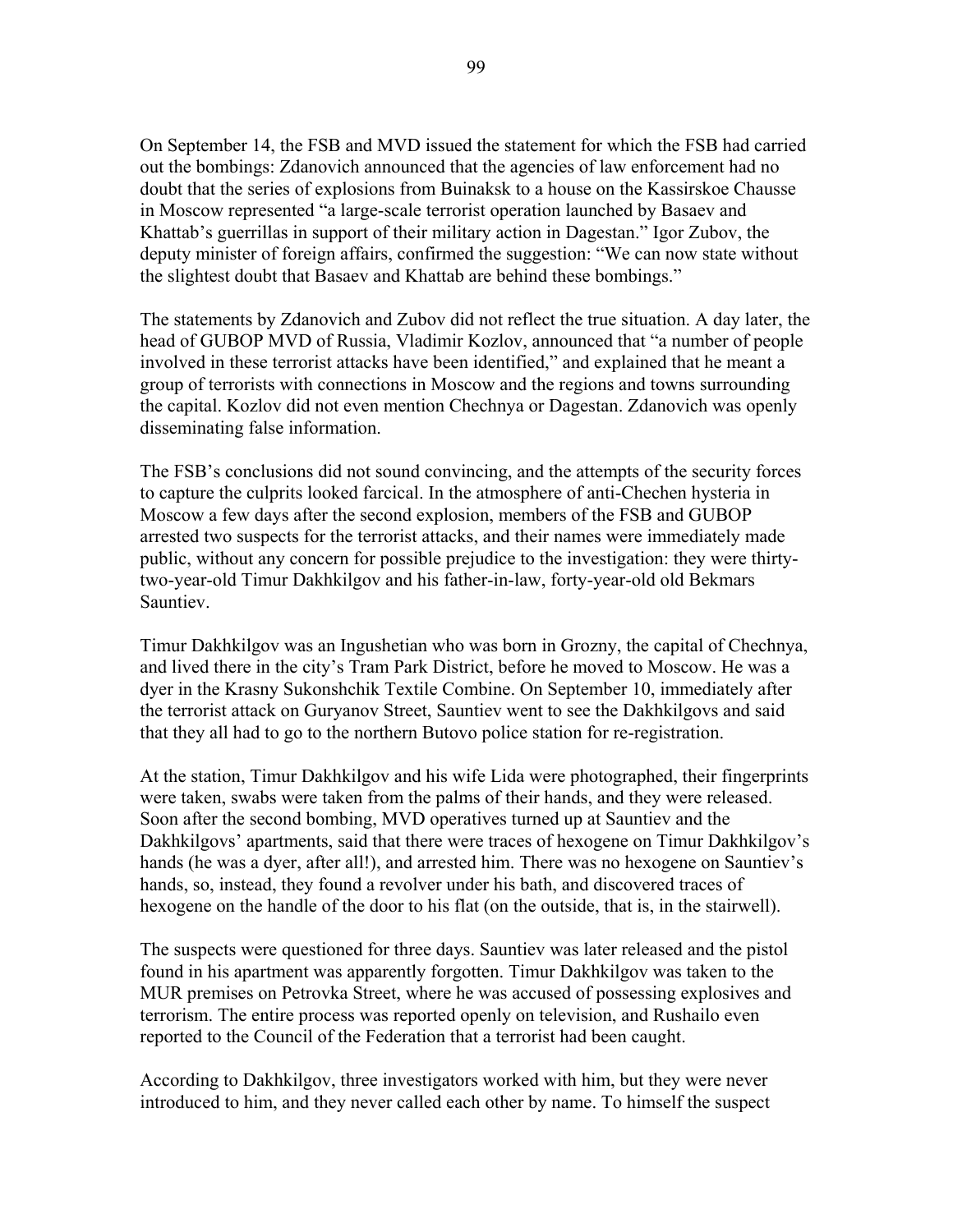On September 14, the FSB and MVD issued the statement for which the FSB had carried out the bombings: Zdanovich announced that the agencies of law enforcement had no doubt that the series of explosions from Buinaksk to a house on the Kassirskoe Chausse in Moscow represented "a large-scale terrorist operation launched by Basaev and Khattab's guerrillas in support of their military action in Dagestan." Igor Zubov, the deputy minister of foreign affairs, confirmed the suggestion: "We can now state without the slightest doubt that Basaev and Khattab are behind these bombings."

The statements by Zdanovich and Zubov did not reflect the true situation. A day later, the head of GUBOP MVD of Russia, Vladimir Kozlov, announced that "a number of people involved in these terrorist attacks have been identified," and explained that he meant a group of terrorists with connections in Moscow and the regions and towns surrounding the capital. Kozlov did not even mention Chechnya or Dagestan. Zdanovich was openly disseminating false information.

The FSB's conclusions did not sound convincing, and the attempts of the security forces to capture the culprits looked farcical. In the atmosphere of anti-Chechen hysteria in Moscow a few days after the second explosion, members of the FSB and GUBOP arrested two suspects for the terrorist attacks, and their names were immediately made public, without any concern for possible prejudice to the investigation: they were thirty-two-year-old Timur Dakhkilgov and his father-in-law, forty-year-old old Bekmars Sauntiev.

Timur Dakhkilgov was an Ingushetian who was born in Grozny, the capital of Chechnya, and lived there in the city's Tram Park District, before he moved to Moscow. He was a dyer in the Krasny Sukonshchik Textile Combine. On September 10, immediately after the terrorist attack on Guryanov Street, Sauntiev went to see the Dakhkilgovs and said that they all had to go to the northern Butovo police station for re-registration.

At the station, Timur Dakhkilgov and his wife Lida were photographed, their fingerprints were taken, swabs were taken from the palms of their hands, and they were released. Soon after the second bombing, MVD operatives turned up at Sauntiev and the Dakhkilgovs' apartments, said that there were traces of hexogene on Timur Dakhkilgov's hands (he was a dyer, after all!), and arrested him. There was no hexogene on Sauntiev's hands, so, instead, they found a revolver under his bath, and discovered traces of hexogene on the handle of the door to his flat (on the outside, that is, in the stairwell).

The suspects were questioned for three days. Sauntiev was later released and the pistol found in his apartment was apparently forgotten. Timur Dakhkilgov was taken to the MUR premises on Petrovka Street, where he was accused of possessing explosives and terrorism. The entire process was reported openly on television, and Rushailo even reported to the Council of the Federation that a terrorist had been caught.

According to Dakhkilgov, three investigators worked with him, but they were never introduced to him, and they never called each other by name. To himself the suspect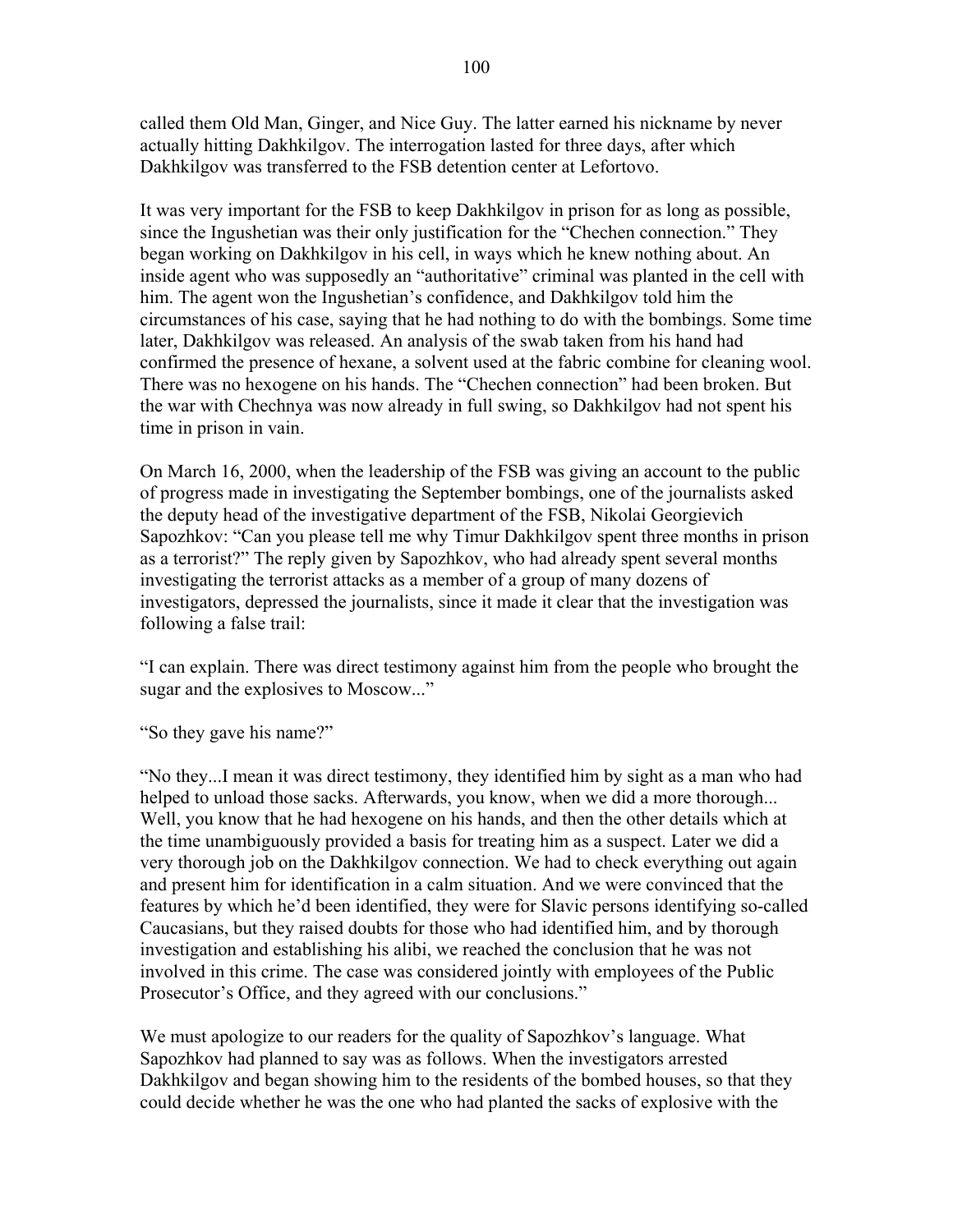called them Old Man, Ginger, and Nice Guy. The latter earned his nickname by never actually hitting Dakhkilgov. The interrogation lasted for three days, after which Dakhkilgov was transferred to the FSB detention center at Lefortovo.

It was very important for the FSB to keep Dakhkilgov in prison for as long as possible, since the Ingushetian was their only justification for the "Chechen connection." They began working on Dakhkilgov in his cell, in ways which he knew nothing about. An inside agent who was supposedly an "authoritative" criminal was planted in the cell with him. The agent won the Ingushetian's confidence, and Dakhkilgov told him the circumstances of his case, saying that he had nothing to do with the bombings. Some time later, Dakhkilgov was released. An analysis of the swab taken from his hand had confirmed the presence of hexane, a solvent used at the fabric combine for cleaning wool. There was no hexogene on his hands. The "Chechen connection" had been broken. But the war with Chechnya was now already in full swing, so Dakhkilgov had not spent his time in prison in vain.

On March 16, 2000, when the leadership of the FSB was giving an account to the public of progress made in investigating the September bombings, one of the journalists asked the deputy head of the investigative department of the FSB, Nikolai Georgievich Sapozhkov: "Can you please tell me why Timur Dakhkilgov spent three months in prison as a terrorist?" The reply given by Sapozhkov, who had already spent several months investigating the terrorist attacks as a member of a group of many dozens of investigators, depressed the journalists, since it made it clear that the investigation was following a false trail:

"I can explain. There was direct testimony against him from the people who brought the sugar and the explosives to Moscow..."

"So they gave his name?"

"No they...I mean it was direct testimony, they identified him by sight as a man who had helped to unload those sacks. Afterwards, you know, when we did a more thorough... Well, you know that he had hexogene on his hands, and then the other details which at the time unambiguously provided a basis for treating him as a suspect. Later we did a very thorough job on the Dakhkilgov connection. We had to check everything out again and present him for identification in a calm situation. And we were convinced that the features by which he'd been identified, they were for Slavic persons identifying so-called Caucasians, but they raised doubts for those who had identified him, and by thorough investigation and establishing his alibi, we reached the conclusion that he was not involved in this crime. The case was considered jointly with employees of the Public Prosecutor's Office, and they agreed with our conclusions."

We must apologize to our readers for the quality of Sapozhkov's language. What Sapozhkov had planned to say was as follows. When the investigators arrested Dakhkilgov and began showing him to the residents of the bombed houses, so that they could decide whether he was the one who had planted the sacks of explosive with the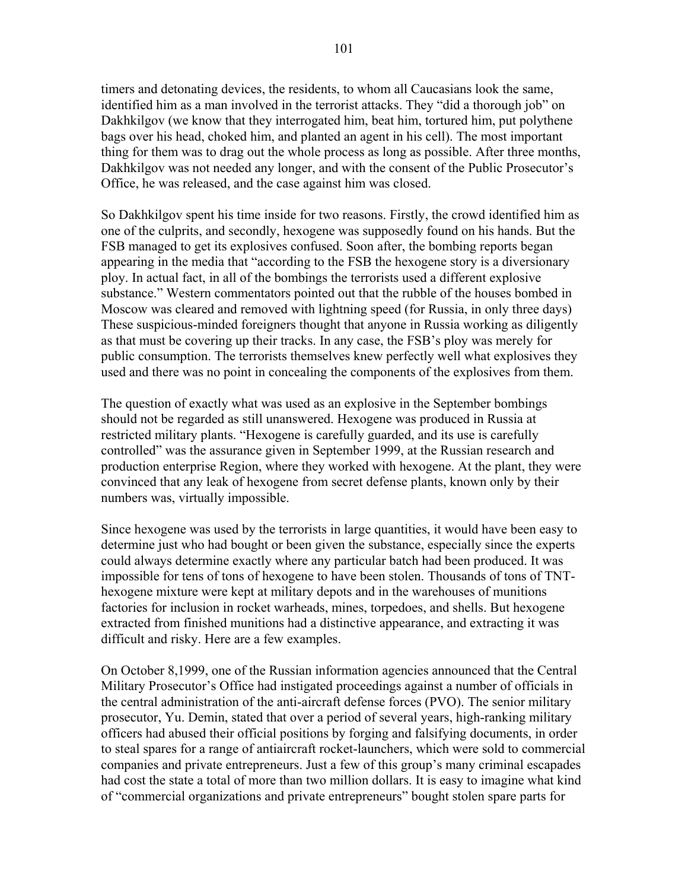timers and detonating devices, the residents, to whom all Caucasians look the same, identified him as a man involved in the terrorist attacks. They "did a thorough job" on Dakhkilgov (we know that they interrogated him, beat him, tortured him, put polythene bags over his head, choked him, and planted an agent in his cell). The most important thing for them was to drag out the whole process as long as possible. After three months, Dakhkilgov was not needed any longer, and with the consent of the Public Prosecutor's Office, he was released, and the case against him was closed.

So Dakhkilgov spent his time inside for two reasons. Firstly, the crowd identified him as one of the culprits, and secondly, hexogene was supposedly found on his hands. But the FSB managed to get its explosives confused. Soon after, the bombing reports began appearing in the media that "according to the FSB the hexogene story is a diversionary ploy. In actual fact, in all of the bombings the terrorists used a different explosive substance." Western commentators pointed out that the rubble of the houses bombed in Moscow was cleared and removed with lightning speed (for Russia, in only three days) These suspicious-minded foreigners thought that anyone in Russia working as diligently as that must be covering up their tracks. In any case, the FSB's ploy was merely for public consumption. The terrorists themselves knew perfectly well what explosives they used and there was no point in concealing the components of the explosives from them.

The question of exactly what was used as an explosive in the September bombings should not be regarded as still unanswered. Hexogene was produced in Russia at restricted military plants. "Hexogene is carefully guarded, and its use is carefully controlled" was the assurance given in September 1999, at the Russian research and production enterprise Region, where they worked with hexogene. At the plant, they were convinced that any leak of hexogene from secret defense plants, known only by their numbers was, virtually impossible.

Since hexogene was used by the terrorists in large quantities, it would have been easy to determine just who had bought or been given the substance, especially since the experts could always determine exactly where any particular batch had been produced. It was impossible for tens of tons of hexogene to have been stolen. Thousands of tons of TNT-hexogene mixture were kept at military depots and in the warehouses of munitions factories for inclusion in rocket warheads, mines, torpedoes, and shells. But hexogene extracted from finished munitions had a distinctive appearance, and extracting it was difficult and risky. Here are a few examples.

On October 8,1999, one of the Russian information agencies announced that the Central Military Prosecutor's Office had instigated proceedings against a number of officials in the central administration of the anti-aircraft defense forces (PVO). The senior military prosecutor, Yu. Demin, stated that over a period of several years, high-ranking military officers had abused their official positions by forging and falsifying documents, in order to steal spares for a range of antiaircraft rocket-launchers, which were sold to commercial companies and private entrepreneurs. Just a few of this group's many criminal escapades had cost the state a total of more than two million dollars. It is easy to imagine what kind of "commercial organizations and private entrepreneurs" bought stolen spare parts for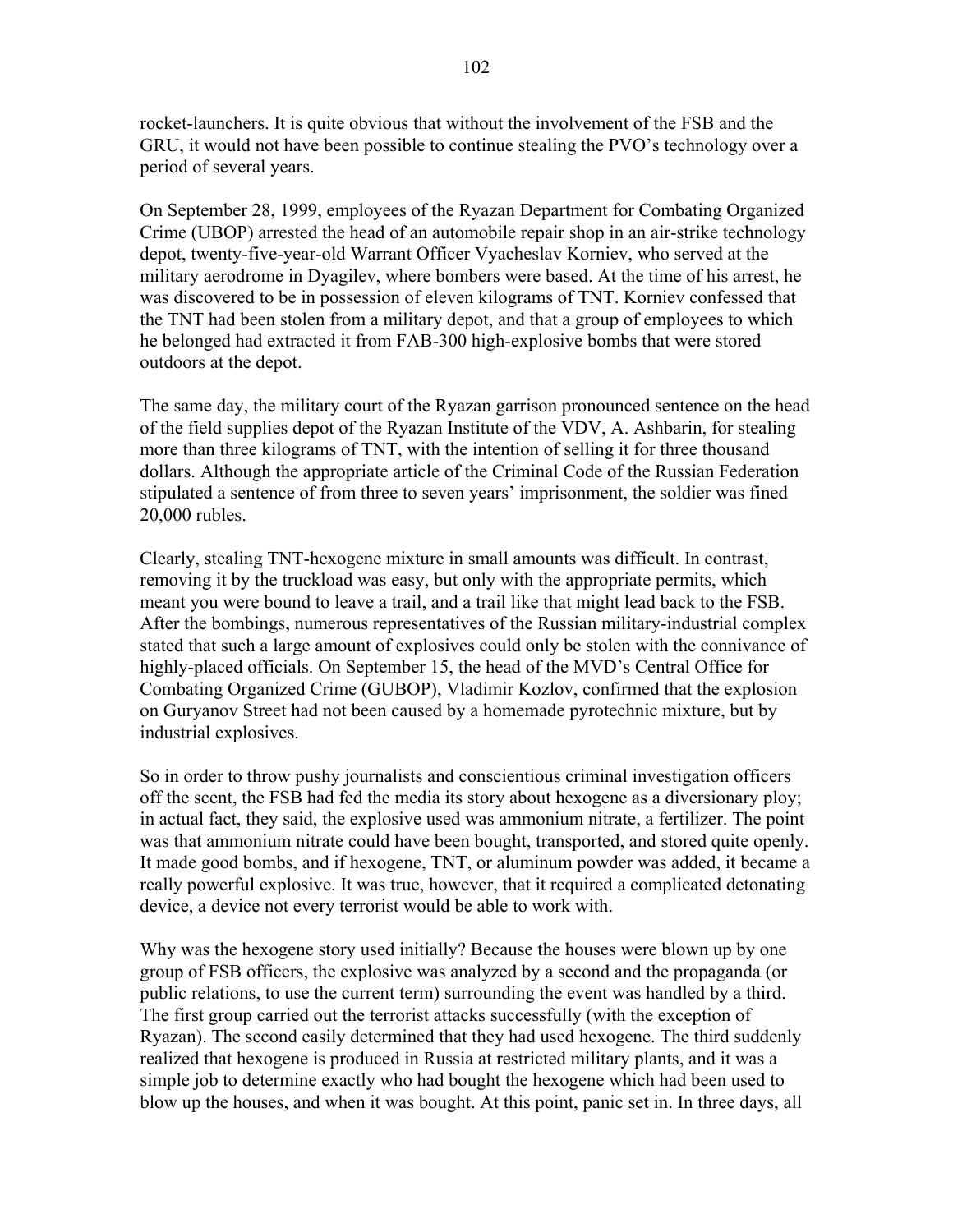rocket-launchers. It is quite obvious that without the involvement of the FSB and the GRU, it would not have been possible to continue stealing the PVO's technology over a period of several years.

On September 28, 1999, employees of the Ryazan Department for Combating Organized Crime (UBOP) arrested the head of an automobile repair shop in an air-strike technology depot, twenty-five-year-old Warrant Officer Vyacheslav Korniev, who served at the military aerodrome in Dyagilev, where bombers were based. At the time of his arrest, he was discovered to be in possession of eleven kilograms of TNT. Korniev confessed that the TNT had been stolen from a military depot, and that a group of employees to which he belonged had extracted it from FAB-300 high-explosive bombs that were stored outdoors at the depot.

The same day, the military court of the Ryazan garrison pronounced sentence on the head of the field supplies depot of the Ryazan Institute of the VDV, A. Ashbarin, for stealing more than three kilograms of TNT, with the intention of selling it for three thousand dollars. Although the appropriate article of the Criminal Code of the Russian Federation stipulated a sentence of from three to seven years' imprisonment, the soldier was fined 20,000 rubles.

Clearly, stealing TNT-hexogene mixture in small amounts was difficult. In contrast, removing it by the truckload was easy, but only with the appropriate permits, which meant you were bound to leave a trail, and a trail like that might lead back to the FSB. After the bombings, numerous representatives of the Russian military-industrial complex stated that such a large amount of explosives could only be stolen with the connivance of highly-placed officials. On September 15, the head of the MVD's Central Office for Combating Organized Crime (GUBOP), Vladimir Kozlov, confirmed that the explosion on Guryanov Street had not been caused by a homemade pyrotechnic mixture, but by industrial explosives.

So in order to throw pushy journalists and conscientious criminal investigation officers off the scent, the FSB had fed the media its story about hexogene as a diversionary ploy; in actual fact, they said, the explosive used was ammonium nitrate, a fertilizer. The point was that ammonium nitrate could have been bought, transported, and stored quite openly. It made good bombs, and if hexogene, TNT, or aluminum powder was added, it became a really powerful explosive. It was true, however, that it required a complicated detonating device, a device not every terrorist would be able to work with.

Why was the hexogene story used initially? Because the houses were blown up by one group of FSB officers, the explosive was analyzed by a second and the propaganda (or public relations, to use the current term) surrounding the event was handled by a third. The first group carried out the terrorist attacks successfully (with the exception of Ryazan). The second easily determined that they had used hexogene. The third suddenly realized that hexogene is produced in Russia at restricted military plants, and it was a simple job to determine exactly who had bought the hexogene which had been used to blow up the houses, and when it was bought. At this point, panic set in. In three days, all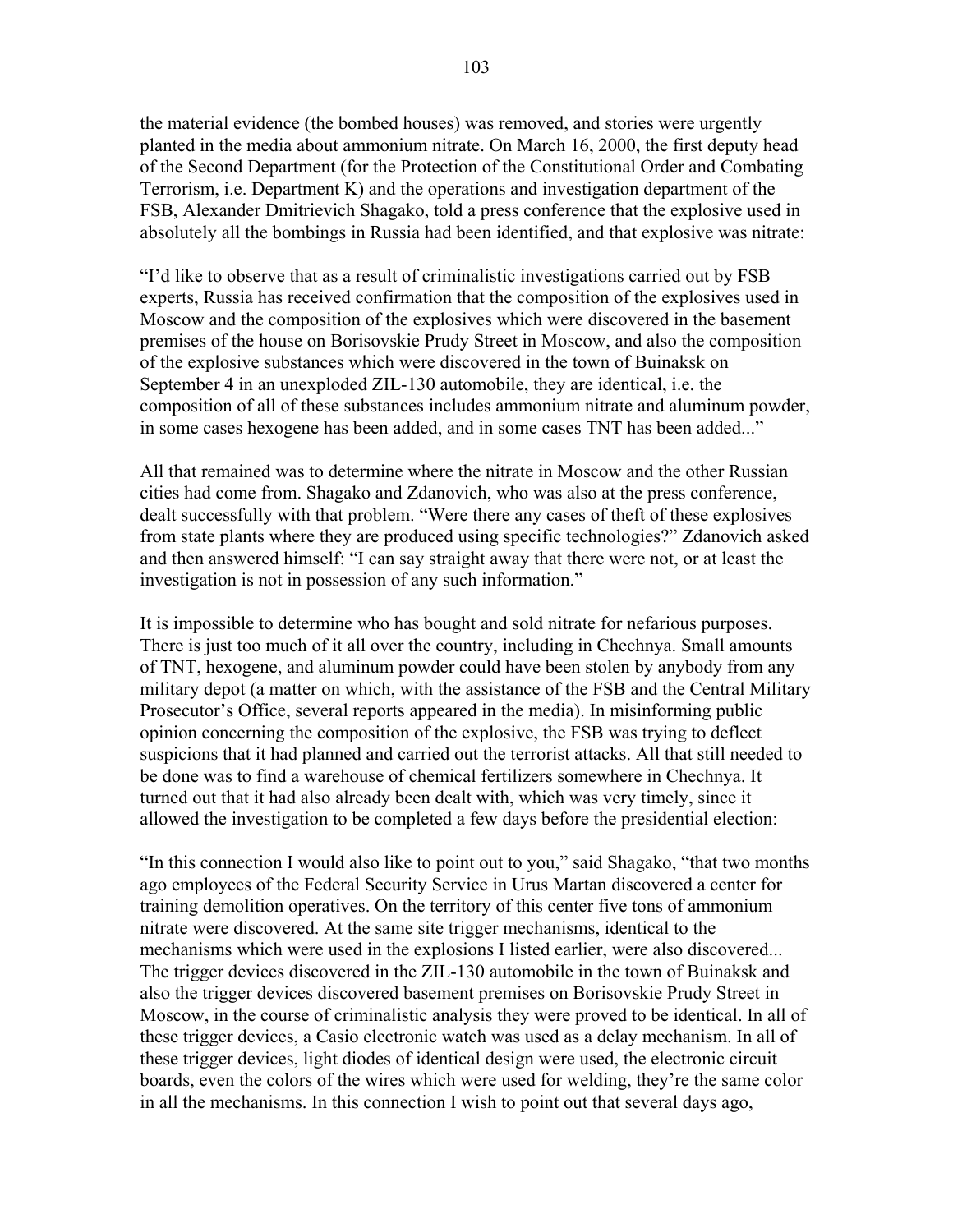the material evidence (the bombed houses) was removed, and stories were urgently planted in the media about ammonium nitrate. On March 16, 2000, the first deputy head of the Second Department (for the Protection of the Constitutional Order and Combating Terrorism, i.e. Department K) and the operations and investigation department of the FSB, Alexander Dmitrievich Shagako, told a press conference that the explosive used in absolutely all the bombings in Russia had been identified, and that explosive was nitrate:

"I'd like to observe that as a result of criminalistic investigations carried out by FSB experts, Russia has received confirmation that the composition of the explosives used in Moscow and the composition of the explosives which were discovered in the basement premises of the house on Borisovskie Prudy Street in Moscow, and also the composition of the explosive substances which were discovered in the town of Buinaksk on September 4 in an unexploded ZIL-130 automobile, they are identical, i.e. the composition of all of these substances includes ammonium nitrate and aluminum powder, in some cases hexogene has been added, and in some cases TNT has been added..."

All that remained was to determine where the nitrate in Moscow and the other Russian cities had come from. Shagako and Zdanovich, who was also at the press conference, dealt successfully with that problem. "Were there any cases of theft of these explosives from state plants where they are produced using specific technologies?" Zdanovich asked and then answered himself: "I can say straight away that there were not, or at least the investigation is not in possession of any such information."

It is impossible to determine who has bought and sold nitrate for nefarious purposes. There is just too much of it all over the country, including in Chechnya. Small amounts of TNT, hexogene, and aluminum powder could have been stolen by anybody from any military depot (a matter on which, with the assistance of the FSB and the Central Military Prosecutor's Office, several reports appeared in the media). In misinforming public opinion concerning the composition of the explosive, the FSB was trying to deflect suspicions that it had planned and carried out the terrorist attacks. All that still needed to be done was to find a warehouse of chemical fertilizers somewhere in Chechnya. It turned out that it had also already been dealt with, which was very timely, since it allowed the investigation to be completed a few days before the presidential election:

"In this connection I would also like to point out to you," said Shagako, "that two months ago employees of the Federal Security Service in Urus Martan discovered a center for training demolition operatives. On the territory of this center five tons of ammonium nitrate were discovered. At the same site trigger mechanisms, identical to the mechanisms which were used in the explosions I listed earlier, were also discovered... The trigger devices discovered in the ZIL-130 automobile in the town of Buinaksk and also the trigger devices discovered basement premises on Borisovskie Prudy Street in Moscow, in the course of criminalistic analysis they were proved to be identical. In all of these trigger devices, a Casio electronic watch was used as a delay mechanism. In all of these trigger devices, light diodes of identical design were used, the electronic circuit boards, even the colors of the wires which were used for welding, they're the same color in all the mechanisms. In this connection I wish to point out that several days ago,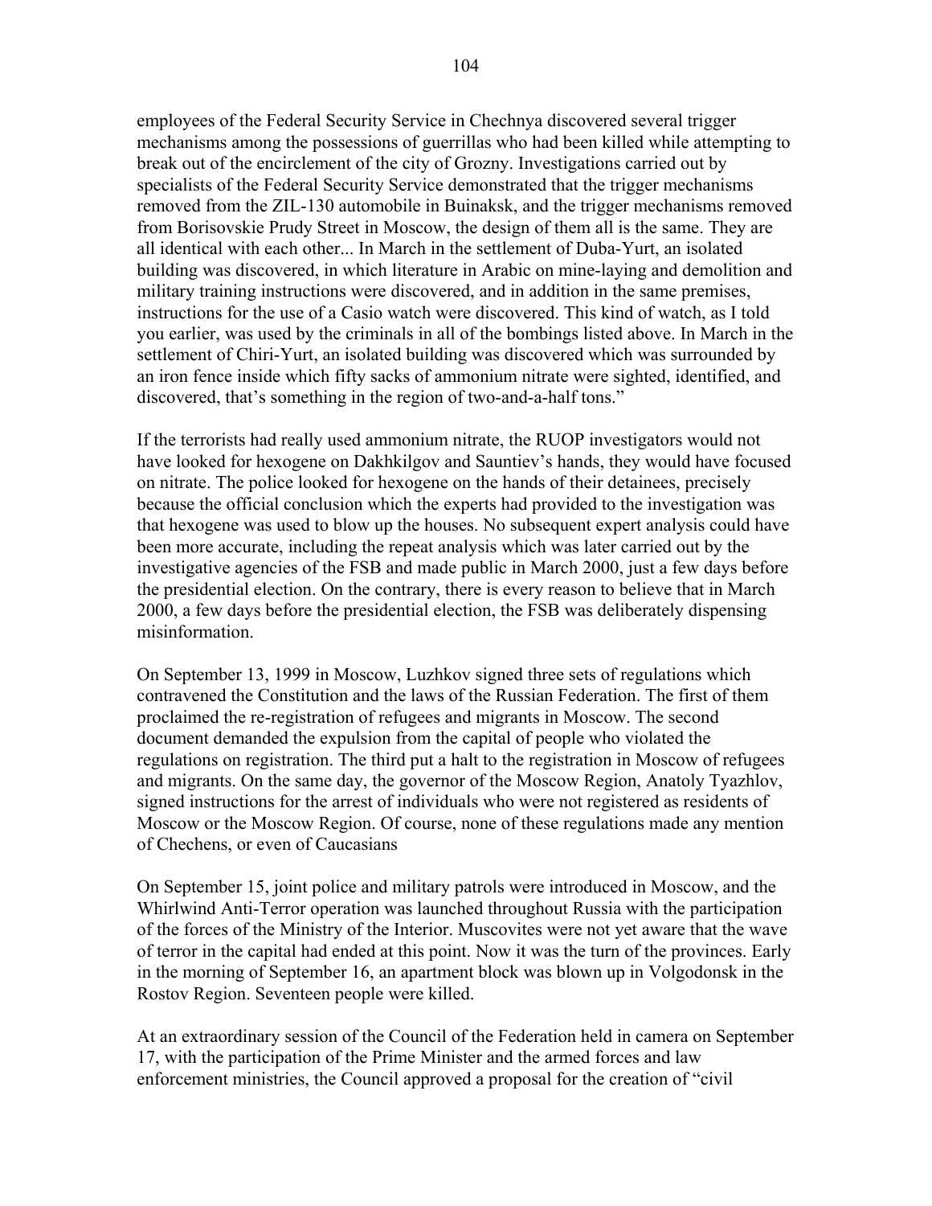employees of the Federal Security Service in Chechnya discovered several trigger mechanisms among the possessions of guerrillas who had been killed while attempting to break out of the encirclement of the city of Grozny. Investigations carried out by specialists of the Federal Security Service demonstrated that the trigger mechanisms removed from the ZIL-130 automobile in Buinaksk, and the trigger mechanisms removed from Borisovskie Prudy Street in Moscow, the design of them all is the same. They are all identical with each other... In March in the settlement of Duba-Yurt, an isolated building was discovered, in which literature in Arabic on mine-laying and demolition and military training instructions were discovered, and in addition in the same premises, instructions for the use of a Casio watch were discovered. This kind of watch, as I told you earlier, was used by the criminals in all of the bombings listed above. In March in the settlement of Chiri-Yurt, an isolated building was discovered which was surrounded by an iron fence inside which fifty sacks of ammonium nitrate were sighted, identified, and discovered, that's something in the region of two-and-a-half tons."

If the terrorists had really used ammonium nitrate, the RUOP investigators would not have looked for hexogene on Dakhkilgov and Sauntiev's hands, they would have focused on nitrate. The police looked for hexogene on the hands of their detainees, precisely because the official conclusion which the experts had provided to the investigation was that hexogene was used to blow up the houses. No subsequent expert analysis could have been more accurate, including the repeat analysis which was later carried out by the investigative agencies of the FSB and made public in March 2000, just a few days before the presidential election. On the contrary, there is every reason to believe that in March 2000, a few days before the presidential election, the FSB was deliberately dispensing misinformation.

On September 13, 1999 in Moscow, Luzhkov signed three sets of regulations which contravened the Constitution and the laws of the Russian Federation. The first of them proclaimed the re-registration of refugees and migrants in Moscow. The second document demanded the expulsion from the capital of people who violated the regulations on registration. The third put a halt to the registration in Moscow of refugees and migrants. On the same day, the governor of the Moscow Region, Anatoly Tyazhlov, signed instructions for the arrest of individuals who were not registered as residents of Moscow or the Moscow Region. Of course, none of these regulations made any mention of Chechens, or even of Caucasians

On September 15, joint police and military patrols were introduced in Moscow, and the Whirlwind Anti-Terror operation was launched throughout Russia with the participation of the forces of the Ministry of the Interior. Muscovites were not yet aware that the wave of terror in the capital had ended at this point. Now it was the turn of the provinces. Early in the morning of September 16, an apartment block was blown up in Volgodonsk in the Rostov Region. Seventeen people were killed.

At an extraordinary session of the Council of the Federation held in camera on September 17, with the participation of the Prime Minister and the armed forces and law enforcement ministries, the Council approved a proposal for the creation of "civil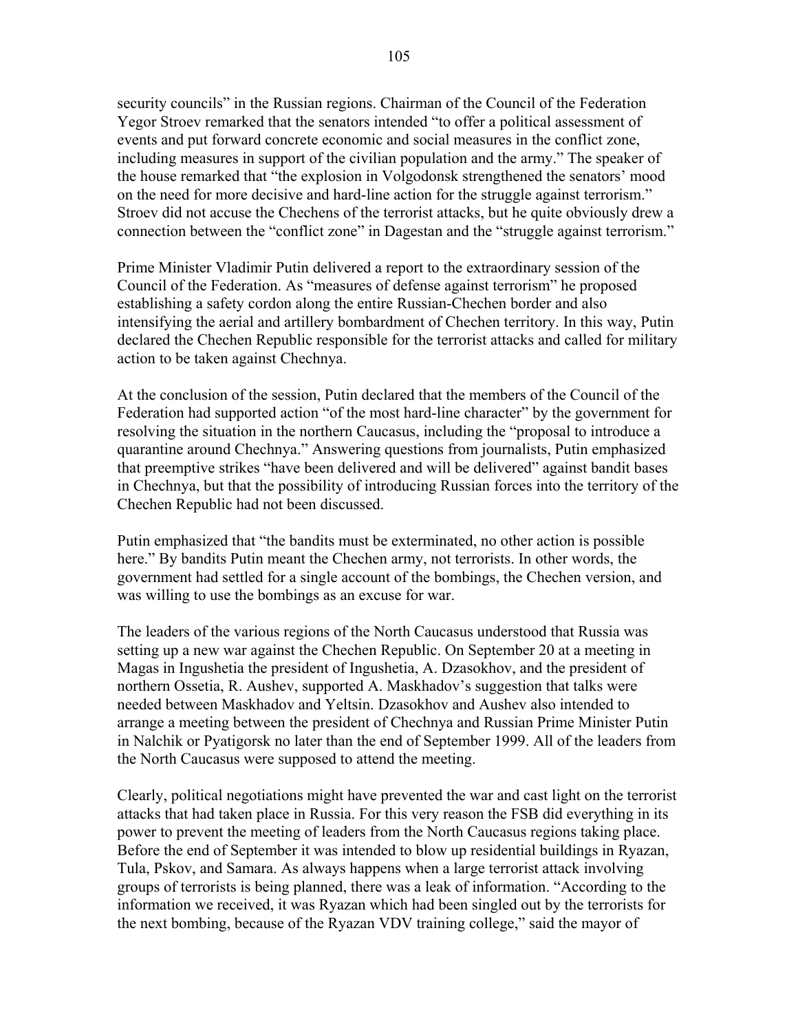security councils" in the Russian regions. Chairman of the Council of the Federation Yegor Stroev remarked that the senators intended "to offer a political assessment of events and put forward concrete economic and social measures in the conflict zone, including measures in support of the civilian population and the army." The speaker of the house remarked that "the explosion in Volgodonsk strengthened the senators' mood on the need for more decisive and hard-line action for the struggle against terrorism." Stroev did not accuse the Chechens of the terrorist attacks, but he quite obviously drew a connection between the "conflict zone" in Dagestan and the "struggle against terrorism."

Prime Minister Vladimir Putin delivered a report to the extraordinary session of the Council of the Federation. As "measures of defense against terrorism" he proposed establishing a safety cordon along the entire Russian-Chechen border and also intensifying the aerial and artillery bombardment of Chechen territory. In this way, Putin declared the Chechen Republic responsible for the terrorist attacks and called for military action to be taken against Chechnya.

At the conclusion of the session, Putin declared that the members of the Council of the Federation had supported action "of the most hard-line character" by the government for resolving the situation in the northern Caucasus, including the "proposal to introduce a quarantine around Chechnya." Answering questions from journalists, Putin emphasized that preemptive strikes "have been delivered and will be delivered" against bandit bases in Chechnya, but that the possibility of introducing Russian forces into the territory of the Chechen Republic had not been discussed.

Putin emphasized that "the bandits must be exterminated, no other action is possible here." By bandits Putin meant the Chechen army, not terrorists. In other words, the government had settled for a single account of the bombings, the Chechen version, and was willing to use the bombings as an excuse for war.

The leaders of the various regions of the North Caucasus understood that Russia was setting up a new war against the Chechen Republic. On September 20 at a meeting in Magas in Ingushetia the president of Ingushetia, A. Dzasokhov, and the president of northern Ossetia, R. Aushev, supported A. Maskhadov's suggestion that talks were needed between Maskhadov and Yeltsin. Dzasokhov and Aushev also intended to arrange a meeting between the president of Chechnya and Russian Prime Minister Putin in Nalchik or Pyatigorsk no later than the end of September 1999. All of the leaders from the North Caucasus were supposed to attend the meeting.

Clearly, political negotiations might have prevented the war and cast light on the terrorist attacks that had taken place in Russia. For this very reason the FSB did everything in its power to prevent the meeting of leaders from the North Caucasus regions taking place. Before the end of September it was intended to blow up residential buildings in Ryazan, Tula, Pskov, and Samara. As always happens when a large terrorist attack involving groups of terrorists is being planned, there was a leak of information. "According to the information we received, it was Ryazan which had been singled out by the terrorists for the next bombing, because of the Ryazan VDV training college," said the mayor of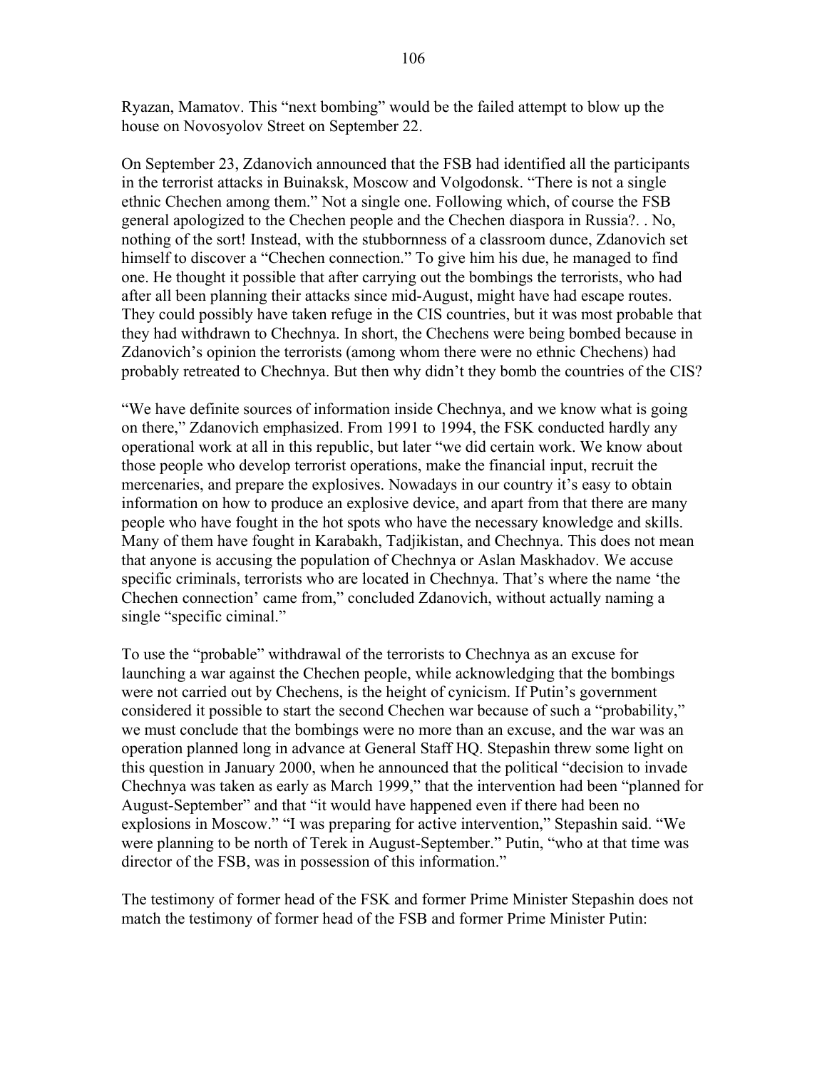Ryazan, Mamatov. This "next bombing" would be the failed attempt to blow up the house on Novosyolov Street on September 22.

On September 23, Zdanovich announced that the FSB had identified all the participants in the terrorist attacks in Buinaksk, Moscow and Volgodonsk. "There is not a single ethnic Chechen among them." Not a single one. Following which, of course the FSB general apologized to the Chechen people and the Chechen diaspora in Russia?. . No, nothing of the sort! Instead, with the stubbornness of a classroom dunce, Zdanovich set himself to discover a "Chechen connection." To give him his due, he managed to find one. He thought it possible that after carrying out the bombings the terrorists, who had after all been planning their attacks since mid-August, might have had escape routes. They could possibly have taken refuge in the CIS countries, but it was most probable that they had withdrawn to Chechnya. In short, the Chechens were being bombed because in Zdanovich's opinion the terrorists (among whom there were no ethnic Chechens) had probably retreated to Chechnya. But then why didn't they bomb the countries of the CIS?

"We have definite sources of information inside Chechnya, and we know what is going on there," Zdanovich emphasized. From 1991 to 1994, the FSK conducted hardly any operational work at all in this republic, but later "we did certain work. We know about those people who develop terrorist operations, make the financial input, recruit the mercenaries, and prepare the explosives. Nowadays in our country it's easy to obtain information on how to produce an explosive device, and apart from that there are many people who have fought in the hot spots who have the necessary knowledge and skills. Many of them have fought in Karabakh, Tadjikistan, and Chechnya. This does not mean that anyone is accusing the population of Chechnya or Aslan Maskhadov. We accuse specific criminals, terrorists who are located in Chechnya. That's where the name 'the Chechen connection' came from," concluded Zdanovich, without actually naming a single "specific ciminal."

To use the "probable" withdrawal of the terrorists to Chechnya as an excuse for launching a war against the Chechen people, while acknowledging that the bombings were not carried out by Chechens, is the height of cynicism. If Putin's government considered it possible to start the second Chechen war because of such a "probability," we must conclude that the bombings were no more than an excuse, and the war was an operation planned long in advance at General Staff HQ. Stepashin threw some light on this question in January 2000, when he announced that the political "decision to invade Chechnya was taken as early as March 1999," that the intervention had been "planned for August-September" and that "it would have happened even if there had been no explosions in Moscow." "I was preparing for active intervention," Stepashin said. "We were planning to be north of Terek in August-September." Putin, "who at that time was director of the FSB, was in possession of this information."

The testimony of former head of the FSK and former Prime Minister Stepashin does not match the testimony of former head of the FSB and former Prime Minister Putin: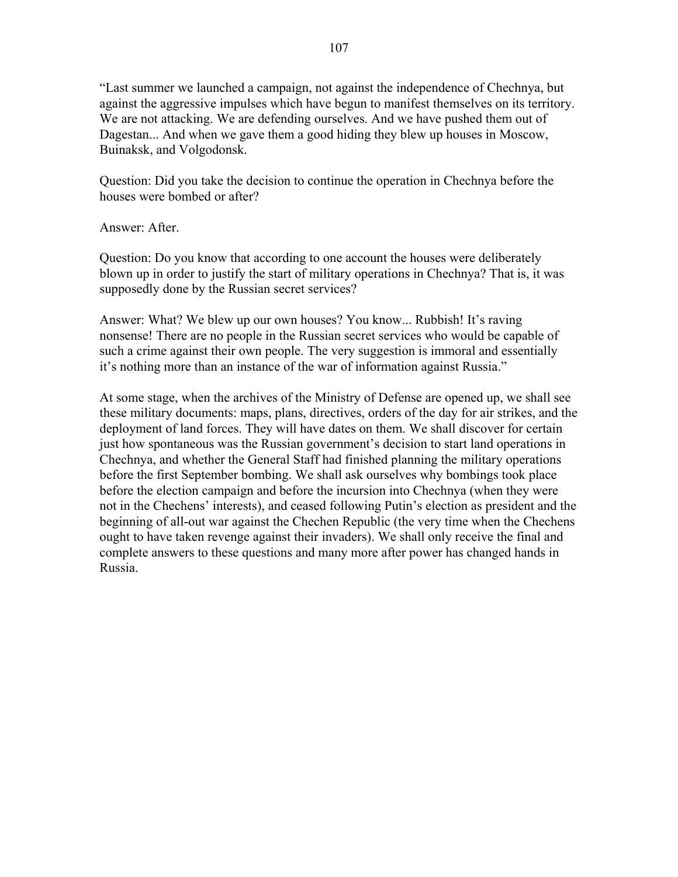"Last summer we launched a campaign, not against the independence of Chechnya, but against the aggressive impulses which have begun to manifest themselves on its territory. We are not attacking. We are defending ourselves. And we have pushed them out of Dagestan... And when we gave them a good hiding they blew up houses in Moscow, Buinaksk, and Volgodonsk.

Question: Did you take the decision to continue the operation in Chechnya before the houses were bombed or after?

Answer: After.

Question: Do you know that according to one account the houses were deliberately blown up in order to justify the start of military operations in Chechnya? That is, it was supposedly done by the Russian secret services?

Answer: What? We blew up our own houses? You know... Rubbish! It's raving nonsense! There are no people in the Russian secret services who would be capable of such a crime against their own people. The very suggestion is immoral and essentially it's nothing more than an instance of the war of information against Russia."

At some stage, when the archives of the Ministry of Defense are opened up, we shall see these military documents: maps, plans, directives, orders of the day for air strikes, and the deployment of land forces. They will have dates on them. We shall discover for certain just how spontaneous was the Russian government's decision to start land operations in Chechnya, and whether the General Staff had finished planning the military operations before the first September bombing. We shall ask ourselves why bombings took place before the election campaign and before the incursion into Chechnya (when they were not in the Chechens' interests), and ceased following Putin's election as president and the beginning of all-out war against the Chechen Republic (the very time when the Chechens ought to have taken revenge against their invaders). We shall only receive the final and complete answers to these questions and many more after power has changed hands in Russia.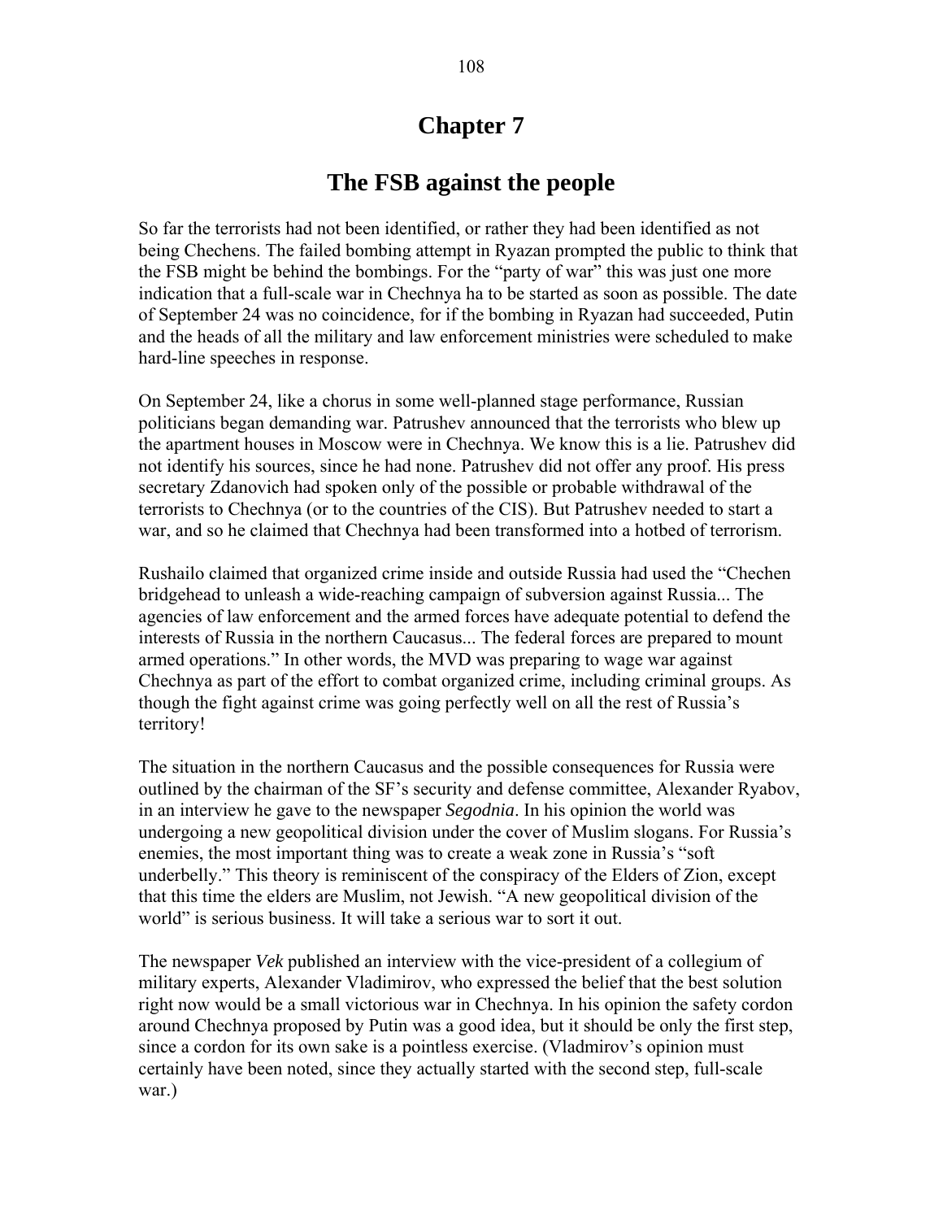# Chapter 7

## The FSB against the people

So far the terrorists had not been identified, or rather they had been identified as not being Chechens. The failed bombing attempt in Ryazan prompted the public to think that the FSB might be behind the bombings. For the "party of war" this was just one more indication that a full-scale war in Chechnya ha to be started as soon as possible. The date of September 24 was no coincidence, for if the bombing in Ryazan had succeeded, Putin and the heads of all the military and law enforcement ministries were scheduled to make hard-line speeches in response.

On September 24, like a chorus in some well-planned stage performance, Russian politicians began demanding war. Patrushev announced that the terrorists who blew up the apartment houses in Moscow were in Chechnya. We know this is a lie. Patrushev did not identify his sources, since he had none. Patrushev did not offer any proof. His press secretary Zdanovich had spoken only of the possible or probable withdrawal of the terrorists to Chechnya (or to the countries of the CIS). But Patrushev needed to start a war, and so he claimed that Chechnya had been transformed into a hotbed of terrorism.

Rushailo claimed that organized crime inside and outside Russia had used the "Chechen bridgehead to unleash a wide-reaching campaign of subversion against Russia... The agencies of law enforcement and the armed forces have adequate potential to defend the interests of Russia in the northern Caucasus... The federal forces are prepared to mount armed operations." In other words, the MVD was preparing to wage war against Chechnya as part of the effort to combat organized crime, including criminal groups. As though the fight against crime was going perfectly well on all the rest of Russia's territory!

The situation in the northern Caucasus and the possible consequences for Russia were outlined by the chairman of the SF's security and defense committee, Alexander Ryabov, in an interview he gave to the newspaper *Segodnia*. In his opinion the world was undergoing a new geopolitical division under the cover of Muslim slogans. For Russia's enemies, the most important thing was to create a weak zone in Russia's "soft underbelly." This theory is reminiscent of the conspiracy of the Elders of Zion, except that this time the elders are Muslim, not Jewish. "A new geopolitical division of the world" is serious business. It will take a serious war to sort it out.

The newspaper *Vek* published an interview with the vice-president of a collegium of military experts, Alexander Vladimirov, who expressed the belief that the best solution right now would be a small victorious war in Chechnya. In his opinion the safety cordon around Chechnya proposed by Putin was a good idea, but it should be only the first step, since a cordon for its own sake is a pointless exercise. (Vladmirov's opinion must certainly have been noted, since they actually started with the second step, full-scale war.)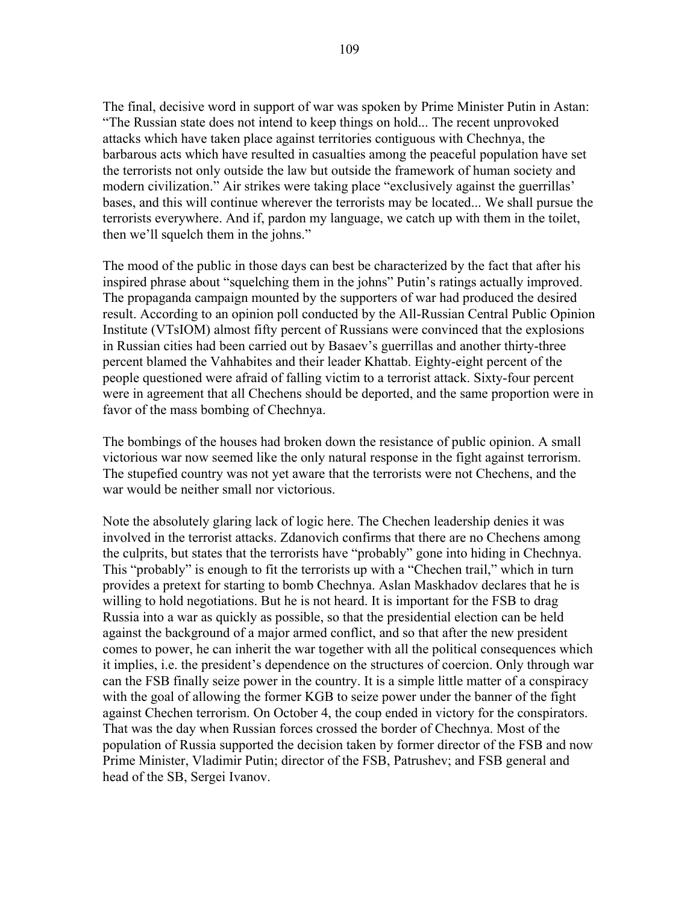The final, decisive word in support of war was spoken by Prime Minister Putin in Astan: "The Russian state does not intend to keep things on hold... The recent unprovoked attacks which have taken place against territories contiguous with Chechnya, the barbarous acts which have resulted in casualties among the peaceful population have set the terrorists not only outside the law but outside the framework of human society and modern civilization." Air strikes were taking place "exclusively against the guerrillas' bases, and this will continue wherever the terrorists may be located... We shall pursue the terrorists everywhere. And if, pardon my language, we catch up with them in the toilet, then we'll squelch them in the johns."

The mood of the public in those days can best be characterized by the fact that after his inspired phrase about "squelching them in the johns" Putin's ratings actually improved. The propaganda campaign mounted by the supporters of war had produced the desired result. According to an opinion poll conducted by the All-Russian Central Public Opinion Institute (VTsIOM) almost fifty percent of Russians were convinced that the explosions in Russian cities had been carried out by Basaev's guerrillas and another thirty-three percent blamed the Vahhabites and their leader Khattab. Eighty-eight percent of the people questioned were afraid of falling victim to a terrorist attack. Sixty-four percent were in agreement that all Chechens should be deported, and the same proportion were in favor of the mass bombing of Chechnya.

The bombings of the houses had broken down the resistance of public opinion. A small victorious war now seemed like the only natural response in the fight against terrorism. The stupefied country was not yet aware that the terrorists were not Chechens, and the war would be neither small nor victorious.

Note the absolutely glaring lack of logic here. The Chechen leadership denies it was involved in the terrorist attacks. Zdanovich confirms that there are no Chechens among the culprits, but states that the terrorists have "probably" gone into hiding in Chechnya. This "probably" is enough to fit the terrorists up with a "Chechen trail," which in turn provides a pretext for starting to bomb Chechnya. Aslan Maskhadov declares that he is willing to hold negotiations. But he is not heard. It is important for the FSB to drag Russia into a war as quickly as possible, so that the presidential election can be held against the background of a major armed conflict, and so that after the new president comes to power, he can inherit the war together with all the political consequences which it implies, i.e. the president's dependence on the structures of coercion. Only through war can the FSB finally seize power in the country. It is a simple little matter of a conspiracy with the goal of allowing the former KGB to seize power under the banner of the fight against Chechen terrorism. On October 4, the coup ended in victory for the conspirators. That was the day when Russian forces crossed the border of Chechnya. Most of the population of Russia supported the decision taken by former director of the FSB and now Prime Minister, Vladimir Putin; director of the FSB, Patrushev; and FSB general and head of the SB, Sergei Ivanov.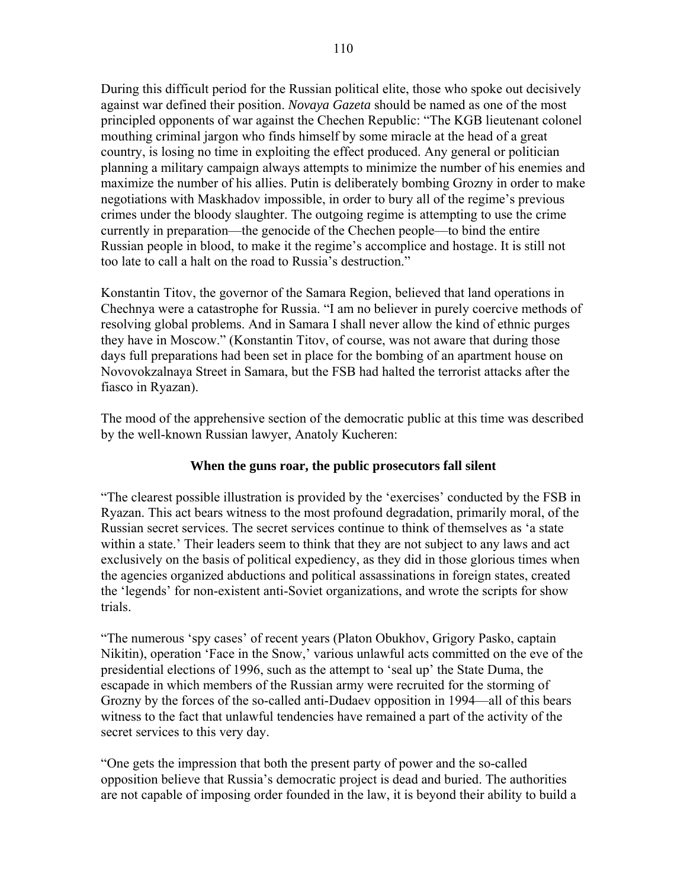During this difficult period for the Russian political elite, those who spoke out decisively against war defined their position. *Novaya Gazeta* should be named as one of the most principled opponents of war against the Chechen Republic: "The KGB lieutenant colonel mouthing criminal jargon who finds himself by some miracle at the head of a great country, is losing no time in exploiting the effect produced. Any general or politician planning a military campaign always attempts to minimize the number of his enemies and maximize the number of his allies. Putin is deliberately bombing Grozny in order to make negotiations with Maskhadov impossible, in order to bury all of the regime's previous crimes under the bloody slaughter. The outgoing regime is attempting to use the crime currently in preparation—the genocide of the Chechen people—to bind the entire Russian people in blood, to make it the regime's accomplice and hostage. It is still not too late to call a halt on the road to Russia's destruction."

Konstantin Titov, the governor of the Samara Region, believed that land operations in Chechnya were a catastrophe for Russia. "I am no believer in purely coercive methods of resolving global problems. And in Samara I shall never allow the kind of ethnic purges they have in Moscow." (Konstantin Titov, of course, was not aware that during those days full preparations had been set in place for the bombing of an apartment house on Novovokzalnaya Street in Samara, but the FSB had halted the terrorist attacks after the fiasco in Ryazan).

The mood of the apprehensive section of the democratic public at this time was described by the well-known Russian lawyer, Anatoly Kucheren:

**When the guns roar, the public prosecutors fall silent**

"The clearest possible illustration is provided by the 'exercises' conducted by the FSB in Ryazan. This act bears witness to the most profound degradation, primarily moral, of the Russian secret services. The secret services continue to think of themselves as 'a state within a state.' Their leaders seem to think that they are not subject to any laws and act exclusively on the basis of political expediency, as they did in those glorious times when the agencies organized abductions and political assassinations in foreign states, created the 'legends' for non-existent anti-Soviet organizations, and wrote the scripts for show trials.

"The numerous 'spy cases' of recent years (Platon Obukhov, Grigory Pasko, captain Nikitin), operation 'Face in the Snow,' various unlawful acts committed on the eve of the presidential elections of 1996, such as the attempt to 'seal up' the State Duma, the escapade in which members of the Russian army were recruited for the storming of Grozny by the forces of the so-called anti-Dudaev opposition in 1994—all of this bears witness to the fact that unlawful tendencies have remained a part of the activity of the secret services to this very day.

"One gets the impression that both the present party of power and the so-called opposition believe that Russia's democratic project is dead and buried. The authorities are not capable of imposing order founded in the law, it is beyond their ability to build a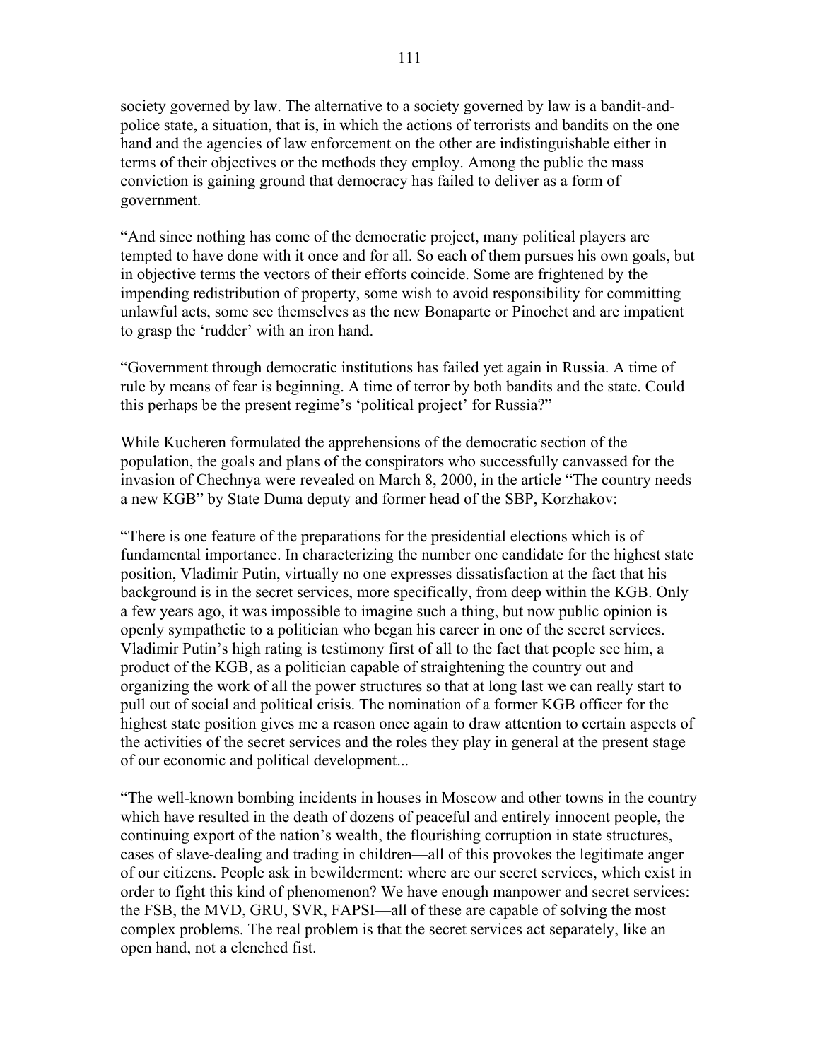society governed by law. The alternative to a society governed by law is a bandit-and-police state, a situation, that is, in which the actions of terrorists and bandits on the one hand and the agencies of law enforcement on the other are indistinguishable either in terms of their objectives or the methods they employ. Among the public the mass conviction is gaining ground that democracy has failed to deliver as a form of government.

"And since nothing has come of the democratic project, many political players are tempted to have done with it once and for all. So each of them pursues his own goals, but in objective terms the vectors of their efforts coincide. Some are frightened by the impending redistribution of property, some wish to avoid responsibility for committing unlawful acts, some see themselves as the new Bonaparte or Pinochet and are impatient to grasp the 'rudder' with an iron hand.

"Government through democratic institutions has failed yet again in Russia. A time of rule by means of fear is beginning. A time of terror by both bandits and the state. Could this perhaps be the present regime's 'political project' for Russia?"

While Kucheren formulated the apprehensions of the democratic section of the population, the goals and plans of the conspirators who successfully canvassed for the invasion of Chechnya were revealed on March 8, 2000, in the article "The country needs a new KGB" by State Duma deputy and former head of the SBP, Korzhakov:

"There is one feature of the preparations for the presidential elections which is of fundamental importance. In characterizing the number one candidate for the highest state position, Vladimir Putin, virtually no one expresses dissatisfaction at the fact that his background is in the secret services, more specifically, from deep within the KGB. Only a few years ago, it was impossible to imagine such a thing, but now public opinion is openly sympathetic to a politician who began his career in one of the secret services. Vladimir Putin's high rating is testimony first of all to the fact that people see him, a product of the KGB, as a politician capable of straightening the country out and organizing the work of all the power structures so that at long last we can really start to pull out of social and political crisis. The nomination of a former KGB officer for the highest state position gives me a reason once again to draw attention to certain aspects of the activities of the secret services and the roles they play in general at the present stage of our economic and political development...

"The well-known bombing incidents in houses in Moscow and other towns in the country which have resulted in the death of dozens of peaceful and entirely innocent people, the continuing export of the nation's wealth, the flourishing corruption in state structures, cases of slave-dealing and trading in children—all of this provokes the legitimate anger of our citizens. People ask in bewilderment: where are our secret services, which exist in order to fight this kind of phenomenon? We have enough manpower and secret services: the FSB, the MVD, GRU, SVR, FAPSI—all of these are capable of solving the most complex problems. The real problem is that the secret services act separately, like an open hand, not a clenched fist.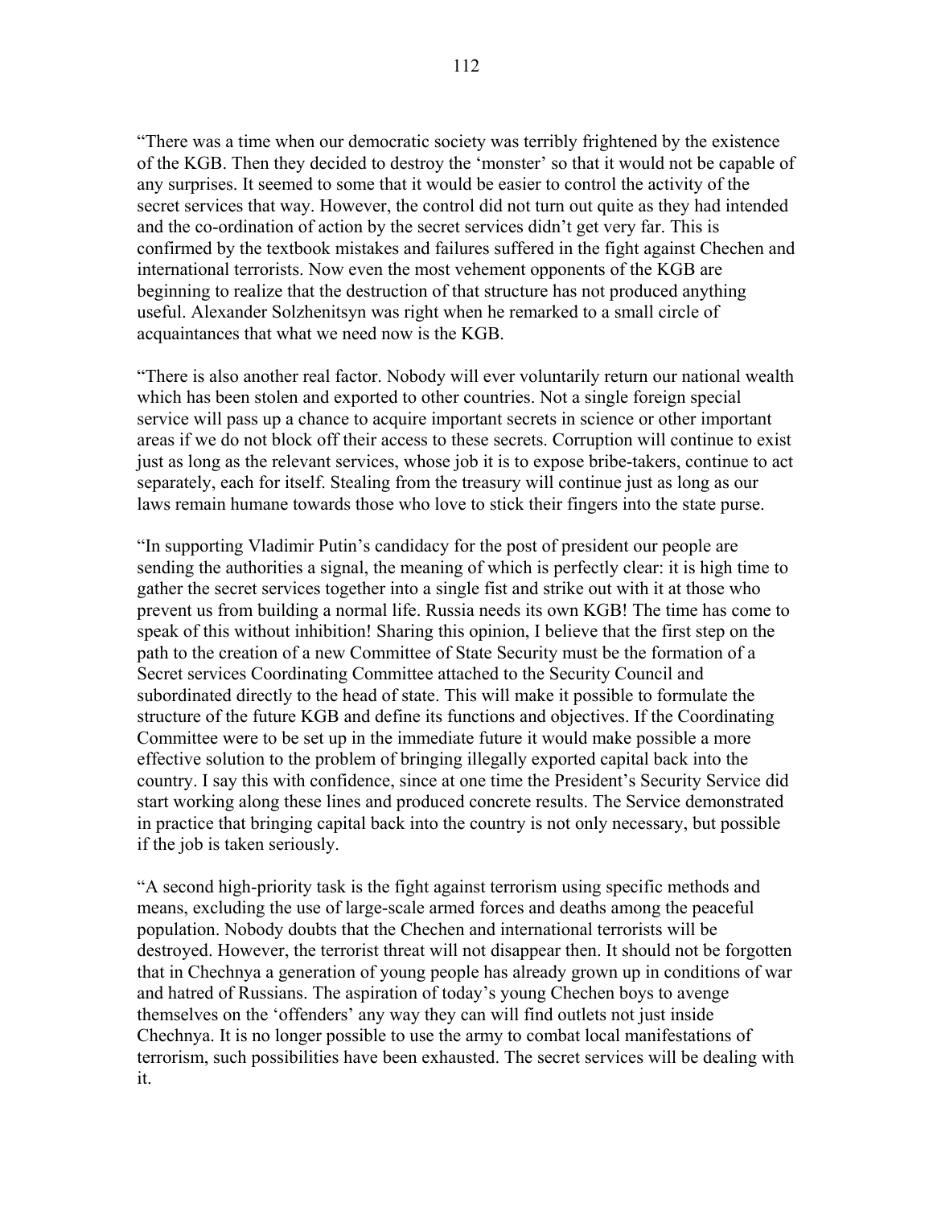"There was a time when our democratic society was terribly frightened by the existence of the KGB. Then they decided to destroy the 'monster' so that it would not be capable of any surprises. It seemed to some that it would be easier to control the activity of the secret services that way. However, the control did not turn out quite as they had intended and the co-ordination of action by the secret services didn't get very far. This is confirmed by the textbook mistakes and failures suffered in the fight against Chechen and international terrorists. Now even the most vehement opponents of the KGB are beginning to realize that the destruction of that structure has not produced anything useful. Alexander Solzhenitsyn was right when he remarked to a small circle of acquaintances that what we need now is the KGB.

"There is also another real factor. Nobody will ever voluntarily return our national wealth which has been stolen and exported to other countries. Not a single foreign special service will pass up a chance to acquire important secrets in science or other important areas if we do not block off their access to these secrets. Corruption will continue to exist just as long as the relevant services, whose job it is to expose bribe-takers, continue to act separately, each for itself. Stealing from the treasury will continue just as long as our laws remain humane towards those who love to stick their fingers into the state purse.

"In supporting Vladimir Putin's candidacy for the post of president our people are sending the authorities a signal, the meaning of which is perfectly clear: it is high time to gather the secret services together into a single fist and strike out with it at those who prevent us from building a normal life. Russia needs its own KGB! The time has come to speak of this without inhibition! Sharing this opinion, I believe that the first step on the path to the creation of a new Committee of State Security must be the formation of a Secret services Coordinating Committee attached to the Security Council and subordinated directly to the head of state. This will make it possible to formulate the structure of the future KGB and define its functions and objectives. If the Coordinating Committee were to be set up in the immediate future it would make possible a more effective solution to the problem of bringing illegally exported capital back into the country. I say this with confidence, since at one time the President's Security Service did start working along these lines and produced concrete results. The Service demonstrated in practice that bringing capital back into the country is not only necessary, but possible if the job is taken seriously.

"A second high-priority task is the fight against terrorism using specific methods and means, excluding the use of large-scale armed forces and deaths among the peaceful population. Nobody doubts that the Chechen and international terrorists will be destroyed. However, the terrorist threat will not disappear then. It should not be forgotten that in Chechnya a generation of young people has already grown up in conditions of war and hatred of Russians. The aspiration of today's young Chechen boys to avenge themselves on the 'offenders' any way they can will find outlets not just inside Chechnya. It is no longer possible to use the army to combat local manifestations of terrorism, such possibilities have been exhausted. The secret services will be dealing with it.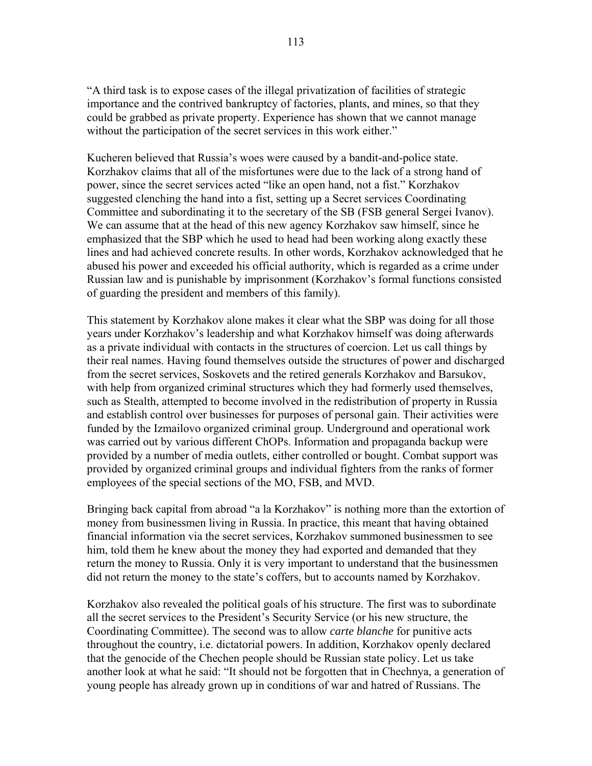"A third task is to expose cases of the illegal privatization of facilities of strategic importance and the contrived bankruptcy of factories, plants, and mines, so that they could be grabbed as private property. Experience has shown that we cannot manage without the participation of the secret services in this work either."

Kucheren believed that Russia's woes were caused by a bandit-and-police state. Korzhakov claims that all of the misfortunes were due to the lack of a strong hand of power, since the secret services acted "like an open hand, not a fist." Korzhakov suggested clenching the hand into a fist, setting up a Secret services Coordinating Committee and subordinating it to the secretary of the SB (FSB general Sergei Ivanov). We can assume that at the head of this new agency Korzhakov saw himself, since he emphasized that the SBP which he used to head had been working along exactly these lines and had achieved concrete results. In other words, Korzhakov acknowledged that he abused his power and exceeded his official authority, which is regarded as a crime under Russian law and is punishable by imprisonment (Korzhakov's formal functions consisted of guarding the president and members of this family).

This statement by Korzhakov alone makes it clear what the SBP was doing for all those years under Korzhakov's leadership and what Korzhakov himself was doing afterwards as a private individual with contacts in the structures of coercion. Let us call things by their real names. Having found themselves outside the structures of power and discharged from the secret services, Soskovets and the retired generals Korzhakov and Barsukov, with help from organized criminal structures which they had formerly used themselves, such as Stealth, attempted to become involved in the redistribution of property in Russia and establish control over businesses for purposes of personal gain. Their activities were funded by the Izmailovo organized criminal group. Underground and operational work was carried out by various different ChOPs. Information and propaganda backup were provided by a number of media outlets, either controlled or bought. Combat support was provided by organized criminal groups and individual fighters from the ranks of former employees of the special sections of the MO, FSB, and MVD.

Bringing back capital from abroad "a la Korzhakov" is nothing more than the extortion of money from businessmen living in Russia. In practice, this meant that having obtained financial information via the secret services, Korzhakov summoned businessmen to see him, told them he knew about the money they had exported and demanded that they return the money to Russia. Only it is very important to understand that the businessmen did not return the money to the state's coffers, but to accounts named by Korzhakov.

Korzhakov also revealed the political goals of his structure. The first was to subordinate all the secret services to the President's Security Service (or his new structure, the Coordinating Committee). The second was to allow *carte blanche* for punitive acts throughout the country, i.e. dictatorial powers. In addition, Korzhakov openly declared that the genocide of the Chechen people should be Russian state policy. Let us take another look at what he said: "It should not be forgotten that in Chechnya, a generation of young people has already grown up in conditions of war and hatred of Russians. The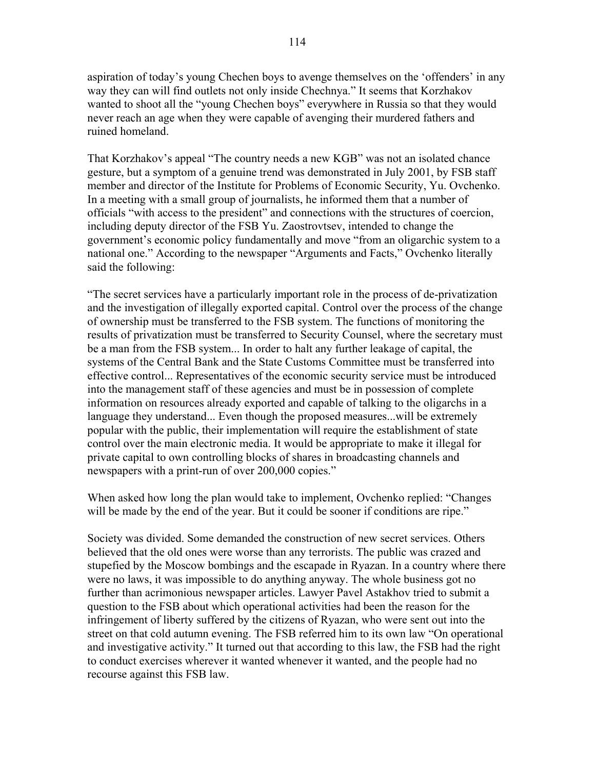aspiration of today's young Chechen boys to avenge themselves on the 'offenders' in any way they can will find outlets not only inside Chechnya." It seems that Korzhakov wanted to shoot all the "young Chechen boys" everywhere in Russia so that they would never reach an age when they were capable of avenging their murdered fathers and ruined homeland.

That Korzhakov's appeal "The country needs a new KGB" was not an isolated chance gesture, but a symptom of a genuine trend was demonstrated in July 2001, by FSB staff member and director of the Institute for Problems of Economic Security, Yu. Ovchenko. In a meeting with a small group of journalists, he informed them that a number of officials "with access to the president" and connections with the structures of coercion, including deputy director of the FSB Yu. Zaostrovtsev, intended to change the government's economic policy fundamentally and move "from an oligarchic system to a national one." According to the newspaper "Arguments and Facts," Ovchenko literally said the following:

"The secret services have a particularly important role in the process of de-privatization and the investigation of illegally exported capital. Control over the process of the change of ownership must be transferred to the FSB system. The functions of monitoring the results of privatization must be transferred to Security Counsel, where the secretary must be a man from the FSB system... In order to halt any further leakage of capital, the systems of the Central Bank and the State Customs Committee must be transferred into effective control... Representatives of the economic security service must be introduced into the management staff of these agencies and must be in possession of complete information on resources already exported and capable of talking to the oligarchs in a language they understand... Even though the proposed measures...will be extremely popular with the public, their implementation will require the establishment of state control over the main electronic media. It would be appropriate to make it illegal for private capital to own controlling blocks of shares in broadcasting channels and newspapers with a print-run of over 200,000 copies."

When asked how long the plan would take to implement, Ovchenko replied: "Changes will be made by the end of the year. But it could be sooner if conditions are ripe."

Society was divided. Some demanded the construction of new secret services. Others believed that the old ones were worse than any terrorists. The public was crazed and stupefied by the Moscow bombings and the escapade in Ryazan. In a country where there were no laws, it was impossible to do anything anyway. The whole business got no further than acrimonious newspaper articles. Lawyer Pavel Astakhov tried to submit a question to the FSB about which operational activities had been the reason for the infringement of liberty suffered by the citizens of Ryazan, who were sent out into the street on that cold autumn evening. The FSB referred him to its own law "On operational and investigative activity." It turned out that according to this law, the FSB had the right to conduct exercises wherever it wanted whenever it wanted, and the people had no recourse against this FSB law.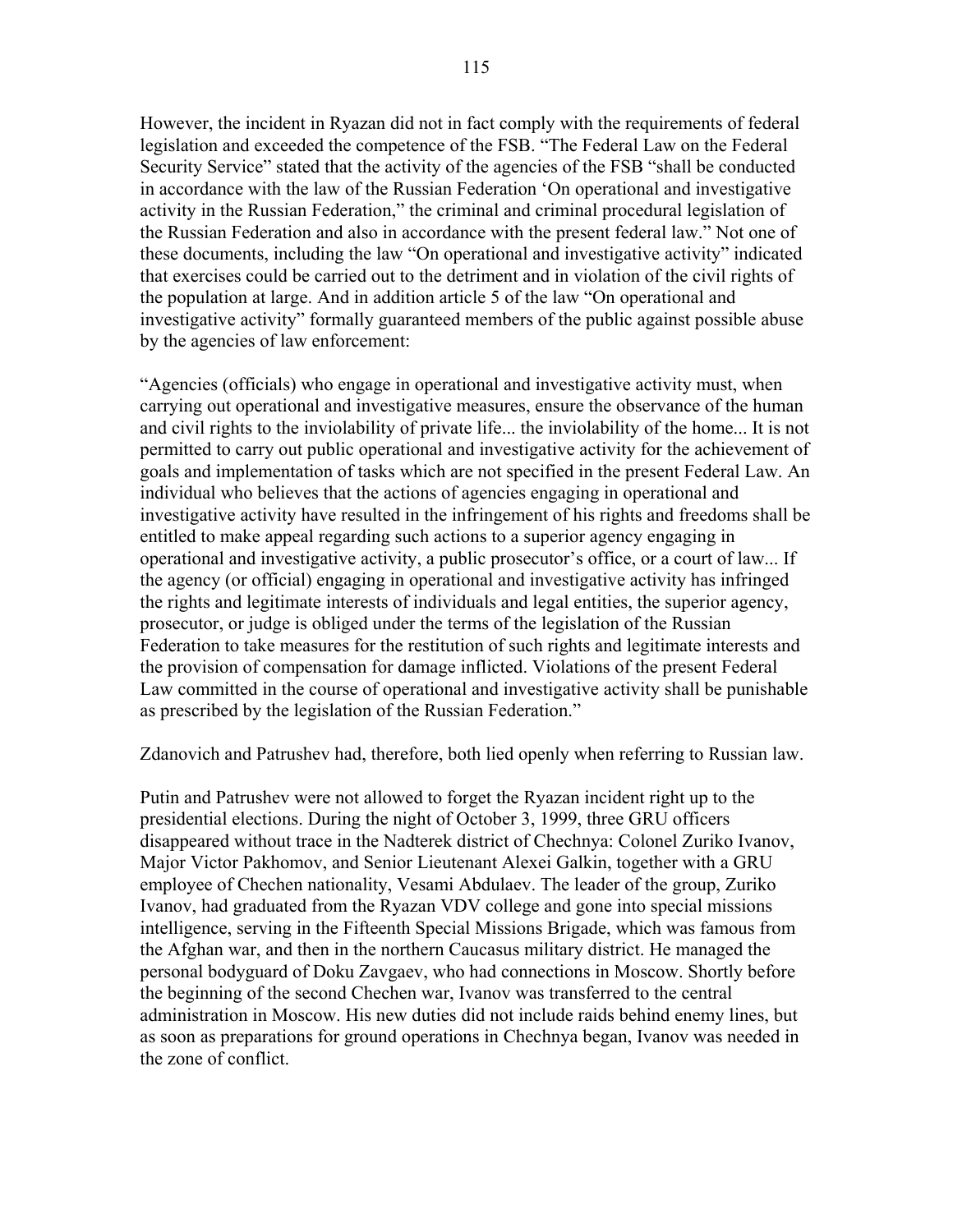However, the incident in Ryazan did not in fact comply with the requirements of federal legislation and exceeded the competence of the FSB. "The Federal Law on the Federal Security Service" stated that the activity of the agencies of the FSB "shall be conducted in accordance with the law of the Russian Federation 'On operational and investigative activity in the Russian Federation," the criminal and criminal procedural legislation of the Russian Federation and also in accordance with the present federal law." Not one of these documents, including the law "On operational and investigative activity" indicated that exercises could be carried out to the detriment and in violation of the civil rights of the population at large. And in addition article 5 of the law "On operational and investigative activity" formally guaranteed members of the public against possible abuse by the agencies of law enforcement:

"Agencies (officials) who engage in operational and investigative activity must, when carrying out operational and investigative measures, ensure the observance of the human and civil rights to the inviolability of private life... the inviolability of the home... It is not permitted to carry out public operational and investigative activity for the achievement of goals and implementation of tasks which are not specified in the present Federal Law. An individual who believes that the actions of agencies engaging in operational and investigative activity have resulted in the infringement of his rights and freedoms shall be entitled to make appeal regarding such actions to a superior agency engaging in operational and investigative activity, a public prosecutor's office, or a court of law... If the agency (or official) engaging in operational and investigative activity has infringed the rights and legitimate interests of individuals and legal entities, the superior agency, prosecutor, or judge is obliged under the terms of the legislation of the Russian Federation to take measures for the restitution of such rights and legitimate interests and the provision of compensation for damage inflicted. Violations of the present Federal Law committed in the course of operational and investigative activity shall be punishable as prescribed by the legislation of the Russian Federation."

Zdanovich and Patrushev had, therefore, both lied openly when referring to Russian law.

Putin and Patrushev were not allowed to forget the Ryazan incident right up to the presidential elections. During the night of October 3, 1999, three GRU officers disappeared without trace in the Nadterek district of Chechnya: Colonel Zuriko Ivanov, Major Victor Pakhomov, and Senior Lieutenant Alexei Galkin, together with a GRU employee of Chechen nationality, Vesami Abdulaev. The leader of the group, Zuriko Ivanov, had graduated from the Ryazan VDV college and gone into special missions intelligence, serving in the Fifteenth Special Missions Brigade, which was famous from the Afghan war, and then in the northern Caucasus military district. He managed the personal bodyguard of Doku Zavgaev, who had connections in Moscow. Shortly before the beginning of the second Chechen war, Ivanov was transferred to the central administration in Moscow. His new duties did not include raids behind enemy lines, but as soon as preparations for ground operations in Chechnya began, Ivanov was needed in the zone of conflict.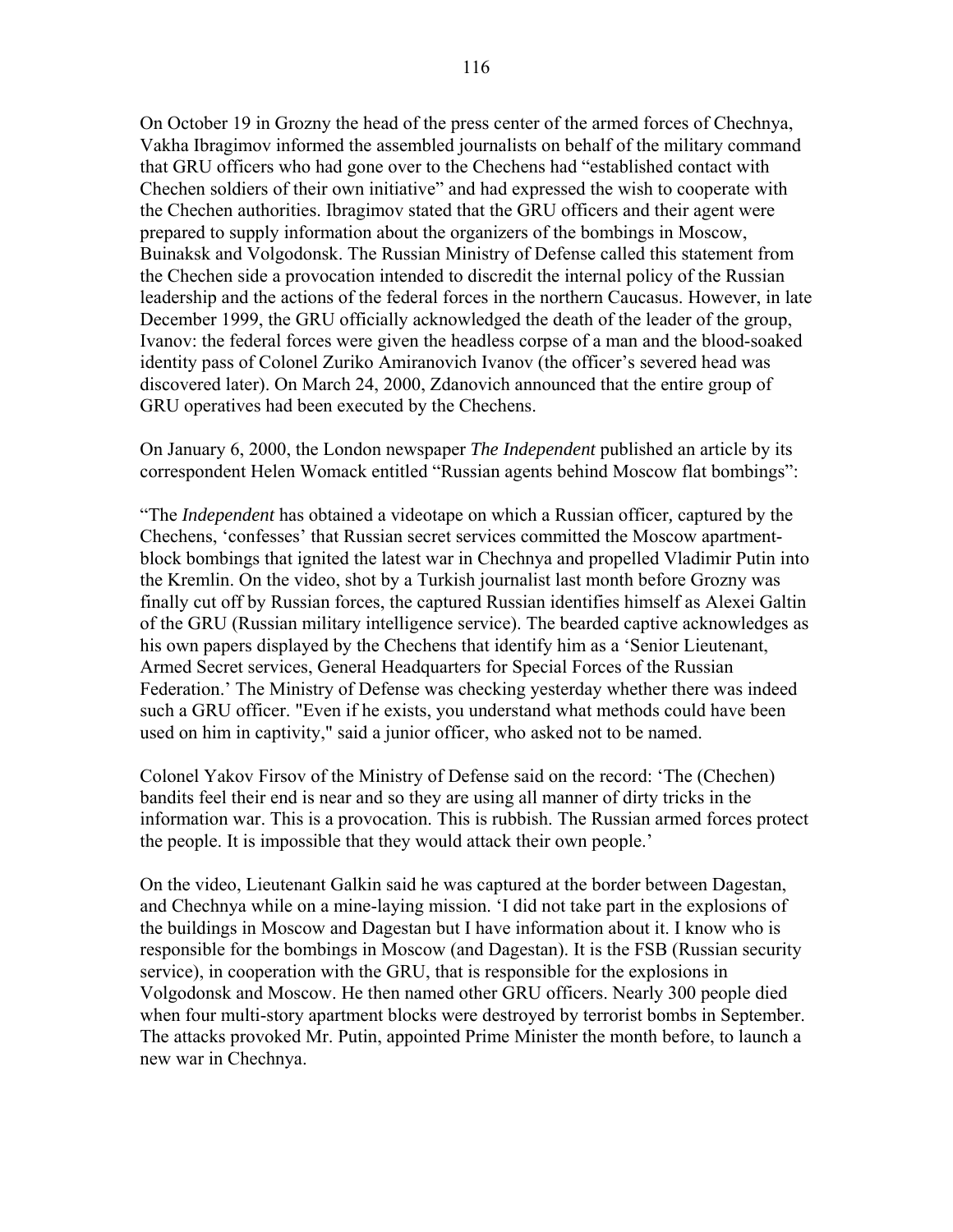On October 19 in Grozny the head of the press center of the armed forces of Chechnya, Vakha Ibragimov informed the assembled journalists on behalf of the military command that GRU officers who had gone over to the Chechens had "established contact with Chechen soldiers of their own initiative" and had expressed the wish to cooperate with the Chechen authorities. Ibragimov stated that the GRU officers and their agent were prepared to supply information about the organizers of the bombings in Moscow, Buinaksk and Volgodonsk. The Russian Ministry of Defense called this statement from the Chechen side a provocation intended to discredit the internal policy of the Russian leadership and the actions of the federal forces in the northern Caucasus. However, in late December 1999, the GRU officially acknowledged the death of the leader of the group, Ivanov: the federal forces were given the headless corpse of a man and the blood-soaked identity pass of Colonel Zuriko Amiranovich Ivanov (the officer's severed head was discovered later). On March 24, 2000, Zdanovich announced that the entire group of GRU operatives had been executed by the Chechens.

On January 6, 2000, the London newspaper *The Independent* published an article by its correspondent Helen Womack entitled "Russian agents behind Moscow flat bombings":

"The *Independent* has obtained a videotape on which a Russian officer, captured by the Chechens, 'confesses' that Russian secret services committed the Moscow apartment-block bombings that ignited the latest war in Chechnya and propelled Vladimir Putin into the Kremlin. On the video, shot by a Turkish journalist last month before Grozny was finally cut off by Russian forces, the captured Russian identifies himself as Alexei Galtin of the GRU (Russian military intelligence service). The bearded captive acknowledges as his own papers displayed by the Chechens that identify him as a 'Senior Lieutenant, Armed Secret services, General Headquarters for Special Forces of the Russian Federation.' The Ministry of Defense was checking yesterday whether there was indeed such a GRU officer. "Even if he exists, you understand what methods could have been used on him in captivity," said a junior officer, who asked not to be named.

Colonel Yakov Firsov of the Ministry of Defense said on the record: 'The (Chechen) bandits feel their end is near and so they are using all manner of dirty tricks in the information war. This is a provocation. This is rubbish. The Russian armed forces protect the people. It is impossible that they would attack their own people.'

On the video, Lieutenant Galkin said he was captured at the border between Dagestan, and Chechnya while on a mine-laying mission. 'I did not take part in the explosions of the buildings in Moscow and Dagestan but I have information about it. I know who is responsible for the bombings in Moscow (and Dagestan). It is the FSB (Russian security service), in cooperation with the GRU, that is responsible for the explosions in Volgodonsk and Moscow. He then named other GRU officers. Nearly 300 people died when four multi-story apartment blocks were destroyed by terrorist bombs in September. The attacks provoked Mr. Putin, appointed Prime Minister the month before, to launch a new war in Chechnya.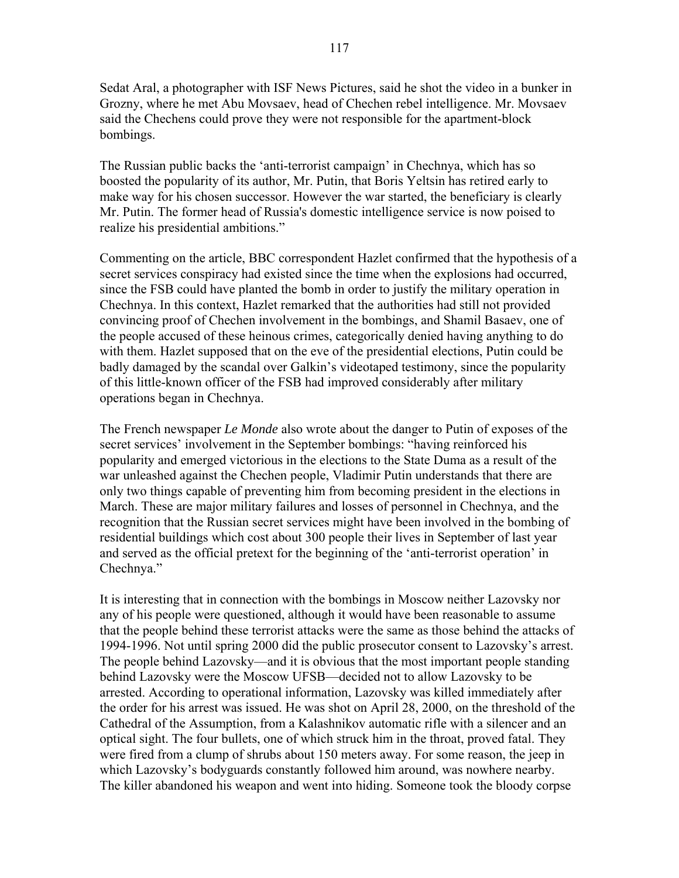Sedat Aral, a photographer with ISF News Pictures, said he shot the video in a bunker in Grozny, where he met Abu Movsaev, head of Chechen rebel intelligence. Mr. Movsaev said the Chechens could prove they were not responsible for the apartment-block bombings.

The Russian public backs the 'anti-terrorist campaign' in Chechnya, which has so boosted the popularity of its author, Mr. Putin, that Boris Yeltsin has retired early to make way for his chosen successor. However the war started, the beneficiary is clearly Mr. Putin. The former head of Russia's domestic intelligence service is now poised to realize his presidential ambitions."

Commenting on the article, BBC correspondent Hazlet confirmed that the hypothesis of a secret services conspiracy had existed since the time when the explosions had occurred, since the FSB could have planted the bomb in order to justify the military operation in Chechnya. In this context, Hazlet remarked that the authorities had still not provided convincing proof of Chechen involvement in the bombings, and Shamil Basaev, one of the people accused of these heinous crimes, categorically denied having anything to do with them. Hazlet supposed that on the eve of the presidential elections, Putin could be badly damaged by the scandal over Galkin's videotaped testimony, since the popularity of this little-known officer of the FSB had improved considerably after military operations began in Chechnya.

The French newspaper *Le Monde* also wrote about the danger to Putin of exposes of the secret services' involvement in the September bombings: "having reinforced his popularity and emerged victorious in the elections to the State Duma as a result of the war unleashed against the Chechen people, Vladimir Putin understands that there are only two things capable of preventing him from becoming president in the elections in March. These are major military failures and losses of personnel in Chechnya, and the recognition that the Russian secret services might have been involved in the bombing of residential buildings which cost about 300 people their lives in September of last year and served as the official pretext for the beginning of the 'anti-terrorist operation' in Chechnya."

It is interesting that in connection with the bombings in Moscow neither Lazovsky nor any of his people were questioned, although it would have been reasonable to assume that the people behind these terrorist attacks were the same as those behind the attacks of 1994-1996. Not until spring 2000 did the public prosecutor consent to Lazovsky's arrest. The people behind Lazovsky—and it is obvious that the most important people standing behind Lazovsky were the Moscow UFSB—decided not to allow Lazovsky to be arrested. According to operational information, Lazovsky was killed immediately after the order for his arrest was issued. He was shot on April 28, 2000, on the threshold of the Cathedral of the Assumption, from a Kalashnikov automatic rifle with a silencer and an optical sight. The four bullets, one of which struck him in the throat, proved fatal. They were fired from a clump of shrubs about 150 meters away. For some reason, the jeep in which Lazovsky's bodyguards constantly followed him around, was nowhere nearby. The killer abandoned his weapon and went into hiding. Someone took the bloody corpse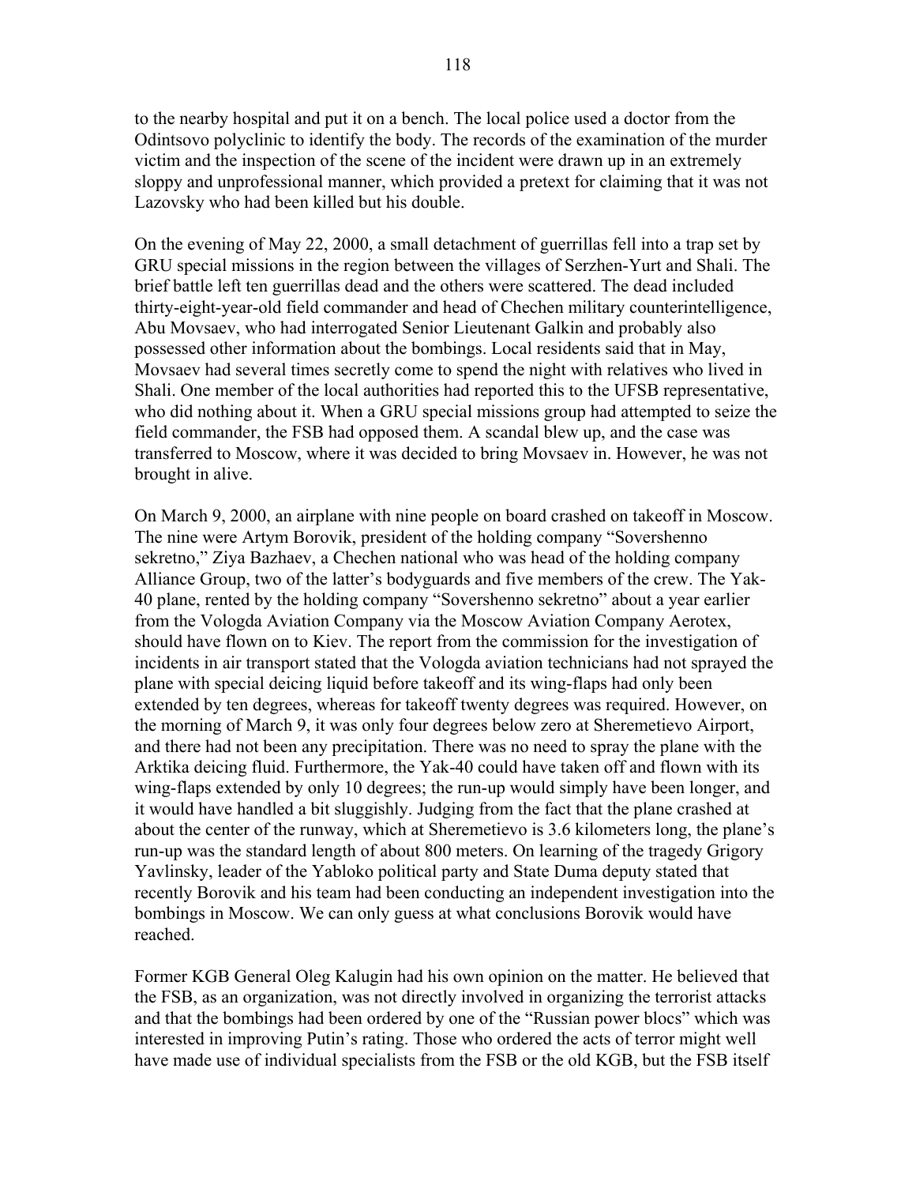to the nearby hospital and put it on a bench. The local police used a doctor from the Odintsovo polyclinic to identify the body. The records of the examination of the murder victim and the inspection of the scene of the incident were drawn up in an extremely sloppy and unprofessional manner, which provided a pretext for claiming that it was not Lazovsky who had been killed but his double.

On the evening of May 22, 2000, a small detachment of guerrillas fell into a trap set by GRU special missions in the region between the villages of Serzhen-Yurt and Shali. The brief battle left ten guerrillas dead and the others were scattered. The dead included thirty-eight-year-old field commander and head of Chechen military counterintelligence, Abu Movsaev, who had interrogated Senior Lieutenant Galkin and probably also possessed other information about the bombings. Local residents said that in May, Movsaev had several times secretly come to spend the night with relatives who lived in Shali. One member of the local authorities had reported this to the UFSB representative, who did nothing about it. When a GRU special missions group had attempted to seize the field commander, the FSB had opposed them. A scandal blew up, and the case was transferred to Moscow, where it was decided to bring Movsaev in. However, he was not brought in alive.

On March 9, 2000, an airplane with nine people on board crashed on takeoff in Moscow. The nine were Artym Borovik, president of the holding company "Sovershenno sekretno," Ziya Bazhaev, a Chechen national who was head of the holding company Alliance Group, two of the latter's bodyguards and five members of the crew. The Yak-40 plane, rented by the holding company "Sovershenno sekretno" about a year earlier from the Vologda Aviation Company via the Moscow Aviation Company Aerotex, should have flown on to Kiev. The report from the commission for the investigation of incidents in air transport stated that the Vologda aviation technicians had not sprayed the plane with special deicing liquid before takeoff and its wing-flaps had only been extended by ten degrees, whereas for takeoff twenty degrees was required. However, on the morning of March 9, it was only four degrees below zero at Sheremetievo Airport, and there had not been any precipitation. There was no need to spray the plane with the Arktika deicing fluid. Furthermore, the Yak-40 could have taken off and flown with its wing-flaps extended by only 10 degrees; the run-up would simply have been longer, and it would have handled a bit sluggishly. Judging from the fact that the plane crashed at about the center of the runway, which at Sheremetievo is 3.6 kilometers long, the plane's run-up was the standard length of about 800 meters. On learning of the tragedy Grigory Yavlinsky, leader of the Yabloko political party and State Duma deputy stated that recently Borovik and his team had been conducting an independent investigation into the bombings in Moscow. We can only guess at what conclusions Borovik would have reached.

Former KGB General Oleg Kalugin had his own opinion on the matter. He believed that the FSB, as an organization, was not directly involved in organizing the terrorist attacks and that the bombings had been ordered by one of the "Russian power blocs" which was interested in improving Putin's rating. Those who ordered the acts of terror might well have made use of individual specialists from the FSB or the old KGB, but the FSB itself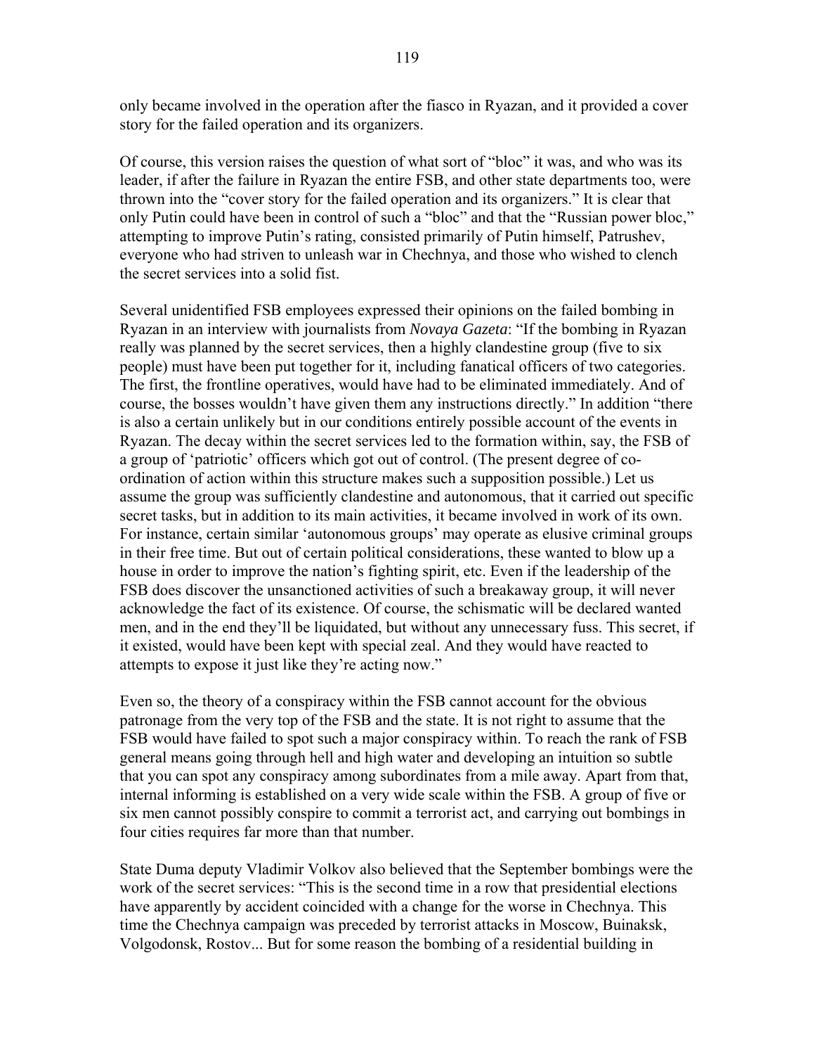only became involved in the operation after the fiasco in Ryazan, and it provided a cover story for the failed operation and its organizers.

Of course, this version raises the question of what sort of "bloc" it was, and who was its leader, if after the failure in Ryazan the entire FSB, and other state departments too, were thrown into the "cover story for the failed operation and its organizers." It is clear that only Putin could have been in control of such a "bloc" and that the "Russian power bloc," attempting to improve Putin's rating, consisted primarily of Putin himself, Patrushev, everyone who had striven to unleash war in Chechnya, and those who wished to clench the secret services into a solid fist.

Several unidentified FSB employees expressed their opinions on the failed bombing in Ryazan in an interview with journalists from *Novaya Gazeta*: "If the bombing in Ryazan really was planned by the secret services, then a highly clandestine group (five to six people) must have been put together for it, including fanatical officers of two categories. The first, the frontline operatives, would have had to be eliminated immediately. And of course, the bosses wouldn't have given them any instructions directly." In addition "there is also a certain unlikely but in our conditions entirely possible account of the events in Ryazan. The decay within the secret services led to the formation within, say, the FSB of a group of 'patriotic' officers which got out of control. (The present degree of co-ordination of action within this structure makes such a supposition possible.) Let us assume the group was sufficiently clandestine and autonomous, that it carried out specific secret tasks, but in addition to its main activities, it became involved in work of its own. For instance, certain similar 'autonomous groups' may operate as elusive criminal groups in their free time. But out of certain political considerations, these wanted to blow up a house in order to improve the nation's fighting spirit, etc. Even if the leadership of the FSB does discover the unsanctioned activities of such a breakaway group, it will never acknowledge the fact of its existence. Of course, the schismatic will be declared wanted men, and in the end they'll be liquidated, but without any unnecessary fuss. This secret, if it existed, would have been kept with special zeal. And they would have reacted to attempts to expose it just like they're acting now."

Even so, the theory of a conspiracy within the FSB cannot account for the obvious patronage from the very top of the FSB and the state. It is not right to assume that the FSB would have failed to spot such a major conspiracy within. To reach the rank of FSB general means going through hell and high water and developing an intuition so subtle that you can spot any conspiracy among subordinates from a mile away. Apart from that, internal informing is established on a very wide scale within the FSB. A group of five or six men cannot possibly conspire to commit a terrorist act, and carrying out bombings in four cities requires far more than that number.

State Duma deputy Vladimir Volkov also believed that the September bombings were the work of the secret services: "This is the second time in a row that presidential elections have apparently by accident coincided with a change for the worse in Chechnya. This time the Chechnya campaign was preceded by terrorist attacks in Moscow, Buinaksk, Volgodonsk, Rostov... But for some reason the bombing of a residential building in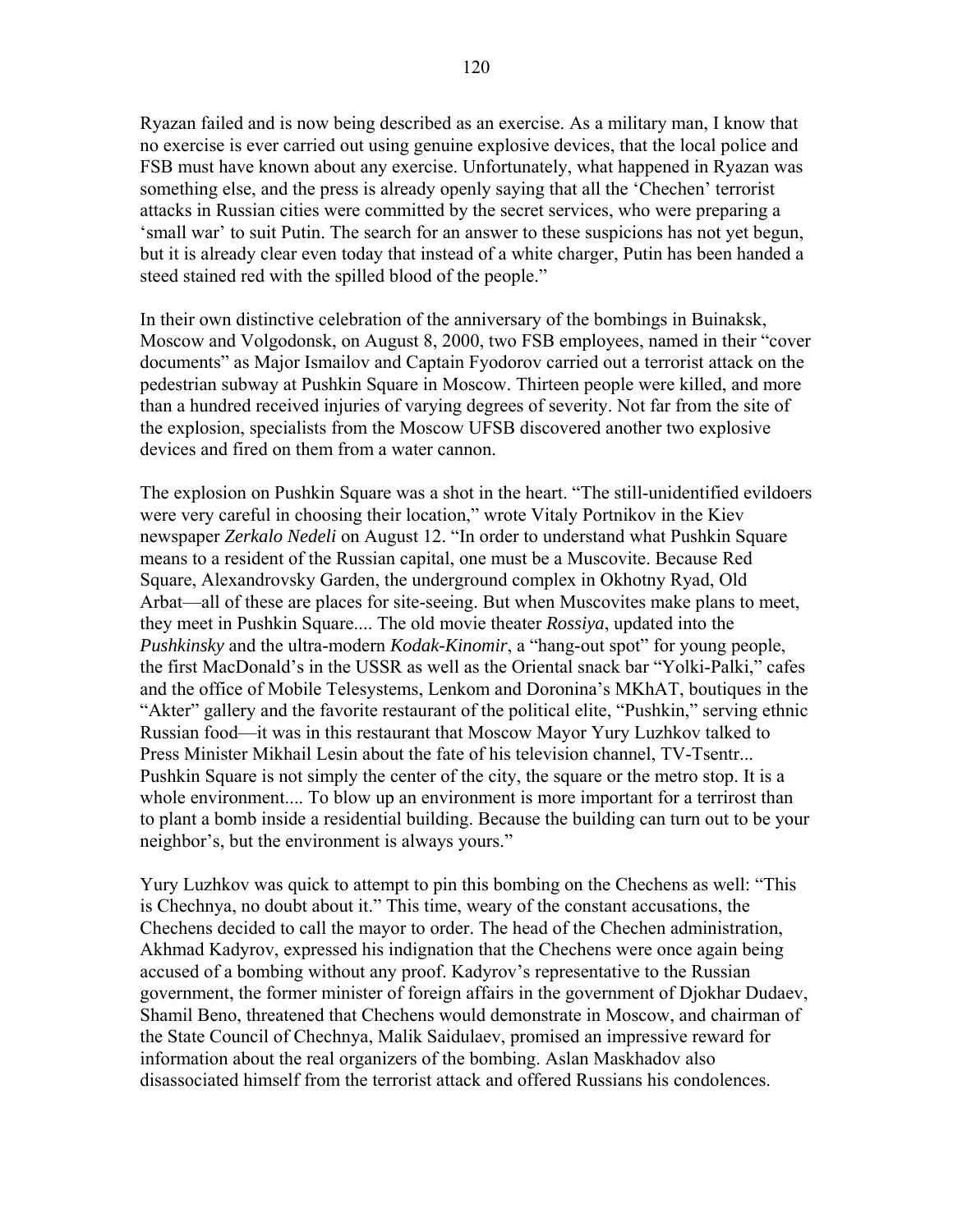Ryazan failed and is now being described as an exercise. As a military man, I know that no exercise is ever carried out using genuine explosive devices, that the local police and FSB must have known about any exercise. Unfortunately, what happened in Ryazan was something else, and the press is already openly saying that all the 'Chechen' terrorist attacks in Russian cities were committed by the secret services, who were preparing a 'small war' to suit Putin. The search for an answer to these suspicions has not yet begun, but it is already clear even today that instead of a white charger, Putin has been handed a steed stained red with the spilled blood of the people."

In their own distinctive celebration of the anniversary of the bombings in Buinaksk, Moscow and Volgodonsk, on August 8, 2000, two FSB employees, named in their "cover documents" as Major Ismailov and Captain Fyodorov carried out a terrorist attack on the pedestrian subway at Pushkin Square in Moscow. Thirteen people were killed, and more than a hundred received injuries of varying degrees of severity. Not far from the site of the explosion, specialists from the Moscow UFSB discovered another two explosive devices and fired on them from a water cannon.

The explosion on Pushkin Square was a shot in the heart. "The still-unidentified evildoers were very careful in choosing their location," wrote Vitaly Portnikov in the Kiev newspaper *Zerkalo Nedeli* on August 12. "In order to understand what Pushkin Square means to a resident of the Russian capital, one must be a Muscovite. Because Red Square, Alexandrovsky Garden, the underground complex in Okhotny Ryad, Old Arbat—all of these are places for site-seeing. But when Muscovites make plans to meet, they meet in Pushkin Square.... The old movie theater *Rossiya*, updated into the *Pushkinsky* and the ultra-modern *Kodak-Kinomir*, a "hang-out spot" for young people, the first MacDonald's in the USSR as well as the Oriental snack bar "Yolki-Palki," cafes and the office of Mobile Telesystems, Lenkom and Doronina's MKhAT, boutiques in the "Akter" gallery and the favorite restaurant of the political elite, "Pushkin," serving ethnic Russian food—it was in this restaurant that Moscow Mayor Yury Luzhkov talked to Press Minister Mikhail Lesin about the fate of his television channel, TV-Tsentr... Pushkin Square is not simply the center of the city, the square or the metro stop. It is a whole environment.... To blow up an environment is more important for a terrirost than to plant a bomb inside a residential building. Because the building can turn out to be your neighbor's, but the environment is always yours."

Yury Luzhkov was quick to attempt to pin this bombing on the Chechens as well: "This is Chechnya, no doubt about it." This time, weary of the constant accusations, the Chechens decided to call the mayor to order. The head of the Chechen administration, Akhmad Kadyrov, expressed his indignation that the Chechens were once again being accused of a bombing without any proof. Kadyrov's representative to the Russian government, the former minister of foreign affairs in the government of Djokhar Dudaev, Shamil Beno, threatened that Chechens would demonstrate in Moscow, and chairman of the State Council of Chechnya, Malik Saidulaev, promised an impressive reward for information about the real organizers of the bombing. Aslan Maskhadov also disassociated himself from the terrorist attack and offered Russians his condolences.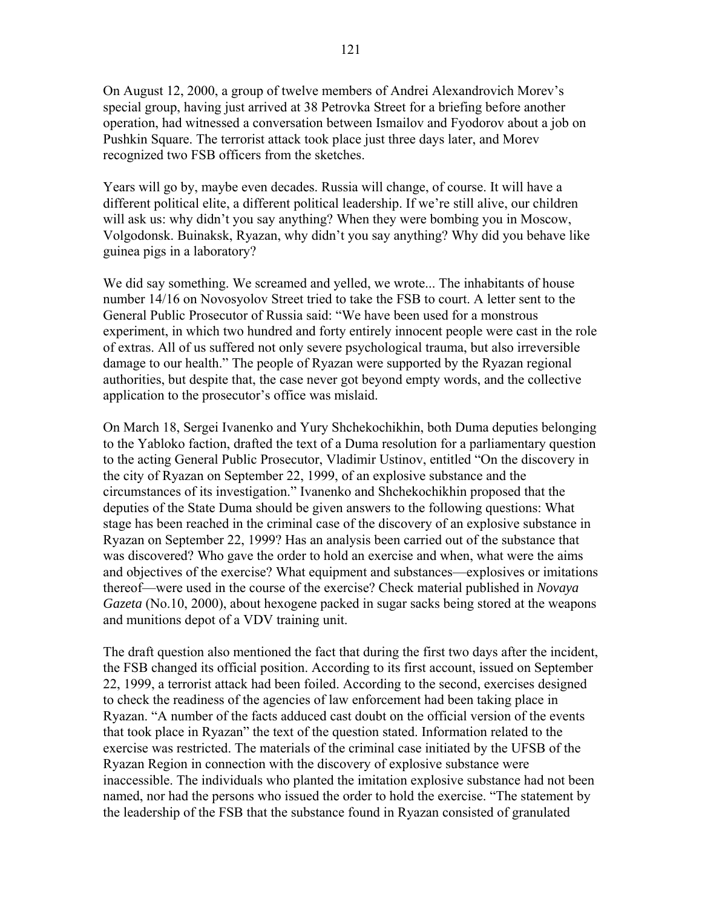On August 12, 2000, a group of twelve members of Andrei Alexandrovich Morev's special group, having just arrived at 38 Petrovka Street for a briefing before another operation, had witnessed a conversation between Ismailov and Fyodorov about a job on Pushkin Square. The terrorist attack took place just three days later, and Morev recognized two FSB officers from the sketches.

Years will go by, maybe even decades. Russia will change, of course. It will have a different political elite, a different political leadership. If we're still alive, our children will ask us: why didn't you say anything? When they were bombing you in Moscow, Volgodonsk. Buinaksk, Ryazan, why didn't you say anything? Why did you behave like guinea pigs in a laboratory?

We did say something. We screamed and yelled, we wrote... The inhabitants of house number 14/16 on Novosyolov Street tried to take the FSB to court. A letter sent to the General Public Prosecutor of Russia said: "We have been used for a monstrous experiment, in which two hundred and forty entirely innocent people were cast in the role of extras. All of us suffered not only severe psychological trauma, but also irreversible damage to our health." The people of Ryazan were supported by the Ryazan regional authorities, but despite that, the case never got beyond empty words, and the collective application to the prosecutor's office was mislaid.

On March 18, Sergei Ivanenko and Yury Shchekochikhin, both Duma deputies belonging to the Yabloko faction, drafted the text of a Duma resolution for a parliamentary question to the acting General Public Prosecutor, Vladimir Ustinov, entitled "On the discovery in the city of Ryazan on September 22, 1999, of an explosive substance and the circumstances of its investigation." Ivanenko and Shchekochikhin proposed that the deputies of the State Duma should be given answers to the following questions: What stage has been reached in the criminal case of the discovery of an explosive substance in Ryazan on September 22, 1999? Has an analysis been carried out of the substance that was discovered? Who gave the order to hold an exercise and when, what were the aims and objectives of the exercise? What equipment and substances—explosives or imitations thereof—were used in the course of the exercise? Check material published in *Novaya Gazeta* (No.10, 2000), about hexogene packed in sugar sacks being stored at the weapons and munitions depot of a VDV training unit.

The draft question also mentioned the fact that during the first two days after the incident, the FSB changed its official position. According to its first account, issued on September 22, 1999, a terrorist attack had been foiled. According to the second, exercises designed to check the readiness of the agencies of law enforcement had been taking place in Ryazan. "A number of the facts adduced cast doubt on the official version of the events that took place in Ryazan" the text of the question stated. Information related to the exercise was restricted. The materials of the criminal case initiated by the UFSB of the Ryazan Region in connection with the discovery of explosive substance were inaccessible. The individuals who planted the imitation explosive substance had not been named, nor had the persons who issued the order to hold the exercise. "The statement by the leadership of the FSB that the substance found in Ryazan consisted of granulated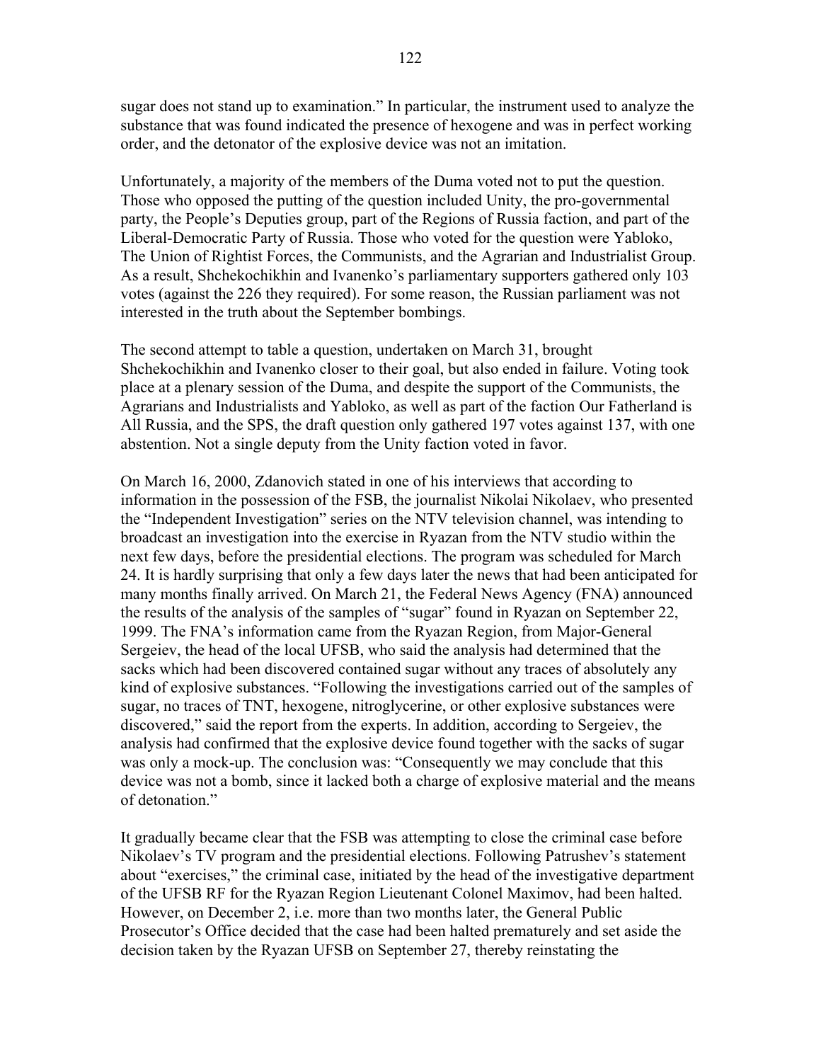sugar does not stand up to examination." In particular, the instrument used to analyze the substance that was found indicated the presence of hexogene and was in perfect working order, and the detonator of the explosive device was not an imitation.

Unfortunately, a majority of the members of the Duma voted not to put the question. Those who opposed the putting of the question included Unity, the pro-governmental party, the People's Deputies group, part of the Regions of Russia faction, and part of the Liberal-Democratic Party of Russia. Those who voted for the question were Yabloko, The Union of Rightist Forces, the Communists, and the Agrarian and Industrialist Group. As a result, Shchekochikhin and Ivanenko's parliamentary supporters gathered only 103 votes (against the 226 they required). For some reason, the Russian parliament was not interested in the truth about the September bombings.

The second attempt to table a question, undertaken on March 31, brought Shchekochikhin and Ivanenko closer to their goal, but also ended in failure. Voting took place at a plenary session of the Duma, and despite the support of the Communists, the Agrarians and Industrialists and Yabloko, as well as part of the faction Our Fatherland is All Russia, and the SPS, the draft question only gathered 197 votes against 137, with one abstention. Not a single deputy from the Unity faction voted in favor.

On March 16, 2000, Zdanovich stated in one of his interviews that according to information in the possession of the FSB, the journalist Nikolai Nikolaev, who presented the "Independent Investigation" series on the NTV television channel, was intending to broadcast an investigation into the exercise in Ryazan from the NTV studio within the next few days, before the presidential elections. The program was scheduled for March 24. It is hardly surprising that only a few days later the news that had been anticipated for many months finally arrived. On March 21, the Federal News Agency (FNA) announced the results of the analysis of the samples of "sugar" found in Ryazan on September 22, 1999. The FNA's information came from the Ryazan Region, from Major-General Sergeiev, the head of the local UFSB, who said the analysis had determined that the sacks which had been discovered contained sugar without any traces of absolutely any kind of explosive substances. "Following the investigations carried out of the samples of sugar, no traces of TNT, hexogene, nitroglycerine, or other explosive substances were discovered," said the report from the experts. In addition, according to Sergeiev, the analysis had confirmed that the explosive device found together with the sacks of sugar was only a mock-up. The conclusion was: "Consequently we may conclude that this device was not a bomb, since it lacked both a charge of explosive material and the means of detonation."

It gradually became clear that the FSB was attempting to close the criminal case before Nikolaev's TV program and the presidential elections. Following Patrushev's statement about "exercises," the criminal case, initiated by the head of the investigative department of the UFSB RF for the Ryazan Region Lieutenant Colonel Maximov, had been halted. However, on December 2, i.e. more than two months later, the General Public Prosecutor's Office decided that the case had been halted prematurely and set aside the decision taken by the Ryazan UFSB on September 27, thereby reinstating the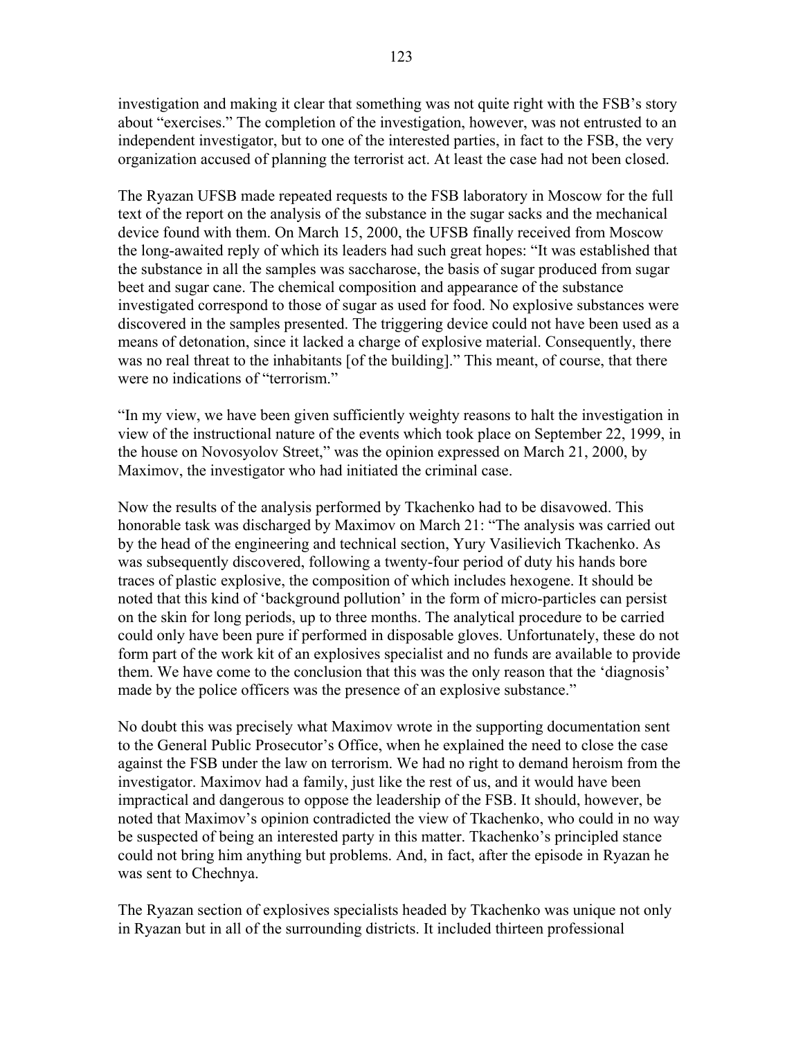investigation and making it clear that something was not quite right with the FSB's story about "exercises." The completion of the investigation, however, was not entrusted to an independent investigator, but to one of the interested parties, in fact to the FSB, the very organization accused of planning the terrorist act. At least the case had not been closed.

The Ryazan UFSB made repeated requests to the FSB laboratory in Moscow for the full text of the report on the analysis of the substance in the sugar sacks and the mechanical device found with them. On March 15, 2000, the UFSB finally received from Moscow the long-awaited reply of which its leaders had such great hopes: "It was established that the substance in all the samples was saccharose, the basis of sugar produced from sugar beet and sugar cane. The chemical composition and appearance of the substance investigated correspond to those of sugar as used for food. No explosive substances were discovered in the samples presented. The triggering device could not have been used as a means of detonation, since it lacked a charge of explosive material. Consequently, there was no real threat to the inhabitants [of the building]." This meant, of course, that there were no indications of "terrorism."

"In my view, we have been given sufficiently weighty reasons to halt the investigation in view of the instructional nature of the events which took place on September 22, 1999, in the house on Novosyolov Street," was the opinion expressed on March 21, 2000, by Maximov, the investigator who had initiated the criminal case.

Now the results of the analysis performed by Tkachenko had to be disavowed. This honorable task was discharged by Maximov on March 21: "The analysis was carried out by the head of the engineering and technical section, Yury Vasilievich Tkachenko. As was subsequently discovered, following a twenty-four period of duty his hands bore traces of plastic explosive, the composition of which includes hexogene. It should be noted that this kind of 'background pollution' in the form of micro-particles can persist on the skin for long periods, up to three months. The analytical procedure to be carried could only have been pure if performed in disposable gloves. Unfortunately, these do not form part of the work kit of an explosives specialist and no funds are available to provide them. We have come to the conclusion that this was the only reason that the 'diagnosis' made by the police officers was the presence of an explosive substance."

No doubt this was precisely what Maximov wrote in the supporting documentation sent to the General Public Prosecutor's Office, when he explained the need to close the case against the FSB under the law on terrorism. We had no right to demand heroism from the investigator. Maximov had a family, just like the rest of us, and it would have been impractical and dangerous to oppose the leadership of the FSB. It should, however, be noted that Maximov's opinion contradicted the view of Tkachenko, who could in no way be suspected of being an interested party in this matter. Tkachenko's principled stance could not bring him anything but problems. And, in fact, after the episode in Ryazan he was sent to Chechnya.

The Ryazan section of explosives specialists headed by Tkachenko was unique not only in Ryazan but in all of the surrounding districts. It included thirteen professional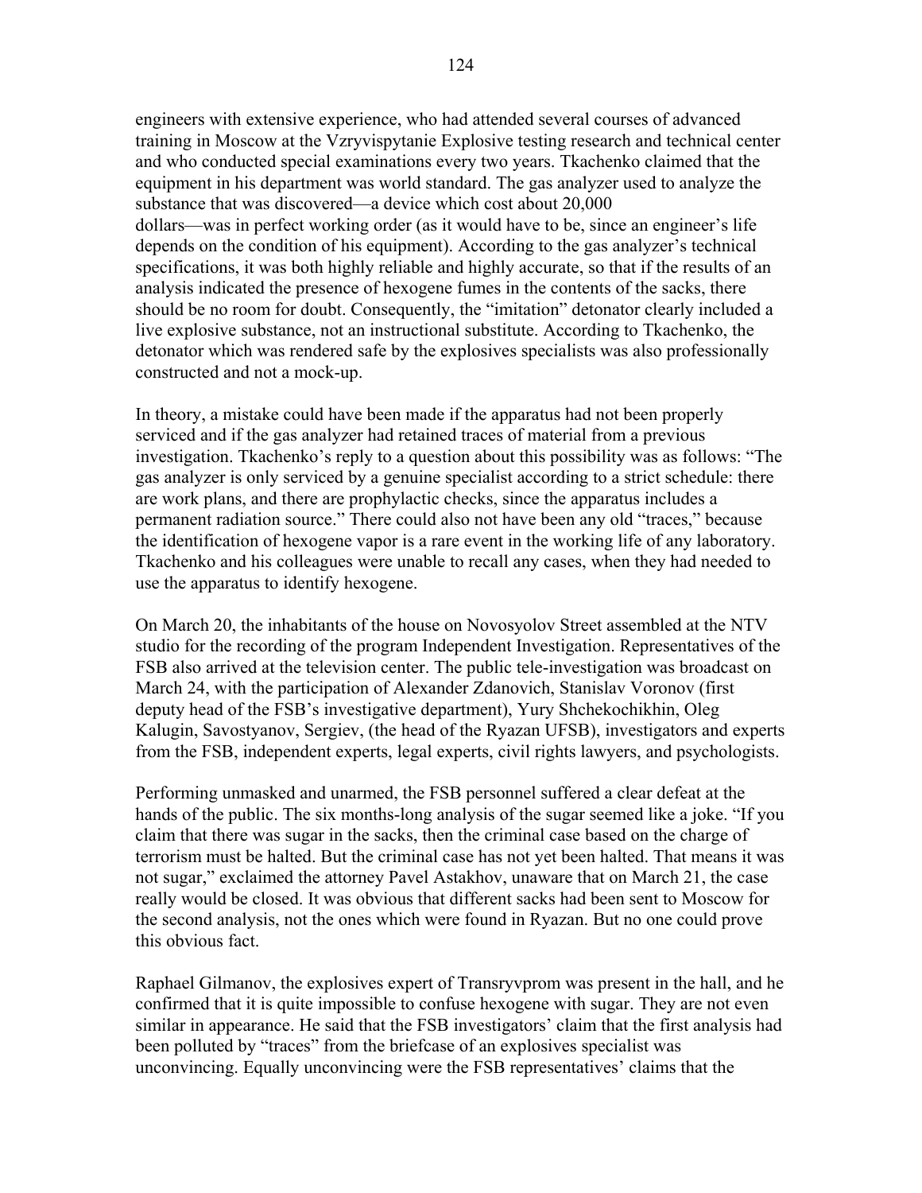engineers with extensive experience, who had attended several courses of advanced training in Moscow at the Vzryvispytanie Explosive testing research and technical center and who conducted special examinations every two years. Tkachenko claimed that the equipment in his department was world standard. The gas analyzer used to analyze the substance that was discovered—a device which cost about 20,000 dollars—was in perfect working order (as it would have to be, since an engineer's life depends on the condition of his equipment). According to the gas analyzer's technical specifications, it was both highly reliable and highly accurate, so that if the results of an analysis indicated the presence of hexogene fumes in the contents of the sacks, there should be no room for doubt. Consequently, the "imitation" detonator clearly included a live explosive substance, not an instructional substitute. According to Tkachenko, the detonator which was rendered safe by the explosives specialists was also professionally constructed and not a mock-up.

In theory, a mistake could have been made if the apparatus had not been properly serviced and if the gas analyzer had retained traces of material from a previous investigation. Tkachenko's reply to a question about this possibility was as follows: "The gas analyzer is only serviced by a genuine specialist according to a strict schedule: there are work plans, and there are prophylactic checks, since the apparatus includes a permanent radiation source." There could also not have been any old "traces," because the identification of hexogene vapor is a rare event in the working life of any laboratory. Tkachenko and his colleagues were unable to recall any cases, when they had needed to use the apparatus to identify hexogene.

On March 20, the inhabitants of the house on Novosyolov Street assembled at the NTV studio for the recording of the program Independent Investigation. Representatives of the FSB also arrived at the television center. The public tele-investigation was broadcast on March 24, with the participation of Alexander Zdanovich, Stanislav Voronov (first deputy head of the FSB's investigative department), Yury Shchekochikhin, Oleg Kalugin, Savostyanov, Sergiev, (the head of the Ryazan UFSB), investigators and experts from the FSB, independent experts, legal experts, civil rights lawyers, and psychologists.

Performing unmasked and unarmed, the FSB personnel suffered a clear defeat at the hands of the public. The six months-long analysis of the sugar seemed like a joke. "If you claim that there was sugar in the sacks, then the criminal case based on the charge of terrorism must be halted. But the criminal case has not yet been halted. That means it was not sugar," exclaimed the attorney Pavel Astakhov, unaware that on March 21, the case really would be closed. It was obvious that different sacks had been sent to Moscow for the second analysis, not the ones which were found in Ryazan. But no one could prove this obvious fact.

Raphael Gilmanov, the explosives expert of Transryvprom was present in the hall, and he confirmed that it is quite impossible to confuse hexogene with sugar. They are not even similar in appearance. He said that the FSB investigators' claim that the first analysis had been polluted by "traces" from the briefcase of an explosives specialist was unconvincing. Equally unconvincing were the FSB representatives' claims that the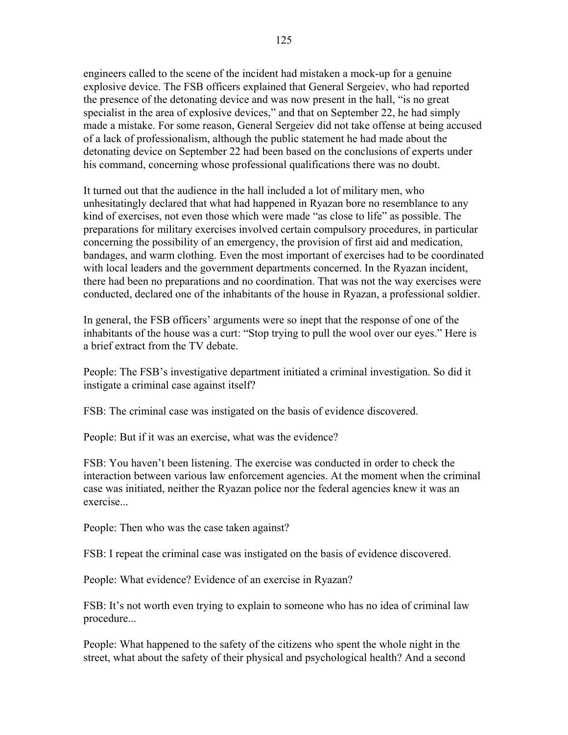engineers called to the scene of the incident had mistaken a mock-up for a genuine explosive device. The FSB officers explained that General Sergeiev, who had reported the presence of the detonating device and was now present in the hall, "is no great specialist in the area of explosive devices," and that on September 22, he had simply made a mistake. For some reason, General Sergeiev did not take offense at being accused of a lack of professionalism, although the public statement he had made about the detonating device on September 22 had been based on the conclusions of experts under his command, concerning whose professional qualifications there was no doubt.

It turned out that the audience in the hall included a lot of military men, who unhesitatingly declared that what had happened in Ryazan bore no resemblance to any kind of exercises, not even those which were made "as close to life" as possible. The preparations for military exercises involved certain compulsory procedures, in particular concerning the possibility of an emergency, the provision of first aid and medication, bandages, and warm clothing. Even the most important of exercises had to be coordinated with local leaders and the government departments concerned. In the Ryazan incident, there had been no preparations and no coordination. That was not the way exercises were conducted, declared one of the inhabitants of the house in Ryazan, a professional soldier.

In general, the FSB officers' arguments were so inept that the response of one of the inhabitants of the house was a curt: "Stop trying to pull the wool over our eyes." Here is a brief extract from the TV debate.

People: The FSB's investigative department initiated a criminal investigation. So did it instigate a criminal case against itself?

FSB: The criminal case was instigated on the basis of evidence discovered.

People: But if it was an exercise, what was the evidence?

FSB: You haven't been listening. The exercise was conducted in order to check the interaction between various law enforcement agencies. At the moment when the criminal case was initiated, neither the Ryazan police nor the federal agencies knew it was an exercise...

People: Then who was the case taken against?

FSB: I repeat the criminal case was instigated on the basis of evidence discovered.

People: What evidence? Evidence of an exercise in Ryazan?

FSB: It's not worth even trying to explain to someone who has no idea of criminal law procedure...

People: What happened to the safety of the citizens who spent the whole night in the street, what about the safety of their physical and psychological health? And a second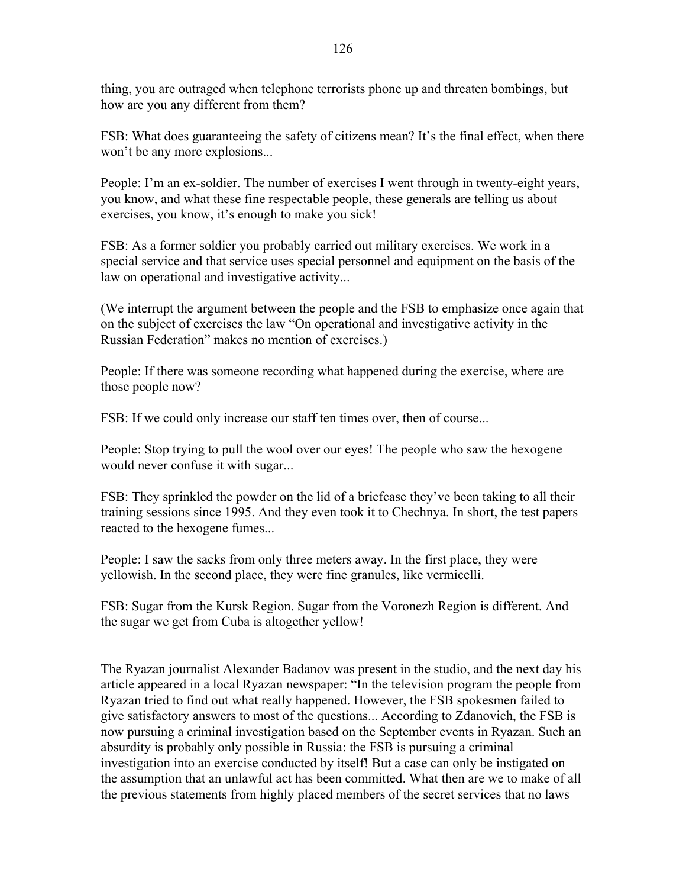thing, you are outraged when telephone terrorists phone up and threaten bombings, but how are you any different from them?

FSB: What does guaranteeing the safety of citizens mean? It's the final effect, when there won't be any more explosions...

People: I'm an ex-soldier. The number of exercises I went through in twenty-eight years, you know, and what these fine respectable people, these generals are telling us about exercises, you know, it's enough to make you sick!

FSB: As a former soldier you probably carried out military exercises. We work in a special service and that service uses special personnel and equipment on the basis of the law on operational and investigative activity...

(We interrupt the argument between the people and the FSB to emphasize once again that on the subject of exercises the law "On operational and investigative activity in the Russian Federation" makes no mention of exercises.)

People: If there was someone recording what happened during the exercise, where are those people now?

FSB: If we could only increase our staff ten times over, then of course...

People: Stop trying to pull the wool over our eyes! The people who saw the hexogene would never confuse it with sugar...

FSB: They sprinkled the powder on the lid of a briefcase they've been taking to all their training sessions since 1995. And they even took it to Chechnya. In short, the test papers reacted to the hexogene fumes...

People: I saw the sacks from only three meters away. In the first place, they were yellowish. In the second place, they were fine granules, like vermicelli.

FSB: Sugar from the Kursk Region. Sugar from the Voronezh Region is different. And the sugar we get from Cuba is altogether yellow!

The Ryazan journalist Alexander Badanov was present in the studio, and the next day his article appeared in a local Ryazan newspaper: "In the television program the people from Ryazan tried to find out what really happened. However, the FSB spokesmen failed to give satisfactory answers to most of the questions... According to Zdanovich, the FSB is now pursuing a criminal investigation based on the September events in Ryazan. Such an absurdity is probably only possible in Russia: the FSB is pursuing a criminal investigation into an exercise conducted by itself! But a case can only be instigated on the assumption that an unlawful act has been committed. What then are we to make of all the previous statements from highly placed members of the secret services that no laws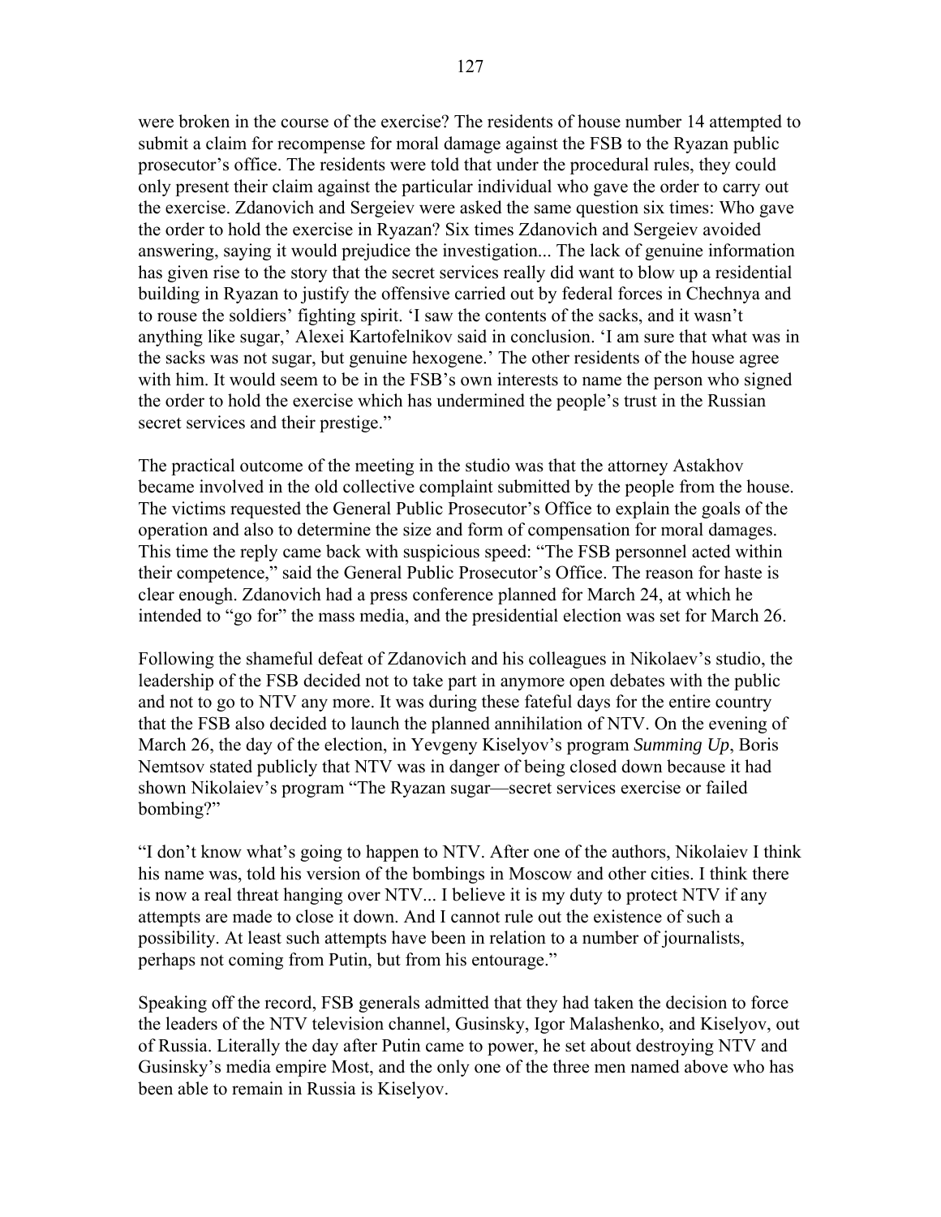were broken in the course of the exercise? The residents of house number 14 attempted to submit a claim for recompense for moral damage against the FSB to the Ryazan public prosecutor's office. The residents were told that under the procedural rules, they could only present their claim against the particular individual who gave the order to carry out the exercise. Zdanovich and Sergeiev were asked the same question six times: Who gave the order to hold the exercise in Ryazan? Six times Zdanovich and Sergeiev avoided answering, saying it would prejudice the investigation... The lack of genuine information has given rise to the story that the secret services really did want to blow up a residential building in Ryazan to justify the offensive carried out by federal forces in Chechnya and to rouse the soldiers' fighting spirit. 'I saw the contents of the sacks, and it wasn't anything like sugar,' Alexei Kartofelnikov said in conclusion. 'I am sure that what was in the sacks was not sugar, but genuine hexogene.' The other residents of the house agree with him. It would seem to be in the FSB's own interests to name the person who signed the order to hold the exercise which has undermined the people's trust in the Russian secret services and their prestige."

The practical outcome of the meeting in the studio was that the attorney Astakhov became involved in the old collective complaint submitted by the people from the house. The victims requested the General Public Prosecutor's Office to explain the goals of the operation and also to determine the size and form of compensation for moral damages. This time the reply came back with suspicious speed: "The FSB personnel acted within their competence," said the General Public Prosecutor's Office. The reason for haste is clear enough. Zdanovich had a press conference planned for March 24, at which he intended to "go for" the mass media, and the presidential election was set for March 26.

Following the shameful defeat of Zdanovich and his colleagues in Nikolaev's studio, the leadership of the FSB decided not to take part in anymore open debates with the public and not to go to NTV any more. It was during these fateful days for the entire country that the FSB also decided to launch the planned annihilation of NTV. On the evening of March 26, the day of the election, in Yevgeny Kiselyov's program *Summing Up*, Boris Nemtsov stated publicly that NTV was in danger of being closed down because it had shown Nikolaiev's program "The Ryazan sugar—secret services exercise or failed bombing?"

"I don't know what's going to happen to NTV. After one of the authors, Nikolaiev I think his name was, told his version of the bombings in Moscow and other cities. I think there is now a real threat hanging over NTV... I believe it is my duty to protect NTV if any attempts are made to close it down. And I cannot rule out the existence of such a possibility. At least such attempts have been in relation to a number of journalists, perhaps not coming from Putin, but from his entourage."

Speaking off the record, FSB generals admitted that they had taken the decision to force the leaders of the NTV television channel, Gusinsky, Igor Malashenko, and Kiselyov, out of Russia. Literally the day after Putin came to power, he set about destroying NTV and Gusinsky's media empire Most, and the only one of the three men named above who has been able to remain in Russia is Kiselyov.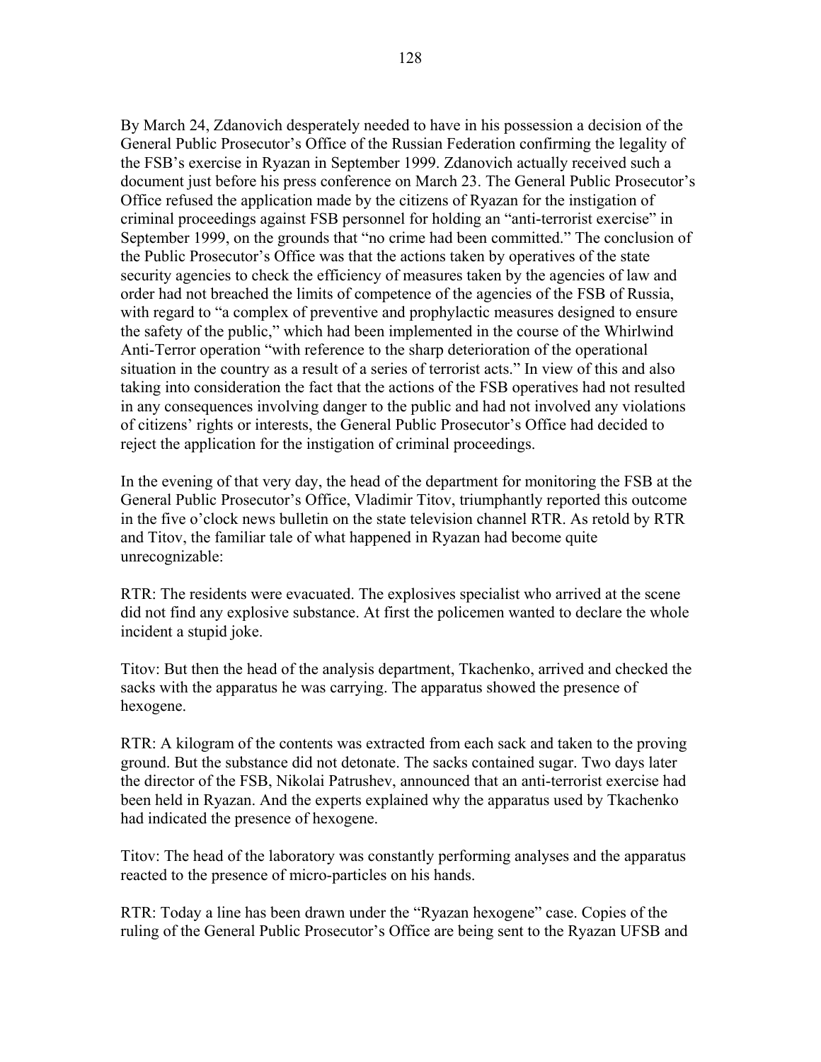By March 24, Zdanovich desperately needed to have in his possession a decision of the General Public Prosecutor's Office of the Russian Federation confirming the legality of the FSB's exercise in Ryazan in September 1999. Zdanovich actually received such a document just before his press conference on March 23. The General Public Prosecutor's Office refused the application made by the citizens of Ryazan for the instigation of criminal proceedings against FSB personnel for holding an "anti-terrorist exercise" in September 1999, on the grounds that "no crime had been committed." The conclusion of the Public Prosecutor's Office was that the actions taken by operatives of the state security agencies to check the efficiency of measures taken by the agencies of law and order had not breached the limits of competence of the agencies of the FSB of Russia, with regard to "a complex of preventive and prophylactic measures designed to ensure the safety of the public," which had been implemented in the course of the Whirlwind Anti-Terror operation "with reference to the sharp deterioration of the operational situation in the country as a result of a series of terrorist acts." In view of this and also taking into consideration the fact that the actions of the FSB operatives had not resulted in any consequences involving danger to the public and had not involved any violations of citizens' rights or interests, the General Public Prosecutor's Office had decided to reject the application for the instigation of criminal proceedings.

In the evening of that very day, the head of the department for monitoring the FSB at the General Public Prosecutor's Office, Vladimir Titov, triumphantly reported this outcome in the five o'clock news bulletin on the state television channel RTR. As retold by RTR and Titov, the familiar tale of what happened in Ryazan had become quite unrecognizable:

RTR: The residents were evacuated. The explosives specialist who arrived at the scene did not find any explosive substance. At first the policemen wanted to declare the whole incident a stupid joke.

Titov: But then the head of the analysis department, Tkachenko, arrived and checked the sacks with the apparatus he was carrying. The apparatus showed the presence of hexogene.

RTR: A kilogram of the contents was extracted from each sack and taken to the proving ground. But the substance did not detonate. The sacks contained sugar. Two days later the director of the FSB, Nikolai Patrushev, announced that an anti-terrorist exercise had been held in Ryazan. And the experts explained why the apparatus used by Tkachenko had indicated the presence of hexogene.

Titov: The head of the laboratory was constantly performing analyses and the apparatus reacted to the presence of micro-particles on his hands.

RTR: Today a line has been drawn under the "Ryazan hexogene" case. Copies of the ruling of the General Public Prosecutor's Office are being sent to the Ryazan UFSB and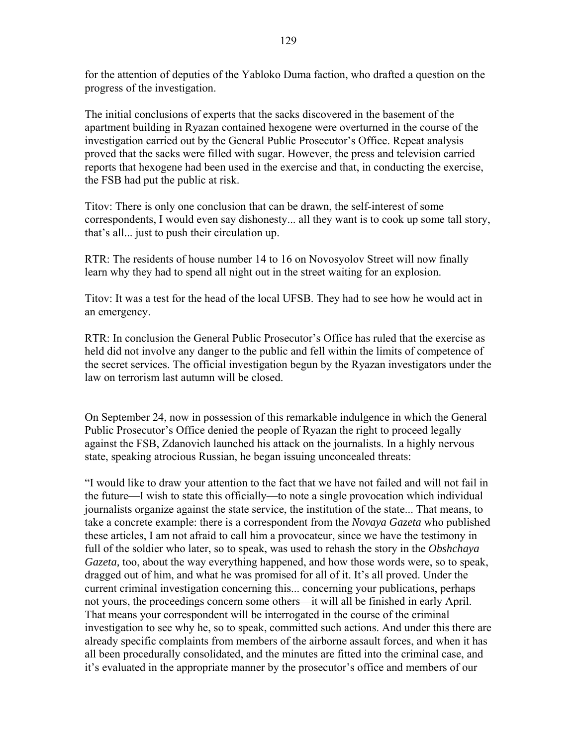for the attention of deputies of the Yabloko Duma faction, who drafted a question on the progress of the investigation.

The initial conclusions of experts that the sacks discovered in the basement of the apartment building in Ryazan contained hexogene were overturned in the course of the investigation carried out by the General Public Prosecutor's Office. Repeat analysis proved that the sacks were filled with sugar. However, the press and television carried reports that hexogene had been used in the exercise and that, in conducting the exercise, the FSB had put the public at risk.

Titov: There is only one conclusion that can be drawn, the self-interest of some correspondents, I would even say dishonesty... all they want is to cook up some tall story, that's all... just to push their circulation up.

RTR: The residents of house number 14 to 16 on Novosyolov Street will now finally learn why they had to spend all night out in the street waiting for an explosion.

Titov: It was a test for the head of the local UFSB. They had to see how he would act in an emergency.

RTR: In conclusion the General Public Prosecutor's Office has ruled that the exercise as held did not involve any danger to the public and fell within the limits of competence of the secret services. The official investigation begun by the Ryazan investigators under the law on terrorism last autumn will be closed.

On September 24, now in possession of this remarkable indulgence in which the General Public Prosecutor's Office denied the people of Ryazan the right to proceed legally against the FSB, Zdanovich launched his attack on the journalists. In a highly nervous state, speaking atrocious Russian, he began issuing unconcealed threats:

"I would like to draw your attention to the fact that we have not failed and will not fail in the future—I wish to state this officially—to note a single provocation which individual journalists organize against the state service, the institution of the state... That means, to take a concrete example: there is a correspondent from the *Novaya Gazeta* who published these articles, I am not afraid to call him a provocateur, since we have the testimony in full of the soldier who later, so to speak, was used to rehash the story in the *Obshchaya Gazeta,* too, about the way everything happened, and how those words were, so to speak, dragged out of him, and what he was promised for all of it. It's all proved. Under the current criminal investigation concerning this... concerning your publications, perhaps not yours, the proceedings concern some others—it will all be finished in early April. That means your correspondent will be interrogated in the course of the criminal investigation to see why he, so to speak, committed such actions. And under this there are already specific complaints from members of the airborne assault forces, and when it has all been procedurally consolidated, and the minutes are fitted into the criminal case, and it's evaluated in the appropriate manner by the prosecutor's office and members of our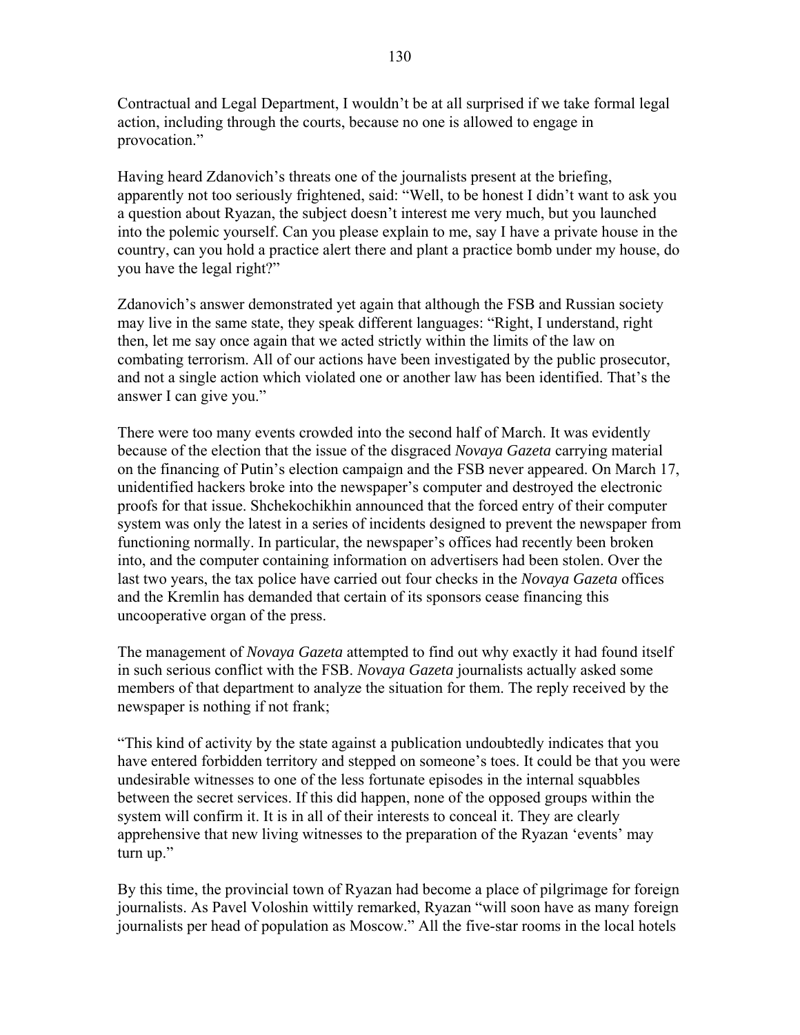Contractual and Legal Department, I wouldn't be at all surprised if we take formal legal action, including through the courts, because no one is allowed to engage in provocation."

Having heard Zdanovich's threats one of the journalists present at the briefing, apparently not too seriously frightened, said: "Well, to be honest I didn't want to ask you a question about Ryazan, the subject doesn't interest me very much, but you launched into the polemic yourself. Can you please explain to me, say I have a private house in the country, can you hold a practice alert there and plant a practice bomb under my house, do you have the legal right?"

Zdanovich's answer demonstrated yet again that although the FSB and Russian society may live in the same state, they speak different languages: "Right, I understand, right then, let me say once again that we acted strictly within the limits of the law on combating terrorism. All of our actions have been investigated by the public prosecutor, and not a single action which violated one or another law has been identified. That's the answer I can give you."

There were too many events crowded into the second half of March. It was evidently because of the election that the issue of the disgraced *Novaya Gazeta* carrying material on the financing of Putin's election campaign and the FSB never appeared. On March 17, unidentified hackers broke into the newspaper's computer and destroyed the electronic proofs for that issue. Shchekochikhin announced that the forced entry of their computer system was only the latest in a series of incidents designed to prevent the newspaper from functioning normally. In particular, the newspaper's offices had recently been broken into, and the computer containing information on advertisers had been stolen. Over the last two years, the tax police have carried out four checks in the *Novaya Gazeta* offices and the Kremlin has demanded that certain of its sponsors cease financing this uncooperative organ of the press.

The management of *Novaya Gazeta* attempted to find out why exactly it had found itself in such serious conflict with the FSB. *Novaya Gazeta* journalists actually asked some members of that department to analyze the situation for them. The reply received by the newspaper is nothing if not frank;

"This kind of activity by the state against a publication undoubtedly indicates that you have entered forbidden territory and stepped on someone's toes. It could be that you were undesirable witnesses to one of the less fortunate episodes in the internal squabbles between the secret services. If this did happen, none of the opposed groups within the system will confirm it. It is in all of their interests to conceal it. They are clearly apprehensive that new living witnesses to the preparation of the Ryazan 'events' may turn up."

By this time, the provincial town of Ryazan had become a place of pilgrimage for foreign journalists. As Pavel Voloshin wittily remarked, Ryazan "will soon have as many foreign journalists per head of population as Moscow." All the five-star rooms in the local hotels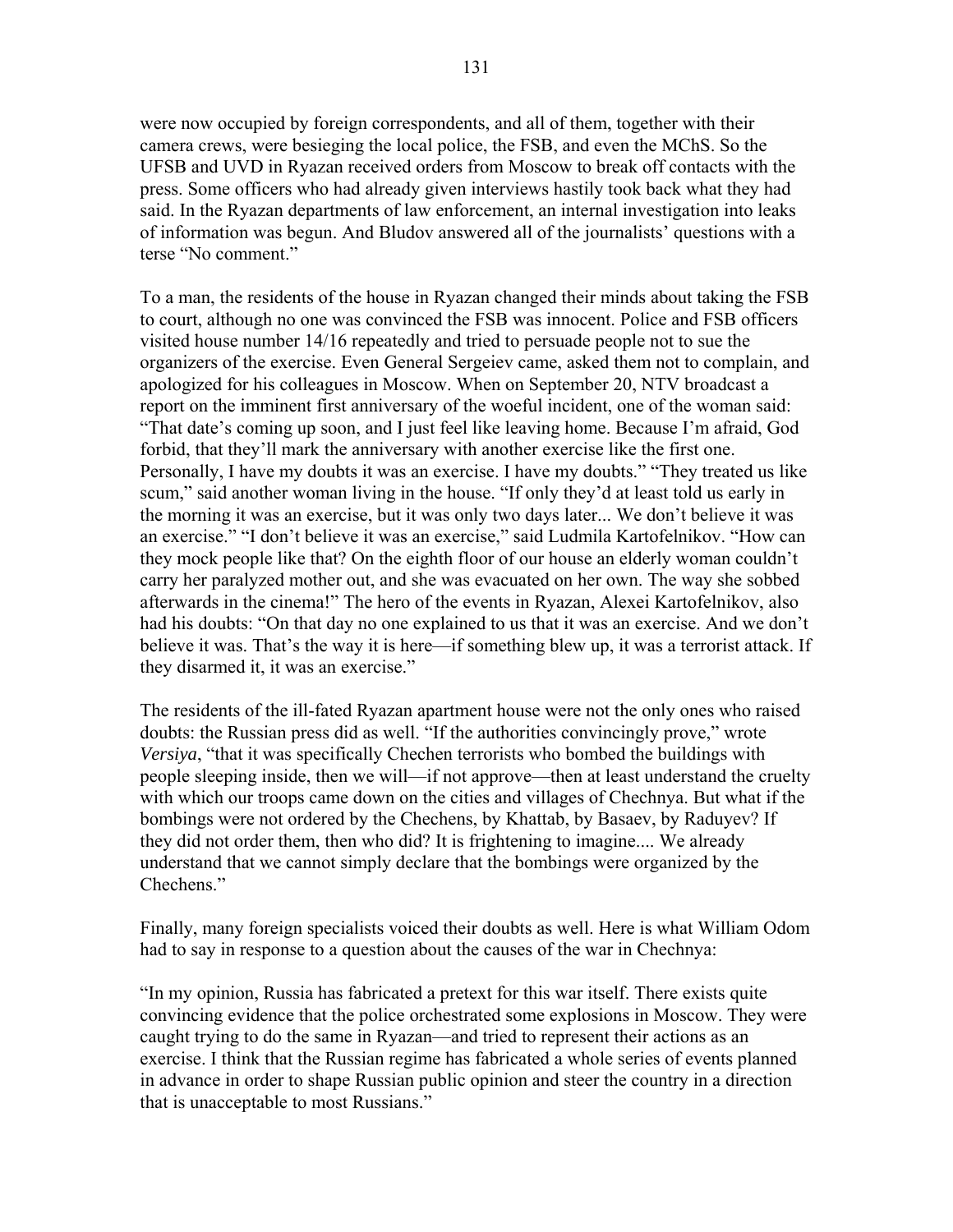were now occupied by foreign correspondents, and all of them, together with their camera crews, were besieging the local police, the FSB, and even the MChS. So the UFSB and UVD in Ryazan received orders from Moscow to break off contacts with the press. Some officers who had already given interviews hastily took back what they had said. In the Ryazan departments of law enforcement, an internal investigation into leaks of information was begun. And Bludov answered all of the journalists' questions with a terse "No comment."

To a man, the residents of the house in Ryazan changed their minds about taking the FSB to court, although no one was convinced the FSB was innocent. Police and FSB officers visited house number 14/16 repeatedly and tried to persuade people not to sue the organizers of the exercise. Even General Sergeiev came, asked them not to complain, and apologized for his colleagues in Moscow. When on September 20, NTV broadcast a report on the imminent first anniversary of the woeful incident, one of the woman said: "That date's coming up soon, and I just feel like leaving home. Because I'm afraid, God forbid, that they'll mark the anniversary with another exercise like the first one. Personally, I have my doubts it was an exercise. I have my doubts." "They treated us like scum," said another woman living in the house. "If only they'd at least told us early in the morning it was an exercise, but it was only two days later... We don't believe it was an exercise." "I don't believe it was an exercise," said Ludmila Kartofelnikov. "How can they mock people like that? On the eighth floor of our house an elderly woman couldn't carry her paralyzed mother out, and she was evacuated on her own. The way she sobbed afterwards in the cinema!" The hero of the events in Ryazan, Alexei Kartofelnikov, also had his doubts: "On that day no one explained to us that it was an exercise. And we don't believe it was. That's the way it is here—if something blew up, it was a terrorist attack. If they disarmed it, it was an exercise."

The residents of the ill-fated Ryazan apartment house were not the only ones who raised doubts: the Russian press did as well. "If the authorities convincingly prove," wrote *Versiya*, "that it was specifically Chechen terrorists who bombed the buildings with people sleeping inside, then we will—if not approve—then at least understand the cruelty with which our troops came down on the cities and villages of Chechnya. But what if the bombings were not ordered by the Chechens, by Khattab, by Basaev, by Raduyev? If they did not order them, then who did? It is frightening to imagine.... We already understand that we cannot simply declare that the bombings were organized by the Chechens."

Finally, many foreign specialists voiced their doubts as well. Here is what William Odom had to say in response to a question about the causes of the war in Chechnya:

"In my opinion, Russia has fabricated a pretext for this war itself. There exists quite convincing evidence that the police orchestrated some explosions in Moscow. They were caught trying to do the same in Ryazan—and tried to represent their actions as an exercise. I think that the Russian regime has fabricated a whole series of events planned in advance in order to shape Russian public opinion and steer the country in a direction that is unacceptable to most Russians."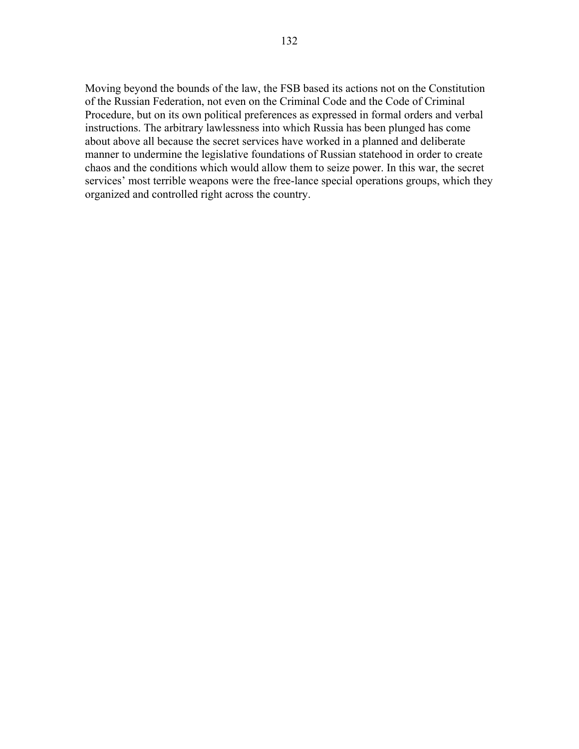Moving beyond the bounds of the law, the FSB based its actions not on the Constitution of the Russian Federation, not even on the Criminal Code and the Code of Criminal Procedure, but on its own political preferences as expressed in formal orders and verbal instructions. The arbitrary lawlessness into which Russia has been plunged has come about above all because the secret services have worked in a planned and deliberate manner to undermine the legislative foundations of Russian statehood in order to create chaos and the conditions which would allow them to seize power. In this war, the secret services' most terrible weapons were the free-lance special operations groups, which they organized and controlled right across the country.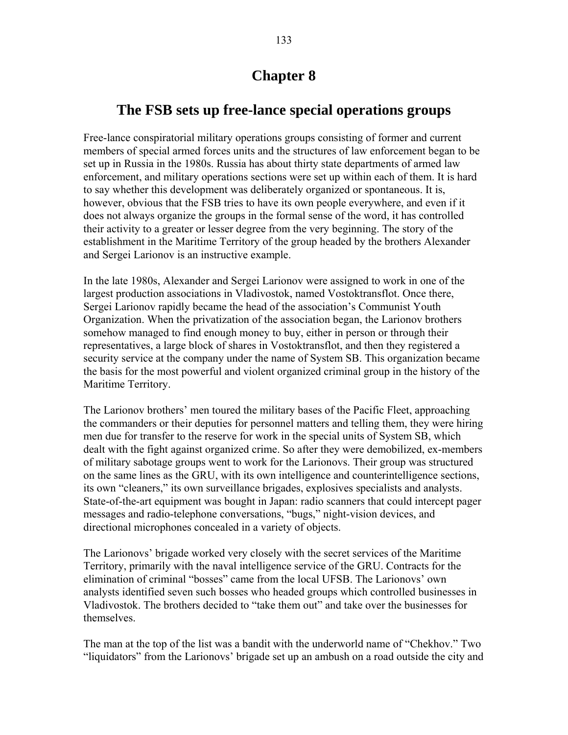# Chapter 8

## The FSB sets up free-lance special operations groups

Free-lance conspiratorial military operations groups consisting of former and current members of special armed forces units and the structures of law enforcement began to be set up in Russia in the 1980s. Russia has about thirty state departments of armed law enforcement, and military operations sections were set up within each of them. It is hard to say whether this development was deliberately organized or spontaneous. It is, however, obvious that the FSB tries to have its own people everywhere, and even if it does not always organize the groups in the formal sense of the word, it has controlled their activity to a greater or lesser degree from the very beginning. The story of the establishment in the Maritime Territory of the group headed by the brothers Alexander and Sergei Larionov is an instructive example.

In the late 1980s, Alexander and Sergei Larionov were assigned to work in one of the largest production associations in Vladivostok, named Vostoktransflot. Once there, Sergei Larionov rapidly became the head of the association's Communist Youth Organization. When the privatization of the association began, the Larionov brothers somehow managed to find enough money to buy, either in person or through their representatives, a large block of shares in Vostoktransflot, and then they registered a security service at the company under the name of System SB. This organization became the basis for the most powerful and violent organized criminal group in the history of the Maritime Territory.

The Larionov brothers' men toured the military bases of the Pacific Fleet, approaching the commanders or their deputies for personnel matters and telling them, they were hiring men due for transfer to the reserve for work in the special units of System SB, which dealt with the fight against organized crime. So after they were demobilized, ex-members of military sabotage groups went to work for the Larionovs. Their group was structured on the same lines as the GRU, with its own intelligence and counterintelligence sections, its own "cleaners," its own surveillance brigades, explosives specialists and analysts. State-of-the-art equipment was bought in Japan: radio scanners that could intercept pager messages and radio-telephone conversations, "bugs," night-vision devices, and directional microphones concealed in a variety of objects.

The Larionovs' brigade worked very closely with the secret services of the Maritime Territory, primarily with the naval intelligence service of the GRU. Contracts for the elimination of criminal "bosses" came from the local UFSB. The Larionovs' own analysts identified seven such bosses who headed groups which controlled businesses in Vladivostok. The brothers decided to "take them out" and take over the businesses for themselves.

The man at the top of the list was a bandit with the underworld name of "Chekhov." Two "liquidators" from the Larionovs' brigade set up an ambush on a road outside the city and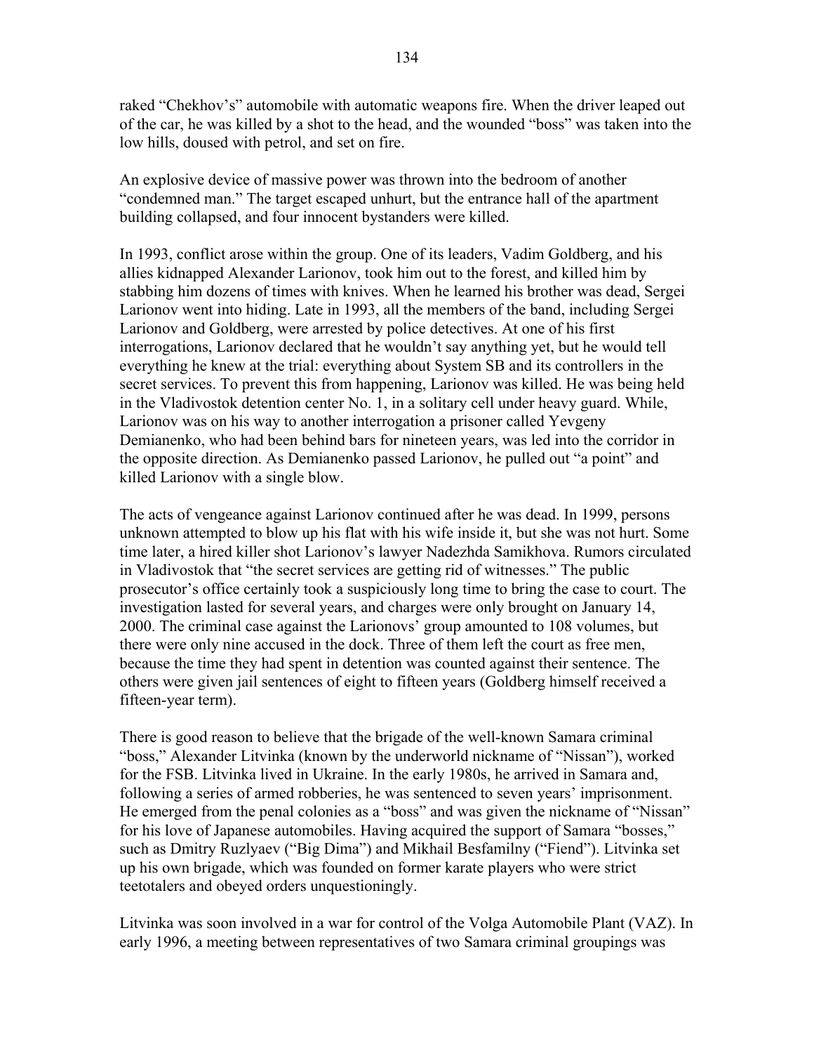raked "Chekhov's" automobile with automatic weapons fire. When the driver leaped out of the car, he was killed by a shot to the head, and the wounded "boss" was taken into the low hills, doused with petrol, and set on fire.

An explosive device of massive power was thrown into the bedroom of another "condemned man." The target escaped unhurt, but the entrance hall of the apartment building collapsed, and four innocent bystanders were killed.

In 1993, conflict arose within the group. One of its leaders, Vadim Goldberg, and his allies kidnapped Alexander Larionov, took him out to the forest, and killed him by stabbing him dozens of times with knives. When he learned his brother was dead, Sergei Larionov went into hiding. Late in 1993, all the members of the band, including Sergei Larionov and Goldberg, were arrested by police detectives. At one of his first interrogations, Larionov declared that he wouldn't say anything yet, but he would tell everything he knew at the trial: everything about System SB and its controllers in the secret services. To prevent this from happening, Larionov was killed. He was being held in the Vladivostok detention center No. 1, in a solitary cell under heavy guard. While, Larionov was on his way to another interrogation a prisoner called Yevgeny Demianenko, who had been behind bars for nineteen years, was led into the corridor in the opposite direction. As Demianenko passed Larionov, he pulled out "a point" and killed Larionov with a single blow.

The acts of vengeance against Larionov continued after he was dead. In 1999, persons unknown attempted to blow up his flat with his wife inside it, but she was not hurt. Some time later, a hired killer shot Larionov's lawyer Nadezhda Samikhova. Rumors circulated in Vladivostok that "the secret services are getting rid of witnesses." The public prosecutor's office certainly took a suspiciously long time to bring the case to court. The investigation lasted for several years, and charges were only brought on January 14, 2000. The criminal case against the Larionovs' group amounted to 108 volumes, but there were only nine accused in the dock. Three of them left the court as free men, because the time they had spent in detention was counted against their sentence. The others were given jail sentences of eight to fifteen years (Goldberg himself received a fifteen-year term).

There is good reason to believe that the brigade of the well-known Samara criminal "boss," Alexander Litvinka (known by the underworld nickname of "Nissan"), worked for the FSB. Litvinka lived in Ukraine. In the early 1980s, he arrived in Samara and, following a series of armed robberies, he was sentenced to seven years' imprisonment. He emerged from the penal colonies as a "boss" and was given the nickname of "Nissan" for his love of Japanese automobiles. Having acquired the support of Samara "bosses," such as Dmitry Ruzlyaev ("Big Dima") and Mikhail Besfamilny ("Fiend"). Litvinka set up his own brigade, which was founded on former karate players who were strict teetotalers and obeyed orders unquestioningly.

Litvinka was soon involved in a war for control of the Volga Automobile Plant (VAZ). In early 1996, a meeting between representatives of two Samara criminal groupings was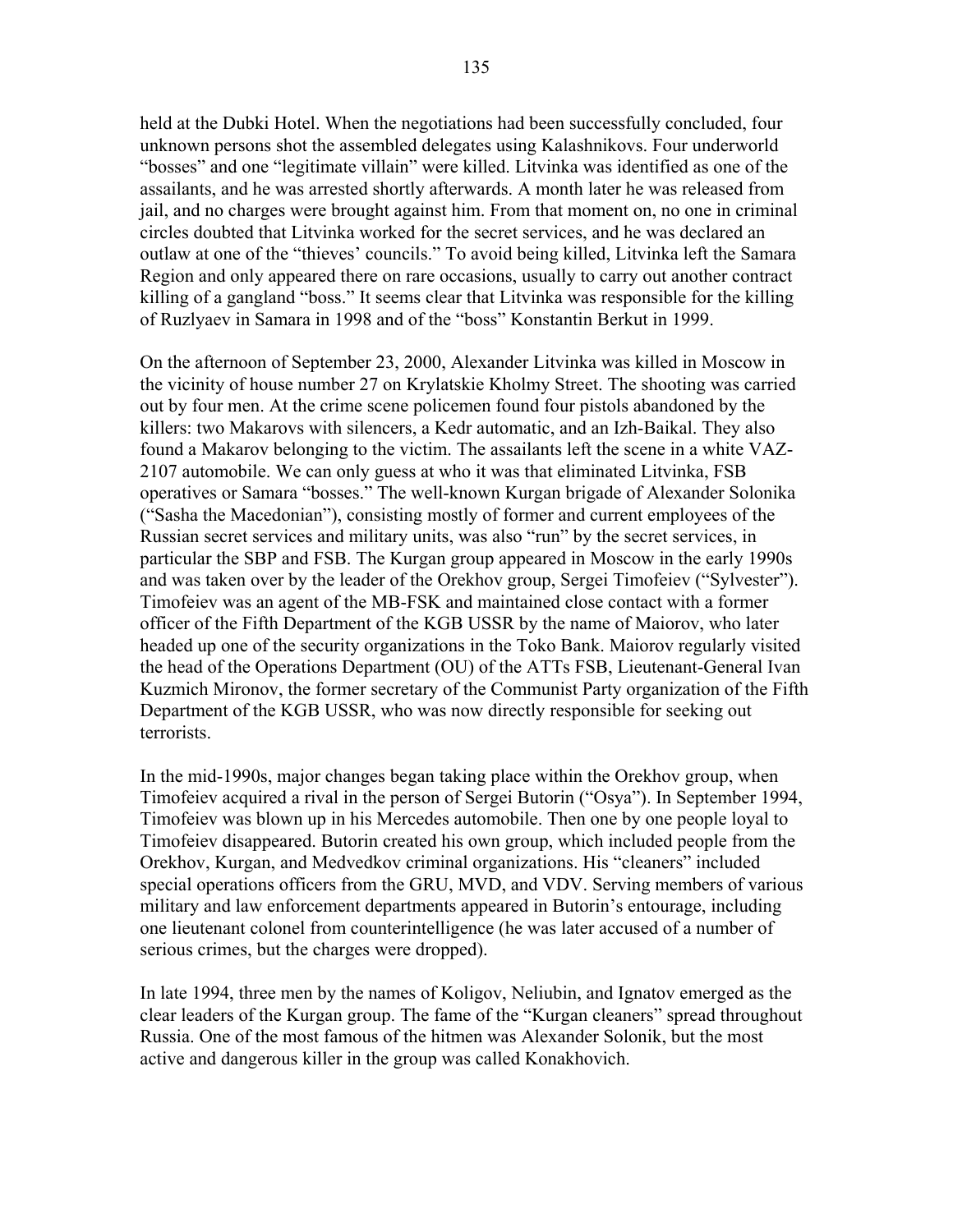held at the Dubki Hotel. When the negotiations had been successfully concluded, four unknown persons shot the assembled delegates using Kalashnikovs. Four underworld "bosses" and one "legitimate villain" were killed. Litvinka was identified as one of the assailants, and he was arrested shortly afterwards. A month later he was released from jail, and no charges were brought against him. From that moment on, no one in criminal circles doubted that Litvinka worked for the secret services, and he was declared an outlaw at one of the "thieves' councils." To avoid being killed, Litvinka left the Samara Region and only appeared there on rare occasions, usually to carry out another contract killing of a gangland "boss." It seems clear that Litvinka was responsible for the killing of Ruzlyaev in Samara in 1998 and of the "boss" Konstantin Berkut in 1999.

On the afternoon of September 23, 2000, Alexander Litvinka was killed in Moscow in the vicinity of house number 27 on Krylatskie Kholmy Street. The shooting was carried out by four men. At the crime scene policemen found four pistols abandoned by the killers: two Makarovs with silencers, a Kedr automatic, and an Izh-Baikal. They also found a Makarov belonging to the victim. The assailants left the scene in a white VAZ-2107 automobile. We can only guess at who it was that eliminated Litvinka, FSB operatives or Samara "bosses." The well-known Kurgan brigade of Alexander Solonika ("Sasha the Macedonian"), consisting mostly of former and current employees of the Russian secret services and military units, was also "run" by the secret services, in particular the SBP and FSB. The Kurgan group appeared in Moscow in the early 1990s and was taken over by the leader of the Orekhov group, Sergei Timofeiev ("Sylvester"). Timofeiev was an agent of the MB-FSK and maintained close contact with a former officer of the Fifth Department of the KGB USSR by the name of Maiorov, who later headed up one of the security organizations in the Toko Bank. Maiorov regularly visited the head of the Operations Department (OU) of the ATTs FSB, Lieutenant-General Ivan Kuzmich Mironov, the former secretary of the Communist Party organization of the Fifth Department of the KGB USSR, who was now directly responsible for seeking out terrorists.

In the mid-1990s, major changes began taking place within the Orekhov group, when Timofeiev acquired a rival in the person of Sergei Butorin ("Osya"). In September 1994, Timofeiev was blown up in his Mercedes automobile. Then one by one people loyal to Timofeiev disappeared. Butorin created his own group, which included people from the Orekhov, Kurgan, and Medvedkov criminal organizations. His "cleaners" included special operations officers from the GRU, MVD, and VDV. Serving members of various military and law enforcement departments appeared in Butorin's entourage, including one lieutenant colonel from counterintelligence (he was later accused of a number of serious crimes, but the charges were dropped).

In late 1994, three men by the names of Koligov, Neliubin, and Ignatov emerged as the clear leaders of the Kurgan group. The fame of the "Kurgan cleaners" spread throughout Russia. One of the most famous of the hitmen was Alexander Solonik, but the most active and dangerous killer in the group was called Konakhovich.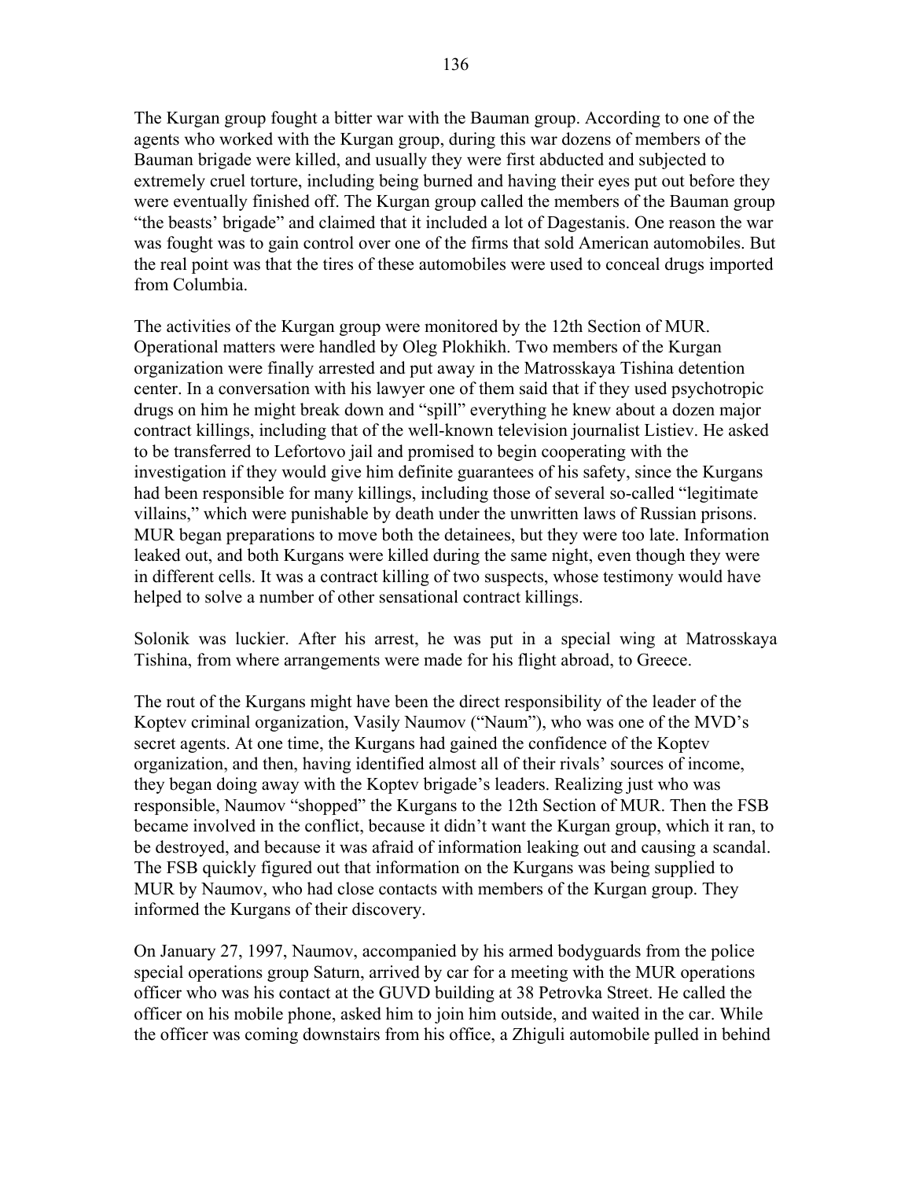The Kurgan group fought a bitter war with the Bauman group. According to one of the agents who worked with the Kurgan group, during this war dozens of members of the Bauman brigade were killed, and usually they were first abducted and subjected to extremely cruel torture, including being burned and having their eyes put out before they were eventually finished off. The Kurgan group called the members of the Bauman group "the beasts' brigade" and claimed that it included a lot of Dagestanis. One reason the war was fought was to gain control over one of the firms that sold American automobiles. But the real point was that the tires of these automobiles were used to conceal drugs imported from Columbia.

The activities of the Kurgan group were monitored by the 12th Section of MUR. Operational matters were handled by Oleg Plokhikh. Two members of the Kurgan organization were finally arrested and put away in the Matrosskaya Tishina detention center. In a conversation with his lawyer one of them said that if they used psychotropic drugs on him he might break down and "spill" everything he knew about a dozen major contract killings, including that of the well-known television journalist Listiev. He asked to be transferred to Lefortovo jail and promised to begin cooperating with the investigation if they would give him definite guarantees of his safety, since the Kurgans had been responsible for many killings, including those of several so-called "legitimate villains," which were punishable by death under the unwritten laws of Russian prisons. MUR began preparations to move both the detainees, but they were too late. Information leaked out, and both Kurgans were killed during the same night, even though they were in different cells. It was a contract killing of two suspects, whose testimony would have helped to solve a number of other sensational contract killings.

Solonik was luckier. After his arrest, he was put in a special wing at Matrosskaya Tishina, from where arrangements were made for his flight abroad, to Greece.

The rout of the Kurgans might have been the direct responsibility of the leader of the Koptev criminal organization, Vasily Naumov ("Naum"), who was one of the MVD's secret agents. At one time, the Kurgans had gained the confidence of the Koptev organization, and then, having identified almost all of their rivals' sources of income, they began doing away with the Koptev brigade's leaders. Realizing just who was responsible, Naumov "shopped" the Kurgans to the 12th Section of MUR. Then the FSB became involved in the conflict, because it didn't want the Kurgan group, which it ran, to be destroyed, and because it was afraid of information leaking out and causing a scandal. The FSB quickly figured out that information on the Kurgans was being supplied to MUR by Naumov, who had close contacts with members of the Kurgan group. They informed the Kurgans of their discovery.

On January 27, 1997, Naumov, accompanied by his armed bodyguards from the police special operations group Saturn, arrived by car for a meeting with the MUR operations officer who was his contact at the GUVD building at 38 Petrovka Street. He called the officer on his mobile phone, asked him to join him outside, and waited in the car. While the officer was coming downstairs from his office, a Zhiguli automobile pulled in behind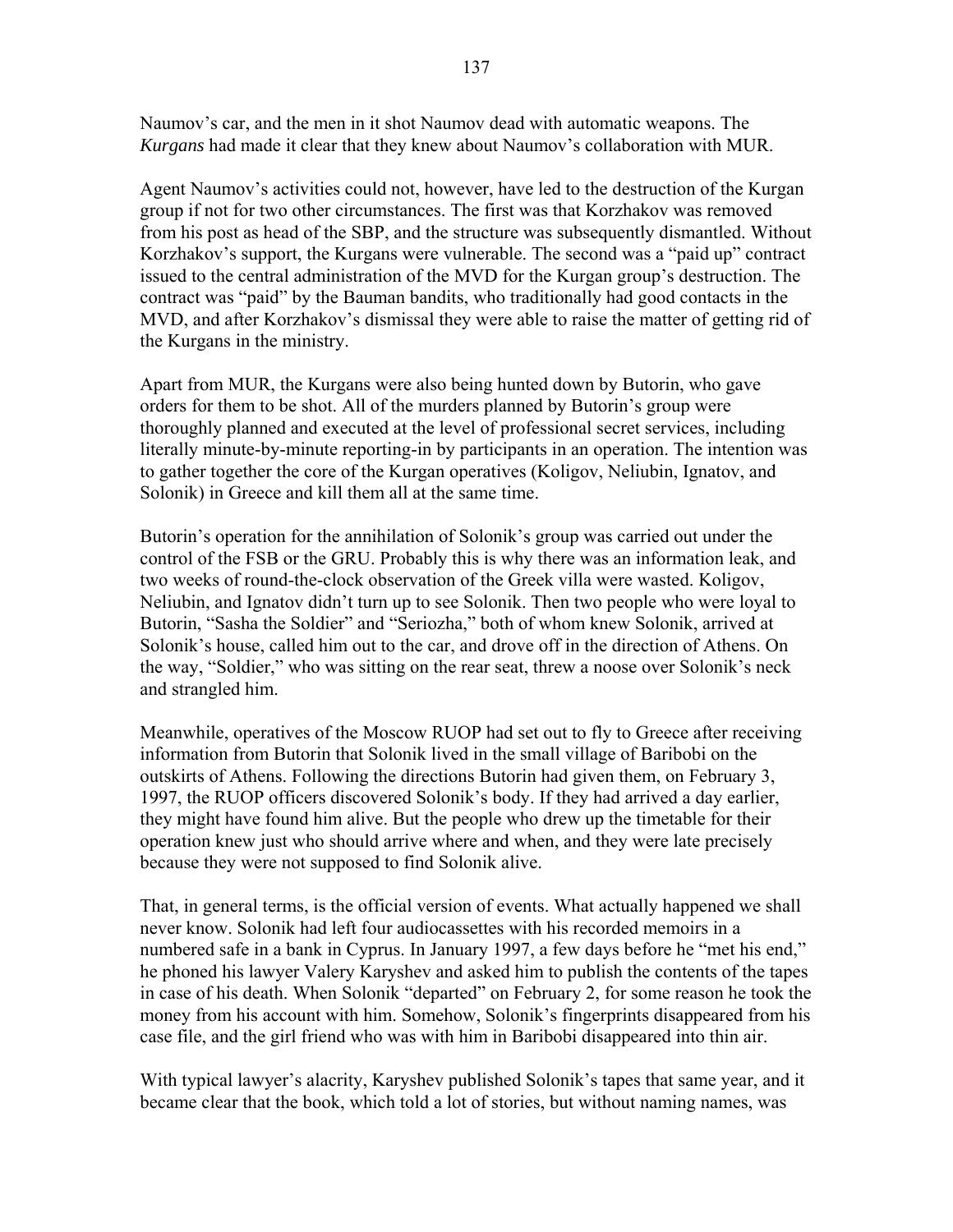Naumov's car, and the men in it shot Naumov dead with automatic weapons. The *Kurgans* had made it clear that they knew about Naumov's collaboration with MUR.

Agent Naumov's activities could not, however, have led to the destruction of the Kurgan group if not for two other circumstances. The first was that Korzhakov was removed from his post as head of the SBP, and the structure was subsequently dismantled. Without Korzhakov's support, the Kurgans were vulnerable. The second was a "paid up" contract issued to the central administration of the MVD for the Kurgan group's destruction. The contract was "paid" by the Bauman bandits, who traditionally had good contacts in the MVD, and after Korzhakov's dismissal they were able to raise the matter of getting rid of the Kurgans in the ministry.

Apart from MUR, the Kurgans were also being hunted down by Butorin, who gave orders for them to be shot. All of the murders planned by Butorin's group were thoroughly planned and executed at the level of professional secret services, including literally minute-by-minute reporting-in by participants in an operation. The intention was to gather together the core of the Kurgan operatives (Koligov, Neliubin, Ignatov, and Solonik) in Greece and kill them all at the same time.

Butorin's operation for the annihilation of Solonik's group was carried out under the control of the FSB or the GRU. Probably this is why there was an information leak, and two weeks of round-the-clock observation of the Greek villa were wasted. Koligov, Neliubin, and Ignatov didn't turn up to see Solonik. Then two people who were loyal to Butorin, "Sasha the Soldier" and "Seriozha," both of whom knew Solonik, arrived at Solonik's house, called him out to the car, and drove off in the direction of Athens. On the way, "Soldier," who was sitting on the rear seat, threw a noose over Solonik's neck and strangled him.

Meanwhile, operatives of the Moscow RUOP had set out to fly to Greece after receiving information from Butorin that Solonik lived in the small village of Baribobi on the outskirts of Athens. Following the directions Butorin had given them, on February 3, 1997, the RUOP officers discovered Solonik's body. If they had arrived a day earlier, they might have found him alive. But the people who drew up the timetable for their operation knew just who should arrive where and when, and they were late precisely because they were not supposed to find Solonik alive.

That, in general terms, is the official version of events. What actually happened we shall never know. Solonik had left four audiocassettes with his recorded memoirs in a numbered safe in a bank in Cyprus. In January 1997, a few days before he "met his end," he phoned his lawyer Valery Karyshev and asked him to publish the contents of the tapes in case of his death. When Solonik "departed" on February 2, for some reason he took the money from his account with him. Somehow, Solonik's fingerprints disappeared from his case file, and the girl friend who was with him in Baribobi disappeared into thin air.

With typical lawyer's alacrity, Karyshev published Solonik's tapes that same year, and it became clear that the book, which told a lot of stories, but without naming names, was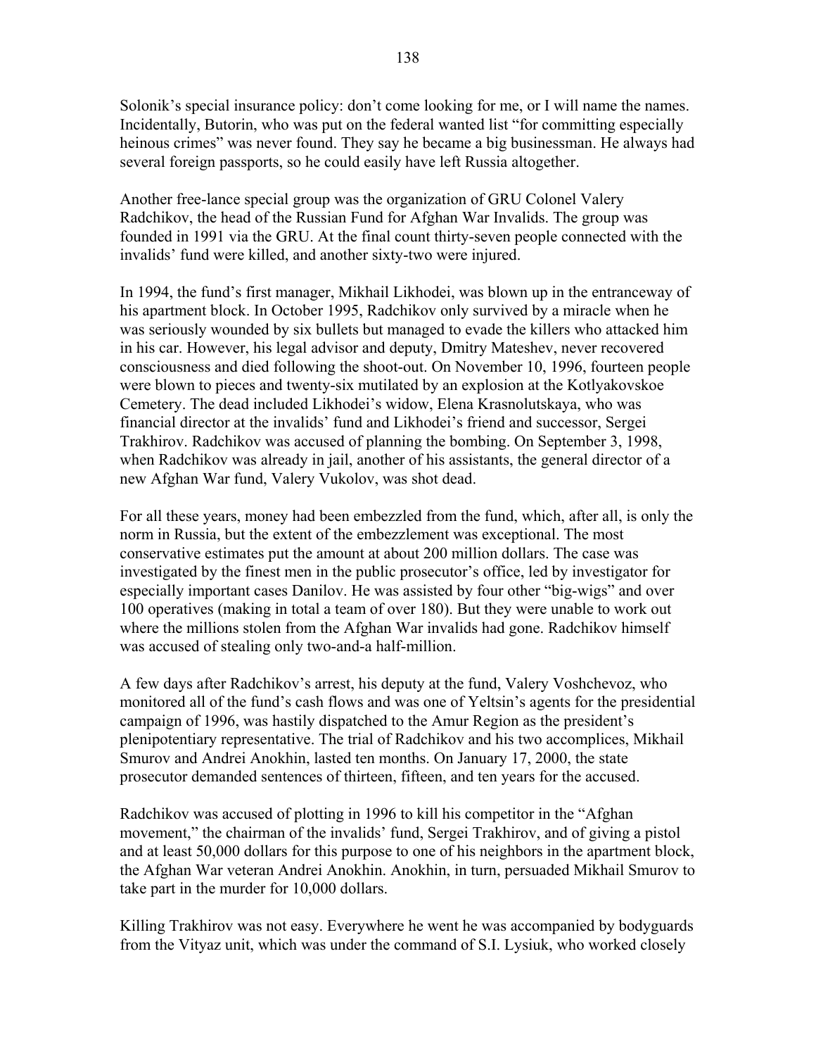Solonik's special insurance policy: don't come looking for me, or I will name the names. Incidentally, Butorin, who was put on the federal wanted list "for committing especially heinous crimes" was never found. They say he became a big businessman. He always had several foreign passports, so he could easily have left Russia altogether.

Another free-lance special group was the organization of GRU Colonel Valery Radchikov, the head of the Russian Fund for Afghan War Invalids. The group was founded in 1991 via the GRU. At the final count thirty-seven people connected with the invalids' fund were killed, and another sixty-two were injured.

In 1994, the fund's first manager, Mikhail Likhodei, was blown up in the entranceway of his apartment block. In October 1995, Radchikov only survived by a miracle when he was seriously wounded by six bullets but managed to evade the killers who attacked him in his car. However, his legal advisor and deputy, Dmitry Mateshev, never recovered consciousness and died following the shoot-out. On November 10, 1996, fourteen people were blown to pieces and twenty-six mutilated by an explosion at the Kotlyakovskoe Cemetery. The dead included Likhodei's widow, Elena Krasnolutskaya, who was financial director at the invalids' fund and Likhodei's friend and successor, Sergei Trakhirov. Radchikov was accused of planning the bombing. On September 3, 1998, when Radchikov was already in jail, another of his assistants, the general director of a new Afghan War fund, Valery Vukolov, was shot dead.

For all these years, money had been embezzled from the fund, which, after all, is only the norm in Russia, but the extent of the embezzlement was exceptional. The most conservative estimates put the amount at about 200 million dollars. The case was investigated by the finest men in the public prosecutor's office, led by investigator for especially important cases Danilov. He was assisted by four other "big-wigs" and over 100 operatives (making in total a team of over 180). But they were unable to work out where the millions stolen from the Afghan War invalids had gone. Radchikov himself was accused of stealing only two-and-a half-million.

A few days after Radchikov's arrest, his deputy at the fund, Valery Voshchevoz, who monitored all of the fund's cash flows and was one of Yeltsin's agents for the presidential campaign of 1996, was hastily dispatched to the Amur Region as the president's plenipotentiary representative. The trial of Radchikov and his two accomplices, Mikhail Smurov and Andrei Anokhin, lasted ten months. On January 17, 2000, the state prosecutor demanded sentences of thirteen, fifteen, and ten years for the accused.

Radchikov was accused of plotting in 1996 to kill his competitor in the "Afghan movement," the chairman of the invalids' fund, Sergei Trakhirov, and of giving a pistol and at least 50,000 dollars for this purpose to one of his neighbors in the apartment block, the Afghan War veteran Andrei Anokhin. Anokhin, in turn, persuaded Mikhail Smurov to take part in the murder for 10,000 dollars.

Killing Trakhirov was not easy. Everywhere he went he was accompanied by bodyguards from the Vityaz unit, which was under the command of S.I. Lysiuk, who worked closely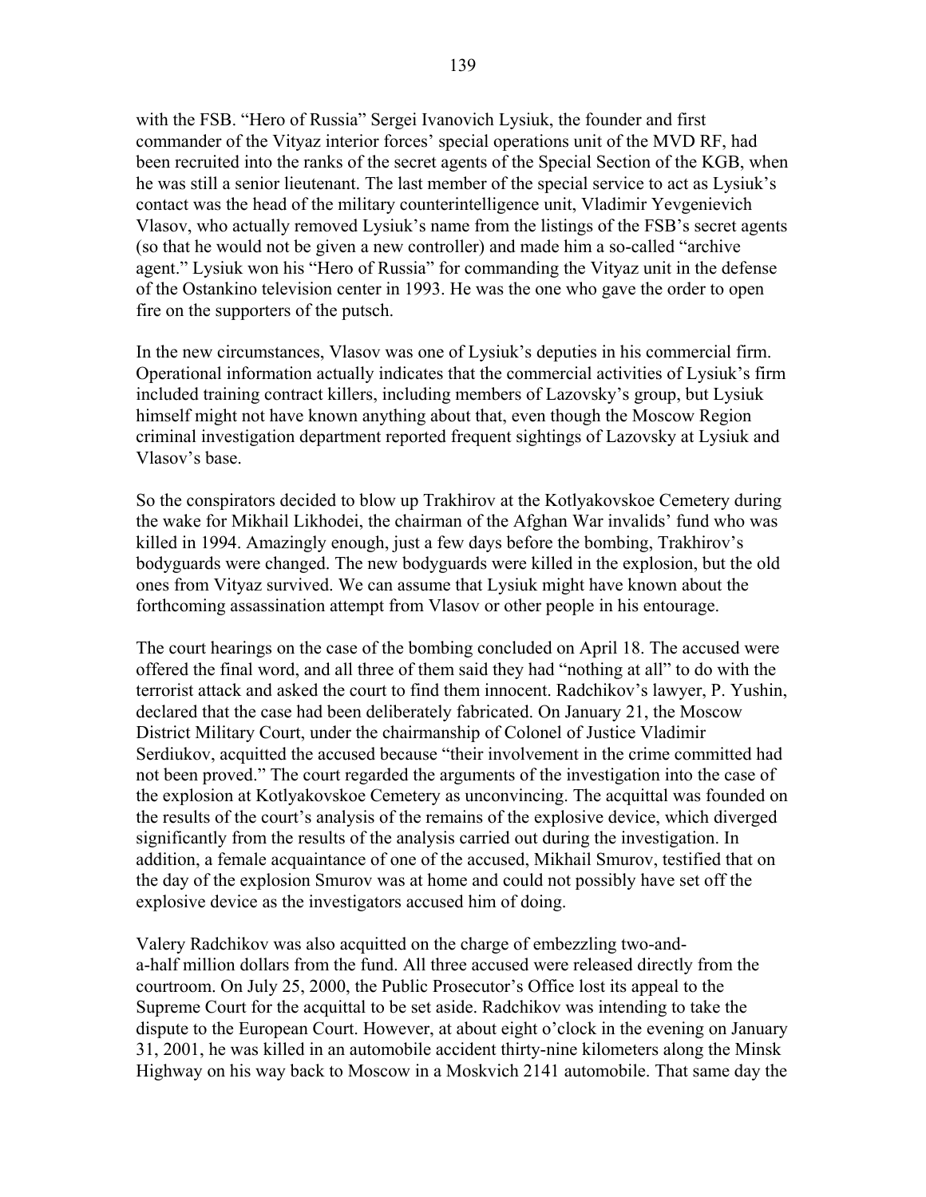with the FSB. "Hero of Russia" Sergei Ivanovich Lysiuk, the founder and first commander of the Vityaz interior forces' special operations unit of the MVD RF, had been recruited into the ranks of the secret agents of the Special Section of the KGB, when he was still a senior lieutenant. The last member of the special service to act as Lysiuk's contact was the head of the military counterintelligence unit, Vladimir Yevgenievich Vlasov, who actually removed Lysiuk's name from the listings of the FSB's secret agents (so that he would not be given a new controller) and made him a so-called "archive agent." Lysiuk won his "Hero of Russia" for commanding the Vityaz unit in the defense of the Ostankino television center in 1993. He was the one who gave the order to open fire on the supporters of the putsch.

In the new circumstances, Vlasov was one of Lysiuk's deputies in his commercial firm. Operational information actually indicates that the commercial activities of Lysiuk's firm included training contract killers, including members of Lazovsky's group, but Lysiuk himself might not have known anything about that, even though the Moscow Region criminal investigation department reported frequent sightings of Lazovsky at Lysiuk and Vlasov's base.

So the conspirators decided to blow up Trakhirov at the Kotlyakovskoe Cemetery during the wake for Mikhail Likhodei, the chairman of the Afghan War invalids' fund who was killed in 1994. Amazingly enough, just a few days before the bombing, Trakhirov's bodyguards were changed. The new bodyguards were killed in the explosion, but the old ones from Vityaz survived. We can assume that Lysiuk might have known about the forthcoming assassination attempt from Vlasov or other people in his entourage.

The court hearings on the case of the bombing concluded on April 18. The accused were offered the final word, and all three of them said they had "nothing at all" to do with the terrorist attack and asked the court to find them innocent. Radchikov's lawyer, P. Yushin, declared that the case had been deliberately fabricated. On January 21, the Moscow District Military Court, under the chairmanship of Colonel of Justice Vladimir Serdiukov, acquitted the accused because "their involvement in the crime committed had not been proved." The court regarded the arguments of the investigation into the case of the explosion at Kotlyakovskoe Cemetery as unconvincing. The acquittal was founded on the results of the court's analysis of the remains of the explosive device, which diverged significantly from the results of the analysis carried out during the investigation. In addition, a female acquaintance of one of the accused, Mikhail Smurov, testified that on the day of the explosion Smurov was at home and could not possibly have set off the explosive device as the investigators accused him of doing.

Valery Radchikov was also acquitted on the charge of embezzling two-and-a-half million dollars from the fund. All three accused were released directly from the courtroom. On July 25, 2000, the Public Prosecutor's Office lost its appeal to the Supreme Court for the acquittal to be set aside. Radchikov was intending to take the dispute to the European Court. However, at about eight o'clock in the evening on January 31, 2001, he was killed in an automobile accident thirty-nine kilometers along the Minsk Highway on his way back to Moscow in a Moskvich 2141 automobile. That same day the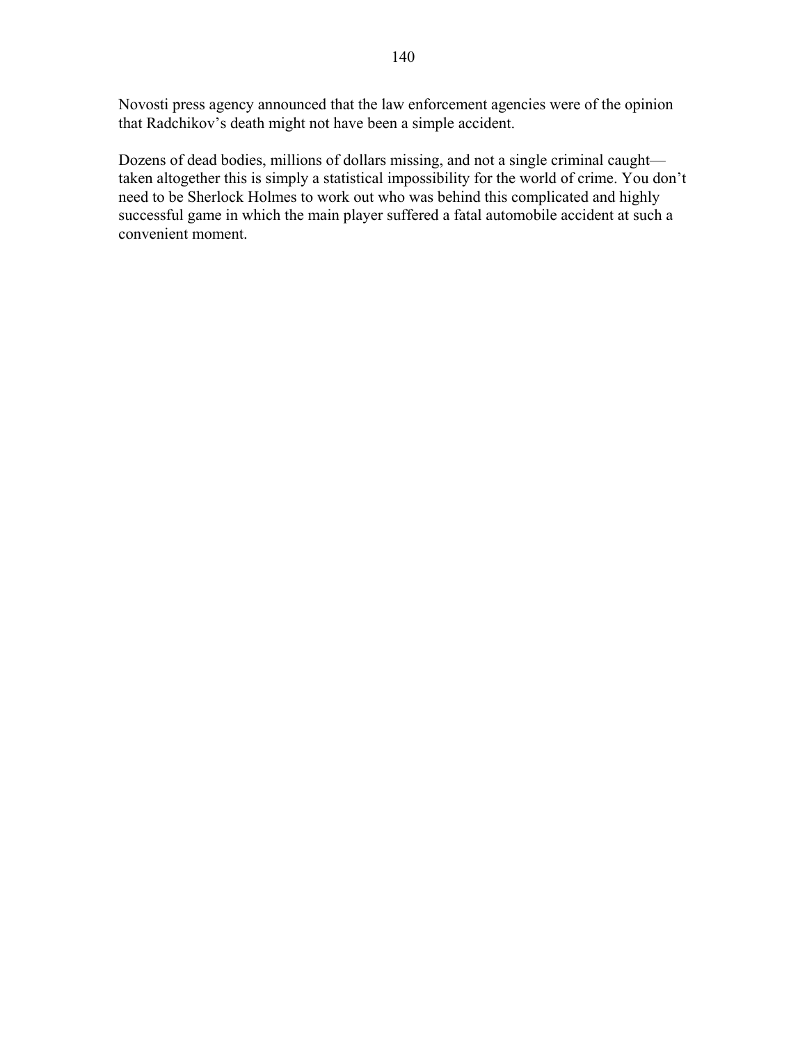Novosti press agency announced that the law enforcement agencies were of the opinion that Radchikov's death might not have been a simple accident.

Dozens of dead bodies, millions of dollars missing, and not a single criminal caught—taken altogether this is simply a statistical impossibility for the world of crime. You don't need to be Sherlock Holmes to work out who was behind this complicated and highly successful game in which the main player suffered a fatal automobile accident at such a convenient moment.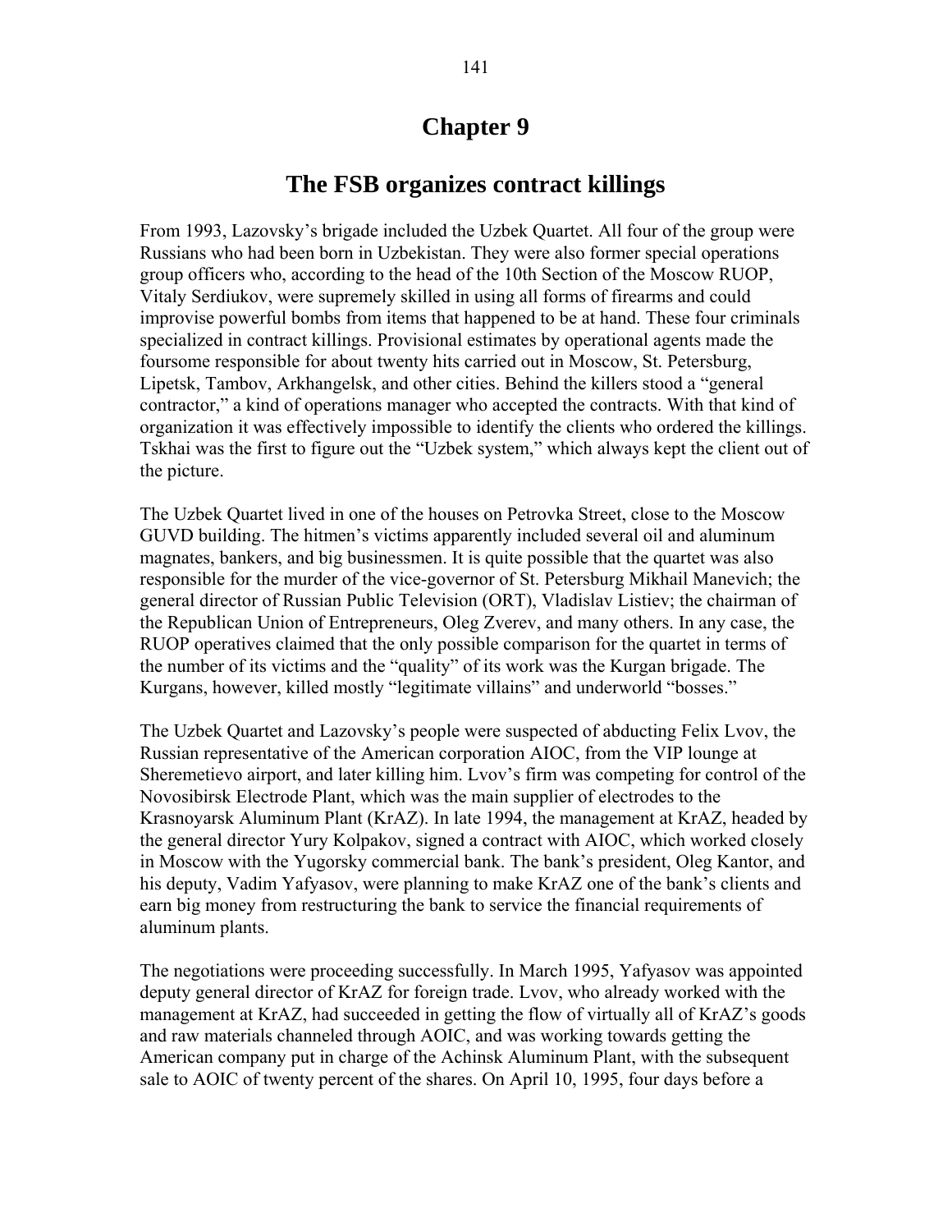# Chapter 9

## The FSB organizes contract killings

From 1993, Lazovsky's brigade included the Uzbek Quartet. All four of the group were Russians who had been born in Uzbekistan. They were also former special operations group officers who, according to the head of the 10th Section of the Moscow RUOP, Vitaly Serdiukov, were supremely skilled in using all forms of firearms and could improvise powerful bombs from items that happened to be at hand. These four criminals specialized in contract killings. Provisional estimates by operational agents made the foursome responsible for about twenty hits carried out in Moscow, St. Petersburg, Lipetsk, Tambov, Arkhangelsk, and other cities. Behind the killers stood a "general contractor," a kind of operations manager who accepted the contracts. With that kind of organization it was effectively impossible to identify the clients who ordered the killings. Tskhai was the first to figure out the "Uzbek system," which always kept the client out of the picture.

The Uzbek Quartet lived in one of the houses on Petrovka Street, close to the Moscow GUVD building. The hitmen's victims apparently included several oil and aluminum magnates, bankers, and big businessmen. It is quite possible that the quartet was also responsible for the murder of the vice-governor of St. Petersburg Mikhail Manevich; the general director of Russian Public Television (ORT), Vladislav Listiev; the chairman of the Republican Union of Entrepreneurs, Oleg Zverev, and many others. In any case, the RUOP operatives claimed that the only possible comparison for the quartet in terms of the number of its victims and the "quality" of its work was the Kurgan brigade. The Kurgans, however, killed mostly "legitimate villains" and underworld "bosses."

The Uzbek Quartet and Lazovsky's people were suspected of abducting Felix Lvov, the Russian representative of the American corporation AIOC, from the VIP lounge at Sheremetievo airport, and later killing him. Lvov's firm was competing for control of the Novosibirsk Electrode Plant, which was the main supplier of electrodes to the Krasnoyarsk Aluminum Plant (KrAZ). In late 1994, the management at KrAZ, headed by the general director Yury Kolpakov, signed a contract with AIOC, which worked closely in Moscow with the Yugorsky commercial bank. The bank's president, Oleg Kantor, and his deputy, Vadim Yafyasov, were planning to make KrAZ one of the bank's clients and earn big money from restructuring the bank to service the financial requirements of aluminum plants.

The negotiations were proceeding successfully. In March 1995, Yafyasov was appointed deputy general director of KrAZ for foreign trade. Lvov, who already worked with the management at KrAZ, had succeeded in getting the flow of virtually all of KrAZ's goods and raw materials channeled through AOIC, and was working towards getting the American company put in charge of the Achinsk Aluminum Plant, with the subsequent sale to AOIC of twenty percent of the shares. On April 10, 1995, four days before a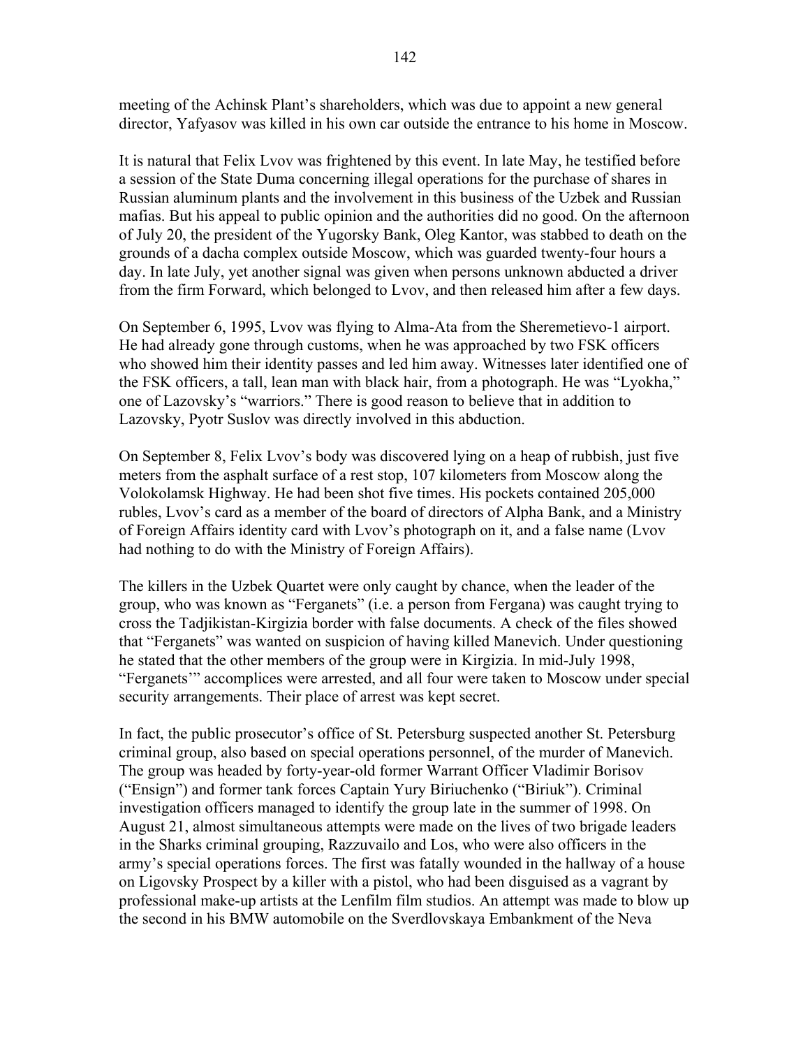meeting of the Achinsk Plant's shareholders, which was due to appoint a new general director, Yafyasov was killed in his own car outside the entrance to his home in Moscow.

It is natural that Felix Lvov was frightened by this event. In late May, he testified before a session of the State Duma concerning illegal operations for the purchase of shares in Russian aluminum plants and the involvement in this business of the Uzbek and Russian mafias. But his appeal to public opinion and the authorities did no good. On the afternoon of July 20, the president of the Yugorsky Bank, Oleg Kantor, was stabbed to death on the grounds of a dacha complex outside Moscow, which was guarded twenty-four hours a day. In late July, yet another signal was given when persons unknown abducted a driver from the firm Forward, which belonged to Lvov, and then released him after a few days.

On September 6, 1995, Lvov was flying to Alma-Ata from the Sheremetievo-1 airport. He had already gone through customs, when he was approached by two FSK officers who showed him their identity passes and led him away. Witnesses later identified one of the FSK officers, a tall, lean man with black hair, from a photograph. He was "Lyokha," one of Lazovsky's "warriors." There is good reason to believe that in addition to Lazovsky, Pyotr Suslov was directly involved in this abduction.

On September 8, Felix Lvov's body was discovered lying on a heap of rubbish, just five meters from the asphalt surface of a rest stop, 107 kilometers from Moscow along the Volokolamsk Highway. He had been shot five times. His pockets contained 205,000 rubles, Lvov's card as a member of the board of directors of Alpha Bank, and a Ministry of Foreign Affairs identity card with Lvov's photograph on it, and a false name (Lvov had nothing to do with the Ministry of Foreign Affairs).

The killers in the Uzbek Quartet were only caught by chance, when the leader of the group, who was known as "Ferganets" (i.e. a person from Fergana) was caught trying to cross the Tadjikistan-Kirgizia border with false documents. A check of the files showed that "Ferganets" was wanted on suspicion of having killed Manevich. Under questioning he stated that the other members of the group were in Kirgizia. In mid-July 1998, "Ferganets'" accomplices were arrested, and all four were taken to Moscow under special security arrangements. Their place of arrest was kept secret.

In fact, the public prosecutor's office of St. Petersburg suspected another St. Petersburg criminal group, also based on special operations personnel, of the murder of Manevich. The group was headed by forty-year-old former Warrant Officer Vladimir Borisov ("Ensign") and former tank forces Captain Yury Biriuchenko ("Biriuk"). Criminal investigation officers managed to identify the group late in the summer of 1998. On August 21, almost simultaneous attempts were made on the lives of two brigade leaders in the Sharks criminal grouping, Razzuvailo and Los, who were also officers in the army's special operations forces. The first was fatally wounded in the hallway of a house on Ligovsky Prospect by a killer with a pistol, who had been disguised as a vagrant by professional make-up artists at the Lenfilm film studios. An attempt was made to blow up the second in his BMW automobile on the Sverdlovskaya Embankment of the Neva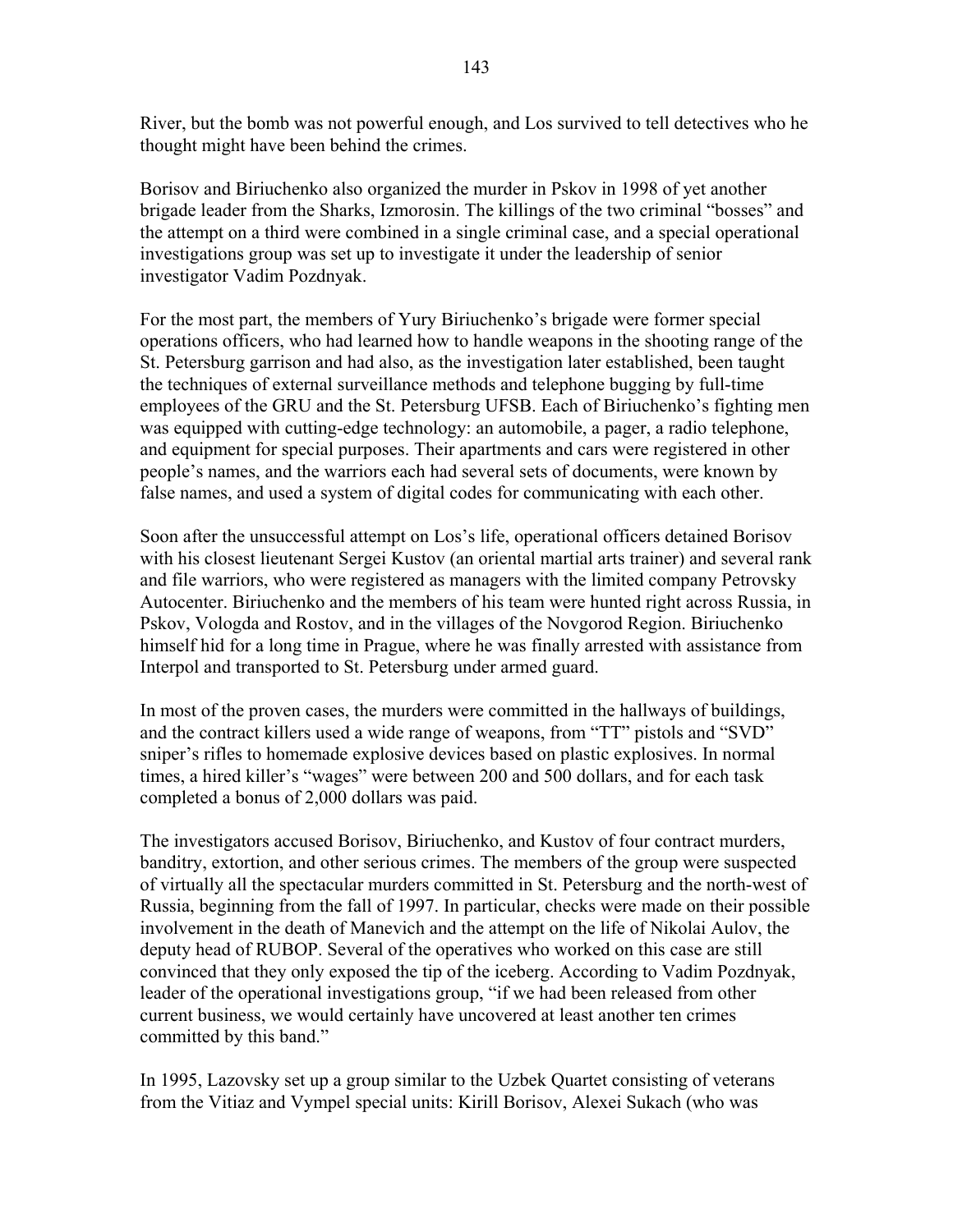River, but the bomb was not powerful enough, and Los survived to tell detectives who he thought might have been behind the crimes.

Borisov and Biriuchenko also organized the murder in Pskov in 1998 of yet another brigade leader from the Sharks, Izmorosin. The killings of the two criminal "bosses" and the attempt on a third were combined in a single criminal case, and a special operational investigations group was set up to investigate it under the leadership of senior investigator Vadim Pozdnyak.

For the most part, the members of Yury Biriuchenko's brigade were former special operations officers, who had learned how to handle weapons in the shooting range of the St. Petersburg garrison and had also, as the investigation later established, been taught the techniques of external surveillance methods and telephone bugging by full-time employees of the GRU and the St. Petersburg UFSB. Each of Biriuchenko's fighting men was equipped with cutting-edge technology: an automobile, a pager, a radio telephone, and equipment for special purposes. Their apartments and cars were registered in other people's names, and the warriors each had several sets of documents, were known by false names, and used a system of digital codes for communicating with each other.

Soon after the unsuccessful attempt on Los's life, operational officers detained Borisov with his closest lieutenant Sergei Kustov (an oriental martial arts trainer) and several rank and file warriors, who were registered as managers with the limited company Petrovsky Autocenter. Biriuchenko and the members of his team were hunted right across Russia, in Pskov, Vologda and Rostov, and in the villages of the Novgorod Region. Biriuchenko himself hid for a long time in Prague, where he was finally arrested with assistance from Interpol and transported to St. Petersburg under armed guard.

In most of the proven cases, the murders were committed in the hallways of buildings, and the contract killers used a wide range of weapons, from "TT" pistols and "SVD" sniper's rifles to homemade explosive devices based on plastic explosives. In normal times, a hired killer's "wages" were between 200 and 500 dollars, and for each task completed a bonus of 2,000 dollars was paid.

The investigators accused Borisov, Biriuchenko, and Kustov of four contract murders, banditry, extortion, and other serious crimes. The members of the group were suspected of virtually all the spectacular murders committed in St. Petersburg and the north-west of Russia, beginning from the fall of 1997. In particular, checks were made on their possible involvement in the death of Manevich and the attempt on the life of Nikolai Aulov, the deputy head of RUBOP. Several of the operatives who worked on this case are still convinced that they only exposed the tip of the iceberg. According to Vadim Pozdnyak, leader of the operational investigations group, "if we had been released from other current business, we would certainly have uncovered at least another ten crimes committed by this band."

In 1995, Lazovsky set up a group similar to the Uzbek Quartet consisting of veterans from the Vitiaz and Vympel special units: Kirill Borisov, Alexei Sukach (who was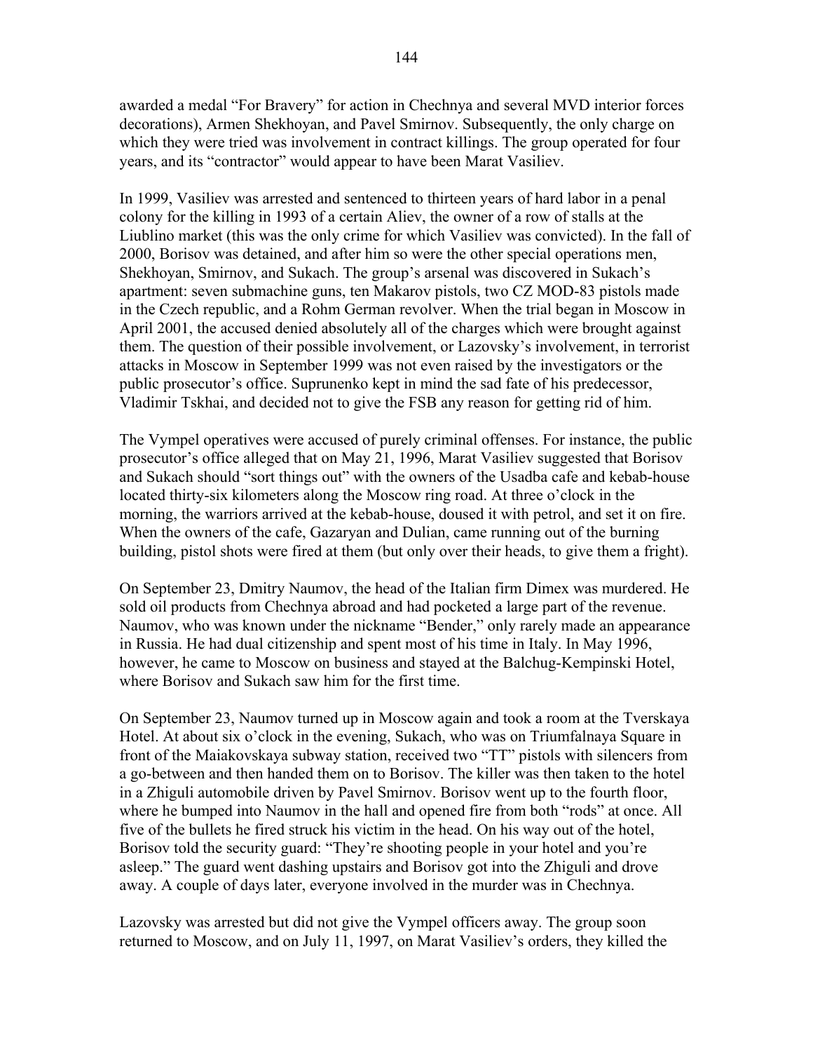awarded a medal "For Bravery" for action in Chechnya and several MVD interior forces decorations), Armen Shekhoyan, and Pavel Smirnov. Subsequently, the only charge on which they were tried was involvement in contract killings. The group operated for four years, and its "contractor" would appear to have been Marat Vasiliev.

In 1999, Vasiliev was arrested and sentenced to thirteen years of hard labor in a penal colony for the killing in 1993 of a certain Aliev, the owner of a row of stalls at the Liublino market (this was the only crime for which Vasiliev was convicted). In the fall of 2000, Borisov was detained, and after him so were the other special operations men, Shekhoyan, Smirnov, and Sukach. The group's arsenal was discovered in Sukach's apartment: seven submachine guns, ten Makarov pistols, two CZ MOD-83 pistols made in the Czech republic, and a Rohm German revolver. When the trial began in Moscow in April 2001, the accused denied absolutely all of the charges which were brought against them. The question of their possible involvement, or Lazovsky's involvement, in terrorist attacks in Moscow in September 1999 was not even raised by the investigators or the public prosecutor's office. Suprunenko kept in mind the sad fate of his predecessor, Vladimir Tskhai, and decided not to give the FSB any reason for getting rid of him.

The Vympel operatives were accused of purely criminal offenses. For instance, the public prosecutor's office alleged that on May 21, 1996, Marat Vasiliev suggested that Borisov and Sukach should "sort things out" with the owners of the Usadba cafe and kebab-house located thirty-six kilometers along the Moscow ring road. At three o'clock in the morning, the warriors arrived at the kebab-house, doused it with petrol, and set it on fire. When the owners of the cafe, Gazaryan and Dulian, came running out of the burning building, pistol shots were fired at them (but only over their heads, to give them a fright).

On September 23, Dmitry Naumov, the head of the Italian firm Dimex was murdered. He sold oil products from Chechnya abroad and had pocketed a large part of the revenue. Naumov, who was known under the nickname "Bender," only rarely made an appearance in Russia. He had dual citizenship and spent most of his time in Italy. In May 1996, however, he came to Moscow on business and stayed at the Balchug-Kempinski Hotel, where Borisov and Sukach saw him for the first time.

On September 23, Naumov turned up in Moscow again and took a room at the Tverskaya Hotel. At about six o'clock in the evening, Sukach, who was on Triumfalnaya Square in front of the Maiakovskaya subway station, received two "TT" pistols with silencers from a go-between and then handed them on to Borisov. The killer was then taken to the hotel in a Zhiguli automobile driven by Pavel Smirnov. Borisov went up to the fourth floor, where he bumped into Naumov in the hall and opened fire from both "rods" at once. All five of the bullets he fired struck his victim in the head. On his way out of the hotel, Borisov told the security guard: "They're shooting people in your hotel and you're asleep." The guard went dashing upstairs and Borisov got into the Zhiguli and drove away. A couple of days later, everyone involved in the murder was in Chechnya.

Lazovsky was arrested but did not give the Vympel officers away. The group soon returned to Moscow, and on July 11, 1997, on Marat Vasiliev's orders, they killed the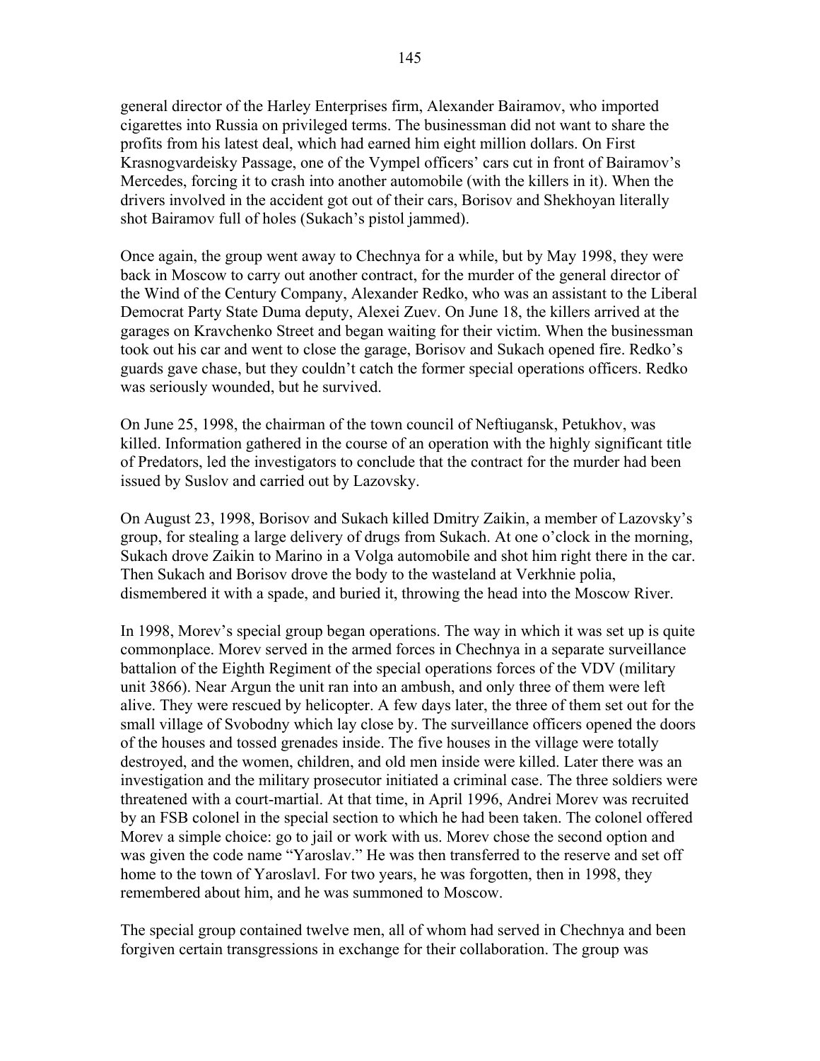general director of the Harley Enterprises firm, Alexander Bairamov, who imported cigarettes into Russia on privileged terms. The businessman did not want to share the profits from his latest deal, which had earned him eight million dollars. On First Krasnogvardeisky Passage, one of the Vympel officers' cars cut in front of Bairamov's Mercedes, forcing it to crash into another automobile (with the killers in it). When the drivers involved in the accident got out of their cars, Borisov and Shekhoyan literally shot Bairamov full of holes (Sukach's pistol jammed).

Once again, the group went away to Chechnya for a while, but by May 1998, they were back in Moscow to carry out another contract, for the murder of the general director of the Wind of the Century Company, Alexander Redko, who was an assistant to the Liberal Democrat Party State Duma deputy, Alexei Zuev. On June 18, the killers arrived at the garages on Kravchenko Street and began waiting for their victim. When the businessman took out his car and went to close the garage, Borisov and Sukach opened fire. Redko's guards gave chase, but they couldn't catch the former special operations officers. Redko was seriously wounded, but he survived.

On June 25, 1998, the chairman of the town council of Neftiugansk, Petukhov, was killed. Information gathered in the course of an operation with the highly significant title of Predators, led the investigators to conclude that the contract for the murder had been issued by Suslov and carried out by Lazovsky.

On August 23, 1998, Borisov and Sukach killed Dmitry Zaikin, a member of Lazovsky's group, for stealing a large delivery of drugs from Sukach. At one o'clock in the morning, Sukach drove Zaikin to Marino in a Volga automobile and shot him right there in the car. Then Sukach and Borisov drove the body to the wasteland at Verkhnie polia, dismembered it with a spade, and buried it, throwing the head into the Moscow River.

In 1998, Morev's special group began operations. The way in which it was set up is quite commonplace. Morev served in the armed forces in Chechnya in a separate surveillance battalion of the Eighth Regiment of the special operations forces of the VDV (military unit 3866). Near Argun the unit ran into an ambush, and only three of them were left alive. They were rescued by helicopter. A few days later, the three of them set out for the small village of Svobodny which lay close by. The surveillance officers opened the doors of the houses and tossed grenades inside. The five houses in the village were totally destroyed, and the women, children, and old men inside were killed. Later there was an investigation and the military prosecutor initiated a criminal case. The three soldiers were threatened with a court-martial. At that time, in April 1996, Andrei Morev was recruited by an FSB colonel in the special section to which he had been taken. The colonel offered Morev a simple choice: go to jail or work with us. Morev chose the second option and was given the code name "Yaroslav." He was then transferred to the reserve and set off home to the town of Yaroslavl. For two years, he was forgotten, then in 1998, they remembered about him, and he was summoned to Moscow.

The special group contained twelve men, all of whom had served in Chechnya and been forgiven certain transgressions in exchange for their collaboration. The group was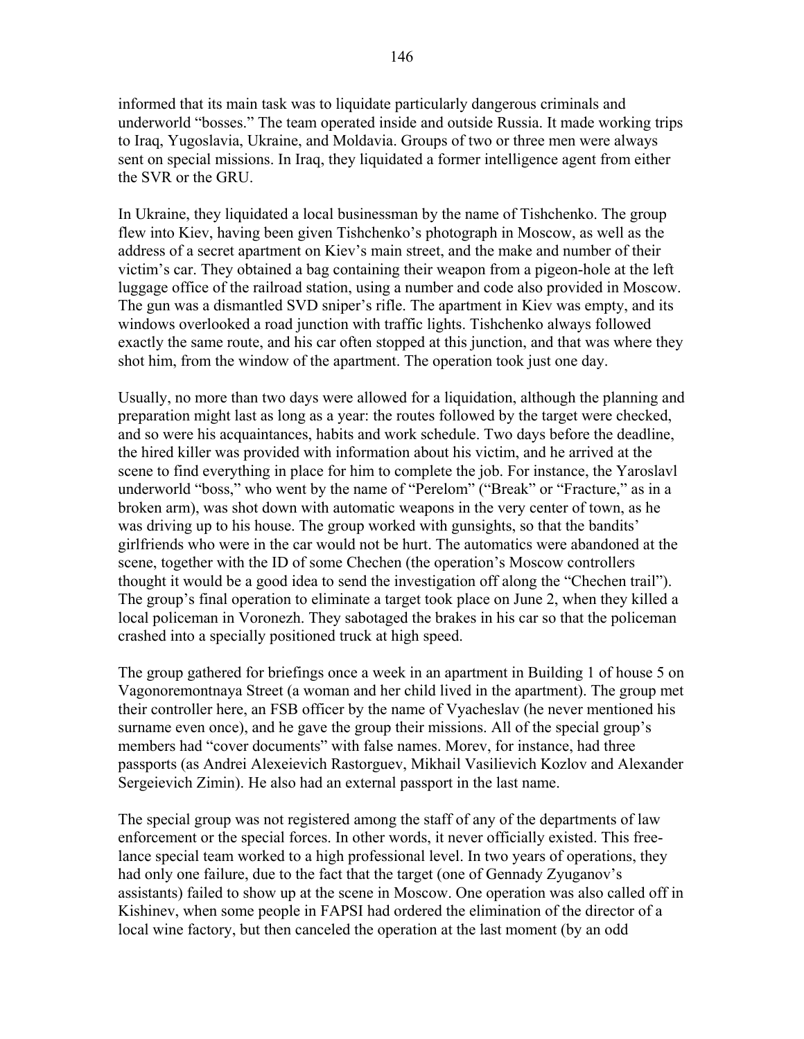informed that its main task was to liquidate particularly dangerous criminals and underworld "bosses." The team operated inside and outside Russia. It made working trips to Iraq, Yugoslavia, Ukraine, and Moldavia. Groups of two or three men were always sent on special missions. In Iraq, they liquidated a former intelligence agent from either the SVR or the GRU.

In Ukraine, they liquidated a local businessman by the name of Tishchenko. The group flew into Kiev, having been given Tishchenko's photograph in Moscow, as well as the address of a secret apartment on Kiev's main street, and the make and number of their victim's car. They obtained a bag containing their weapon from a pigeon-hole at the left luggage office of the railroad station, using a number and code also provided in Moscow. The gun was a dismantled SVD sniper's rifle. The apartment in Kiev was empty, and its windows overlooked a road junction with traffic lights. Tishchenko always followed exactly the same route, and his car often stopped at this junction, and that was where they shot him, from the window of the apartment. The operation took just one day.

Usually, no more than two days were allowed for a liquidation, although the planning and preparation might last as long as a year: the routes followed by the target were checked, and so were his acquaintances, habits and work schedule. Two days before the deadline, the hired killer was provided with information about his victim, and he arrived at the scene to find everything in place for him to complete the job. For instance, the Yaroslavl underworld "boss," who went by the name of "Perelom" ("Break" or "Fracture," as in a broken arm), was shot down with automatic weapons in the very center of town, as he was driving up to his house. The group worked with gunsights, so that the bandits' girlfriends who were in the car would not be hurt. The automatics were abandoned at the scene, together with the ID of some Chechen (the operation's Moscow controllers thought it would be a good idea to send the investigation off along the "Chechen trail"). The group's final operation to eliminate a target took place on June 2, when they killed a local policeman in Voronezh. They sabotaged the brakes in his car so that the policeman crashed into a specially positioned truck at high speed.

The group gathered for briefings once a week in an apartment in Building 1 of house 5 on Vagonoremontnaya Street (a woman and her child lived in the apartment). The group met their controller here, an FSB officer by the name of Vyacheslav (he never mentioned his surname even once), and he gave the group their missions. All of the special group's members had "cover documents" with false names. Morev, for instance, had three passports (as Andrei Alexeievich Rastorguev, Mikhail Vasilievich Kozlov and Alexander Sergeievich Zimin). He also had an external passport in the last name.

The special group was not registered among the staff of any of the departments of law enforcement or the special forces. In other words, it never officially existed. This free-lance special team worked to a high professional level. In two years of operations, they had only one failure, due to the fact that the target (one of Gennady Zyuganov's assistants) failed to show up at the scene in Moscow. One operation was also called off in Kishinev, when some people in FAPSI had ordered the elimination of the director of a local wine factory, but then canceled the operation at the last moment (by an odd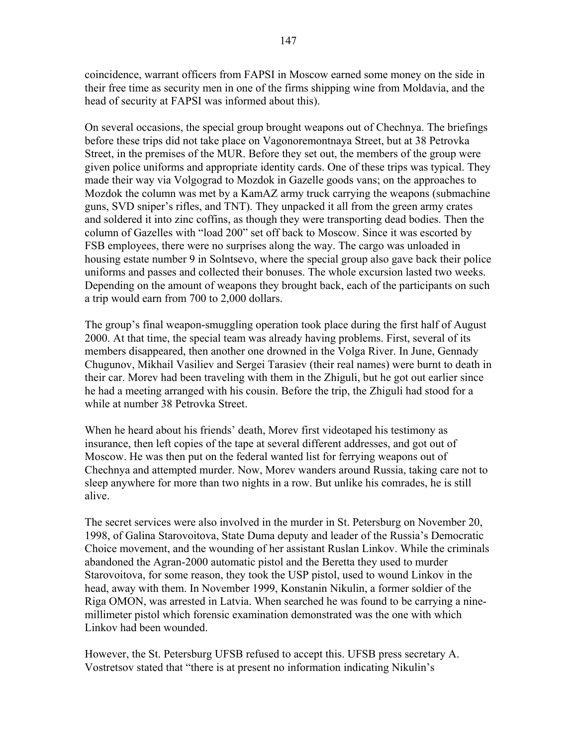coincidence, warrant officers from FAPSI in Moscow earned some money on the side in their free time as security men in one of the firms shipping wine from Moldavia, and the head of security at FAPSI was informed about this).

On several occasions, the special group brought weapons out of Chechnya. The briefings before these trips did not take place on Vagonoremontnaya Street, but at 38 Petrovka Street, in the premises of the MUR. Before they set out, the members of the group were given police uniforms and appropriate identity cards. One of these trips was typical. They made their way via Volgograd to Mozdok in Gazelle goods vans; on the approaches to Mozdok the column was met by a KamAZ army truck carrying the weapons (submachine guns, SVD sniper's rifles, and TNT). They unpacked it all from the green army crates and soldered it into zinc coffins, as though they were transporting dead bodies. Then the column of Gazelles with "load 200" set off back to Moscow. Since it was escorted by FSB employees, there were no surprises along the way. The cargo was unloaded in housing estate number 9 in Solntsevo, where the special group also gave back their police uniforms and passes and collected their bonuses. The whole excursion lasted two weeks. Depending on the amount of weapons they brought back, each of the participants on such a trip would earn from 700 to 2,000 dollars.

The group's final weapon-smuggling operation took place during the first half of August 2000. At that time, the special team was already having problems. First, several of its members disappeared, then another one drowned in the Volga River. In June, Gennady Chugunov, Mikhail Vasiliev and Sergei Tarasiev (their real names) were burnt to death in their car. Morev had been traveling with them in the Zhiguli, but he got out earlier since he had a meeting arranged with his cousin. Before the trip, the Zhiguli had stood for a while at number 38 Petrovka Street.

When he heard about his friends' death, Morev first videotaped his testimony as insurance, then left copies of the tape at several different addresses, and got out of Moscow. He was then put on the federal wanted list for ferrying weapons out of Chechnya and attempted murder. Now, Morev wanders around Russia, taking care not to sleep anywhere for more than two nights in a row. But unlike his comrades, he is still alive.

The secret services were also involved in the murder in St. Petersburg on November 20, 1998, of Galina Starovoitova, State Duma deputy and leader of the Russia's Democratic Choice movement, and the wounding of her assistant Ruslan Linkov. While the criminals abandoned the Agran-2000 automatic pistol and the Beretta they used to murder Starovoitova, for some reason, they took the USP pistol, used to wound Linkov in the head, away with them. In November 1999, Konstanin Nikulin, a former soldier of the Riga OMON, was arrested in Latvia. When searched he was found to be carrying a nine-millimeter pistol which forensic examination demonstrated was the one with which Linkov had been wounded.

However, the St. Petersburg UFSB refused to accept this. UFSB press secretary A. Vostretsov stated that "there is at present no information indicating Nikulin's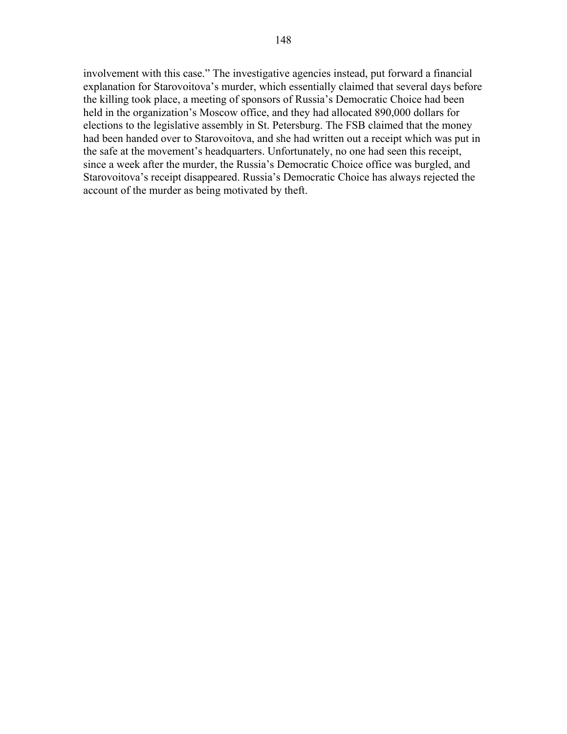involvement with this case.” The investigative agencies instead, put forward a financial explanation for Starovoitova’s murder, which essentially claimed that several days before the killing took place, a meeting of sponsors of Russia’s Democratic Choice had been held in the organization’s Moscow office, and they had allocated 890,000 dollars for elections to the legislative assembly in St. Petersburg. The FSB claimed that the money had been handed over to Starovoitova, and she had written out a receipt which was put in the safe at the movement’s headquarters. Unfortunately, no one had seen this receipt, since a week after the murder, the Russia’s Democratic Choice office was burgled, and Starovoitova’s receipt disappeared. Russia’s Democratic Choice has always rejected the account of the murder as being motivated by theft.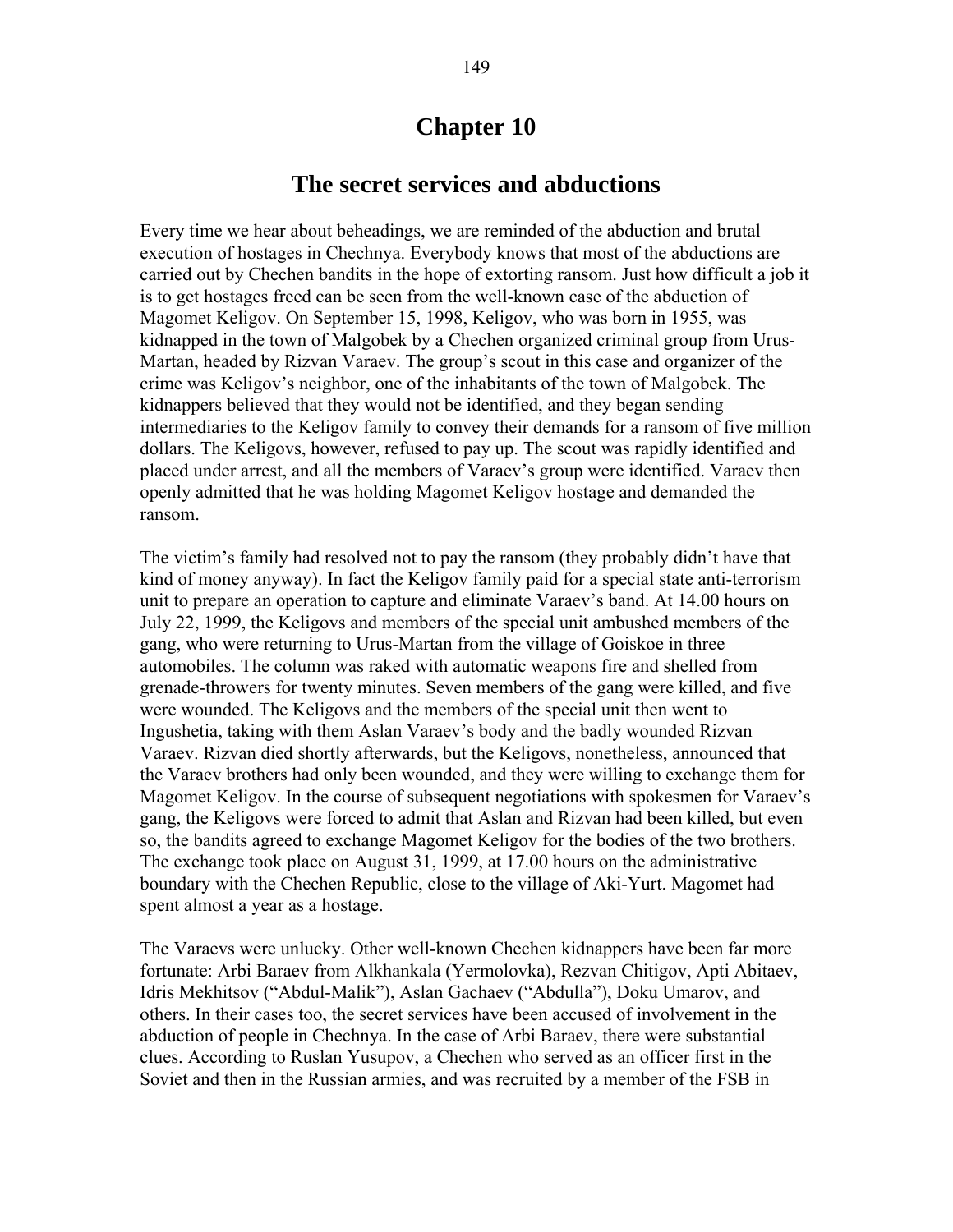# Chapter 10

## The secret services and abductions

Every time we hear about beheadings, we are reminded of the abduction and brutal execution of hostages in Chechnya. Everybody knows that most of the abductions are carried out by Chechen bandits in the hope of extorting ransom. Just how difficult a job it is to get hostages freed can be seen from the well-known case of the abduction of Magomet Keligov. On September 15, 1998, Keligov, who was born in 1955, was kidnapped in the town of Malgobek by a Chechen organized criminal group from Urus-Martan, headed by Rizvan Varaev. The group's scout in this case and organizer of the crime was Keligov's neighbor, one of the inhabitants of the town of Malgobek. The kidnappers believed that they would not be identified, and they began sending intermediaries to the Keligov family to convey their demands for a ransom of five million dollars. The Keligovs, however, refused to pay up. The scout was rapidly identified and placed under arrest, and all the members of Varaev's group were identified. Varaev then openly admitted that he was holding Magomet Keligov hostage and demanded the ransom.

The victim's family had resolved not to pay the ransom (they probably didn't have that kind of money anyway). In fact the Keligov family paid for a special state anti-terrorism unit to prepare an operation to capture and eliminate Varaev's band. At 14.00 hours on July 22, 1999, the Keligovs and members of the special unit ambushed members of the gang, who were returning to Urus-Martan from the village of Goiskoe in three automobiles. The column was raked with automatic weapons fire and shelled from grenade-throwers for twenty minutes. Seven members of the gang were killed, and five were wounded. The Keligovs and the members of the special unit then went to Ingushetia, taking with them Aslan Varaev's body and the badly wounded Rizvan Varaev. Rizvan died shortly afterwards, but the Keligovs, nonetheless, announced that the Varaev brothers had only been wounded, and they were willing to exchange them for Magomet Keligov. In the course of subsequent negotiations with spokesmen for Varaev's gang, the Keligovs were forced to admit that Aslan and Rizvan had been killed, but even so, the bandits agreed to exchange Magomet Keligov for the bodies of the two brothers. The exchange took place on August 31, 1999, at 17.00 hours on the administrative boundary with the Chechen Republic, close to the village of Aki-Yurt. Magomet had spent almost a year as a hostage.

The Varaevs were unlucky. Other well-known Chechen kidnappers have been far more fortunate: Arbi Baraev from Alkhankala (Yermolovka), Rezvan Chitigov, Apti Abitaev, Idris Mekhitsov ("Abdul-Malik"), Aslan Gachaev ("Abdulla"), Doku Umarov, and others. In their cases too, the secret services have been accused of involvement in the abduction of people in Chechnya. In the case of Arbi Baraev, there were substantial clues. According to Ruslan Yusupov, a Chechen who served as an officer first in the Soviet and then in the Russian armies, and was recruited by a member of the FSB in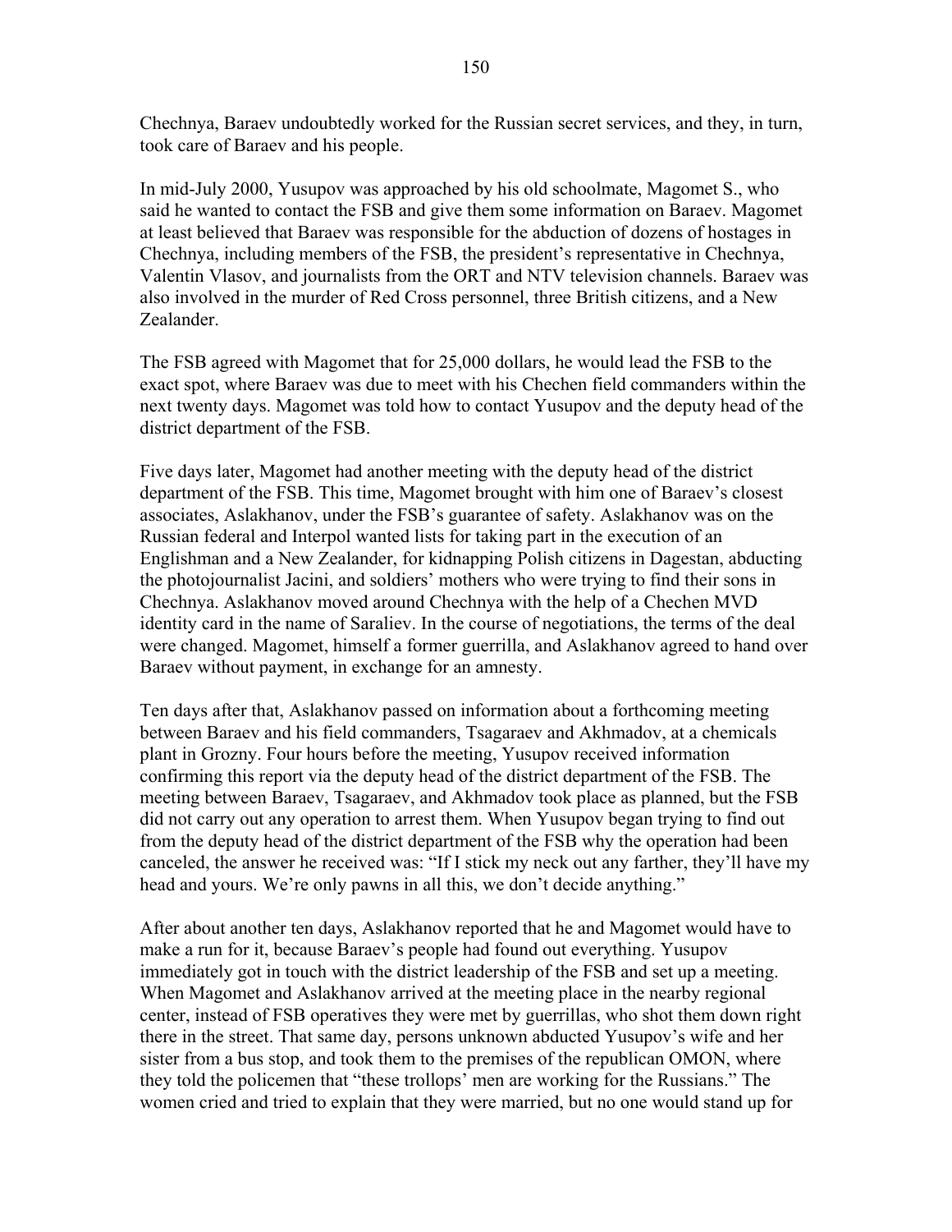Chechnya, Baraev undoubtedly worked for the Russian secret services, and they, in turn, took care of Baraev and his people.

In mid-July 2000, Yusupov was approached by his old schoolmate, Magomet S., who said he wanted to contact the FSB and give them some information on Baraev. Magomet at least believed that Baraev was responsible for the abduction of dozens of hostages in Chechnya, including members of the FSB, the president's representative in Chechnya, Valentin Vlasov, and journalists from the ORT and NTV television channels. Baraev was also involved in the murder of Red Cross personnel, three British citizens, and a New Zealander.

The FSB agreed with Magomet that for 25,000 dollars, he would lead the FSB to the exact spot, where Baraev was due to meet with his Chechen field commanders within the next twenty days. Magomet was told how to contact Yusupov and the deputy head of the district department of the FSB.

Five days later, Magomet had another meeting with the deputy head of the district department of the FSB. This time, Magomet brought with him one of Baraev's closest associates, Aslakhanov, under the FSB's guarantee of safety. Aslakhanov was on the Russian federal and Interpol wanted lists for taking part in the execution of an Englishman and a New Zealander, for kidnapping Polish citizens in Dagestan, abducting the photojournalist Jacini, and soldiers' mothers who were trying to find their sons in Chechnya. Aslakhanov moved around Chechnya with the help of a Chechen MVD identity card in the name of Saraliev. In the course of negotiations, the terms of the deal were changed. Magomet, himself a former guerrilla, and Aslakhanov agreed to hand over Baraev without payment, in exchange for an amnesty.

Ten days after that, Aslakhanov passed on information about a forthcoming meeting between Baraev and his field commanders, Tsagaraev and Akhmadov, at a chemicals plant in Grozny. Four hours before the meeting, Yusupov received information confirming this report via the deputy head of the district department of the FSB. The meeting between Baraev, Tsagaraev, and Akhmadov took place as planned, but the FSB did not carry out any operation to arrest them. When Yusupov began trying to find out from the deputy head of the district department of the FSB why the operation had been canceled, the answer he received was: "If I stick my neck out any farther, they'll have my head and yours. We're only pawns in all this, we don't decide anything."

After about another ten days, Aslakhanov reported that he and Magomet would have to make a run for it, because Baraev's people had found out everything. Yusupov immediately got in touch with the district leadership of the FSB and set up a meeting. When Magomet and Aslakhanov arrived at the meeting place in the nearby regional center, instead of FSB operatives they were met by guerrillas, who shot them down right there in the street. That same day, persons unknown abducted Yusupov's wife and her sister from a bus stop, and took them to the premises of the republican OMON, where they told the policemen that "these trollops' men are working for the Russians." The women cried and tried to explain that they were married, but no one would stand up for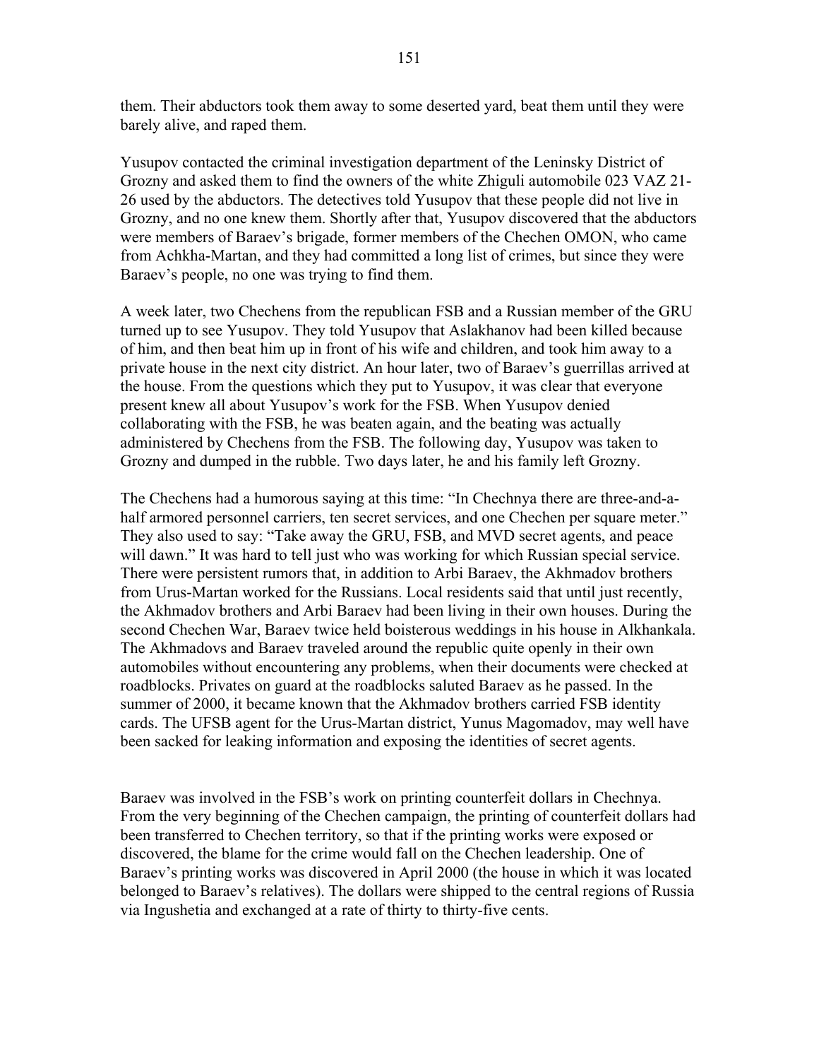them. Their abductors took them away to some deserted yard, beat them until they were barely alive, and raped them.

Yusupov contacted the criminal investigation department of the Leninsky District of Grozny and asked them to find the owners of the white Zhiguli automobile 023 VAZ 21-26 used by the abductors. The detectives told Yusupov that these people did not live in Grozny, and no one knew them. Shortly after that, Yusupov discovered that the abductors were members of Baraev's brigade, former members of the Chechen OMON, who came from Achkha-Martan, and they had committed a long list of crimes, but since they were Baraev's people, no one was trying to find them.

A week later, two Chechens from the republican FSB and a Russian member of the GRU turned up to see Yusupov. They told Yusupov that Aslakhanov had been killed because of him, and then beat him up in front of his wife and children, and took him away to a private house in the next city district. An hour later, two of Baraev's guerrillas arrived at the house. From the questions which they put to Yusupov, it was clear that everyone present knew all about Yusupov's work for the FSB. When Yusupov denied collaborating with the FSB, he was beaten again, and the beating was actually administered by Chechens from the FSB. The following day, Yusupov was taken to Grozny and dumped in the rubble. Two days later, he and his family left Grozny.

The Chechens had a humorous saying at this time: "In Chechnya there are three-and-a-half armored personnel carriers, ten secret services, and one Chechen per square meter." They also used to say: "Take away the GRU, FSB, and MVD secret agents, and peace will dawn." It was hard to tell just who was working for which Russian special service. There were persistent rumors that, in addition to Arbi Baraev, the Akhmadov brothers from Urus-Martan worked for the Russians. Local residents said that until just recently, the Akhmadov brothers and Arbi Baraev had been living in their own houses. During the second Chechen War, Baraev twice held boisterous weddings in his house in Alkhankala. The Akhmadovs and Baraev traveled around the republic quite openly in their own automobiles without encountering any problems, when their documents were checked at roadblocks. Privates on guard at the roadblocks saluted Baraev as he passed. In the summer of 2000, it became known that the Akhmadov brothers carried FSB identity cards. The UFSB agent for the Urus-Martan district, Yunus Magomadov, may well have been sacked for leaking information and exposing the identities of secret agents.

Baraev was involved in the FSB's work on printing counterfeit dollars in Chechnya. From the very beginning of the Chechen campaign, the printing of counterfeit dollars had been transferred to Chechen territory, so that if the printing works were exposed or discovered, the blame for the crime would fall on the Chechen leadership. One of Baraev's printing works was discovered in April 2000 (the house in which it was located belonged to Baraev's relatives). The dollars were shipped to the central regions of Russia via Ingushetia and exchanged at a rate of thirty to thirty-five cents.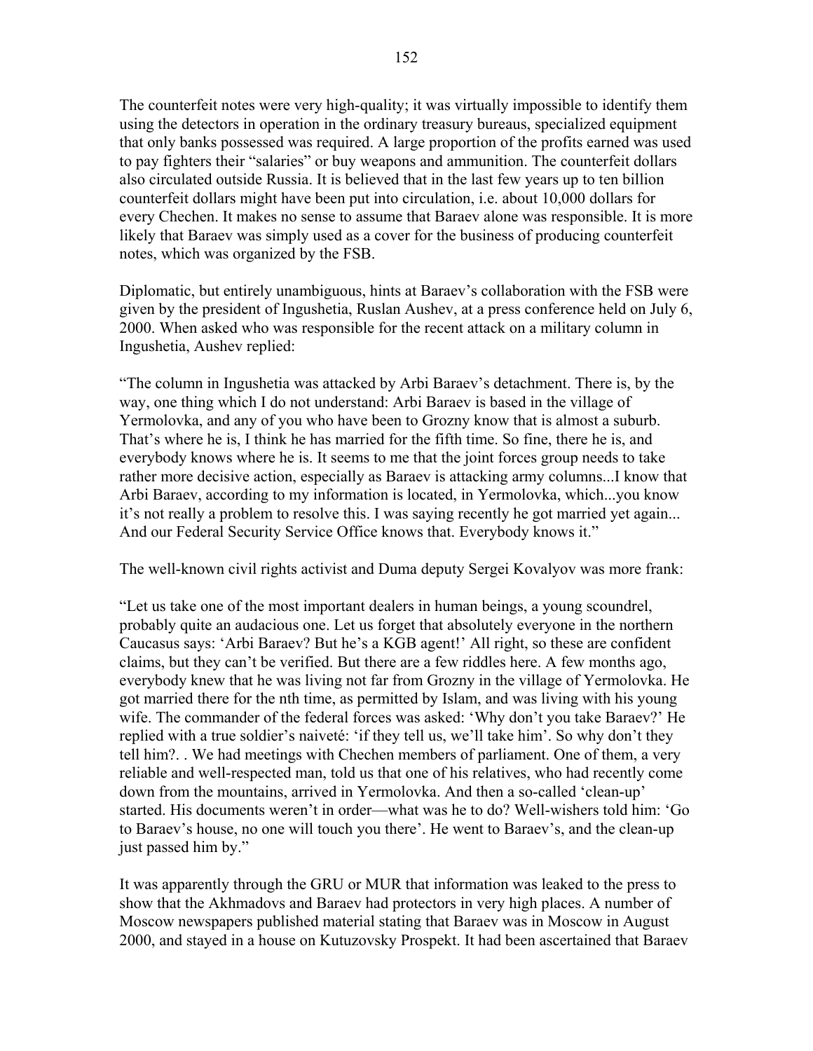The counterfeit notes were very high-quality; it was virtually impossible to identify them using the detectors in operation in the ordinary treasury bureaus, specialized equipment that only banks possessed was required. A large proportion of the profits earned was used to pay fighters their "salaries" or buy weapons and ammunition. The counterfeit dollars also circulated outside Russia. It is believed that in the last few years up to ten billion counterfeit dollars might have been put into circulation, i.e. about 10,000 dollars for every Chechen. It makes no sense to assume that Baraev alone was responsible. It is more likely that Baraev was simply used as a cover for the business of producing counterfeit notes, which was organized by the FSB.

Diplomatic, but entirely unambiguous, hints at Baraev's collaboration with the FSB were given by the president of Ingushetia, Ruslan Aushev, at a press conference held on July 6, 2000. When asked who was responsible for the recent attack on a military column in Ingushetia, Aushev replied:

"The column in Ingushetia was attacked by Arbi Baraev's detachment. There is, by the way, one thing which I do not understand: Arbi Baraev is based in the village of Yermolovka, and any of you who have been to Grozny know that is almost a suburb. That's where he is, I think he has married for the fifth time. So fine, there he is, and everybody knows where he is. It seems to me that the joint forces group needs to take rather more decisive action, especially as Baraev is attacking army columns...I know that Arbi Baraev, according to my information is located, in Yermolovka, which...you know it's not really a problem to resolve this. I was saying recently he got married yet again... And our Federal Security Service Office knows that. Everybody knows it."

The well-known civil rights activist and Duma deputy Sergei Kovalyov was more frank:

"Let us take one of the most important dealers in human beings, a young scoundrel, probably quite an audacious one. Let us forget that absolutely everyone in the northern Caucasus says: 'Arbi Baraev? But he's a KGB agent!' All right, so these are confident claims, but they can't be verified. But there are a few riddles here. A few months ago, everybody knew that he was living not far from Grozny in the village of Yermolovka. He got married there for the nth time, as permitted by Islam, and was living with his young wife. The commander of the federal forces was asked: 'Why don't you take Baraev?' He replied with a true soldier's naiveté: 'if they tell us, we'll take him'. So why don't they tell him?. . We had meetings with Chechen members of parliament. One of them, a very reliable and well-respected man, told us that one of his relatives, who had recently come down from the mountains, arrived in Yermolovka. And then a so-called 'clean-up' started. His documents weren't in order—what was he to do? Well-wishers told him: 'Go to Baraev's house, no one will touch you there'. He went to Baraev's, and the clean-up just passed him by."

It was apparently through the GRU or MUR that information was leaked to the press to show that the Akhmadovs and Baraev had protectors in very high places. A number of Moscow newspapers published material stating that Baraev was in Moscow in August 2000, and stayed in a house on Kutuzovsky Prospekt. It had been ascertained that Baraev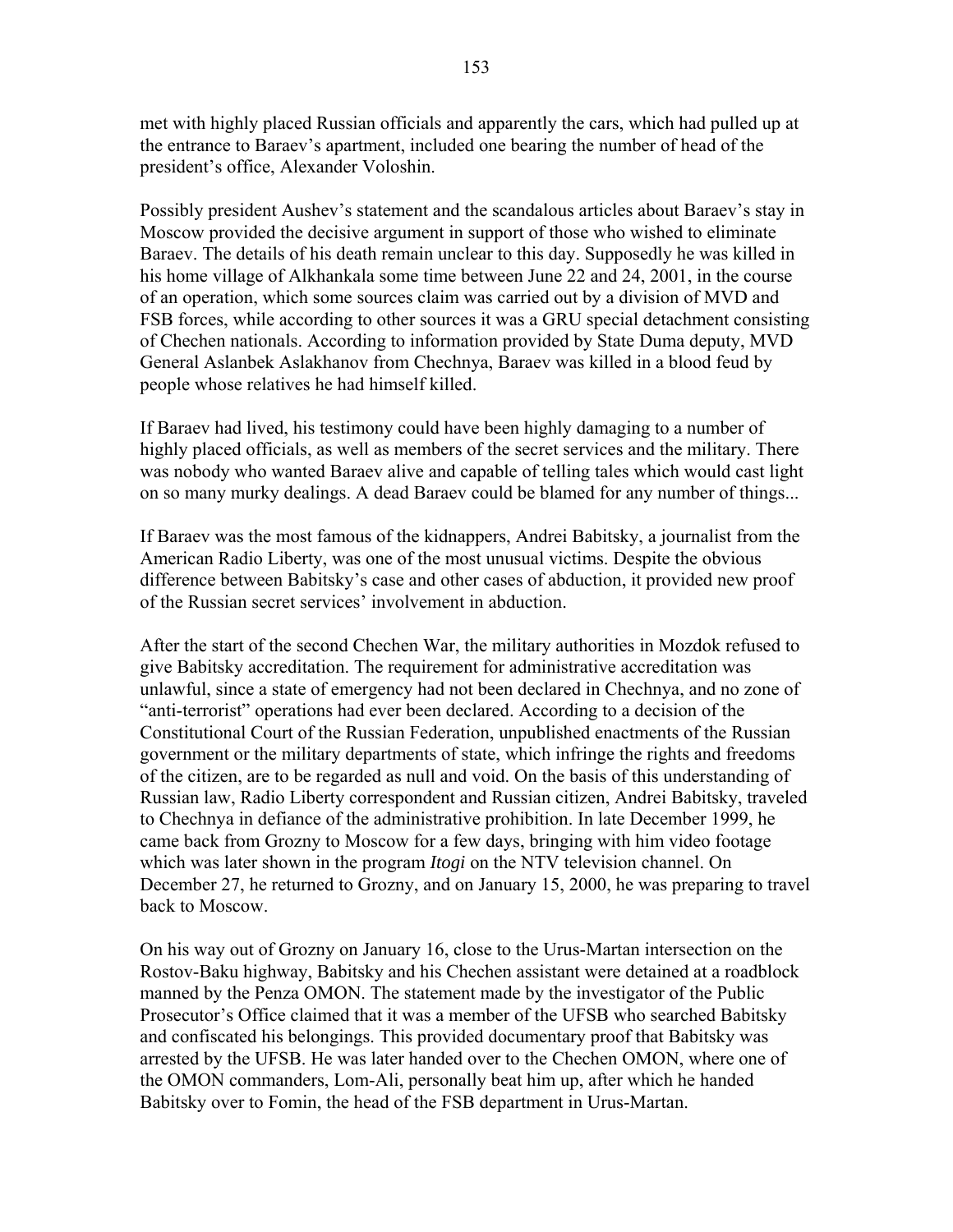met with highly placed Russian officials and apparently the cars, which had pulled up at the entrance to Baraev's apartment, included one bearing the number of head of the president's office, Alexander Voloshin.

Possibly president Aushev's statement and the scandalous articles about Baraev's stay in Moscow provided the decisive argument in support of those who wished to eliminate Baraev. The details of his death remain unclear to this day. Supposedly he was killed in his home village of Alkhankala some time between June 22 and 24, 2001, in the course of an operation, which some sources claim was carried out by a division of MVD and FSB forces, while according to other sources it was a GRU special detachment consisting of Chechen nationals. According to information provided by State Duma deputy, MVD General Aslanbek Aslakhanov from Chechnya, Baraev was killed in a blood feud by people whose relatives he had himself killed.

If Baraev had lived, his testimony could have been highly damaging to a number of highly placed officials, as well as members of the secret services and the military. There was nobody who wanted Baraev alive and capable of telling tales which would cast light on so many murky dealings. A dead Baraev could be blamed for any number of things...

If Baraev was the most famous of the kidnappers, Andrei Babitsky, a journalist from the American Radio Liberty, was one of the most unusual victims. Despite the obvious difference between Babitsky's case and other cases of abduction, it provided new proof of the Russian secret services' involvement in abduction.

After the start of the second Chechen War, the military authorities in Mozdok refused to give Babitsky accreditation. The requirement for administrative accreditation was unlawful, since a state of emergency had not been declared in Chechnya, and no zone of "anti-terrorist" operations had ever been declared. According to a decision of the Constitutional Court of the Russian Federation, unpublished enactments of the Russian government or the military departments of state, which infringe the rights and freedoms of the citizen, are to be regarded as null and void. On the basis of this understanding of Russian law, Radio Liberty correspondent and Russian citizen, Andrei Babitsky, traveled to Chechnya in defiance of the administrative prohibition. In late December 1999, he came back from Grozny to Moscow for a few days, bringing with him video footage which was later shown in the program *Itogi* on the NTV television channel. On December 27, he returned to Grozny, and on January 15, 2000, he was preparing to travel back to Moscow.

On his way out of Grozny on January 16, close to the Urus-Martan intersection on the Rostov-Baku highway, Babitsky and his Chechen assistant were detained at a roadblock manned by the Penza OMON. The statement made by the investigator of the Public Prosecutor's Office claimed that it was a member of the UFSB who searched Babitsky and confiscated his belongings. This provided documentary proof that Babitsky was arrested by the UFSB. He was later handed over to the Chechen OMON, where one of the OMON commanders, Lom-Ali, personally beat him up, after which he handed Babitsky over to Fomin, the head of the FSB department in Urus-Martan.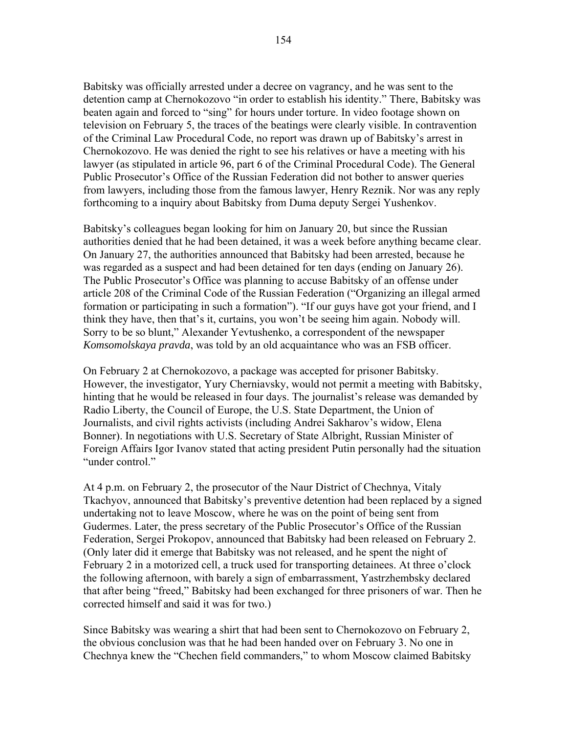Babitsky was officially arrested under a decree on vagrancy, and he was sent to the detention camp at Chernokozovo "in order to establish his identity." There, Babitsky was beaten again and forced to "sing" for hours under torture. In video footage shown on television on February 5, the traces of the beatings were clearly visible. In contravention of the Criminal Law Procedural Code, no report was drawn up of Babitsky's arrest in Chernokozovo. He was denied the right to see his relatives or have a meeting with his lawyer (as stipulated in article 96, part 6 of the Criminal Procedural Code). The General Public Prosecutor's Office of the Russian Federation did not bother to answer queries from lawyers, including those from the famous lawyer, Henry Reznik. Nor was any reply forthcoming to a inquiry about Babitsky from Duma deputy Sergei Yushenkov.

Babitsky's colleagues began looking for him on January 20, but since the Russian authorities denied that he had been detained, it was a week before anything became clear. On January 27, the authorities announced that Babitsky had been arrested, because he was regarded as a suspect and had been detained for ten days (ending on January 26). The Public Prosecutor's Office was planning to accuse Babitsky of an offense under article 208 of the Criminal Code of the Russian Federation ("Organizing an illegal armed formation or participating in such a formation"). "If our guys have got your friend, and I think they have, then that's it, curtains, you won't be seeing him again. Nobody will. Sorry to be so blunt," Alexander Yevtushenko, a correspondent of the newspaper *Komsomolskaya pravda*, was told by an old acquaintance who was an FSB officer.

On February 2 at Chernokozovo, a package was accepted for prisoner Babitsky. However, the investigator, Yury Cherniavsky, would not permit a meeting with Babitsky, hinting that he would be released in four days. The journalist's release was demanded by Radio Liberty, the Council of Europe, the U.S. State Department, the Union of Journalists, and civil rights activists (including Andrei Sakharov's widow, Elena Bonner). In negotiations with U.S. Secretary of State Albright, Russian Minister of Foreign Affairs Igor Ivanov stated that acting president Putin personally had the situation "under control."

At 4 p.m. on February 2, the prosecutor of the Naur District of Chechnya, Vitaly Tkachyov, announced that Babitsky's preventive detention had been replaced by a signed undertaking not to leave Moscow, where he was on the point of being sent from Gudermes. Later, the press secretary of the Public Prosecutor's Office of the Russian Federation, Sergei Prokopov, announced that Babitsky had been released on February 2. (Only later did it emerge that Babitsky was not released, and he spent the night of February 2 in a motorized cell, a truck used for transporting detainees. At three o'clock the following afternoon, with barely a sign of embarrassment, Yastrzhembsky declared that after being "freed," Babitsky had been exchanged for three prisoners of war. Then he corrected himself and said it was for two.)

Since Babitsky was wearing a shirt that had been sent to Chernokozovo on February 2, the obvious conclusion was that he had been handed over on February 3. No one in Chechnya knew the "Chechen field commanders," to whom Moscow claimed Babitsky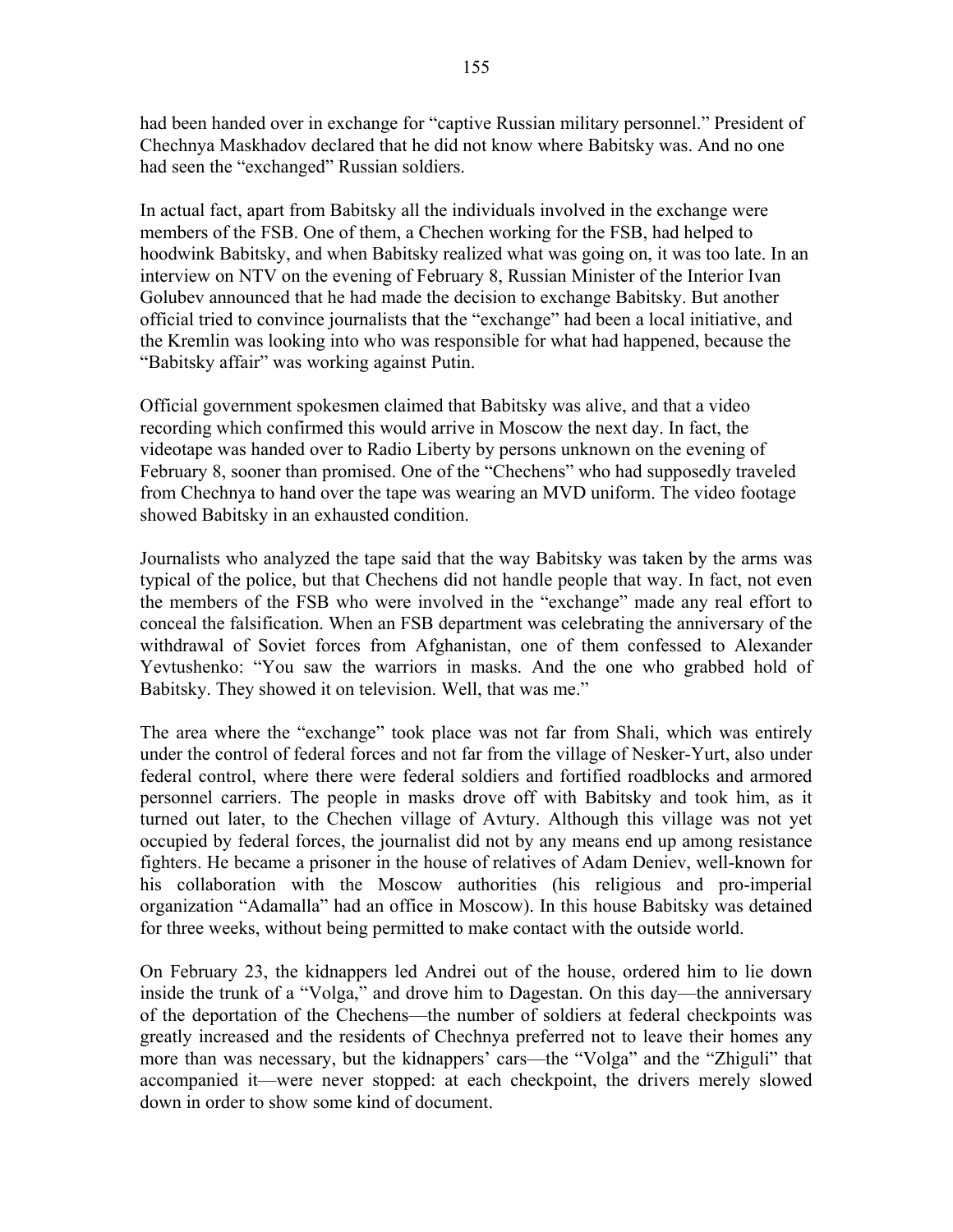had been handed over in exchange for "captive Russian military personnel." President of Chechnya Maskhadov declared that he did not know where Babitsky was. And no one had seen the "exchanged" Russian soldiers.

In actual fact, apart from Babitsky all the individuals involved in the exchange were members of the FSB. One of them, a Chechen working for the FSB, had helped to hoodwink Babitsky, and when Babitsky realized what was going on, it was too late. In an interview on NTV on the evening of February 8, Russian Minister of the Interior Ivan Golubev announced that he had made the decision to exchange Babitsky. But another official tried to convince journalists that the "exchange" had been a local initiative, and the Kremlin was looking into who was responsible for what had happened, because the "Babitsky affair" was working against Putin.

Official government spokesmen claimed that Babitsky was alive, and that a video recording which confirmed this would arrive in Moscow the next day. In fact, the videotape was handed over to Radio Liberty by persons unknown on the evening of February 8, sooner than promised. One of the "Chechens" who had supposedly traveled from Chechnya to hand over the tape was wearing an MVD uniform. The video footage showed Babitsky in an exhausted condition.

Journalists who analyzed the tape said that the way Babitsky was taken by the arms was typical of the police, but that Chechens did not handle people that way. In fact, not even the members of the FSB who were involved in the "exchange" made any real effort to conceal the falsification. When an FSB department was celebrating the anniversary of the withdrawal of Soviet forces from Afghanistan, one of them confessed to Alexander Yevtushenko: "You saw the warriors in masks. And the one who grabbed hold of Babitsky. They showed it on television. Well, that was me."

The area where the "exchange" took place was not far from Shali, which was entirely under the control of federal forces and not far from the village of Nesker-Yurt, also under federal control, where there were federal soldiers and fortified roadblocks and armored personnel carriers. The people in masks drove off with Babitsky and took him, as it turned out later, to the Chechen village of Avtury. Although this village was not yet occupied by federal forces, the journalist did not by any means end up among resistance fighters. He became a prisoner in the house of relatives of Adam Deniev, well-known for his collaboration with the Moscow authorities (his religious and pro-imperial organization "Adamalla" had an office in Moscow). In this house Babitsky was detained for three weeks, without being permitted to make contact with the outside world.

On February 23, the kidnappers led Andrei out of the house, ordered him to lie down inside the trunk of a "Volga," and drove him to Dagestan. On this day—the anniversary of the deportation of the Chechens—the number of soldiers at federal checkpoints was greatly increased and the residents of Chechnya preferred not to leave their homes any more than was necessary, but the kidnappers' cars—the "Volga" and the "Zhiguli" that accompanied it—were never stopped: at each checkpoint, the drivers merely slowed down in order to show some kind of document.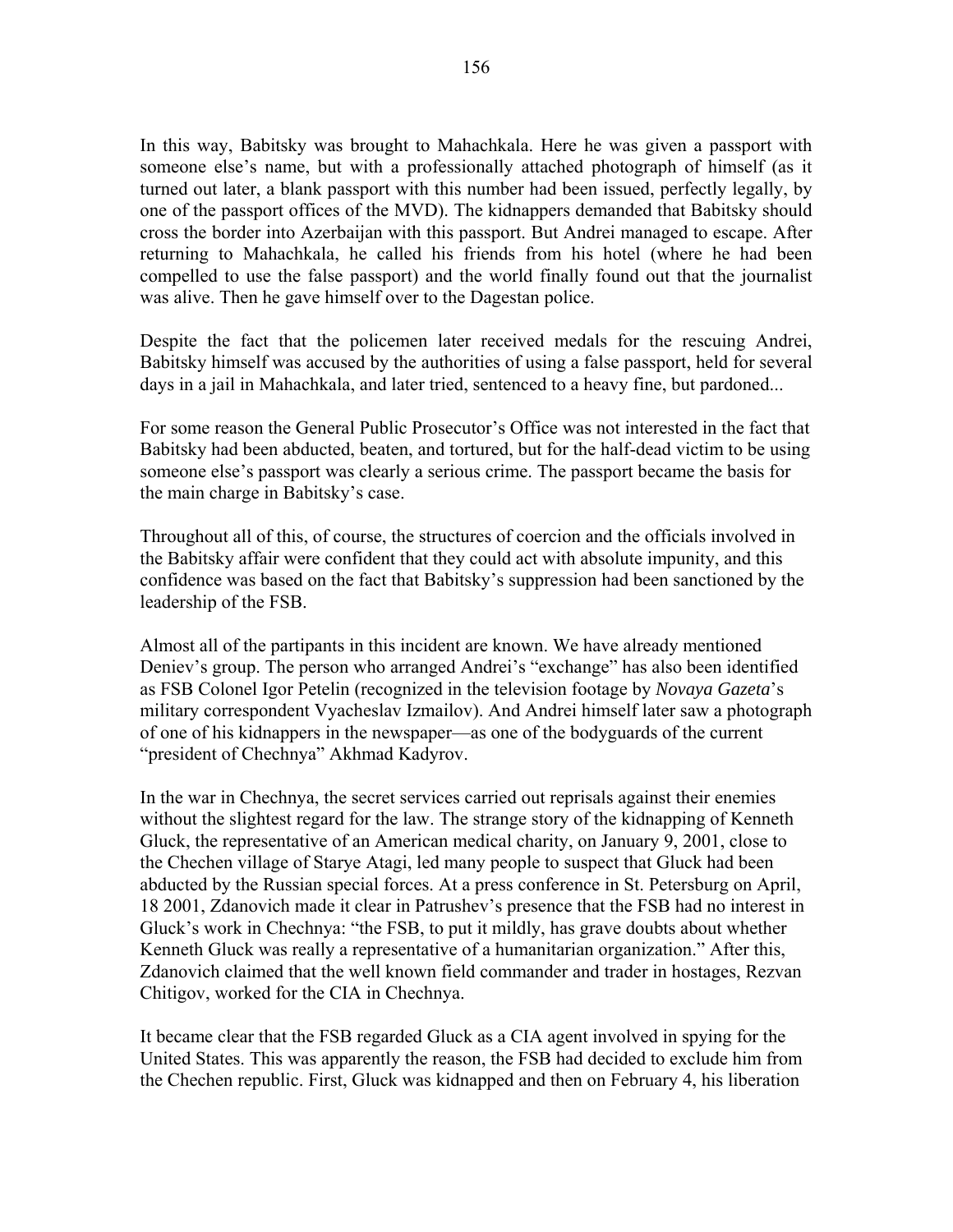In this way, Babitsky was brought to Mahachkala. Here he was given a passport with someone else's name, but with a professionally attached photograph of himself (as it turned out later, a blank passport with this number had been issued, perfectly legally, by one of the passport offices of the MVD). The kidnappers demanded that Babitsky should cross the border into Azerbaijan with this passport. But Andrei managed to escape. After returning to Mahachkala, he called his friends from his hotel (where he had been compelled to use the false passport) and the world finally found out that the journalist was alive. Then he gave himself over to the Dagestan police.

Despite the fact that the policemen later received medals for the rescuing Andrei, Babitsky himself was accused by the authorities of using a false passport, held for several days in a jail in Mahachkala, and later tried, sentenced to a heavy fine, but pardoned...

For some reason the General Public Prosecutor's Office was not interested in the fact that Babitsky had been abducted, beaten, and tortured, but for the half-dead victim to be using someone else's passport was clearly a serious crime. The passport became the basis for the main charge in Babitsky's case.

Throughout all of this, of course, the structures of coercion and the officials involved in the Babitsky affair were confident that they could act with absolute impunity, and this confidence was based on the fact that Babitsky's suppression had been sanctioned by the leadership of the FSB.

Almost all of the partipants in this incident are known. We have already mentioned Deniev's group. The person who arranged Andrei's "exchange" has also been identified as FSB Colonel Igor Petelin (recognized in the television footage by *Novaya Gazeta*'s military correspondent Vyacheslav Izmailov). And Andrei himself later saw a photograph of one of his kidnappers in the newspaper—as one of the bodyguards of the current "president of Chechnya" Akhmad Kadyrov.

In the war in Chechnya, the secret services carried out reprisals against their enemies without the slightest regard for the law. The strange story of the kidnapping of Kenneth Gluck, the representative of an American medical charity, on January 9, 2001, close to the Chechen village of Starye Atagi, led many people to suspect that Gluck had been abducted by the Russian special forces. At a press conference in St. Petersburg on April, 18 2001, Zdanovich made it clear in Patrushev's presence that the FSB had no interest in Gluck's work in Chechnya: "the FSB, to put it mildly, has grave doubts about whether Kenneth Gluck was really a representative of a humanitarian organization." After this, Zdanovich claimed that the well known field commander and trader in hostages, Rezvan Chitigov, worked for the CIA in Chechnya.

It became clear that the FSB regarded Gluck as a CIA agent involved in spying for the United States. This was apparently the reason, the FSB had decided to exclude him from the Chechen republic. First, Gluck was kidnapped and then on February 4, his liberation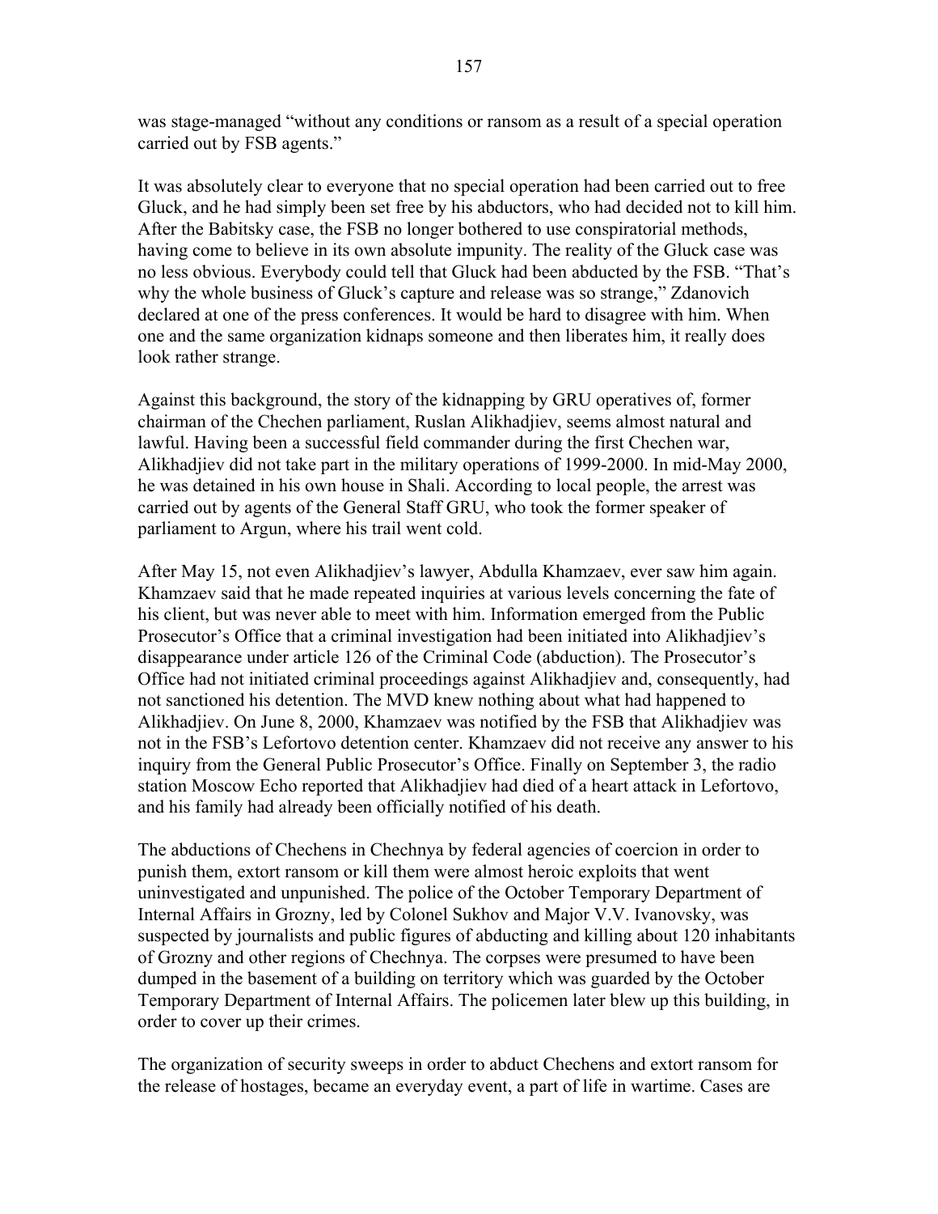was stage-managed "without any conditions or ransom as a result of a special operation carried out by FSB agents."

It was absolutely clear to everyone that no special operation had been carried out to free Gluck, and he had simply been set free by his abductors, who had decided not to kill him. After the Babitsky case, the FSB no longer bothered to use conspiratorial methods, having come to believe in its own absolute impunity. The reality of the Gluck case was no less obvious. Everybody could tell that Gluck had been abducted by the FSB. "That's why the whole business of Gluck's capture and release was so strange," Zdanovich declared at one of the press conferences. It would be hard to disagree with him. When one and the same organization kidnaps someone and then liberates him, it really does look rather strange.

Against this background, the story of the kidnapping by GRU operatives of, former chairman of the Chechen parliament, Ruslan Alikhadjiev, seems almost natural and lawful. Having been a successful field commander during the first Chechen war, Alikhadjiev did not take part in the military operations of 1999-2000. In mid-May 2000, he was detained in his own house in Shali. According to local people, the arrest was carried out by agents of the General Staff GRU, who took the former speaker of parliament to Argun, where his trail went cold.

After May 15, not even Alikhadjiev's lawyer, Abdulla Khamzaev, ever saw him again. Khamzaev said that he made repeated inquiries at various levels concerning the fate of his client, but was never able to meet with him. Information emerged from the Public Prosecutor's Office that a criminal investigation had been initiated into Alikhadjiev's disappearance under article 126 of the Criminal Code (abduction). The Prosecutor's Office had not initiated criminal proceedings against Alikhadjiev and, consequently, had not sanctioned his detention. The MVD knew nothing about what had happened to Alikhadjiev. On June 8, 2000, Khamzaev was notified by the FSB that Alikhadjiev was not in the FSB's Lefortovo detention center. Khamzaev did not receive any answer to his inquiry from the General Public Prosecutor's Office. Finally on September 3, the radio station Moscow Echo reported that Alikhadjiev had died of a heart attack in Lefortovo, and his family had already been officially notified of his death.

The abductions of Chechens in Chechnya by federal agencies of coercion in order to punish them, extort ransom or kill them were almost heroic exploits that went uninvestigated and unpunished. The police of the October Temporary Department of Internal Affairs in Grozny, led by Colonel Sukhov and Major V.V. Ivanovsky, was suspected by journalists and public figures of abducting and killing about 120 inhabitants of Grozny and other regions of Chechnya. The corpses were presumed to have been dumped in the basement of a building on territory which was guarded by the October Temporary Department of Internal Affairs. The policemen later blew up this building, in order to cover up their crimes.

The organization of security sweeps in order to abduct Chechens and extort ransom for the release of hostages, became an everyday event, a part of life in wartime. Cases are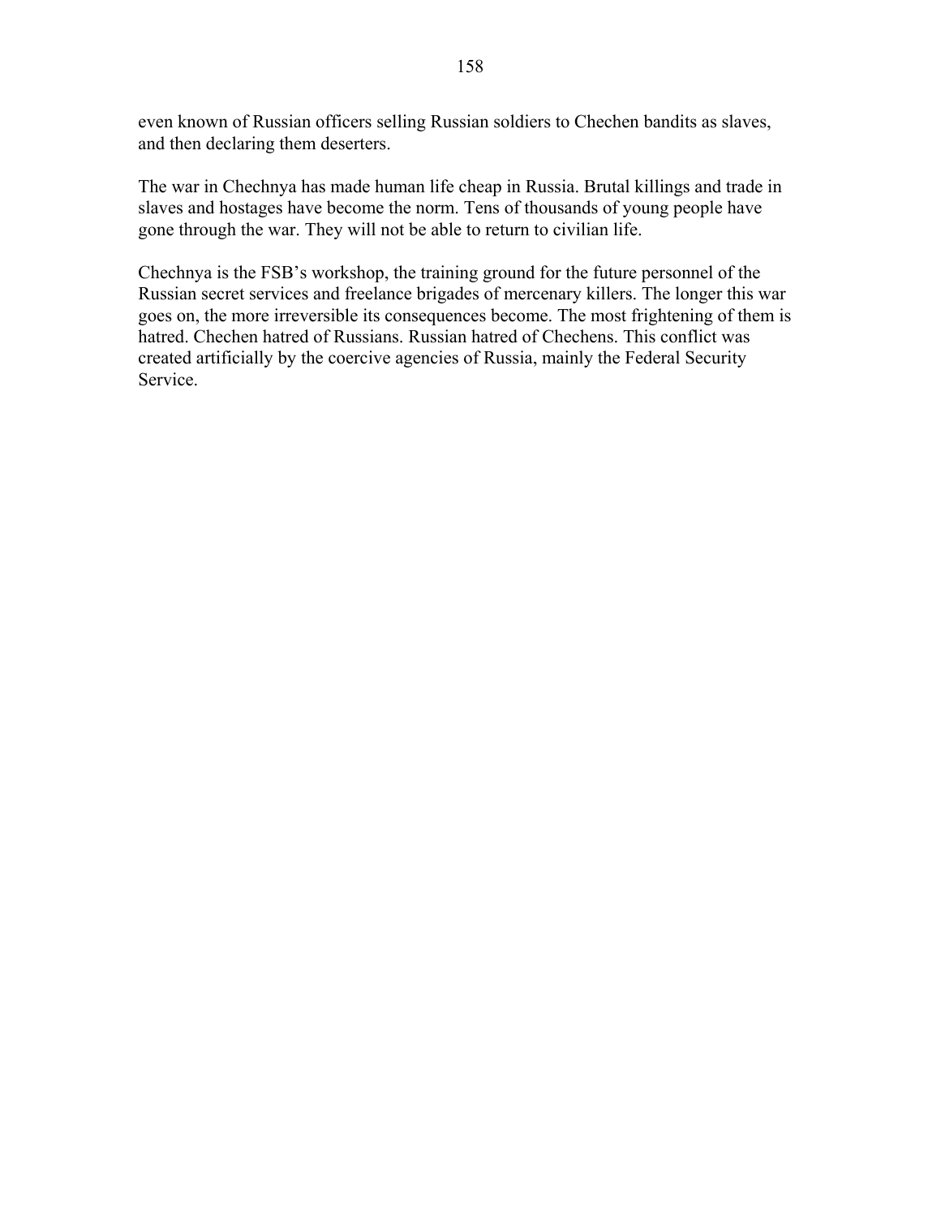even known of Russian officers selling Russian soldiers to Chechen bandits as slaves, and then declaring them deserters.

The war in Chechnya has made human life cheap in Russia. Brutal killings and trade in slaves and hostages have become the norm. Tens of thousands of young people have gone through the war. They will not be able to return to civilian life.

Chechnya is the FSB's workshop, the training ground for the future personnel of the Russian secret services and freelance brigades of mercenary killers. The longer this war goes on, the more irreversible its consequences become. The most frightening of them is hatred. Chechen hatred of Russians. Russian hatred of Chechens. This conflict was created artificially by the coercive agencies of Russia, mainly the Federal Security Service.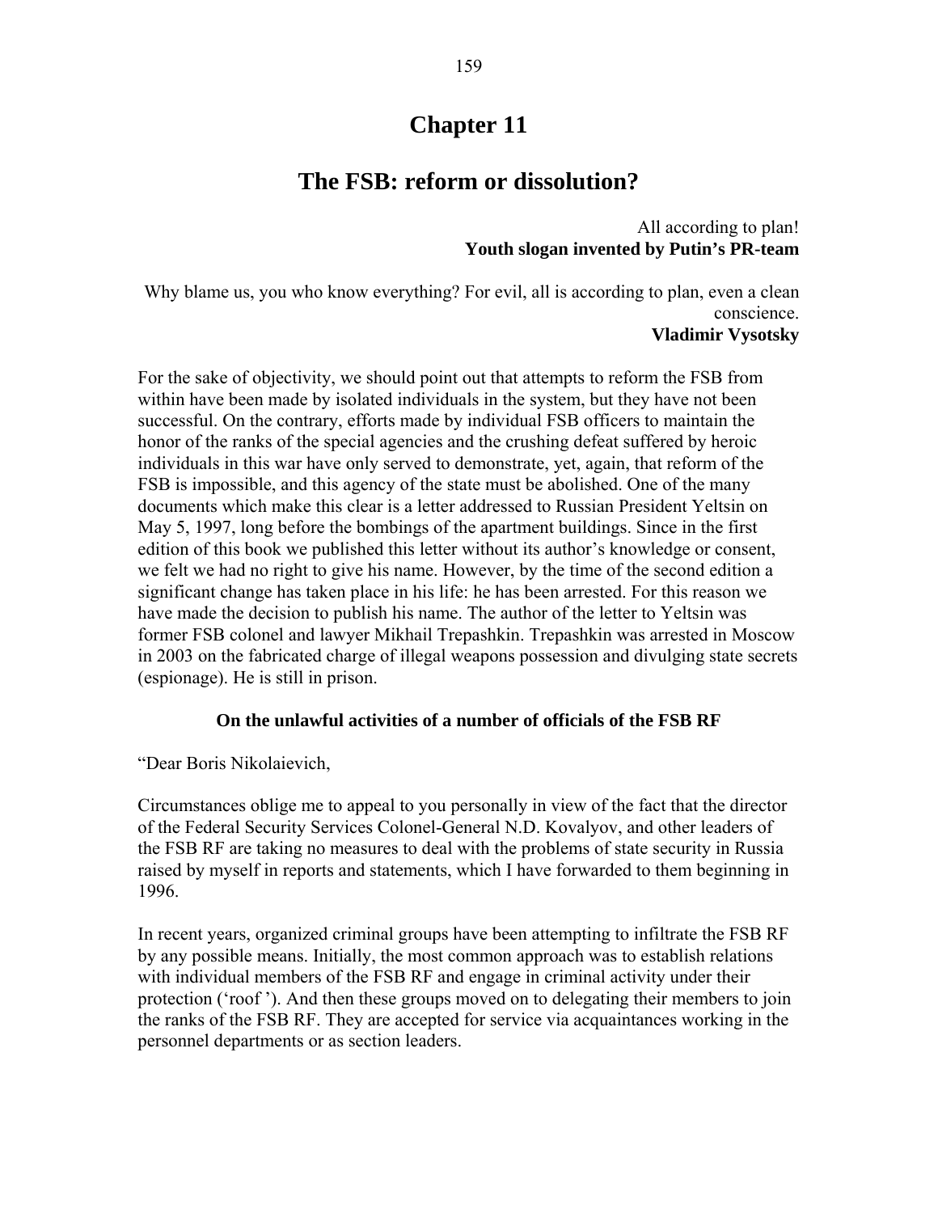# Chapter 11

# The FSB: reform or dissolution?

All according to plan!
**Youth slogan invented by Putin's PR-team**

Why blame us, you who know everything? For evil, all is according to plan, even a clean conscience.
**Vladimir Vysotsky**

For the sake of objectivity, we should point out that attempts to reform the FSB from within have been made by isolated individuals in the system, but they have not been successful. On the contrary, efforts made by individual FSB officers to maintain the honor of the ranks of the special agencies and the crushing defeat suffered by heroic individuals in this war have only served to demonstrate, yet, again, that reform of the FSB is impossible, and this agency of the state must be abolished. One of the many documents which make this clear is a letter addressed to Russian President Yeltsin on May 5, 1997, long before the bombings of the apartment buildings. Since in the first edition of this book we published this letter without its author's knowledge or consent, we felt we had no right to give his name. However, by the time of the second edition a significant change has taken place in his life: he has been arrested. For this reason we have made the decision to publish his name. The author of the letter to Yeltsin was former FSB colonel and lawyer Mikhail Trepashkin. Trepashkin was arrested in Moscow in 2003 on the fabricated charge of illegal weapons possession and divulging state secrets (espionage). He is still in prison.

### On the unlawful activities of a number of officials of the FSB RF

"Dear Boris Nikolaievich,

Circumstances oblige me to appeal to you personally in view of the fact that the director of the Federal Security Services Colonel-General N.D. Kovalyov, and other leaders of the FSB RF are taking no measures to deal with the problems of state security in Russia raised by myself in reports and statements, which I have forwarded to them beginning in 1996.

In recent years, organized criminal groups have been attempting to infiltrate the FSB RF by any possible means. Initially, the most common approach was to establish relations with individual members of the FSB RF and engage in criminal activity under their protection ('roof '). And then these groups moved on to delegating their members to join the ranks of the FSB RF. They are accepted for service via acquaintances working in the personnel departments or as section leaders.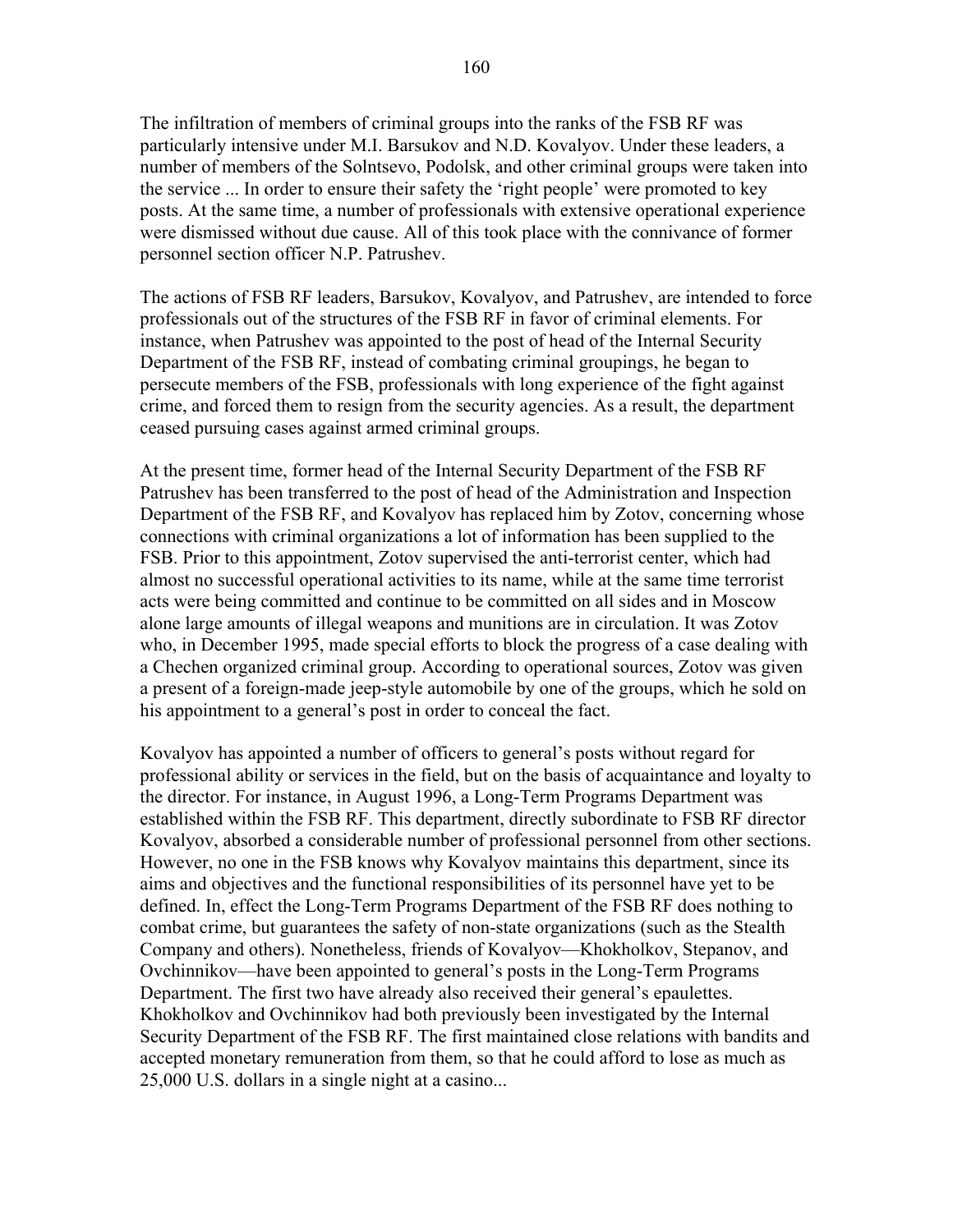The infiltration of members of criminal groups into the ranks of the FSB RF was particularly intensive under M.I. Barsukov and N.D. Kovalyov. Under these leaders, a number of members of the Solntsevo, Podolsk, and other criminal groups were taken into the service ... In order to ensure their safety the 'right people' were promoted to key posts. At the same time, a number of professionals with extensive operational experience were dismissed without due cause. All of this took place with the connivance of former personnel section officer N.P. Patrushev.

The actions of FSB RF leaders, Barsukov, Kovalyov, and Patrushev, are intended to force professionals out of the structures of the FSB RF in favor of criminal elements. For instance, when Patrushev was appointed to the post of head of the Internal Security Department of the FSB RF, instead of combating criminal groupings, he began to persecute members of the FSB, professionals with long experience of the fight against crime, and forced them to resign from the security agencies. As a result, the department ceased pursuing cases against armed criminal groups.

At the present time, former head of the Internal Security Department of the FSB RF Patrushev has been transferred to the post of head of the Administration and Inspection Department of the FSB RF, and Kovalyov has replaced him by Zotov, concerning whose connections with criminal organizations a lot of information has been supplied to the FSB. Prior to this appointment, Zotov supervised the anti-terrorist center, which had almost no successful operational activities to its name, while at the same time terrorist acts were being committed and continue to be committed on all sides and in Moscow alone large amounts of illegal weapons and munitions are in circulation. It was Zotov who, in December 1995, made special efforts to block the progress of a case dealing with a Chechen organized criminal group. According to operational sources, Zotov was given a present of a foreign-made jeep-style automobile by one of the groups, which he sold on his appointment to a general's post in order to conceal the fact.

Kovalyov has appointed a number of officers to general's posts without regard for professional ability or services in the field, but on the basis of acquaintance and loyalty to the director. For instance, in August 1996, a Long-Term Programs Department was established within the FSB RF. This department, directly subordinate to FSB RF director Kovalyov, absorbed a considerable number of professional personnel from other sections. However, no one in the FSB knows why Kovalyov maintains this department, since its aims and objectives and the functional responsibilities of its personnel have yet to be defined. In, effect the Long-Term Programs Department of the FSB RF does nothing to combat crime, but guarantees the safety of non-state organizations (such as the Stealth Company and others). Nonetheless, friends of Kovalyov—Khokholkov, Stepanov, and Ovchinnikov—have been appointed to general's posts in the Long-Term Programs Department. The first two have already also received their general's epaulettes. Khokholkov and Ovchinnikov had both previously been investigated by the Internal Security Department of the FSB RF. The first maintained close relations with bandits and accepted monetary remuneration from them, so that he could afford to lose as much as 25,000 U.S. dollars in a single night at a casino...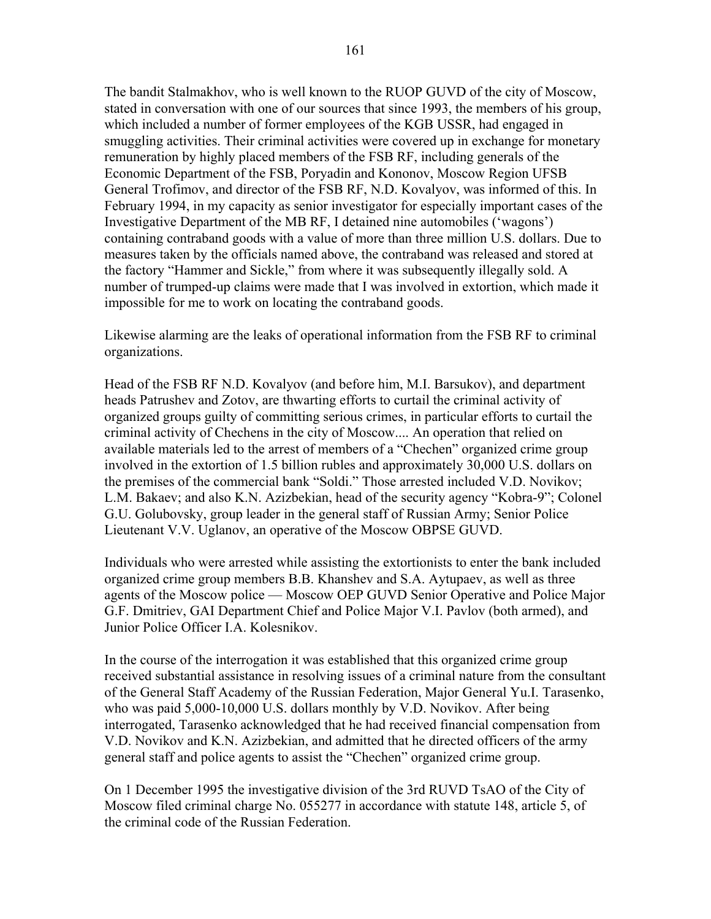The bandit Stalmakhov, who is well known to the RUOP GUVD of the city of Moscow, stated in conversation with one of our sources that since 1993, the members of his group, which included a number of former employees of the KGB USSR, had engaged in smuggling activities. Their criminal activities were covered up in exchange for monetary remuneration by highly placed members of the FSB RF, including generals of the Economic Department of the FSB, Poryadin and Kononov, Moscow Region UFSB General Trofimov, and director of the FSB RF, N.D. Kovalyov, was informed of this. In February 1994, in my capacity as senior investigator for especially important cases of the Investigative Department of the MB RF, I detained nine automobiles ('wagons') containing contraband goods with a value of more than three million U.S. dollars. Due to measures taken by the officials named above, the contraband was released and stored at the factory "Hammer and Sickle," from where it was subsequently illegally sold. A number of trumped-up claims were made that I was involved in extortion, which made it impossible for me to work on locating the contraband goods.

Likewise alarming are the leaks of operational information from the FSB RF to criminal organizations.

Head of the FSB RF N.D. Kovalyov (and before him, M.I. Barsukov), and department heads Patrushev and Zotov, are thwarting efforts to curtail the criminal activity of organized groups guilty of committing serious crimes, in particular efforts to curtail the criminal activity of Chechens in the city of Moscow.... An operation that relied on available materials led to the arrest of members of a "Chechen" organized crime group involved in the extortion of 1.5 billion rubles and approximately 30,000 U.S. dollars on the premises of the commercial bank "Soldi." Those arrested included V.D. Novikov; L.M. Bakaev; and also K.N. Azizbekian, head of the security agency "Kobra-9"; Colonel G.U. Golubovsky, group leader in the general staff of Russian Army; Senior Police Lieutenant V.V. Uglanov, an operative of the Moscow OBPSE GUVD.

Individuals who were arrested while assisting the extortionists to enter the bank included organized crime group members B.B. Khanshev and S.A. Aytupaev, as well as three agents of the Moscow police — Moscow OEP GUVD Senior Operative and Police Major G.F. Dmitriev, GAI Department Chief and Police Major V.I. Pavlov (both armed), and Junior Police Officer I.A. Kolesnikov.

In the course of the interrogation it was established that this organized crime group received substantial assistance in resolving issues of a criminal nature from the consultant of the General Staff Academy of the Russian Federation, Major General Yu.I. Tarasenko, who was paid 5,000-10,000 U.S. dollars monthly by V.D. Novikov. After being interrogated, Tarasenko acknowledged that he had received financial compensation from V.D. Novikov and K.N. Azizbekian, and admitted that he directed officers of the army general staff and police agents to assist the "Chechen" organized crime group.

On 1 December 1995 the investigative division of the 3rd RUVD TsAO of the City of Moscow filed criminal charge No. 055277 in accordance with statute 148, article 5, of the criminal code of the Russian Federation.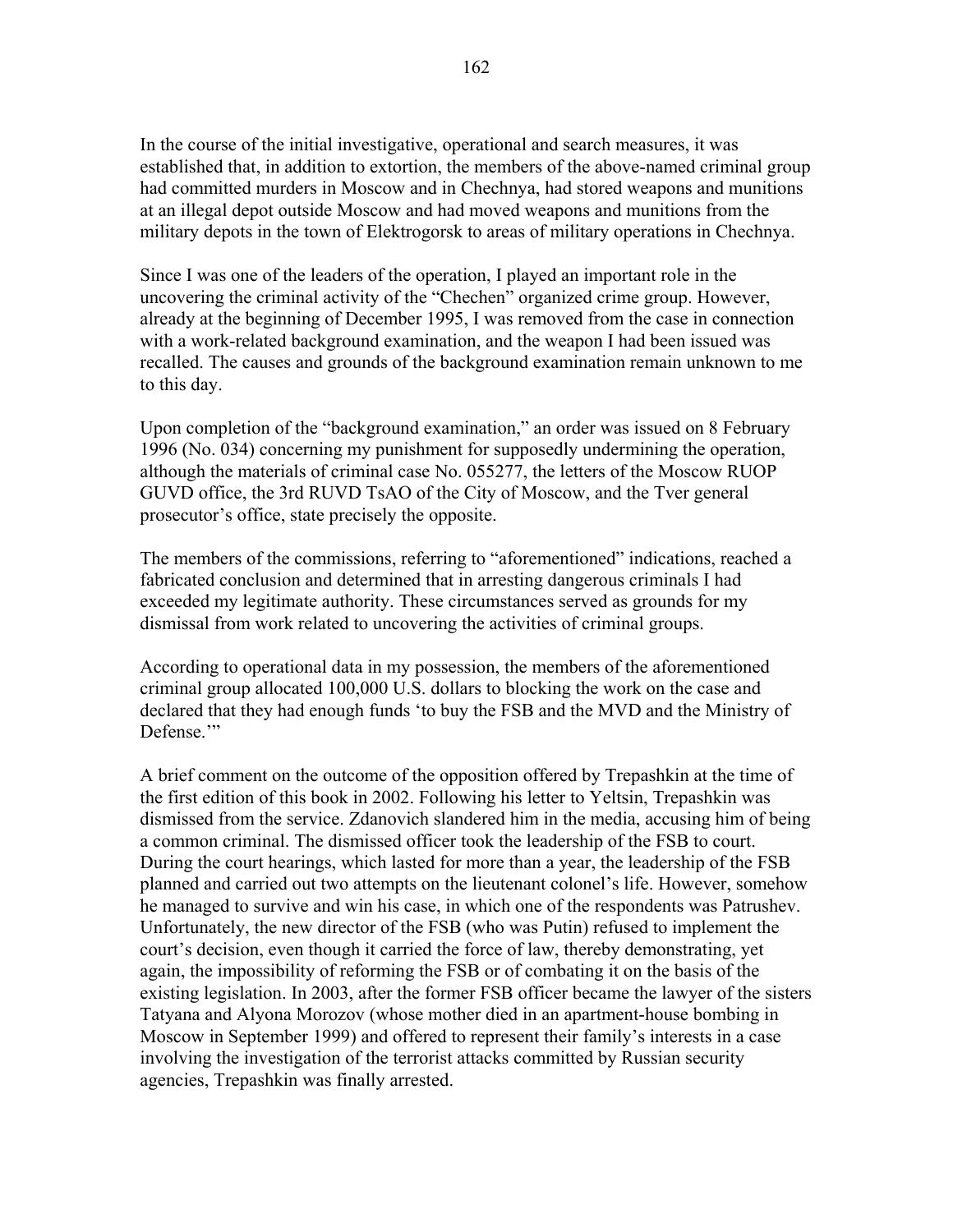In the course of the initial investigative, operational and search measures, it was established that, in addition to extortion, the members of the above-named criminal group had committed murders in Moscow and in Chechnya, had stored weapons and munitions at an illegal depot outside Moscow and had moved weapons and munitions from the military depots in the town of Elektrogorsk to areas of military operations in Chechnya.

Since I was one of the leaders of the operation, I played an important role in the uncovering the criminal activity of the "Chechen" organized crime group. However, already at the beginning of December 1995, I was removed from the case in connection with a work-related background examination, and the weapon I had been issued was recalled. The causes and grounds of the background examination remain unknown to me to this day.

Upon completion of the "background examination," an order was issued on 8 February 1996 (No. 034) concerning my punishment for supposedly undermining the operation, although the materials of criminal case No. 055277, the letters of the Moscow RUOP GUVD office, the 3rd RUVD TsAO of the City of Moscow, and the Tver general prosecutor's office, state precisely the opposite.

The members of the commissions, referring to "aforementioned" indications, reached a fabricated conclusion and determined that in arresting dangerous criminals I had exceeded my legitimate authority. These circumstances served as grounds for my dismissal from work related to uncovering the activities of criminal groups.

According to operational data in my possession, the members of the aforementioned criminal group allocated 100,000 U.S. dollars to blocking the work on the case and declared that they had enough funds 'to buy the FSB and the MVD and the Ministry of Defense.'"

A brief comment on the outcome of the opposition offered by Trepashkin at the time of the first edition of this book in 2002. Following his letter to Yeltsin, Trepashkin was dismissed from the service. Zdanovich slandered him in the media, accusing him of being a common criminal. The dismissed officer took the leadership of the FSB to court. During the court hearings, which lasted for more than a year, the leadership of the FSB planned and carried out two attempts on the lieutenant colonel's life. However, somehow he managed to survive and win his case, in which one of the respondents was Patrushev. Unfortunately, the new director of the FSB (who was Putin) refused to implement the court's decision, even though it carried the force of law, thereby demonstrating, yet again, the impossibility of reforming the FSB or of combating it on the basis of the existing legislation. In 2003, after the former FSB officer became the lawyer of the sisters Tatyana and Alyona Morozov (whose mother died in an apartment-house bombing in Moscow in September 1999) and offered to represent their family's interests in a case involving the investigation of the terrorist attacks committed by Russian security agencies, Trepashkin was finally arrested.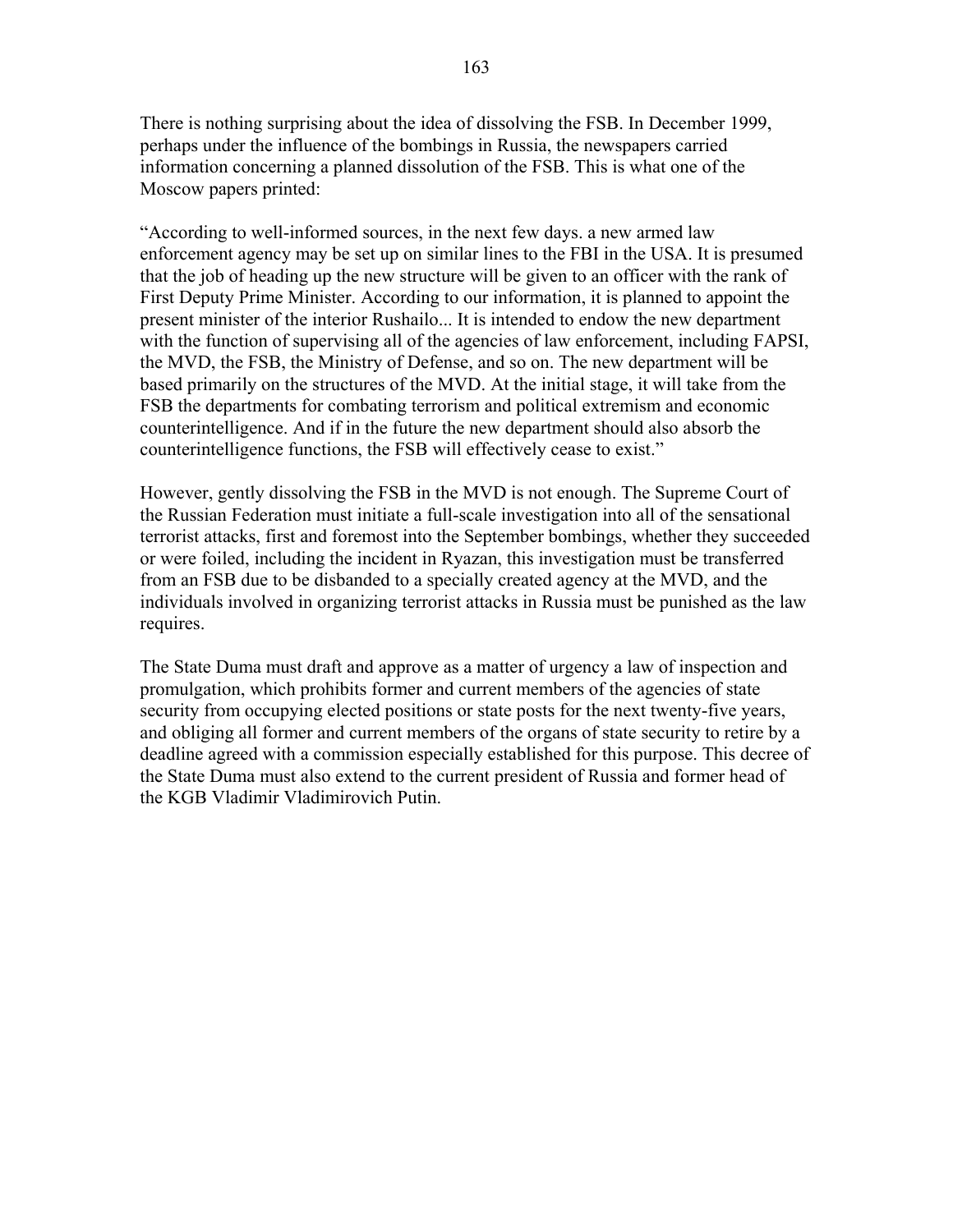There is nothing surprising about the idea of dissolving the FSB. In December 1999, perhaps under the influence of the bombings in Russia, the newspapers carried information concerning a planned dissolution of the FSB. This is what one of the Moscow papers printed:

"According to well-informed sources, in the next few days. a new armed law enforcement agency may be set up on similar lines to the FBI in the USA. It is presumed that the job of heading up the new structure will be given to an officer with the rank of First Deputy Prime Minister. According to our information, it is planned to appoint the present minister of the interior Rushailo... It is intended to endow the new department with the function of supervising all of the agencies of law enforcement, including FAPSI, the MVD, the FSB, the Ministry of Defense, and so on. The new department will be based primarily on the structures of the MVD. At the initial stage, it will take from the FSB the departments for combating terrorism and political extremism and economic counterintelligence. And if in the future the new department should also absorb the counterintelligence functions, the FSB will effectively cease to exist."

However, gently dissolving the FSB in the MVD is not enough. The Supreme Court of the Russian Federation must initiate a full-scale investigation into all of the sensational terrorist attacks, first and foremost into the September bombings, whether they succeeded or were foiled, including the incident in Ryazan, this investigation must be transferred from an FSB due to be disbanded to a specially created agency at the MVD, and the individuals involved in organizing terrorist attacks in Russia must be punished as the law requires.

The State Duma must draft and approve as a matter of urgency a law of inspection and promulgation, which prohibits former and current members of the agencies of state security from occupying elected positions or state posts for the next twenty-five years, and obliging all former and current members of the organs of state security to retire by a deadline agreed with a commission especially established for this purpose. This decree of the State Duma must also extend to the current president of Russia and former head of the KGB Vladimir Vladimirovich Putin.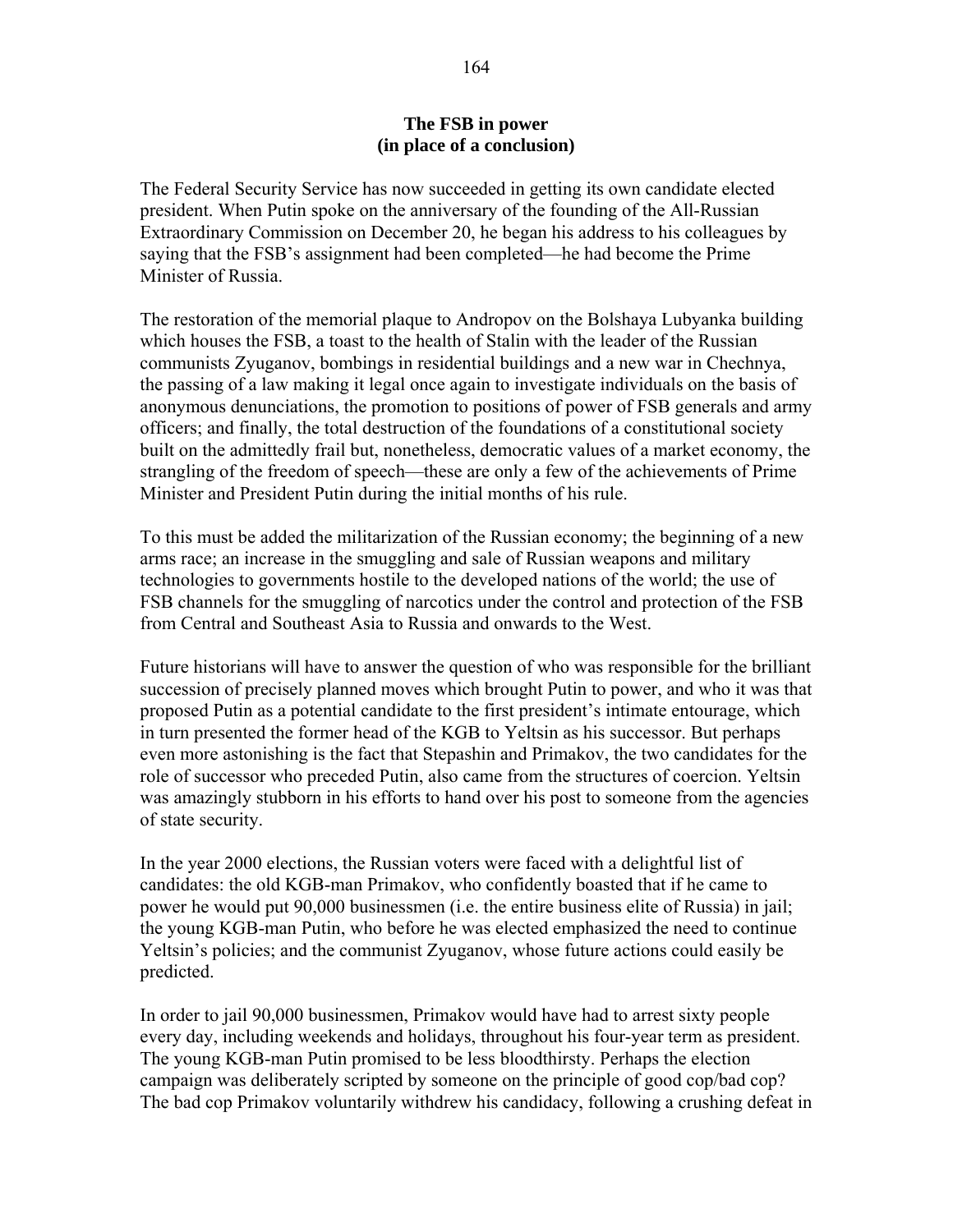## The FSB in power
## (in place of a conclusion)

The Federal Security Service has now succeeded in getting its own candidate elected president. When Putin spoke on the anniversary of the founding of the All-Russian Extraordinary Commission on December 20, he began his address to his colleagues by saying that the FSB's assignment had been completed—he had become the Prime Minister of Russia.

The restoration of the memorial plaque to Andropov on the Bolshaya Lubyanka building which houses the FSB, a toast to the health of Stalin with the leader of the Russian communists Zyuganov, bombings in residential buildings and a new war in Chechnya, the passing of a law making it legal once again to investigate individuals on the basis of anonymous denunciations, the promotion to positions of power of FSB generals and army officers; and finally, the total destruction of the foundations of a constitutional society built on the admittedly frail but, nonetheless, democratic values of a market economy, the strangling of the freedom of speech—these are only a few of the achievements of Prime Minister and President Putin during the initial months of his rule.

To this must be added the militarization of the Russian economy; the beginning of a new arms race; an increase in the smuggling and sale of Russian weapons and military technologies to governments hostile to the developed nations of the world; the use of FSB channels for the smuggling of narcotics under the control and protection of the FSB from Central and Southeast Asia to Russia and onwards to the West.

Future historians will have to answer the question of who was responsible for the brilliant succession of precisely planned moves which brought Putin to power, and who it was that proposed Putin as a potential candidate to the first president's intimate entourage, which in turn presented the former head of the KGB to Yeltsin as his successor. But perhaps even more astonishing is the fact that Stepashin and Primakov, the two candidates for the role of successor who preceded Putin, also came from the structures of coercion. Yeltsin was amazingly stubborn in his efforts to hand over his post to someone from the agencies of state security.

In the year 2000 elections, the Russian voters were faced with a delightful list of candidates: the old KGB-man Primakov, who confidently boasted that if he came to power he would put 90,000 businessmen (i.e. the entire business elite of Russia) in jail; the young KGB-man Putin, who before he was elected emphasized the need to continue Yeltsin's policies; and the communist Zyuganov, whose future actions could easily be predicted.

In order to jail 90,000 businessmen, Primakov would have had to arrest sixty people every day, including weekends and holidays, throughout his four-year term as president. The young KGB-man Putin promised to be less bloodthirsty. Perhaps the election campaign was deliberately scripted by someone on the principle of good cop/bad cop? The bad cop Primakov voluntarily withdrew his candidacy, following a crushing defeat in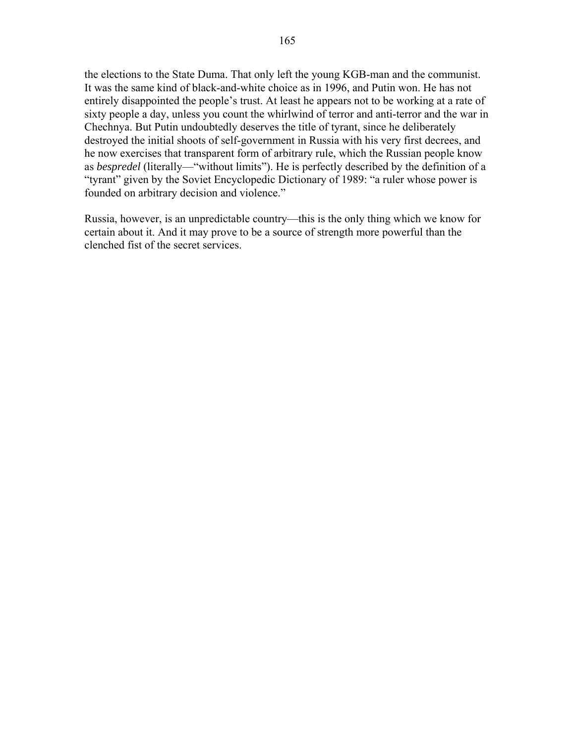the elections to the State Duma. That only left the young KGB-man and the communist. It was the same kind of black-and-white choice as in 1996, and Putin won. He has not entirely disappointed the people's trust. At least he appears not to be working at a rate of sixty people a day, unless you count the whirlwind of terror and anti-terror and the war in Chechnya. But Putin undoubtedly deserves the title of tyrant, since he deliberately destroyed the initial shoots of self-government in Russia with his very first decrees, and he now exercises that transparent form of arbitrary rule, which the Russian people know as *bespredel* (literally—"without limits"). He is perfectly described by the definition of a "tyrant" given by the Soviet Encyclopedic Dictionary of 1989: "a ruler whose power is founded on arbitrary decision and violence."

Russia, however, is an unpredictable country—this is the only thing which we know for certain about it. And it may prove to be a source of strength more powerful than the clenched fist of the secret services.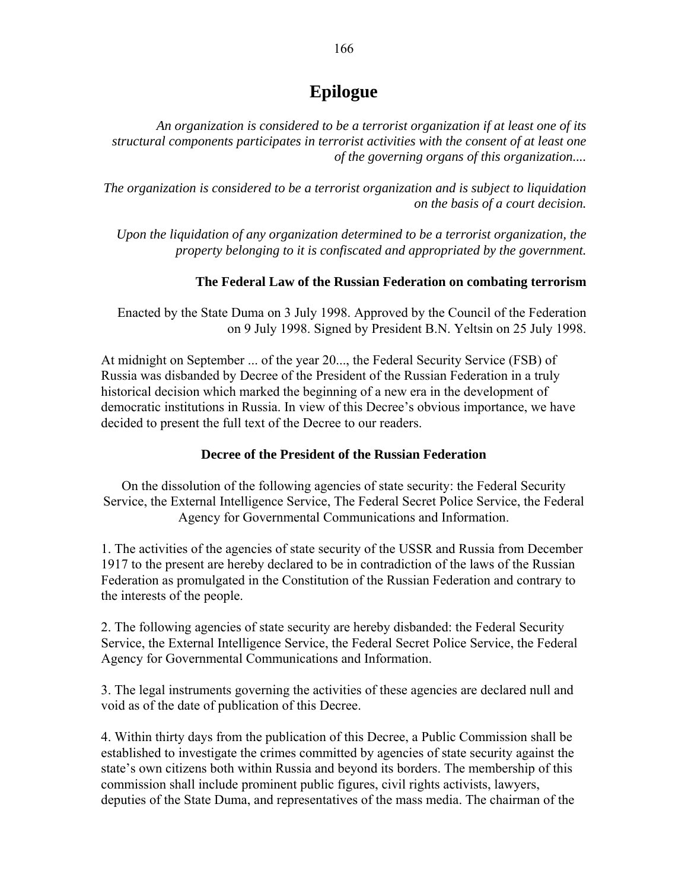# Epilogue

*An organization is considered to be a terrorist organization if at least one of its structural components participates in terrorist activities with the consent of at least one of the governing organs of this organization....*

*The organization is considered to be a terrorist organization and is subject to liquidation on the basis of a court decision.*

*Upon the liquidation of any organization determined to be a terrorist organization, the property belonging to it is confiscated and appropriated by the government.*

**The Federal Law of the Russian Federation on combating terrorism**

Enacted by the State Duma on 3 July 1998. Approved by the Council of the Federation on 9 July 1998. Signed by President B.N. Yeltsin on 25 July 1998.

At midnight on September ... of the year 20..., the Federal Security Service (FSB) of Russia was disbanded by Decree of the President of the Russian Federation in a truly historical decision which marked the beginning of a new era in the development of democratic institutions in Russia. In view of this Decree's obvious importance, we have decided to present the full text of the Decree to our readers.

**Decree of the President of the Russian Federation**

On the dissolution of the following agencies of state security: the Federal Security Service, the External Intelligence Service, The Federal Secret Police Service, the Federal Agency for Governmental Communications and Information.

1. The activities of the agencies of state security of the USSR and Russia from December 1917 to the present are hereby declared to be in contradiction of the laws of the Russian Federation as promulgated in the Constitution of the Russian Federation and contrary to the interests of the people.

2. The following agencies of state security are hereby disbanded: the Federal Security Service, the External Intelligence Service, the Federal Secret Police Service, the Federal Agency for Governmental Communications and Information.

3. The legal instruments governing the activities of these agencies are declared null and void as of the date of publication of this Decree.

4. Within thirty days from the publication of this Decree, a Public Commission shall be established to investigate the crimes committed by agencies of state security against the state's own citizens both within Russia and beyond its borders. The membership of this commission shall include prominent public figures, civil rights activists, lawyers, deputies of the State Duma, and representatives of the mass media. The chairman of the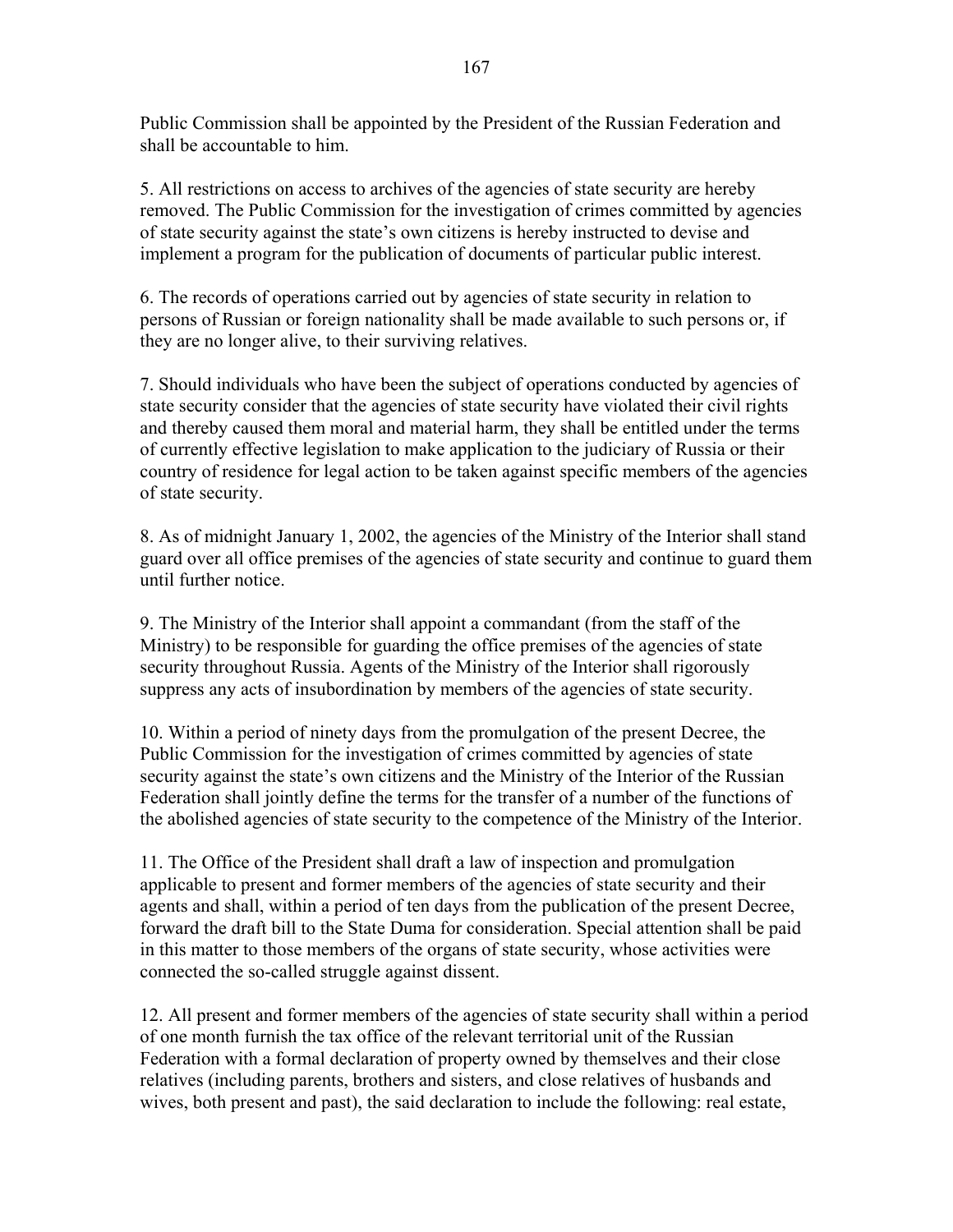Public Commission shall be appointed by the President of the Russian Federation and shall be accountable to him.

5. All restrictions on access to archives of the agencies of state security are hereby removed. The Public Commission for the investigation of crimes committed by agencies of state security against the state's own citizens is hereby instructed to devise and implement a program for the publication of documents of particular public interest.

6. The records of operations carried out by agencies of state security in relation to persons of Russian or foreign nationality shall be made available to such persons or, if they are no longer alive, to their surviving relatives.

7. Should individuals who have been the subject of operations conducted by agencies of state security consider that the agencies of state security have violated their civil rights and thereby caused them moral and material harm, they shall be entitled under the terms of currently effective legislation to make application to the judiciary of Russia or their country of residence for legal action to be taken against specific members of the agencies of state security.

8. As of midnight January 1, 2002, the agencies of the Ministry of the Interior shall stand guard over all office premises of the agencies of state security and continue to guard them until further notice.

9. The Ministry of the Interior shall appoint a commandant (from the staff of the Ministry) to be responsible for guarding the office premises of the agencies of state security throughout Russia. Agents of the Ministry of the Interior shall rigorously suppress any acts of insubordination by members of the agencies of state security.

10. Within a period of ninety days from the promulgation of the present Decree, the Public Commission for the investigation of crimes committed by agencies of state security against the state's own citizens and the Ministry of the Interior of the Russian Federation shall jointly define the terms for the transfer of a number of the functions of the abolished agencies of state security to the competence of the Ministry of the Interior.

11. The Office of the President shall draft a law of inspection and promulgation applicable to present and former members of the agencies of state security and their agents and shall, within a period of ten days from the publication of the present Decree, forward the draft bill to the State Duma for consideration. Special attention shall be paid in this matter to those members of the organs of state security, whose activities were connected the so-called struggle against dissent.

12. All present and former members of the agencies of state security shall within a period of one month furnish the tax office of the relevant territorial unit of the Russian Federation with a formal declaration of property owned by themselves and their close relatives (including parents, brothers and sisters, and close relatives of husbands and wives, both present and past), the said declaration to include the following: real estate,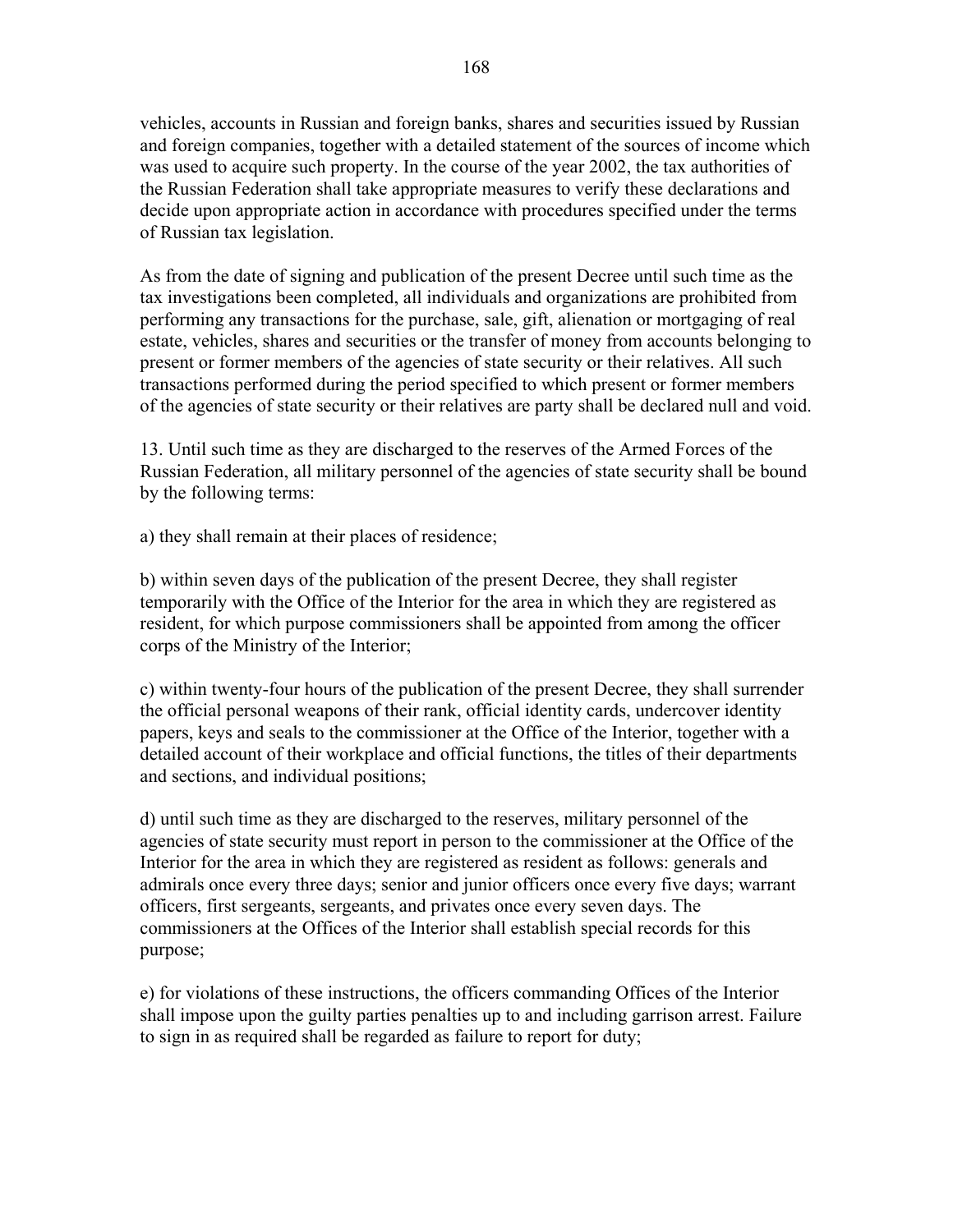vehicles, accounts in Russian and foreign banks, shares and securities issued by Russian and foreign companies, together with a detailed statement of the sources of income which was used to acquire such property. In the course of the year 2002, the tax authorities of the Russian Federation shall take appropriate measures to verify these declarations and decide upon appropriate action in accordance with procedures specified under the terms of Russian tax legislation.

As from the date of signing and publication of the present Decree until such time as the tax investigations been completed, all individuals and organizations are prohibited from performing any transactions for the purchase, sale, gift, alienation or mortgaging of real estate, vehicles, shares and securities or the transfer of money from accounts belonging to present or former members of the agencies of state security or their relatives. All such transactions performed during the period specified to which present or former members of the agencies of state security or their relatives are party shall be declared null and void.

13. Until such time as they are discharged to the reserves of the Armed Forces of the Russian Federation, all military personnel of the agencies of state security shall be bound by the following terms:

a) they shall remain at their places of residence;

b) within seven days of the publication of the present Decree, they shall register temporarily with the Office of the Interior for the area in which they are registered as resident, for which purpose commissioners shall be appointed from among the officer corps of the Ministry of the Interior;

c) within twenty-four hours of the publication of the present Decree, they shall surrender the official personal weapons of their rank, official identity cards, undercover identity papers, keys and seals to the commissioner at the Office of the Interior, together with a detailed account of their workplace and official functions, the titles of their departments and sections, and individual positions;

d) until such time as they are discharged to the reserves, military personnel of the agencies of state security must report in person to the commissioner at the Office of the Interior for the area in which they are registered as resident as follows: generals and admirals once every three days; senior and junior officers once every five days; warrant officers, first sergeants, sergeants, and privates once every seven days. The commissioners at the Offices of the Interior shall establish special records for this purpose;

e) for violations of these instructions, the officers commanding Offices of the Interior shall impose upon the guilty parties penalties up to and including garrison arrest. Failure to sign in as required shall be regarded as failure to report for duty;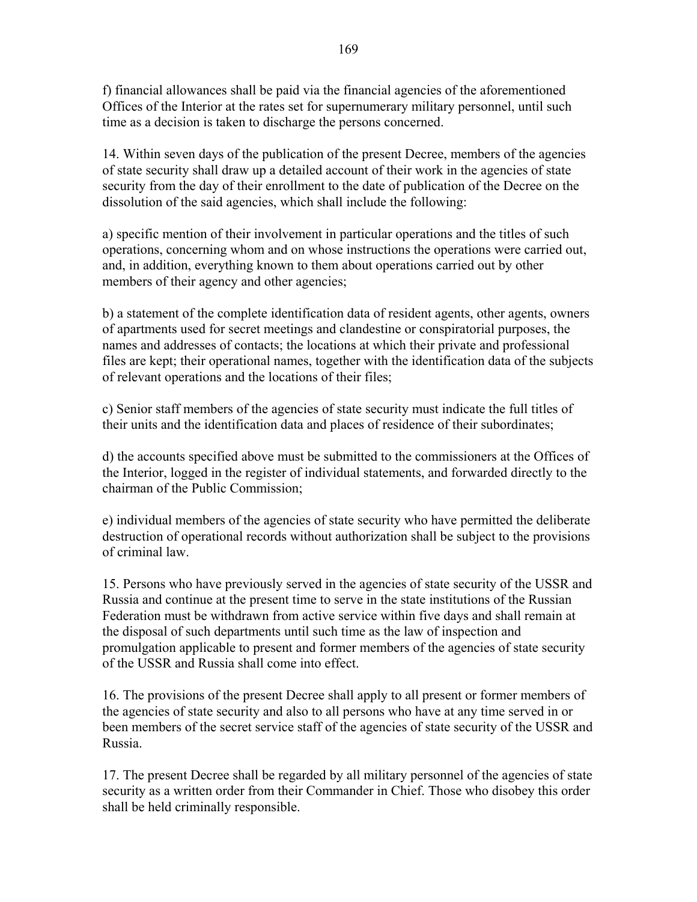f) financial allowances shall be paid via the financial agencies of the aforementioned Offices of the Interior at the rates set for supernumerary military personnel, until such time as a decision is taken to discharge the persons concerned.

14. Within seven days of the publication of the present Decree, members of the agencies of state security shall draw up a detailed account of their work in the agencies of state security from the day of their enrollment to the date of publication of the Decree on the dissolution of the said agencies, which shall include the following:

a) specific mention of their involvement in particular operations and the titles of such operations, concerning whom and on whose instructions the operations were carried out, and, in addition, everything known to them about operations carried out by other members of their agency and other agencies;

b) a statement of the complete identification data of resident agents, other agents, owners of apartments used for secret meetings and clandestine or conspiratorial purposes, the names and addresses of contacts; the locations at which their private and professional files are kept; their operational names, together with the identification data of the subjects of relevant operations and the locations of their files;

c) Senior staff members of the agencies of state security must indicate the full titles of their units and the identification data and places of residence of their subordinates;

d) the accounts specified above must be submitted to the commissioners at the Offices of the Interior, logged in the register of individual statements, and forwarded directly to the chairman of the Public Commission;

e) individual members of the agencies of state security who have permitted the deliberate destruction of operational records without authorization shall be subject to the provisions of criminal law.

15. Persons who have previously served in the agencies of state security of the USSR and Russia and continue at the present time to serve in the state institutions of the Russian Federation must be withdrawn from active service within five days and shall remain at the disposal of such departments until such time as the law of inspection and promulgation applicable to present and former members of the agencies of state security of the USSR and Russia shall come into effect.

16. The provisions of the present Decree shall apply to all present or former members of the agencies of state security and also to all persons who have at any time served in or been members of the secret service staff of the agencies of state security of the USSR and Russia.

17. The present Decree shall be regarded by all military personnel of the agencies of state security as a written order from their Commander in Chief. Those who disobey this order shall be held criminally responsible.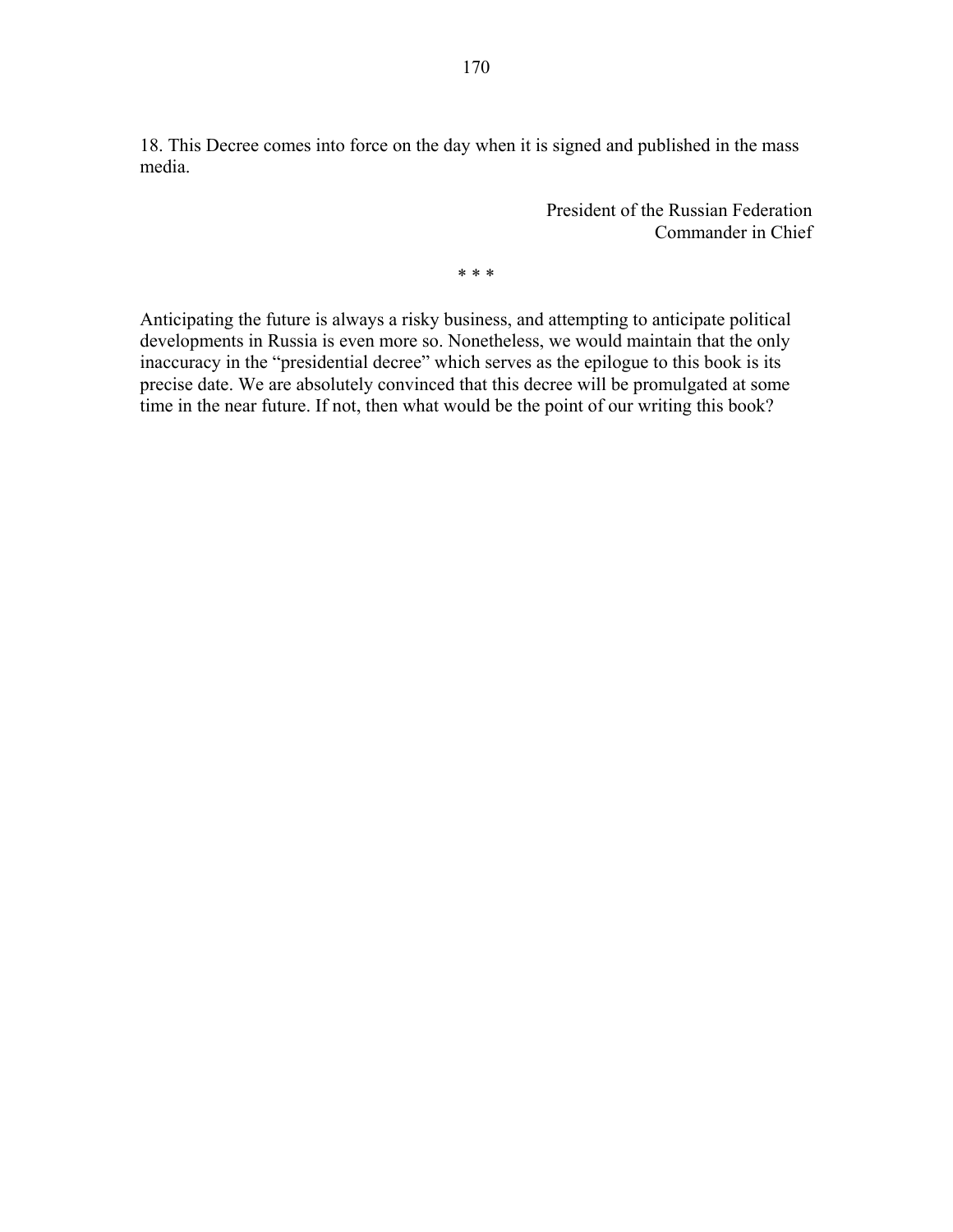18. This Decree comes into force on the day when it is signed and published in the mass media.

President of the Russian Federation  
Commander in Chief

\* \* \*

Anticipating the future is always a risky business, and attempting to anticipate political developments in Russia is even more so. Nonetheless, we would maintain that the only inaccuracy in the "presidential decree" which serves as the epilogue to this book is its precise date. We are absolutely convinced that this decree will be promulgated at some time in the near future. If not, then what would be the point of our writing this book?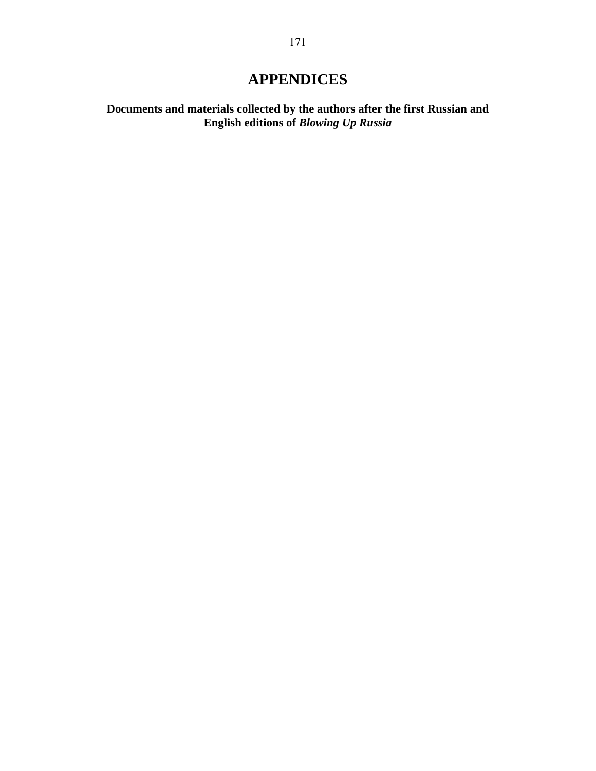# APPENDICES

**Documents and materials collected by the authors after the first Russian and English editions of *Blowing Up Russia***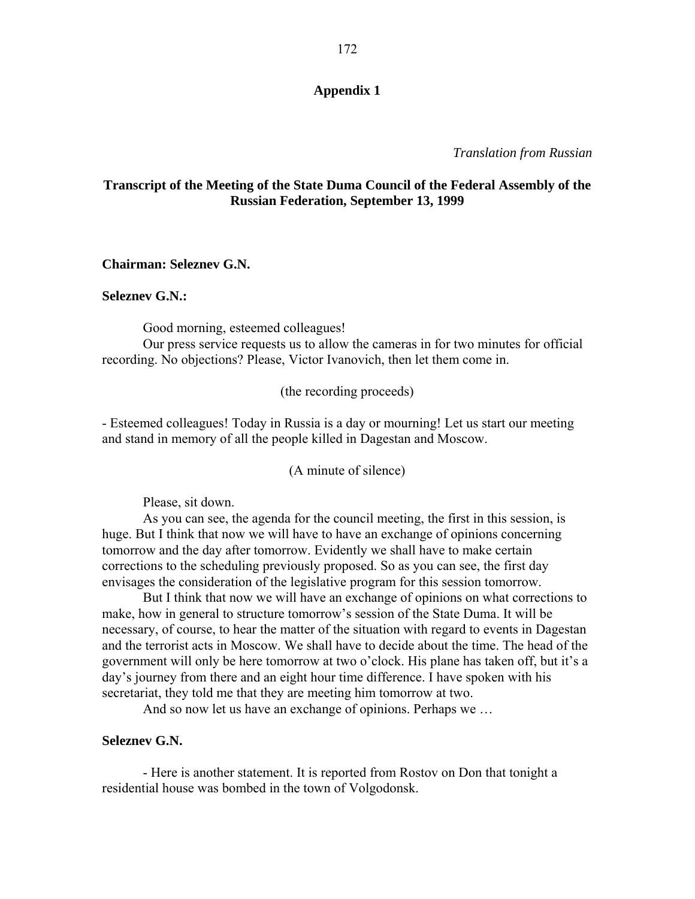# Appendix 1

*Translation from Russian*

## Transcript of the Meeting of the State Duma Council of the Federal Assembly of the Russian Federation, September 13, 1999

**Chairman: Seleznev G.N.**

**Seleznev G.N.:**

Good morning, esteemed colleagues!

Our press service requests us to allow the cameras in for two minutes for official recording. No objections? Please, Victor Ivanovich, then let them come in.

(the recording proceeds)

- Esteemed colleagues! Today in Russia is a day or mourning! Let us start our meeting and stand in memory of all the people killed in Dagestan and Moscow.

(A minute of silence)

Please, sit down.

As you can see, the agenda for the council meeting, the first in this session, is huge. But I think that now we will have to have an exchange of opinions concerning tomorrow and the day after tomorrow. Evidently we shall have to make certain corrections to the scheduling previously proposed. So as you can see, the first day envisages the consideration of the legislative program for this session tomorrow.

But I think that now we will have an exchange of opinions on what corrections to make, how in general to structure tomorrow's session of the State Duma. It will be necessary, of course, to hear the matter of the situation with regard to events in Dagestan and the terrorist acts in Moscow. We shall have to decide about the time. The head of the government will only be here tomorrow at two o'clock. His plane has taken off, but it's a day's journey from there and an eight hour time difference. I have spoken with his secretariat, they told me that they are meeting him tomorrow at two.

And so now let us have an exchange of opinions. Perhaps we …

**Seleznev G.N.**

- Here is another statement. It is reported from Rostov on Don that tonight a residential house was bombed in the town of Volgodonsk.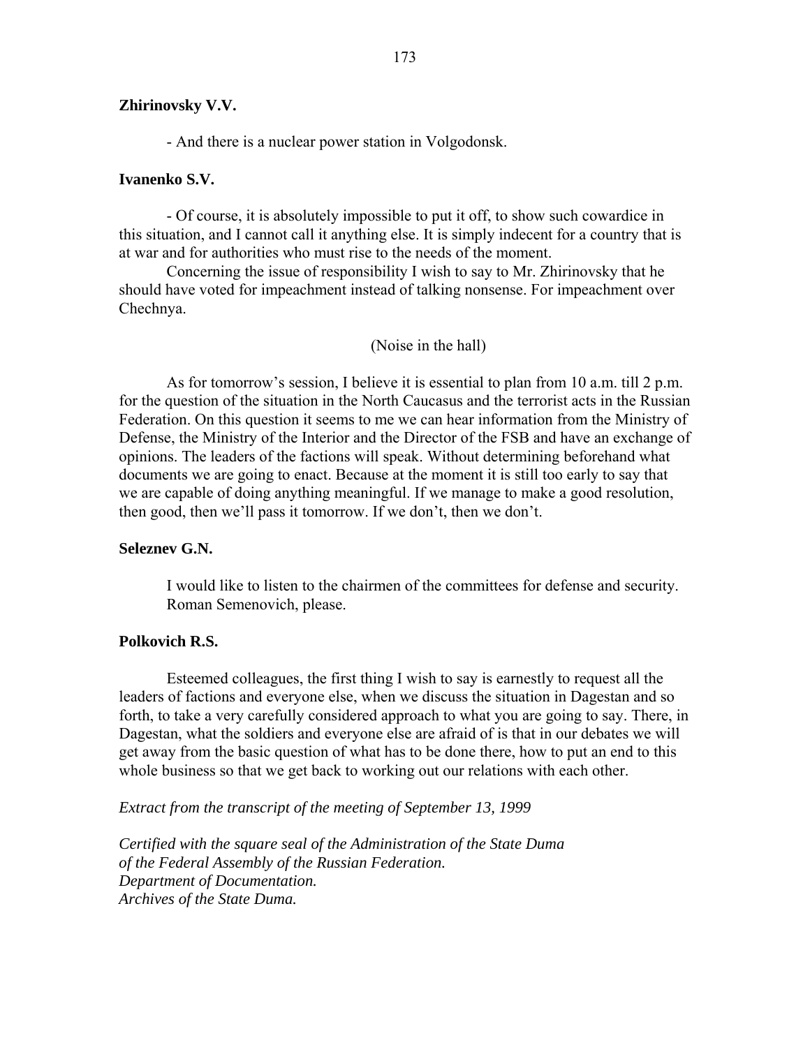**Zhirinovsky V.V.**

- And there is a nuclear power station in Volgodonsk.

**Ivanenko S.V.**

- Of course, it is absolutely impossible to put it off, to show such cowardice in this situation, and I cannot call it anything else. It is simply indecent for a country that is at war and for authorities who must rise to the needs of the moment.

Concerning the issue of responsibility I wish to say to Mr. Zhirinovsky that he should have voted for impeachment instead of talking nonsense. For impeachment over Chechnya.

(Noise in the hall)

As for tomorrow's session, I believe it is essential to plan from 10 a.m. till 2 p.m. for the question of the situation in the North Caucasus and the terrorist acts in the Russian Federation. On this question it seems to me we can hear information from the Ministry of Defense, the Ministry of the Interior and the Director of the FSB and have an exchange of opinions. The leaders of the factions will speak. Without determining beforehand what documents we are going to enact. Because at the moment it is still too early to say that we are capable of doing anything meaningful. If we manage to make a good resolution, then good, then we'll pass it tomorrow. If we don't, then we don't.

**Seleznev G.N.**

I would like to listen to the chairmen of the committees for defense and security. Roman Semenovich, please.

**Polkovich R.S.**

Esteemed colleagues, the first thing I wish to say is earnestly to request all the leaders of factions and everyone else, when we discuss the situation in Dagestan and so forth, to take a very carefully considered approach to what you are going to say. There, in Dagestan, what the soldiers and everyone else are afraid of is that in our debates we will get away from the basic question of what has to be done there, how to put an end to this whole business so that we get back to working out our relations with each other.

*Extract from the transcript of the meeting of September 13, 1999*

*Certified with the square seal of the Administration of the State Duma of the Federal Assembly of the Russian Federation.*
*Department of Documentation.*
*Archives of the State Duma.*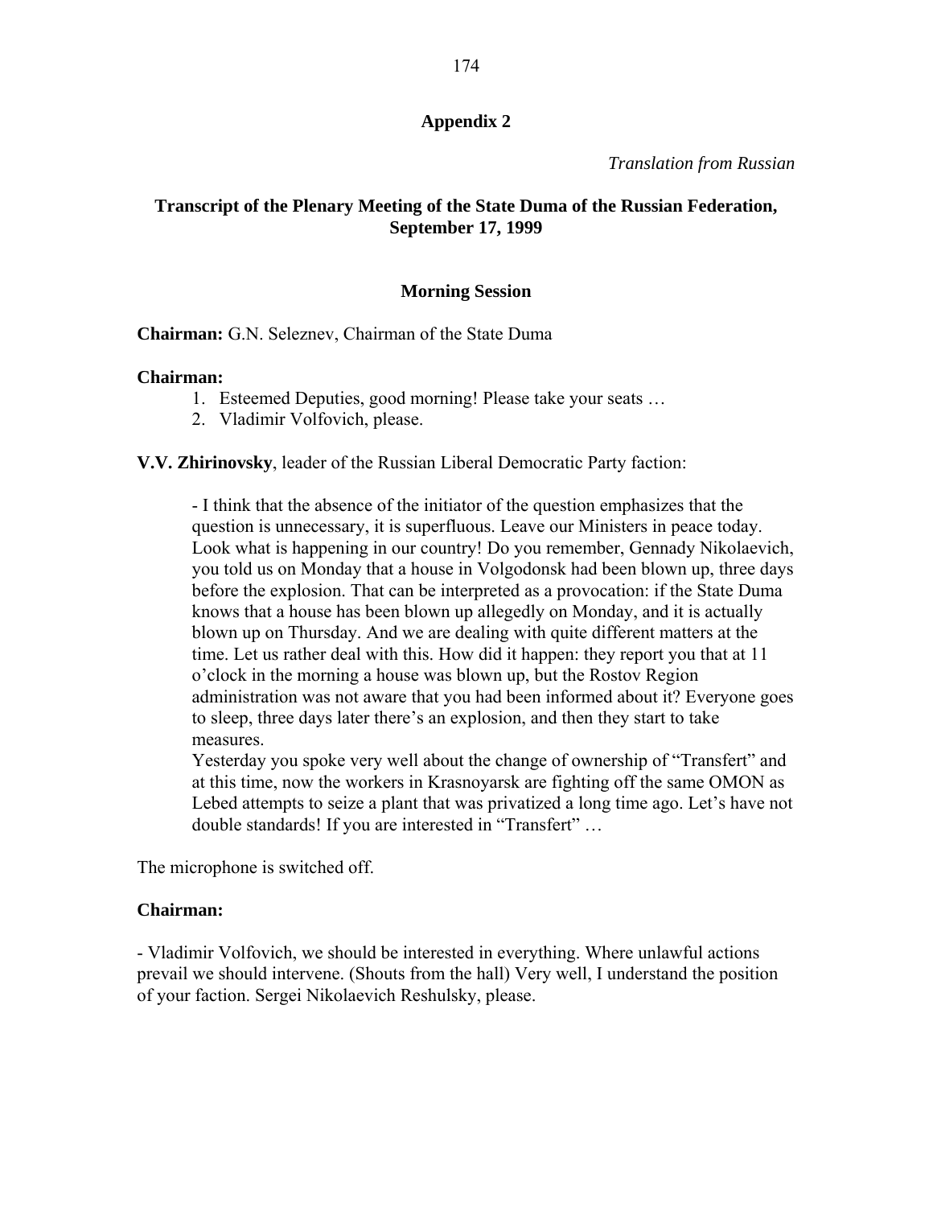## Appendix 2

*Translation from Russian*

### Transcript of the Plenary Meeting of the State Duma of the Russian Federation, September 17, 1999

#### Morning Session

**Chairman:** G.N. Seleznev, Chairman of the State Duma

**Chairman:**

1. Esteemed Deputies, good morning! Please take your seats …
2. Vladimir Volfovich, please.

**V.V. Zhirinovsky**, leader of the Russian Liberal Democratic Party faction:

> - I think that the absence of the initiator of the question emphasizes that the question is unnecessary, it is superfluous. Leave our Ministers in peace today. Look what is happening in our country! Do you remember, Gennady Nikolaevich, you told us on Monday that a house in Volgodonsk had been blown up, three days before the explosion. That can be interpreted as a provocation: if the State Duma knows that a house has been blown up allegedly on Monday, and it is actually blown up on Thursday. And we are dealing with quite different matters at the time. Let us rather deal with this. How did it happen: they report you that at 11 o'clock in the morning a house was blown up, but the Rostov Region administration was not aware that you had been informed about it? Everyone goes to sleep, three days later there's an explosion, and then they start to take measures.
>
> Yesterday you spoke very well about the change of ownership of "Transfert" and at this time, now the workers in Krasnoyarsk are fighting off the same OMON as Lebed attempts to seize a plant that was privatized a long time ago. Let's have not double standards! If you are interested in "Transfert" …

The microphone is switched off.

**Chairman:**

- Vladimir Volfovich, we should be interested in everything. Where unlawful actions prevail we should intervene. (Shouts from the hall) Very well, I understand the position of your faction. Sergei Nikolaevich Reshulsky, please.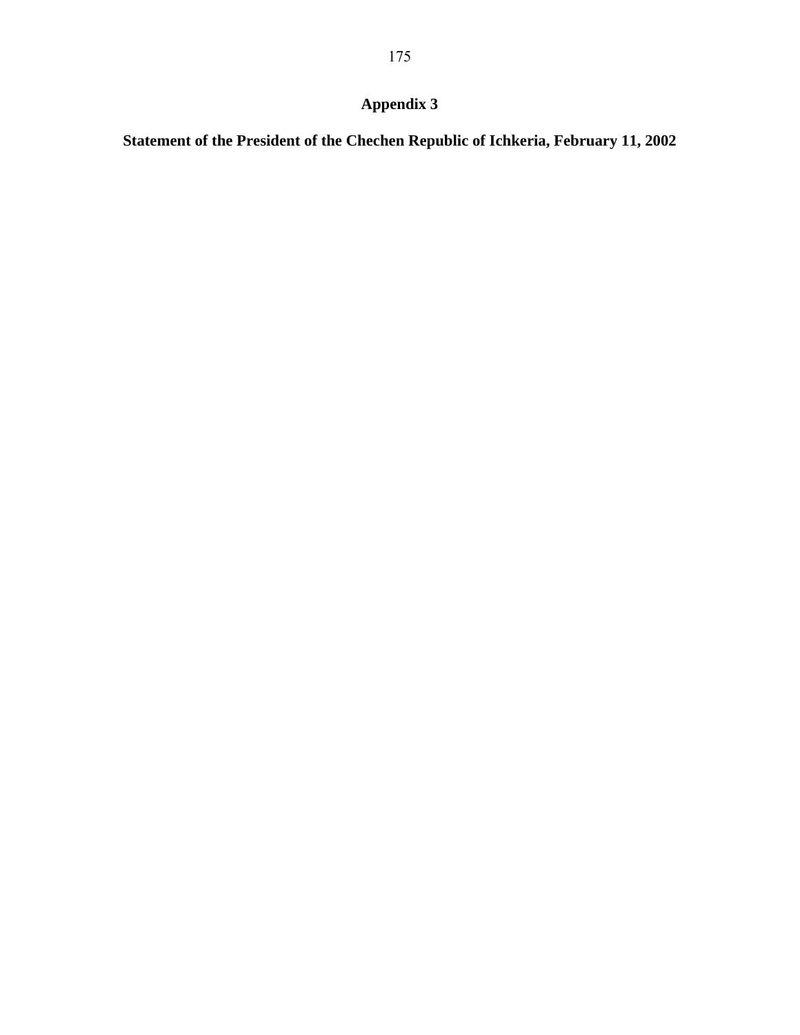# Appendix 3

## Statement of the President of the Chechen Republic of Ichkeria, February 11, 2002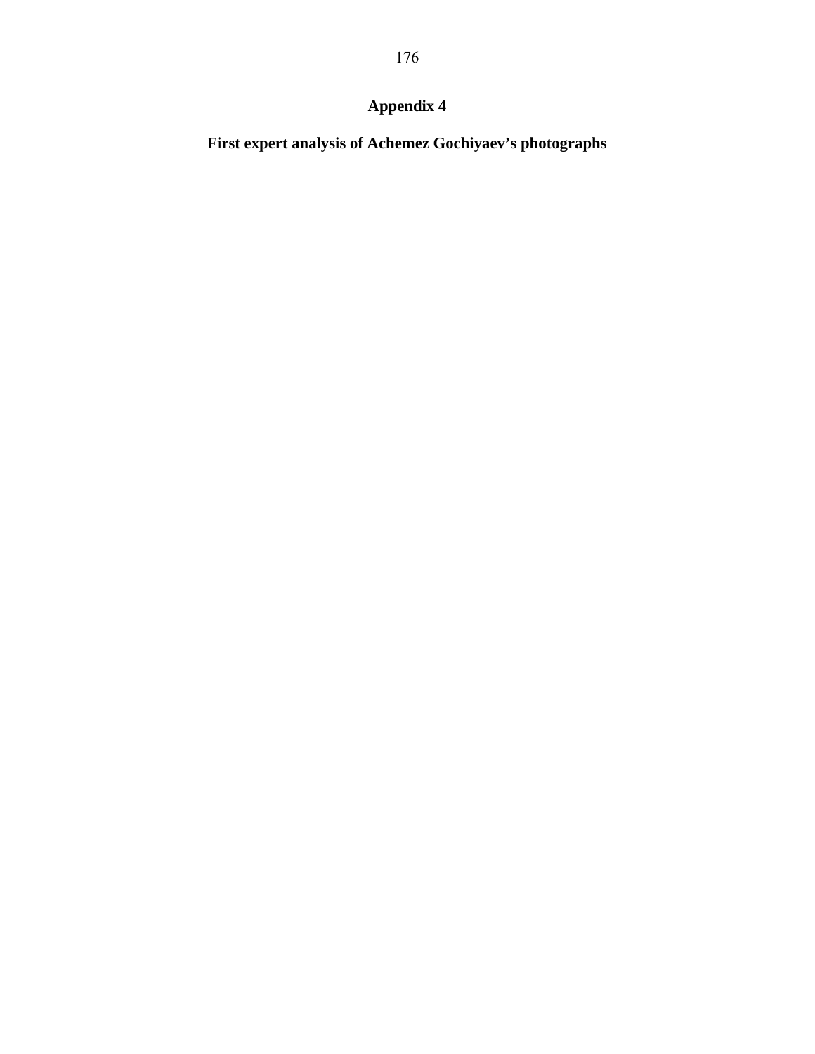# Appendix 4

## First expert analysis of Achemez Gochiyaev's photographs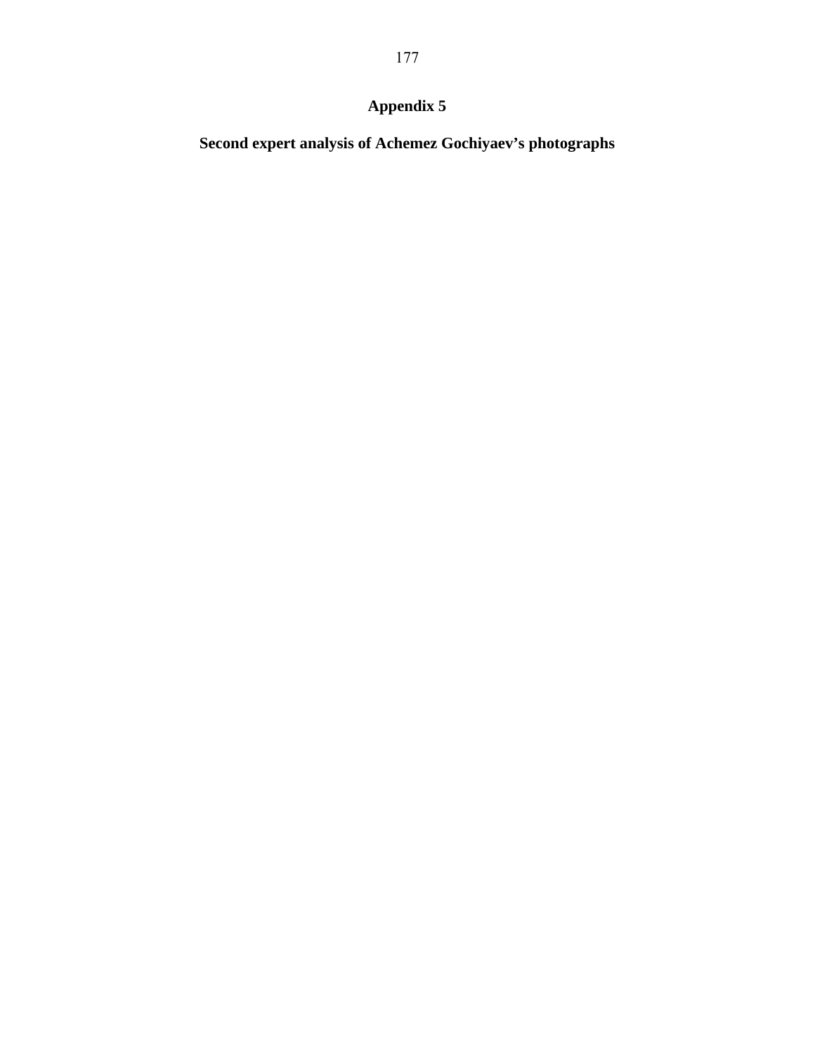# Appendix 5

## Second expert analysis of Achemez Gochiyaev's photographs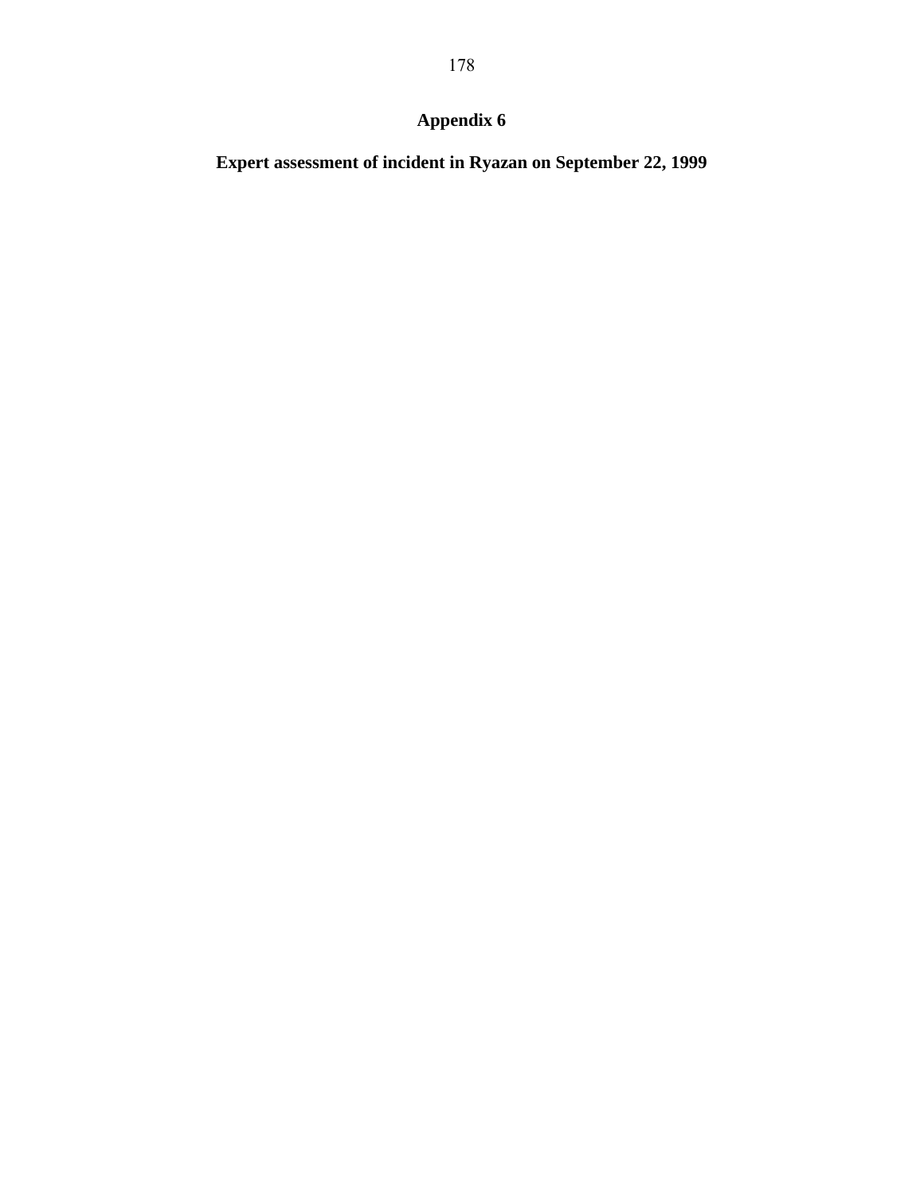# Appendix 6

## Expert assessment of incident in Ryazan on September 22, 1999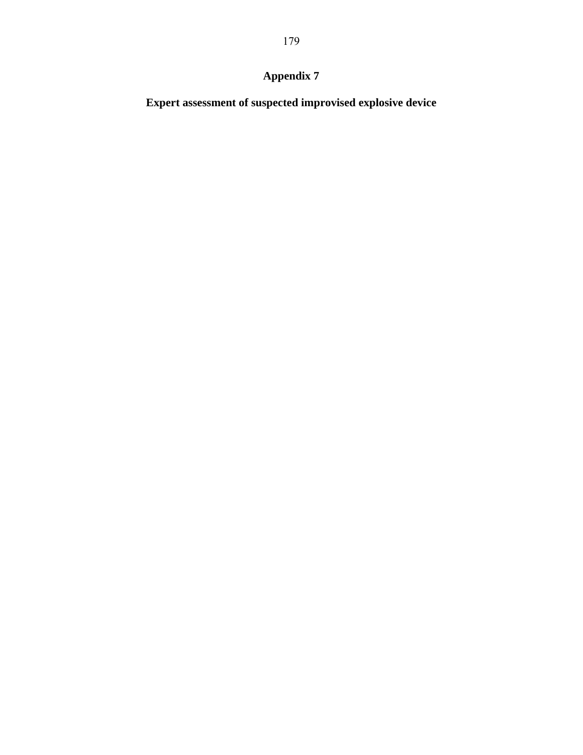# Appendix 7

## Expert assessment of suspected improvised explosive device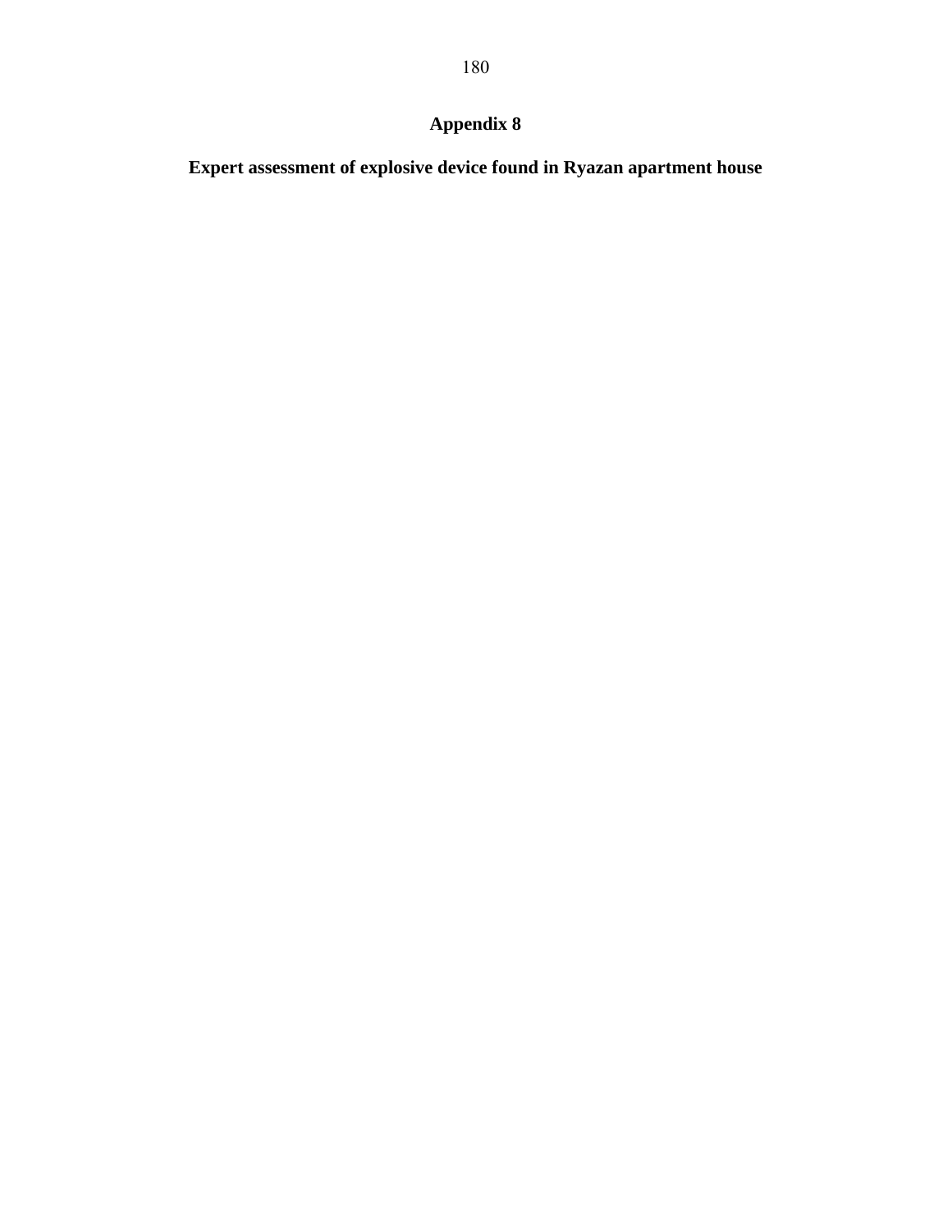# Appendix 8

## Expert assessment of explosive device found in Ryazan apartment house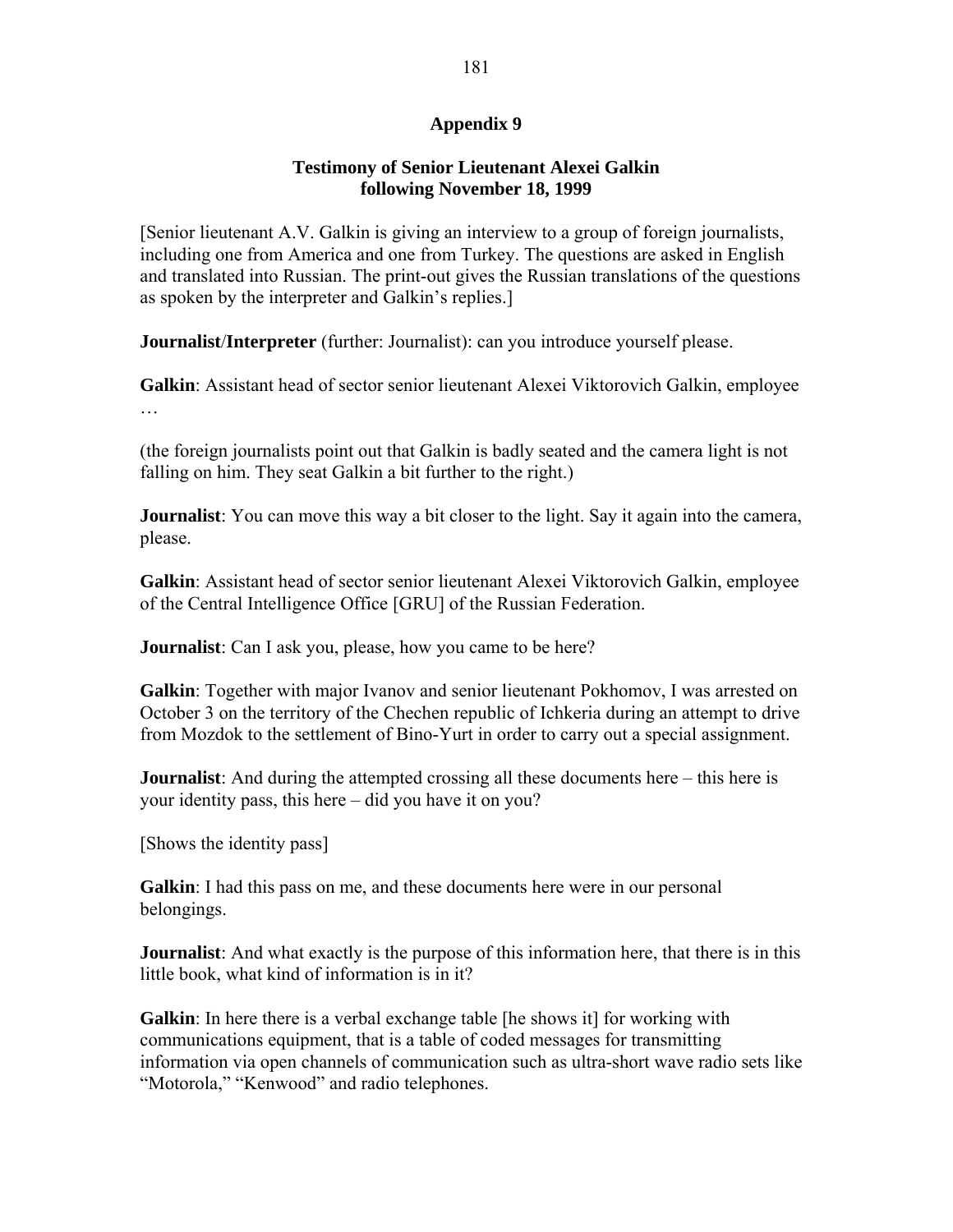## Appendix 9

### Testimony of Senior Lieutenant Alexei Galkin following November 18, 1999

[Senior lieutenant A.V. Galkin is giving an interview to a group of foreign journalists, including one from America and one from Turkey. The questions are asked in English and translated into Russian. The print-out gives the Russian translations of the questions as spoken by the interpreter and Galkin's replies.]

**Journalist**/**Interpreter** (further: Journalist): can you introduce yourself please.

**Galkin**: Assistant head of sector senior lieutenant Alexei Viktorovich Galkin, employee …

(the foreign journalists point out that Galkin is badly seated and the camera light is not falling on him. They seat Galkin a bit further to the right.)

**Journalist**: You can move this way a bit closer to the light. Say it again into the camera, please.

**Galkin**: Assistant head of sector senior lieutenant Alexei Viktorovich Galkin, employee of the Central Intelligence Office [GRU] of the Russian Federation.

**Journalist**: Can I ask you, please, how you came to be here?

**Galkin**: Together with major Ivanov and senior lieutenant Pokhomov, I was arrested on October 3 on the territory of the Chechen republic of Ichkeria during an attempt to drive from Mozdok to the settlement of Bino-Yurt in order to carry out a special assignment.

**Journalist**: And during the attempted crossing all these documents here – this here is your identity pass, this here – did you have it on you?

[Shows the identity pass]

**Galkin**: I had this pass on me, and these documents here were in our personal belongings.

**Journalist**: And what exactly is the purpose of this information here, that there is in this little book, what kind of information is in it?

**Galkin**: In here there is a verbal exchange table [he shows it] for working with communications equipment, that is a table of coded messages for transmitting information via open channels of communication such as ultra-short wave radio sets like "Motorola," "Kenwood" and radio telephones.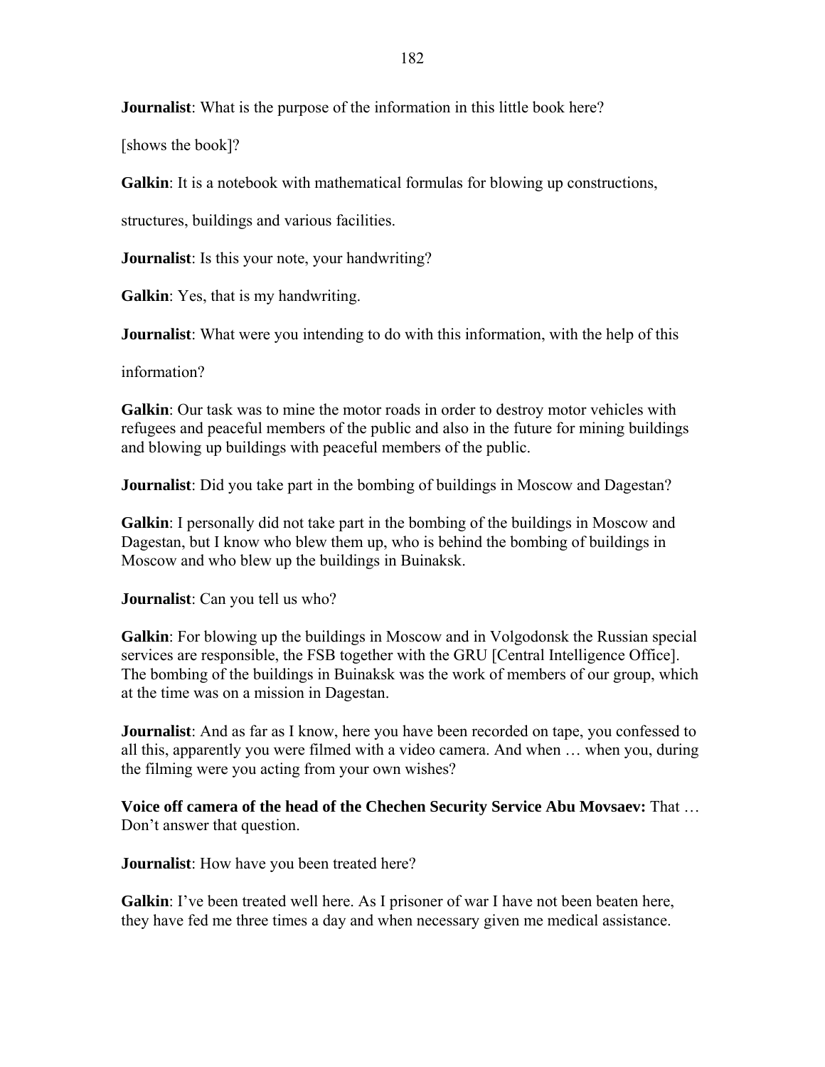**Journalist**: What is the purpose of the information in this little book here?

[shows the book]?

**Galkin**: It is a notebook with mathematical formulas for blowing up constructions, structures, buildings and various facilities.

**Journalist**: Is this your note, your handwriting?

**Galkin**: Yes, that is my handwriting.

**Journalist**: What were you intending to do with this information, with the help of this information?

**Galkin**: Our task was to mine the motor roads in order to destroy motor vehicles with refugees and peaceful members of the public and also in the future for mining buildings and blowing up buildings with peaceful members of the public.

**Journalist**: Did you take part in the bombing of buildings in Moscow and Dagestan?

**Galkin**: I personally did not take part in the bombing of the buildings in Moscow and Dagestan, but I know who blew them up, who is behind the bombing of buildings in Moscow and who blew up the buildings in Buinaksk.

**Journalist**: Can you tell us who?

**Galkin**: For blowing up the buildings in Moscow and in Volgodonsk the Russian special services are responsible, the FSB together with the GRU [Central Intelligence Office]. The bombing of the buildings in Buinaksk was the work of members of our group, which at the time was on a mission in Dagestan.

**Journalist**: And as far as I know, here you have been recorded on tape, you confessed to all this, apparently you were filmed with a video camera. And when … when you, during the filming were you acting from your own wishes?

**Voice off camera of the head of the Chechen Security Service Abu Movsaev:** That … Don't answer that question.

**Journalist**: How have you been treated here?

**Galkin**: I've been treated well here. As I prisoner of war I have not been beaten here, they have fed me three times a day and when necessary given me medical assistance.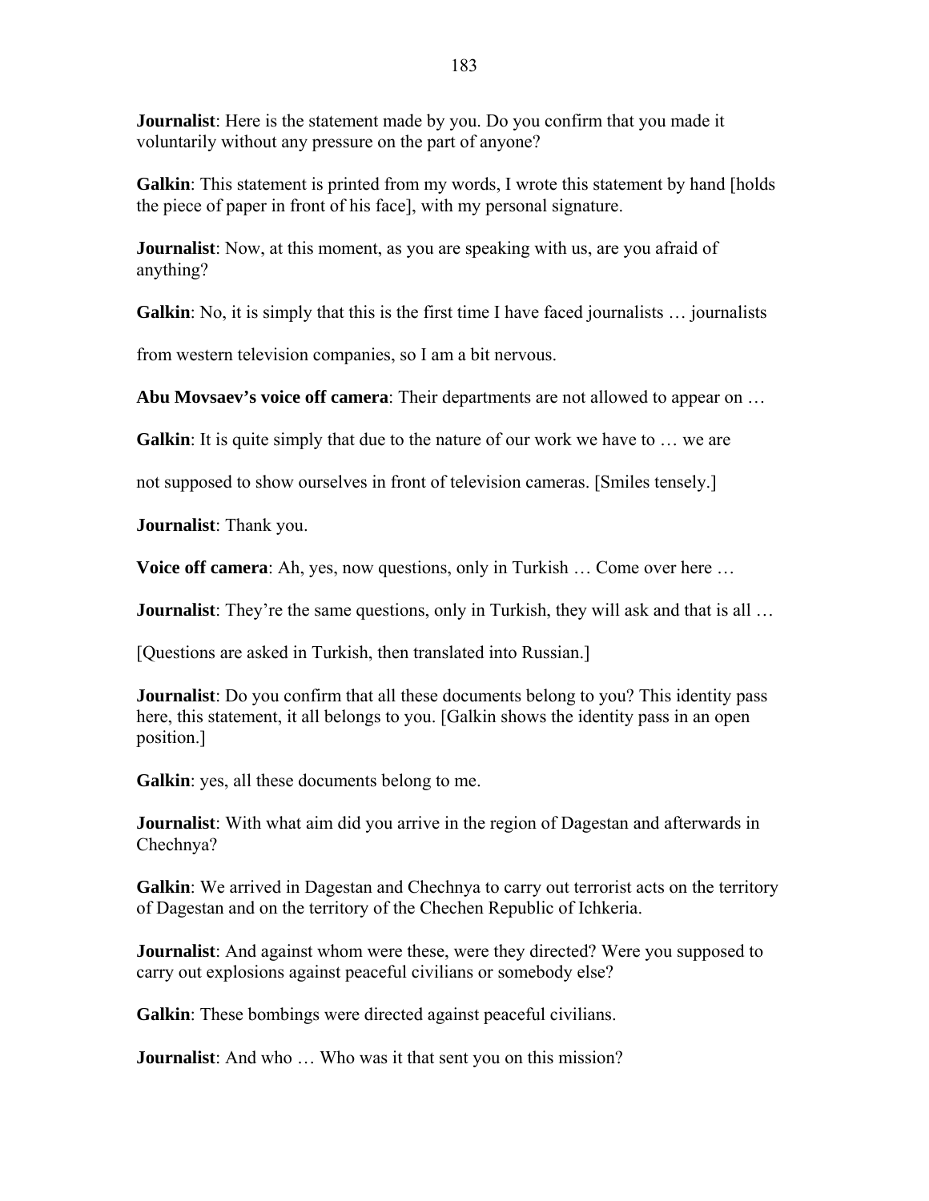**Journalist**: Here is the statement made by you. Do you confirm that you made it voluntarily without any pressure on the part of anyone?

**Galkin**: This statement is printed from my words, I wrote this statement by hand [holds the piece of paper in front of his face], with my personal signature.

**Journalist**: Now, at this moment, as you are speaking with us, are you afraid of anything?

**Galkin**: No, it is simply that this is the first time I have faced journalists … journalists from western television companies, so I am a bit nervous.

**Abu Movsaev's voice off camera**: Their departments are not allowed to appear on …

**Galkin**: It is quite simply that due to the nature of our work we have to … we are not supposed to show ourselves in front of television cameras. [Smiles tensely.]

**Journalist**: Thank you.

**Voice off camera**: Ah, yes, now questions, only in Turkish … Come over here …

**Journalist**: They're the same questions, only in Turkish, they will ask and that is all …

[Questions are asked in Turkish, then translated into Russian.]

**Journalist**: Do you confirm that all these documents belong to you? This identity pass here, this statement, it all belongs to you. [Galkin shows the identity pass in an open position.]

**Galkin**: yes, all these documents belong to me.

**Journalist**: With what aim did you arrive in the region of Dagestan and afterwards in Chechnya?

**Galkin**: We arrived in Dagestan and Chechnya to carry out terrorist acts on the territory of Dagestan and on the territory of the Chechen Republic of Ichkeria.

**Journalist**: And against whom were these, were they directed? Were you supposed to carry out explosions against peaceful civilians or somebody else?

**Galkin**: These bombings were directed against peaceful civilians.

**Journalist**: And who … Who was it that sent you on this mission?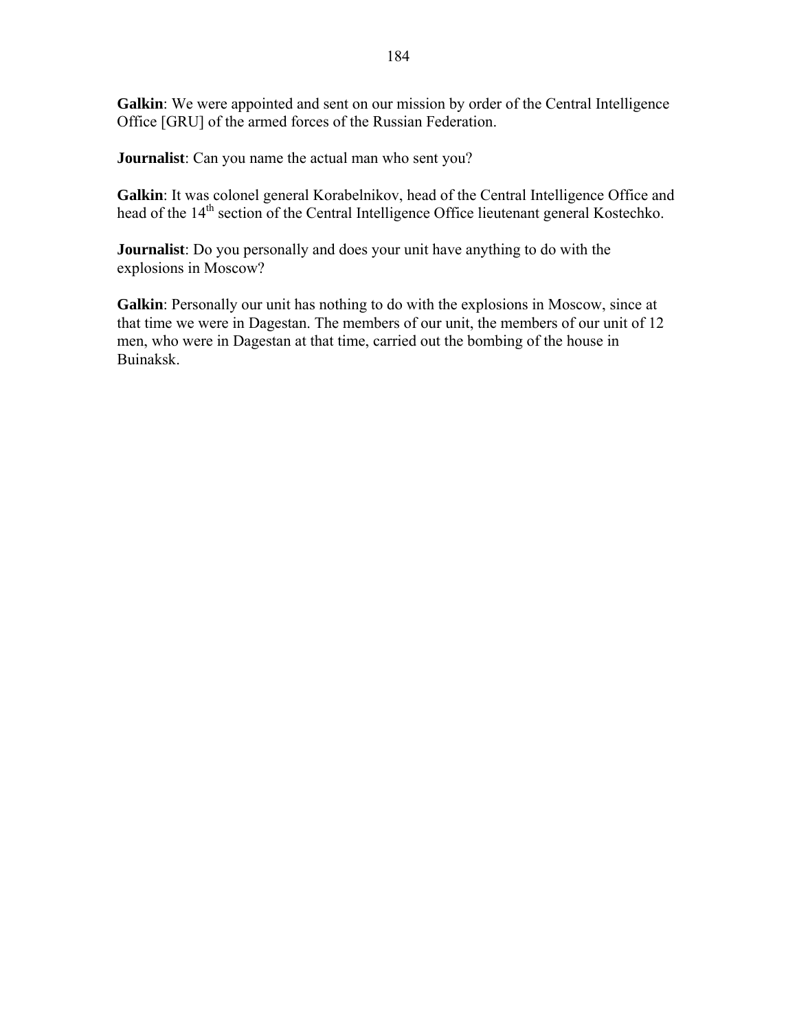**Galkin**: We were appointed and sent on our mission by order of the Central Intelligence Office [GRU] of the armed forces of the Russian Federation.

**Journalist**: Can you name the actual man who sent you?

**Galkin**: It was colonel general Korabelnikov, head of the Central Intelligence Office and head of the 14th section of the Central Intelligence Office lieutenant general Kostechko.

**Journalist**: Do you personally and does your unit have anything to do with the explosions in Moscow?

**Galkin**: Personally our unit has nothing to do with the explosions in Moscow, since at that time we were in Dagestan. The members of our unit, the members of our unit of 12 men, who were in Dagestan at that time, carried out the bombing of the house in Buinaksk.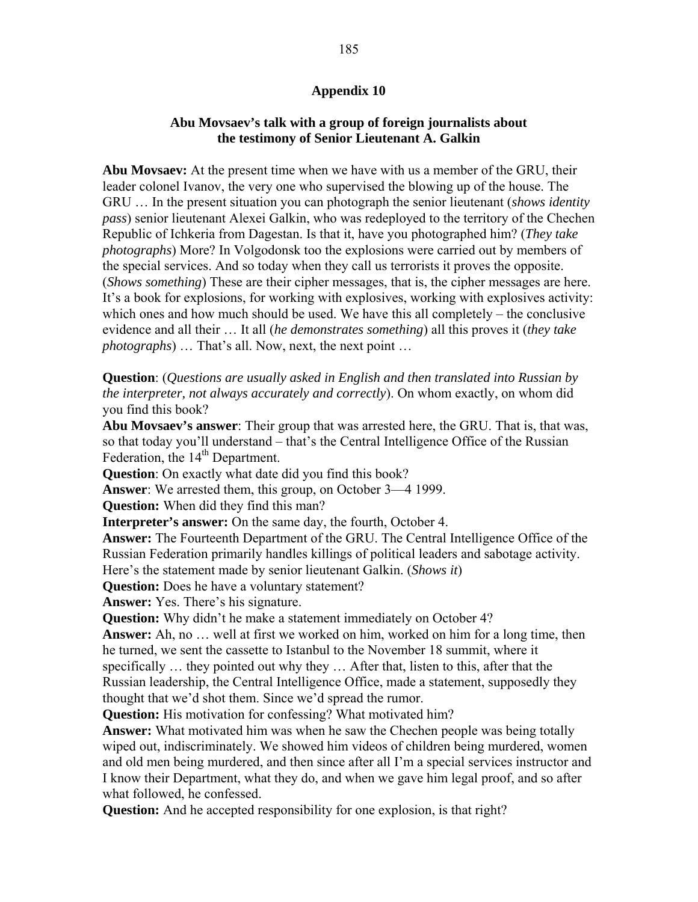## Appendix 10

### Abu Movsaev's talk with a group of foreign journalists about the testimony of Senior Lieutenant A. Galkin

**Abu Movsaev:** At the present time when we have with us a member of the GRU, their leader colonel Ivanov, the very one who supervised the blowing up of the house. The GRU … In the present situation you can photograph the senior lieutenant (*shows identity pass*) senior lieutenant Alexei Galkin, who was redeployed to the territory of the Chechen Republic of Ichkeria from Dagestan. Is that it, have you photographed him? (*They take photographs*) More? In Volgodonsk too the explosions were carried out by members of the special services. And so today when they call us terrorists it proves the opposite. (*Shows something*) These are their cipher messages, that is, the cipher messages are here. It's a book for explosions, for working with explosives, working with explosives activity: which ones and how much should be used. We have this all completely – the conclusive evidence and all their … It all (*he demonstrates something*) all this proves it (*they take photographs*) … That's all. Now, next, the next point …

**Question**: (*Questions are usually asked in English and then translated into Russian by the interpreter, not always accurately and correctly*). On whom exactly, on whom did you find this book?

**Abu Movsaev's answer**: Their group that was arrested here, the GRU. That is, that was, so that today you'll understand – that's the Central Intelligence Office of the Russian Federation, the 14th Department.

**Question**: On exactly what date did you find this book?

**Answer**: We arrested them, this group, on October 3—4 1999.

**Question:** When did they find this man?

**Interpreter's answer:** On the same day, the fourth, October 4.

**Answer:** The Fourteenth Department of the GRU. The Central Intelligence Office of the Russian Federation primarily handles killings of political leaders and sabotage activity. Here's the statement made by senior lieutenant Galkin. (*Shows it*)

**Question:** Does he have a voluntary statement?

**Answer:** Yes. There's his signature.

**Question:** Why didn't he make a statement immediately on October 4?

**Answer:** Ah, no … well at first we worked on him, worked on him for a long time, then he turned, we sent the cassette to Istanbul to the November 18 summit, where it specifically … they pointed out why they … After that, listen to this, after that the Russian leadership, the Central Intelligence Office, made a statement, supposedly they thought that we'd shot them. Since we'd spread the rumor.

**Question:** His motivation for confessing? What motivated him?

**Answer:** What motivated him was when he saw the Chechen people was being totally wiped out, indiscriminately. We showed him videos of children being murdered, women and old men being murdered, and then since after all I'm a special services instructor and I know their Department, what they do, and when we gave him legal proof, and so after what followed, he confessed.

**Question:** And he accepted responsibility for one explosion, is that right?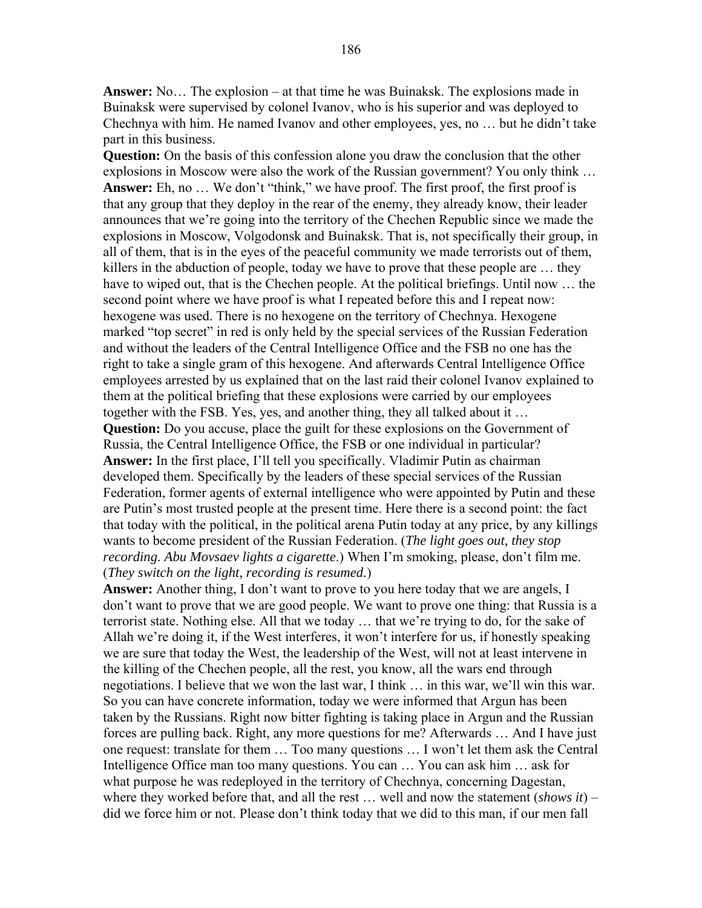**Answer:** No… The explosion – at that time he was Buinaksk. The explosions made in Buinaksk were supervised by colonel Ivanov, who is his superior and was deployed to Chechnya with him. He named Ivanov and other employees, yes, no … but he didn't take part in this business.

**Question:** On the basis of this confession alone you draw the conclusion that the other explosions in Moscow were also the work of the Russian government? You only think …

**Answer:** Eh, no … We don't "think," we have proof. The first proof, the first proof is that any group that they deploy in the rear of the enemy, they already know, their leader announces that we're going into the territory of the Chechen Republic since we made the explosions in Moscow, Volgodonsk and Buinaksk. That is, not specifically their group, in all of them, that is in the eyes of the peaceful community we made terrorists out of them, killers in the abduction of people, today we have to prove that these people are … they have to wiped out, that is the Chechen people. At the political briefings. Until now … the second point where we have proof is what I repeated before this and I repeat now: hexogene was used. There is no hexogene on the territory of Chechnya. Hexogene marked "top secret" in red is only held by the special services of the Russian Federation and without the leaders of the Central Intelligence Office and the FSB no one has the right to take a single gram of this hexogene. And afterwards Central Intelligence Office employees arrested by us explained that on the last raid their colonel Ivanov explained to them at the political briefing that these explosions were carried by our employees together with the FSB. Yes, yes, and another thing, they all talked about it …

**Question:** Do you accuse, place the guilt for these explosions on the Government of Russia, the Central Intelligence Office, the FSB or one individual in particular?

**Answer:** In the first place, I'll tell you specifically. Vladimir Putin as chairman developed them. Specifically by the leaders of these special services of the Russian Federation, former agents of external intelligence who were appointed by Putin and these are Putin's most trusted people at the present time. Here there is a second point: the fact that today with the political, in the political arena Putin today at any price, by any killings wants to become president of the Russian Federation. (*The light goes out, they stop recording. Abu Movsaev lights a cigarette*.) When I'm smoking, please, don't film me. (*They switch on the light, recording is resumed.*)

**Answer:** Another thing, I don't want to prove to you here today that we are angels, I don't want to prove that we are good people. We want to prove one thing: that Russia is a terrorist state. Nothing else. All that we today … that we're trying to do, for the sake of Allah we're doing it, if the West interferes, it won't interfere for us, if honestly speaking we are sure that today the West, the leadership of the West, will not at least intervene in the killing of the Chechen people, all the rest, you know, all the wars end through negotiations. I believe that we won the last war, I think … in this war, we'll win this war. So you can have concrete information, today we were informed that Argun has been taken by the Russians. Right now bitter fighting is taking place in Argun and the Russian forces are pulling back. Right, any more questions for me? Afterwards … And I have just one request: translate for them … Too many questions … I won't let them ask the Central Intelligence Office man too many questions. You can … You can ask him … ask for what purpose he was redeployed in the territory of Chechnya, concerning Dagestan, where they worked before that, and all the rest … well and now the statement (*shows it*) – did we force him or not. Please don't think today that we did to this man, if our men fall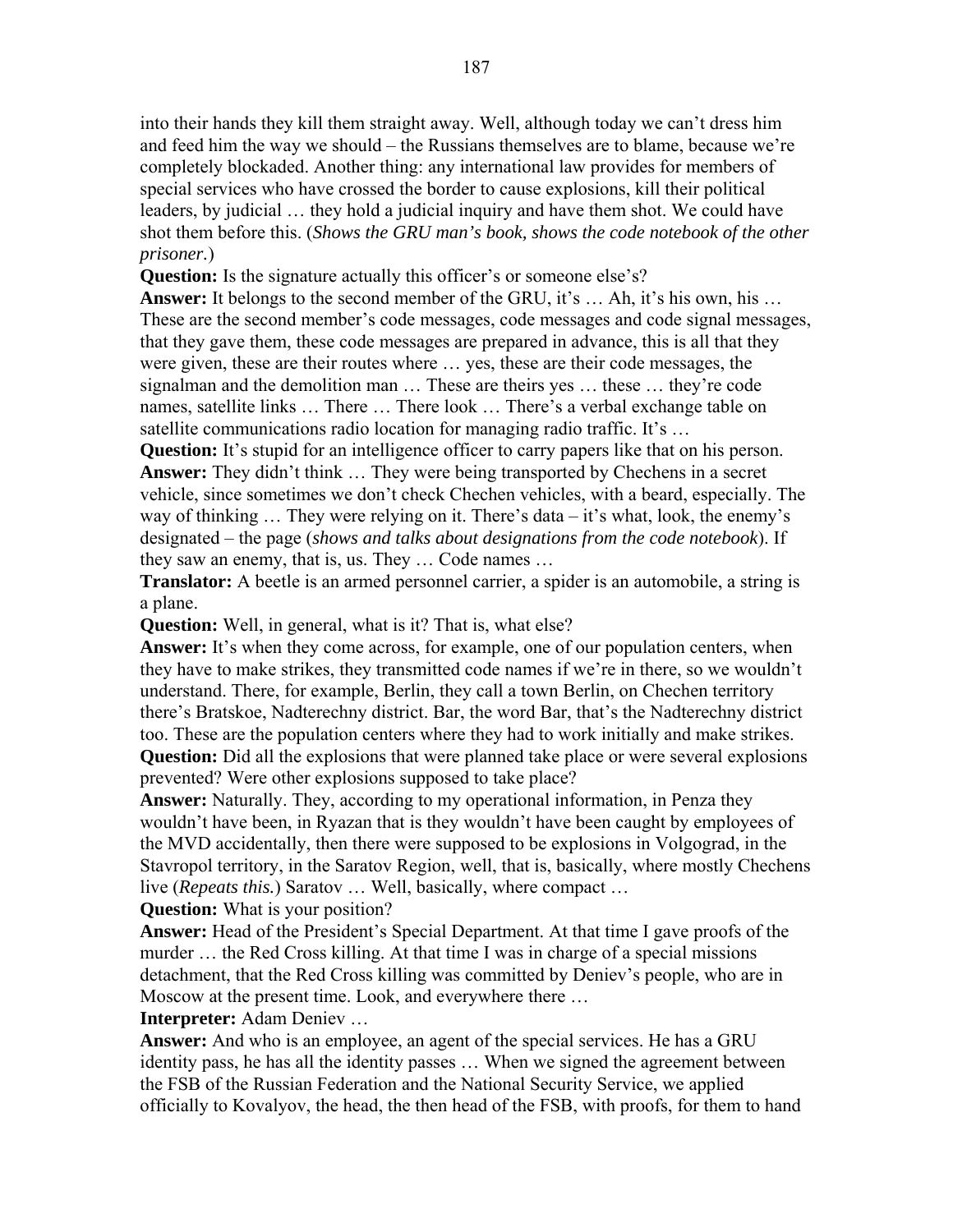into their hands they kill them straight away. Well, although today we can't dress him and feed him the way we should – the Russians themselves are to blame, because we're completely blockaded. Another thing: any international law provides for members of special services who have crossed the border to cause explosions, kill their political leaders, by judicial … they hold a judicial inquiry and have them shot. We could have shot them before this. (*Shows the GRU man's book, shows the code notebook of the other prisoner.*)

**Question:** Is the signature actually this officer's or someone else's?

**Answer:** It belongs to the second member of the GRU, it's … Ah, it's his own, his … These are the second member's code messages, code messages and code signal messages, that they gave them, these code messages are prepared in advance, this is all that they were given, these are their routes where … yes, these are their code messages, the signalman and the demolition man … These are theirs yes … these … they're code names, satellite links … There … There look … There's a verbal exchange table on satellite communications radio location for managing radio traffic. It's …

**Question:** It's stupid for an intelligence officer to carry papers like that on his person.

**Answer:** They didn't think … They were being transported by Chechens in a secret vehicle, since sometimes we don't check Chechen vehicles, with a beard, especially. The way of thinking … They were relying on it. There's data – it's what, look, the enemy's designated – the page (*shows and talks about designations from the code notebook*). If they saw an enemy, that is, us. They … Code names …

**Translator:** A beetle is an armed personnel carrier, a spider is an automobile, a string is a plane.

**Question:** Well, in general, what is it? That is, what else?

**Answer:** It's when they come across, for example, one of our population centers, when they have to make strikes, they transmitted code names if we're in there, so we wouldn't understand. There, for example, Berlin, they call a town Berlin, on Chechen territory there's Bratskoe, Nadterechny district. Bar, the word Bar, that's the Nadterechny district too. These are the population centers where they had to work initially and make strikes.

**Question:** Did all the explosions that were planned take place or were several explosions prevented? Were other explosions supposed to take place?

**Answer:** Naturally. They, according to my operational information, in Penza they wouldn't have been, in Ryazan that is they wouldn't have been caught by employees of the MVD accidentally, then there were supposed to be explosions in Volgograd, in the Stavropol territory, in the Saratov Region, well, that is, basically, where mostly Chechens live (*Repeats this.*) Saratov … Well, basically, where compact …

**Question:** What is your position?

**Answer:** Head of the President's Special Department. At that time I gave proofs of the murder … the Red Cross killing. At that time I was in charge of a special missions detachment, that the Red Cross killing was committed by Deniev's people, who are in Moscow at the present time. Look, and everywhere there …

**Interpreter:** Adam Deniev …

**Answer:** And who is an employee, an agent of the special services. He has a GRU identity pass, he has all the identity passes … When we signed the agreement between the FSB of the Russian Federation and the National Security Service, we applied officially to Kovalyov, the head, the then head of the FSB, with proofs, for them to hand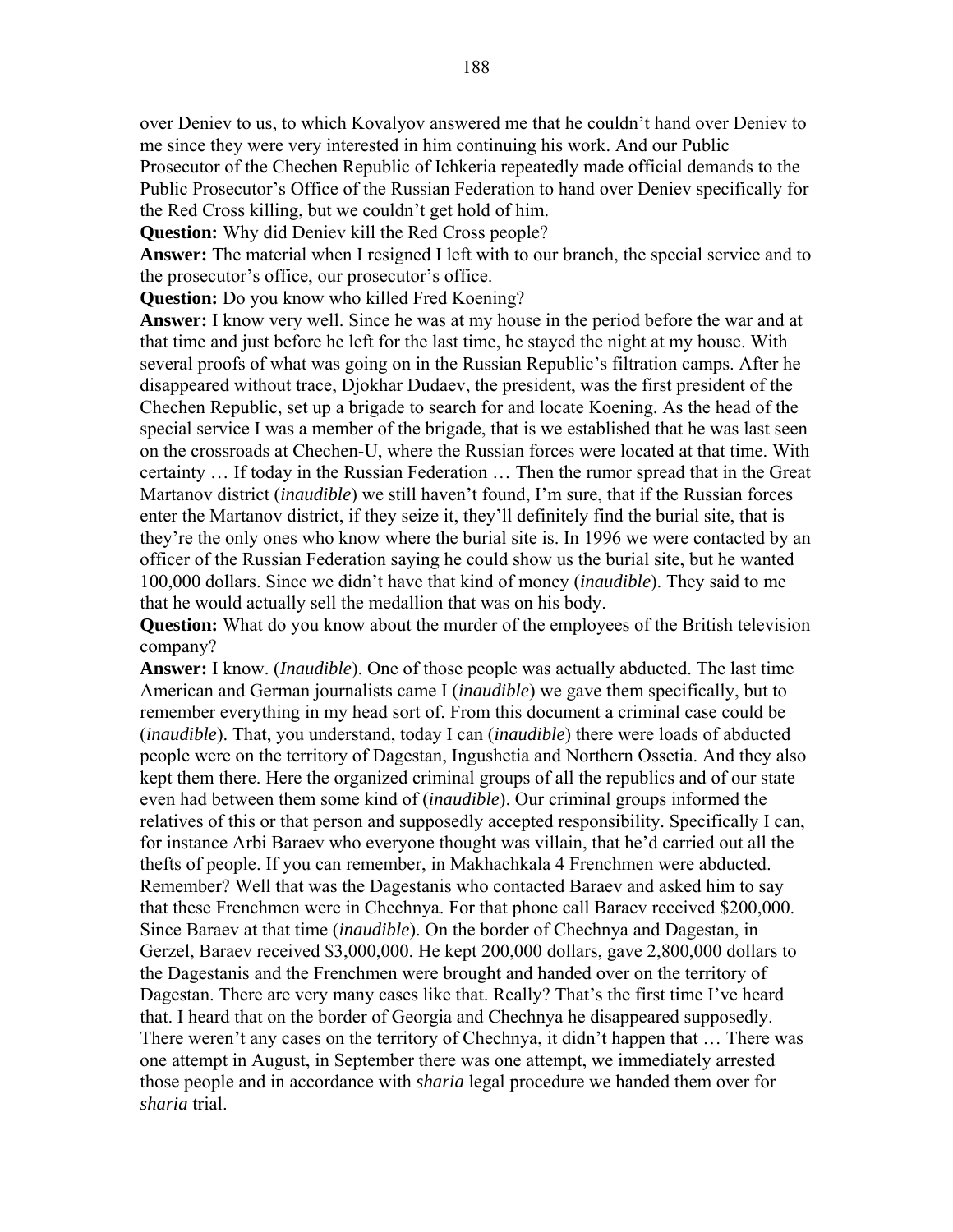over Deniev to us, to which Kovalyov answered me that he couldn't hand over Deniev to me since they were very interested in him continuing his work. And our Public Prosecutor of the Chechen Republic of Ichkeria repeatedly made official demands to the Public Prosecutor's Office of the Russian Federation to hand over Deniev specifically for the Red Cross killing, but we couldn't get hold of him.

**Question:** Why did Deniev kill the Red Cross people?

**Answer:** The material when I resigned I left with to our branch, the special service and to the prosecutor's office, our prosecutor's office.

**Question:** Do you know who killed Fred Koening?

**Answer:** I know very well. Since he was at my house in the period before the war and at that time and just before he left for the last time, he stayed the night at my house. With several proofs of what was going on in the Russian Republic's filtration camps. After he disappeared without trace, Djokhar Dudaev, the president, was the first president of the Chechen Republic, set up a brigade to search for and locate Koening. As the head of the special service I was a member of the brigade, that is we established that he was last seen on the crossroads at Chechen-U, where the Russian forces were located at that time. With certainty … If today in the Russian Federation … Then the rumor spread that in the Great Martanov district (*inaudible*) we still haven't found, I'm sure, that if the Russian forces enter the Martanov district, if they seize it, they'll definitely find the burial site, that is they're the only ones who know where the burial site is. In 1996 we were contacted by an officer of the Russian Federation saying he could show us the burial site, but he wanted 100,000 dollars. Since we didn't have that kind of money (*inaudible*). They said to me that he would actually sell the medallion that was on his body.

**Question:** What do you know about the murder of the employees of the British television company?

**Answer:** I know. (*Inaudible*). One of those people was actually abducted. The last time American and German journalists came I (*inaudible*) we gave them specifically, but to remember everything in my head sort of. From this document a criminal case could be (*inaudible*). That, you understand, today I can (*inaudible*) there were loads of abducted people were on the territory of Dagestan, Ingushetia and Northern Ossetia. And they also kept them there. Here the organized criminal groups of all the republics and of our state even had between them some kind of (*inaudible*). Our criminal groups informed the relatives of this or that person and supposedly accepted responsibility. Specifically I can, for instance Arbi Baraev who everyone thought was villain, that he'd carried out all the thefts of people. If you can remember, in Makhachkala 4 Frenchmen were abducted. Remember? Well that was the Dagestanis who contacted Baraev and asked him to say that these Frenchmen were in Chechnya. For that phone call Baraev received $200,000. Since Baraev at that time (*inaudible*). On the border of Chechnya and Dagestan, in Gerzel, Baraev received $3,000,000. He kept 200,000 dollars, gave 2,800,000 dollars to the Dagestanis and the Frenchmen were brought and handed over on the territory of Dagestan. There are very many cases like that. Really? That's the first time I've heard that. I heard that on the border of Georgia and Chechnya he disappeared supposedly. There weren't any cases on the territory of Chechnya, it didn't happen that … There was one attempt in August, in September there was one attempt, we immediately arrested those people and in accordance with *sharia* legal procedure we handed them over for *sharia* trial.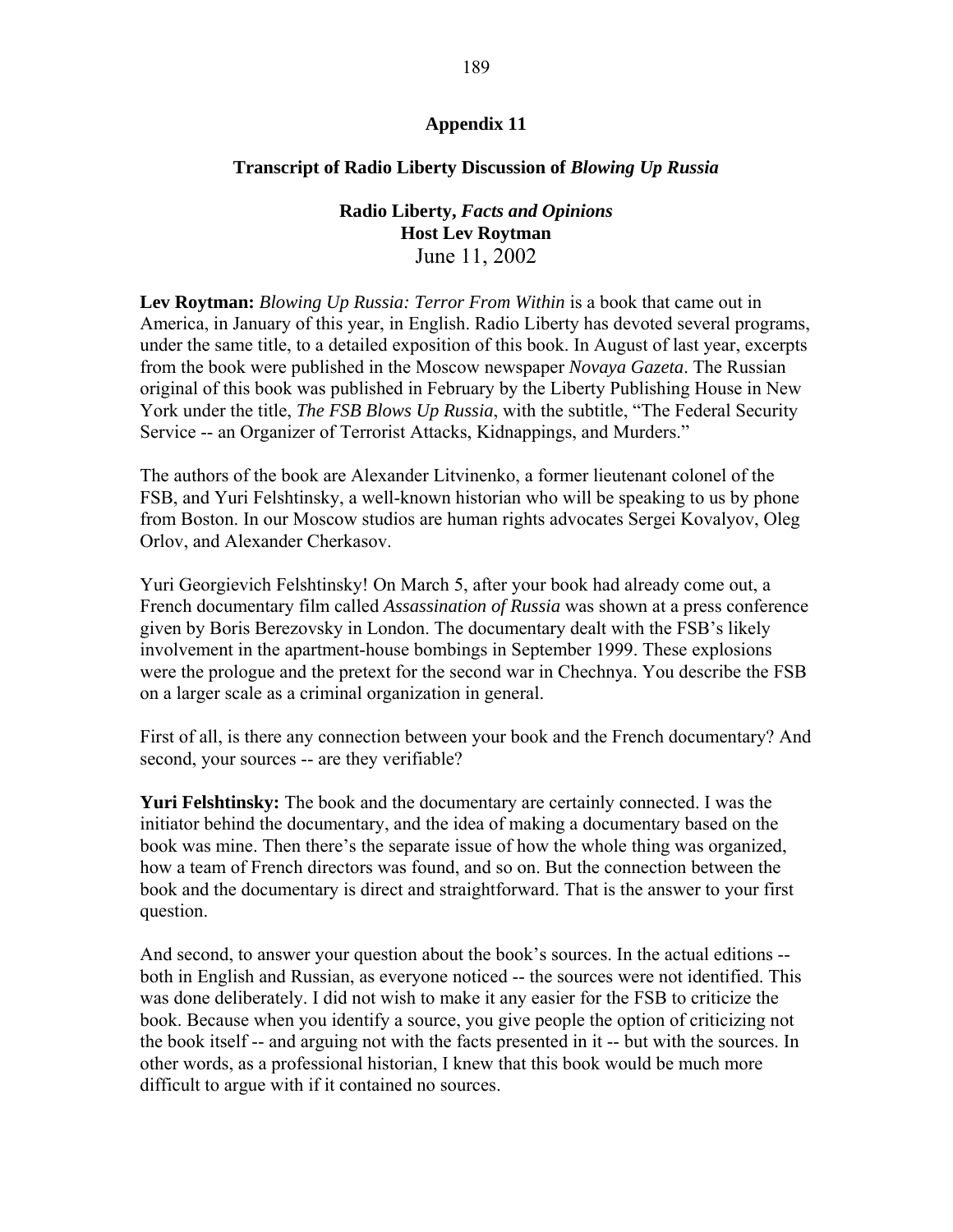## Appendix 11

### Transcript of Radio Liberty Discussion of *Blowing Up Russia*

**Radio Liberty, *Facts and Opinions***
**Host Lev Roytman**
June 11, 2002

**Lev Roytman:** *Blowing Up Russia: Terror From Within* is a book that came out in America, in January of this year, in English. Radio Liberty has devoted several programs, under the same title, to a detailed exposition of this book. In August of last year, excerpts from the book were published in the Moscow newspaper *Novaya Gazeta*. The Russian original of this book was published in February by the Liberty Publishing House in New York under the title, *The FSB Blows Up Russia*, with the subtitle, "The Federal Security Service -- an Organizer of Terrorist Attacks, Kidnappings, and Murders."

The authors of the book are Alexander Litvinenko, a former lieutenant colonel of the FSB, and Yuri Felshtinsky, a well-known historian who will be speaking to us by phone from Boston. In our Moscow studios are human rights advocates Sergei Kovalyov, Oleg Orlov, and Alexander Cherkasov.

Yuri Georgievich Felshtinsky! On March 5, after your book had already come out, a French documentary film called *Assassination of Russia* was shown at a press conference given by Boris Berezovsky in London. The documentary dealt with the FSB's likely involvement in the apartment-house bombings in September 1999. These explosions were the prologue and the pretext for the second war in Chechnya. You describe the FSB on a larger scale as a criminal organization in general.

First of all, is there any connection between your book and the French documentary? And second, your sources -- are they verifiable?

**Yuri Felshtinsky:** The book and the documentary are certainly connected. I was the initiator behind the documentary, and the idea of making a documentary based on the book was mine. Then there's the separate issue of how the whole thing was organized, how a team of French directors was found, and so on. But the connection between the book and the documentary is direct and straightforward. That is the answer to your first question.

And second, to answer your question about the book's sources. In the actual editions -- both in English and Russian, as everyone noticed -- the sources were not identified. This was done deliberately. I did not wish to make it any easier for the FSB to criticize the book. Because when you identify a source, you give people the option of criticizing not the book itself -- and arguing not with the facts presented in it -- but with the sources. In other words, as a professional historian, I knew that this book would be much more difficult to argue with if it contained no sources.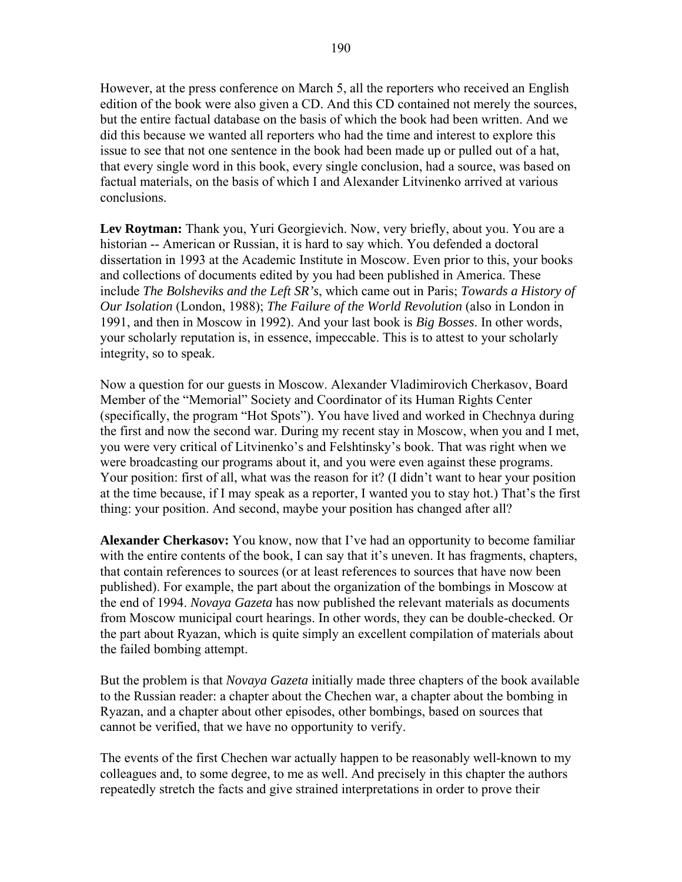However, at the press conference on March 5, all the reporters who received an English edition of the book were also given a CD. And this CD contained not merely the sources, but the entire factual database on the basis of which the book had been written. And we did this because we wanted all reporters who had the time and interest to explore this issue to see that not one sentence in the book had been made up or pulled out of a hat, that every single word in this book, every single conclusion, had a source, was based on factual materials, on the basis of which I and Alexander Litvinenko arrived at various conclusions.

**Lev Roytman:** Thank you, Yuri Georgievich. Now, very briefly, about you. You are a historian -- American or Russian, it is hard to say which. You defended a doctoral dissertation in 1993 at the Academic Institute in Moscow. Even prior to this, your books and collections of documents edited by you had been published in America. These include *The Bolsheviks and the Left SR's*, which came out in Paris; *Towards a History of Our Isolation* (London, 1988); *The Failure of the World Revolution* (also in London in 1991, and then in Moscow in 1992). And your last book is *Big Bosses*. In other words, your scholarly reputation is, in essence, impeccable. This is to attest to your scholarly integrity, so to speak.

Now a question for our guests in Moscow. Alexander Vladimirovich Cherkasov, Board Member of the "Memorial" Society and Coordinator of its Human Rights Center (specifically, the program "Hot Spots"). You have lived and worked in Chechnya during the first and now the second war. During my recent stay in Moscow, when you and I met, you were very critical of Litvinenko's and Felshtinsky's book. That was right when we were broadcasting our programs about it, and you were even against these programs. Your position: first of all, what was the reason for it? (I didn't want to hear your position at the time because, if I may speak as a reporter, I wanted you to stay hot.) That's the first thing: your position. And second, maybe your position has changed after all?

**Alexander Cherkasov:** You know, now that I've had an opportunity to become familiar with the entire contents of the book, I can say that it's uneven. It has fragments, chapters, that contain references to sources (or at least references to sources that have now been published). For example, the part about the organization of the bombings in Moscow at the end of 1994. *Novaya Gazeta* has now published the relevant materials as documents from Moscow municipal court hearings. In other words, they can be double-checked. Or the part about Ryazan, which is quite simply an excellent compilation of materials about the failed bombing attempt.

But the problem is that *Novaya Gazeta* initially made three chapters of the book available to the Russian reader: a chapter about the Chechen war, a chapter about the bombing in Ryazan, and a chapter about other episodes, other bombings, based on sources that cannot be verified, that we have no opportunity to verify.

The events of the first Chechen war actually happen to be reasonably well-known to my colleagues and, to some degree, to me as well. And precisely in this chapter the authors repeatedly stretch the facts and give strained interpretations in order to prove their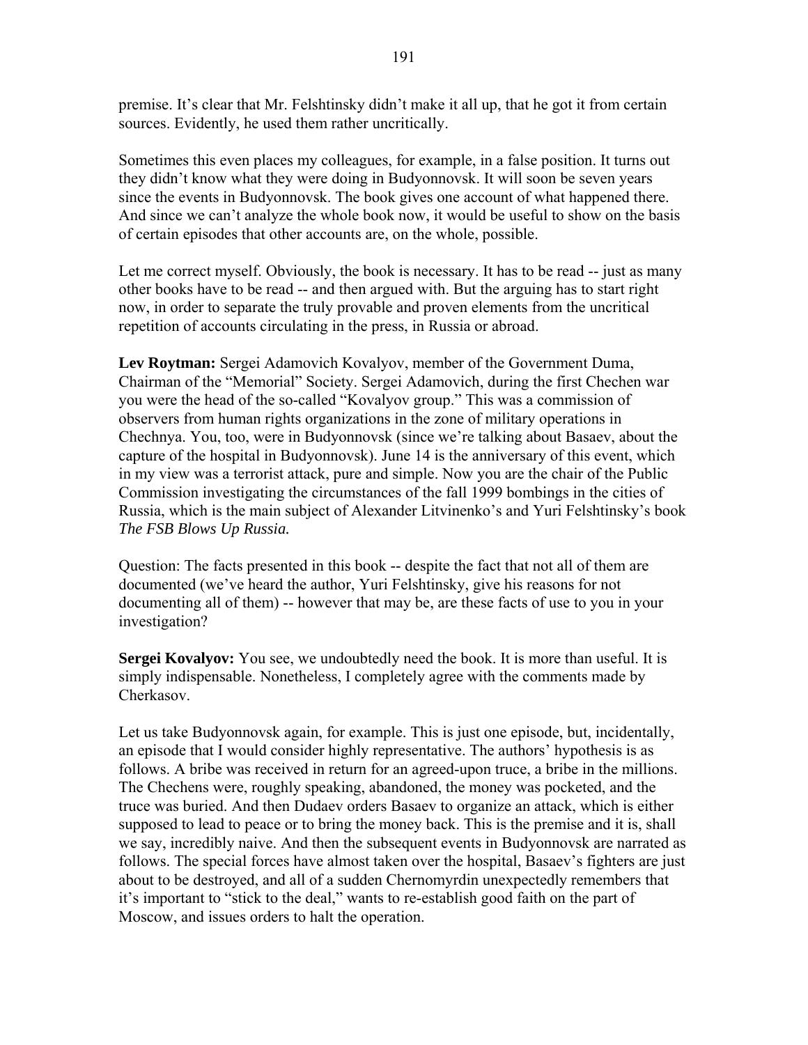premise. It's clear that Mr. Felshtinsky didn't make it all up, that he got it from certain sources. Evidently, he used them rather uncritically.

Sometimes this even places my colleagues, for example, in a false position. It turns out they didn't know what they were doing in Budyonnovsk. It will soon be seven years since the events in Budyonnovsk. The book gives one account of what happened there. And since we can't analyze the whole book now, it would be useful to show on the basis of certain episodes that other accounts are, on the whole, possible.

Let me correct myself. Obviously, the book is necessary. It has to be read -- just as many other books have to be read -- and then argued with. But the arguing has to start right now, in order to separate the truly provable and proven elements from the uncritical repetition of accounts circulating in the press, in Russia or abroad.

**Lev Roytman:** Sergei Adamovich Kovalyov, member of the Government Duma, Chairman of the "Memorial" Society. Sergei Adamovich, during the first Chechen war you were the head of the so-called "Kovalyov group." This was a commission of observers from human rights organizations in the zone of military operations in Chechnya. You, too, were in Budyonnovsk (since we're talking about Basaev, about the capture of the hospital in Budyonnovsk). June 14 is the anniversary of this event, which in my view was a terrorist attack, pure and simple. Now you are the chair of the Public Commission investigating the circumstances of the fall 1999 bombings in the cities of Russia, which is the main subject of Alexander Litvinenko's and Yuri Felshtinsky's book *The FSB Blows Up Russia.*

Question: The facts presented in this book -- despite the fact that not all of them are documented (we've heard the author, Yuri Felshtinsky, give his reasons for not documenting all of them) -- however that may be, are these facts of use to you in your investigation?

**Sergei Kovalyov:** You see, we undoubtedly need the book. It is more than useful. It is simply indispensable. Nonetheless, I completely agree with the comments made by Cherkasov.

Let us take Budyonnovsk again, for example. This is just one episode, but, incidentally, an episode that I would consider highly representative. The authors' hypothesis is as follows. A bribe was received in return for an agreed-upon truce, a bribe in the millions. The Chechens were, roughly speaking, abandoned, the money was pocketed, and the truce was buried. And then Dudaev orders Basaev to organize an attack, which is either supposed to lead to peace or to bring the money back. This is the premise and it is, shall we say, incredibly naive. And then the subsequent events in Budyonnovsk are narrated as follows. The special forces have almost taken over the hospital, Basaev's fighters are just about to be destroyed, and all of a sudden Chernomyrdin unexpectedly remembers that it's important to "stick to the deal," wants to re-establish good faith on the part of Moscow, and issues orders to halt the operation.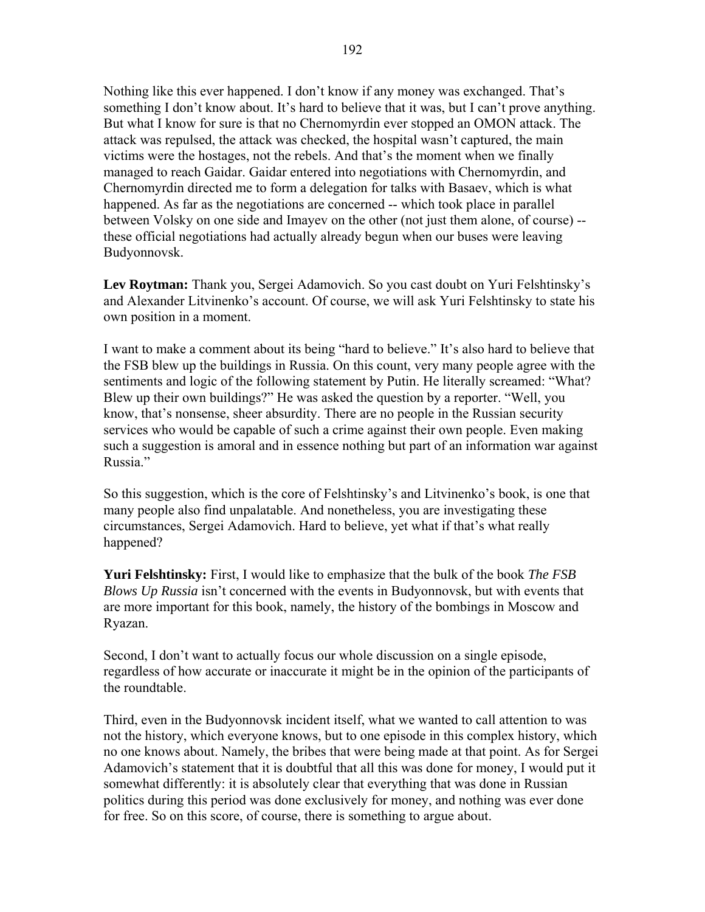Nothing like this ever happened. I don't know if any money was exchanged. That's something I don't know about. It's hard to believe that it was, but I can't prove anything. But what I know for sure is that no Chernomyrdin ever stopped an OMON attack. The attack was repulsed, the attack was checked, the hospital wasn't captured, the main victims were the hostages, not the rebels. And that's the moment when we finally managed to reach Gaidar. Gaidar entered into negotiations with Chernomyrdin, and Chernomyrdin directed me to form a delegation for talks with Basaev, which is what happened. As far as the negotiations are concerned -- which took place in parallel between Volsky on one side and Imayev on the other (not just them alone, of course) -- these official negotiations had actually already begun when our buses were leaving Budyonnovsk.

**Lev Roytman:** Thank you, Sergei Adamovich. So you cast doubt on Yuri Felshtinsky's and Alexander Litvinenko's account. Of course, we will ask Yuri Felshtinsky to state his own position in a moment.

I want to make a comment about its being "hard to believe." It's also hard to believe that the FSB blew up the buildings in Russia. On this count, very many people agree with the sentiments and logic of the following statement by Putin. He literally screamed: "What? Blew up their own buildings?" He was asked the question by a reporter. "Well, you know, that's nonsense, sheer absurdity. There are no people in the Russian security services who would be capable of such a crime against their own people. Even making such a suggestion is amoral and in essence nothing but part of an information war against Russia."

So this suggestion, which is the core of Felshtinsky's and Litvinenko's book, is one that many people also find unpalatable. And nonetheless, you are investigating these circumstances, Sergei Adamovich. Hard to believe, yet what if that's what really happened?

**Yuri Felshtinsky:** First, I would like to emphasize that the bulk of the book *The FSB Blows Up Russia* isn't concerned with the events in Budyonnovsk, but with events that are more important for this book, namely, the history of the bombings in Moscow and Ryazan.

Second, I don't want to actually focus our whole discussion on a single episode, regardless of how accurate or inaccurate it might be in the opinion of the participants of the roundtable.

Third, even in the Budyonnovsk incident itself, what we wanted to call attention to was not the history, which everyone knows, but to one episode in this complex history, which no one knows about. Namely, the bribes that were being made at that point. As for Sergei Adamovich's statement that it is doubtful that all this was done for money, I would put it somewhat differently: it is absolutely clear that everything that was done in Russian politics during this period was done exclusively for money, and nothing was ever done for free. So on this score, of course, there is something to argue about.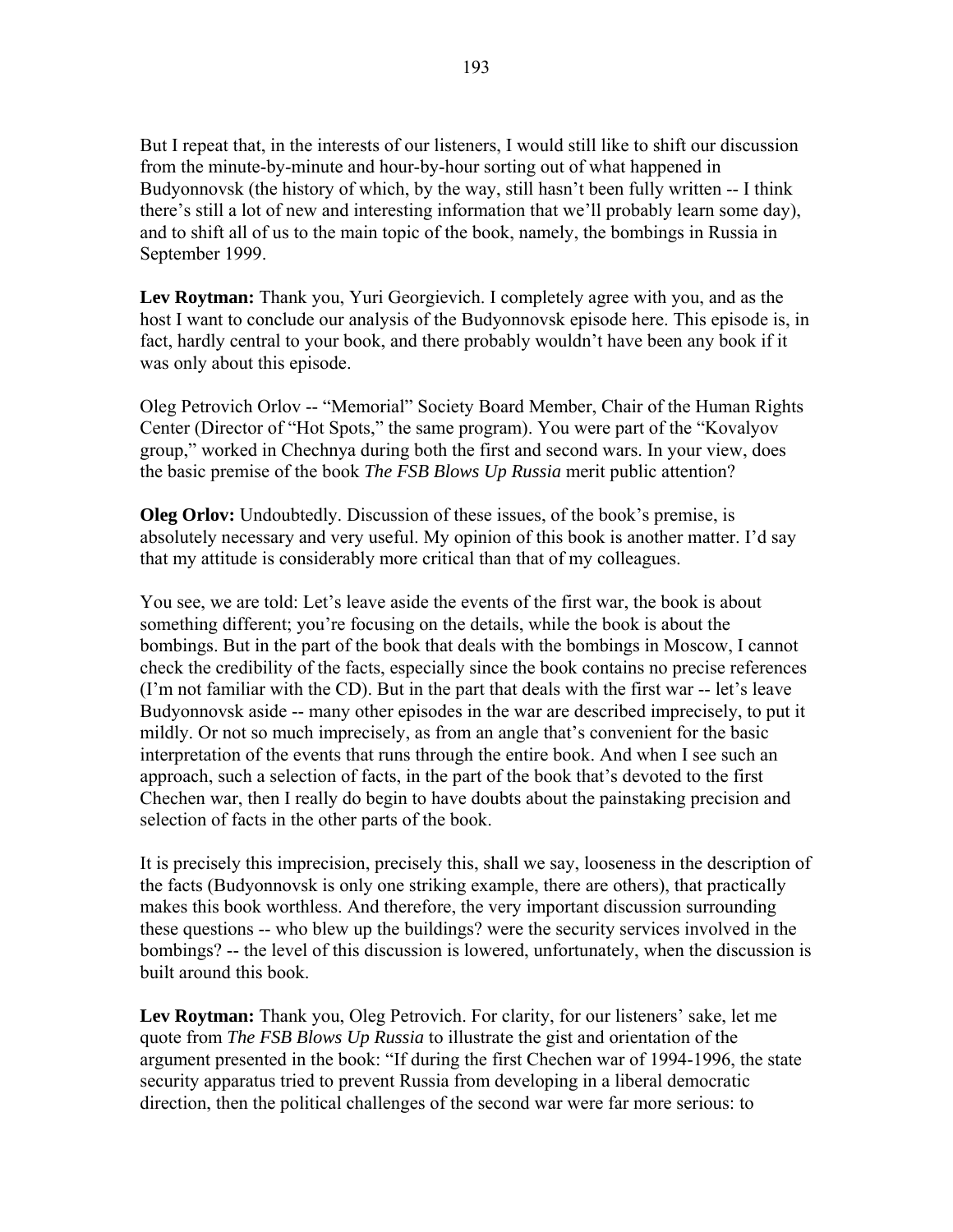But I repeat that, in the interests of our listeners, I would still like to shift our discussion from the minute-by-minute and hour-by-hour sorting out of what happened in Budyonnovsk (the history of which, by the way, still hasn't been fully written -- I think there's still a lot of new and interesting information that we'll probably learn some day), and to shift all of us to the main topic of the book, namely, the bombings in Russia in September 1999.

**Lev Roytman:** Thank you, Yuri Georgievich. I completely agree with you, and as the host I want to conclude our analysis of the Budyonnovsk episode here. This episode is, in fact, hardly central to your book, and there probably wouldn't have been any book if it was only about this episode.

Oleg Petrovich Orlov -- "Memorial" Society Board Member, Chair of the Human Rights Center (Director of "Hot Spots," the same program). You were part of the "Kovalyov group," worked in Chechnya during both the first and second wars. In your view, does the basic premise of the book *The FSB Blows Up Russia* merit public attention?

**Oleg Orlov:** Undoubtedly. Discussion of these issues, of the book's premise, is absolutely necessary and very useful. My opinion of this book is another matter. I'd say that my attitude is considerably more critical than that of my colleagues.

You see, we are told: Let's leave aside the events of the first war, the book is about something different; you're focusing on the details, while the book is about the bombings. But in the part of the book that deals with the bombings in Moscow, I cannot check the credibility of the facts, especially since the book contains no precise references (I'm not familiar with the CD). But in the part that deals with the first war -- let's leave Budyonnovsk aside -- many other episodes in the war are described imprecisely, to put it mildly. Or not so much imprecisely, as from an angle that's convenient for the basic interpretation of the events that runs through the entire book. And when I see such an approach, such a selection of facts, in the part of the book that's devoted to the first Chechen war, then I really do begin to have doubts about the painstaking precision and selection of facts in the other parts of the book.

It is precisely this imprecision, precisely this, shall we say, looseness in the description of the facts (Budyonnovsk is only one striking example, there are others), that practically makes this book worthless. And therefore, the very important discussion surrounding these questions -- who blew up the buildings? were the security services involved in the bombings? -- the level of this discussion is lowered, unfortunately, when the discussion is built around this book.

**Lev Roytman:** Thank you, Oleg Petrovich. For clarity, for our listeners' sake, let me quote from *The FSB Blows Up Russia* to illustrate the gist and orientation of the argument presented in the book: "If during the first Chechen war of 1994-1996, the state security apparatus tried to prevent Russia from developing in a liberal democratic direction, then the political challenges of the second war were far more serious: to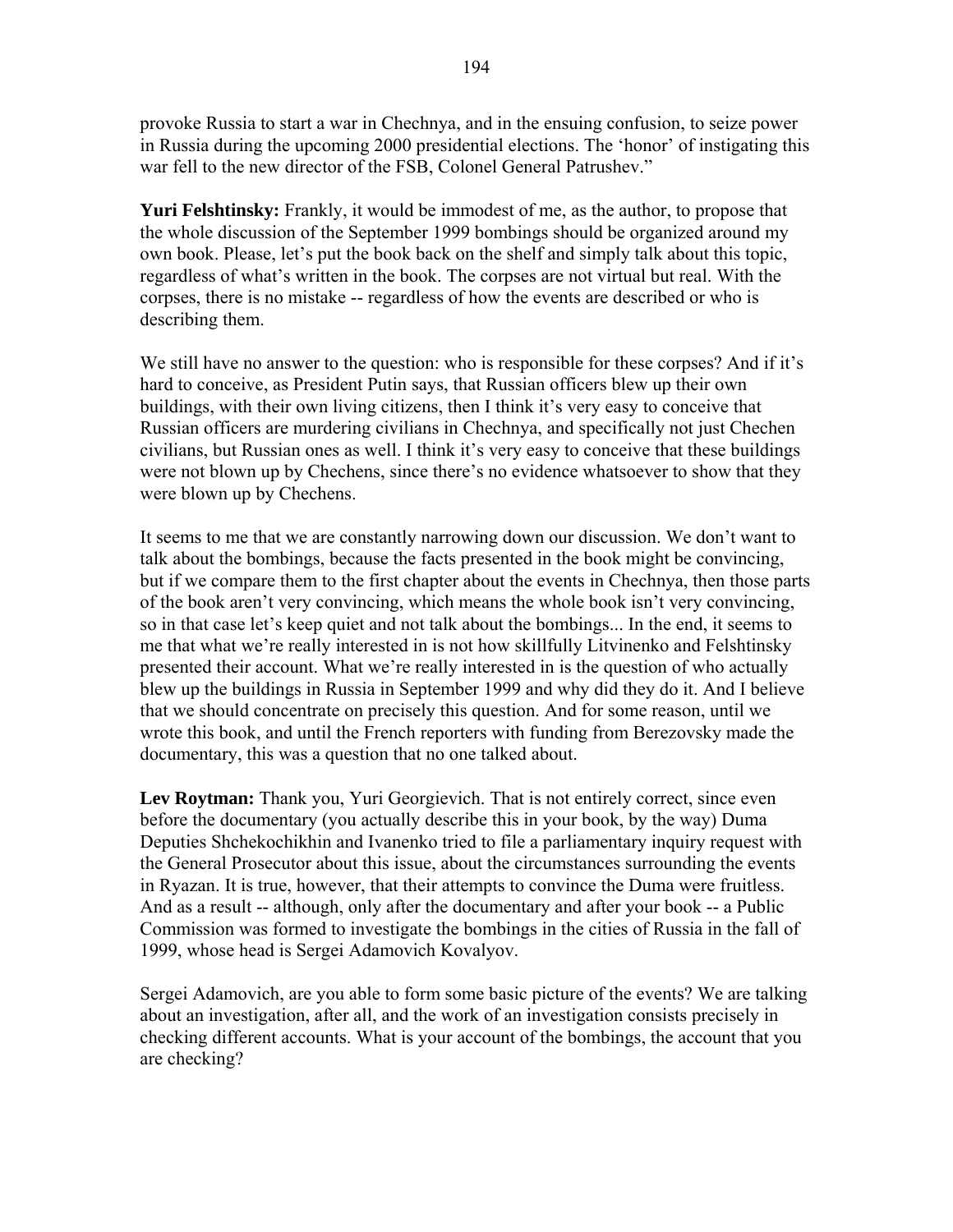provoke Russia to start a war in Chechnya, and in the ensuing confusion, to seize power in Russia during the upcoming 2000 presidential elections. The 'honor' of instigating this war fell to the new director of the FSB, Colonel General Patrushev."

**Yuri Felshtinsky:** Frankly, it would be immodest of me, as the author, to propose that the whole discussion of the September 1999 bombings should be organized around my own book. Please, let's put the book back on the shelf and simply talk about this topic, regardless of what's written in the book. The corpses are not virtual but real. With the corpses, there is no mistake -- regardless of how the events are described or who is describing them.

We still have no answer to the question: who is responsible for these corpses? And if it's hard to conceive, as President Putin says, that Russian officers blew up their own buildings, with their own living citizens, then I think it's very easy to conceive that Russian officers are murdering civilians in Chechnya, and specifically not just Chechen civilians, but Russian ones as well. I think it's very easy to conceive that these buildings were not blown up by Chechens, since there's no evidence whatsoever to show that they were blown up by Chechens.

It seems to me that we are constantly narrowing down our discussion. We don't want to talk about the bombings, because the facts presented in the book might be convincing, but if we compare them to the first chapter about the events in Chechnya, then those parts of the book aren't very convincing, which means the whole book isn't very convincing, so in that case let's keep quiet and not talk about the bombings... In the end, it seems to me that what we're really interested in is not how skillfully Litvinenko and Felshtinsky presented their account. What we're really interested in is the question of who actually blew up the buildings in Russia in September 1999 and why did they do it. And I believe that we should concentrate on precisely this question. And for some reason, until we wrote this book, and until the French reporters with funding from Berezovsky made the documentary, this was a question that no one talked about.

**Lev Roytman:** Thank you, Yuri Georgievich. That is not entirely correct, since even before the documentary (you actually describe this in your book, by the way) Duma Deputies Shchekochikhin and Ivanenko tried to file a parliamentary inquiry request with the General Prosecutor about this issue, about the circumstances surrounding the events in Ryazan. It is true, however, that their attempts to convince the Duma were fruitless. And as a result -- although, only after the documentary and after your book -- a Public Commission was formed to investigate the bombings in the cities of Russia in the fall of 1999, whose head is Sergei Adamovich Kovalyov.

Sergei Adamovich, are you able to form some basic picture of the events? We are talking about an investigation, after all, and the work of an investigation consists precisely in checking different accounts. What is your account of the bombings, the account that you are checking?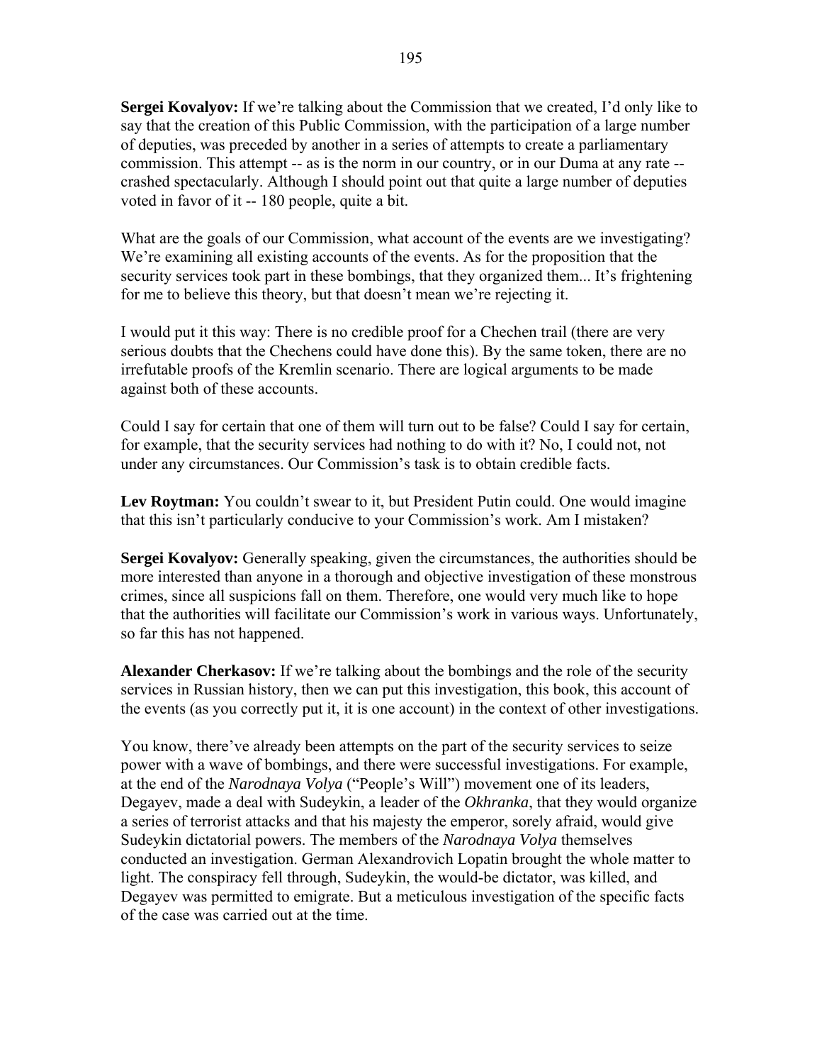**Sergei Kovalyov:** If we're talking about the Commission that we created, I'd only like to say that the creation of this Public Commission, with the participation of a large number of deputies, was preceded by another in a series of attempts to create a parliamentary commission. This attempt -- as is the norm in our country, or in our Duma at any rate -- crashed spectacularly. Although I should point out that quite a large number of deputies voted in favor of it -- 180 people, quite a bit.

What are the goals of our Commission, what account of the events are we investigating? We're examining all existing accounts of the events. As for the proposition that the security services took part in these bombings, that they organized them... It's frightening for me to believe this theory, but that doesn't mean we're rejecting it.

I would put it this way: There is no credible proof for a Chechen trail (there are very serious doubts that the Chechens could have done this). By the same token, there are no irrefutable proofs of the Kremlin scenario. There are logical arguments to be made against both of these accounts.

Could I say for certain that one of them will turn out to be false? Could I say for certain, for example, that the security services had nothing to do with it? No, I could not, not under any circumstances. Our Commission's task is to obtain credible facts.

**Lev Roytman:** You couldn't swear to it, but President Putin could. One would imagine that this isn't particularly conducive to your Commission's work. Am I mistaken?

**Sergei Kovalyov:** Generally speaking, given the circumstances, the authorities should be more interested than anyone in a thorough and objective investigation of these monstrous crimes, since all suspicions fall on them. Therefore, one would very much like to hope that the authorities will facilitate our Commission's work in various ways. Unfortunately, so far this has not happened.

**Alexander Cherkasov:** If we're talking about the bombings and the role of the security services in Russian history, then we can put this investigation, this book, this account of the events (as you correctly put it, it is one account) in the context of other investigations.

You know, there've already been attempts on the part of the security services to seize power with a wave of bombings, and there were successful investigations. For example, at the end of the *Narodnaya Volya* ("People's Will") movement one of its leaders, Degayev, made a deal with Sudeykin, a leader of the *Okhranka*, that they would organize a series of terrorist attacks and that his majesty the emperor, sorely afraid, would give Sudeykin dictatorial powers. The members of the *Narodnaya Volya* themselves conducted an investigation. German Alexandrovich Lopatin brought the whole matter to light. The conspiracy fell through, Sudeykin, the would-be dictator, was killed, and Degayev was permitted to emigrate. But a meticulous investigation of the specific facts of the case was carried out at the time.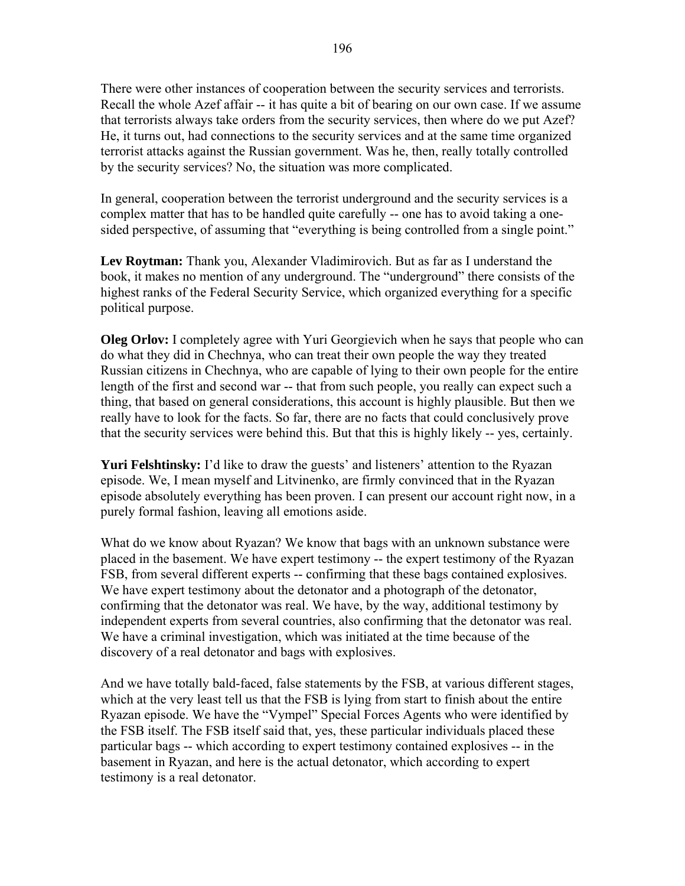There were other instances of cooperation between the security services and terrorists. Recall the whole Azef affair -- it has quite a bit of bearing on our own case. If we assume that terrorists always take orders from the security services, then where do we put Azef? He, it turns out, had connections to the security services and at the same time organized terrorist attacks against the Russian government. Was he, then, really totally controlled by the security services? No, the situation was more complicated.

In general, cooperation between the terrorist underground and the security services is a complex matter that has to be handled quite carefully -- one has to avoid taking a one-sided perspective, of assuming that "everything is being controlled from a single point."

**Lev Roytman:** Thank you, Alexander Vladimirovich. But as far as I understand the book, it makes no mention of any underground. The "underground" there consists of the highest ranks of the Federal Security Service, which organized everything for a specific political purpose.

**Oleg Orlov:** I completely agree with Yuri Georgievich when he says that people who can do what they did in Chechnya, who can treat their own people the way they treated Russian citizens in Chechnya, who are capable of lying to their own people for the entire length of the first and second war -- that from such people, you really can expect such a thing, that based on general considerations, this account is highly plausible. But then we really have to look for the facts. So far, there are no facts that could conclusively prove that the security services were behind this. But that this is highly likely -- yes, certainly.

**Yuri Felshtinsky:** I'd like to draw the guests' and listeners' attention to the Ryazan episode. We, I mean myself and Litvinenko, are firmly convinced that in the Ryazan episode absolutely everything has been proven. I can present our account right now, in a purely formal fashion, leaving all emotions aside.

What do we know about Ryazan? We know that bags with an unknown substance were placed in the basement. We have expert testimony -- the expert testimony of the Ryazan FSB, from several different experts -- confirming that these bags contained explosives. We have expert testimony about the detonator and a photograph of the detonator, confirming that the detonator was real. We have, by the way, additional testimony by independent experts from several countries, also confirming that the detonator was real. We have a criminal investigation, which was initiated at the time because of the discovery of a real detonator and bags with explosives.

And we have totally bald-faced, false statements by the FSB, at various different stages, which at the very least tell us that the FSB is lying from start to finish about the entire Ryazan episode. We have the "Vympel" Special Forces Agents who were identified by the FSB itself. The FSB itself said that, yes, these particular individuals placed these particular bags -- which according to expert testimony contained explosives -- in the basement in Ryazan, and here is the actual detonator, which according to expert testimony is a real detonator.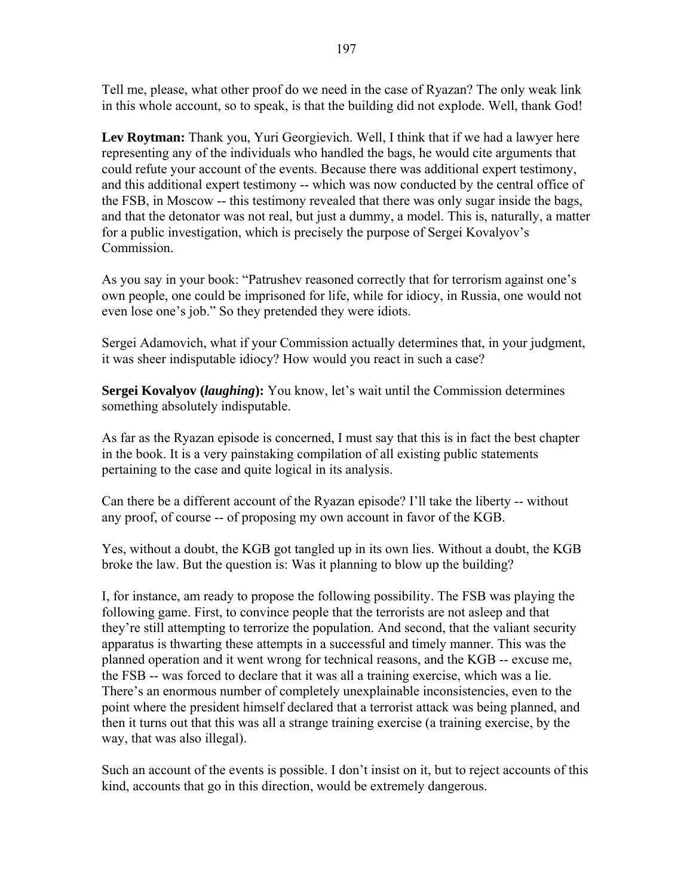Tell me, please, what other proof do we need in the case of Ryazan? The only weak link in this whole account, so to speak, is that the building did not explode. Well, thank God!

**Lev Roytman:** Thank you, Yuri Georgievich. Well, I think that if we had a lawyer here representing any of the individuals who handled the bags, he would cite arguments that could refute your account of the events. Because there was additional expert testimony, and this additional expert testimony -- which was now conducted by the central office of the FSB, in Moscow -- this testimony revealed that there was only sugar inside the bags, and that the detonator was not real, but just a dummy, a model. This is, naturally, a matter for a public investigation, which is precisely the purpose of Sergei Kovalyov's Commission.

As you say in your book: "Patrushev reasoned correctly that for terrorism against one's own people, one could be imprisoned for life, while for idiocy, in Russia, one would not even lose one's job." So they pretended they were idiots.

Sergei Adamovich, what if your Commission actually determines that, in your judgment, it was sheer indisputable idiocy? How would you react in such a case?

**Sergei Kovalyov (*laughing*):** You know, let's wait until the Commission determines something absolutely indisputable.

As far as the Ryazan episode is concerned, I must say that this is in fact the best chapter in the book. It is a very painstaking compilation of all existing public statements pertaining to the case and quite logical in its analysis.

Can there be a different account of the Ryazan episode? I'll take the liberty -- without any proof, of course -- of proposing my own account in favor of the KGB.

Yes, without a doubt, the KGB got tangled up in its own lies. Without a doubt, the KGB broke the law. But the question is: Was it planning to blow up the building?

I, for instance, am ready to propose the following possibility. The FSB was playing the following game. First, to convince people that the terrorists are not asleep and that they're still attempting to terrorize the population. And second, that the valiant security apparatus is thwarting these attempts in a successful and timely manner. This was the planned operation and it went wrong for technical reasons, and the KGB -- excuse me, the FSB -- was forced to declare that it was all a training exercise, which was a lie. There's an enormous number of completely unexplainable inconsistencies, even to the point where the president himself declared that a terrorist attack was being planned, and then it turns out that this was all a strange training exercise (a training exercise, by the way, that was also illegal).

Such an account of the events is possible. I don't insist on it, but to reject accounts of this kind, accounts that go in this direction, would be extremely dangerous.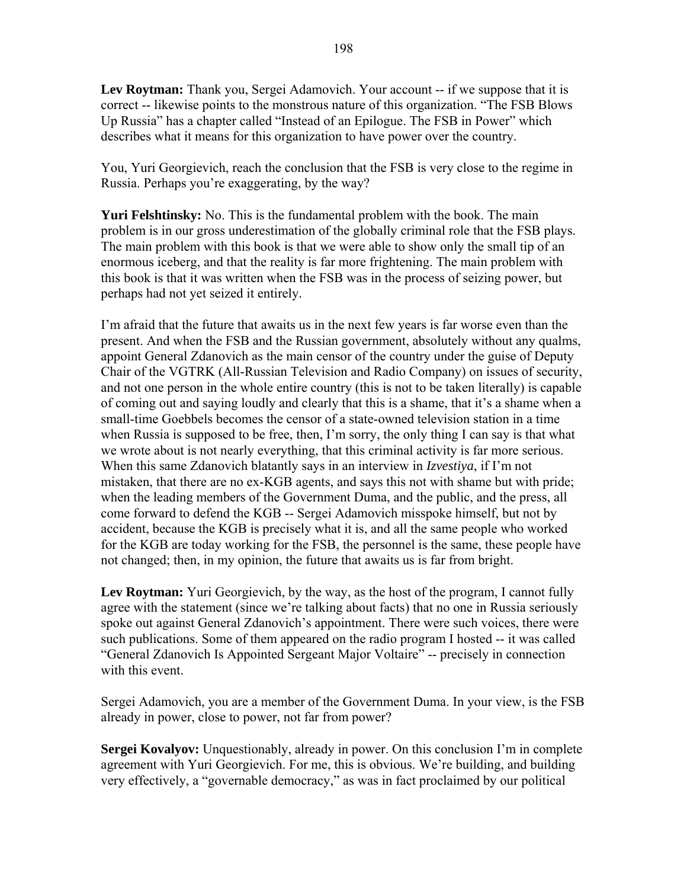**Lev Roytman:** Thank you, Sergei Adamovich. Your account -- if we suppose that it is correct -- likewise points to the monstrous nature of this organization. "The FSB Blows Up Russia" has a chapter called "Instead of an Epilogue. The FSB in Power" which describes what it means for this organization to have power over the country.

You, Yuri Georgievich, reach the conclusion that the FSB is very close to the regime in Russia. Perhaps you're exaggerating, by the way?

**Yuri Felshtinsky:** No. This is the fundamental problem with the book. The main problem is in our gross underestimation of the globally criminal role that the FSB plays. The main problem with this book is that we were able to show only the small tip of an enormous iceberg, and that the reality is far more frightening. The main problem with this book is that it was written when the FSB was in the process of seizing power, but perhaps had not yet seized it entirely.

I'm afraid that the future that awaits us in the next few years is far worse even than the present. And when the FSB and the Russian government, absolutely without any qualms, appoint General Zdanovich as the main censor of the country under the guise of Deputy Chair of the VGTRK (All-Russian Television and Radio Company) on issues of security, and not one person in the whole entire country (this is not to be taken literally) is capable of coming out and saying loudly and clearly that this is a shame, that it's a shame when a small-time Goebbels becomes the censor of a state-owned television station in a time when Russia is supposed to be free, then, I'm sorry, the only thing I can say is that what we wrote about is not nearly everything, that this criminal activity is far more serious. When this same Zdanovich blatantly says in an interview in *Izvestiya*, if I'm not mistaken, that there are no ex-KGB agents, and says this not with shame but with pride; when the leading members of the Government Duma, and the public, and the press, all come forward to defend the KGB -- Sergei Adamovich misspoke himself, but not by accident, because the KGB is precisely what it is, and all the same people who worked for the KGB are today working for the FSB, the personnel is the same, these people have not changed; then, in my opinion, the future that awaits us is far from bright.

**Lev Roytman:** Yuri Georgievich, by the way, as the host of the program, I cannot fully agree with the statement (since we're talking about facts) that no one in Russia seriously spoke out against General Zdanovich's appointment. There were such voices, there were such publications. Some of them appeared on the radio program I hosted -- it was called "General Zdanovich Is Appointed Sergeant Major Voltaire" -- precisely in connection with this event.

Sergei Adamovich, you are a member of the Government Duma. In your view, is the FSB already in power, close to power, not far from power?

**Sergei Kovalyov:** Unquestionably, already in power. On this conclusion I'm in complete agreement with Yuri Georgievich. For me, this is obvious. We're building, and building very effectively, a "governable democracy," as was in fact proclaimed by our political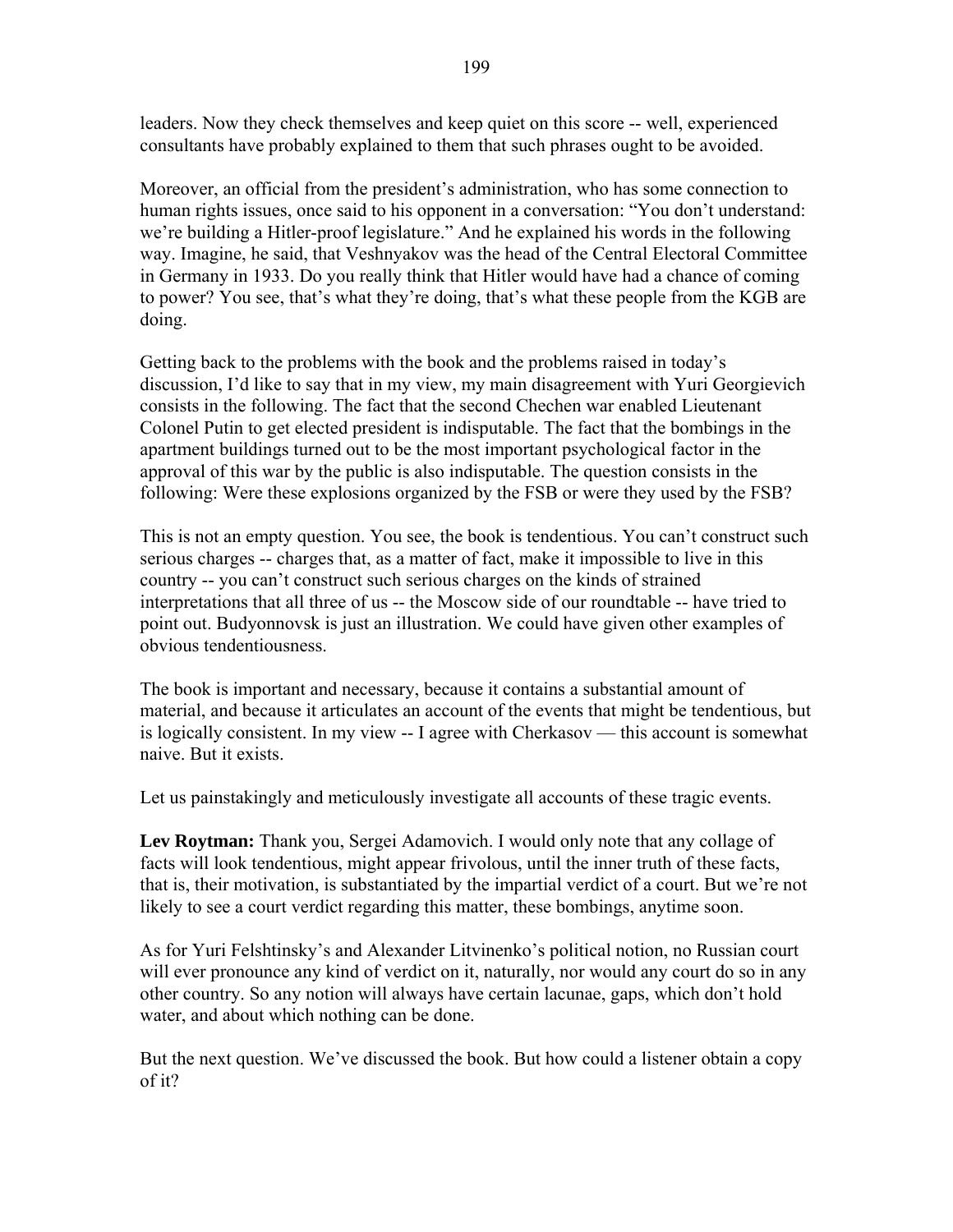leaders. Now they check themselves and keep quiet on this score -- well, experienced consultants have probably explained to them that such phrases ought to be avoided.

Moreover, an official from the president's administration, who has some connection to human rights issues, once said to his opponent in a conversation: "You don't understand: we're building a Hitler-proof legislature." And he explained his words in the following way. Imagine, he said, that Veshnyakov was the head of the Central Electoral Committee in Germany in 1933. Do you really think that Hitler would have had a chance of coming to power? You see, that's what they're doing, that's what these people from the KGB are doing.

Getting back to the problems with the book and the problems raised in today's discussion, I'd like to say that in my view, my main disagreement with Yuri Georgievich consists in the following. The fact that the second Chechen war enabled Lieutenant Colonel Putin to get elected president is indisputable. The fact that the bombings in the apartment buildings turned out to be the most important psychological factor in the approval of this war by the public is also indisputable. The question consists in the following: Were these explosions organized by the FSB or were they used by the FSB?

This is not an empty question. You see, the book is tendentious. You can't construct such serious charges -- charges that, as a matter of fact, make it impossible to live in this country -- you can't construct such serious charges on the kinds of strained interpretations that all three of us -- the Moscow side of our roundtable -- have tried to point out. Budyonnovsk is just an illustration. We could have given other examples of obvious tendentiousness.

The book is important and necessary, because it contains a substantial amount of material, and because it articulates an account of the events that might be tendentious, but is logically consistent. In my view -- I agree with Cherkasov — this account is somewhat naive. But it exists.

Let us painstakingly and meticulously investigate all accounts of these tragic events.

**Lev Roytman:** Thank you, Sergei Adamovich. I would only note that any collage of facts will look tendentious, might appear frivolous, until the inner truth of these facts, that is, their motivation, is substantiated by the impartial verdict of a court. But we're not likely to see a court verdict regarding this matter, these bombings, anytime soon.

As for Yuri Felshtinsky's and Alexander Litvinenko's political notion, no Russian court will ever pronounce any kind of verdict on it, naturally, nor would any court do so in any other country. So any notion will always have certain lacunae, gaps, which don't hold water, and about which nothing can be done.

But the next question. We've discussed the book. But how could a listener obtain a copy of it?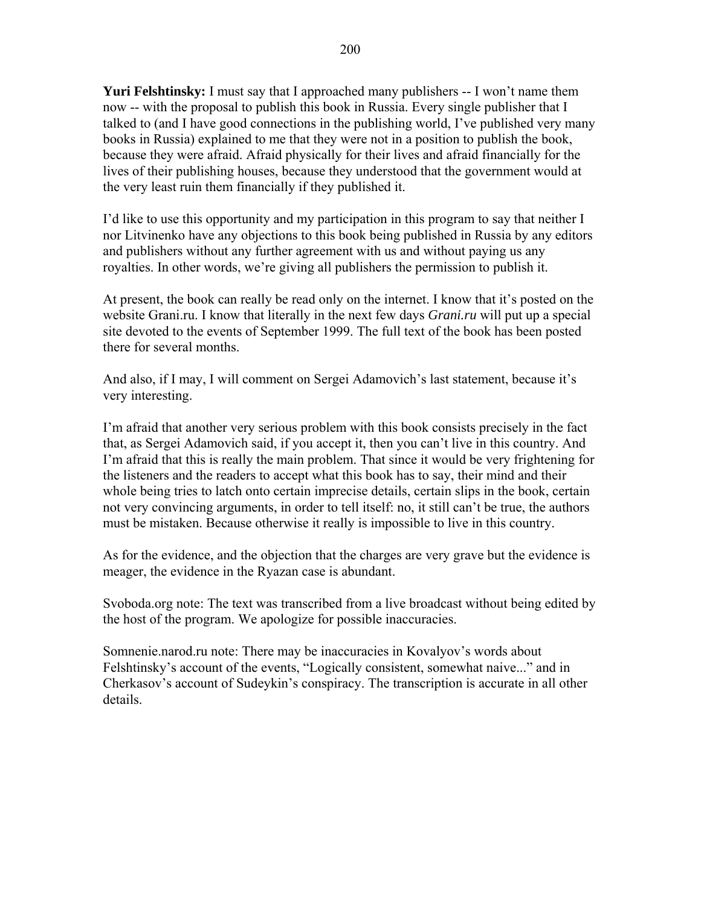**Yuri Felshtinsky:** I must say that I approached many publishers -- I won't name them now -- with the proposal to publish this book in Russia. Every single publisher that I talked to (and I have good connections in the publishing world, I've published very many books in Russia) explained to me that they were not in a position to publish the book, because they were afraid. Afraid physically for their lives and afraid financially for the lives of their publishing houses, because they understood that the government would at the very least ruin them financially if they published it.

I'd like to use this opportunity and my participation in this program to say that neither I nor Litvinenko have any objections to this book being published in Russia by any editors and publishers without any further agreement with us and without paying us any royalties. In other words, we're giving all publishers the permission to publish it.

At present, the book can really be read only on the internet. I know that it's posted on the website Grani.ru. I know that literally in the next few days *Grani.ru* will put up a special site devoted to the events of September 1999. The full text of the book has been posted there for several months.

And also, if I may, I will comment on Sergei Adamovich's last statement, because it's very interesting.

I'm afraid that another very serious problem with this book consists precisely in the fact that, as Sergei Adamovich said, if you accept it, then you can't live in this country. And I'm afraid that this is really the main problem. That since it would be very frightening for the listeners and the readers to accept what this book has to say, their mind and their whole being tries to latch onto certain imprecise details, certain slips in the book, certain not very convincing arguments, in order to tell itself: no, it still can't be true, the authors must be mistaken. Because otherwise it really is impossible to live in this country.

As for the evidence, and the objection that the charges are very grave but the evidence is meager, the evidence in the Ryazan case is abundant.

Svoboda.org note: The text was transcribed from a live broadcast without being edited by the host of the program. We apologize for possible inaccuracies.

Somnenie.narod.ru note: There may be inaccuracies in Kovalyov's words about Felshtinsky's account of the events, "Logically consistent, somewhat naive..." and in Cherkasov's account of Sudeykin's conspiracy. The transcription is accurate in all other details.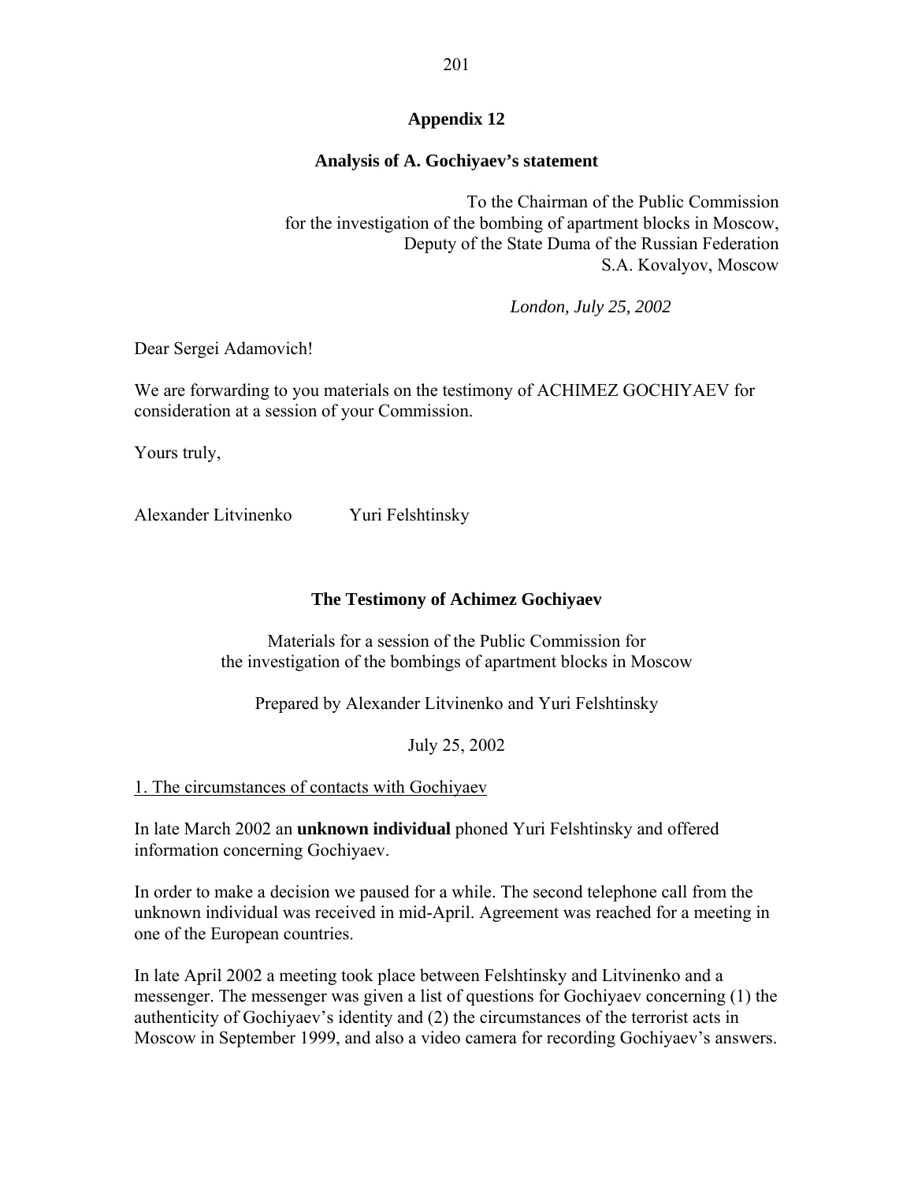# Appendix 12

## Analysis of A. Gochiyaev's statement

To the Chairman of the Public Commission  
for the investigation of the bombing of apartment blocks in Moscow,  
Deputy of the State Duma of the Russian Federation  
S.A. Kovalyov, Moscow

*London, July 25, 2002*

Dear Sergei Adamovich!

We are forwarding to you materials on the testimony of ACHIMEZ GOCHIYAEV for consideration at a session of your Commission.

Yours truly,

Alexander Litvinenko Yuri Felshtinsky

## The Testimony of Achimez Gochiyaev

Materials for a session of the Public Commission for  
the investigation of the bombings of apartment blocks in Moscow

Prepared by Alexander Litvinenko and Yuri Felshtinsky

July 25, 2002

1. The circumstances of contacts with Gochiyaev

In late March 2002 an **unknown individual** phoned Yuri Felshtinsky and offered information concerning Gochiyaev.

In order to make a decision we paused for a while. The second telephone call from the unknown individual was received in mid-April. Agreement was reached for a meeting in one of the European countries.

In late April 2002 a meeting took place between Felshtinsky and Litvinenko and a messenger. The messenger was given a list of questions for Gochiyaev concerning (1) the authenticity of Gochiyaev's identity and (2) the circumstances of the terrorist acts in Moscow in September 1999, and also a video camera for recording Gochiyaev's answers.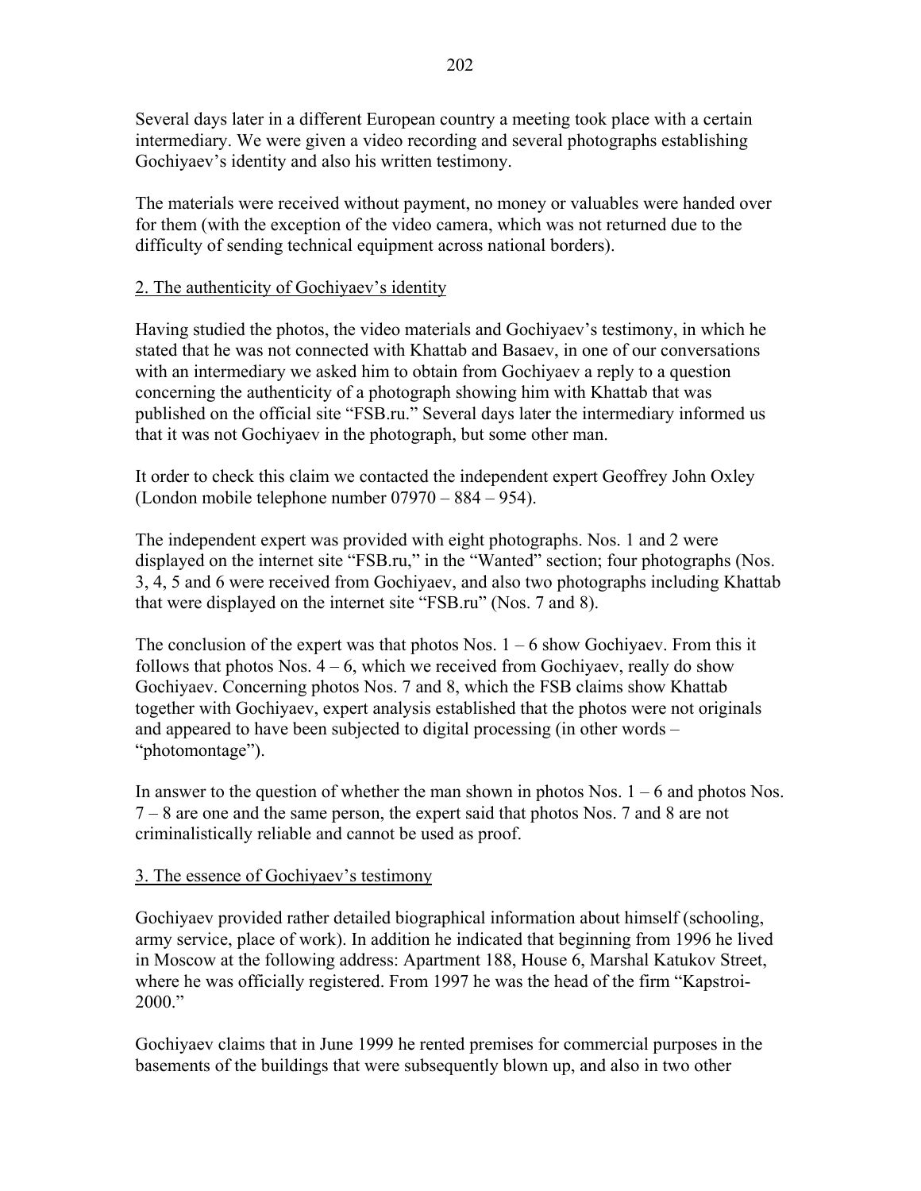Several days later in a different European country a meeting took place with a certain intermediary. We were given a video recording and several photographs establishing Gochiyaev's identity and also his written testimony.

The materials were received without payment, no money or valuables were handed over for them (with the exception of the video camera, which was not returned due to the difficulty of sending technical equipment across national borders).

2. The authenticity of Gochiyaev's identity

Having studied the photos, the video materials and Gochiyaev's testimony, in which he stated that he was not connected with Khattab and Basaev, in one of our conversations with an intermediary we asked him to obtain from Gochiyaev a reply to a question concerning the authenticity of a photograph showing him with Khattab that was published on the official site "FSB.ru." Several days later the intermediary informed us that it was not Gochiyaev in the photograph, but some other man.

It order to check this claim we contacted the independent expert Geoffrey John Oxley (London mobile telephone number 07970 – 884 – 954).

The independent expert was provided with eight photographs. Nos. 1 and 2 were displayed on the internet site "FSB.ru," in the "Wanted" section; four photographs (Nos. 3, 4, 5 and 6 were received from Gochiyaev, and also two photographs including Khattab that were displayed on the internet site "FSB.ru" (Nos. 7 and 8).

The conclusion of the expert was that photos Nos. 1 – 6 show Gochiyaev. From this it follows that photos Nos. 4 – 6, which we received from Gochiyaev, really do show Gochiyaev. Concerning photos Nos. 7 and 8, which the FSB claims show Khattab together with Gochiyaev, expert analysis established that the photos were not originals and appeared to have been subjected to digital processing (in other words – "photomontage").

In answer to the question of whether the man shown in photos Nos. 1 – 6 and photos Nos. 7 – 8 are one and the same person, the expert said that photos Nos. 7 and 8 are not criminalistically reliable and cannot be used as proof.

3. The essence of Gochiyaev's testimony

Gochiyaev provided rather detailed biographical information about himself (schooling, army service, place of work). In addition he indicated that beginning from 1996 he lived in Moscow at the following address: Apartment 188, House 6, Marshal Katukov Street, where he was officially registered. From 1997 he was the head of the firm "Kapstroi-2000."

Gochiyaev claims that in June 1999 he rented premises for commercial purposes in the basements of the buildings that were subsequently blown up, and also in two other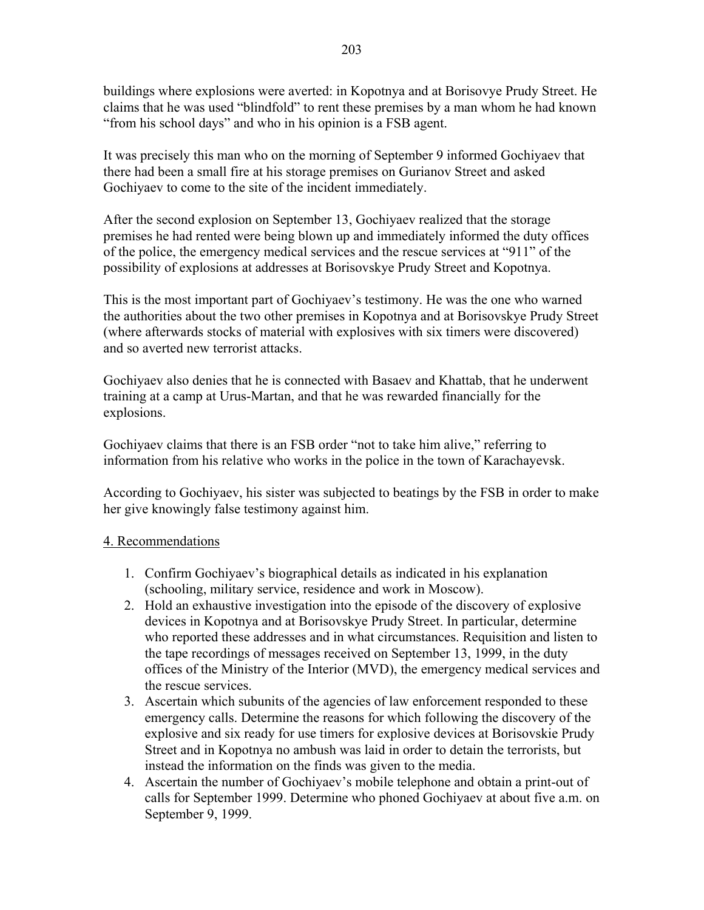buildings where explosions were averted: in Kopotnya and at Borisovye Prudy Street. He claims that he was used "blindfold" to rent these premises by a man whom he had known "from his school days" and who in his opinion is a FSB agent.

It was precisely this man who on the morning of September 9 informed Gochiyaev that there had been a small fire at his storage premises on Gurianov Street and asked Gochiyaev to come to the site of the incident immediately.

After the second explosion on September 13, Gochiyaev realized that the storage premises he had rented were being blown up and immediately informed the duty offices of the police, the emergency medical services and the rescue services at "911" of the possibility of explosions at addresses at Borisovskye Prudy Street and Kopotnya.

This is the most important part of Gochiyaev's testimony. He was the one who warned the authorities about the two other premises in Kopotnya and at Borisovskye Prudy Street (where afterwards stocks of material with explosives with six timers were discovered) and so averted new terrorist attacks.

Gochiyaev also denies that he is connected with Basaev and Khattab, that he underwent training at a camp at Urus-Martan, and that he was rewarded financially for the explosions.

Gochiyaev claims that there is an FSB order "not to take him alive," referring to information from his relative who works in the police in the town of Karachayevsk.

According to Gochiyaev, his sister was subjected to beatings by the FSB in order to make her give knowingly false testimony against him.

<u>4. Recommendations</u>

1. Confirm Gochiyaev's biographical details as indicated in his explanation (schooling, military service, residence and work in Moscow).
2. Hold an exhaustive investigation into the episode of the discovery of explosive devices in Kopotnya and at Borisovskye Prudy Street. In particular, determine who reported these addresses and in what circumstances. Requisition and listen to the tape recordings of messages received on September 13, 1999, in the duty offices of the Ministry of the Interior (MVD), the emergency medical services and the rescue services.
3. Ascertain which subunits of the agencies of law enforcement responded to these emergency calls. Determine the reasons for which following the discovery of the explosive and six ready for use timers for explosive devices at Borisovskie Prudy Street and in Kopotnya no ambush was laid in order to detain the terrorists, but instead the information on the finds was given to the media.
4. Ascertain the number of Gochiyaev's mobile telephone and obtain a print-out of calls for September 1999. Determine who phoned Gochiyaev at about five a.m. on September 9, 1999.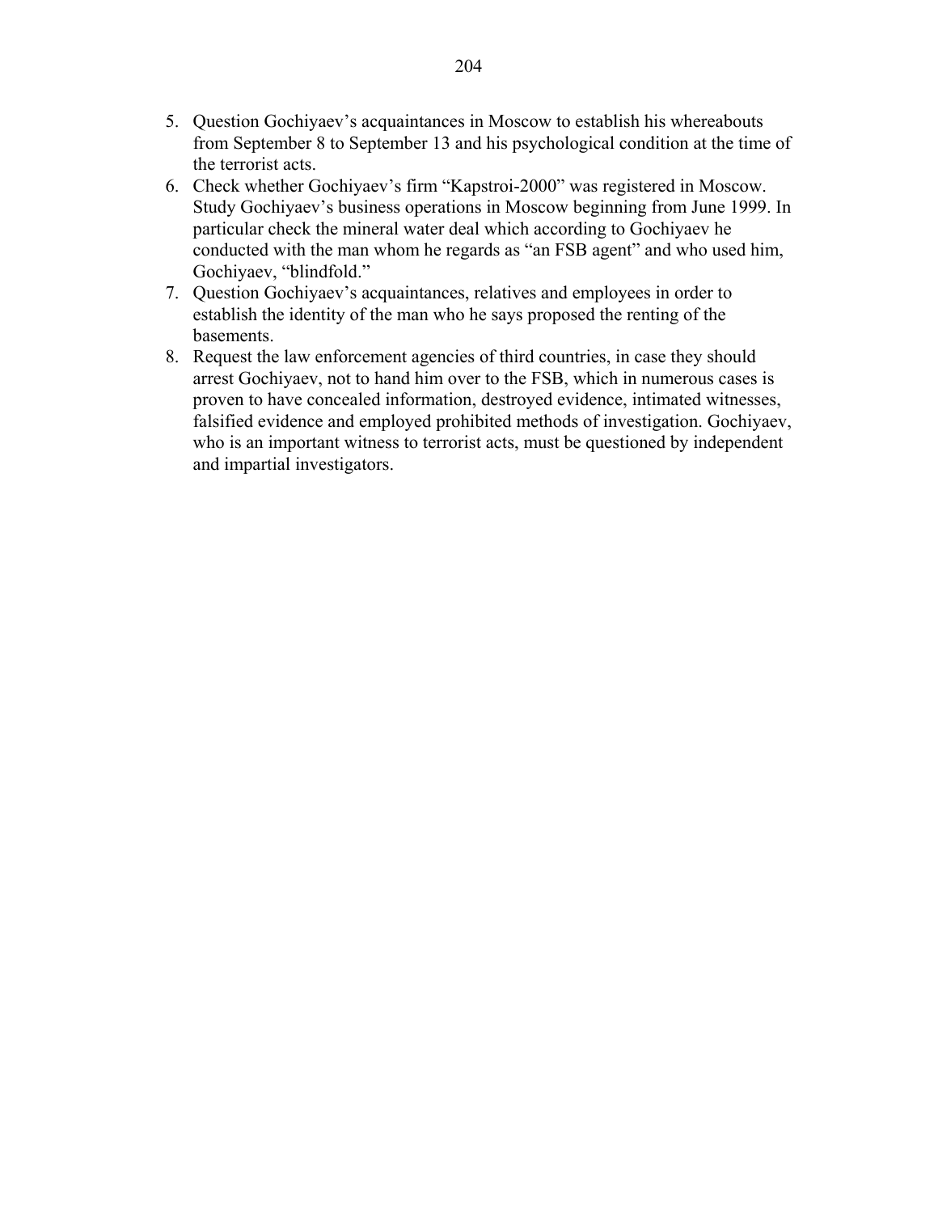5. Question Gochiyaev's acquaintances in Moscow to establish his whereabouts from September 8 to September 13 and his psychological condition at the time of the terrorist acts.
6. Check whether Gochiyaev's firm "Kapstroi-2000" was registered in Moscow. Study Gochiyaev's business operations in Moscow beginning from June 1999. In particular check the mineral water deal which according to Gochiyaev he conducted with the man whom he regards as "an FSB agent" and who used him, Gochiyaev, "blindfold."
7. Question Gochiyaev's acquaintances, relatives and employees in order to establish the identity of the man who he says proposed the renting of the basements.
8. Request the law enforcement agencies of third countries, in case they should arrest Gochiyaev, not to hand him over to the FSB, which in numerous cases is proven to have concealed information, destroyed evidence, intimated witnesses, falsified evidence and employed prohibited methods of investigation. Gochiyaev, who is an important witness to terrorist acts, must be questioned by independent and impartial investigators.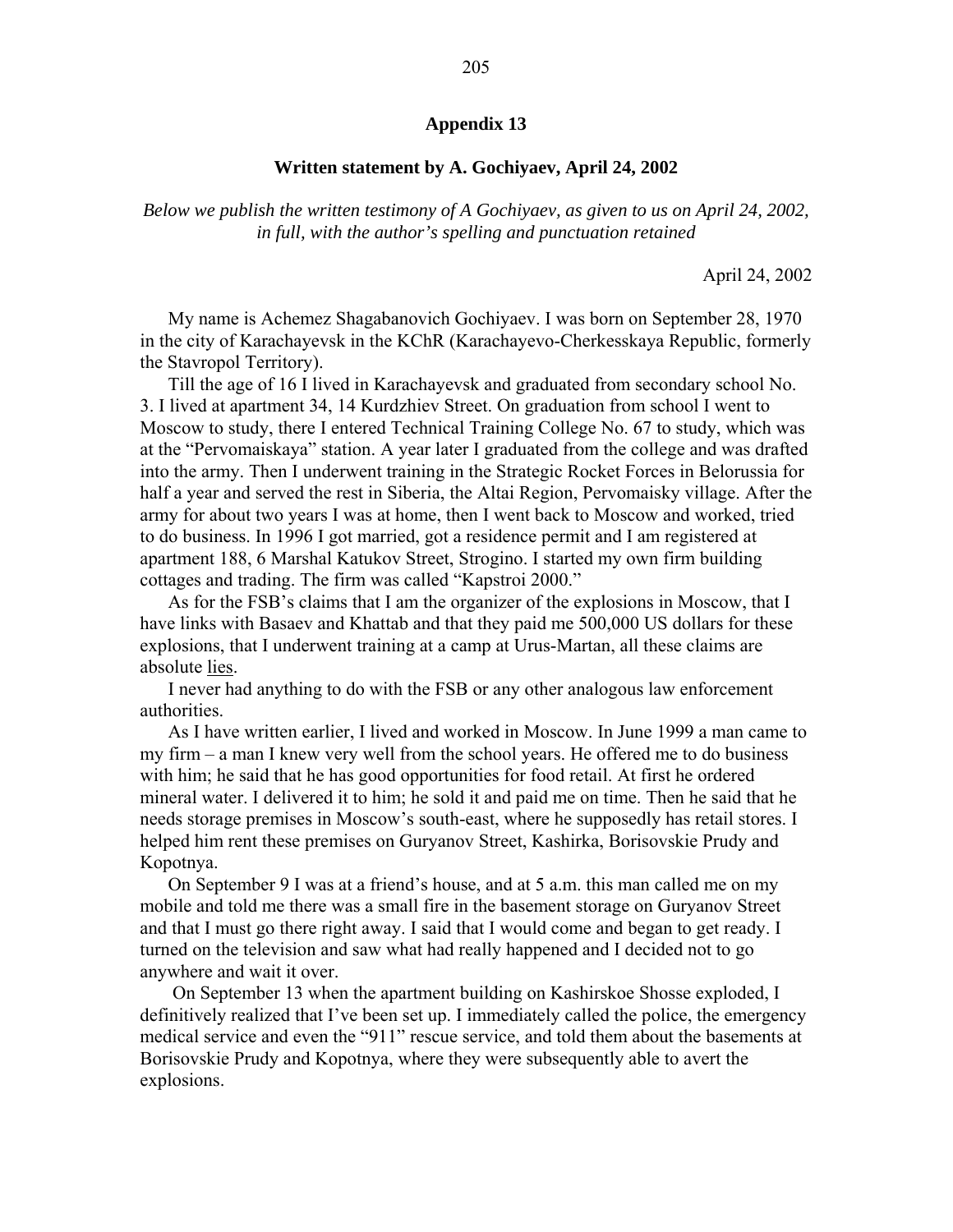## Appendix 13

### Written statement by A. Gochiyaev, April 24, 2002

*Below we publish the written testimony of A Gochiyaev, as given to us on April 24, 2002, in full, with the author's spelling and punctuation retained*

April 24, 2002

My name is Achemez Shagabanovich Gochiyaev. I was born on September 28, 1970 in the city of Karachayevsk in the KChR (Karachayevo-Cherkesskaya Republic, formerly the Stavropol Territory).

Till the age of 16 I lived in Karachayevsk and graduated from secondary school No. 3. I lived at apartment 34, 14 Kurdzhiev Street. On graduation from school I went to Moscow to study, there I entered Technical Training College No. 67 to study, which was at the "Pervomaiskaya" station. A year later I graduated from the college and was drafted into the army. Then I underwent training in the Strategic Rocket Forces in Belorussia for half a year and served the rest in Siberia, the Altai Region, Pervomaisky village. After the army for about two years I was at home, then I went back to Moscow and worked, tried to do business. In 1996 I got married, got a residence permit and I am registered at apartment 188, 6 Marshal Katukov Street, Strogino. I started my own firm building cottages and trading. The firm was called "Kapstroi 2000."

As for the FSB's claims that I am the organizer of the explosions in Moscow, that I have links with Basaev and Khattab and that they paid me 500,000 US dollars for these explosions, that I underwent training at a camp at Urus-Martan, all these claims are absolute lies.

I never had anything to do with the FSB or any other analogous law enforcement authorities.

As I have written earlier, I lived and worked in Moscow. In June 1999 a man came to my firm – a man I knew very well from the school years. He offered me to do business with him; he said that he has good opportunities for food retail. At first he ordered mineral water. I delivered it to him; he sold it and paid me on time. Then he said that he needs storage premises in Moscow's south-east, where he supposedly has retail stores. I helped him rent these premises on Guryanov Street, Kashirka, Borisovskie Prudy and Kopotnya.

On September 9 I was at a friend's house, and at 5 a.m. this man called me on my mobile and told me there was a small fire in the basement storage on Guryanov Street and that I must go there right away. I said that I would come and began to get ready. I turned on the television and saw what had really happened and I decided not to go anywhere and wait it over.

On September 13 when the apartment building on Kashirskoe Shosse exploded, I definitively realized that I've been set up. I immediately called the police, the emergency medical service and even the "911" rescue service, and told them about the basements at Borisovskie Prudy and Kopotnya, where they were subsequently able to avert the explosions.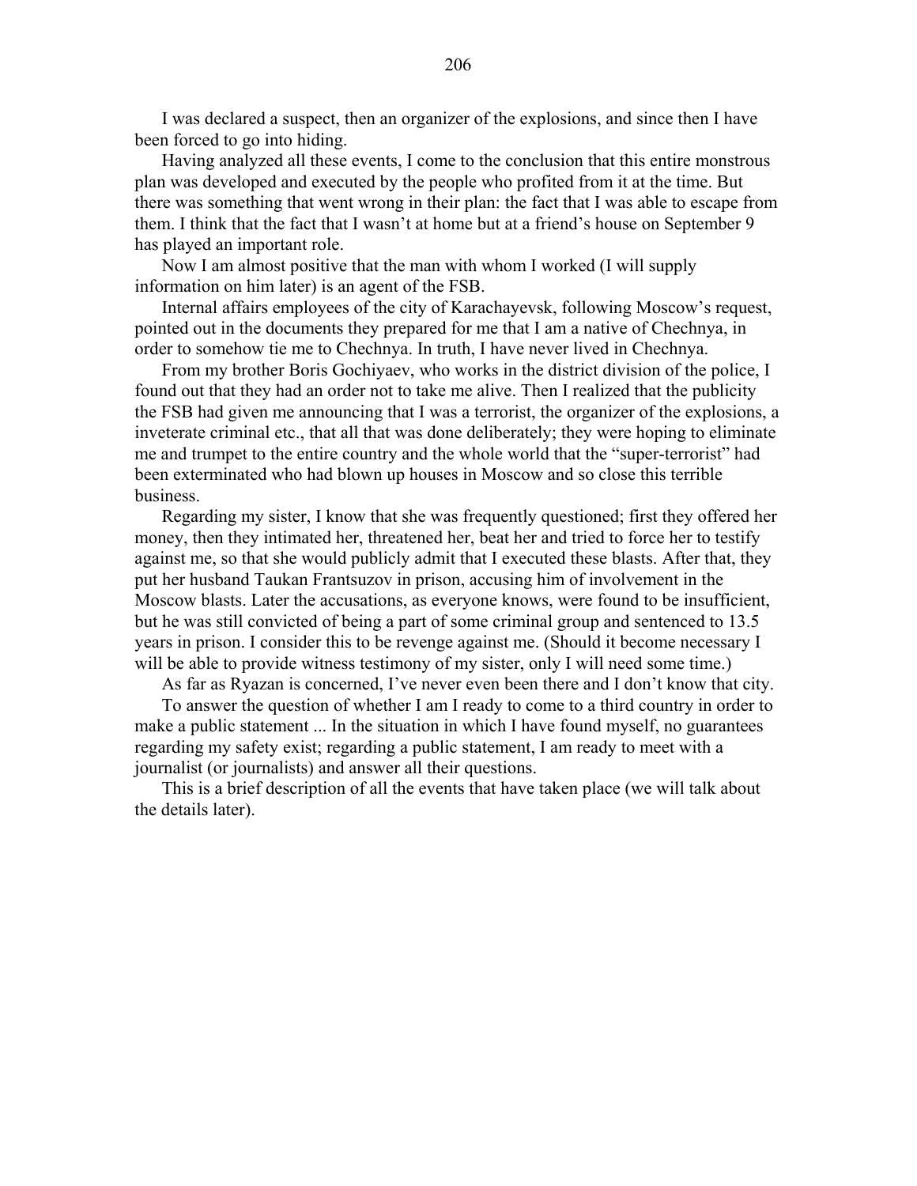I was declared a suspect, then an organizer of the explosions, and since then I have been forced to go into hiding.

Having analyzed all these events, I come to the conclusion that this entire monstrous plan was developed and executed by the people who profited from it at the time. But there was something that went wrong in their plan: the fact that I was able to escape from them. I think that the fact that I wasn't at home but at a friend's house on September 9 has played an important role.

Now I am almost positive that the man with whom I worked (I will supply information on him later) is an agent of the FSB.

Internal affairs employees of the city of Karachayevsk, following Moscow's request, pointed out in the documents they prepared for me that I am a native of Chechnya, in order to somehow tie me to Chechnya. In truth, I have never lived in Chechnya.

From my brother Boris Gochiyaev, who works in the district division of the police, I found out that they had an order not to take me alive. Then I realized that the publicity the FSB had given me announcing that I was a terrorist, the organizer of the explosions, a inveterate criminal etc., that all that was done deliberately; they were hoping to eliminate me and trumpet to the entire country and the whole world that the "super-terrorist" had been exterminated who had blown up houses in Moscow and so close this terrible business.

Regarding my sister, I know that she was frequently questioned; first they offered her money, then they intimated her, threatened her, beat her and tried to force her to testify against me, so that she would publicly admit that I executed these blasts. After that, they put her husband Taukan Frantsuzov in prison, accusing him of involvement in the Moscow blasts. Later the accusations, as everyone knows, were found to be insufficient, but he was still convicted of being a part of some criminal group and sentenced to 13.5 years in prison. I consider this to be revenge against me. (Should it become necessary I will be able to provide witness testimony of my sister, only I will need some time.)

As far as Ryazan is concerned, I've never even been there and I don't know that city.

To answer the question of whether I am I ready to come to a third country in order to make a public statement ... In the situation in which I have found myself, no guarantees regarding my safety exist; regarding a public statement, I am ready to meet with a journalist (or journalists) and answer all their questions.

This is a brief description of all the events that have taken place (we will talk about the details later).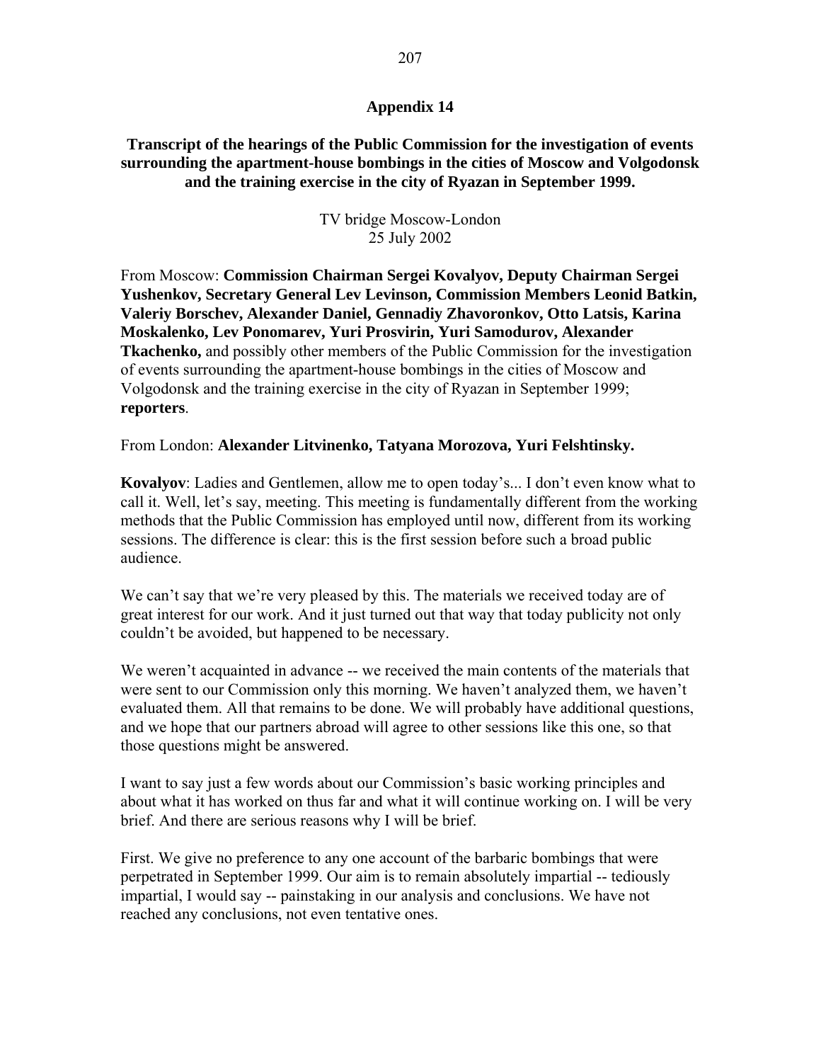## Appendix 14

### Transcript of the hearings of the Public Commission for the investigation of events surrounding the apartment-house bombings in the cities of Moscow and Volgodonsk and the training exercise in the city of Ryazan in September 1999.

TV bridge Moscow-London
25 July 2002

From Moscow: **Commission Chairman Sergei Kovalyov, Deputy Chairman Sergei Yushenkov, Secretary General Lev Levinson, Commission Members Leonid Batkin, Valeriy Borschev, Alexander Daniel, Gennadiy Zhavoronkov, Otto Latsis, Karina Moskalenko, Lev Ponomarev, Yuri Prosvirin, Yuri Samodurov, Alexander Tkachenko,** and possibly other members of the Public Commission for the investigation of events surrounding the apartment-house bombings in the cities of Moscow and Volgodonsk and the training exercise in the city of Ryazan in September 1999; **reporters**.

From London: **Alexander Litvinenko, Tatyana Morozova, Yuri Felshtinsky.**

**Kovalyov**: Ladies and Gentlemen, allow me to open today's... I don't even know what to call it. Well, let's say, meeting. This meeting is fundamentally different from the working methods that the Public Commission has employed until now, different from its working sessions. The difference is clear: this is the first session before such a broad public audience.

We can't say that we're very pleased by this. The materials we received today are of great interest for our work. And it just turned out that way that today publicity not only couldn't be avoided, but happened to be necessary.

We weren't acquainted in advance -- we received the main contents of the materials that were sent to our Commission only this morning. We haven't analyzed them, we haven't evaluated them. All that remains to be done. We will probably have additional questions, and we hope that our partners abroad will agree to other sessions like this one, so that those questions might be answered.

I want to say just a few words about our Commission's basic working principles and about what it has worked on thus far and what it will continue working on. I will be very brief. And there are serious reasons why I will be brief.

First. We give no preference to any one account of the barbaric bombings that were perpetrated in September 1999. Our aim is to remain absolutely impartial -- tediously impartial, I would say -- painstaking in our analysis and conclusions. We have not reached any conclusions, not even tentative ones.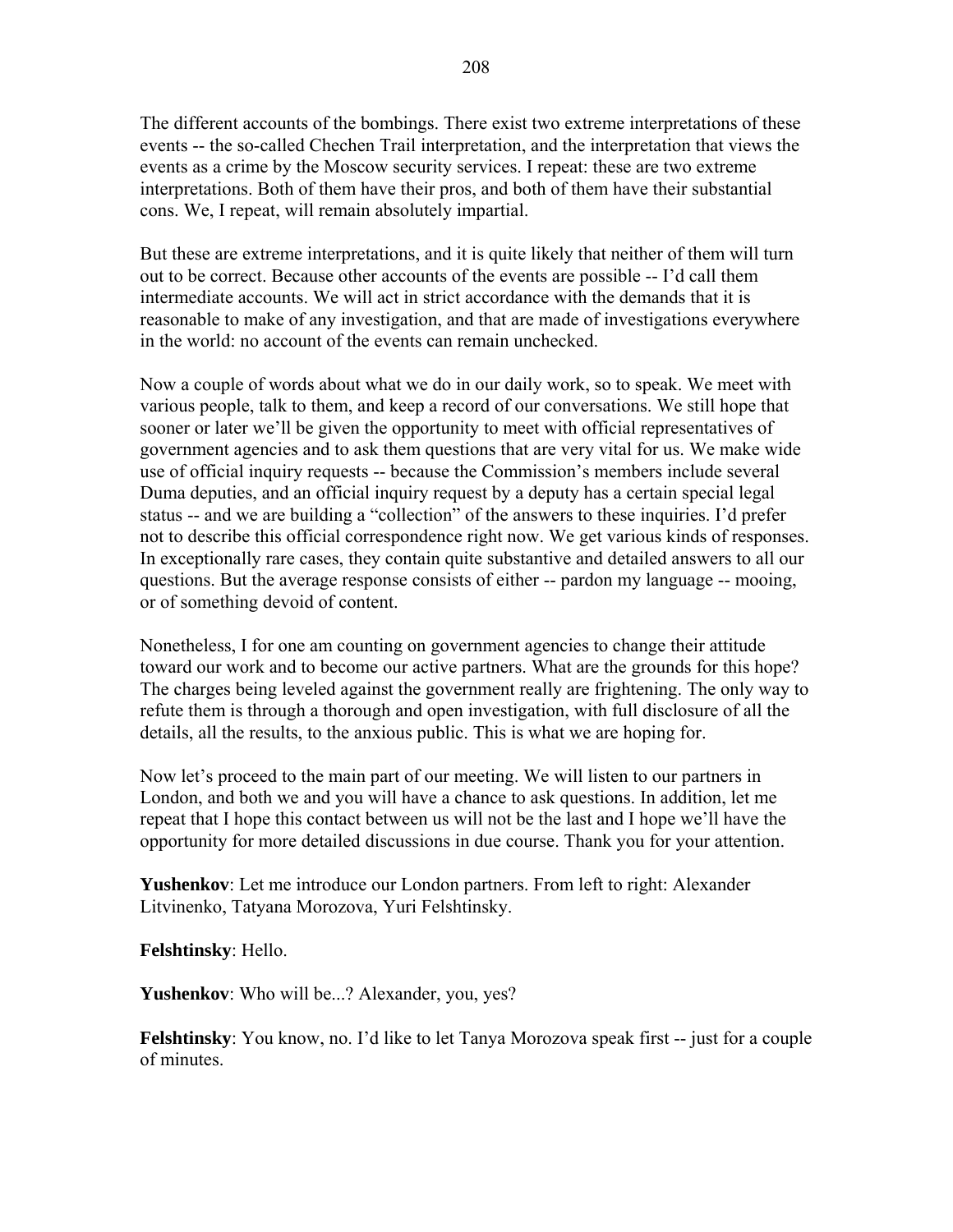The different accounts of the bombings. There exist two extreme interpretations of these events -- the so-called Chechen Trail interpretation, and the interpretation that views the events as a crime by the Moscow security services. I repeat: these are two extreme interpretations. Both of them have their pros, and both of them have their substantial cons. We, I repeat, will remain absolutely impartial.

But these are extreme interpretations, and it is quite likely that neither of them will turn out to be correct. Because other accounts of the events are possible -- I'd call them intermediate accounts. We will act in strict accordance with the demands that it is reasonable to make of any investigation, and that are made of investigations everywhere in the world: no account of the events can remain unchecked.

Now a couple of words about what we do in our daily work, so to speak. We meet with various people, talk to them, and keep a record of our conversations. We still hope that sooner or later we'll be given the opportunity to meet with official representatives of government agencies and to ask them questions that are very vital for us. We make wide use of official inquiry requests -- because the Commission's members include several Duma deputies, and an official inquiry request by a deputy has a certain special legal status -- and we are building a "collection" of the answers to these inquiries. I'd prefer not to describe this official correspondence right now. We get various kinds of responses. In exceptionally rare cases, they contain quite substantive and detailed answers to all our questions. But the average response consists of either -- pardon my language -- mooing, or of something devoid of content.

Nonetheless, I for one am counting on government agencies to change their attitude toward our work and to become our active partners. What are the grounds for this hope? The charges being leveled against the government really are frightening. The only way to refute them is through a thorough and open investigation, with full disclosure of all the details, all the results, to the anxious public. This is what we are hoping for.

Now let's proceed to the main part of our meeting. We will listen to our partners in London, and both we and you will have a chance to ask questions. In addition, let me repeat that I hope this contact between us will not be the last and I hope we'll have the opportunity for more detailed discussions in due course. Thank you for your attention.

**Yushenkov**: Let me introduce our London partners. From left to right: Alexander Litvinenko, Tatyana Morozova, Yuri Felshtinsky.

**Felshtinsky**: Hello.

**Yushenkov**: Who will be...? Alexander, you, yes?

**Felshtinsky**: You know, no. I'd like to let Tanya Morozova speak first -- just for a couple of minutes.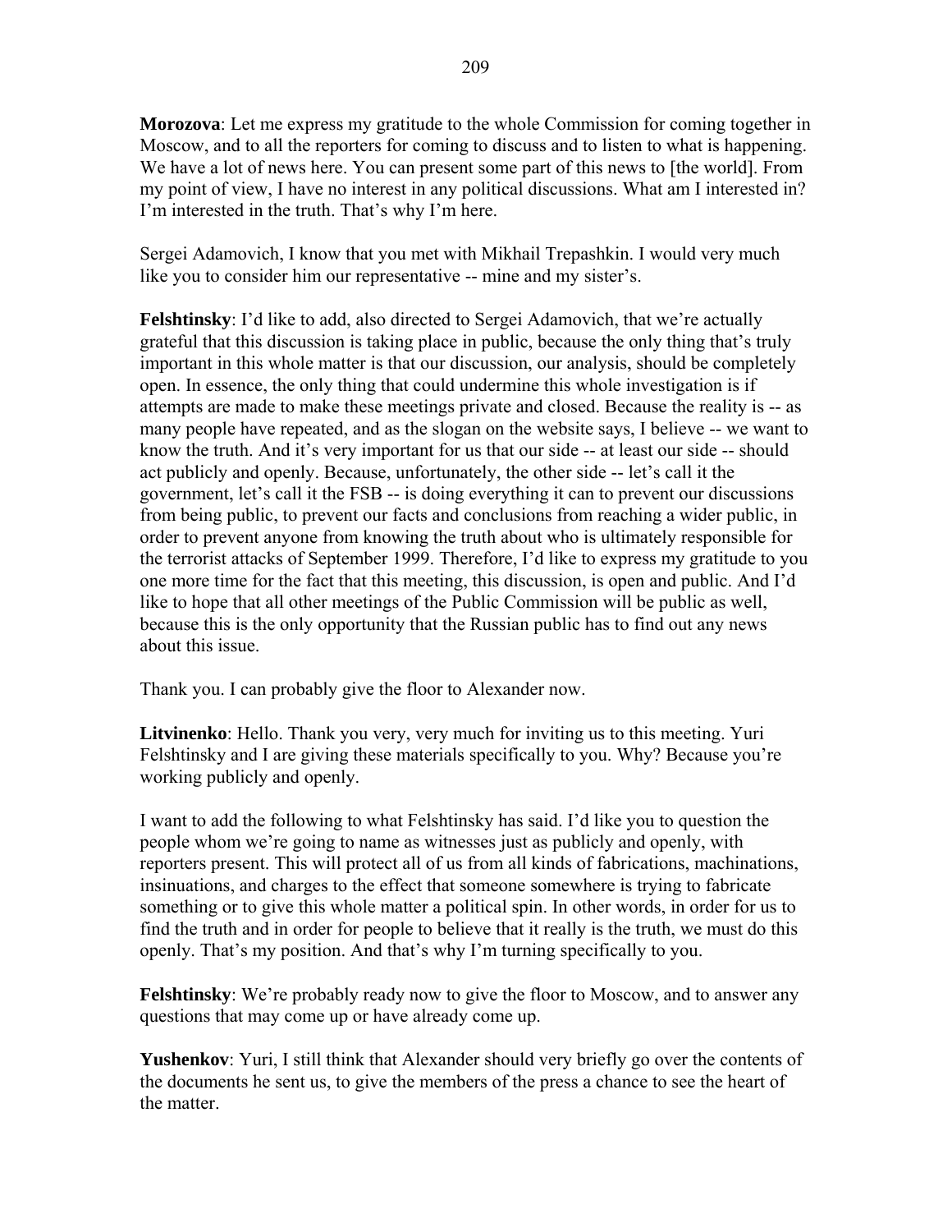**Morozova**: Let me express my gratitude to the whole Commission for coming together in Moscow, and to all the reporters for coming to discuss and to listen to what is happening. We have a lot of news here. You can present some part of this news to [the world]. From my point of view, I have no interest in any political discussions. What am I interested in? I'm interested in the truth. That's why I'm here.

Sergei Adamovich, I know that you met with Mikhail Trepashkin. I would very much like you to consider him our representative -- mine and my sister's.

**Felshtinsky**: I'd like to add, also directed to Sergei Adamovich, that we're actually grateful that this discussion is taking place in public, because the only thing that's truly important in this whole matter is that our discussion, our analysis, should be completely open. In essence, the only thing that could undermine this whole investigation is if attempts are made to make these meetings private and closed. Because the reality is -- as many people have repeated, and as the slogan on the website says, I believe -- we want to know the truth. And it's very important for us that our side -- at least our side -- should act publicly and openly. Because, unfortunately, the other side -- let's call it the government, let's call it the FSB -- is doing everything it can to prevent our discussions from being public, to prevent our facts and conclusions from reaching a wider public, in order to prevent anyone from knowing the truth about who is ultimately responsible for the terrorist attacks of September 1999. Therefore, I'd like to express my gratitude to you one more time for the fact that this meeting, this discussion, is open and public. And I'd like to hope that all other meetings of the Public Commission will be public as well, because this is the only opportunity that the Russian public has to find out any news about this issue.

Thank you. I can probably give the floor to Alexander now.

**Litvinenko**: Hello. Thank you very, very much for inviting us to this meeting. Yuri Felshtinsky and I are giving these materials specifically to you. Why? Because you're working publicly and openly.

I want to add the following to what Felshtinsky has said. I'd like you to question the people whom we're going to name as witnesses just as publicly and openly, with reporters present. This will protect all of us from all kinds of fabrications, machinations, insinuations, and charges to the effect that someone somewhere is trying to fabricate something or to give this whole matter a political spin. In other words, in order for us to find the truth and in order for people to believe that it really is the truth, we must do this openly. That's my position. And that's why I'm turning specifically to you.

**Felshtinsky**: We're probably ready now to give the floor to Moscow, and to answer any questions that may come up or have already come up.

**Yushenkov**: Yuri, I still think that Alexander should very briefly go over the contents of the documents he sent us, to give the members of the press a chance to see the heart of the matter.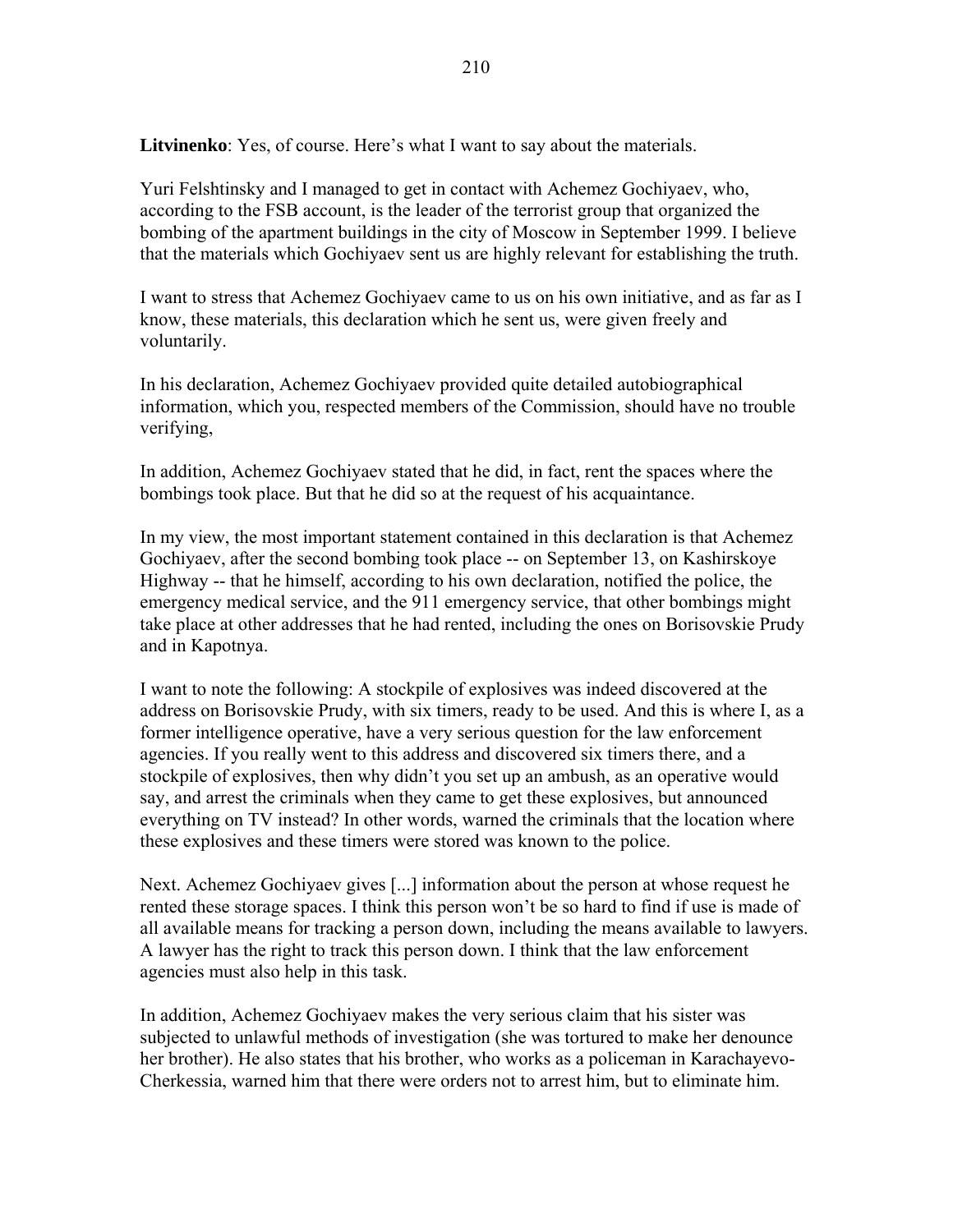**Litvinenko**: Yes, of course. Here's what I want to say about the materials.

Yuri Felshtinsky and I managed to get in contact with Achemez Gochiyaev, who, according to the FSB account, is the leader of the terrorist group that organized the bombing of the apartment buildings in the city of Moscow in September 1999. I believe that the materials which Gochiyaev sent us are highly relevant for establishing the truth.

I want to stress that Achemez Gochiyaev came to us on his own initiative, and as far as I know, these materials, this declaration which he sent us, were given freely and voluntarily.

In his declaration, Achemez Gochiyaev provided quite detailed autobiographical information, which you, respected members of the Commission, should have no trouble verifying,

In addition, Achemez Gochiyaev stated that he did, in fact, rent the spaces where the bombings took place. But that he did so at the request of his acquaintance.

In my view, the most important statement contained in this declaration is that Achemez Gochiyaev, after the second bombing took place -- on September 13, on Kashirskoye Highway -- that he himself, according to his own declaration, notified the police, the emergency medical service, and the 911 emergency service, that other bombings might take place at other addresses that he had rented, including the ones on Borisovskie Prudy and in Kapotnya.

I want to note the following: A stockpile of explosives was indeed discovered at the address on Borisovskie Prudy, with six timers, ready to be used. And this is where I, as a former intelligence operative, have a very serious question for the law enforcement agencies. If you really went to this address and discovered six timers there, and a stockpile of explosives, then why didn't you set up an ambush, as an operative would say, and arrest the criminals when they came to get these explosives, but announced everything on TV instead? In other words, warned the criminals that the location where these explosives and these timers were stored was known to the police.

Next. Achemez Gochiyaev gives [...] information about the person at whose request he rented these storage spaces. I think this person won't be so hard to find if use is made of all available means for tracking a person down, including the means available to lawyers. A lawyer has the right to track this person down. I think that the law enforcement agencies must also help in this task.

In addition, Achemez Gochiyaev makes the very serious claim that his sister was subjected to unlawful methods of investigation (she was tortured to make her denounce her brother). He also states that his brother, who works as a policeman in Karachayevo-Cherkessia, warned him that there were orders not to arrest him, but to eliminate him.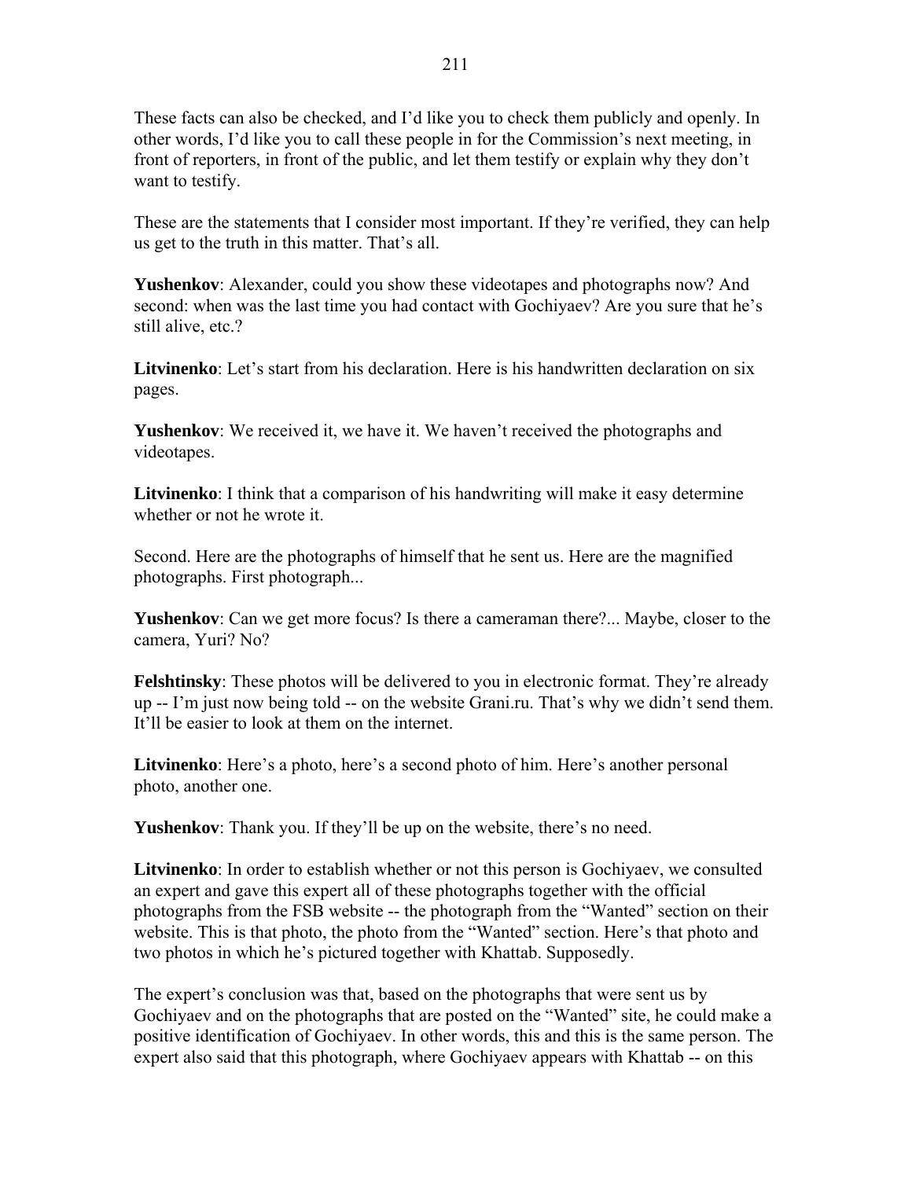These facts can also be checked, and I'd like you to check them publicly and openly. In other words, I'd like you to call these people in for the Commission's next meeting, in front of reporters, in front of the public, and let them testify or explain why they don't want to testify.

These are the statements that I consider most important. If they're verified, they can help us get to the truth in this matter. That's all.

**Yushenkov**: Alexander, could you show these videotapes and photographs now? And second: when was the last time you had contact with Gochiyaev? Are you sure that he's still alive, etc.?

**Litvinenko**: Let's start from his declaration. Here is his handwritten declaration on six pages.

**Yushenkov**: We received it, we have it. We haven't received the photographs and videotapes.

**Litvinenko**: I think that a comparison of his handwriting will make it easy determine whether or not he wrote it.

Second. Here are the photographs of himself that he sent us. Here are the magnified photographs. First photograph...

**Yushenkov**: Can we get more focus? Is there a cameraman there?... Maybe, closer to the camera, Yuri? No?

**Felshtinsky**: These photos will be delivered to you in electronic format. They're already up -- I'm just now being told -- on the website Grani.ru. That's why we didn't send them. It'll be easier to look at them on the internet.

**Litvinenko**: Here's a photo, here's a second photo of him. Here's another personal photo, another one.

**Yushenkov**: Thank you. If they'll be up on the website, there's no need.

**Litvinenko**: In order to establish whether or not this person is Gochiyaev, we consulted an expert and gave this expert all of these photographs together with the official photographs from the FSB website -- the photograph from the "Wanted" section on their website. This is that photo, the photo from the "Wanted" section. Here's that photo and two photos in which he's pictured together with Khattab. Supposedly.

The expert's conclusion was that, based on the photographs that were sent us by Gochiyaev and on the photographs that are posted on the "Wanted" site, he could make a positive identification of Gochiyaev. In other words, this and this is the same person. The expert also said that this photograph, where Gochiyaev appears with Khattab -- on this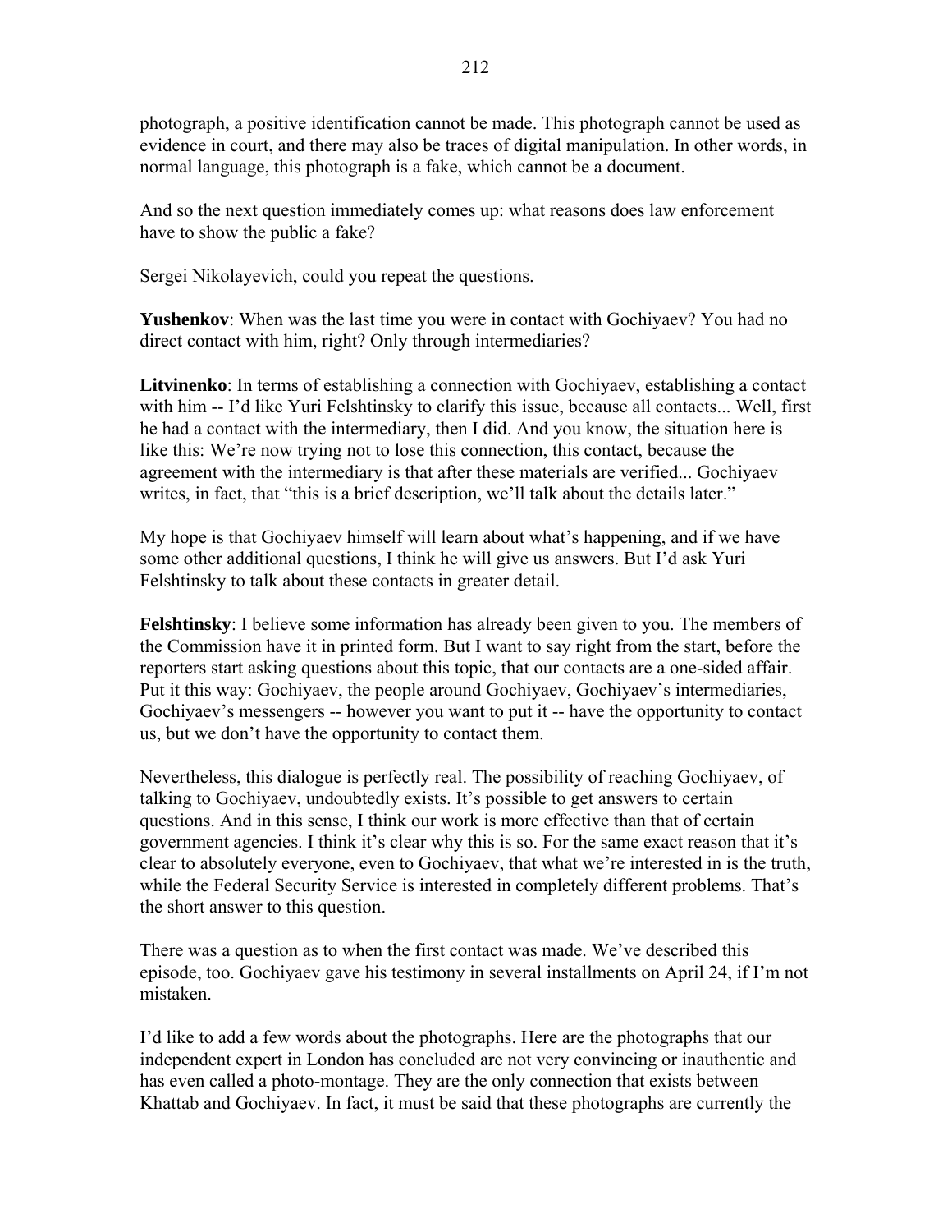photograph, a positive identification cannot be made. This photograph cannot be used as evidence in court, and there may also be traces of digital manipulation. In other words, in normal language, this photograph is a fake, which cannot be a document.

And so the next question immediately comes up: what reasons does law enforcement have to show the public a fake?

Sergei Nikolayevich, could you repeat the questions.

**Yushenkov**: When was the last time you were in contact with Gochiyaev? You had no direct contact with him, right? Only through intermediaries?

**Litvinenko**: In terms of establishing a connection with Gochiyaev, establishing a contact with him -- I'd like Yuri Felshtinsky to clarify this issue, because all contacts... Well, first he had a contact with the intermediary, then I did. And you know, the situation here is like this: We're now trying not to lose this connection, this contact, because the agreement with the intermediary is that after these materials are verified... Gochiyaev writes, in fact, that "this is a brief description, we'll talk about the details later."

My hope is that Gochiyaev himself will learn about what's happening, and if we have some other additional questions, I think he will give us answers. But I'd ask Yuri Felshtinsky to talk about these contacts in greater detail.

**Felshtinsky**: I believe some information has already been given to you. The members of the Commission have it in printed form. But I want to say right from the start, before the reporters start asking questions about this topic, that our contacts are a one-sided affair. Put it this way: Gochiyaev, the people around Gochiyaev, Gochiyaev's intermediaries, Gochiyaev's messengers -- however you want to put it -- have the opportunity to contact us, but we don't have the opportunity to contact them.

Nevertheless, this dialogue is perfectly real. The possibility of reaching Gochiyaev, of talking to Gochiyaev, undoubtedly exists. It's possible to get answers to certain questions. And in this sense, I think our work is more effective than that of certain government agencies. I think it's clear why this is so. For the same exact reason that it's clear to absolutely everyone, even to Gochiyaev, that what we're interested in is the truth, while the Federal Security Service is interested in completely different problems. That's the short answer to this question.

There was a question as to when the first contact was made. We've described this episode, too. Gochiyaev gave his testimony in several installments on April 24, if I'm not mistaken.

I'd like to add a few words about the photographs. Here are the photographs that our independent expert in London has concluded are not very convincing or inauthentic and has even called a photo-montage. They are the only connection that exists between Khattab and Gochiyaev. In fact, it must be said that these photographs are currently the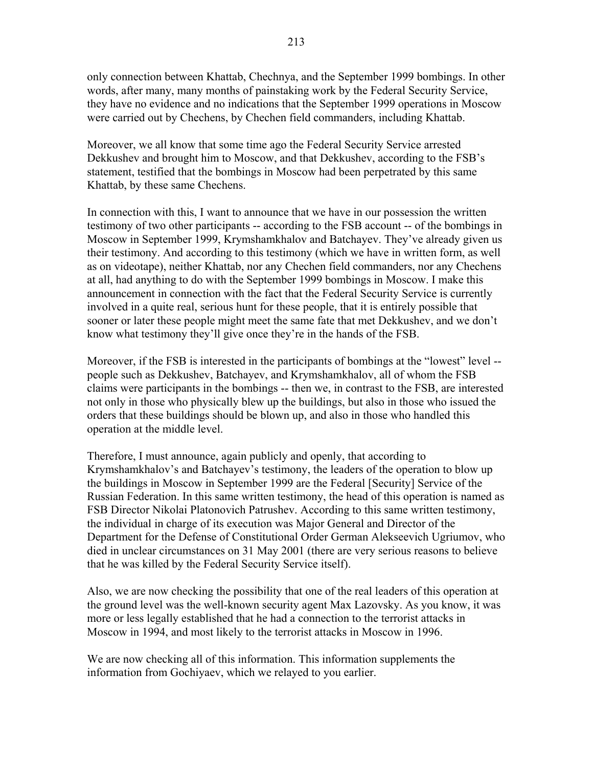only connection between Khattab, Chechnya, and the September 1999 bombings. In other words, after many, many months of painstaking work by the Federal Security Service, they have no evidence and no indications that the September 1999 operations in Moscow were carried out by Chechens, by Chechen field commanders, including Khattab.

Moreover, we all know that some time ago the Federal Security Service arrested Dekkushev and brought him to Moscow, and that Dekkushev, according to the FSB's statement, testified that the bombings in Moscow had been perpetrated by this same Khattab, by these same Chechens.

In connection with this, I want to announce that we have in our possession the written testimony of two other participants -- according to the FSB account -- of the bombings in Moscow in September 1999, Krymshamkhalov and Batchayev. They've already given us their testimony. And according to this testimony (which we have in written form, as well as on videotape), neither Khattab, nor any Chechen field commanders, nor any Chechens at all, had anything to do with the September 1999 bombings in Moscow. I make this announcement in connection with the fact that the Federal Security Service is currently involved in a quite real, serious hunt for these people, that it is entirely possible that sooner or later these people might meet the same fate that met Dekkushev, and we don't know what testimony they'll give once they're in the hands of the FSB.

Moreover, if the FSB is interested in the participants of bombings at the "lowest" level -- people such as Dekkushev, Batchayev, and Krymshamkhalov, all of whom the FSB claims were participants in the bombings -- then we, in contrast to the FSB, are interested not only in those who physically blew up the buildings, but also in those who issued the orders that these buildings should be blown up, and also in those who handled this operation at the middle level.

Therefore, I must announce, again publicly and openly, that according to Krymshamkhalov's and Batchayev's testimony, the leaders of the operation to blow up the buildings in Moscow in September 1999 are the Federal [Security] Service of the Russian Federation. In this same written testimony, the head of this operation is named as FSB Director Nikolai Platonovich Patrushev. According to this same written testimony, the individual in charge of its execution was Major General and Director of the Department for the Defense of Constitutional Order German Alekseevich Ugriumov, who died in unclear circumstances on 31 May 2001 (there are very serious reasons to believe that he was killed by the Federal Security Service itself).

Also, we are now checking the possibility that one of the real leaders of this operation at the ground level was the well-known security agent Max Lazovsky. As you know, it was more or less legally established that he had a connection to the terrorist attacks in Moscow in 1994, and most likely to the terrorist attacks in Moscow in 1996.

We are now checking all of this information. This information supplements the information from Gochiyaev, which we relayed to you earlier.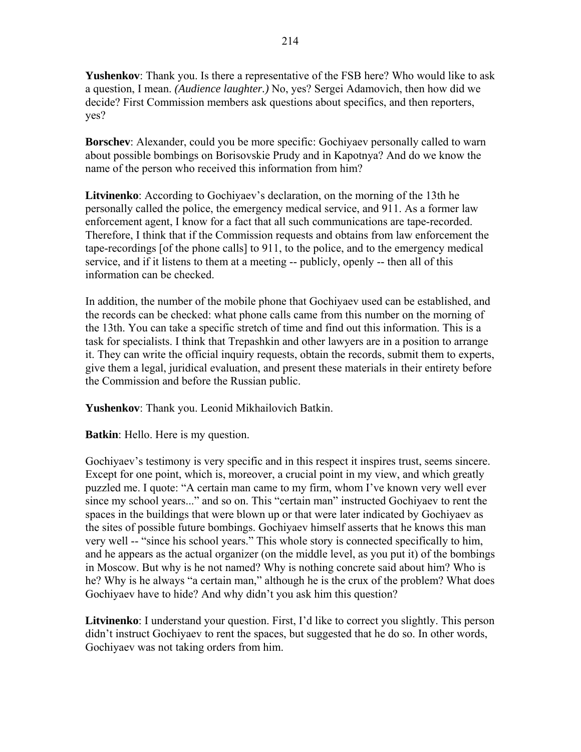**Yushenkov**: Thank you. Is there a representative of the FSB here? Who would like to ask a question, I mean. *(Audience laughter.)* No, yes? Sergei Adamovich, then how did we decide? First Commission members ask questions about specifics, and then reporters, yes?

**Borschev**: Alexander, could you be more specific: Gochiyaev personally called to warn about possible bombings on Borisovskie Prudy and in Kapotnya? And do we know the name of the person who received this information from him?

**Litvinenko**: According to Gochiyaev's declaration, on the morning of the 13th he personally called the police, the emergency medical service, and 911. As a former law enforcement agent, I know for a fact that all such communications are tape-recorded. Therefore, I think that if the Commission requests and obtains from law enforcement the tape-recordings [of the phone calls] to 911, to the police, and to the emergency medical service, and if it listens to them at a meeting -- publicly, openly -- then all of this information can be checked.

In addition, the number of the mobile phone that Gochiyaev used can be established, and the records can be checked: what phone calls came from this number on the morning of the 13th. You can take a specific stretch of time and find out this information. This is a task for specialists. I think that Trepashkin and other lawyers are in a position to arrange it. They can write the official inquiry requests, obtain the records, submit them to experts, give them a legal, juridical evaluation, and present these materials in their entirety before the Commission and before the Russian public.

**Yushenkov**: Thank you. Leonid Mikhailovich Batkin.

**Batkin**: Hello. Here is my question.

Gochiyaev's testimony is very specific and in this respect it inspires trust, seems sincere. Except for one point, which is, moreover, a crucial point in my view, and which greatly puzzled me. I quote: "A certain man came to my firm, whom I've known very well ever since my school years..." and so on. This "certain man" instructed Gochiyaev to rent the spaces in the buildings that were blown up or that were later indicated by Gochiyaev as the sites of possible future bombings. Gochiyaev himself asserts that he knows this man very well -- "since his school years." This whole story is connected specifically to him, and he appears as the actual organizer (on the middle level, as you put it) of the bombings in Moscow. But why is he not named? Why is nothing concrete said about him? Who is he? Why is he always "a certain man," although he is the crux of the problem? What does Gochiyaev have to hide? And why didn't you ask him this question?

**Litvinenko**: I understand your question. First, I'd like to correct you slightly. This person didn't instruct Gochiyaev to rent the spaces, but suggested that he do so. In other words, Gochiyaev was not taking orders from him.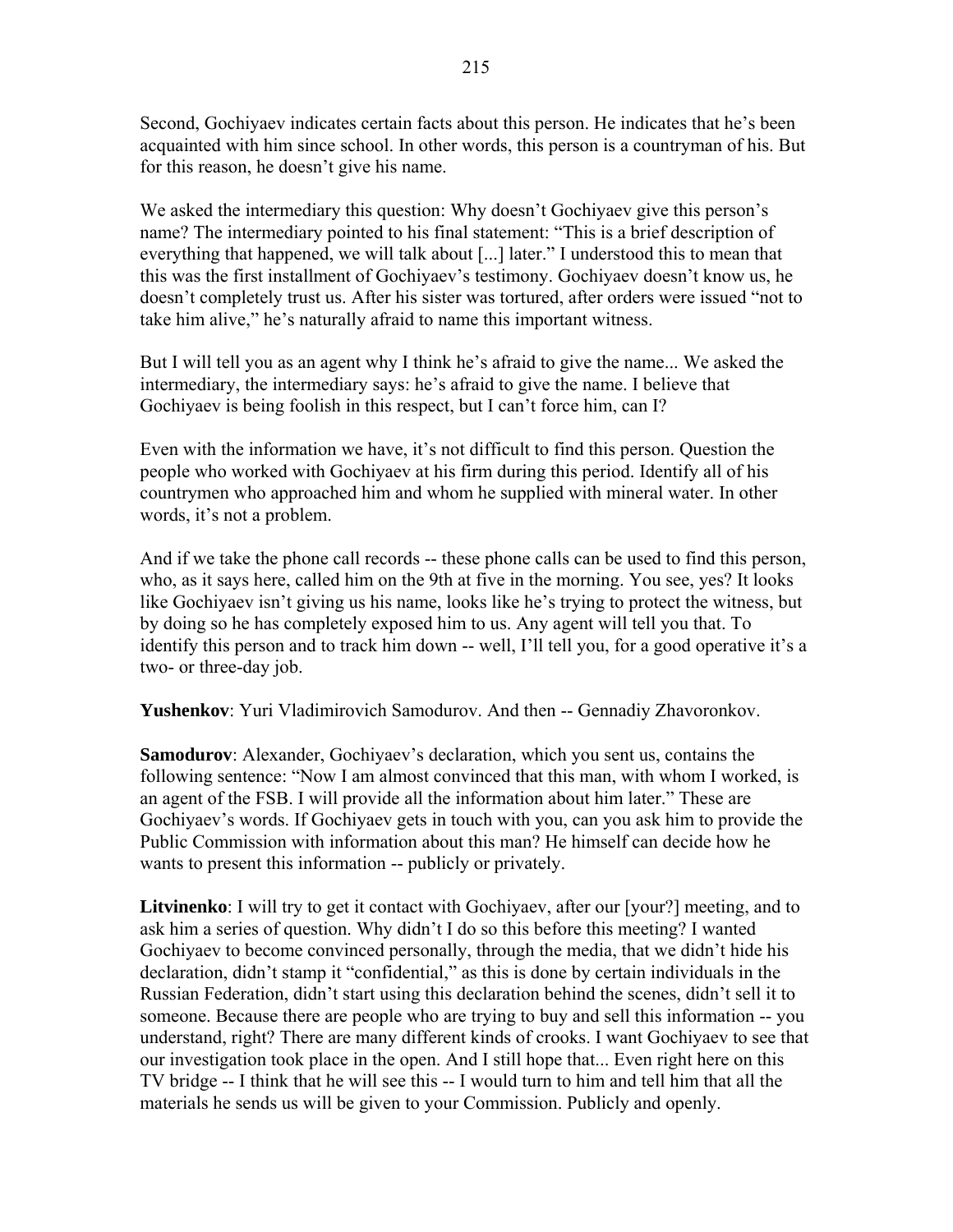Second, Gochiyaev indicates certain facts about this person. He indicates that he's been acquainted with him since school. In other words, this person is a countryman of his. But for this reason, he doesn't give his name.

We asked the intermediary this question: Why doesn't Gochiyaev give this person's name? The intermediary pointed to his final statement: "This is a brief description of everything that happened, we will talk about [...] later." I understood this to mean that this was the first installment of Gochiyaev's testimony. Gochiyaev doesn't know us, he doesn't completely trust us. After his sister was tortured, after orders were issued "not to take him alive," he's naturally afraid to name this important witness.

But I will tell you as an agent why I think he's afraid to give the name... We asked the intermediary, the intermediary says: he's afraid to give the name. I believe that Gochiyaev is being foolish in this respect, but I can't force him, can I?

Even with the information we have, it's not difficult to find this person. Question the people who worked with Gochiyaev at his firm during this period. Identify all of his countrymen who approached him and whom he supplied with mineral water. In other words, it's not a problem.

And if we take the phone call records -- these phone calls can be used to find this person, who, as it says here, called him on the 9th at five in the morning. You see, yes? It looks like Gochiyaev isn't giving us his name, looks like he's trying to protect the witness, but by doing so he has completely exposed him to us. Any agent will tell you that. To identify this person and to track him down -- well, I'll tell you, for a good operative it's a two- or three-day job.

**Yushenkov**: Yuri Vladimirovich Samodurov. And then -- Gennadiy Zhavoronkov.

**Samodurov**: Alexander, Gochiyaev's declaration, which you sent us, contains the following sentence: "Now I am almost convinced that this man, with whom I worked, is an agent of the FSB. I will provide all the information about him later." These are Gochiyaev's words. If Gochiyaev gets in touch with you, can you ask him to provide the Public Commission with information about this man? He himself can decide how he wants to present this information -- publicly or privately.

**Litvinenko**: I will try to get it contact with Gochiyaev, after our [your?] meeting, and to ask him a series of question. Why didn't I do so this before this meeting? I wanted Gochiyaev to become convinced personally, through the media, that we didn't hide his declaration, didn't stamp it "confidential," as this is done by certain individuals in the Russian Federation, didn't start using this declaration behind the scenes, didn't sell it to someone. Because there are people who are trying to buy and sell this information -- you understand, right? There are many different kinds of crooks. I want Gochiyaev to see that our investigation took place in the open. And I still hope that... Even right here on this TV bridge -- I think that he will see this -- I would turn to him and tell him that all the materials he sends us will be given to your Commission. Publicly and openly.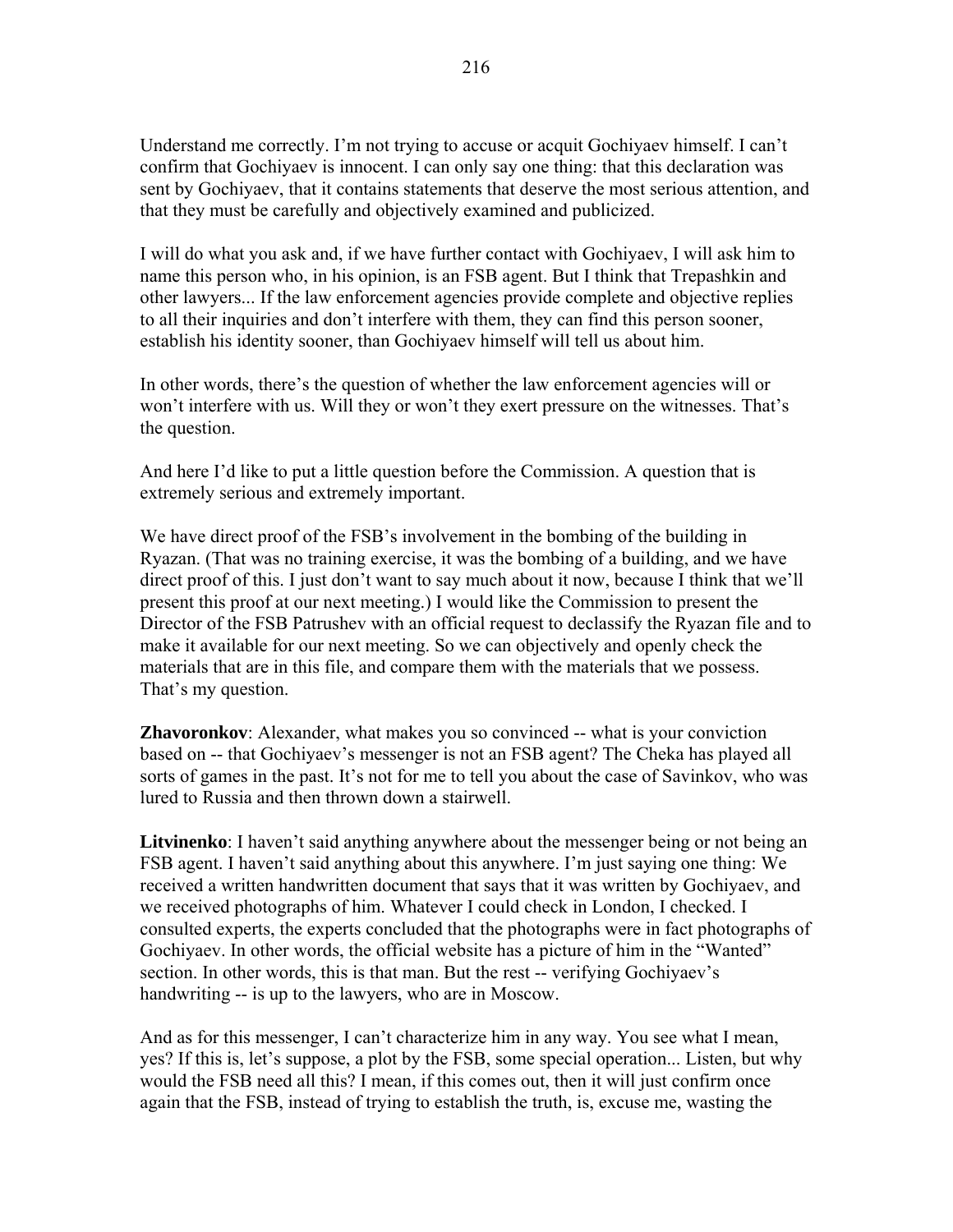Understand me correctly. I'm not trying to accuse or acquit Gochiyaev himself. I can't confirm that Gochiyaev is innocent. I can only say one thing: that this declaration was sent by Gochiyaev, that it contains statements that deserve the most serious attention, and that they must be carefully and objectively examined and publicized.

I will do what you ask and, if we have further contact with Gochiyaev, I will ask him to name this person who, in his opinion, is an FSB agent. But I think that Trepashkin and other lawyers... If the law enforcement agencies provide complete and objective replies to all their inquiries and don't interfere with them, they can find this person sooner, establish his identity sooner, than Gochiyaev himself will tell us about him.

In other words, there's the question of whether the law enforcement agencies will or won't interfere with us. Will they or won't they exert pressure on the witnesses. That's the question.

And here I'd like to put a little question before the Commission. A question that is extremely serious and extremely important.

We have direct proof of the FSB's involvement in the bombing of the building in Ryazan. (That was no training exercise, it was the bombing of a building, and we have direct proof of this. I just don't want to say much about it now, because I think that we'll present this proof at our next meeting.) I would like the Commission to present the Director of the FSB Patrushev with an official request to declassify the Ryazan file and to make it available for our next meeting. So we can objectively and openly check the materials that are in this file, and compare them with the materials that we possess. That's my question.

**Zhavoronkov**: Alexander, what makes you so convinced -- what is your conviction based on -- that Gochiyaev's messenger is not an FSB agent? The Cheka has played all sorts of games in the past. It's not for me to tell you about the case of Savinkov, who was lured to Russia and then thrown down a stairwell.

**Litvinenko**: I haven't said anything anywhere about the messenger being or not being an FSB agent. I haven't said anything about this anywhere. I'm just saying one thing: We received a written handwritten document that says that it was written by Gochiyaev, and we received photographs of him. Whatever I could check in London, I checked. I consulted experts, the experts concluded that the photographs were in fact photographs of Gochiyaev. In other words, the official website has a picture of him in the "Wanted" section. In other words, this is that man. But the rest -- verifying Gochiyaev's handwriting -- is up to the lawyers, who are in Moscow.

And as for this messenger, I can't characterize him in any way. You see what I mean, yes? If this is, let's suppose, a plot by the FSB, some special operation... Listen, but why would the FSB need all this? I mean, if this comes out, then it will just confirm once again that the FSB, instead of trying to establish the truth, is, excuse me, wasting the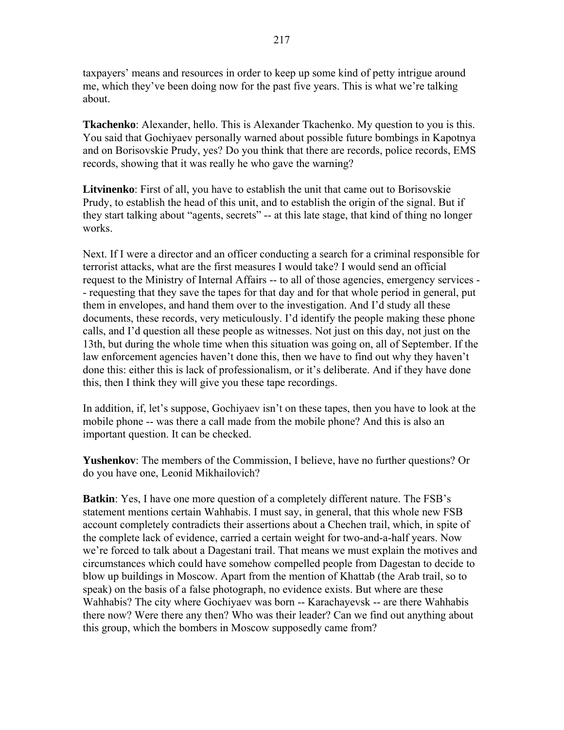taxpayers' means and resources in order to keep up some kind of petty intrigue around me, which they've been doing now for the past five years. This is what we're talking about.

**Tkachenko**: Alexander, hello. This is Alexander Tkachenko. My question to you is this. You said that Gochiyaev personally warned about possible future bombings in Kapotnya and on Borisovskie Prudy, yes? Do you think that there are records, police records, EMS records, showing that it was really he who gave the warning?

**Litvinenko**: First of all, you have to establish the unit that came out to Borisovskie Prudy, to establish the head of this unit, and to establish the origin of the signal. But if they start talking about "agents, secrets" -- at this late stage, that kind of thing no longer works.

Next. If I were a director and an officer conducting a search for a criminal responsible for terrorist attacks, what are the first measures I would take? I would send an official request to the Ministry of Internal Affairs -- to all of those agencies, emergency services -- requesting that they save the tapes for that day and for that whole period in general, put them in envelopes, and hand them over to the investigation. And I'd study all these documents, these records, very meticulously. I'd identify the people making these phone calls, and I'd question all these people as witnesses. Not just on this day, not just on the 13th, but during the whole time when this situation was going on, all of September. If the law enforcement agencies haven't done this, then we have to find out why they haven't done this: either this is lack of professionalism, or it's deliberate. And if they have done this, then I think they will give you these tape recordings.

In addition, if, let's suppose, Gochiyaev isn't on these tapes, then you have to look at the mobile phone -- was there a call made from the mobile phone? And this is also an important question. It can be checked.

**Yushenkov**: The members of the Commission, I believe, have no further questions? Or do you have one, Leonid Mikhailovich?

**Batkin**: Yes, I have one more question of a completely different nature. The FSB's statement mentions certain Wahhabis. I must say, in general, that this whole new FSB account completely contradicts their assertions about a Chechen trail, which, in spite of the complete lack of evidence, carried a certain weight for two-and-a-half years. Now we're forced to talk about a Dagestani trail. That means we must explain the motives and circumstances which could have somehow compelled people from Dagestan to decide to blow up buildings in Moscow. Apart from the mention of Khattab (the Arab trail, so to speak) on the basis of a false photograph, no evidence exists. But where are these Wahhabis? The city where Gochiyaev was born -- Karachayevsk -- are there Wahhabis there now? Were there any then? Who was their leader? Can we find out anything about this group, which the bombers in Moscow supposedly came from?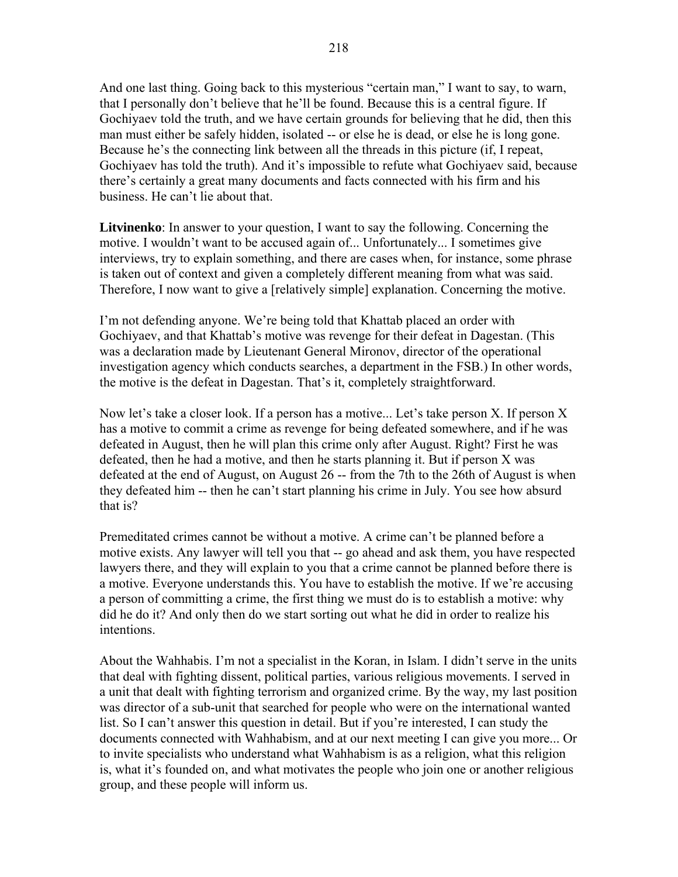And one last thing. Going back to this mysterious "certain man," I want to say, to warn, that I personally don't believe that he'll be found. Because this is a central figure. If Gochiyaev told the truth, and we have certain grounds for believing that he did, then this man must either be safely hidden, isolated -- or else he is dead, or else he is long gone. Because he's the connecting link between all the threads in this picture (if, I repeat, Gochiyaev has told the truth). And it's impossible to refute what Gochiyaev said, because there's certainly a great many documents and facts connected with his firm and his business. He can't lie about that.

**Litvinenko**: In answer to your question, I want to say the following. Concerning the motive. I wouldn't want to be accused again of... Unfortunately... I sometimes give interviews, try to explain something, and there are cases when, for instance, some phrase is taken out of context and given a completely different meaning from what was said. Therefore, I now want to give a [relatively simple] explanation. Concerning the motive.

I'm not defending anyone. We're being told that Khattab placed an order with Gochiyaev, and that Khattab's motive was revenge for their defeat in Dagestan. (This was a declaration made by Lieutenant General Mironov, director of the operational investigation agency which conducts searches, a department in the FSB.) In other words, the motive is the defeat in Dagestan. That's it, completely straightforward.

Now let's take a closer look. If a person has a motive... Let's take person X. If person X has a motive to commit a crime as revenge for being defeated somewhere, and if he was defeated in August, then he will plan this crime only after August. Right? First he was defeated, then he had a motive, and then he starts planning it. But if person X was defeated at the end of August, on August 26 -- from the 7th to the 26th of August is when they defeated him -- then he can't start planning his crime in July. You see how absurd that is?

Premeditated crimes cannot be without a motive. A crime can't be planned before a motive exists. Any lawyer will tell you that -- go ahead and ask them, you have respected lawyers there, and they will explain to you that a crime cannot be planned before there is a motive. Everyone understands this. You have to establish the motive. If we're accusing a person of committing a crime, the first thing we must do is to establish a motive: why did he do it? And only then do we start sorting out what he did in order to realize his intentions.

About the Wahhabis. I'm not a specialist in the Koran, in Islam. I didn't serve in the units that deal with fighting dissent, political parties, various religious movements. I served in a unit that dealt with fighting terrorism and organized crime. By the way, my last position was director of a sub-unit that searched for people who were on the international wanted list. So I can't answer this question in detail. But if you're interested, I can study the documents connected with Wahhabism, and at our next meeting I can give you more... Or to invite specialists who understand what Wahhabism is as a religion, what this religion is, what it's founded on, and what motivates the people who join one or another religious group, and these people will inform us.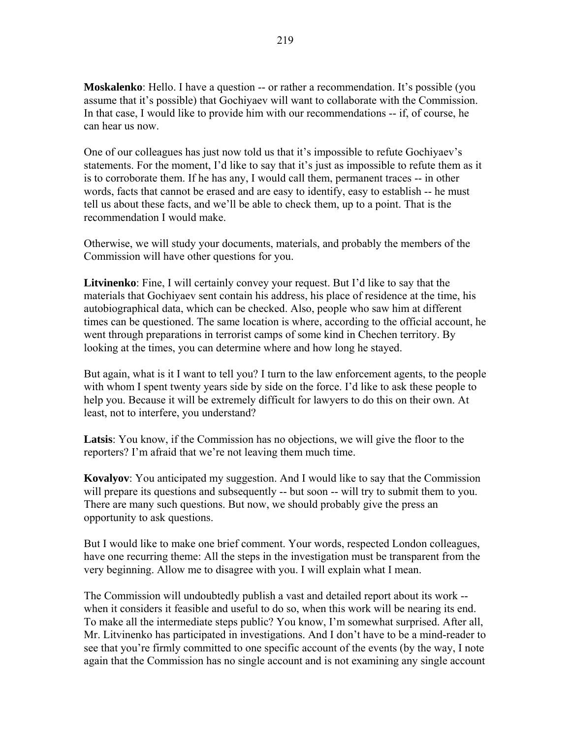**Moskalenko**: Hello. I have a question -- or rather a recommendation. It's possible (you assume that it's possible) that Gochiyaev will want to collaborate with the Commission. In that case, I would like to provide him with our recommendations -- if, of course, he can hear us now.

One of our colleagues has just now told us that it's impossible to refute Gochiyaev's statements. For the moment, I'd like to say that it's just as impossible to refute them as it is to corroborate them. If he has any, I would call them, permanent traces -- in other words, facts that cannot be erased and are easy to identify, easy to establish -- he must tell us about these facts, and we'll be able to check them, up to a point. That is the recommendation I would make.

Otherwise, we will study your documents, materials, and probably the members of the Commission will have other questions for you.

**Litvinenko**: Fine, I will certainly convey your request. But I'd like to say that the materials that Gochiyaev sent contain his address, his place of residence at the time, his autobiographical data, which can be checked. Also, people who saw him at different times can be questioned. The same location is where, according to the official account, he went through preparations in terrorist camps of some kind in Chechen territory. By looking at the times, you can determine where and how long he stayed.

But again, what is it I want to tell you? I turn to the law enforcement agents, to the people with whom I spent twenty years side by side on the force. I'd like to ask these people to help you. Because it will be extremely difficult for lawyers to do this on their own. At least, not to interfere, you understand?

**Latsis**: You know, if the Commission has no objections, we will give the floor to the reporters? I'm afraid that we're not leaving them much time.

**Kovalyov**: You anticipated my suggestion. And I would like to say that the Commission will prepare its questions and subsequently -- but soon -- will try to submit them to you. There are many such questions. But now, we should probably give the press an opportunity to ask questions.

But I would like to make one brief comment. Your words, respected London colleagues, have one recurring theme: All the steps in the investigation must be transparent from the very beginning. Allow me to disagree with you. I will explain what I mean.

The Commission will undoubtedly publish a vast and detailed report about its work -- when it considers it feasible and useful to do so, when this work will be nearing its end. To make all the intermediate steps public? You know, I'm somewhat surprised. After all, Mr. Litvinenko has participated in investigations. And I don't have to be a mind-reader to see that you're firmly committed to one specific account of the events (by the way, I note again that the Commission has no single account and is not examining any single account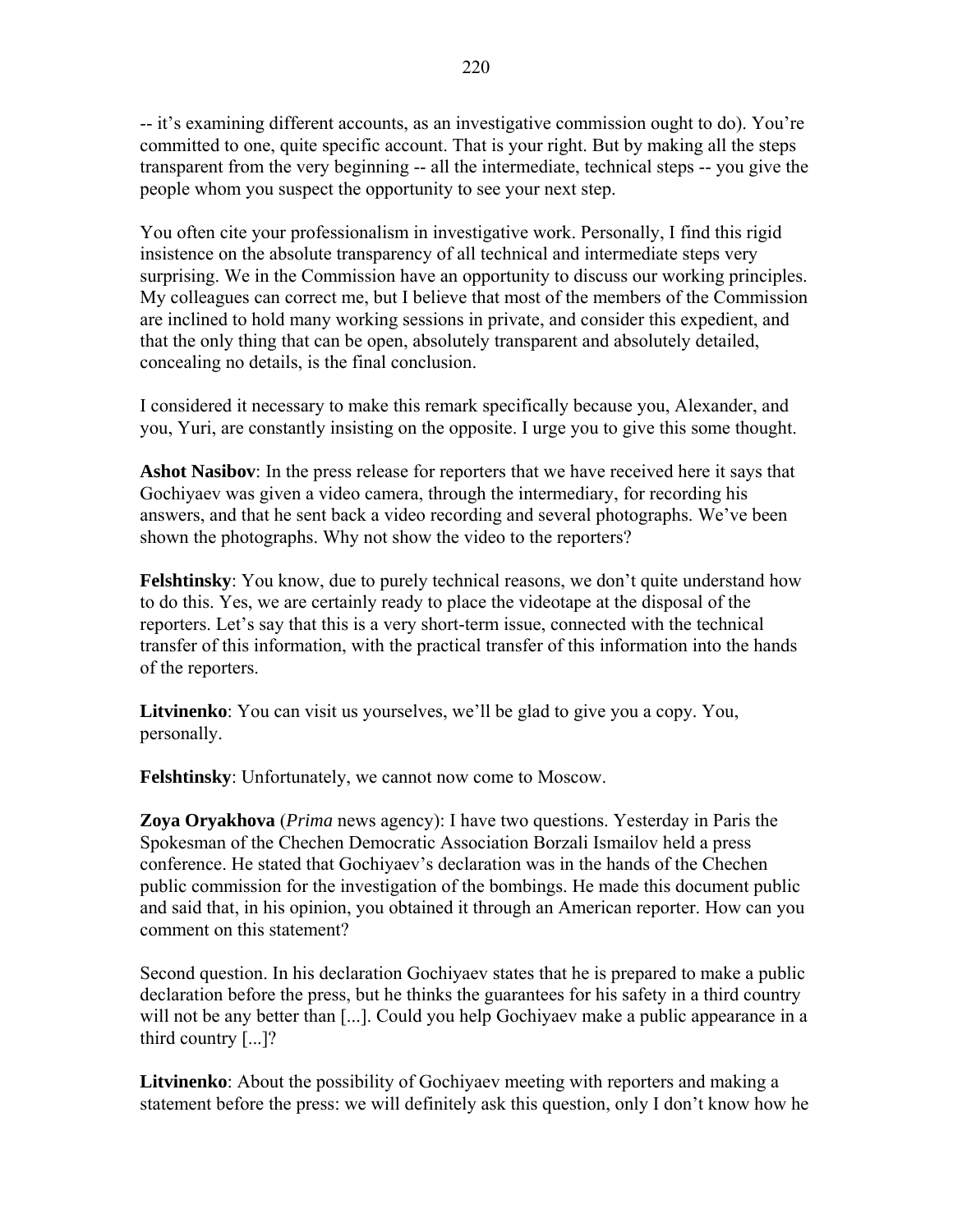-- it's examining different accounts, as an investigative commission ought to do). You're committed to one, quite specific account. That is your right. But by making all the steps transparent from the very beginning -- all the intermediate, technical steps -- you give the people whom you suspect the opportunity to see your next step.

You often cite your professionalism in investigative work. Personally, I find this rigid insistence on the absolute transparency of all technical and intermediate steps very surprising. We in the Commission have an opportunity to discuss our working principles. My colleagues can correct me, but I believe that most of the members of the Commission are inclined to hold many working sessions in private, and consider this expedient, and that the only thing that can be open, absolutely transparent and absolutely detailed, concealing no details, is the final conclusion.

I considered it necessary to make this remark specifically because you, Alexander, and you, Yuri, are constantly insisting on the opposite. I urge you to give this some thought.

**Ashot Nasibov**: In the press release for reporters that we have received here it says that Gochiyaev was given a video camera, through the intermediary, for recording his answers, and that he sent back a video recording and several photographs. We've been shown the photographs. Why not show the video to the reporters?

**Felshtinsky**: You know, due to purely technical reasons, we don't quite understand how to do this. Yes, we are certainly ready to place the videotape at the disposal of the reporters. Let's say that this is a very short-term issue, connected with the technical transfer of this information, with the practical transfer of this information into the hands of the reporters.

**Litvinenko**: You can visit us yourselves, we'll be glad to give you a copy. You, personally.

**Felshtinsky**: Unfortunately, we cannot now come to Moscow.

**Zoya Oryakhova** (*Prima* news agency): I have two questions. Yesterday in Paris the Spokesman of the Chechen Democratic Association Borzali Ismailov held a press conference. He stated that Gochiyaev's declaration was in the hands of the Chechen public commission for the investigation of the bombings. He made this document public and said that, in his opinion, you obtained it through an American reporter. How can you comment on this statement?

Second question. In his declaration Gochiyaev states that he is prepared to make a public declaration before the press, but he thinks the guarantees for his safety in a third country will not be any better than [...]. Could you help Gochiyaev make a public appearance in a third country [...]?

**Litvinenko**: About the possibility of Gochiyaev meeting with reporters and making a statement before the press: we will definitely ask this question, only I don't know how he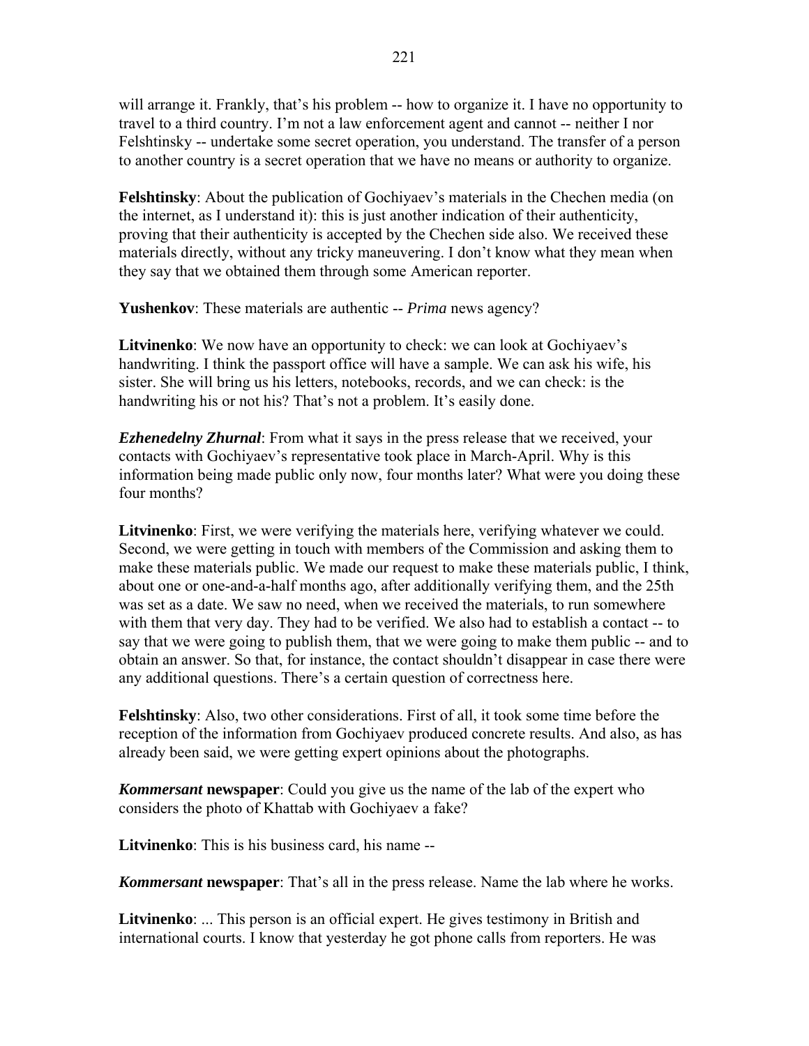will arrange it. Frankly, that's his problem -- how to organize it. I have no opportunity to travel to a third country. I'm not a law enforcement agent and cannot -- neither I nor Felshtinsky -- undertake some secret operation, you understand. The transfer of a person to another country is a secret operation that we have no means or authority to organize.

**Felshtinsky**: About the publication of Gochiyaev's materials in the Chechen media (on the internet, as I understand it): this is just another indication of their authenticity, proving that their authenticity is accepted by the Chechen side also. We received these materials directly, without any tricky maneuvering. I don't know what they mean when they say that we obtained them through some American reporter.

**Yushenkov**: These materials are authentic -- *Prima* news agency?

**Litvinenko**: We now have an opportunity to check: we can look at Gochiyaev's handwriting. I think the passport office will have a sample. We can ask his wife, his sister. She will bring us his letters, notebooks, records, and we can check: is the handwriting his or not his? That's not a problem. It's easily done.

***Ezhenedelny Zhurnal***: From what it says in the press release that we received, your contacts with Gochiyaev's representative took place in March-April. Why is this information being made public only now, four months later? What were you doing these four months?

**Litvinenko**: First, we were verifying the materials here, verifying whatever we could. Second, we were getting in touch with members of the Commission and asking them to make these materials public. We made our request to make these materials public, I think, about one or one-and-a-half months ago, after additionally verifying them, and the 25th was set as a date. We saw no need, when we received the materials, to run somewhere with them that very day. They had to be verified. We also had to establish a contact -- to say that we were going to publish them, that we were going to make them public -- and to obtain an answer. So that, for instance, the contact shouldn't disappear in case there were any additional questions. There's a certain question of correctness here.

**Felshtinsky**: Also, two other considerations. First of all, it took some time before the reception of the information from Gochiyaev produced concrete results. And also, as has already been said, we were getting expert opinions about the photographs.

***Kommersant* newspaper**: Could you give us the name of the lab of the expert who considers the photo of Khattab with Gochiyaev a fake?

**Litvinenko**: This is his business card, his name --

***Kommersant* newspaper**: That's all in the press release. Name the lab where he works.

**Litvinenko**: ... This person is an official expert. He gives testimony in British and international courts. I know that yesterday he got phone calls from reporters. He was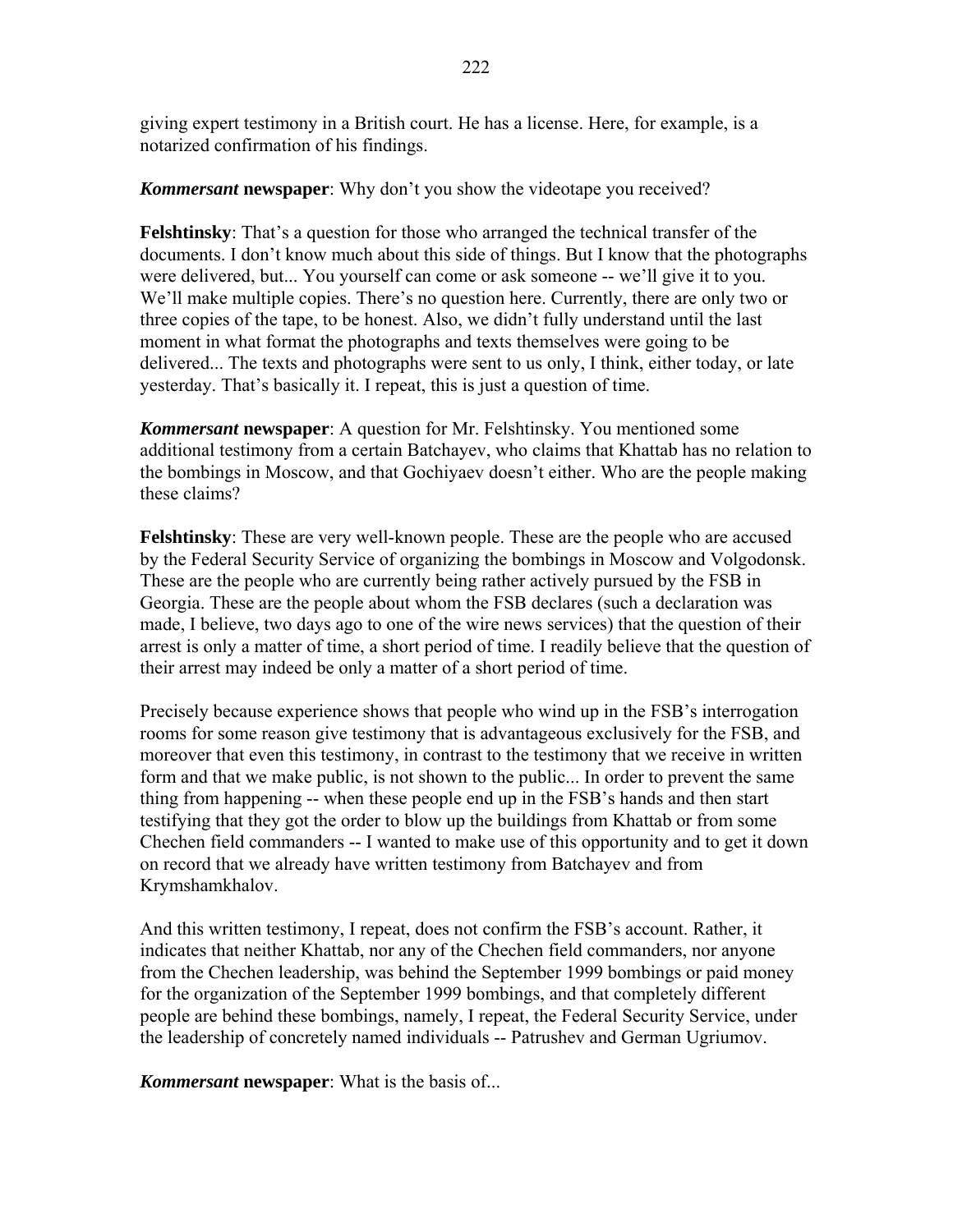giving expert testimony in a British court. He has a license. Here, for example, is a notarized confirmation of his findings.

***Kommersant* newspaper**: Why don't you show the videotape you received?

**Felshtinsky**: That's a question for those who arranged the technical transfer of the documents. I don't know much about this side of things. But I know that the photographs were delivered, but... You yourself can come or ask someone -- we'll give it to you. We'll make multiple copies. There's no question here. Currently, there are only two or three copies of the tape, to be honest. Also, we didn't fully understand until the last moment in what format the photographs and texts themselves were going to be delivered... The texts and photographs were sent to us only, I think, either today, or late yesterday. That's basically it. I repeat, this is just a question of time.

***Kommersant* newspaper**: A question for Mr. Felshtinsky. You mentioned some additional testimony from a certain Batchayev, who claims that Khattab has no relation to the bombings in Moscow, and that Gochiyaev doesn't either. Who are the people making these claims?

**Felshtinsky**: These are very well-known people. These are the people who are accused by the Federal Security Service of organizing the bombings in Moscow and Volgodonsk. These are the people who are currently being rather actively pursued by the FSB in Georgia. These are the people about whom the FSB declares (such a declaration was made, I believe, two days ago to one of the wire news services) that the question of their arrest is only a matter of time, a short period of time. I readily believe that the question of their arrest may indeed be only a matter of a short period of time.

Precisely because experience shows that people who wind up in the FSB's interrogation rooms for some reason give testimony that is advantageous exclusively for the FSB, and moreover that even this testimony, in contrast to the testimony that we receive in written form and that we make public, is not shown to the public... In order to prevent the same thing from happening -- when these people end up in the FSB's hands and then start testifying that they got the order to blow up the buildings from Khattab or from some Chechen field commanders -- I wanted to make use of this opportunity and to get it down on record that we already have written testimony from Batchayev and from Krymshamkhalov.

And this written testimony, I repeat, does not confirm the FSB's account. Rather, it indicates that neither Khattab, nor any of the Chechen field commanders, nor anyone from the Chechen leadership, was behind the September 1999 bombings or paid money for the organization of the September 1999 bombings, and that completely different people are behind these bombings, namely, I repeat, the Federal Security Service, under the leadership of concretely named individuals -- Patrushev and German Ugriumov.

***Kommersant* newspaper**: What is the basis of...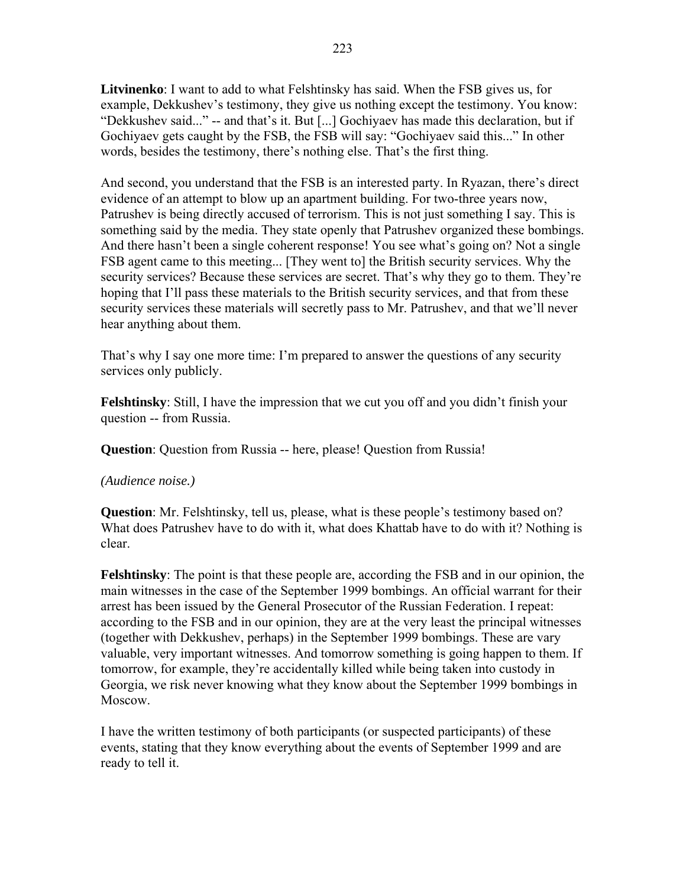**Litvinenko**: I want to add to what Felshtinsky has said. When the FSB gives us, for example, Dekkushev's testimony, they give us nothing except the testimony. You know: "Dekkushev said..." -- and that's it. But [...] Gochiyaev has made this declaration, but if Gochiyaev gets caught by the FSB, the FSB will say: "Gochiyaev said this..." In other words, besides the testimony, there's nothing else. That's the first thing.

And second, you understand that the FSB is an interested party. In Ryazan, there's direct evidence of an attempt to blow up an apartment building. For two-three years now, Patrushev is being directly accused of terrorism. This is not just something I say. This is something said by the media. They state openly that Patrushev organized these bombings. And there hasn't been a single coherent response! You see what's going on? Not a single FSB agent came to this meeting... [They went to] the British security services. Why the security services? Because these services are secret. That's why they go to them. They're hoping that I'll pass these materials to the British security services, and that from these security services these materials will secretly pass to Mr. Patrushev, and that we'll never hear anything about them.

That's why I say one more time: I'm prepared to answer the questions of any security services only publicly.

**Felshtinsky**: Still, I have the impression that we cut you off and you didn't finish your question -- from Russia.

**Question**: Question from Russia -- here, please! Question from Russia!

*(Audience noise.)*

**Question**: Mr. Felshtinsky, tell us, please, what is these people's testimony based on? What does Patrushev have to do with it, what does Khattab have to do with it? Nothing is clear.

**Felshtinsky**: The point is that these people are, according the FSB and in our opinion, the main witnesses in the case of the September 1999 bombings. An official warrant for their arrest has been issued by the General Prosecutor of the Russian Federation. I repeat: according to the FSB and in our opinion, they are at the very least the principal witnesses (together with Dekkushev, perhaps) in the September 1999 bombings. These are vary valuable, very important witnesses. And tomorrow something is going happen to them. If tomorrow, for example, they're accidentally killed while being taken into custody in Georgia, we risk never knowing what they know about the September 1999 bombings in Moscow.

I have the written testimony of both participants (or suspected participants) of these events, stating that they know everything about the events of September 1999 and are ready to tell it.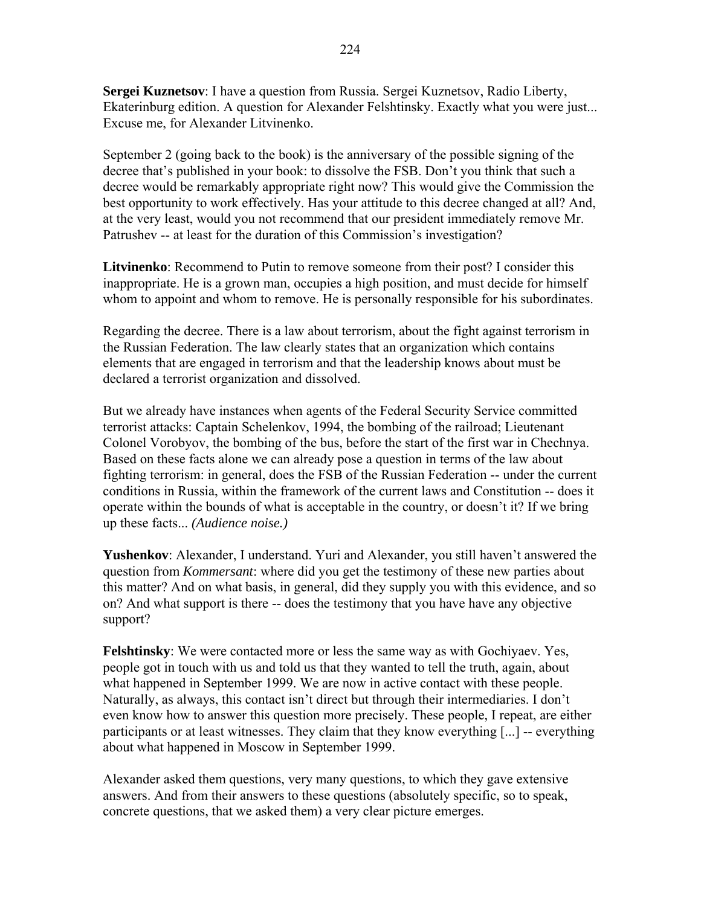**Sergei Kuznetsov**: I have a question from Russia. Sergei Kuznetsov, Radio Liberty, Ekaterinburg edition. A question for Alexander Felshtinsky. Exactly what you were just... Excuse me, for Alexander Litvinenko.

September 2 (going back to the book) is the anniversary of the possible signing of the decree that's published in your book: to dissolve the FSB. Don't you think that such a decree would be remarkably appropriate right now? This would give the Commission the best opportunity to work effectively. Has your attitude to this decree changed at all? And, at the very least, would you not recommend that our president immediately remove Mr. Patrushev -- at least for the duration of this Commission's investigation?

**Litvinenko**: Recommend to Putin to remove someone from their post? I consider this inappropriate. He is a grown man, occupies a high position, and must decide for himself whom to appoint and whom to remove. He is personally responsible for his subordinates.

Regarding the decree. There is a law about terrorism, about the fight against terrorism in the Russian Federation. The law clearly states that an organization which contains elements that are engaged in terrorism and that the leadership knows about must be declared a terrorist organization and dissolved.

But we already have instances when agents of the Federal Security Service committed terrorist attacks: Captain Schelenkov, 1994, the bombing of the railroad; Lieutenant Colonel Vorobyov, the bombing of the bus, before the start of the first war in Chechnya. Based on these facts alone we can already pose a question in terms of the law about fighting terrorism: in general, does the FSB of the Russian Federation -- under the current conditions in Russia, within the framework of the current laws and Constitution -- does it operate within the bounds of what is acceptable in the country, or doesn't it? If we bring up these facts... *(Audience noise.)*

**Yushenkov**: Alexander, I understand. Yuri and Alexander, you still haven't answered the question from *Kommersant*: where did you get the testimony of these new parties about this matter? And on what basis, in general, did they supply you with this evidence, and so on? And what support is there -- does the testimony that you have have any objective support?

**Felshtinsky**: We were contacted more or less the same way as with Gochiyaev. Yes, people got in touch with us and told us that they wanted to tell the truth, again, about what happened in September 1999. We are now in active contact with these people. Naturally, as always, this contact isn't direct but through their intermediaries. I don't even know how to answer this question more precisely. These people, I repeat, are either participants or at least witnesses. They claim that they know everything [...] -- everything about what happened in Moscow in September 1999.

Alexander asked them questions, very many questions, to which they gave extensive answers. And from their answers to these questions (absolutely specific, so to speak, concrete questions, that we asked them) a very clear picture emerges.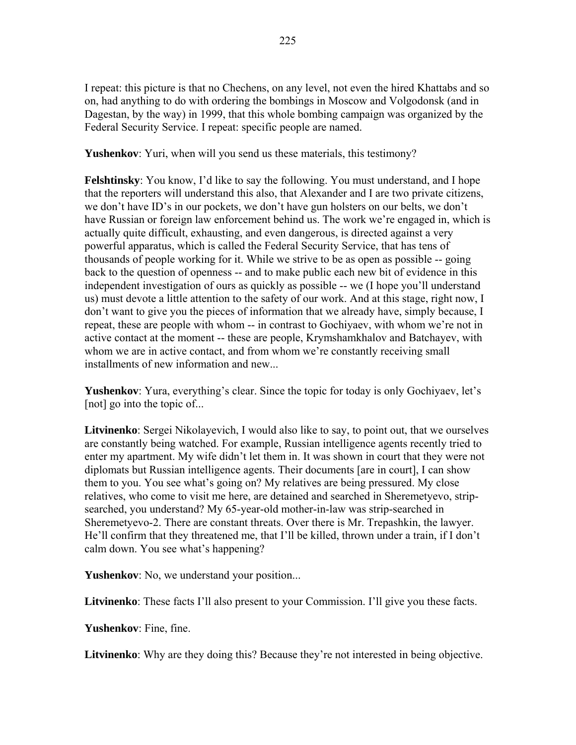I repeat: this picture is that no Chechens, on any level, not even the hired Khattabs and so on, had anything to do with ordering the bombings in Moscow and Volgodonsk (and in Dagestan, by the way) in 1999, that this whole bombing campaign was organized by the Federal Security Service. I repeat: specific people are named.

**Yushenkov**: Yuri, when will you send us these materials, this testimony?

**Felshtinsky**: You know, I'd like to say the following. You must understand, and I hope that the reporters will understand this also, that Alexander and I are two private citizens, we don't have ID's in our pockets, we don't have gun holsters on our belts, we don't have Russian or foreign law enforcement behind us. The work we're engaged in, which is actually quite difficult, exhausting, and even dangerous, is directed against a very powerful apparatus, which is called the Federal Security Service, that has tens of thousands of people working for it. While we strive to be as open as possible -- going back to the question of openness -- and to make public each new bit of evidence in this independent investigation of ours as quickly as possible -- we (I hope you'll understand us) must devote a little attention to the safety of our work. And at this stage, right now, I don't want to give you the pieces of information that we already have, simply because, I repeat, these are people with whom -- in contrast to Gochiyaev, with whom we're not in active contact at the moment -- these are people, Krymshamkhalov and Batchayev, with whom we are in active contact, and from whom we're constantly receiving small installments of new information and new...

**Yushenkov**: Yura, everything's clear. Since the topic for today is only Gochiyaev, let's [not] go into the topic of...

**Litvinenko**: Sergei Nikolayevich, I would also like to say, to point out, that we ourselves are constantly being watched. For example, Russian intelligence agents recently tried to enter my apartment. My wife didn't let them in. It was shown in court that they were not diplomats but Russian intelligence agents. Their documents [are in court], I can show them to you. You see what's going on? My relatives are being pressured. My close relatives, who come to visit me here, are detained and searched in Sheremetyevo, strip-searched, you understand? My 65-year-old mother-in-law was strip-searched in Sheremetyevo-2. There are constant threats. Over there is Mr. Trepashkin, the lawyer. He'll confirm that they threatened me, that I'll be killed, thrown under a train, if I don't calm down. You see what's happening?

**Yushenkov**: No, we understand your position...

**Litvinenko**: These facts I'll also present to your Commission. I'll give you these facts.

**Yushenkov**: Fine, fine.

**Litvinenko**: Why are they doing this? Because they're not interested in being objective.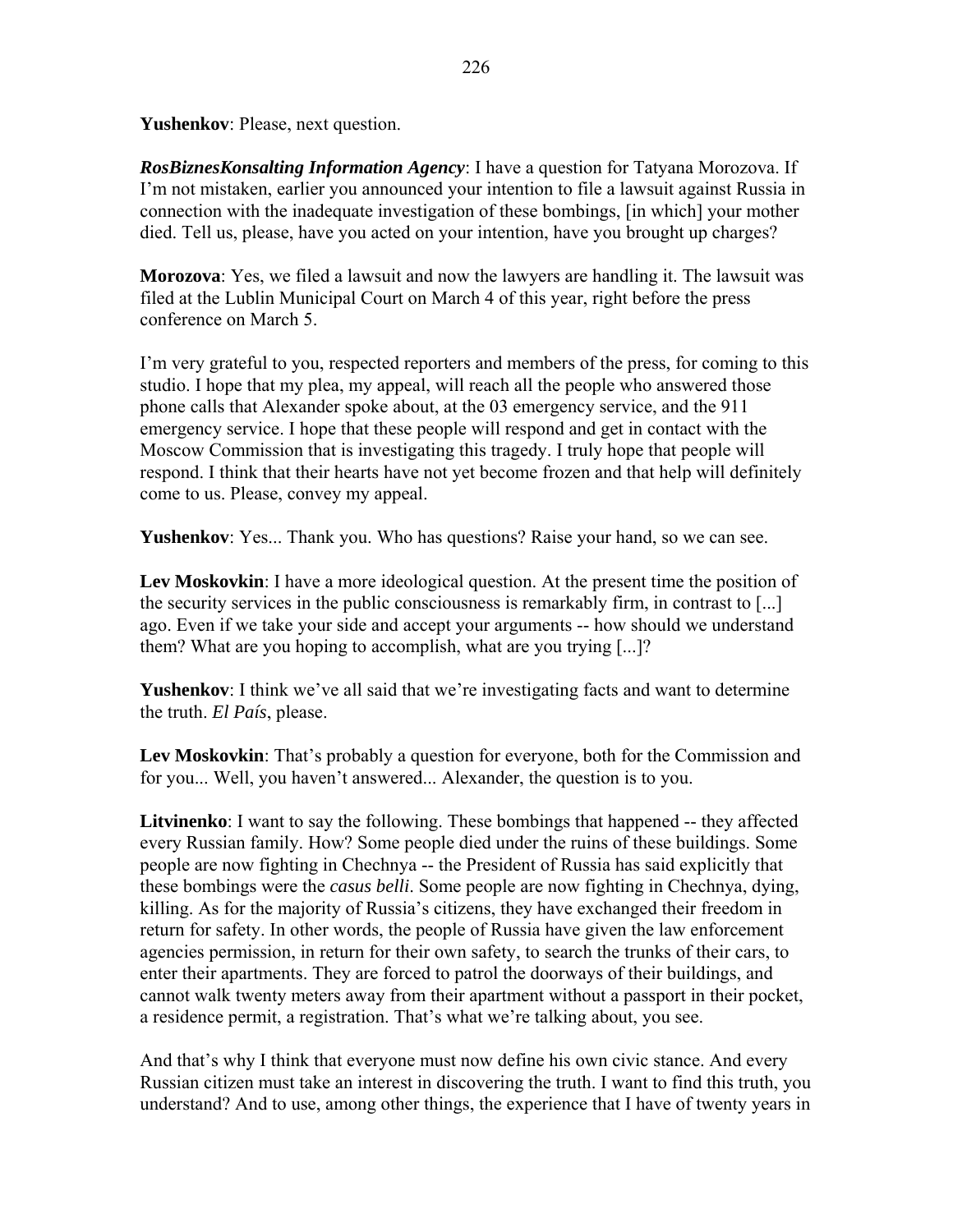**Yushenkov**: Please, next question.

***RosBiznesKonsalting Information Agency***: I have a question for Tatyana Morozova. If I'm not mistaken, earlier you announced your intention to file a lawsuit against Russia in connection with the inadequate investigation of these bombings, [in which] your mother died. Tell us, please, have you acted on your intention, have you brought up charges?

**Morozova**: Yes, we filed a lawsuit and now the lawyers are handling it. The lawsuit was filed at the Lublin Municipal Court on March 4 of this year, right before the press conference on March 5.

I'm very grateful to you, respected reporters and members of the press, for coming to this studio. I hope that my plea, my appeal, will reach all the people who answered those phone calls that Alexander spoke about, at the 03 emergency service, and the 911 emergency service. I hope that these people will respond and get in contact with the Moscow Commission that is investigating this tragedy. I truly hope that people will respond. I think that their hearts have not yet become frozen and that help will definitely come to us. Please, convey my appeal.

**Yushenkov**: Yes... Thank you. Who has questions? Raise your hand, so we can see.

**Lev Moskovkin**: I have a more ideological question. At the present time the position of the security services in the public consciousness is remarkably firm, in contrast to [...] ago. Even if we take your side and accept your arguments -- how should we understand them? What are you hoping to accomplish, what are you trying [...]?

**Yushenkov**: I think we've all said that we're investigating facts and want to determine the truth. *El País*, please.

**Lev Moskovkin**: That's probably a question for everyone, both for the Commission and for you... Well, you haven't answered... Alexander, the question is to you.

**Litvinenko**: I want to say the following. These bombings that happened -- they affected every Russian family. How? Some people died under the ruins of these buildings. Some people are now fighting in Chechnya -- the President of Russia has said explicitly that these bombings were the *casus belli*. Some people are now fighting in Chechnya, dying, killing. As for the majority of Russia's citizens, they have exchanged their freedom in return for safety. In other words, the people of Russia have given the law enforcement agencies permission, in return for their own safety, to search the trunks of their cars, to enter their apartments. They are forced to patrol the doorways of their buildings, and cannot walk twenty meters away from their apartment without a passport in their pocket, a residence permit, a registration. That's what we're talking about, you see.

And that's why I think that everyone must now define his own civic stance. And every Russian citizen must take an interest in discovering the truth. I want to find this truth, you understand? And to use, among other things, the experience that I have of twenty years in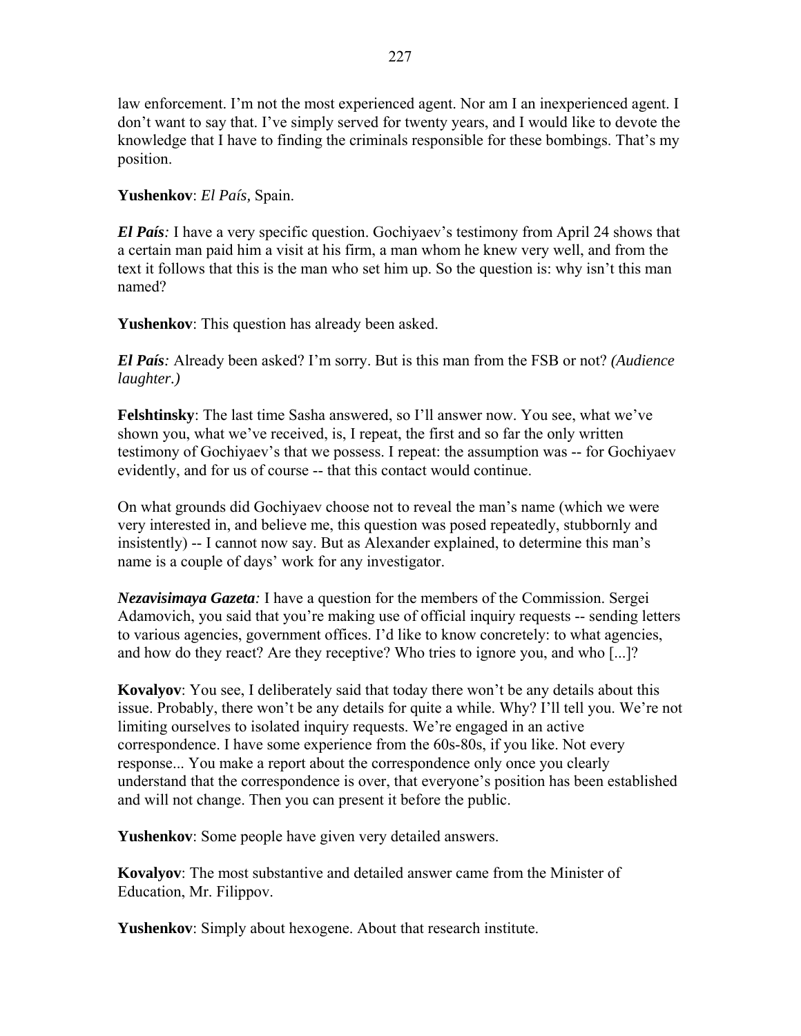law enforcement. I'm not the most experienced agent. Nor am I an inexperienced agent. I don't want to say that. I've simply served for twenty years, and I would like to devote the knowledge that I have to finding the criminals responsible for these bombings. That's my position.

**Yushenkov**: *El País,* Spain.

***El País:*** I have a very specific question. Gochiyaev's testimony from April 24 shows that a certain man paid him a visit at his firm, a man whom he knew very well, and from the text it follows that this is the man who set him up. So the question is: why isn't this man named?

**Yushenkov**: This question has already been asked.

***El País:*** Already been asked? I'm sorry. But is this man from the FSB or not? *(Audience laughter.)*

**Felshtinsky**: The last time Sasha answered, so I'll answer now. You see, what we've shown you, what we've received, is, I repeat, the first and so far the only written testimony of Gochiyaev's that we possess. I repeat: the assumption was -- for Gochiyaev evidently, and for us of course -- that this contact would continue.

On what grounds did Gochiyaev choose not to reveal the man's name (which we were very interested in, and believe me, this question was posed repeatedly, stubbornly and insistently) -- I cannot now say. But as Alexander explained, to determine this man's name is a couple of days' work for any investigator.

***Nezavisimaya Gazeta:*** I have a question for the members of the Commission. Sergei Adamovich, you said that you're making use of official inquiry requests -- sending letters to various agencies, government offices. I'd like to know concretely: to what agencies, and how do they react? Are they receptive? Who tries to ignore you, and who [...]?

**Kovalyov**: You see, I deliberately said that today there won't be any details about this issue. Probably, there won't be any details for quite a while. Why? I'll tell you. We're not limiting ourselves to isolated inquiry requests. We're engaged in an active correspondence. I have some experience from the 60s-80s, if you like. Not every response... You make a report about the correspondence only once you clearly understand that the correspondence is over, that everyone's position has been established and will not change. Then you can present it before the public.

**Yushenkov**: Some people have given very detailed answers.

**Kovalyov**: The most substantive and detailed answer came from the Minister of Education, Mr. Filippov.

**Yushenkov**: Simply about hexogene. About that research institute.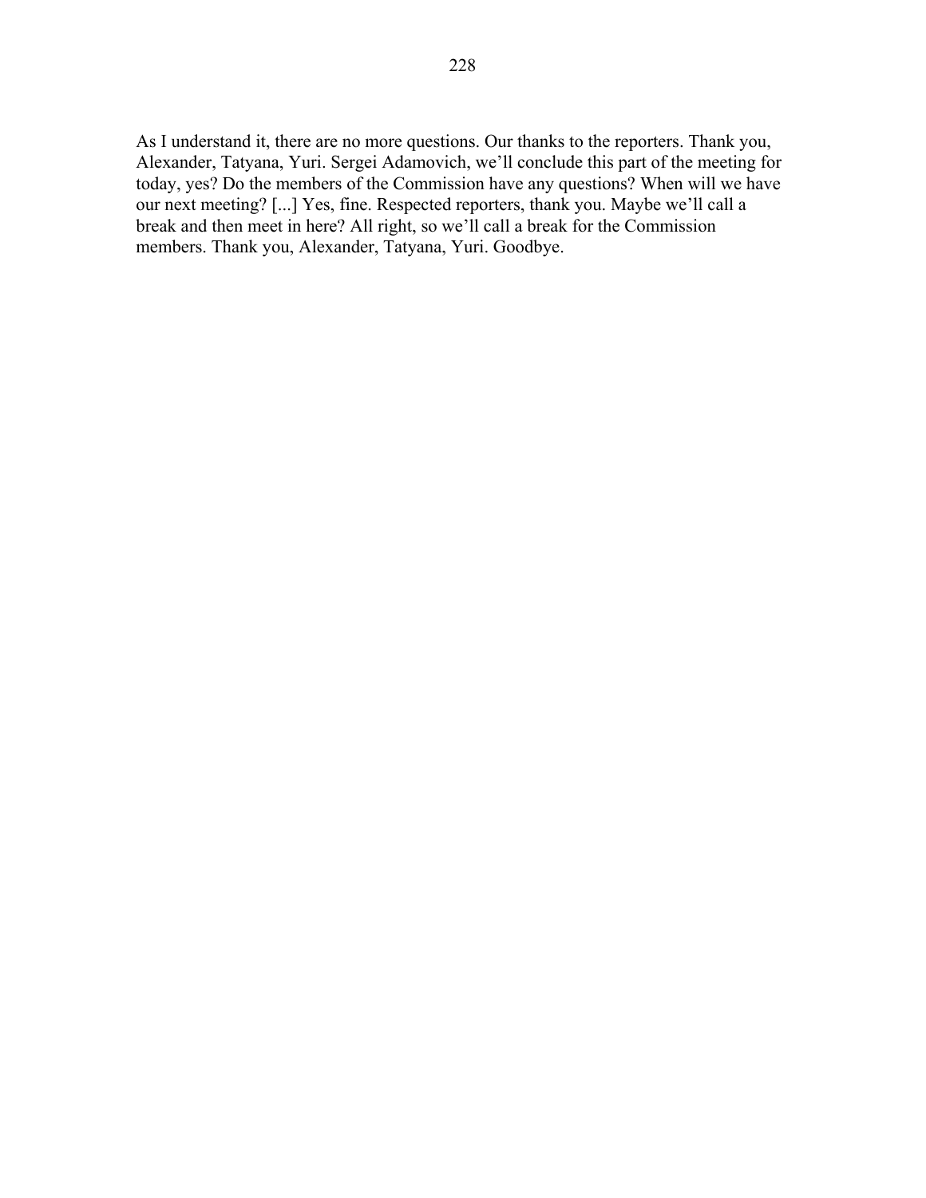As I understand it, there are no more questions. Our thanks to the reporters. Thank you, Alexander, Tatyana, Yuri. Sergei Adamovich, we'll conclude this part of the meeting for today, yes? Do the members of the Commission have any questions? When will we have our next meeting? [...] Yes, fine. Respected reporters, thank you. Maybe we'll call a break and then meet in here? All right, so we'll call a break for the Commission members. Thank you, Alexander, Tatyana, Yuri. Goodbye.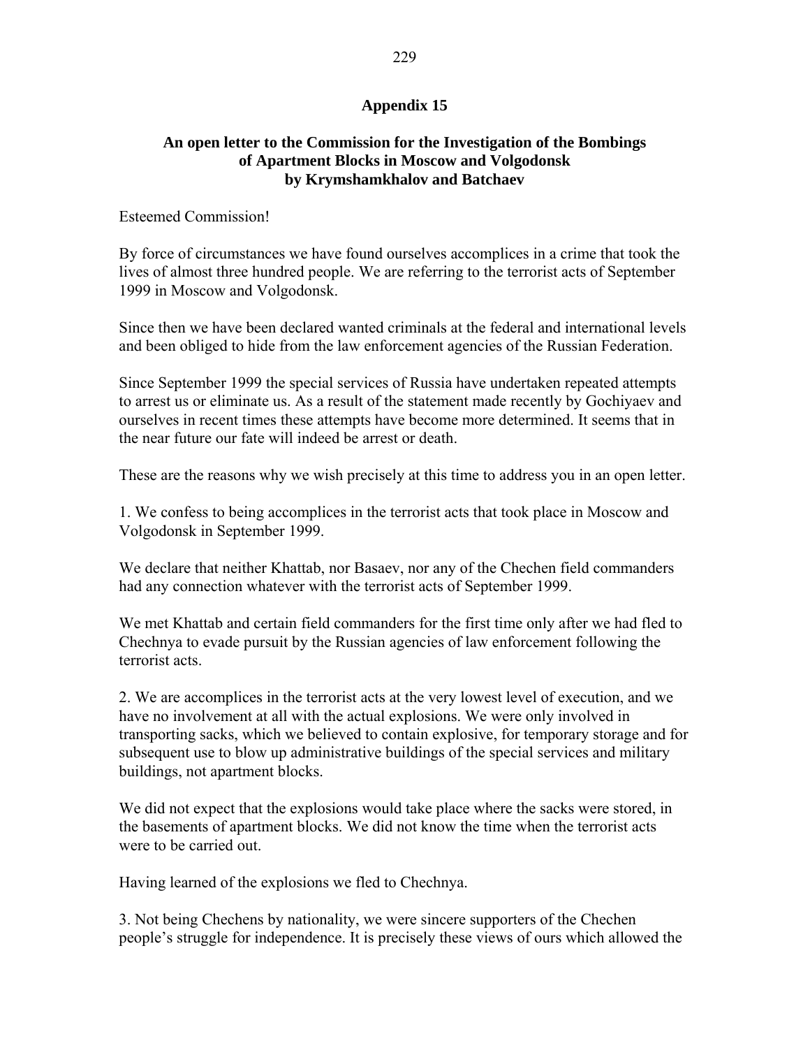## Appendix 15

### An open letter to the Commission for the Investigation of the Bombings of Apartment Blocks in Moscow and Volgodonsk by Krymshamkhalov and Batchaev

Esteemed Commission!

By force of circumstances we have found ourselves accomplices in a crime that took the lives of almost three hundred people. We are referring to the terrorist acts of September 1999 in Moscow and Volgodonsk.

Since then we have been declared wanted criminals at the federal and international levels and been obliged to hide from the law enforcement agencies of the Russian Federation.

Since September 1999 the special services of Russia have undertaken repeated attempts to arrest us or eliminate us. As a result of the statement made recently by Gochiyaev and ourselves in recent times these attempts have become more determined. It seems that in the near future our fate will indeed be arrest or death.

These are the reasons why we wish precisely at this time to address you in an open letter.

1. We confess to being accomplices in the terrorist acts that took place in Moscow and Volgodonsk in September 1999.

We declare that neither Khattab, nor Basaev, nor any of the Chechen field commanders had any connection whatever with the terrorist acts of September 1999.

We met Khattab and certain field commanders for the first time only after we had fled to Chechnya to evade pursuit by the Russian agencies of law enforcement following the terrorist acts.

2. We are accomplices in the terrorist acts at the very lowest level of execution, and we have no involvement at all with the actual explosions. We were only involved in transporting sacks, which we believed to contain explosive, for temporary storage and for subsequent use to blow up administrative buildings of the special services and military buildings, not apartment blocks.

We did not expect that the explosions would take place where the sacks were stored, in the basements of apartment blocks. We did not know the time when the terrorist acts were to be carried out.

Having learned of the explosions we fled to Chechnya.

3. Not being Chechens by nationality, we were sincere supporters of the Chechen people's struggle for independence. It is precisely these views of ours which allowed the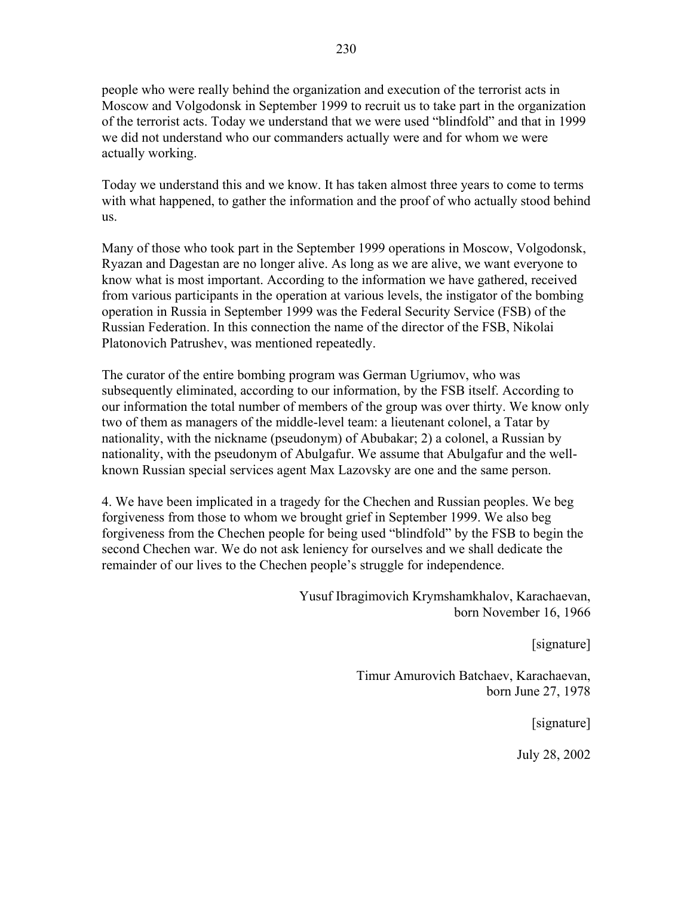people who were really behind the organization and execution of the terrorist acts in Moscow and Volgodonsk in September 1999 to recruit us to take part in the organization of the terrorist acts. Today we understand that we were used "blindfold" and that in 1999 we did not understand who our commanders actually were and for whom we were actually working.

Today we understand this and we know. It has taken almost three years to come to terms with what happened, to gather the information and the proof of who actually stood behind us.

Many of those who took part in the September 1999 operations in Moscow, Volgodonsk, Ryazan and Dagestan are no longer alive. As long as we are alive, we want everyone to know what is most important. According to the information we have gathered, received from various participants in the operation at various levels, the instigator of the bombing operation in Russia in September 1999 was the Federal Security Service (FSB) of the Russian Federation. In this connection the name of the director of the FSB, Nikolai Platonovich Patrushev, was mentioned repeatedly.

The curator of the entire bombing program was German Ugriumov, who was subsequently eliminated, according to our information, by the FSB itself. According to our information the total number of members of the group was over thirty. We know only two of them as managers of the middle-level team: a lieutenant colonel, a Tatar by nationality, with the nickname (pseudonym) of Abubakar; 2) a colonel, a Russian by nationality, with the pseudonym of Abulgafur. We assume that Abulgafur and the well-known Russian special services agent Max Lazovsky are one and the same person.

4. We have been implicated in a tragedy for the Chechen and Russian peoples. We beg forgiveness from those to whom we brought grief in September 1999. We also beg forgiveness from the Chechen people for being used "blindfold" by the FSB to begin the second Chechen war. We do not ask leniency for ourselves and we shall dedicate the remainder of our lives to the Chechen people's struggle for independence.

Yusuf Ibragimovich Krymshamkhalov, Karachaevan,
born November 16, 1966

[signature]

Timur Amurovich Batchaev, Karachaevan,
born June 27, 1978

[signature]

July 28, 2002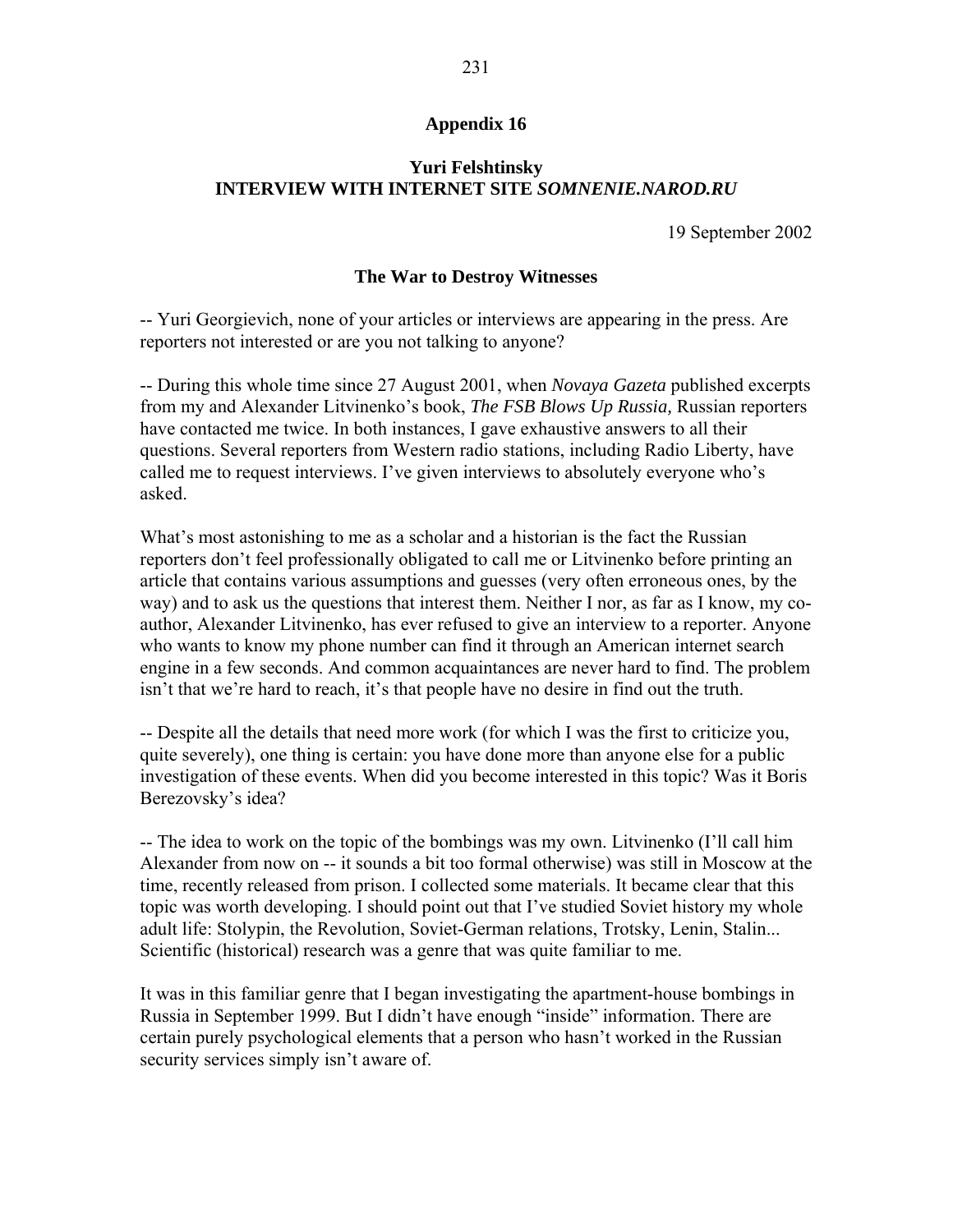## Appendix 16

### Yuri Felshtinsky
### INTERVIEW WITH INTERNET SITE *SOMNENIE.NAROD.RU*

19 September 2002

### The War to Destroy Witnesses

-- Yuri Georgievich, none of your articles or interviews are appearing in the press. Are reporters not interested or are you not talking to anyone?

-- During this whole time since 27 August 2001, when *Novaya Gazeta* published excerpts from my and Alexander Litvinenko's book, *The FSB Blows Up Russia,* Russian reporters have contacted me twice. In both instances, I gave exhaustive answers to all their questions. Several reporters from Western radio stations, including Radio Liberty, have called me to request interviews. I've given interviews to absolutely everyone who's asked.

What's most astonishing to me as a scholar and a historian is the fact the Russian reporters don't feel professionally obligated to call me or Litvinenko before printing an article that contains various assumptions and guesses (very often erroneous ones, by the way) and to ask us the questions that interest them. Neither I nor, as far as I know, my co-author, Alexander Litvinenko, has ever refused to give an interview to a reporter. Anyone who wants to know my phone number can find it through an American internet search engine in a few seconds. And common acquaintances are never hard to find. The problem isn't that we're hard to reach, it's that people have no desire in find out the truth.

-- Despite all the details that need more work (for which I was the first to criticize you, quite severely), one thing is certain: you have done more than anyone else for a public investigation of these events. When did you become interested in this topic? Was it Boris Berezovsky's idea?

-- The idea to work on the topic of the bombings was my own. Litvinenko (I'll call him Alexander from now on -- it sounds a bit too formal otherwise) was still in Moscow at the time, recently released from prison. I collected some materials. It became clear that this topic was worth developing. I should point out that I've studied Soviet history my whole adult life: Stolypin, the Revolution, Soviet-German relations, Trotsky, Lenin, Stalin... Scientific (historical) research was a genre that was quite familiar to me.

It was in this familiar genre that I began investigating the apartment-house bombings in Russia in September 1999. But I didn't have enough "inside" information. There are certain purely psychological elements that a person who hasn't worked in the Russian security services simply isn't aware of.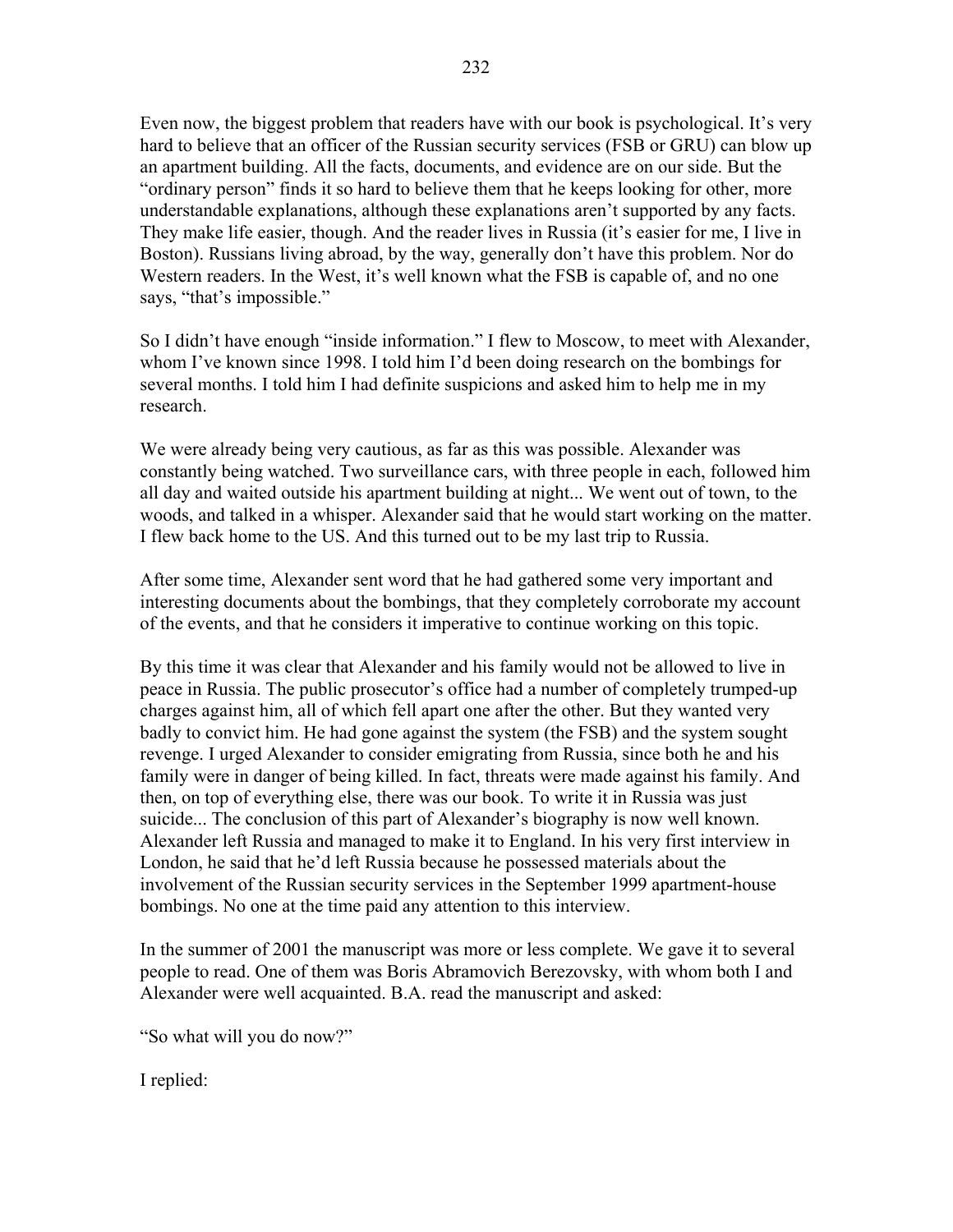Even now, the biggest problem that readers have with our book is psychological. It's very hard to believe that an officer of the Russian security services (FSB or GRU) can blow up an apartment building. All the facts, documents, and evidence are on our side. But the "ordinary person" finds it so hard to believe them that he keeps looking for other, more understandable explanations, although these explanations aren't supported by any facts. They make life easier, though. And the reader lives in Russia (it's easier for me, I live in Boston). Russians living abroad, by the way, generally don't have this problem. Nor do Western readers. In the West, it's well known what the FSB is capable of, and no one says, "that's impossible."

So I didn't have enough "inside information." I flew to Moscow, to meet with Alexander, whom I've known since 1998. I told him I'd been doing research on the bombings for several months. I told him I had definite suspicions and asked him to help me in my research.

We were already being very cautious, as far as this was possible. Alexander was constantly being watched. Two surveillance cars, with three people in each, followed him all day and waited outside his apartment building at night... We went out of town, to the woods, and talked in a whisper. Alexander said that he would start working on the matter. I flew back home to the US. And this turned out to be my last trip to Russia.

After some time, Alexander sent word that he had gathered some very important and interesting documents about the bombings, that they completely corroborate my account of the events, and that he considers it imperative to continue working on this topic.

By this time it was clear that Alexander and his family would not be allowed to live in peace in Russia. The public prosecutor's office had a number of completely trumped-up charges against him, all of which fell apart one after the other. But they wanted very badly to convict him. He had gone against the system (the FSB) and the system sought revenge. I urged Alexander to consider emigrating from Russia, since both he and his family were in danger of being killed. In fact, threats were made against his family. And then, on top of everything else, there was our book. To write it in Russia was just suicide... The conclusion of this part of Alexander's biography is now well known. Alexander left Russia and managed to make it to England. In his very first interview in London, he said that he'd left Russia because he possessed materials about the involvement of the Russian security services in the September 1999 apartment-house bombings. No one at the time paid any attention to this interview.

In the summer of 2001 the manuscript was more or less complete. We gave it to several people to read. One of them was Boris Abramovich Berezovsky, with whom both I and Alexander were well acquainted. B.A. read the manuscript and asked:

"So what will you do now?"

I replied: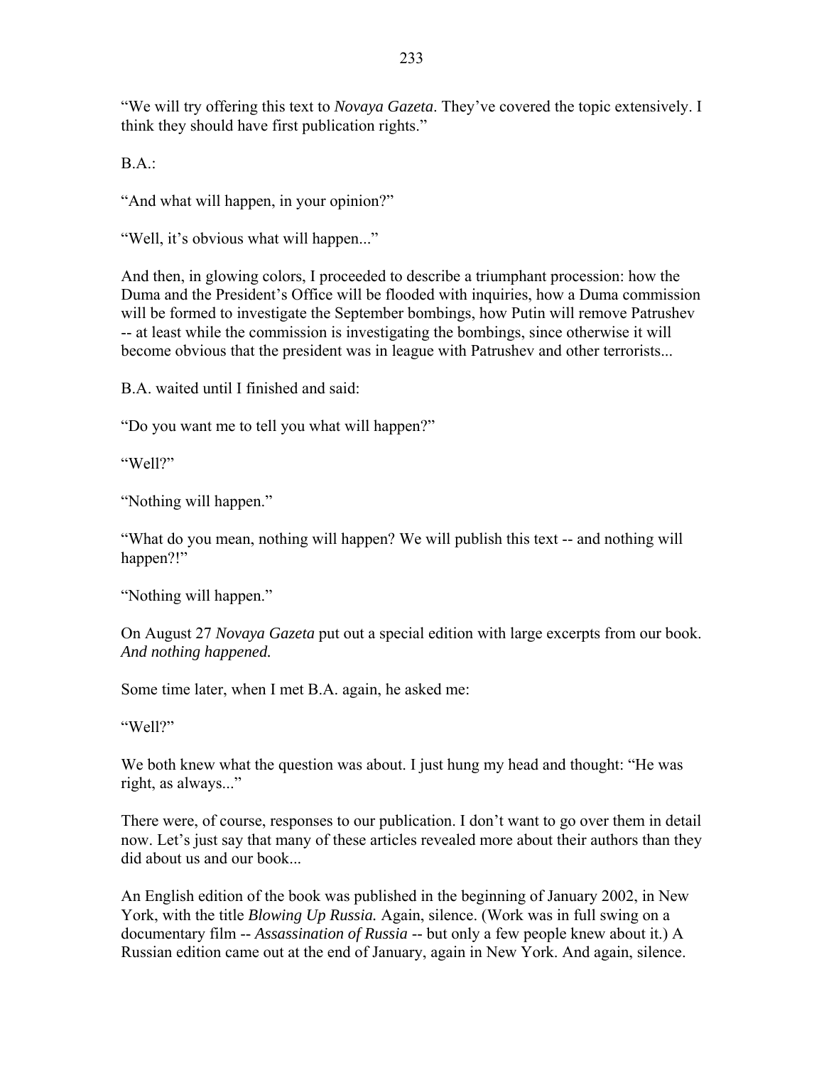"We will try offering this text to *Novaya Gazeta*. They've covered the topic extensively. I think they should have first publication rights."

B.A.:

"And what will happen, in your opinion?"

"Well, it's obvious what will happen..."

And then, in glowing colors, I proceeded to describe a triumphant procession: how the Duma and the President's Office will be flooded with inquiries, how a Duma commission will be formed to investigate the September bombings, how Putin will remove Patrushev -- at least while the commission is investigating the bombings, since otherwise it will become obvious that the president was in league with Patrushev and other terrorists...

B.A. waited until I finished and said:

"Do you want me to tell you what will happen?"

"Well?"

"Nothing will happen."

"What do you mean, nothing will happen? We will publish this text -- and nothing will happen?!"

"Nothing will happen."

On August 27 *Novaya Gazeta* put out a special edition with large excerpts from our book. *And nothing happened.*

Some time later, when I met B.A. again, he asked me:

"Well?"

We both knew what the question was about. I just hung my head and thought: "He was right, as always..."

There were, of course, responses to our publication. I don't want to go over them in detail now. Let's just say that many of these articles revealed more about their authors than they did about us and our book...

An English edition of the book was published in the beginning of January 2002, in New York, with the title *Blowing Up Russia.* Again, silence. (Work was in full swing on a documentary film -- *Assassination of Russia* -- but only a few people knew about it.) A Russian edition came out at the end of January, again in New York. And again, silence.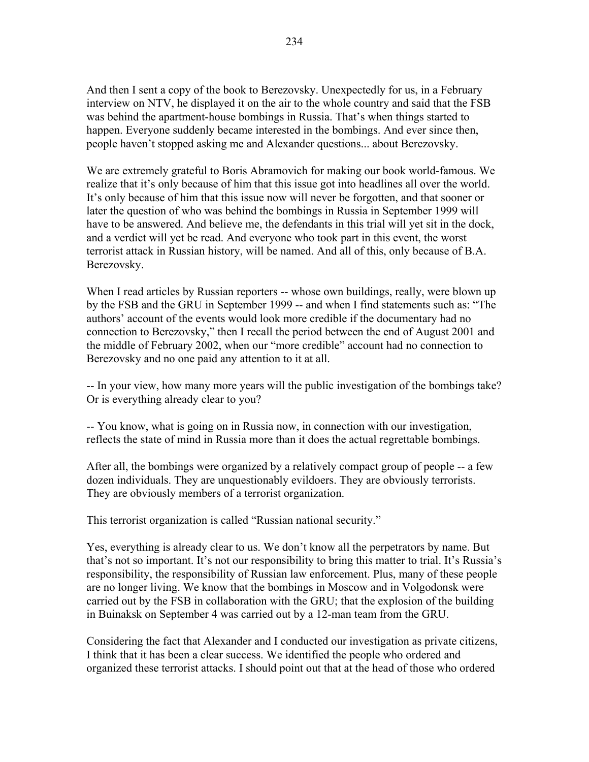And then I sent a copy of the book to Berezovsky. Unexpectedly for us, in a February interview on NTV, he displayed it on the air to the whole country and said that the FSB was behind the apartment-house bombings in Russia. That's when things started to happen. Everyone suddenly became interested in the bombings. And ever since then, people haven't stopped asking me and Alexander questions... about Berezovsky.

We are extremely grateful to Boris Abramovich for making our book world-famous. We realize that it's only because of him that this issue got into headlines all over the world. It's only because of him that this issue now will never be forgotten, and that sooner or later the question of who was behind the bombings in Russia in September 1999 will have to be answered. And believe me, the defendants in this trial will yet sit in the dock, and a verdict will yet be read. And everyone who took part in this event, the worst terrorist attack in Russian history, will be named. And all of this, only because of B.A. Berezovsky.

When I read articles by Russian reporters -- whose own buildings, really, were blown up by the FSB and the GRU in September 1999 -- and when I find statements such as: "The authors' account of the events would look more credible if the documentary had no connection to Berezovsky," then I recall the period between the end of August 2001 and the middle of February 2002, when our "more credible" account had no connection to Berezovsky and no one paid any attention to it at all.

-- In your view, how many more years will the public investigation of the bombings take? Or is everything already clear to you?

-- You know, what is going on in Russia now, in connection with our investigation, reflects the state of mind in Russia more than it does the actual regrettable bombings.

After all, the bombings were organized by a relatively compact group of people -- a few dozen individuals. They are unquestionably evildoers. They are obviously terrorists. They are obviously members of a terrorist organization.

This terrorist organization is called "Russian national security."

Yes, everything is already clear to us. We don't know all the perpetrators by name. But that's not so important. It's not our responsibility to bring this matter to trial. It's Russia's responsibility, the responsibility of Russian law enforcement. Plus, many of these people are no longer living. We know that the bombings in Moscow and in Volgodonsk were carried out by the FSB in collaboration with the GRU; that the explosion of the building in Buinaksk on September 4 was carried out by a 12-man team from the GRU.

Considering the fact that Alexander and I conducted our investigation as private citizens, I think that it has been a clear success. We identified the people who ordered and organized these terrorist attacks. I should point out that at the head of those who ordered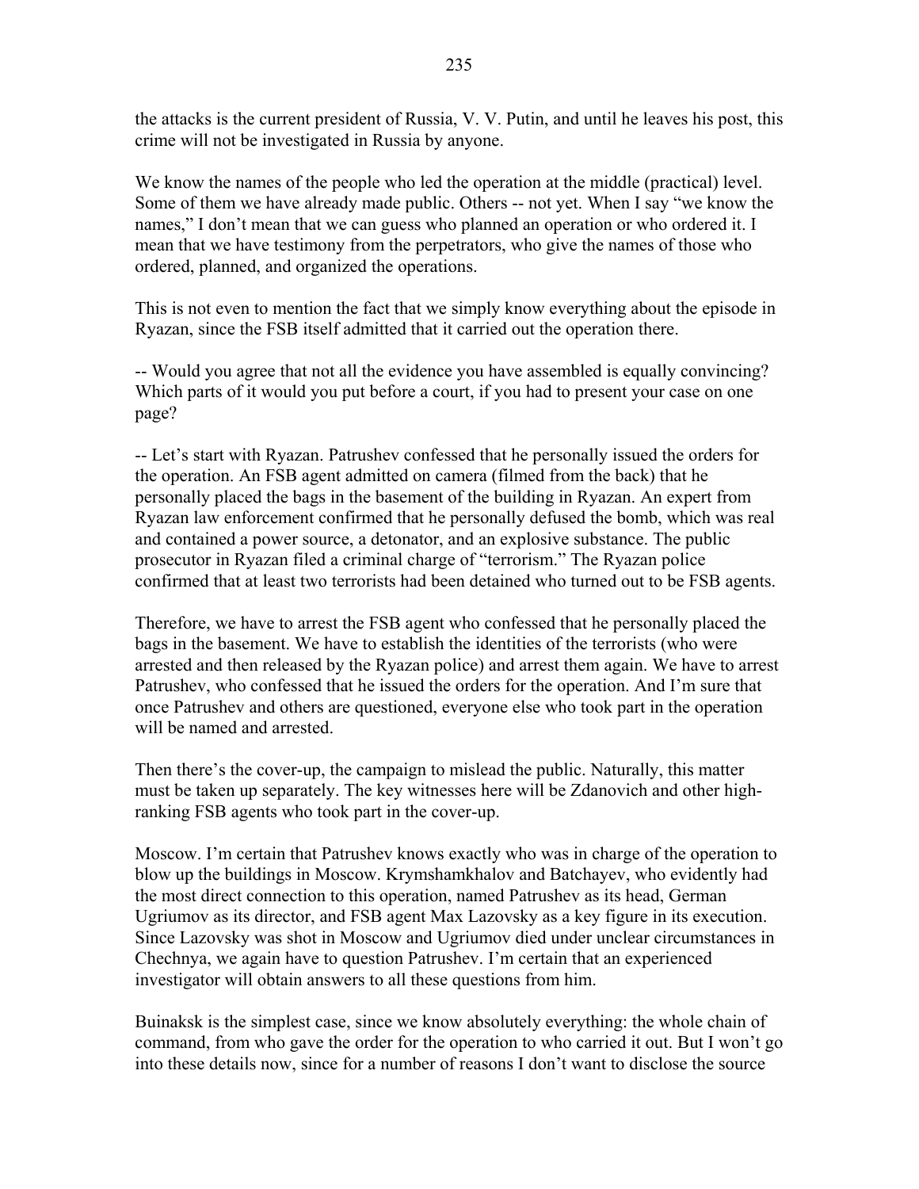the attacks is the current president of Russia, V. V. Putin, and until he leaves his post, this crime will not be investigated in Russia by anyone.

We know the names of the people who led the operation at the middle (practical) level. Some of them we have already made public. Others -- not yet. When I say "we know the names," I don't mean that we can guess who planned an operation or who ordered it. I mean that we have testimony from the perpetrators, who give the names of those who ordered, planned, and organized the operations.

This is not even to mention the fact that we simply know everything about the episode in Ryazan, since the FSB itself admitted that it carried out the operation there.

-- Would you agree that not all the evidence you have assembled is equally convincing? Which parts of it would you put before a court, if you had to present your case on one page?

-- Let's start with Ryazan. Patrushev confessed that he personally issued the orders for the operation. An FSB agent admitted on camera (filmed from the back) that he personally placed the bags in the basement of the building in Ryazan. An expert from Ryazan law enforcement confirmed that he personally defused the bomb, which was real and contained a power source, a detonator, and an explosive substance. The public prosecutor in Ryazan filed a criminal charge of "terrorism." The Ryazan police confirmed that at least two terrorists had been detained who turned out to be FSB agents.

Therefore, we have to arrest the FSB agent who confessed that he personally placed the bags in the basement. We have to establish the identities of the terrorists (who were arrested and then released by the Ryazan police) and arrest them again. We have to arrest Patrushev, who confessed that he issued the orders for the operation. And I'm sure that once Patrushev and others are questioned, everyone else who took part in the operation will be named and arrested.

Then there's the cover-up, the campaign to mislead the public. Naturally, this matter must be taken up separately. The key witnesses here will be Zdanovich and other high-ranking FSB agents who took part in the cover-up.

Moscow. I'm certain that Patrushev knows exactly who was in charge of the operation to blow up the buildings in Moscow. Krymshamkhalov and Batchayev, who evidently had the most direct connection to this operation, named Patrushev as its head, German Ugriumov as its director, and FSB agent Max Lazovsky as a key figure in its execution. Since Lazovsky was shot in Moscow and Ugriumov died under unclear circumstances in Chechnya, we again have to question Patrushev. I'm certain that an experienced investigator will obtain answers to all these questions from him.

Buinaksk is the simplest case, since we know absolutely everything: the whole chain of command, from who gave the order for the operation to who carried it out. But I won't go into these details now, since for a number of reasons I don't want to disclose the source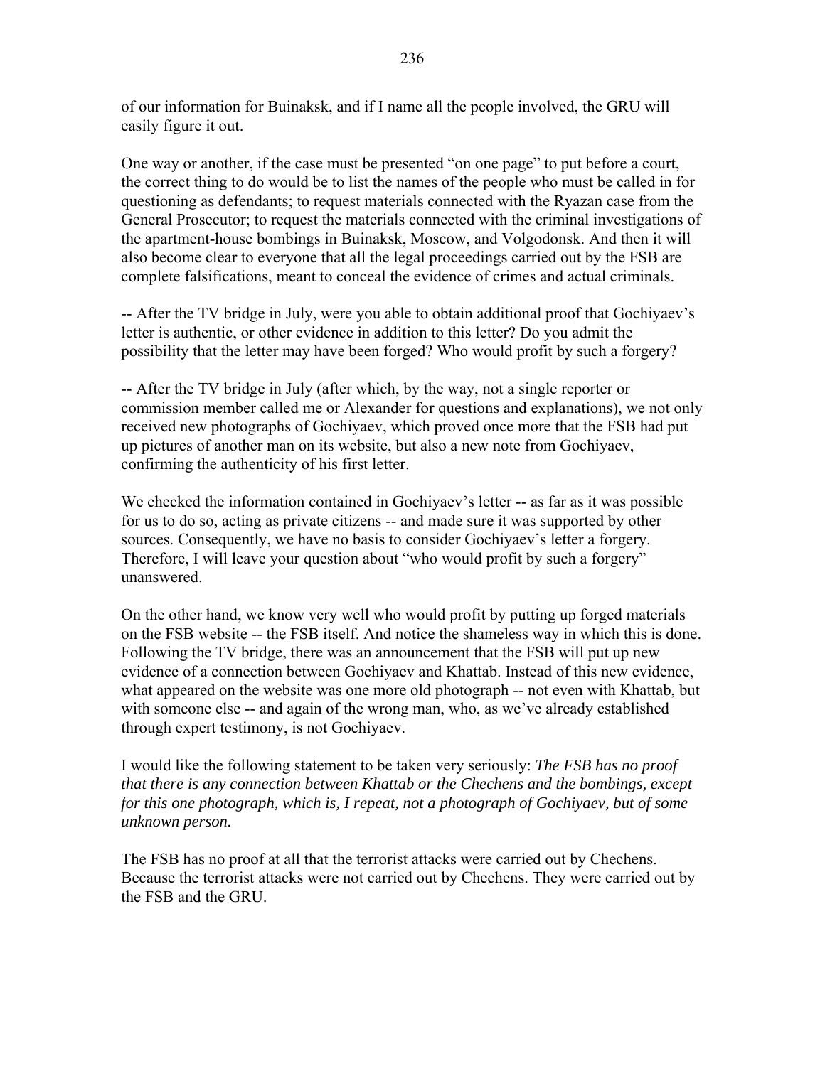of our information for Buinaksk, and if I name all the people involved, the GRU will easily figure it out.

One way or another, if the case must be presented "on one page" to put before a court, the correct thing to do would be to list the names of the people who must be called in for questioning as defendants; to request materials connected with the Ryazan case from the General Prosecutor; to request the materials connected with the criminal investigations of the apartment-house bombings in Buinaksk, Moscow, and Volgodonsk. And then it will also become clear to everyone that all the legal proceedings carried out by the FSB are complete falsifications, meant to conceal the evidence of crimes and actual criminals.

-- After the TV bridge in July, were you able to obtain additional proof that Gochiyaev's letter is authentic, or other evidence in addition to this letter? Do you admit the possibility that the letter may have been forged? Who would profit by such a forgery?

-- After the TV bridge in July (after which, by the way, not a single reporter or commission member called me or Alexander for questions and explanations), we not only received new photographs of Gochiyaev, which proved once more that the FSB had put up pictures of another man on its website, but also a new note from Gochiyaev, confirming the authenticity of his first letter.

We checked the information contained in Gochiyaev's letter -- as far as it was possible for us to do so, acting as private citizens -- and made sure it was supported by other sources. Consequently, we have no basis to consider Gochiyaev's letter a forgery. Therefore, I will leave your question about "who would profit by such a forgery" unanswered.

On the other hand, we know very well who would profit by putting up forged materials on the FSB website -- the FSB itself. And notice the shameless way in which this is done. Following the TV bridge, there was an announcement that the FSB will put up new evidence of a connection between Gochiyaev and Khattab. Instead of this new evidence, what appeared on the website was one more old photograph -- not even with Khattab, but with someone else -- and again of the wrong man, who, as we've already established through expert testimony, is not Gochiyaev.

I would like the following statement to be taken very seriously: *The FSB has no proof that there is any connection between Khattab or the Chechens and the bombings, except for this one photograph, which is, I repeat, not a photograph of Gochiyaev, but of some unknown person.*

The FSB has no proof at all that the terrorist attacks were carried out by Chechens. Because the terrorist attacks were not carried out by Chechens. They were carried out by the FSB and the GRU.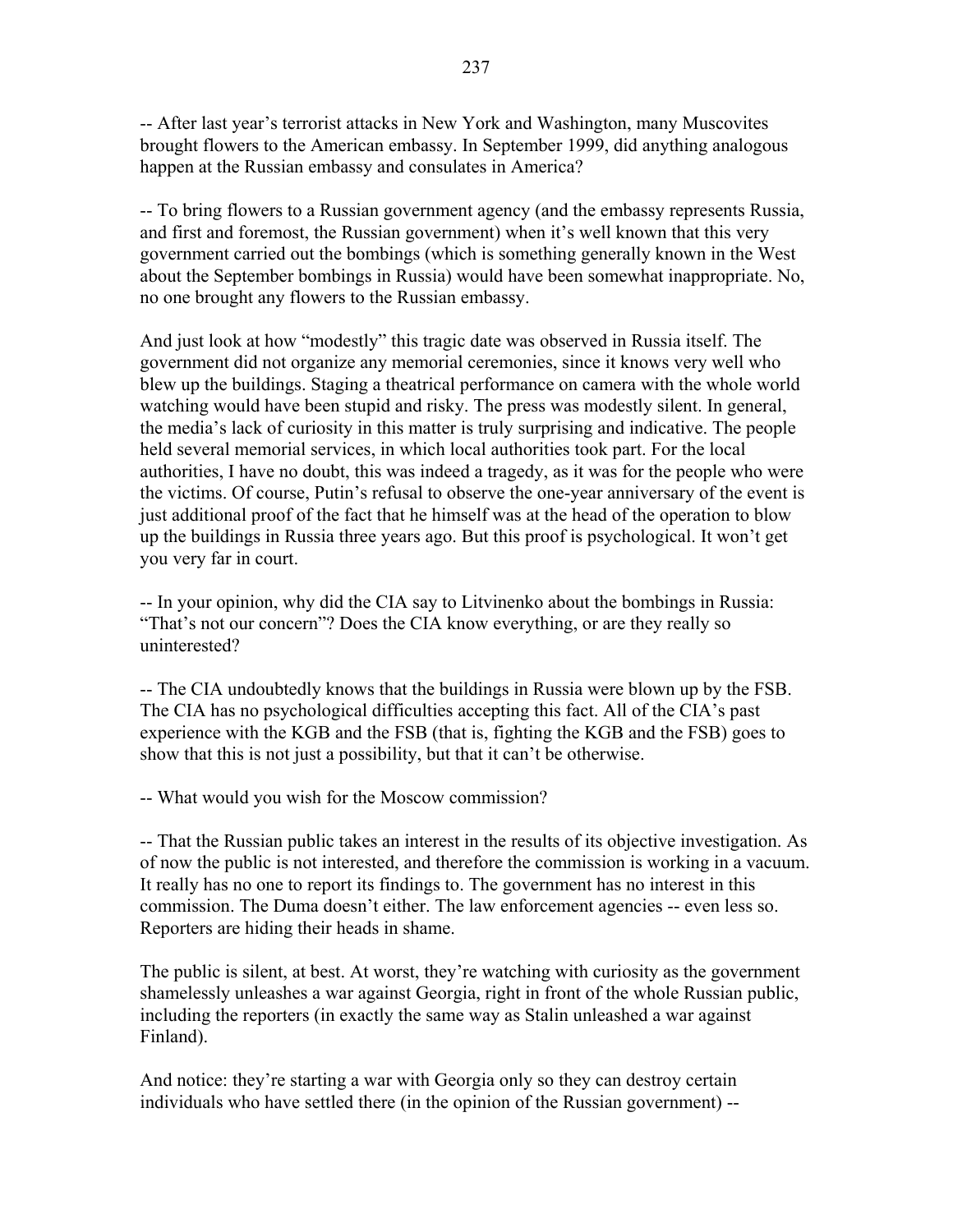-- After last year's terrorist attacks in New York and Washington, many Muscovites brought flowers to the American embassy. In September 1999, did anything analogous happen at the Russian embassy and consulates in America?

-- To bring flowers to a Russian government agency (and the embassy represents Russia, and first and foremost, the Russian government) when it's well known that this very government carried out the bombings (which is something generally known in the West about the September bombings in Russia) would have been somewhat inappropriate. No, no one brought any flowers to the Russian embassy.

And just look at how "modestly" this tragic date was observed in Russia itself. The government did not organize any memorial ceremonies, since it knows very well who blew up the buildings. Staging a theatrical performance on camera with the whole world watching would have been stupid and risky. The press was modestly silent. In general, the media's lack of curiosity in this matter is truly surprising and indicative. The people held several memorial services, in which local authorities took part. For the local authorities, I have no doubt, this was indeed a tragedy, as it was for the people who were the victims. Of course, Putin's refusal to observe the one-year anniversary of the event is just additional proof of the fact that he himself was at the head of the operation to blow up the buildings in Russia three years ago. But this proof is psychological. It won't get you very far in court.

-- In your opinion, why did the CIA say to Litvinenko about the bombings in Russia: "That's not our concern"? Does the CIA know everything, or are they really so uninterested?

-- The CIA undoubtedly knows that the buildings in Russia were blown up by the FSB. The CIA has no psychological difficulties accepting this fact. All of the CIA's past experience with the KGB and the FSB (that is, fighting the KGB and the FSB) goes to show that this is not just a possibility, but that it can't be otherwise.

-- What would you wish for the Moscow commission?

-- That the Russian public takes an interest in the results of its objective investigation. As of now the public is not interested, and therefore the commission is working in a vacuum. It really has no one to report its findings to. The government has no interest in this commission. The Duma doesn't either. The law enforcement agencies -- even less so. Reporters are hiding their heads in shame.

The public is silent, at best. At worst, they're watching with curiosity as the government shamelessly unleashes a war against Georgia, right in front of the whole Russian public, including the reporters (in exactly the same way as Stalin unleashed a war against Finland).

And notice: they're starting a war with Georgia only so they can destroy certain individuals who have settled there (in the opinion of the Russian government) --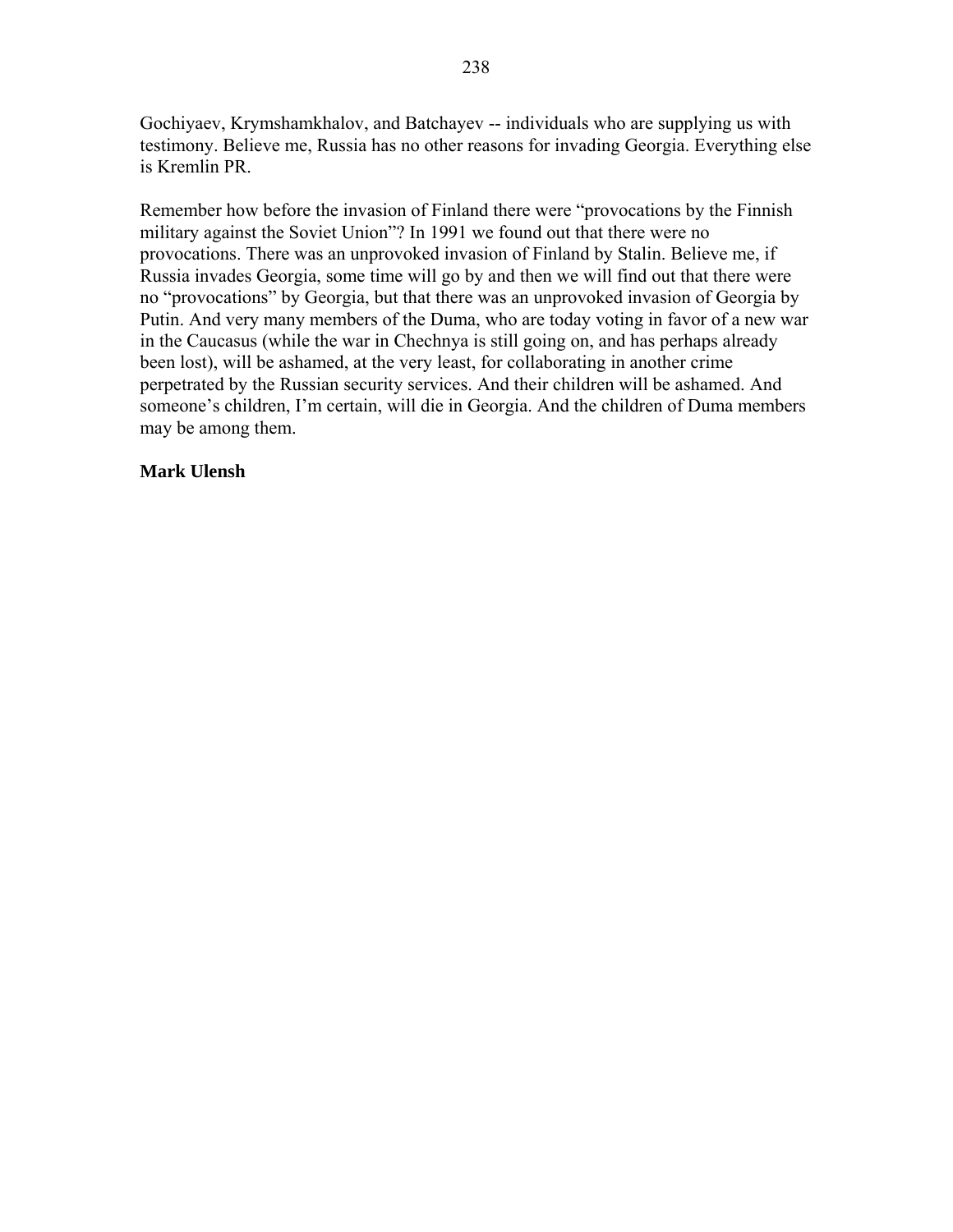Gochiyaev, Krymshamkhalov, and Batchayev -- individuals who are supplying us with testimony. Believe me, Russia has no other reasons for invading Georgia. Everything else is Kremlin PR.

Remember how before the invasion of Finland there were "provocations by the Finnish military against the Soviet Union"? In 1991 we found out that there were no provocations. There was an unprovoked invasion of Finland by Stalin. Believe me, if Russia invades Georgia, some time will go by and then we will find out that there were no "provocations" by Georgia, but that there was an unprovoked invasion of Georgia by Putin. And very many members of the Duma, who are today voting in favor of a new war in the Caucasus (while the war in Chechnya is still going on, and has perhaps already been lost), will be ashamed, at the very least, for collaborating in another crime perpetrated by the Russian security services. And their children will be ashamed. And someone's children, I'm certain, will die in Georgia. And the children of Duma members may be among them.

**Mark Ulensh**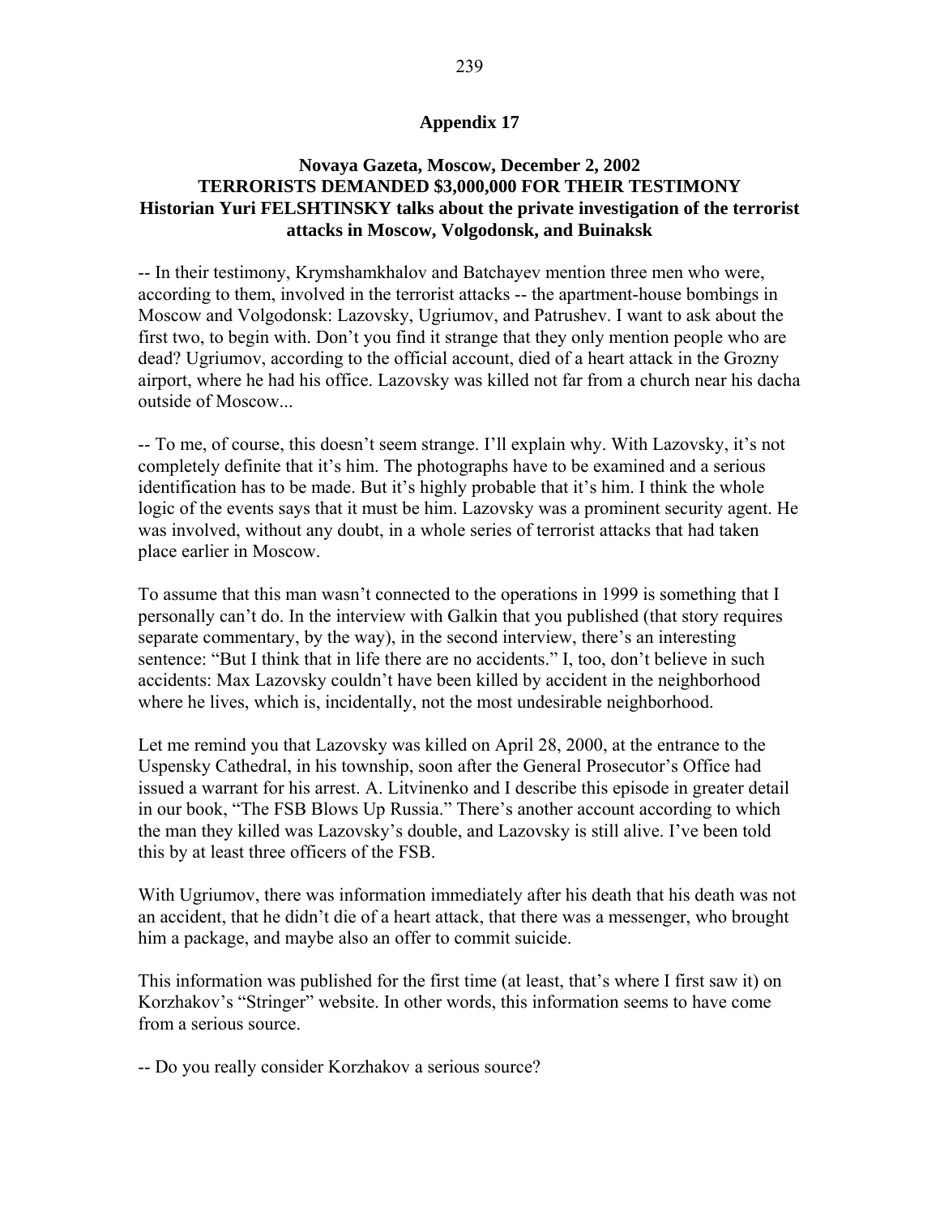## Appendix 17

### Novaya Gazeta, Moscow, December 2, 2002
### TERRORISTS DEMANDED $3,000,000 FOR THEIR TESTIMONY
### Historian Yuri FELSHTINSKY talks about the private investigation of the terrorist attacks in Moscow, Volgodonsk, and Buinaksk

-- In their testimony, Krymshamkhalov and Batchayev mention three men who were, according to them, involved in the terrorist attacks -- the apartment-house bombings in Moscow and Volgodonsk: Lazovsky, Ugriumov, and Patrushev. I want to ask about the first two, to begin with. Don't you find it strange that they only mention people who are dead? Ugriumov, according to the official account, died of a heart attack in the Grozny airport, where he had his office. Lazovsky was killed not far from a church near his dacha outside of Moscow...

-- To me, of course, this doesn't seem strange. I'll explain why. With Lazovsky, it's not completely definite that it's him. The photographs have to be examined and a serious identification has to be made. But it's highly probable that it's him. I think the whole logic of the events says that it must be him. Lazovsky was a prominent security agent. He was involved, without any doubt, in a whole series of terrorist attacks that had taken place earlier in Moscow.

To assume that this man wasn't connected to the operations in 1999 is something that I personally can't do. In the interview with Galkin that you published (that story requires separate commentary, by the way), in the second interview, there's an interesting sentence: "But I think that in life there are no accidents." I, too, don't believe in such accidents: Max Lazovsky couldn't have been killed by accident in the neighborhood where he lives, which is, incidentally, not the most undesirable neighborhood.

Let me remind you that Lazovsky was killed on April 28, 2000, at the entrance to the Uspensky Cathedral, in his township, soon after the General Prosecutor's Office had issued a warrant for his arrest. A. Litvinenko and I describe this episode in greater detail in our book, "The FSB Blows Up Russia." There's another account according to which the man they killed was Lazovsky's double, and Lazovsky is still alive. I've been told this by at least three officers of the FSB.

With Ugriumov, there was information immediately after his death that his death was not an accident, that he didn't die of a heart attack, that there was a messenger, who brought him a package, and maybe also an offer to commit suicide.

This information was published for the first time (at least, that's where I first saw it) on Korzhakov's "Stringer" website. In other words, this information seems to have come from a serious source.

-- Do you really consider Korzhakov a serious source?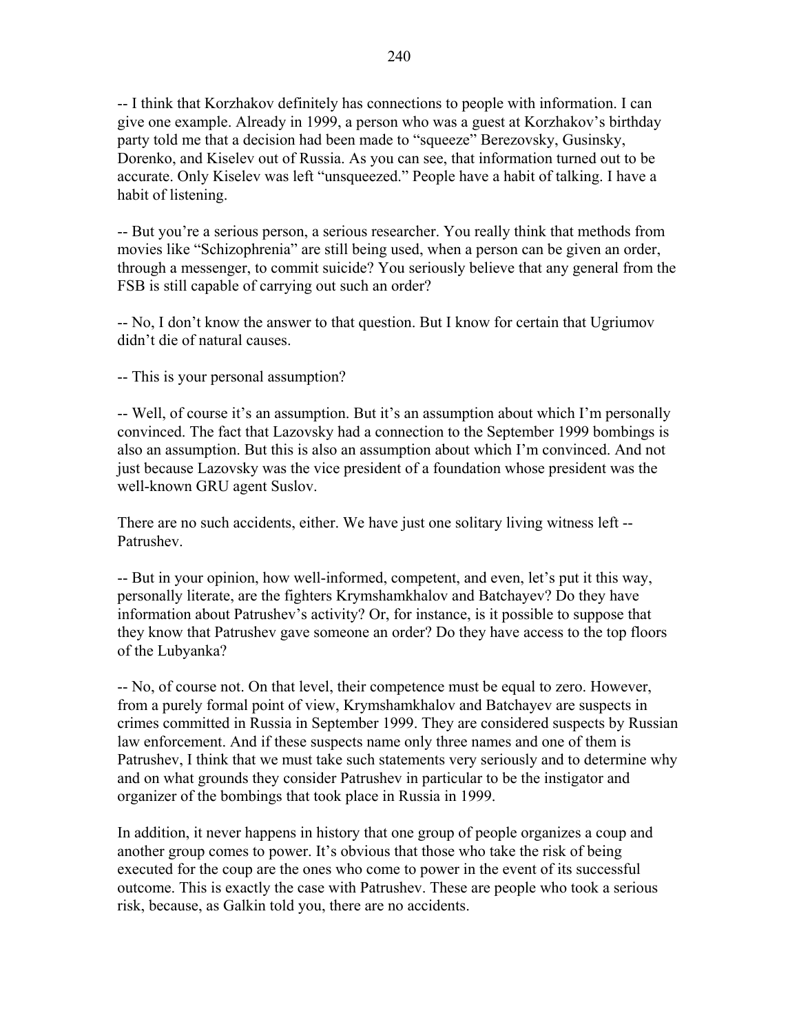-- I think that Korzhakov definitely has connections to people with information. I can give one example. Already in 1999, a person who was a guest at Korzhakov's birthday party told me that a decision had been made to "squeeze" Berezovsky, Gusinsky, Dorenko, and Kiselev out of Russia. As you can see, that information turned out to be accurate. Only Kiselev was left "unsqueezed." People have a habit of talking. I have a habit of listening.

-- But you're a serious person, a serious researcher. You really think that methods from movies like "Schizophrenia" are still being used, when a person can be given an order, through a messenger, to commit suicide? You seriously believe that any general from the FSB is still capable of carrying out such an order?

-- No, I don't know the answer to that question. But I know for certain that Ugriumov didn't die of natural causes.

-- This is your personal assumption?

-- Well, of course it's an assumption. But it's an assumption about which I'm personally convinced. The fact that Lazovsky had a connection to the September 1999 bombings is also an assumption. But this is also an assumption about which I'm convinced. And not just because Lazovsky was the vice president of a foundation whose president was the well-known GRU agent Suslov.

There are no such accidents, either. We have just one solitary living witness left -- Patrushev.

-- But in your opinion, how well-informed, competent, and even, let's put it this way, personally literate, are the fighters Krymshamkhalov and Batchayev? Do they have information about Patrushev's activity? Or, for instance, is it possible to suppose that they know that Patrushev gave someone an order? Do they have access to the top floors of the Lubyanka?

-- No, of course not. On that level, their competence must be equal to zero. However, from a purely formal point of view, Krymshamkhalov and Batchayev are suspects in crimes committed in Russia in September 1999. They are considered suspects by Russian law enforcement. And if these suspects name only three names and one of them is Patrushev, I think that we must take such statements very seriously and to determine why and on what grounds they consider Patrushev in particular to be the instigator and organizer of the bombings that took place in Russia in 1999.

In addition, it never happens in history that one group of people organizes a coup and another group comes to power. It's obvious that those who take the risk of being executed for the coup are the ones who come to power in the event of its successful outcome. This is exactly the case with Patrushev. These are people who took a serious risk, because, as Galkin told you, there are no accidents.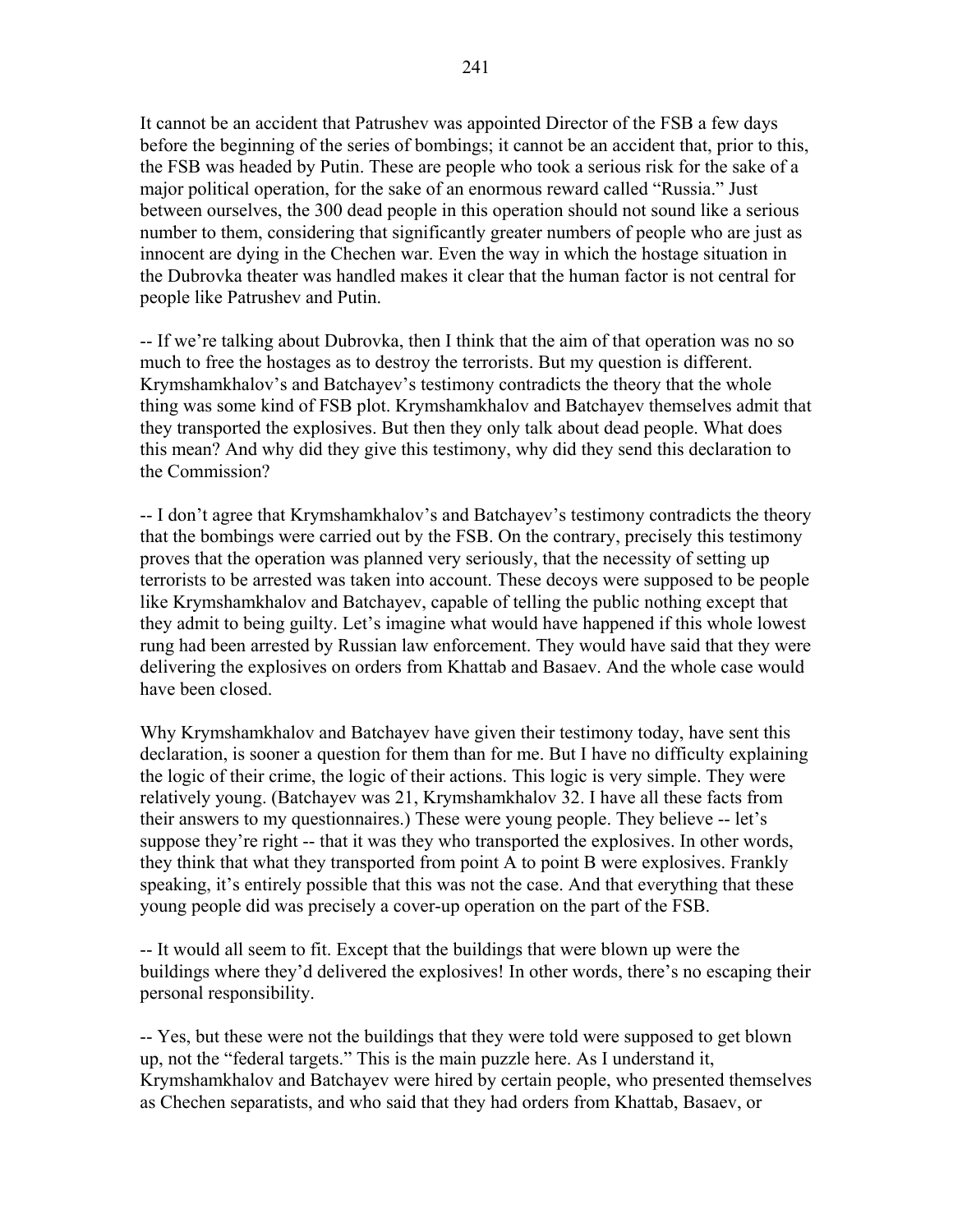It cannot be an accident that Patrushev was appointed Director of the FSB a few days before the beginning of the series of bombings; it cannot be an accident that, prior to this, the FSB was headed by Putin. These are people who took a serious risk for the sake of a major political operation, for the sake of an enormous reward called "Russia." Just between ourselves, the 300 dead people in this operation should not sound like a serious number to them, considering that significantly greater numbers of people who are just as innocent are dying in the Chechen war. Even the way in which the hostage situation in the Dubrovka theater was handled makes it clear that the human factor is not central for people like Patrushev and Putin.

-- If we're talking about Dubrovka, then I think that the aim of that operation was no so much to free the hostages as to destroy the terrorists. But my question is different. Krymshamkhalov's and Batchayev's testimony contradicts the theory that the whole thing was some kind of FSB plot. Krymshamkhalov and Batchayev themselves admit that they transported the explosives. But then they only talk about dead people. What does this mean? And why did they give this testimony, why did they send this declaration to the Commission?

-- I don't agree that Krymshamkhalov's and Batchayev's testimony contradicts the theory that the bombings were carried out by the FSB. On the contrary, precisely this testimony proves that the operation was planned very seriously, that the necessity of setting up terrorists to be arrested was taken into account. These decoys were supposed to be people like Krymshamkhalov and Batchayev, capable of telling the public nothing except that they admit to being guilty. Let's imagine what would have happened if this whole lowest rung had been arrested by Russian law enforcement. They would have said that they were delivering the explosives on orders from Khattab and Basaev. And the whole case would have been closed.

Why Krymshamkhalov and Batchayev have given their testimony today, have sent this declaration, is sooner a question for them than for me. But I have no difficulty explaining the logic of their crime, the logic of their actions. This logic is very simple. They were relatively young. (Batchayev was 21, Krymshamkhalov 32. I have all these facts from their answers to my questionnaires.) These were young people. They believe -- let's suppose they're right -- that it was they who transported the explosives. In other words, they think that what they transported from point A to point B were explosives. Frankly speaking, it's entirely possible that this was not the case. And that everything that these young people did was precisely a cover-up operation on the part of the FSB.

-- It would all seem to fit. Except that the buildings that were blown up were the buildings where they'd delivered the explosives! In other words, there's no escaping their personal responsibility.

-- Yes, but these were not the buildings that they were told were supposed to get blown up, not the "federal targets." This is the main puzzle here. As I understand it, Krymshamkhalov and Batchayev were hired by certain people, who presented themselves as Chechen separatists, and who said that they had orders from Khattab, Basaev, or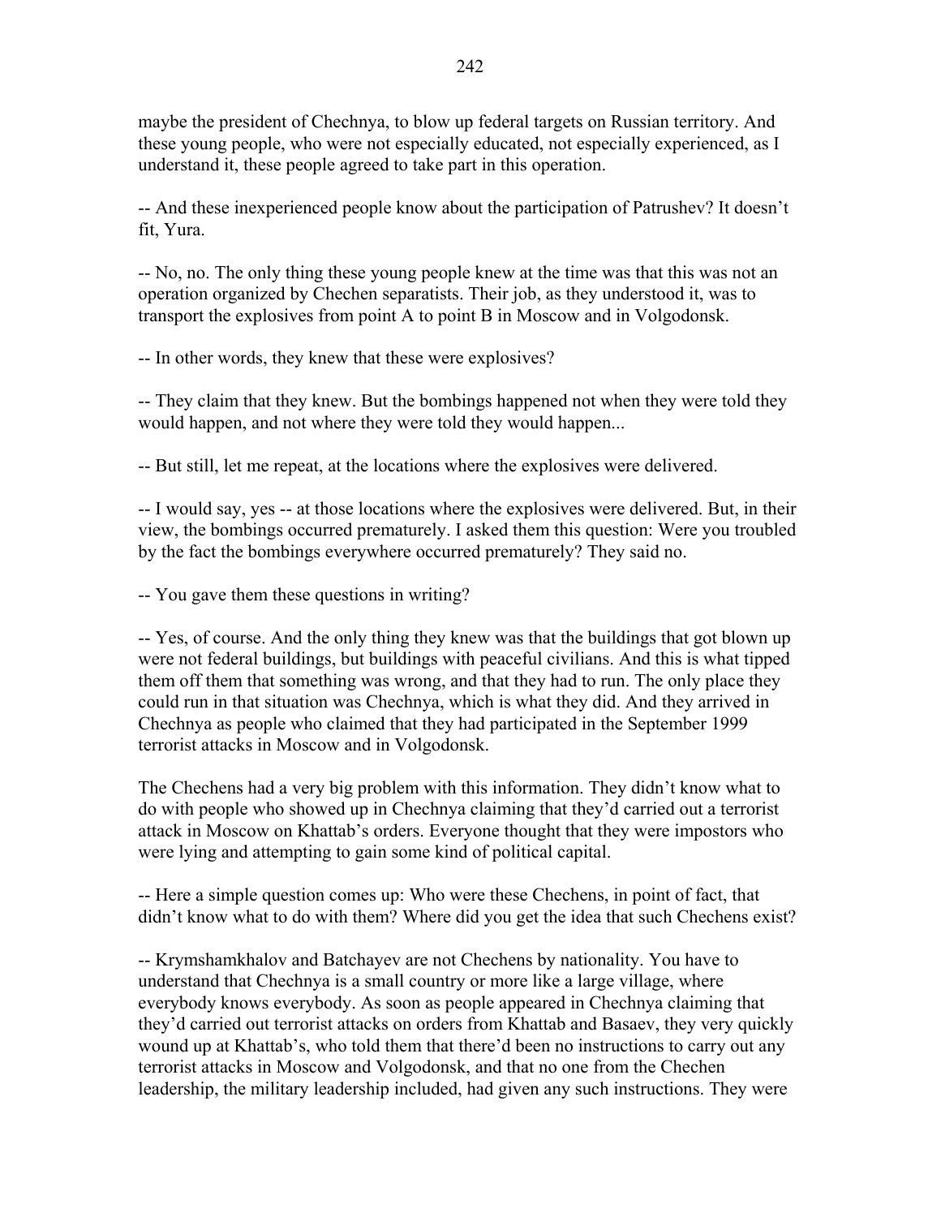maybe the president of Chechnya, to blow up federal targets on Russian territory. And these young people, who were not especially educated, not especially experienced, as I understand it, these people agreed to take part in this operation.

-- And these inexperienced people know about the participation of Patrushev? It doesn't fit, Yura.

-- No, no. The only thing these young people knew at the time was that this was not an operation organized by Chechen separatists. Their job, as they understood it, was to transport the explosives from point A to point B in Moscow and in Volgodonsk.

-- In other words, they knew that these were explosives?

-- They claim that they knew. But the bombings happened not when they were told they would happen, and not where they were told they would happen...

-- But still, let me repeat, at the locations where the explosives were delivered.

-- I would say, yes -- at those locations where the explosives were delivered. But, in their view, the bombings occurred prematurely. I asked them this question: Were you troubled by the fact the bombings everywhere occurred prematurely? They said no.

-- You gave them these questions in writing?

-- Yes, of course. And the only thing they knew was that the buildings that got blown up were not federal buildings, but buildings with peaceful civilians. And this is what tipped them off them that something was wrong, and that they had to run. The only place they could run in that situation was Chechnya, which is what they did. And they arrived in Chechnya as people who claimed that they had participated in the September 1999 terrorist attacks in Moscow and in Volgodonsk.

The Chechens had a very big problem with this information. They didn't know what to do with people who showed up in Chechnya claiming that they'd carried out a terrorist attack in Moscow on Khattab's orders. Everyone thought that they were impostors who were lying and attempting to gain some kind of political capital.

-- Here a simple question comes up: Who were these Chechens, in point of fact, that didn't know what to do with them? Where did you get the idea that such Chechens exist?

-- Krymshamkhalov and Batchayev are not Chechens by nationality. You have to understand that Chechnya is a small country or more like a large village, where everybody knows everybody. As soon as people appeared in Chechnya claiming that they'd carried out terrorist attacks on orders from Khattab and Basaev, they very quickly wound up at Khattab's, who told them that there'd been no instructions to carry out any terrorist attacks in Moscow and Volgodonsk, and that no one from the Chechen leadership, the military leadership included, had given any such instructions. They were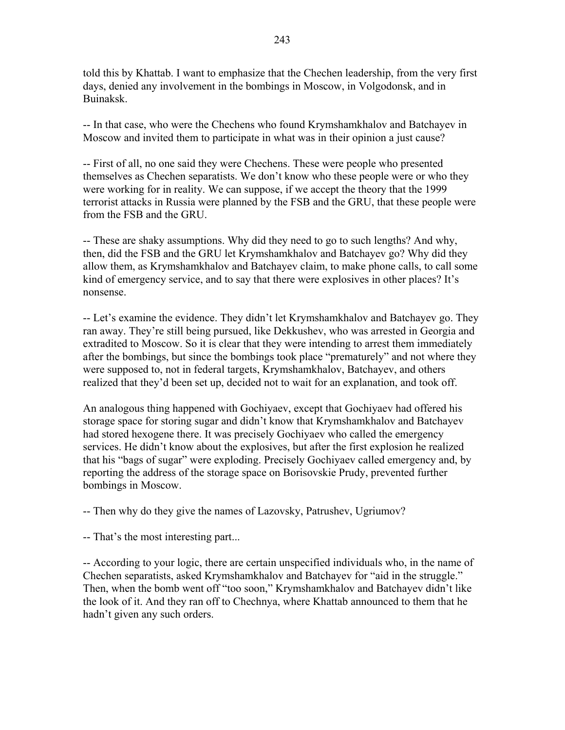told this by Khattab. I want to emphasize that the Chechen leadership, from the very first days, denied any involvement in the bombings in Moscow, in Volgodonsk, and in Buinaksk.

-- In that case, who were the Chechens who found Krymshamkhalov and Batchayev in Moscow and invited them to participate in what was in their opinion a just cause?

-- First of all, no one said they were Chechens. These were people who presented themselves as Chechen separatists. We don't know who these people were or who they were working for in reality. We can suppose, if we accept the theory that the 1999 terrorist attacks in Russia were planned by the FSB and the GRU, that these people were from the FSB and the GRU.

-- These are shaky assumptions. Why did they need to go to such lengths? And why, then, did the FSB and the GRU let Krymshamkhalov and Batchayev go? Why did they allow them, as Krymshamkhalov and Batchayev claim, to make phone calls, to call some kind of emergency service, and to say that there were explosives in other places? It's nonsense.

-- Let's examine the evidence. They didn't let Krymshamkhalov and Batchayev go. They ran away. They're still being pursued, like Dekkushev, who was arrested in Georgia and extradited to Moscow. So it is clear that they were intending to arrest them immediately after the bombings, but since the bombings took place "prematurely" and not where they were supposed to, not in federal targets, Krymshamkhalov, Batchayev, and others realized that they'd been set up, decided not to wait for an explanation, and took off.

An analogous thing happened with Gochiyaev, except that Gochiyaev had offered his storage space for storing sugar and didn't know that Krymshamkhalov and Batchayev had stored hexogene there. It was precisely Gochiyaev who called the emergency services. He didn't know about the explosives, but after the first explosion he realized that his "bags of sugar" were exploding. Precisely Gochiyaev called emergency and, by reporting the address of the storage space on Borisovskie Prudy, prevented further bombings in Moscow.

-- Then why do they give the names of Lazovsky, Patrushev, Ugriumov?

-- That's the most interesting part...

-- According to your logic, there are certain unspecified individuals who, in the name of Chechen separatists, asked Krymshamkhalov and Batchayev for "aid in the struggle." Then, when the bomb went off "too soon," Krymshamkhalov and Batchayev didn't like the look of it. And they ran off to Chechnya, where Khattab announced to them that he hadn't given any such orders.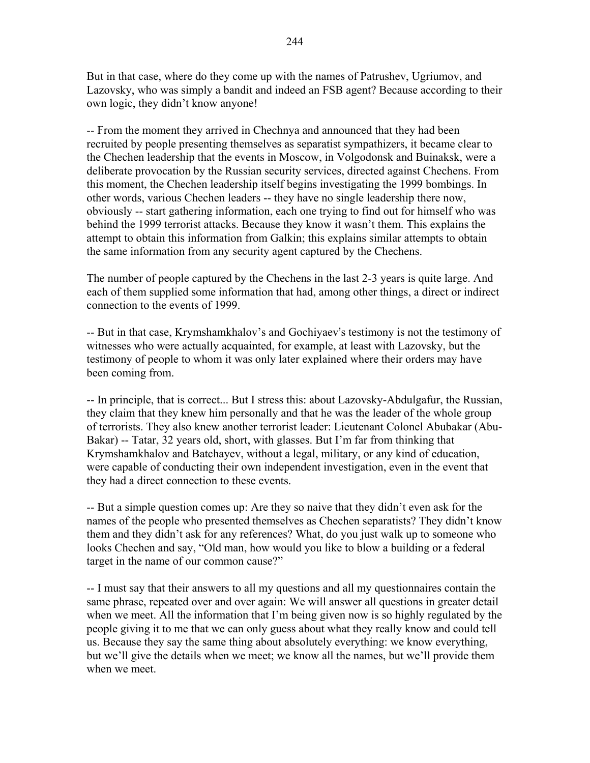But in that case, where do they come up with the names of Patrushev, Ugriumov, and Lazovsky, who was simply a bandit and indeed an FSB agent? Because according to their own logic, they didn't know anyone!

-- From the moment they arrived in Chechnya and announced that they had been recruited by people presenting themselves as separatist sympathizers, it became clear to the Chechen leadership that the events in Moscow, in Volgodonsk and Buinaksk, were a deliberate provocation by the Russian security services, directed against Chechens. From this moment, the Chechen leadership itself begins investigating the 1999 bombings. In other words, various Chechen leaders -- they have no single leadership there now, obviously -- start gathering information, each one trying to find out for himself who was behind the 1999 terrorist attacks. Because they know it wasn't them. This explains the attempt to obtain this information from Galkin; this explains similar attempts to obtain the same information from any security agent captured by the Chechens.

The number of people captured by the Chechens in the last 2-3 years is quite large. And each of them supplied some information that had, among other things, a direct or indirect connection to the events of 1999.

-- But in that case, Krymshamkhalov's and Gochiyaev's testimony is not the testimony of witnesses who were actually acquainted, for example, at least with Lazovsky, but the testimony of people to whom it was only later explained where their orders may have been coming from.

-- In principle, that is correct... But I stress this: about Lazovsky-Abdulgafur, the Russian, they claim that they knew him personally and that he was the leader of the whole group of terrorists. They also knew another terrorist leader: Lieutenant Colonel Abubakar (Abu-Bakar) -- Tatar, 32 years old, short, with glasses. But I'm far from thinking that Krymshamkhalov and Batchayev, without a legal, military, or any kind of education, were capable of conducting their own independent investigation, even in the event that they had a direct connection to these events.

-- But a simple question comes up: Are they so naive that they didn't even ask for the names of the people who presented themselves as Chechen separatists? They didn't know them and they didn't ask for any references? What, do you just walk up to someone who looks Chechen and say, "Old man, how would you like to blow a building or a federal target in the name of our common cause?"

-- I must say that their answers to all my questions and all my questionnaires contain the same phrase, repeated over and over again: We will answer all questions in greater detail when we meet. All the information that I'm being given now is so highly regulated by the people giving it to me that we can only guess about what they really know and could tell us. Because they say the same thing about absolutely everything: we know everything, but we'll give the details when we meet; we know all the names, but we'll provide them when we meet.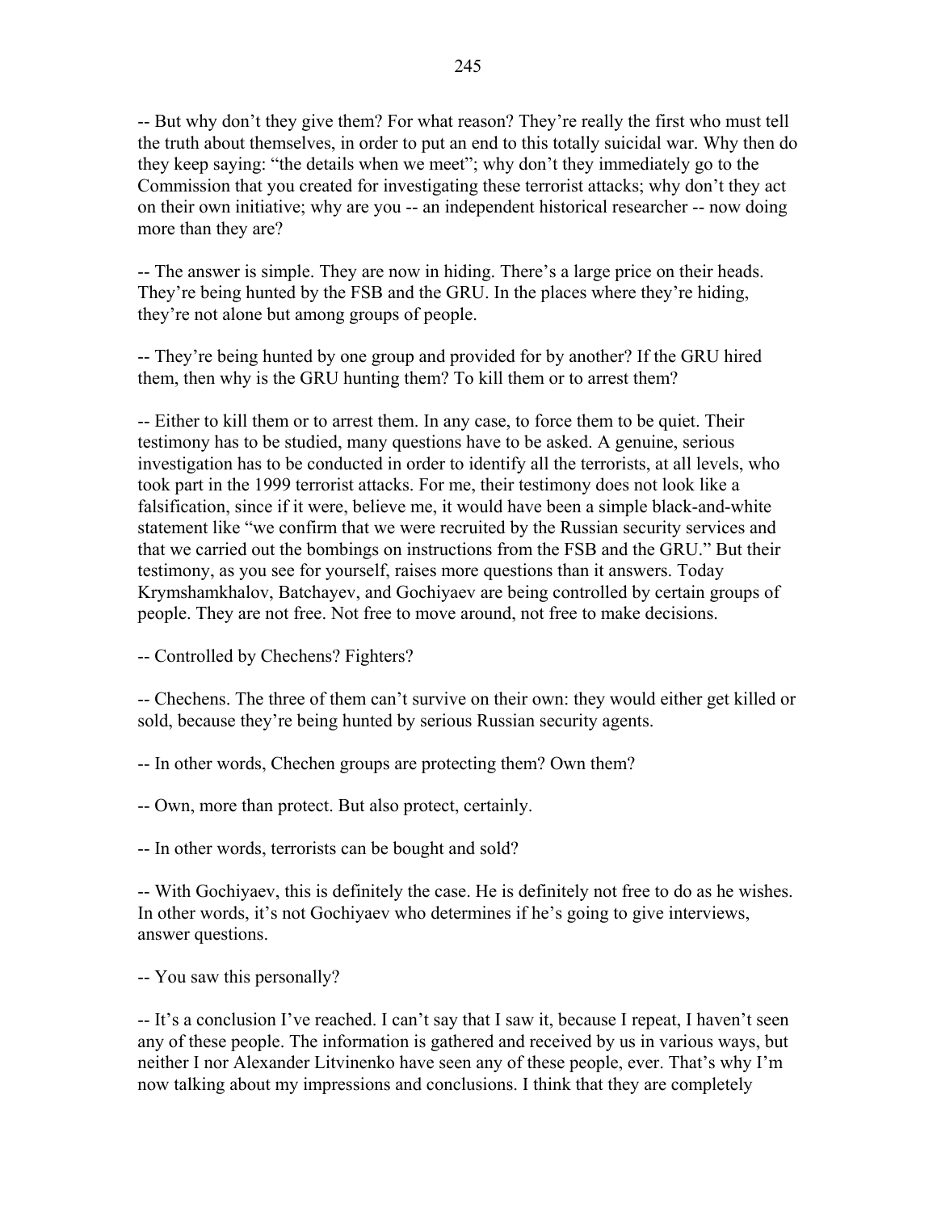-- But why don't they give them? For what reason? They're really the first who must tell the truth about themselves, in order to put an end to this totally suicidal war. Why then do they keep saying: "the details when we meet"; why don't they immediately go to the Commission that you created for investigating these terrorist attacks; why don't they act on their own initiative; why are you -- an independent historical researcher -- now doing more than they are?

-- The answer is simple. They are now in hiding. There's a large price on their heads. They're being hunted by the FSB and the GRU. In the places where they're hiding, they're not alone but among groups of people.

-- They're being hunted by one group and provided for by another? If the GRU hired them, then why is the GRU hunting them? To kill them or to arrest them?

-- Either to kill them or to arrest them. In any case, to force them to be quiet. Their testimony has to be studied, many questions have to be asked. A genuine, serious investigation has to be conducted in order to identify all the terrorists, at all levels, who took part in the 1999 terrorist attacks. For me, their testimony does not look like a falsification, since if it were, believe me, it would have been a simple black-and-white statement like "we confirm that we were recruited by the Russian security services and that we carried out the bombings on instructions from the FSB and the GRU." But their testimony, as you see for yourself, raises more questions than it answers. Today Krymshamkhalov, Batchayev, and Gochiyaev are being controlled by certain groups of people. They are not free. Not free to move around, not free to make decisions.

-- Controlled by Chechens? Fighters?

-- Chechens. The three of them can't survive on their own: they would either get killed or sold, because they're being hunted by serious Russian security agents.

-- In other words, Chechen groups are protecting them? Own them?

-- Own, more than protect. But also protect, certainly.

-- In other words, terrorists can be bought and sold?

-- With Gochiyaev, this is definitely the case. He is definitely not free to do as he wishes. In other words, it's not Gochiyaev who determines if he's going to give interviews, answer questions.

-- You saw this personally?

-- It's a conclusion I've reached. I can't say that I saw it, because I repeat, I haven't seen any of these people. The information is gathered and received by us in various ways, but neither I nor Alexander Litvinenko have seen any of these people, ever. That's why I'm now talking about my impressions and conclusions. I think that they are completely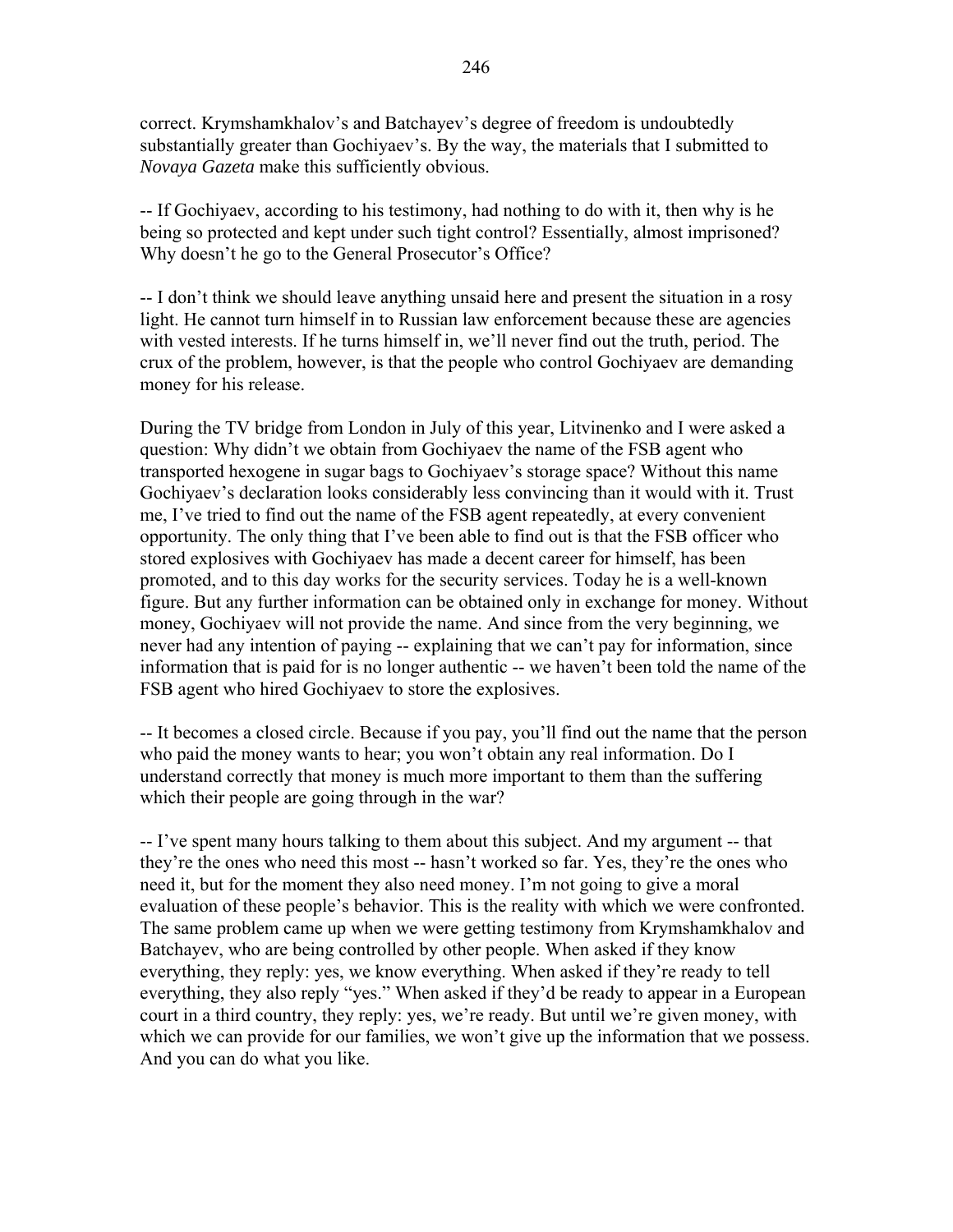correct. Krymshamkhalov's and Batchayev's degree of freedom is undoubtedly substantially greater than Gochiyaev's. By the way, the materials that I submitted to *Novaya Gazeta* make this sufficiently obvious.

-- If Gochiyaev, according to his testimony, had nothing to do with it, then why is he being so protected and kept under such tight control? Essentially, almost imprisoned? Why doesn't he go to the General Prosecutor's Office?

-- I don't think we should leave anything unsaid here and present the situation in a rosy light. He cannot turn himself in to Russian law enforcement because these are agencies with vested interests. If he turns himself in, we'll never find out the truth, period. The crux of the problem, however, is that the people who control Gochiyaev are demanding money for his release.

During the TV bridge from London in July of this year, Litvinenko and I were asked a question: Why didn't we obtain from Gochiyaev the name of the FSB agent who transported hexogene in sugar bags to Gochiyaev's storage space? Without this name Gochiyaev's declaration looks considerably less convincing than it would with it. Trust me, I've tried to find out the name of the FSB agent repeatedly, at every convenient opportunity. The only thing that I've been able to find out is that the FSB officer who stored explosives with Gochiyaev has made a decent career for himself, has been promoted, and to this day works for the security services. Today he is a well-known figure. But any further information can be obtained only in exchange for money. Without money, Gochiyaev will not provide the name. And since from the very beginning, we never had any intention of paying -- explaining that we can't pay for information, since information that is paid for is no longer authentic -- we haven't been told the name of the FSB agent who hired Gochiyaev to store the explosives.

-- It becomes a closed circle. Because if you pay, you'll find out the name that the person who paid the money wants to hear; you won't obtain any real information. Do I understand correctly that money is much more important to them than the suffering which their people are going through in the war?

-- I've spent many hours talking to them about this subject. And my argument -- that they're the ones who need this most -- hasn't worked so far. Yes, they're the ones who need it, but for the moment they also need money. I'm not going to give a moral evaluation of these people's behavior. This is the reality with which we were confronted. The same problem came up when we were getting testimony from Krymshamkhalov and Batchayev, who are being controlled by other people. When asked if they know everything, they reply: yes, we know everything. When asked if they're ready to tell everything, they also reply "yes." When asked if they'd be ready to appear in a European court in a third country, they reply: yes, we're ready. But until we're given money, with which we can provide for our families, we won't give up the information that we possess. And you can do what you like.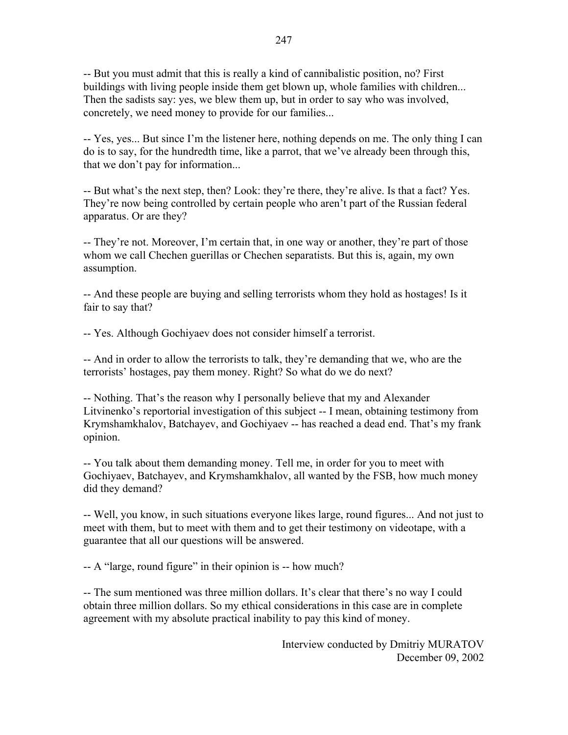-- But you must admit that this is really a kind of cannibalistic position, no? First buildings with living people inside them get blown up, whole families with children... Then the sadists say: yes, we blew them up, but in order to say who was involved, concretely, we need money to provide for our families...

-- Yes, yes... But since I'm the listener here, nothing depends on me. The only thing I can do is to say, for the hundredth time, like a parrot, that we've already been through this, that we don't pay for information...

-- But what's the next step, then? Look: they're there, they're alive. Is that a fact? Yes. They're now being controlled by certain people who aren't part of the Russian federal apparatus. Or are they?

-- They're not. Moreover, I'm certain that, in one way or another, they're part of those whom we call Chechen guerillas or Chechen separatists. But this is, again, my own assumption.

-- And these people are buying and selling terrorists whom they hold as hostages! Is it fair to say that?

-- Yes. Although Gochiyaev does not consider himself a terrorist.

-- And in order to allow the terrorists to talk, they're demanding that we, who are the terrorists' hostages, pay them money. Right? So what do we do next?

-- Nothing. That's the reason why I personally believe that my and Alexander Litvinenko's reportorial investigation of this subject -- I mean, obtaining testimony from Krymshamkhalov, Batchayev, and Gochiyaev -- has reached a dead end. That's my frank opinion.

-- You talk about them demanding money. Tell me, in order for you to meet with Gochiyaev, Batchayev, and Krymshamkhalov, all wanted by the FSB, how much money did they demand?

-- Well, you know, in such situations everyone likes large, round figures... And not just to meet with them, but to meet with them and to get their testimony on videotape, with a guarantee that all our questions will be answered.

-- A "large, round figure" in their opinion is -- how much?

-- The sum mentioned was three million dollars. It's clear that there's no way I could obtain three million dollars. So my ethical considerations in this case are in complete agreement with my absolute practical inability to pay this kind of money.

Interview conducted by Dmitriy MURATOV
December 09, 2002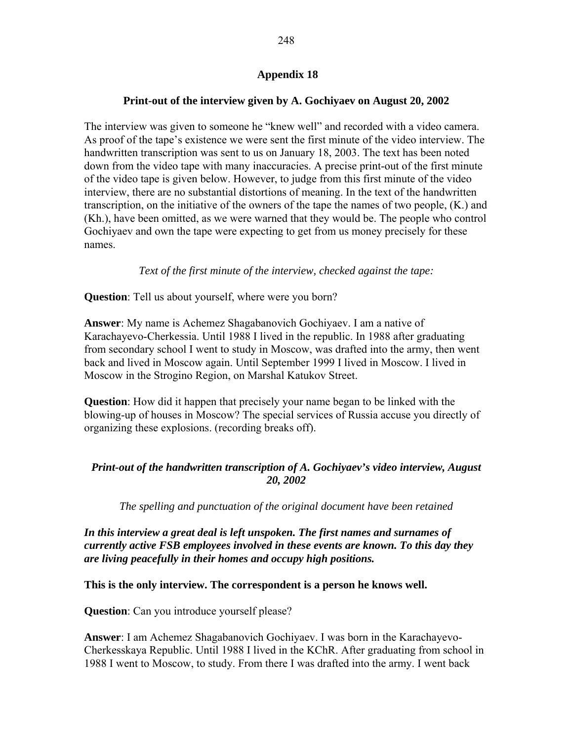## Appendix 18

### Print-out of the interview given by A. Gochiyaev on August 20, 2002

The interview was given to someone he "knew well" and recorded with a video camera. As proof of the tape's existence we were sent the first minute of the video interview. The handwritten transcription was sent to us on January 18, 2003. The text has been noted down from the video tape with many inaccuracies. A precise print-out of the first minute of the video tape is given below. However, to judge from this first minute of the video interview, there are no substantial distortions of meaning. In the text of the handwritten transcription, on the initiative of the owners of the tape the names of two people, (K.) and (Kh.), have been omitted, as we were warned that they would be. The people who control Gochiyaev and own the tape were expecting to get from us money precisely for these names.

*Text of the first minute of the interview, checked against the tape:*

**Question**: Tell us about yourself, where were you born?

**Answer**: My name is Achemez Shagabanovich Gochiyaev. I am a native of Karachayevo-Cherkessia. Until 1988 I lived in the republic. In 1988 after graduating from secondary school I went to study in Moscow, was drafted into the army, then went back and lived in Moscow again. Until September 1999 I lived in Moscow. I lived in Moscow in the Strogino Region, on Marshal Katukov Street.

**Question**: How did it happen that precisely your name began to be linked with the blowing-up of houses in Moscow? The special services of Russia accuse you directly of organizing these explosions. (recording breaks off).

***Print-out of the handwritten transcription of A. Gochiyaev's video interview, August 20, 2002***

*The spelling and punctuation of the original document have been retained*

***In this interview a great deal is left unspoken. The first names and surnames of currently active FSB employees involved in these events are known. To this day they are living peacefully in their homes and occupy high positions.***

**This is the only interview. The correspondent is a person he knows well.**

**Question**: Can you introduce yourself please?

**Answer**: I am Achemez Shagabanovich Gochiyaev. I was born in the Karachayevo-Cherkesskaya Republic. Until 1988 I lived in the KChR. After graduating from school in 1988 I went to Moscow, to study. From there I was drafted into the army. I went back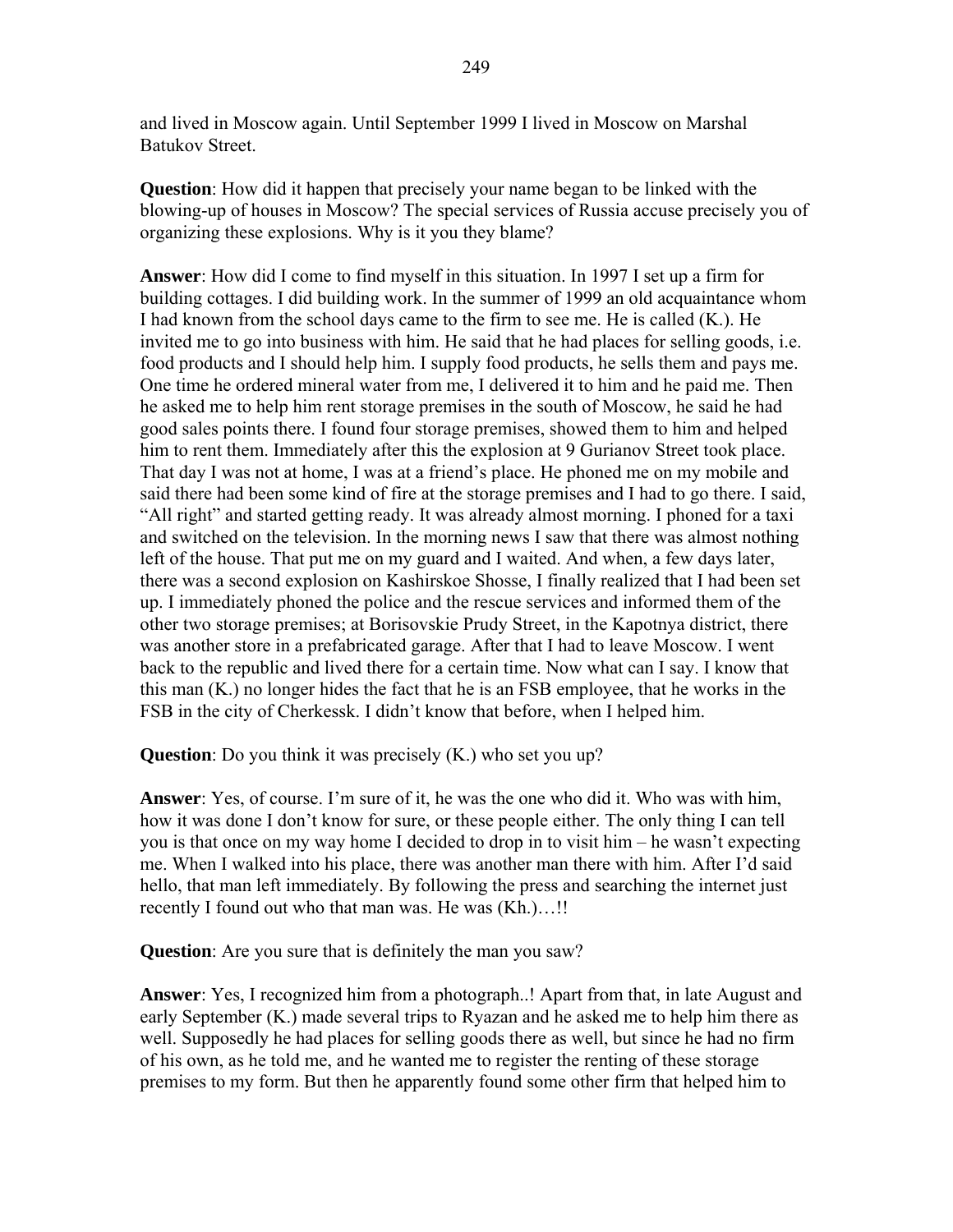and lived in Moscow again. Until September 1999 I lived in Moscow on Marshal Batukov Street.

**Question**: How did it happen that precisely your name began to be linked with the blowing-up of houses in Moscow? The special services of Russia accuse precisely you of organizing these explosions. Why is it you they blame?

**Answer**: How did I come to find myself in this situation. In 1997 I set up a firm for building cottages. I did building work. In the summer of 1999 an old acquaintance whom I had known from the school days came to the firm to see me. He is called (K.). He invited me to go into business with him. He said that he had places for selling goods, i.e. food products and I should help him. I supply food products, he sells them and pays me. One time he ordered mineral water from me, I delivered it to him and he paid me. Then he asked me to help him rent storage premises in the south of Moscow, he said he had good sales points there. I found four storage premises, showed them to him and helped him to rent them. Immediately after this the explosion at 9 Gurianov Street took place. That day I was not at home, I was at a friend's place. He phoned me on my mobile and said there had been some kind of fire at the storage premises and I had to go there. I said, "All right" and started getting ready. It was already almost morning. I phoned for a taxi and switched on the television. In the morning news I saw that there was almost nothing left of the house. That put me on my guard and I waited. And when, a few days later, there was a second explosion on Kashirskoe Shosse, I finally realized that I had been set up. I immediately phoned the police and the rescue services and informed them of the other two storage premises; at Borisovskie Prudy Street, in the Kapotnya district, there was another store in a prefabricated garage. After that I had to leave Moscow. I went back to the republic and lived there for a certain time. Now what can I say. I know that this man (K.) no longer hides the fact that he is an FSB employee, that he works in the FSB in the city of Cherkessk. I didn't know that before, when I helped him.

**Question**: Do you think it was precisely (K.) who set you up?

**Answer**: Yes, of course. I'm sure of it, he was the one who did it. Who was with him, how it was done I don't know for sure, or these people either. The only thing I can tell you is that once on my way home I decided to drop in to visit him – he wasn't expecting me. When I walked into his place, there was another man there with him. After I'd said hello, that man left immediately. By following the press and searching the internet just recently I found out who that man was. He was (Kh.)…!!

**Question**: Are you sure that is definitely the man you saw?

**Answer**: Yes, I recognized him from a photograph..! Apart from that, in late August and early September (K.) made several trips to Ryazan and he asked me to help him there as well. Supposedly he had places for selling goods there as well, but since he had no firm of his own, as he told me, and he wanted me to register the renting of these storage premises to my form. But then he apparently found some other firm that helped him to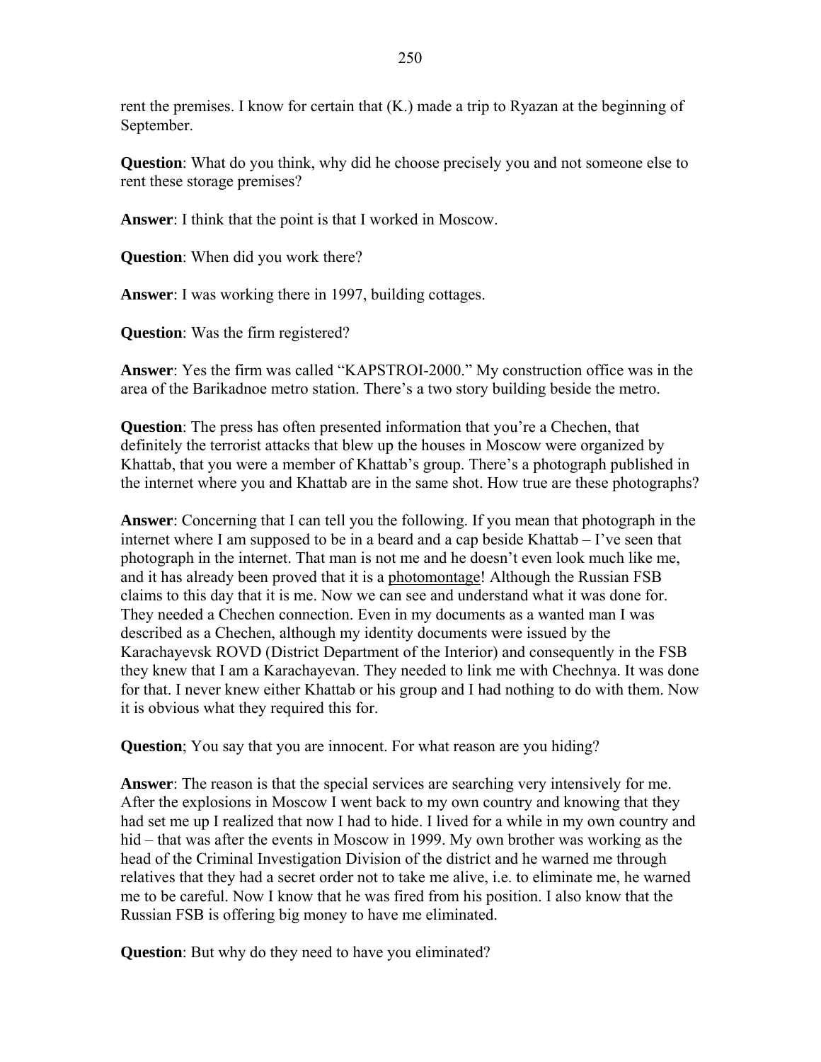rent the premises. I know for certain that (K.) made a trip to Ryazan at the beginning of September.

**Question**: What do you think, why did he choose precisely you and not someone else to rent these storage premises?

**Answer**: I think that the point is that I worked in Moscow.

**Question**: When did you work there?

**Answer**: I was working there in 1997, building cottages.

**Question**: Was the firm registered?

**Answer**: Yes the firm was called "KAPSTROI-2000." My construction office was in the area of the Barikadnoe metro station. There's a two story building beside the metro.

**Question**: The press has often presented information that you're a Chechen, that definitely the terrorist attacks that blew up the houses in Moscow were organized by Khattab, that you were a member of Khattab's group. There's a photograph published in the internet where you and Khattab are in the same shot. How true are these photographs?

**Answer**: Concerning that I can tell you the following. If you mean that photograph in the internet where I am supposed to be in a beard and a cap beside Khattab – I've seen that photograph in the internet. That man is not me and he doesn't even look much like me, and it has already been proved that it is a photomontage! Although the Russian FSB claims to this day that it is me. Now we can see and understand what it was done for. They needed a Chechen connection. Even in my documents as a wanted man I was described as a Chechen, although my identity documents were issued by the Karachayevsk ROVD (District Department of the Interior) and consequently in the FSB they knew that I am a Karachayevan. They needed to link me with Chechnya. It was done for that. I never knew either Khattab or his group and I had nothing to do with them. Now it is obvious what they required this for.

**Question**; You say that you are innocent. For what reason are you hiding?

**Answer**: The reason is that the special services are searching very intensively for me. After the explosions in Moscow I went back to my own country and knowing that they had set me up I realized that now I had to hide. I lived for a while in my own country and hid – that was after the events in Moscow in 1999. My own brother was working as the head of the Criminal Investigation Division of the district and he warned me through relatives that they had a secret order not to take me alive, i.e. to eliminate me, he warned me to be careful. Now I know that he was fired from his position. I also know that the Russian FSB is offering big money to have me eliminated.

**Question**: But why do they need to have you eliminated?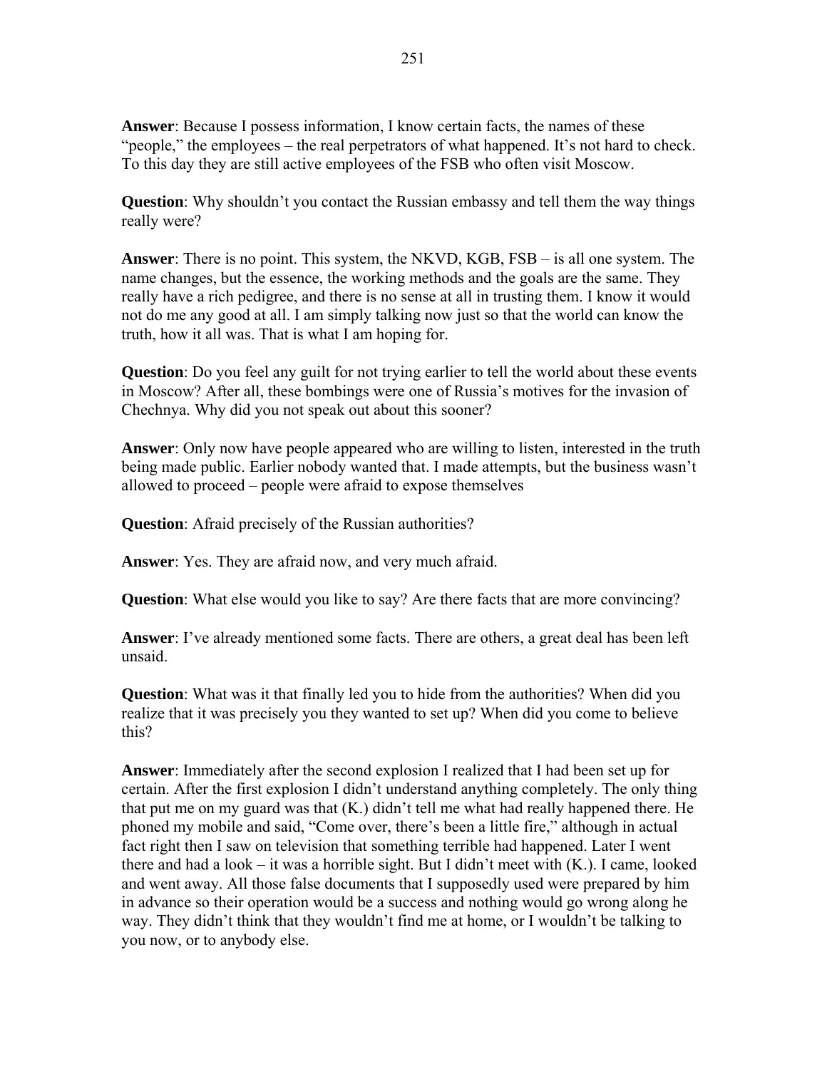**Answer**: Because I possess information, I know certain facts, the names of these "people," the employees – the real perpetrators of what happened. It's not hard to check. To this day they are still active employees of the FSB who often visit Moscow.

**Question**: Why shouldn't you contact the Russian embassy and tell them the way things really were?

**Answer**: There is no point. This system, the NKVD, KGB, FSB – is all one system. The name changes, but the essence, the working methods and the goals are the same. They really have a rich pedigree, and there is no sense at all in trusting them. I know it would not do me any good at all. I am simply talking now just so that the world can know the truth, how it all was. That is what I am hoping for.

**Question**: Do you feel any guilt for not trying earlier to tell the world about these events in Moscow? After all, these bombings were one of Russia's motives for the invasion of Chechnya. Why did you not speak out about this sooner?

**Answer**: Only now have people appeared who are willing to listen, interested in the truth being made public. Earlier nobody wanted that. I made attempts, but the business wasn't allowed to proceed – people were afraid to expose themselves

**Question**: Afraid precisely of the Russian authorities?

**Answer**: Yes. They are afraid now, and very much afraid.

**Question**: What else would you like to say? Are there facts that are more convincing?

**Answer**: I've already mentioned some facts. There are others, a great deal has been left unsaid.

**Question**: What was it that finally led you to hide from the authorities? When did you realize that it was precisely you they wanted to set up? When did you come to believe this?

**Answer**: Immediately after the second explosion I realized that I had been set up for certain. After the first explosion I didn't understand anything completely. The only thing that put me on my guard was that (K.) didn't tell me what had really happened there. He phoned my mobile and said, "Come over, there's been a little fire," although in actual fact right then I saw on television that something terrible had happened. Later I went there and had a look – it was a horrible sight. But I didn't meet with (K.). I came, looked and went away. All those false documents that I supposedly used were prepared by him in advance so their operation would be a success and nothing would go wrong along he way. They didn't think that they wouldn't find me at home, or I wouldn't be talking to you now, or to anybody else.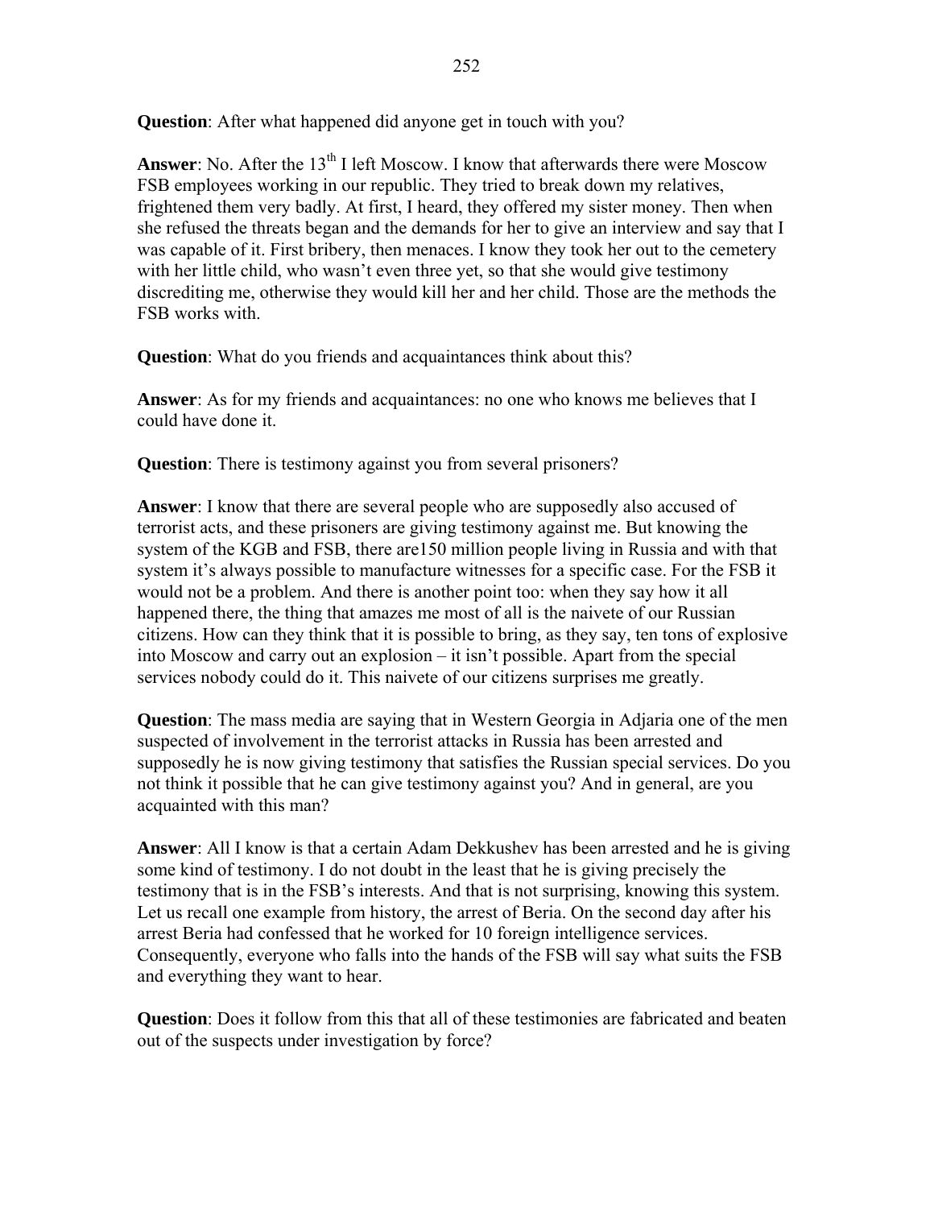**Question**: After what happened did anyone get in touch with you?

**Answer**: No. After the 13th I left Moscow. I know that afterwards there were Moscow FSB employees working in our republic. They tried to break down my relatives, frightened them very badly. At first, I heard, they offered my sister money. Then when she refused the threats began and the demands for her to give an interview and say that I was capable of it. First bribery, then menaces. I know they took her out to the cemetery with her little child, who wasn't even three yet, so that she would give testimony discrediting me, otherwise they would kill her and her child. Those are the methods the FSB works with.

**Question**: What do you friends and acquaintances think about this?

**Answer**: As for my friends and acquaintances: no one who knows me believes that I could have done it.

**Question**: There is testimony against you from several prisoners?

**Answer**: I know that there are several people who are supposedly also accused of terrorist acts, and these prisoners are giving testimony against me. But knowing the system of the KGB and FSB, there are150 million people living in Russia and with that system it's always possible to manufacture witnesses for a specific case. For the FSB it would not be a problem. And there is another point too: when they say how it all happened there, the thing that amazes me most of all is the naivete of our Russian citizens. How can they think that it is possible to bring, as they say, ten tons of explosive into Moscow and carry out an explosion – it isn't possible. Apart from the special services nobody could do it. This naivete of our citizens surprises me greatly.

**Question**: The mass media are saying that in Western Georgia in Adjaria one of the men suspected of involvement in the terrorist attacks in Russia has been arrested and supposedly he is now giving testimony that satisfies the Russian special services. Do you not think it possible that he can give testimony against you? And in general, are you acquainted with this man?

**Answer**: All I know is that a certain Adam Dekkushev has been arrested and he is giving some kind of testimony. I do not doubt in the least that he is giving precisely the testimony that is in the FSB's interests. And that is not surprising, knowing this system. Let us recall one example from history, the arrest of Beria. On the second day after his arrest Beria had confessed that he worked for 10 foreign intelligence services. Consequently, everyone who falls into the hands of the FSB will say what suits the FSB and everything they want to hear.

**Question**: Does it follow from this that all of these testimonies are fabricated and beaten out of the suspects under investigation by force?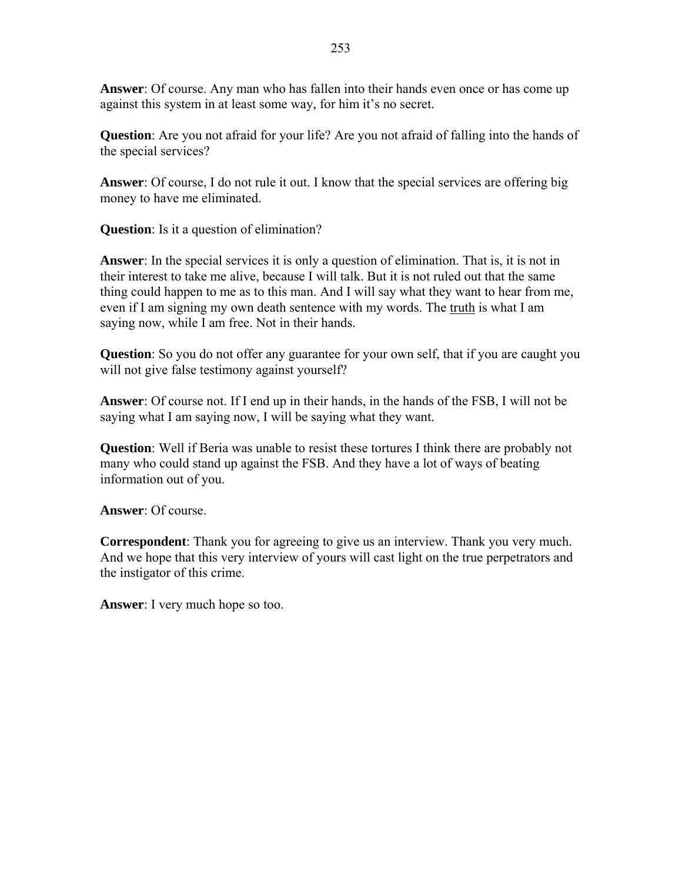**Answer**: Of course. Any man who has fallen into their hands even once or has come up against this system in at least some way, for him it's no secret.

**Question**: Are you not afraid for your life? Are you not afraid of falling into the hands of the special services?

**Answer**: Of course, I do not rule it out. I know that the special services are offering big money to have me eliminated.

**Question**: Is it a question of elimination?

**Answer**: In the special services it is only a question of elimination. That is, it is not in their interest to take me alive, because I will talk. But it is not ruled out that the same thing could happen to me as to this man. And I will say what they want to hear from me, even if I am signing my own death sentence with my words. The <u>truth</u> is what I am saying now, while I am free. Not in their hands.

**Question**: So you do not offer any guarantee for your own self, that if you are caught you will not give false testimony against yourself?

**Answer**: Of course not. If I end up in their hands, in the hands of the FSB, I will not be saying what I am saying now, I will be saying what they want.

**Question**: Well if Beria was unable to resist these tortures I think there are probably not many who could stand up against the FSB. And they have a lot of ways of beating information out of you.

**Answer**: Of course.

**Correspondent**: Thank you for agreeing to give us an interview. Thank you very much. And we hope that this very interview of yours will cast light on the true perpetrators and the instigator of this crime.

**Answer**: I very much hope so too.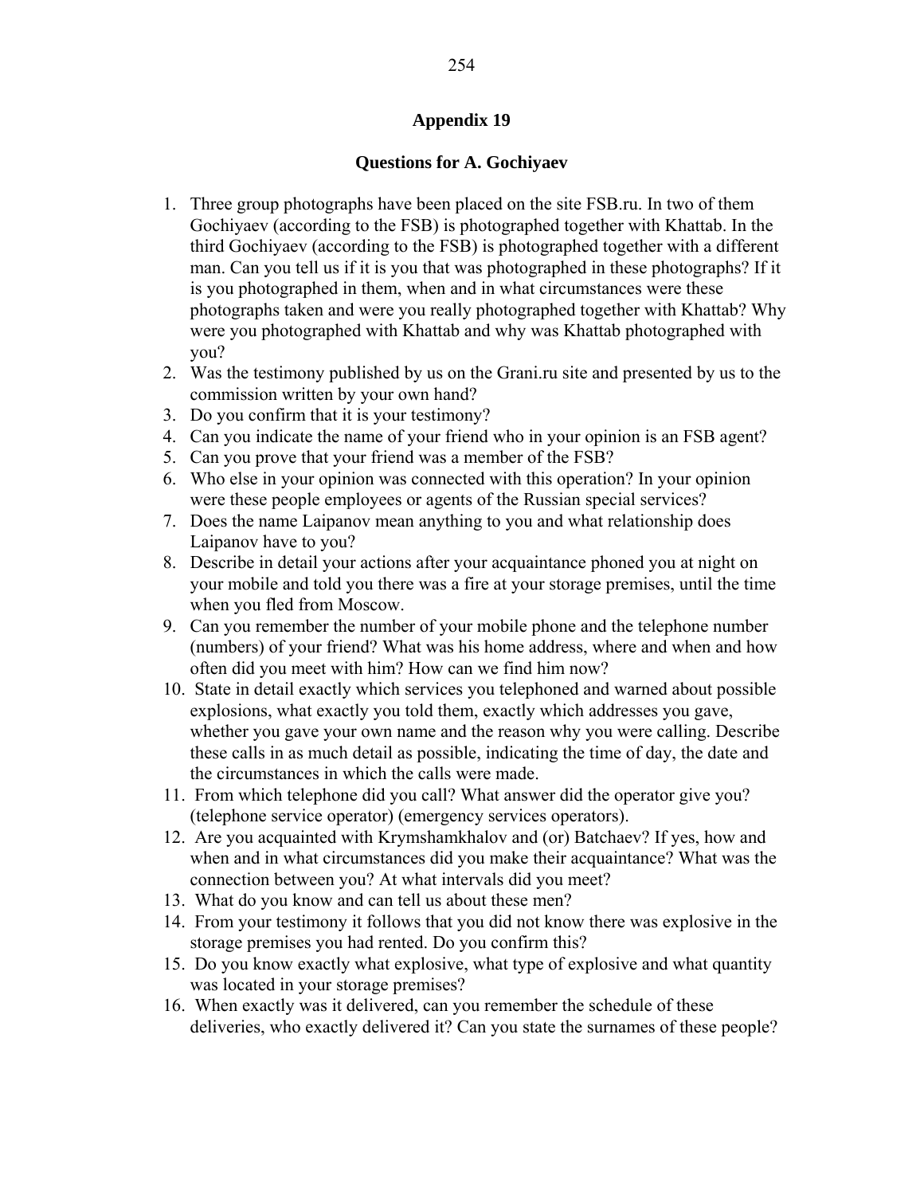## Appendix 19

### Questions for A. Gochiyaev

1. Three group photographs have been placed on the site FSB.ru. In two of them Gochiyaev (according to the FSB) is photographed together with Khattab. In the third Gochiyaev (according to the FSB) is photographed together with a different man. Can you tell us if it is you that was photographed in these photographs? If it is you photographed in them, when and in what circumstances were these photographs taken and were you really photographed together with Khattab? Why were you photographed with Khattab and why was Khattab photographed with you?
2. Was the testimony published by us on the Grani.ru site and presented by us to the commission written by your own hand?
3. Do you confirm that it is your testimony?
4. Can you indicate the name of your friend who in your opinion is an FSB agent?
5. Can you prove that your friend was a member of the FSB?
6. Who else in your opinion was connected with this operation? In your opinion were these people employees or agents of the Russian special services?
7. Does the name Laipanov mean anything to you and what relationship does Laipanov have to you?
8. Describe in detail your actions after your acquaintance phoned you at night on your mobile and told you there was a fire at your storage premises, until the time when you fled from Moscow.
9. Can you remember the number of your mobile phone and the telephone number (numbers) of your friend? What was his home address, where and when and how often did you meet with him? How can we find him now?
10. State in detail exactly which services you telephoned and warned about possible explosions, what exactly you told them, exactly which addresses you gave, whether you gave your own name and the reason why you were calling. Describe these calls in as much detail as possible, indicating the time of day, the date and the circumstances in which the calls were made.
11. From which telephone did you call? What answer did the operator give you? (telephone service operator) (emergency services operators).
12. Are you acquainted with Krymshamkhalov and (or) Batchaev? If yes, how and when and in what circumstances did you make their acquaintance? What was the connection between you? At what intervals did you meet?
13. What do you know and can tell us about these men?
14. From your testimony it follows that you did not know there was explosive in the storage premises you had rented. Do you confirm this?
15. Do you know exactly what explosive, what type of explosive and what quantity was located in your storage premises?
16. When exactly was it delivered, can you remember the schedule of these deliveries, who exactly delivered it? Can you state the surnames of these people?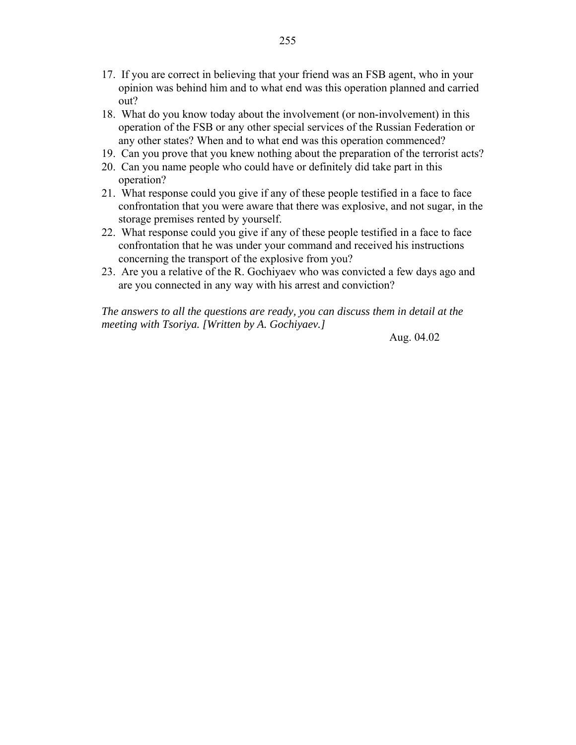17. If you are correct in believing that your friend was an FSB agent, who in your opinion was behind him and to what end was this operation planned and carried out?
18. What do you know today about the involvement (or non-involvement) in this operation of the FSB or any other special services of the Russian Federation or any other states? When and to what end was this operation commenced?
19. Can you prove that you knew nothing about the preparation of the terrorist acts?
20. Can you name people who could have or definitely did take part in this operation?
21. What response could you give if any of these people testified in a face to face confrontation that you were aware that there was explosive, and not sugar, in the storage premises rented by yourself.
22. What response could you give if any of these people testified in a face to face confrontation that he was under your command and received his instructions concerning the transport of the explosive from you?
23. Are you a relative of the R. Gochiyaev who was convicted a few days ago and are you connected in any way with his arrest and conviction?

*The answers to all the questions are ready, you can discuss them in detail at the meeting with Tsoriya. [Written by A. Gochiyaev.]*

Aug. 04.02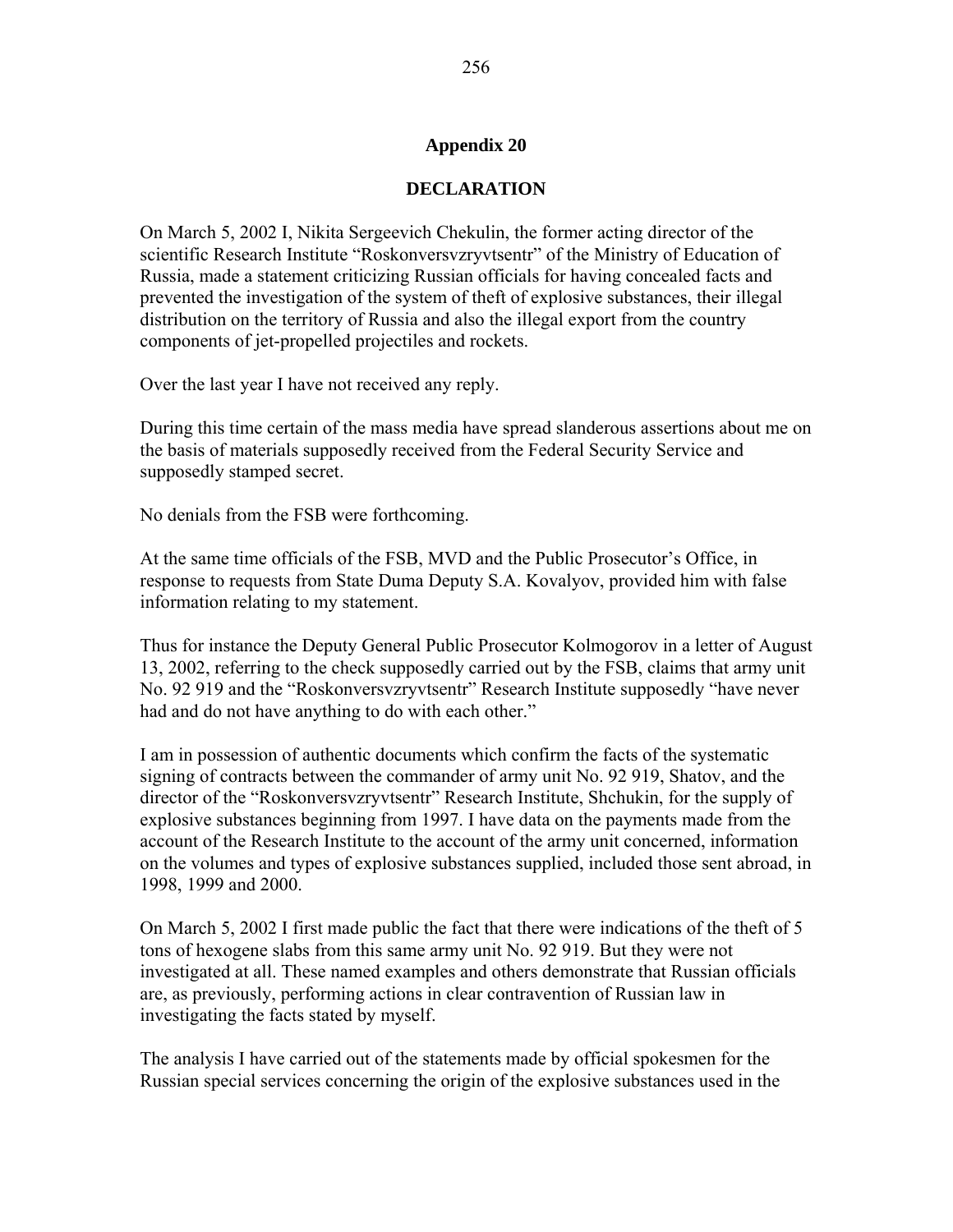## Appendix 20

### DECLARATION

On March 5, 2002 I, Nikita Sergeevich Chekulin, the former acting director of the scientific Research Institute "Roskonversvzryvtsentr" of the Ministry of Education of Russia, made a statement criticizing Russian officials for having concealed facts and prevented the investigation of the system of theft of explosive substances, their illegal distribution on the territory of Russia and also the illegal export from the country components of jet-propelled projectiles and rockets.

Over the last year I have not received any reply.

During this time certain of the mass media have spread slanderous assertions about me on the basis of materials supposedly received from the Federal Security Service and supposedly stamped secret.

No denials from the FSB were forthcoming.

At the same time officials of the FSB, MVD and the Public Prosecutor's Office, in response to requests from State Duma Deputy S.A. Kovalyov, provided him with false information relating to my statement.

Thus for instance the Deputy General Public Prosecutor Kolmogorov in a letter of August 13, 2002, referring to the check supposedly carried out by the FSB, claims that army unit No. 92 919 and the "Roskonversvzryvtsentr" Research Institute supposedly "have never had and do not have anything to do with each other."

I am in possession of authentic documents which confirm the facts of the systematic signing of contracts between the commander of army unit No. 92 919, Shatov, and the director of the "Roskonversvzryvtsentr" Research Institute, Shchukin, for the supply of explosive substances beginning from 1997. I have data on the payments made from the account of the Research Institute to the account of the army unit concerned, information on the volumes and types of explosive substances supplied, included those sent abroad, in 1998, 1999 and 2000.

On March 5, 2002 I first made public the fact that there were indications of the theft of 5 tons of hexogene slabs from this same army unit No. 92 919. But they were not investigated at all. These named examples and others demonstrate that Russian officials are, as previously, performing actions in clear contravention of Russian law in investigating the facts stated by myself.

The analysis I have carried out of the statements made by official spokesmen for the Russian special services concerning the origin of the explosive substances used in the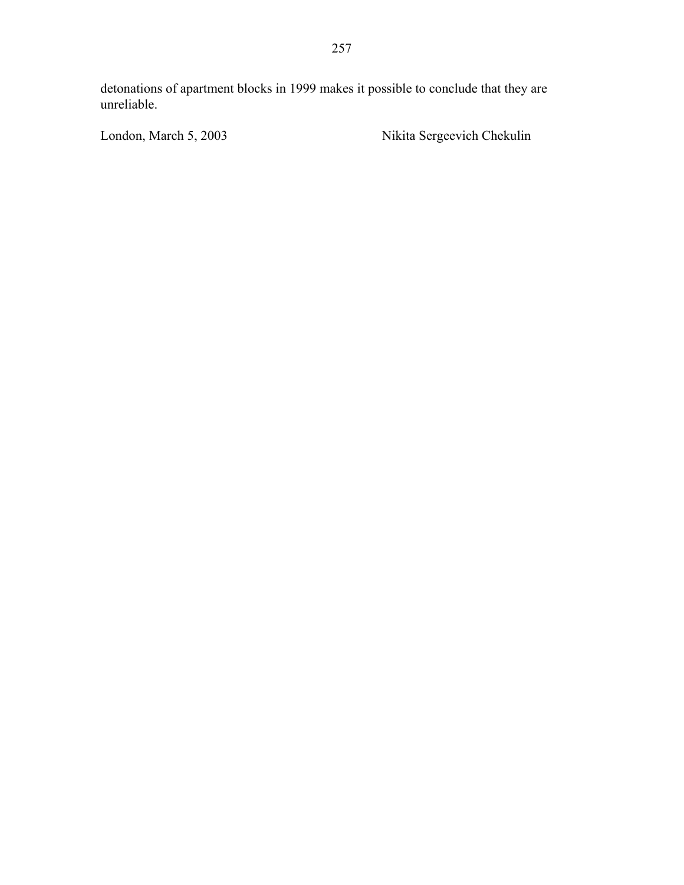detonations of apartment blocks in 1999 makes it possible to conclude that they are unreliable.

London, March 5, 2003 Nikita Sergeevich Chekulin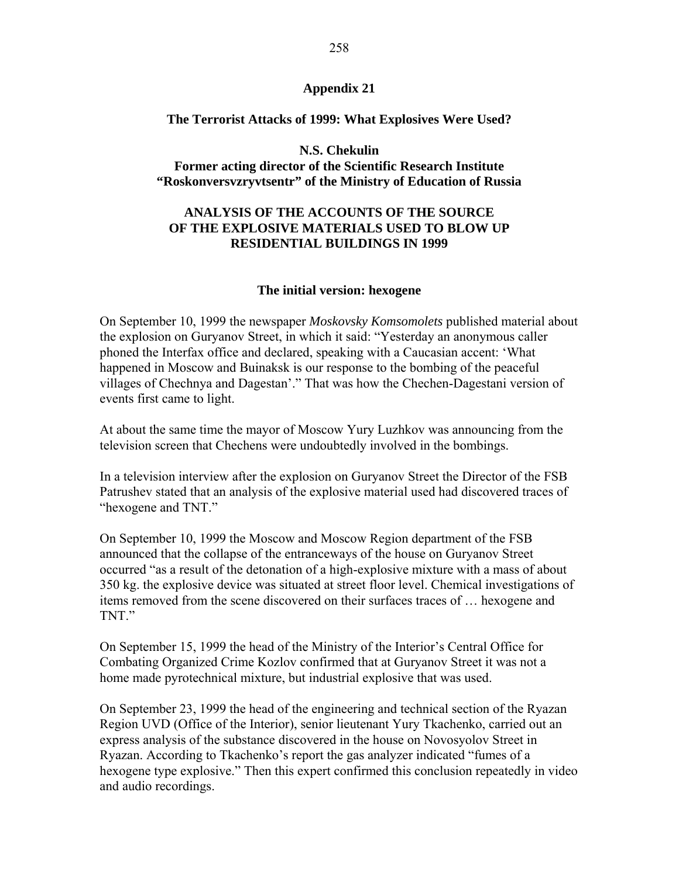# Appendix 21

## The Terrorist Attacks of 1999: What Explosives Were Used?

**N.S. Chekulin**
**Former acting director of the Scientific Research Institute "Roskonversvzryvtsentr" of the Ministry of Education of Russia**

## ANALYSIS OF THE ACCOUNTS OF THE SOURCE OF THE EXPLOSIVE MATERIALS USED TO BLOW UP RESIDENTIAL BUILDINGS IN 1999

### The initial version: hexogene

On September 10, 1999 the newspaper *Moskovsky Komsomolets* published material about the explosion on Guryanov Street, in which it said: "Yesterday an anonymous caller phoned the Interfax office and declared, speaking with a Caucasian accent: 'What happened in Moscow and Buinaksk is our response to the bombing of the peaceful villages of Chechnya and Dagestan'." That was how the Chechen-Dagestani version of events first came to light.

At about the same time the mayor of Moscow Yury Luzhkov was announcing from the television screen that Chechens were undoubtedly involved in the bombings.

In a television interview after the explosion on Guryanov Street the Director of the FSB Patrushev stated that an analysis of the explosive material used had discovered traces of "hexogene and TNT."

On September 10, 1999 the Moscow and Moscow Region department of the FSB announced that the collapse of the entranceways of the house on Guryanov Street occurred "as a result of the detonation of a high-explosive mixture with a mass of about 350 kg. the explosive device was situated at street floor level. Chemical investigations of items removed from the scene discovered on their surfaces traces of … hexogene and TNT."

On September 15, 1999 the head of the Ministry of the Interior's Central Office for Combating Organized Crime Kozlov confirmed that at Guryanov Street it was not a home made pyrotechnical mixture, but industrial explosive that was used.

On September 23, 1999 the head of the engineering and technical section of the Ryazan Region UVD (Office of the Interior), senior lieutenant Yury Tkachenko, carried out an express analysis of the substance discovered in the house on Novosyolov Street in Ryazan. According to Tkachenko's report the gas analyzer indicated "fumes of a hexogene type explosive." Then this expert confirmed this conclusion repeatedly in video and audio recordings.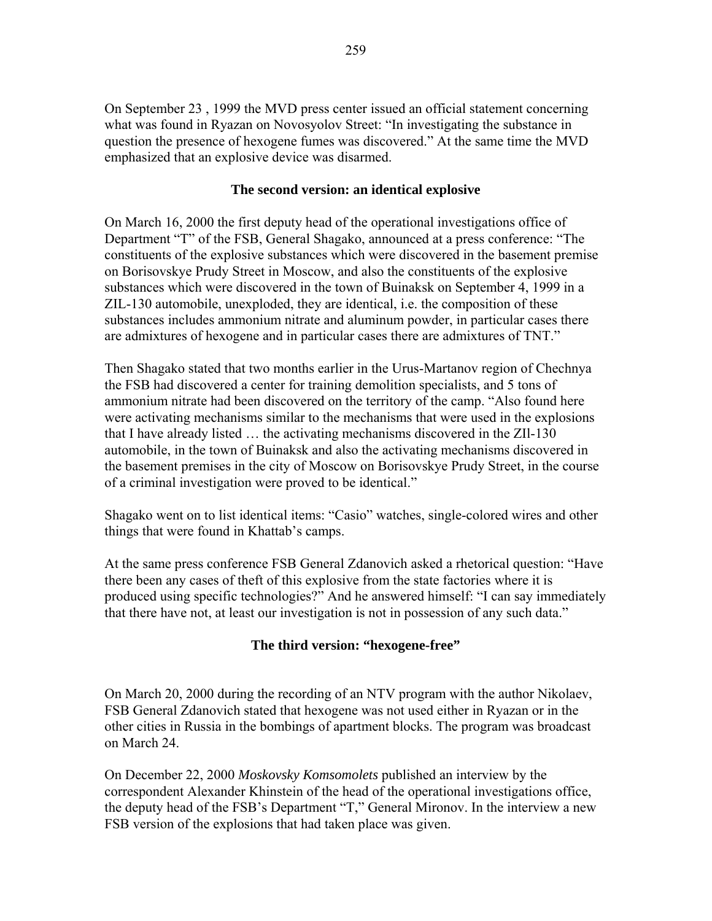On September 23 , 1999 the MVD press center issued an official statement concerning what was found in Ryazan on Novosyolov Street: "In investigating the substance in question the presence of hexogene fumes was discovered." At the same time the MVD emphasized that an explosive device was disarmed.

### The second version: an identical explosive

On March 16, 2000 the first deputy head of the operational investigations office of Department "T" of the FSB, General Shagako, announced at a press conference: "The constituents of the explosive substances which were discovered in the basement premise on Borisovskye Prudy Street in Moscow, and also the constituents of the explosive substances which were discovered in the town of Buinaksk on September 4, 1999 in a ZIL-130 automobile, unexploded, they are identical, i.e. the composition of these substances includes ammonium nitrate and aluminum powder, in particular cases there are admixtures of hexogene and in particular cases there are admixtures of TNT."

Then Shagako stated that two months earlier in the Urus-Martanov region of Chechnya the FSB had discovered a center for training demolition specialists, and 5 tons of ammonium nitrate had been discovered on the territory of the camp. "Also found here were activating mechanisms similar to the mechanisms that were used in the explosions that I have already listed … the activating mechanisms discovered in the ZIl-130 automobile, in the town of Buinaksk and also the activating mechanisms discovered in the basement premises in the city of Moscow on Borisovskye Prudy Street, in the course of a criminal investigation were proved to be identical."

Shagako went on to list identical items: "Casio" watches, single-colored wires and other things that were found in Khattab's camps.

At the same press conference FSB General Zdanovich asked a rhetorical question: "Have there been any cases of theft of this explosive from the state factories where it is produced using specific technologies?" And he answered himself: "I can say immediately that there have not, at least our investigation is not in possession of any such data."

### The third version: "hexogene-free"

On March 20, 2000 during the recording of an NTV program with the author Nikolaev, FSB General Zdanovich stated that hexogene was not used either in Ryazan or in the other cities in Russia in the bombings of apartment blocks. The program was broadcast on March 24.

On December 22, 2000 *Moskovsky Komsomolets* published an interview by the correspondent Alexander Khinstein of the head of the operational investigations office, the deputy head of the FSB's Department "T," General Mironov. In the interview a new FSB version of the explosions that had taken place was given.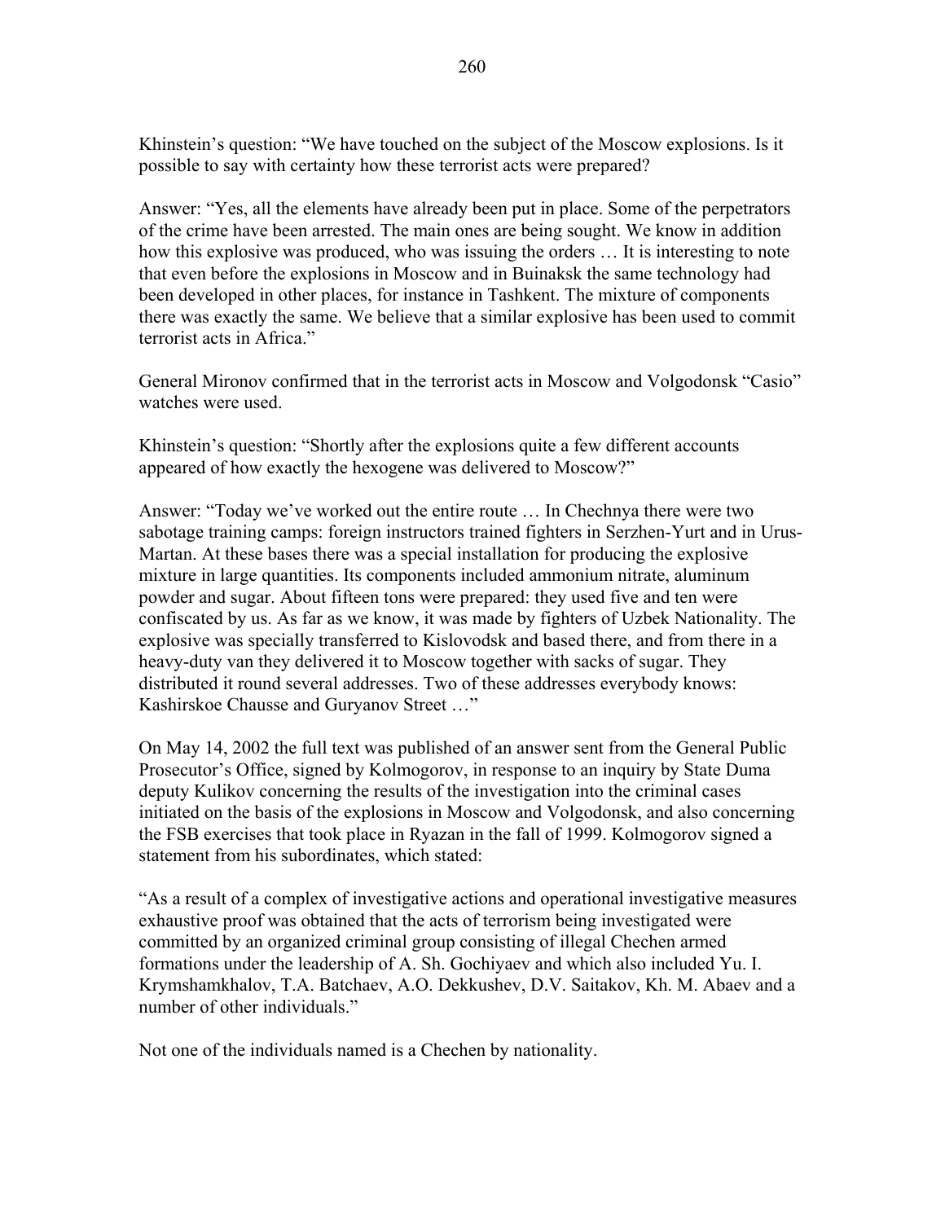Khinstein's question: "We have touched on the subject of the Moscow explosions. Is it possible to say with certainty how these terrorist acts were prepared?

Answer: "Yes, all the elements have already been put in place. Some of the perpetrators of the crime have been arrested. The main ones are being sought. We know in addition how this explosive was produced, who was issuing the orders … It is interesting to note that even before the explosions in Moscow and in Buinaksk the same technology had been developed in other places, for instance in Tashkent. The mixture of components there was exactly the same. We believe that a similar explosive has been used to commit terrorist acts in Africa."

General Mironov confirmed that in the terrorist acts in Moscow and Volgodonsk "Casio" watches were used.

Khinstein's question: "Shortly after the explosions quite a few different accounts appeared of how exactly the hexogene was delivered to Moscow?"

Answer: "Today we've worked out the entire route … In Chechnya there were two sabotage training camps: foreign instructors trained fighters in Serzhen-Yurt and in Urus-Martan. At these bases there was a special installation for producing the explosive mixture in large quantities. Its components included ammonium nitrate, aluminum powder and sugar. About fifteen tons were prepared: they used five and ten were confiscated by us. As far as we know, it was made by fighters of Uzbek Nationality. The explosive was specially transferred to Kislovodsk and based there, and from there in a heavy-duty van they delivered it to Moscow together with sacks of sugar. They distributed it round several addresses. Two of these addresses everybody knows: Kashirskoe Chausse and Guryanov Street …"

On May 14, 2002 the full text was published of an answer sent from the General Public Prosecutor's Office, signed by Kolmogorov, in response to an inquiry by State Duma deputy Kulikov concerning the results of the investigation into the criminal cases initiated on the basis of the explosions in Moscow and Volgodonsk, and also concerning the FSB exercises that took place in Ryazan in the fall of 1999. Kolmogorov signed a statement from his subordinates, which stated:

"As a result of a complex of investigative actions and operational investigative measures exhaustive proof was obtained that the acts of terrorism being investigated were committed by an organized criminal group consisting of illegal Chechen armed formations under the leadership of A. Sh. Gochiyaev and which also included Yu. I. Krymshamkhalov, T.A. Batchaev, A.O. Dekkushev, D.V. Saitakov, Kh. M. Abaev and a number of other individuals."

Not one of the individuals named is a Chechen by nationality.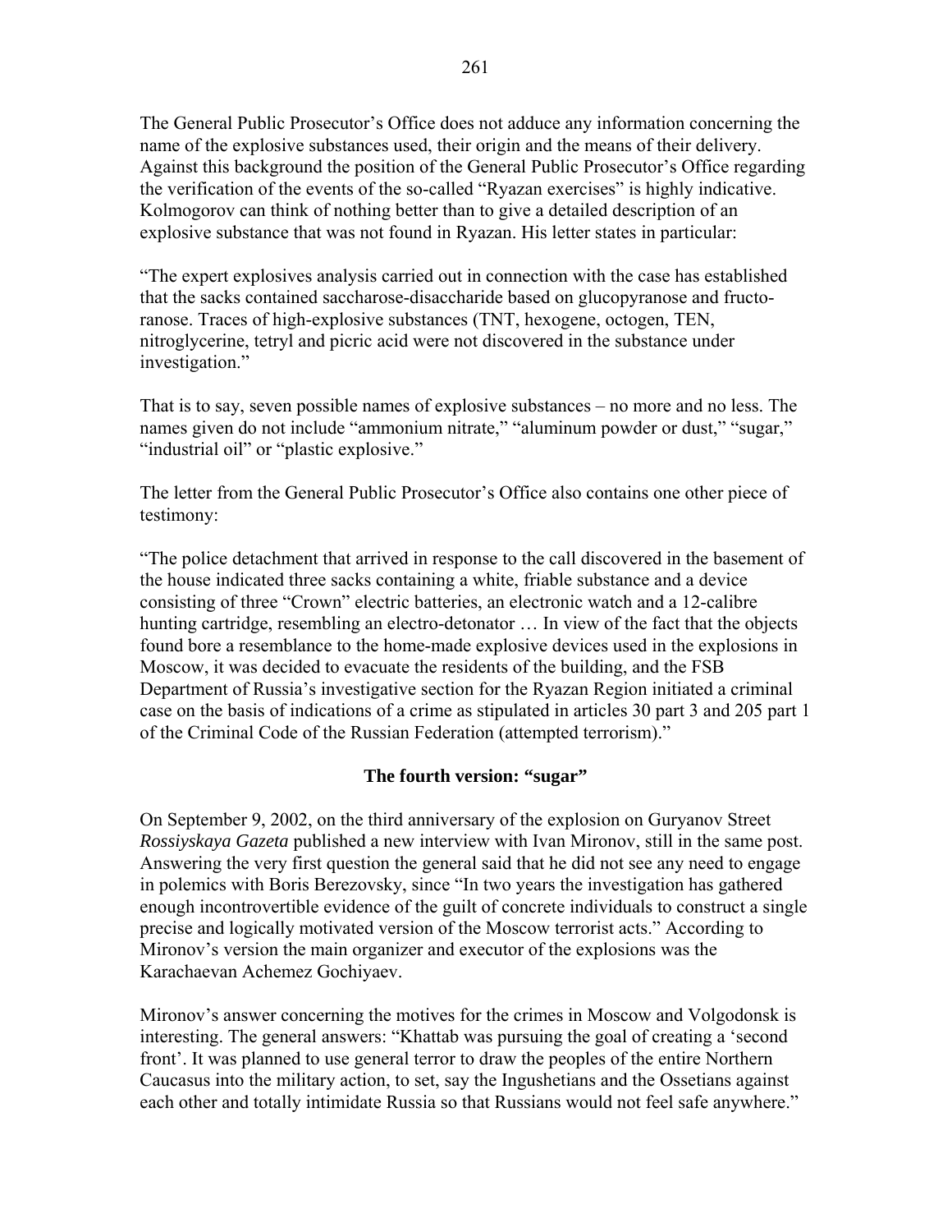The General Public Prosecutor's Office does not adduce any information concerning the name of the explosive substances used, their origin and the means of their delivery. Against this background the position of the General Public Prosecutor's Office regarding the verification of the events of the so-called "Ryazan exercises" is highly indicative. Kolmogorov can think of nothing better than to give a detailed description of an explosive substance that was not found in Ryazan. His letter states in particular:

"The expert explosives analysis carried out in connection with the case has established that the sacks contained saccharose-disaccharide based on glucopyranose and fructo-ranose. Traces of high-explosive substances (TNT, hexogene, octogen, TEN, nitroglycerine, tetryl and picric acid were not discovered in the substance under investigation."

That is to say, seven possible names of explosive substances – no more and no less. The names given do not include "ammonium nitrate," "aluminum powder or dust," "sugar," "industrial oil" or "plastic explosive."

The letter from the General Public Prosecutor's Office also contains one other piece of testimony:

"The police detachment that arrived in response to the call discovered in the basement of the house indicated three sacks containing a white, friable substance and a device consisting of three "Crown" electric batteries, an electronic watch and a 12-calibre hunting cartridge, resembling an electro-detonator … In view of the fact that the objects found bore a resemblance to the home-made explosive devices used in the explosions in Moscow, it was decided to evacuate the residents of the building, and the FSB Department of Russia's investigative section for the Ryazan Region initiated a criminal case on the basis of indications of a crime as stipulated in articles 30 part 3 and 205 part 1 of the Criminal Code of the Russian Federation (attempted terrorism)."

## The fourth version: "sugar"

On September 9, 2002, on the third anniversary of the explosion on Guryanov Street *Rossiyskaya Gazeta* published a new interview with Ivan Mironov, still in the same post. Answering the very first question the general said that he did not see any need to engage in polemics with Boris Berezovsky, since "In two years the investigation has gathered enough incontrovertible evidence of the guilt of concrete individuals to construct a single precise and logically motivated version of the Moscow terrorist acts." According to Mironov's version the main organizer and executor of the explosions was the Karachaevan Achemez Gochiyaev.

Mironov's answer concerning the motives for the crimes in Moscow and Volgodonsk is interesting. The general answers: "Khattab was pursuing the goal of creating a 'second front'. It was planned to use general terror to draw the peoples of the entire Northern Caucasus into the military action, to set, say the Ingushetians and the Ossetians against each other and totally intimidate Russia so that Russians would not feel safe anywhere."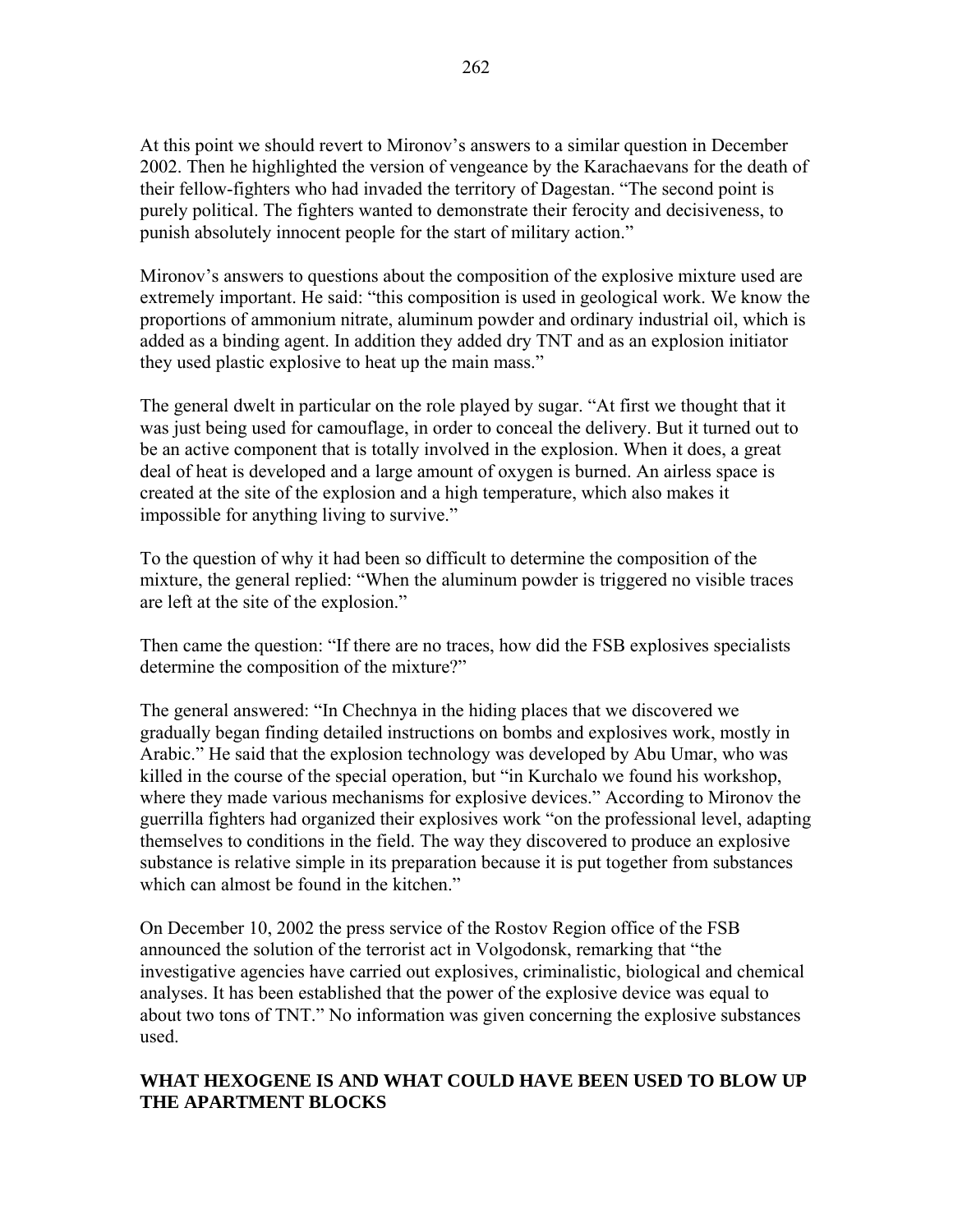At this point we should revert to Mironov's answers to a similar question in December 2002. Then he highlighted the version of vengeance by the Karachaevans for the death of their fellow-fighters who had invaded the territory of Dagestan. "The second point is purely political. The fighters wanted to demonstrate their ferocity and decisiveness, to punish absolutely innocent people for the start of military action."

Mironov's answers to questions about the composition of the explosive mixture used are extremely important. He said: "this composition is used in geological work. We know the proportions of ammonium nitrate, aluminum powder and ordinary industrial oil, which is added as a binding agent. In addition they added dry TNT and as an explosion initiator they used plastic explosive to heat up the main mass."

The general dwelt in particular on the role played by sugar. "At first we thought that it was just being used for camouflage, in order to conceal the delivery. But it turned out to be an active component that is totally involved in the explosion. When it does, a great deal of heat is developed and a large amount of oxygen is burned. An airless space is created at the site of the explosion and a high temperature, which also makes it impossible for anything living to survive."

To the question of why it had been so difficult to determine the composition of the mixture, the general replied: "When the aluminum powder is triggered no visible traces are left at the site of the explosion."

Then came the question: "If there are no traces, how did the FSB explosives specialists determine the composition of the mixture?"

The general answered: "In Chechnya in the hiding places that we discovered we gradually began finding detailed instructions on bombs and explosives work, mostly in Arabic." He said that the explosion technology was developed by Abu Umar, who was killed in the course of the special operation, but "in Kurchalo we found his workshop, where they made various mechanisms for explosive devices." According to Mironov the guerrilla fighters had organized their explosives work "on the professional level, adapting themselves to conditions in the field. The way they discovered to produce an explosive substance is relative simple in its preparation because it is put together from substances which can almost be found in the kitchen."

On December 10, 2002 the press service of the Rostov Region office of the FSB announced the solution of the terrorist act in Volgodonsk, remarking that "the investigative agencies have carried out explosives, criminalistic, biological and chemical analyses. It has been established that the power of the explosive device was equal to about two tons of TNT." No information was given concerning the explosive substances used.

## WHAT HEXOGENE IS AND WHAT COULD HAVE BEEN USED TO BLOW UP THE APARTMENT BLOCKS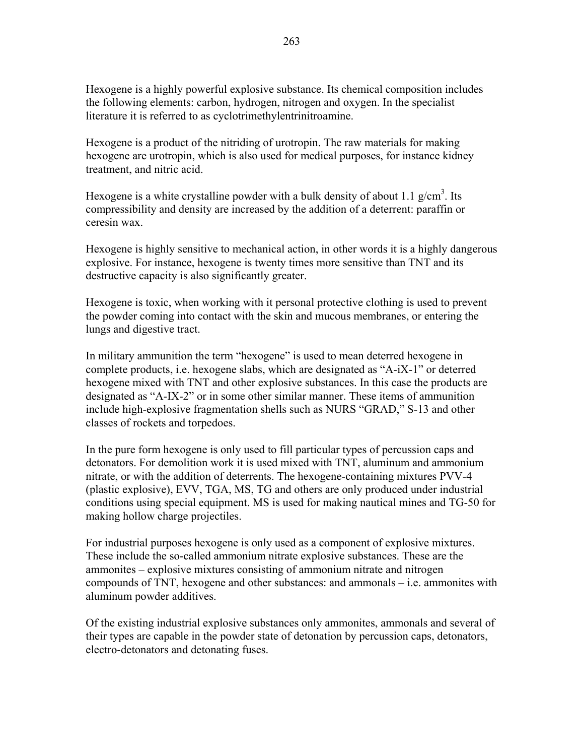Hexogene is a highly powerful explosive substance. Its chemical composition includes the following elements: carbon, hydrogen, nitrogen and oxygen. In the specialist literature it is referred to as cyclotrimethylentrinitroamine.

Hexogene is a product of the nitriding of urotropin. The raw materials for making hexogene are urotropin, which is also used for medical purposes, for instance kidney treatment, and nitric acid.

Hexogene is a white crystalline powder with a bulk density of about 1.1 g/cm$^3$. Its compressibility and density are increased by the addition of a deterrent: paraffin or ceresin wax.

Hexogene is highly sensitive to mechanical action, in other words it is a highly dangerous explosive. For instance, hexogene is twenty times more sensitive than TNT and its destructive capacity is also significantly greater.

Hexogene is toxic, when working with it personal protective clothing is used to prevent the powder coming into contact with the skin and mucous membranes, or entering the lungs and digestive tract.

In military ammunition the term "hexogene" is used to mean deterred hexogene in complete products, i.e. hexogene slabs, which are designated as "A-iX-1" or deterred hexogene mixed with TNT and other explosive substances. In this case the products are designated as "A-IX-2" or in some other similar manner. These items of ammunition include high-explosive fragmentation shells such as NURS "GRAD," S-13 and other classes of rockets and torpedoes.

In the pure form hexogene is only used to fill particular types of percussion caps and detonators. For demolition work it is used mixed with TNT, aluminum and ammonium nitrate, or with the addition of deterrents. The hexogene-containing mixtures PVV-4 (plastic explosive), EVV, TGA, MS, TG and others are only produced under industrial conditions using special equipment. MS is used for making nautical mines and TG-50 for making hollow charge projectiles.

For industrial purposes hexogene is only used as a component of explosive mixtures. These include the so-called ammonium nitrate explosive substances. These are the ammonites – explosive mixtures consisting of ammonium nitrate and nitrogen compounds of TNT, hexogene and other substances: and ammonals – i.e. ammonites with aluminum powder additives.

Of the existing industrial explosive substances only ammonites, ammonals and several of their types are capable in the powder state of detonation by percussion caps, detonators, electro-detonators and detonating fuses.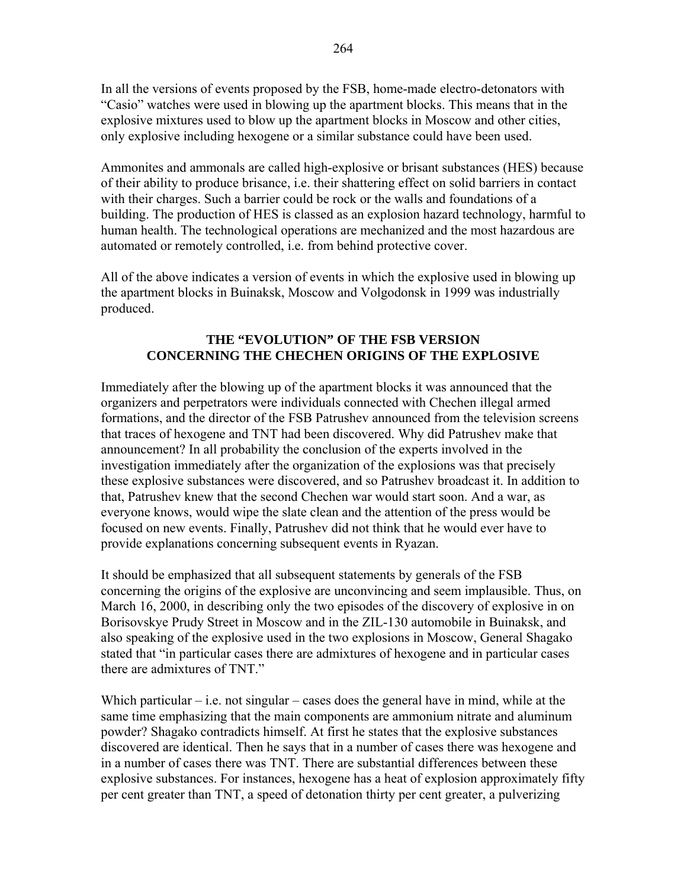In all the versions of events proposed by the FSB, home-made electro-detonators with "Casio" watches were used in blowing up the apartment blocks. This means that in the explosive mixtures used to blow up the apartment blocks in Moscow and other cities, only explosive including hexogene or a similar substance could have been used.

Ammonites and ammonals are called high-explosive or brisant substances (HES) because of their ability to produce brisance, i.e. their shattering effect on solid barriers in contact with their charges. Such a barrier could be rock or the walls and foundations of a building. The production of HES is classed as an explosion hazard technology, harmful to human health. The technological operations are mechanized and the most hazardous are automated or remotely controlled, i.e. from behind protective cover.

All of the above indicates a version of events in which the explosive used in blowing up the apartment blocks in Buinaksk, Moscow and Volgodonsk in 1999 was industrially produced.

## THE "EVOLUTION" OF THE FSB VERSION CONCERNING THE CHECHEN ORIGINS OF THE EXPLOSIVE

Immediately after the blowing up of the apartment blocks it was announced that the organizers and perpetrators were individuals connected with Chechen illegal armed formations, and the director of the FSB Patrushev announced from the television screens that traces of hexogene and TNT had been discovered. Why did Patrushev make that announcement? In all probability the conclusion of the experts involved in the investigation immediately after the organization of the explosions was that precisely these explosive substances were discovered, and so Patrushev broadcast it. In addition to that, Patrushev knew that the second Chechen war would start soon. And a war, as everyone knows, would wipe the slate clean and the attention of the press would be focused on new events. Finally, Patrushev did not think that he would ever have to provide explanations concerning subsequent events in Ryazan.

It should be emphasized that all subsequent statements by generals of the FSB concerning the origins of the explosive are unconvincing and seem implausible. Thus, on March 16, 2000, in describing only the two episodes of the discovery of explosive in on Borisovskye Prudy Street in Moscow and in the ZIL-130 automobile in Buinaksk, and also speaking of the explosive used in the two explosions in Moscow, General Shagako stated that "in particular cases there are admixtures of hexogene and in particular cases there are admixtures of TNT."

Which particular – i.e. not singular – cases does the general have in mind, while at the same time emphasizing that the main components are ammonium nitrate and aluminum powder? Shagako contradicts himself. At first he states that the explosive substances discovered are identical. Then he says that in a number of cases there was hexogene and in a number of cases there was TNT. There are substantial differences between these explosive substances. For instances, hexogene has a heat of explosion approximately fifty per cent greater than TNT, a speed of detonation thirty per cent greater, a pulverizing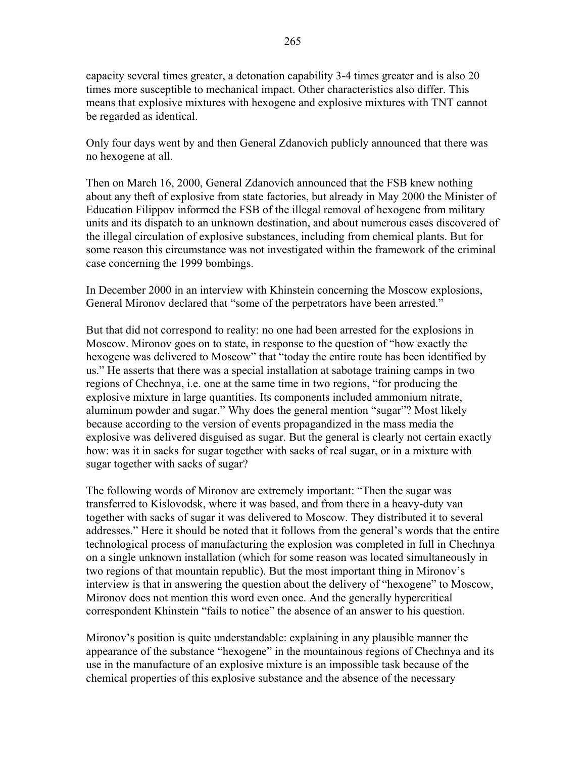capacity several times greater, a detonation capability 3-4 times greater and is also 20 times more susceptible to mechanical impact. Other characteristics also differ. This means that explosive mixtures with hexogene and explosive mixtures with TNT cannot be regarded as identical.

Only four days went by and then General Zdanovich publicly announced that there was no hexogene at all.

Then on March 16, 2000, General Zdanovich announced that the FSB knew nothing about any theft of explosive from state factories, but already in May 2000 the Minister of Education Filippov informed the FSB of the illegal removal of hexogene from military units and its dispatch to an unknown destination, and about numerous cases discovered of the illegal circulation of explosive substances, including from chemical plants. But for some reason this circumstance was not investigated within the framework of the criminal case concerning the 1999 bombings.

In December 2000 in an interview with Khinstein concerning the Moscow explosions, General Mironov declared that "some of the perpetrators have been arrested."

But that did not correspond to reality: no one had been arrested for the explosions in Moscow. Mironov goes on to state, in response to the question of "how exactly the hexogene was delivered to Moscow" that "today the entire route has been identified by us." He asserts that there was a special installation at sabotage training camps in two regions of Chechnya, i.e. one at the same time in two regions, "for producing the explosive mixture in large quantities. Its components included ammonium nitrate, aluminum powder and sugar." Why does the general mention "sugar"? Most likely because according to the version of events propagandized in the mass media the explosive was delivered disguised as sugar. But the general is clearly not certain exactly how: was it in sacks for sugar together with sacks of real sugar, or in a mixture with sugar together with sacks of sugar?

The following words of Mironov are extremely important: "Then the sugar was transferred to Kislovodsk, where it was based, and from there in a heavy-duty van together with sacks of sugar it was delivered to Moscow. They distributed it to several addresses." Here it should be noted that it follows from the general's words that the entire technological process of manufacturing the explosion was completed in full in Chechnya on a single unknown installation (which for some reason was located simultaneously in two regions of that mountain republic). But the most important thing in Mironov's interview is that in answering the question about the delivery of "hexogene" to Moscow, Mironov does not mention this word even once. And the generally hypercritical correspondent Khinstein "fails to notice" the absence of an answer to his question.

Mironov's position is quite understandable: explaining in any plausible manner the appearance of the substance "hexogene" in the mountainous regions of Chechnya and its use in the manufacture of an explosive mixture is an impossible task because of the chemical properties of this explosive substance and the absence of the necessary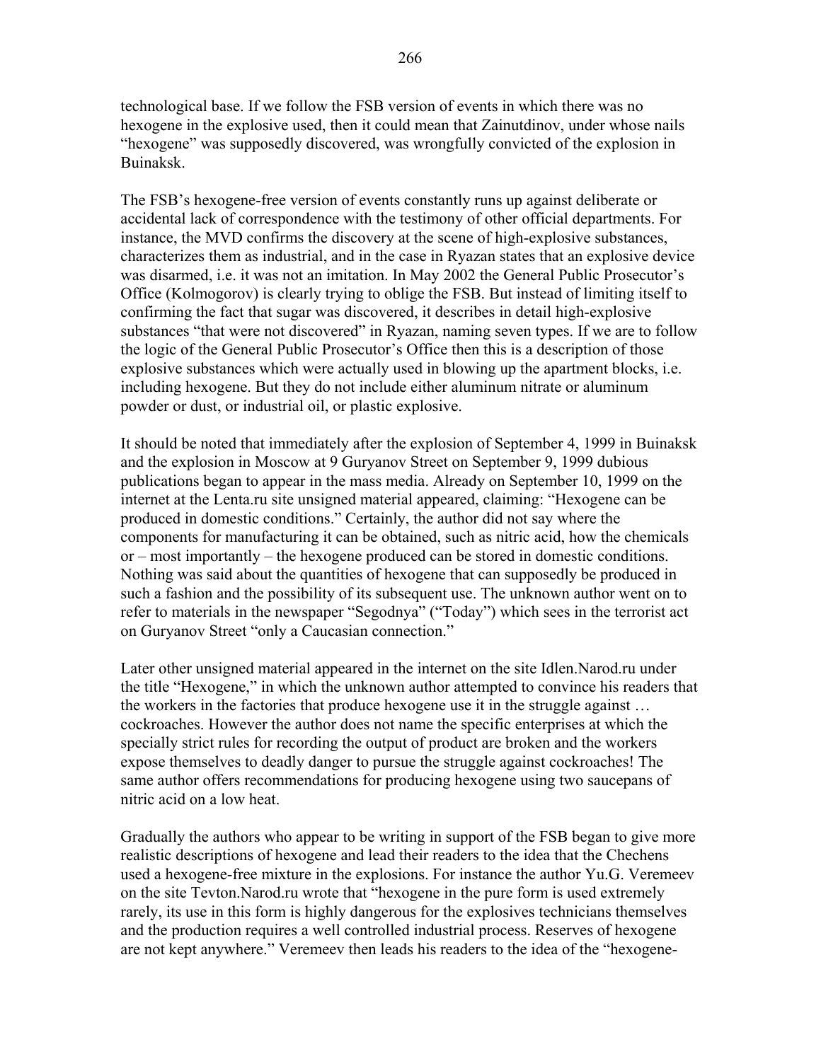technological base. If we follow the FSB version of events in which there was no hexogene in the explosive used, then it could mean that Zainutdinov, under whose nails "hexogene" was supposedly discovered, was wrongfully convicted of the explosion in Buinaksk.

The FSB's hexogene-free version of events constantly runs up against deliberate or accidental lack of correspondence with the testimony of other official departments. For instance, the MVD confirms the discovery at the scene of high-explosive substances, characterizes them as industrial, and in the case in Ryazan states that an explosive device was disarmed, i.e. it was not an imitation. In May 2002 the General Public Prosecutor's Office (Kolmogorov) is clearly trying to oblige the FSB. But instead of limiting itself to confirming the fact that sugar was discovered, it describes in detail high-explosive substances "that were not discovered" in Ryazan, naming seven types. If we are to follow the logic of the General Public Prosecutor's Office then this is a description of those explosive substances which were actually used in blowing up the apartment blocks, i.e. including hexogene. But they do not include either aluminum nitrate or aluminum powder or dust, or industrial oil, or plastic explosive.

It should be noted that immediately after the explosion of September 4, 1999 in Buinaksk and the explosion in Moscow at 9 Guryanov Street on September 9, 1999 dubious publications began to appear in the mass media. Already on September 10, 1999 on the internet at the Lenta.ru site unsigned material appeared, claiming: "Hexogene can be produced in domestic conditions." Certainly, the author did not say where the components for manufacturing it can be obtained, such as nitric acid, how the chemicals or – most importantly – the hexogene produced can be stored in domestic conditions. Nothing was said about the quantities of hexogene that can supposedly be produced in such a fashion and the possibility of its subsequent use. The unknown author went on to refer to materials in the newspaper "Segodnya" ("Today") which sees in the terrorist act on Guryanov Street "only a Caucasian connection."

Later other unsigned material appeared in the internet on the site Idlen.Narod.ru under the title "Hexogene," in which the unknown author attempted to convince his readers that the workers in the factories that produce hexogene use it in the struggle against … cockroaches. However the author does not name the specific enterprises at which the specially strict rules for recording the output of product are broken and the workers expose themselves to deadly danger to pursue the struggle against cockroaches! The same author offers recommendations for producing hexogene using two saucepans of nitric acid on a low heat.

Gradually the authors who appear to be writing in support of the FSB began to give more realistic descriptions of hexogene and lead their readers to the idea that the Chechens used a hexogene-free mixture in the explosions. For instance the author Yu.G. Veremeev on the site Tevton.Narod.ru wrote that "hexogene in the pure form is used extremely rarely, its use in this form is highly dangerous for the explosives technicians themselves and the production requires a well controlled industrial process. Reserves of hexogene are not kept anywhere." Veremeev then leads his readers to the idea of the "hexogene-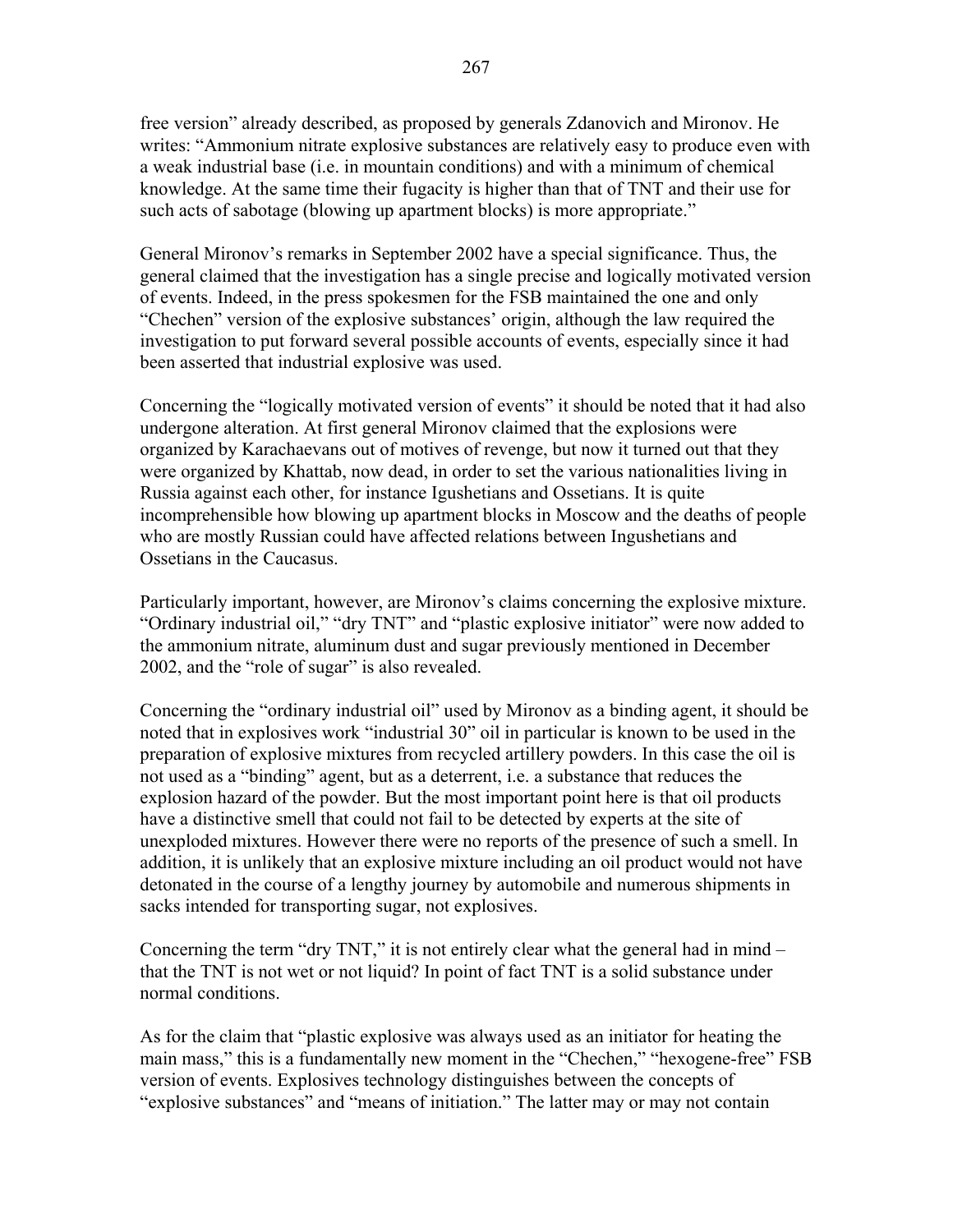free version" already described, as proposed by generals Zdanovich and Mironov. He writes: "Ammonium nitrate explosive substances are relatively easy to produce even with a weak industrial base (i.e. in mountain conditions) and with a minimum of chemical knowledge. At the same time their fugacity is higher than that of TNT and their use for such acts of sabotage (blowing up apartment blocks) is more appropriate."

General Mironov's remarks in September 2002 have a special significance. Thus, the general claimed that the investigation has a single precise and logically motivated version of events. Indeed, in the press spokesmen for the FSB maintained the one and only "Chechen" version of the explosive substances' origin, although the law required the investigation to put forward several possible accounts of events, especially since it had been asserted that industrial explosive was used.

Concerning the "logically motivated version of events" it should be noted that it had also undergone alteration. At first general Mironov claimed that the explosions were organized by Karachaevans out of motives of revenge, but now it turned out that they were organized by Khattab, now dead, in order to set the various nationalities living in Russia against each other, for instance Igushetians and Ossetians. It is quite incomprehensible how blowing up apartment blocks in Moscow and the deaths of people who are mostly Russian could have affected relations between Ingushetians and Ossetians in the Caucasus.

Particularly important, however, are Mironov's claims concerning the explosive mixture. "Ordinary industrial oil," "dry TNT" and "plastic explosive initiator" were now added to the ammonium nitrate, aluminum dust and sugar previously mentioned in December 2002, and the "role of sugar" is also revealed.

Concerning the "ordinary industrial oil" used by Mironov as a binding agent, it should be noted that in explosives work "industrial 30" oil in particular is known to be used in the preparation of explosive mixtures from recycled artillery powders. In this case the oil is not used as a "binding" agent, but as a deterrent, i.e. a substance that reduces the explosion hazard of the powder. But the most important point here is that oil products have a distinctive smell that could not fail to be detected by experts at the site of unexploded mixtures. However there were no reports of the presence of such a smell. In addition, it is unlikely that an explosive mixture including an oil product would not have detonated in the course of a lengthy journey by automobile and numerous shipments in sacks intended for transporting sugar, not explosives.

Concerning the term "dry TNT," it is not entirely clear what the general had in mind – that the TNT is not wet or not liquid? In point of fact TNT is a solid substance under normal conditions.

As for the claim that "plastic explosive was always used as an initiator for heating the main mass," this is a fundamentally new moment in the "Chechen," "hexogene-free" FSB version of events. Explosives technology distinguishes between the concepts of "explosive substances" and "means of initiation." The latter may or may not contain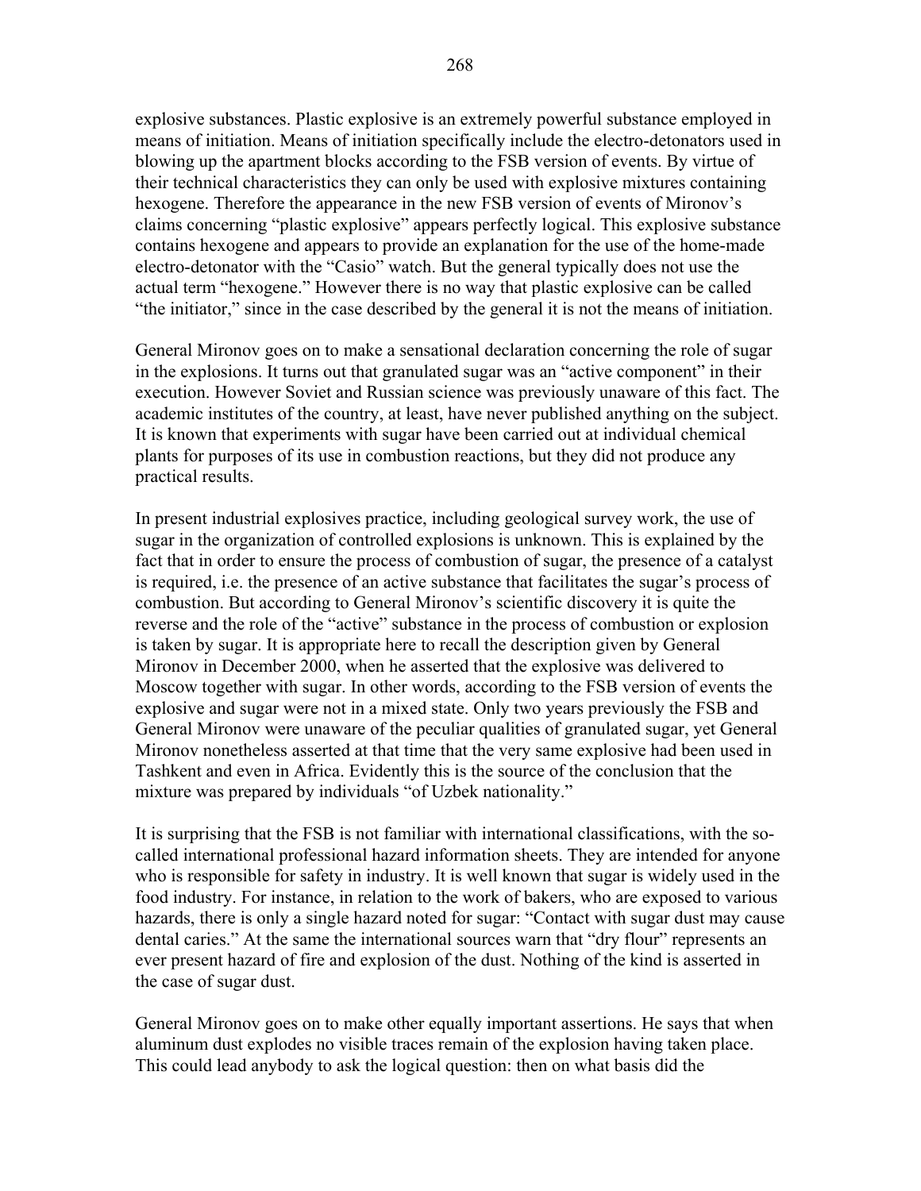explosive substances. Plastic explosive is an extremely powerful substance employed in means of initiation. Means of initiation specifically include the electro-detonators used in blowing up the apartment blocks according to the FSB version of events. By virtue of their technical characteristics they can only be used with explosive mixtures containing hexogene. Therefore the appearance in the new FSB version of events of Mironov's claims concerning "plastic explosive" appears perfectly logical. This explosive substance contains hexogene and appears to provide an explanation for the use of the home-made electro-detonator with the "Casio" watch. But the general typically does not use the actual term "hexogene." However there is no way that plastic explosive can be called "the initiator," since in the case described by the general it is not the means of initiation.

General Mironov goes on to make a sensational declaration concerning the role of sugar in the explosions. It turns out that granulated sugar was an "active component" in their execution. However Soviet and Russian science was previously unaware of this fact. The academic institutes of the country, at least, have never published anything on the subject. It is known that experiments with sugar have been carried out at individual chemical plants for purposes of its use in combustion reactions, but they did not produce any practical results.

In present industrial explosives practice, including geological survey work, the use of sugar in the organization of controlled explosions is unknown. This is explained by the fact that in order to ensure the process of combustion of sugar, the presence of a catalyst is required, i.e. the presence of an active substance that facilitates the sugar's process of combustion. But according to General Mironov's scientific discovery it is quite the reverse and the role of the "active" substance in the process of combustion or explosion is taken by sugar. It is appropriate here to recall the description given by General Mironov in December 2000, when he asserted that the explosive was delivered to Moscow together with sugar. In other words, according to the FSB version of events the explosive and sugar were not in a mixed state. Only two years previously the FSB and General Mironov were unaware of the peculiar qualities of granulated sugar, yet General Mironov nonetheless asserted at that time that the very same explosive had been used in Tashkent and even in Africa. Evidently this is the source of the conclusion that the mixture was prepared by individuals "of Uzbek nationality."

It is surprising that the FSB is not familiar with international classifications, with the so-called international professional hazard information sheets. They are intended for anyone who is responsible for safety in industry. It is well known that sugar is widely used in the food industry. For instance, in relation to the work of bakers, who are exposed to various hazards, there is only a single hazard noted for sugar: "Contact with sugar dust may cause dental caries." At the same the international sources warn that "dry flour" represents an ever present hazard of fire and explosion of the dust. Nothing of the kind is asserted in the case of sugar dust.

General Mironov goes on to make other equally important assertions. He says that when aluminum dust explodes no visible traces remain of the explosion having taken place. This could lead anybody to ask the logical question: then on what basis did the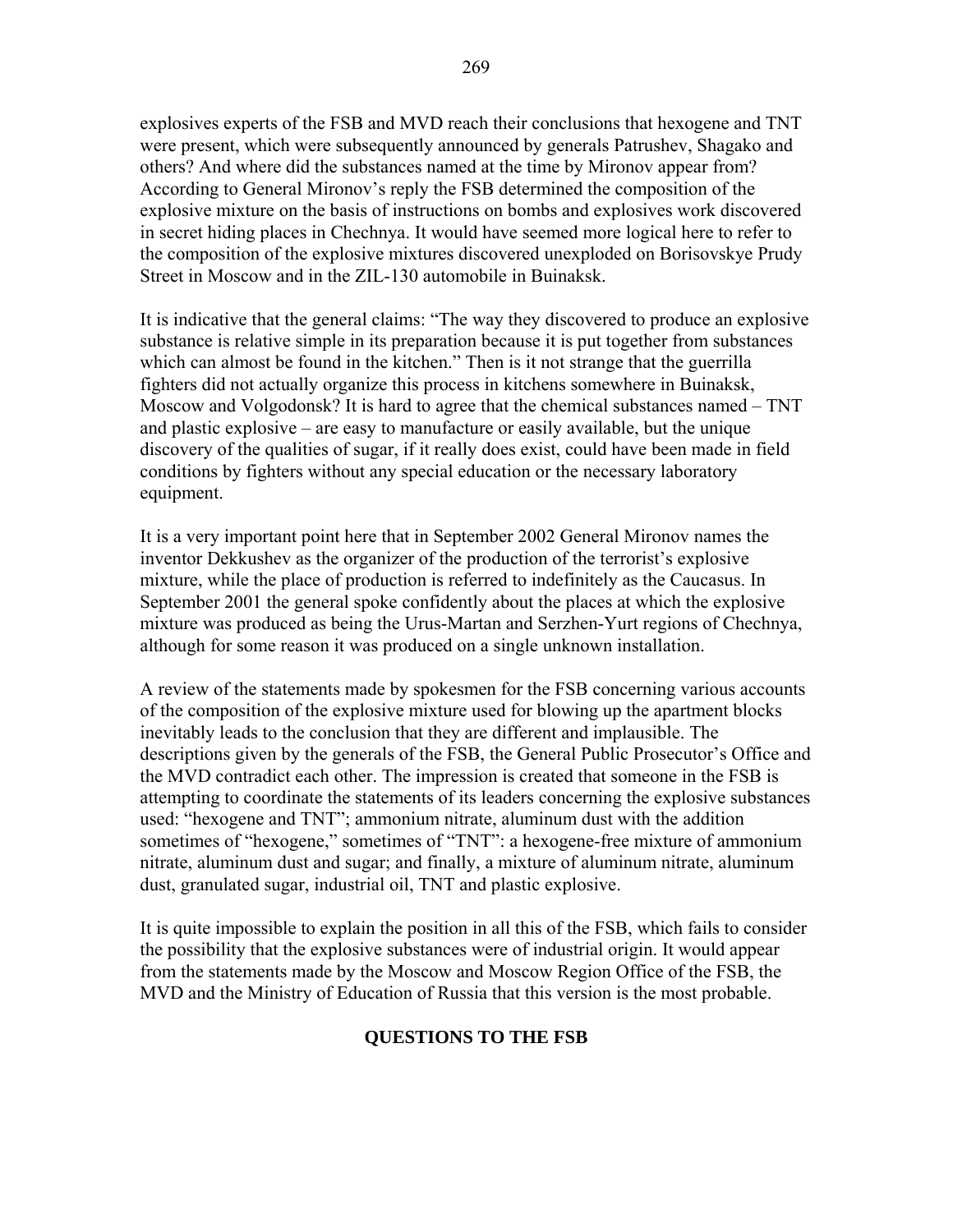explosives experts of the FSB and MVD reach their conclusions that hexogene and TNT were present, which were subsequently announced by generals Patrushev, Shagako and others? And where did the substances named at the time by Mironov appear from? According to General Mironov's reply the FSB determined the composition of the explosive mixture on the basis of instructions on bombs and explosives work discovered in secret hiding places in Chechnya. It would have seemed more logical here to refer to the composition of the explosive mixtures discovered unexploded on Borisovskye Prudy Street in Moscow and in the ZIL-130 automobile in Buinaksk.

It is indicative that the general claims: "The way they discovered to produce an explosive substance is relative simple in its preparation because it is put together from substances which can almost be found in the kitchen." Then is it not strange that the guerrilla fighters did not actually organize this process in kitchens somewhere in Buinaksk, Moscow and Volgodonsk? It is hard to agree that the chemical substances named – TNT and plastic explosive – are easy to manufacture or easily available, but the unique discovery of the qualities of sugar, if it really does exist, could have been made in field conditions by fighters without any special education or the necessary laboratory equipment.

It is a very important point here that in September 2002 General Mironov names the inventor Dekkushev as the organizer of the production of the terrorist's explosive mixture, while the place of production is referred to indefinitely as the Caucasus. In September 2001 the general spoke confidently about the places at which the explosive mixture was produced as being the Urus-Martan and Serzhen-Yurt regions of Chechnya, although for some reason it was produced on a single unknown installation.

A review of the statements made by spokesmen for the FSB concerning various accounts of the composition of the explosive mixture used for blowing up the apartment blocks inevitably leads to the conclusion that they are different and implausible. The descriptions given by the generals of the FSB, the General Public Prosecutor's Office and the MVD contradict each other. The impression is created that someone in the FSB is attempting to coordinate the statements of its leaders concerning the explosive substances used: "hexogene and TNT"; ammonium nitrate, aluminum dust with the addition sometimes of "hexogene," sometimes of "TNT": a hexogene-free mixture of ammonium nitrate, aluminum dust and sugar; and finally, a mixture of aluminum nitrate, aluminum dust, granulated sugar, industrial oil, TNT and plastic explosive.

It is quite impossible to explain the position in all this of the FSB, which fails to consider the possibility that the explosive substances were of industrial origin. It would appear from the statements made by the Moscow and Moscow Region Office of the FSB, the MVD and the Ministry of Education of Russia that this version is the most probable.

## QUESTIONS TO THE FSB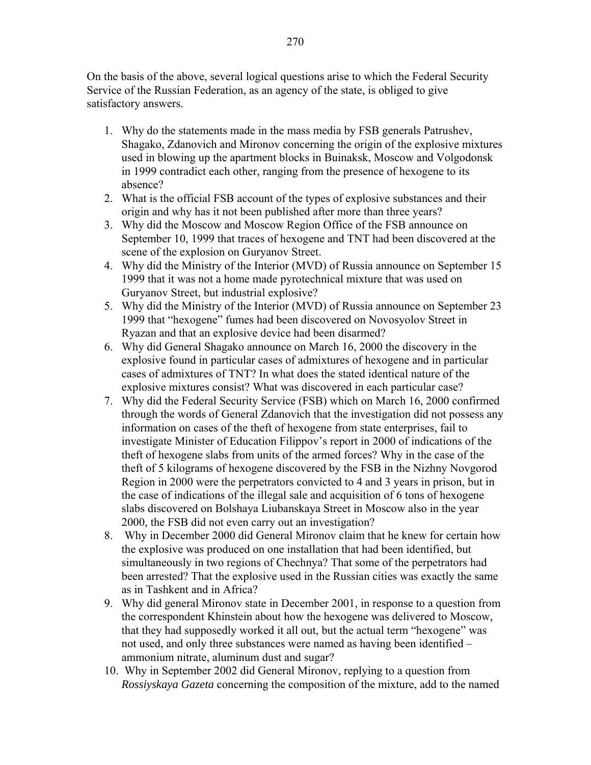On the basis of the above, several logical questions arise to which the Federal Security Service of the Russian Federation, as an agency of the state, is obliged to give satisfactory answers.

1. Why do the statements made in the mass media by FSB generals Patrushev, Shagako, Zdanovich and Mironov concerning the origin of the explosive mixtures used in blowing up the apartment blocks in Buinaksk, Moscow and Volgodonsk in 1999 contradict each other, ranging from the presence of hexogene to its absence?
2. What is the official FSB account of the types of explosive substances and their origin and why has it not been published after more than three years?
3. Why did the Moscow and Moscow Region Office of the FSB announce on September 10, 1999 that traces of hexogene and TNT had been discovered at the scene of the explosion on Guryanov Street.
4. Why did the Ministry of the Interior (MVD) of Russia announce on September 15 1999 that it was not a home made pyrotechnical mixture that was used on Guryanov Street, but industrial explosive?
5. Why did the Ministry of the Interior (MVD) of Russia announce on September 23 1999 that "hexogene" fumes had been discovered on Novosyolov Street in Ryazan and that an explosive device had been disarmed?
6. Why did General Shagako announce on March 16, 2000 the discovery in the explosive found in particular cases of admixtures of hexogene and in particular cases of admixtures of TNT? In what does the stated identical nature of the explosive mixtures consist? What was discovered in each particular case?
7. Why did the Federal Security Service (FSB) which on March 16, 2000 confirmed through the words of General Zdanovich that the investigation did not possess any information on cases of the theft of hexogene from state enterprises, fail to investigate Minister of Education Filippov's report in 2000 of indications of the theft of hexogene slabs from units of the armed forces? Why in the case of the theft of 5 kilograms of hexogene discovered by the FSB in the Nizhny Novgorod Region in 2000 were the perpetrators convicted to 4 and 3 years in prison, but in the case of indications of the illegal sale and acquisition of 6 tons of hexogene slabs discovered on Bolshaya Liubanskaya Street in Moscow also in the year 2000, the FSB did not even carry out an investigation?
8. Why in December 2000 did General Mironov claim that he knew for certain how the explosive was produced on one installation that had been identified, but simultaneously in two regions of Chechnya? That some of the perpetrators had been arrested? That the explosive used in the Russian cities was exactly the same as in Tashkent and in Africa?
9. Why did general Mironov state in December 2001, in response to a question from the correspondent Khinstein about how the hexogene was delivered to Moscow, that they had supposedly worked it all out, but the actual term "hexogene" was not used, and only three substances were named as having been identified – ammonium nitrate, aluminum dust and sugar?
10. Why in September 2002 did General Mironov, replying to a question from *Rossiyskaya Gazeta* concerning the composition of the mixture, add to the named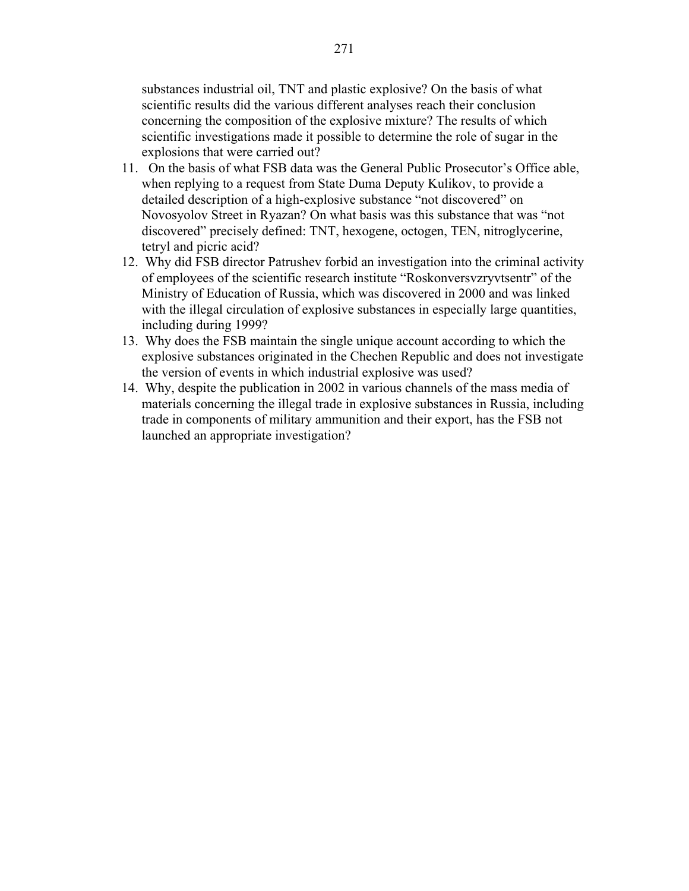substances industrial oil, TNT and plastic explosive? On the basis of what scientific results did the various different analyses reach their conclusion concerning the composition of the explosive mixture? The results of which scientific investigations made it possible to determine the role of sugar in the explosions that were carried out?

11. On the basis of what FSB data was the General Public Prosecutor's Office able, when replying to a request from State Duma Deputy Kulikov, to provide a detailed description of a high-explosive substance "not discovered" on Novosyolov Street in Ryazan? On what basis was this substance that was "not discovered" precisely defined: TNT, hexogene, octogen, TEN, nitroglycerine, tetryl and picric acid?
12. Why did FSB director Patrushev forbid an investigation into the criminal activity of employees of the scientific research institute "Roskonversvzryvtsentr" of the Ministry of Education of Russia, which was discovered in 2000 and was linked with the illegal circulation of explosive substances in especially large quantities, including during 1999?
13. Why does the FSB maintain the single unique account according to which the explosive substances originated in the Chechen Republic and does not investigate the version of events in which industrial explosive was used?
14. Why, despite the publication in 2002 in various channels of the mass media of materials concerning the illegal trade in explosive substances in Russia, including trade in components of military ammunition and their export, has the FSB not launched an appropriate investigation?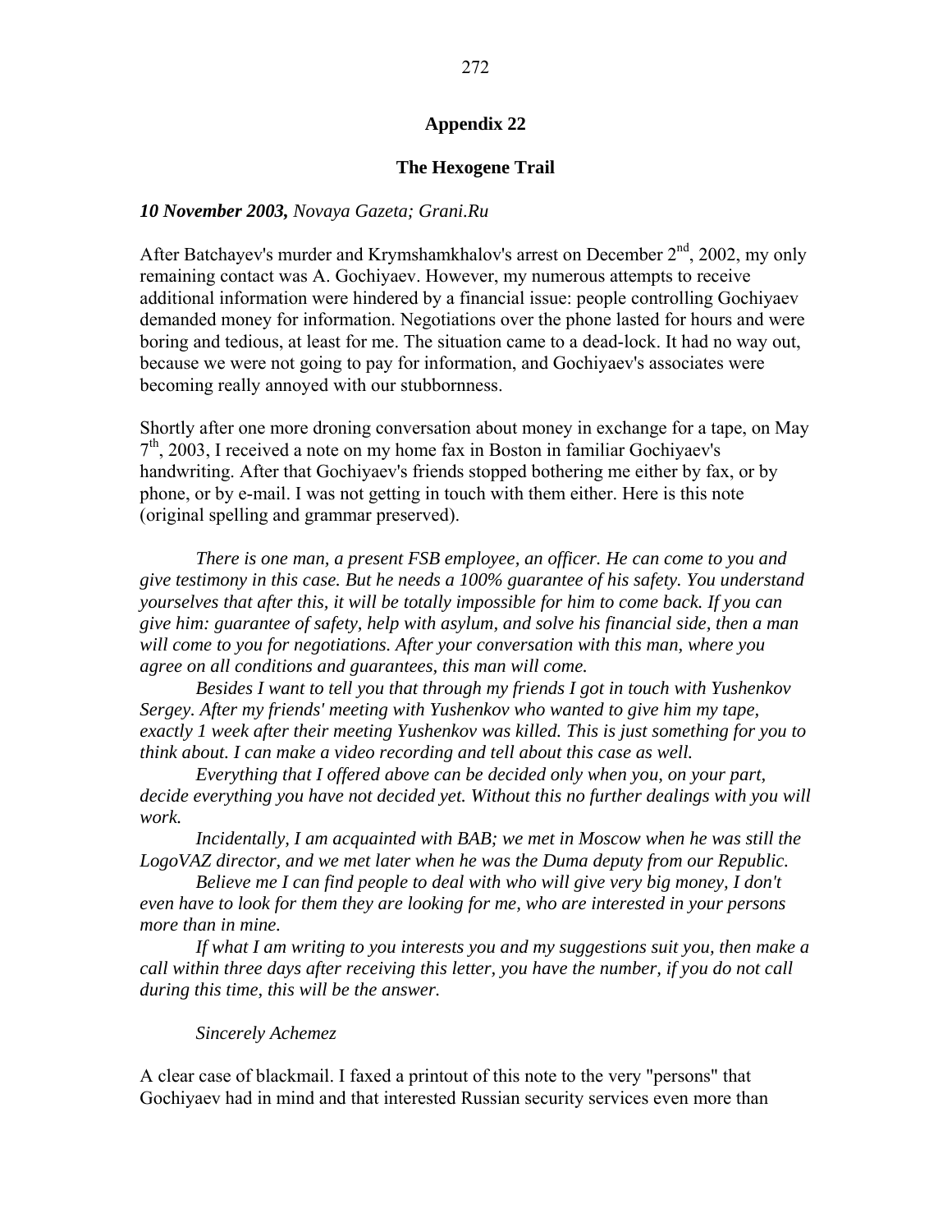## Appendix 22

### The Hexogene Trail

***10 November 2003,** Novaya Gazeta; Grani.Ru*

After Batchayev's murder and Krymshamkhalov's arrest on December 2nd, 2002, my only remaining contact was A. Gochiyaev. However, my numerous attempts to receive additional information were hindered by a financial issue: people controlling Gochiyaev demanded money for information. Negotiations over the phone lasted for hours and were boring and tedious, at least for me. The situation came to a dead-lock. It had no way out, because we were not going to pay for information, and Gochiyaev's associates were becoming really annoyed with our stubbornness.

Shortly after one more droning conversation about money in exchange for a tape, on May 7th, 2003, I received a note on my home fax in Boston in familiar Gochiyaev's handwriting. After that Gochiyaev's friends stopped bothering me either by fax, or by phone, or by e-mail. I was not getting in touch with them either. Here is this note (original spelling and grammar preserved).

*There is one man, a present FSB employee, an officer. He can come to you and give testimony in this case. But he needs a 100% guarantee of his safety. You understand yourselves that after this, it will be totally impossible for him to come back. If you can give him: guarantee of safety, help with asylum, and solve his financial side, then a man will come to you for negotiations. After your conversation with this man, where you agree on all conditions and guarantees, this man will come.*

*Besides I want to tell you that through my friends I got in touch with Yushenkov Sergey. After my friends' meeting with Yushenkov who wanted to give him my tape, exactly 1 week after their meeting Yushenkov was killed. This is just something for you to think about. I can make a video recording and tell about this case as well.*

*Everything that I offered above can be decided only when you, on your part, decide everything you have not decided yet. Without this no further dealings with you will work.*

*Incidentally, I am acquainted with BAB; we met in Moscow when he was still the LogoVAZ director, and we met later when he was the Duma deputy from our Republic.*

*Believe me I can find people to deal with who will give very big money, I don't even have to look for them they are looking for me, who are interested in your persons more than in mine.*

*If what I am writing to you interests you and my suggestions suit you, then make a call within three days after receiving this letter, you have the number, if you do not call during this time, this will be the answer.*

*Sincerely Achemez*

A clear case of blackmail. I faxed a printout of this note to the very "persons" that Gochiyaev had in mind and that interested Russian security services even more than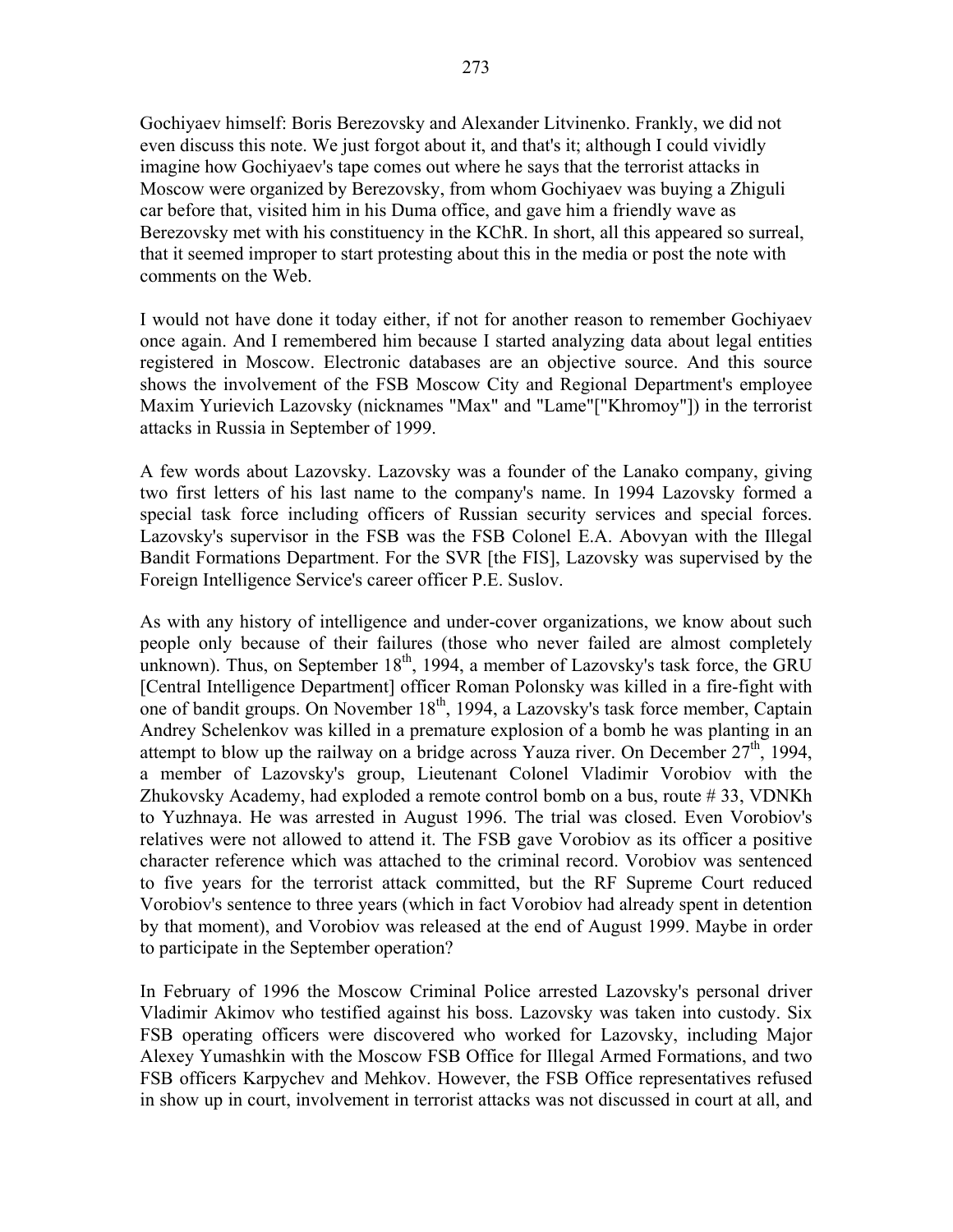Gochiyaev himself: Boris Berezovsky and Alexander Litvinenko. Frankly, we did not even discuss this note. We just forgot about it, and that's it; although I could vividly imagine how Gochiyaev's tape comes out where he says that the terrorist attacks in Moscow were organized by Berezovsky, from whom Gochiyaev was buying a Zhiguli car before that, visited him in his Duma office, and gave him a friendly wave as Berezovsky met with his constituency in the KChR. In short, all this appeared so surreal, that it seemed improper to start protesting about this in the media or post the note with comments on the Web.

I would not have done it today either, if not for another reason to remember Gochiyaev once again. And I remembered him because I started analyzing data about legal entities registered in Moscow. Electronic databases are an objective source. And this source shows the involvement of the FSB Moscow City and Regional Department's employee Maxim Yurievich Lazovsky (nicknames "Max" and "Lame"["Khromoy"]) in the terrorist attacks in Russia in September of 1999.

A few words about Lazovsky. Lazovsky was a founder of the Lanako company, giving two first letters of his last name to the company's name. In 1994 Lazovsky formed a special task force including officers of Russian security services and special forces. Lazovsky's supervisor in the FSB was the FSB Colonel E.A. Abovyan with the Illegal Bandit Formations Department. For the SVR [the FIS], Lazovsky was supervised by the Foreign Intelligence Service's career officer P.E. Suslov.

As with any history of intelligence and under-cover organizations, we know about such people only because of their failures (those who never failed are almost completely unknown). Thus, on September 18th, 1994, a member of Lazovsky's task force, the GRU [Central Intelligence Department] officer Roman Polonsky was killed in a fire-fight with one of bandit groups. On November 18th, 1994, a Lazovsky's task force member, Captain Andrey Schelenkov was killed in a premature explosion of a bomb he was planting in an attempt to blow up the railway on a bridge across Yauza river. On December 27th, 1994, a member of Lazovsky's group, Lieutenant Colonel Vladimir Vorobiov with the Zhukovsky Academy, had exploded a remote control bomb on a bus, route # 33, VDNKh to Yuzhnaya. He was arrested in August 1996. The trial was closed. Even Vorobiov's relatives were not allowed to attend it. The FSB gave Vorobiov as its officer a positive character reference which was attached to the criminal record. Vorobiov was sentenced to five years for the terrorist attack committed, but the RF Supreme Court reduced Vorobiov's sentence to three years (which in fact Vorobiov had already spent in detention by that moment), and Vorobiov was released at the end of August 1999. Maybe in order to participate in the September operation?

In February of 1996 the Moscow Criminal Police arrested Lazovsky's personal driver Vladimir Akimov who testified against his boss. Lazovsky was taken into custody. Six FSB operating officers were discovered who worked for Lazovsky, including Major Alexey Yumashkin with the Moscow FSB Office for Illegal Armed Formations, and two FSB officers Karpychev and Mehkov. However, the FSB Office representatives refused in show up in court, involvement in terrorist attacks was not discussed in court at all, and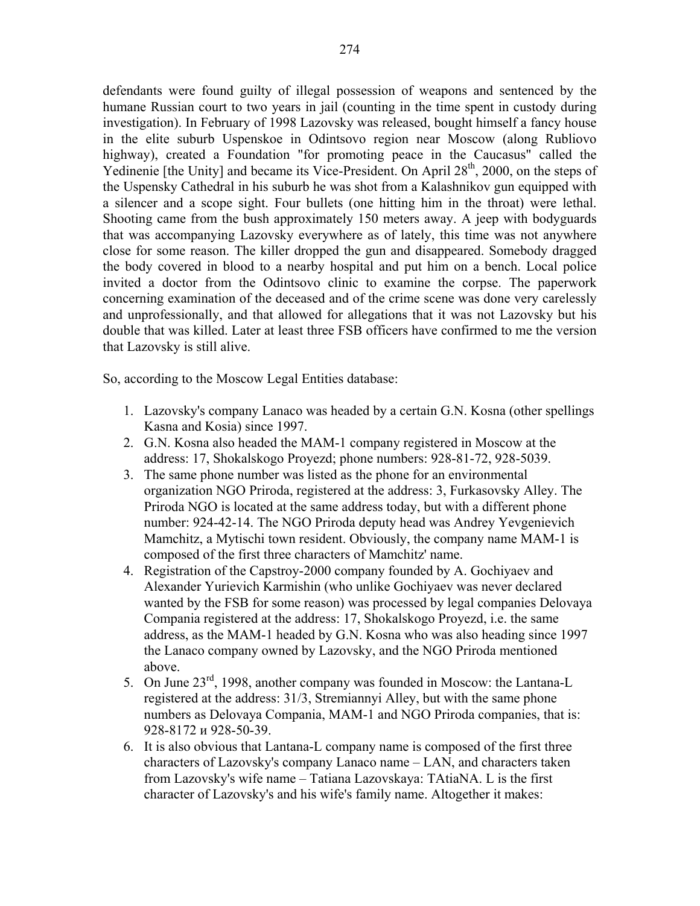defendants were found guilty of illegal possession of weapons and sentenced by the humane Russian court to two years in jail (counting in the time spent in custody during investigation). In February of 1998 Lazovsky was released, bought himself a fancy house in the elite suburb Uspenskoe in Odintsovo region near Moscow (along Rubliovo highway), created a Foundation "for promoting peace in the Caucasus" called the Yedinenie [the Unity] and became its Vice-President. On April 28th, 2000, on the steps of the Uspensky Cathedral in his suburb he was shot from a Kalashnikov gun equipped with a silencer and a scope sight. Four bullets (one hitting him in the throat) were lethal. Shooting came from the bush approximately 150 meters away. A jeep with bodyguards that was accompanying Lazovsky everywhere as of lately, this time was not anywhere close for some reason. The killer dropped the gun and disappeared. Somebody dragged the body covered in blood to a nearby hospital and put him on a bench. Local police invited a doctor from the Odintsovo clinic to examine the corpse. The paperwork concerning examination of the deceased and of the crime scene was done very carelessly and unprofessionally, and that allowed for allegations that it was not Lazovsky but his double that was killed. Later at least three FSB officers have confirmed to me the version that Lazovsky is still alive.

So, according to the Moscow Legal Entities database:

1. Lazovsky's company Lanaco was headed by a certain G.N. Kosna (other spellings Kasna and Kosia) since 1997.
2. G.N. Kosna also headed the MAM-1 company registered in Moscow at the address: 17, Shokalskogo Proyezd; phone numbers: 928-81-72, 928-5039.
3. The same phone number was listed as the phone for an environmental organization NGO Priroda, registered at the address: 3, Furkasovsky Alley. The Priroda NGO is located at the same address today, but with a different phone number: 924-42-14. The NGO Priroda deputy head was Andrey Yevgenievich Mamchitz, a Mytischi town resident. Obviously, the company name MAM-1 is composed of the first three characters of Mamchitz' name.
4. Registration of the Capstroy-2000 company founded by A. Gochiyaev and Alexander Yurievich Karmishin (who unlike Gochiyaev was never declared wanted by the FSB for some reason) was processed by legal companies Delovaya Compania registered at the address: 17, Shokalskogo Proyezd, i.e. the same address, as the MAM-1 headed by G.N. Kosna who was also heading since 1997 the Lanaco company owned by Lazovsky, and the NGO Priroda mentioned above.
5. On June 23rd, 1998, another company was founded in Moscow: the Lantana-L registered at the address: 31/3, Stremiannyi Alley, but with the same phone numbers as Delovaya Compania, MAM-1 and NGO Priroda companies, that is: 928-8172 и 928-50-39.
6. It is also obvious that Lantana-L company name is composed of the first three characters of Lazovsky's company Lanaco name – LAN, and characters taken from Lazovsky's wife name – Tatiana Lazovskaya: TAtiaNA. L is the first character of Lazovsky's and his wife's family name. Altogether it makes: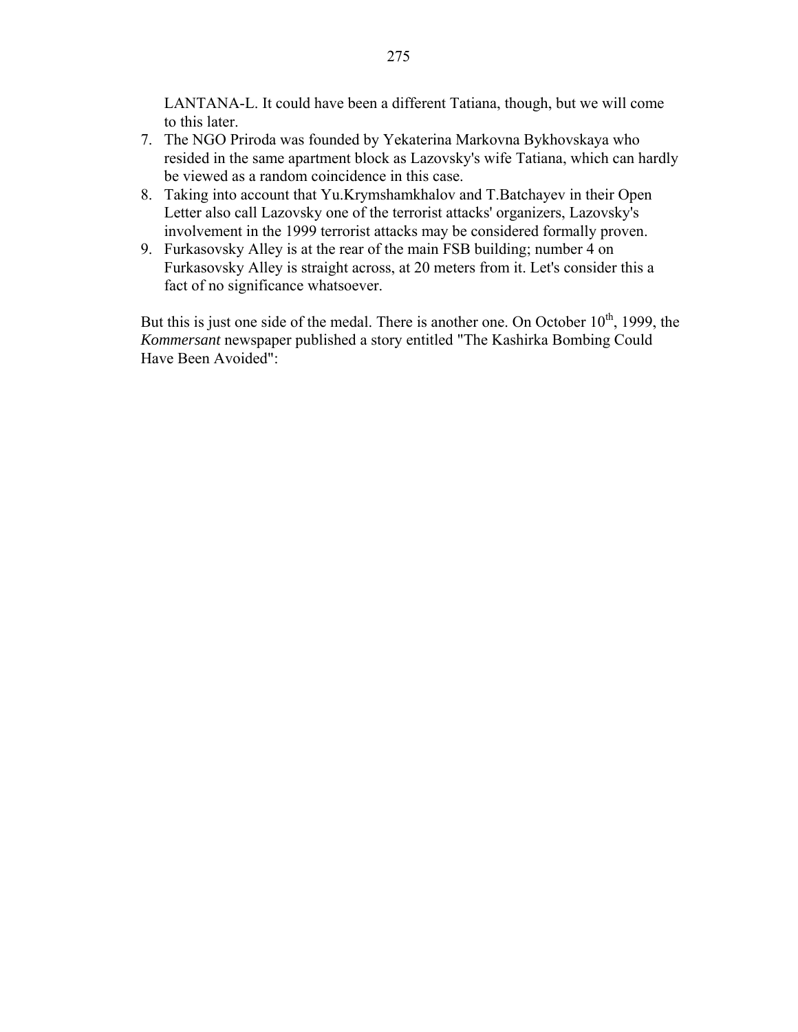LANTANA-L. It could have been a different Tatiana, though, but we will come to this later.

7. The NGO Priroda was founded by Yekaterina Markovna Bykhovskaya who resided in the same apartment block as Lazovsky's wife Tatiana, which can hardly be viewed as a random coincidence in this case.
8. Taking into account that Yu.Krymshamkhalov and T.Batchayev in their Open Letter also call Lazovsky one of the terrorist attacks' organizers, Lazovsky's involvement in the 1999 terrorist attacks may be considered formally proven.
9. Furkasovsky Alley is at the rear of the main FSB building; number 4 on Furkasovsky Alley is straight across, at 20 meters from it. Let's consider this a fact of no significance whatsoever.

But this is just one side of the medal. There is another one. On October 10th, 1999, the *Kommersant* newspaper published a story entitled "The Kashirka Bombing Could Have Been Avoided":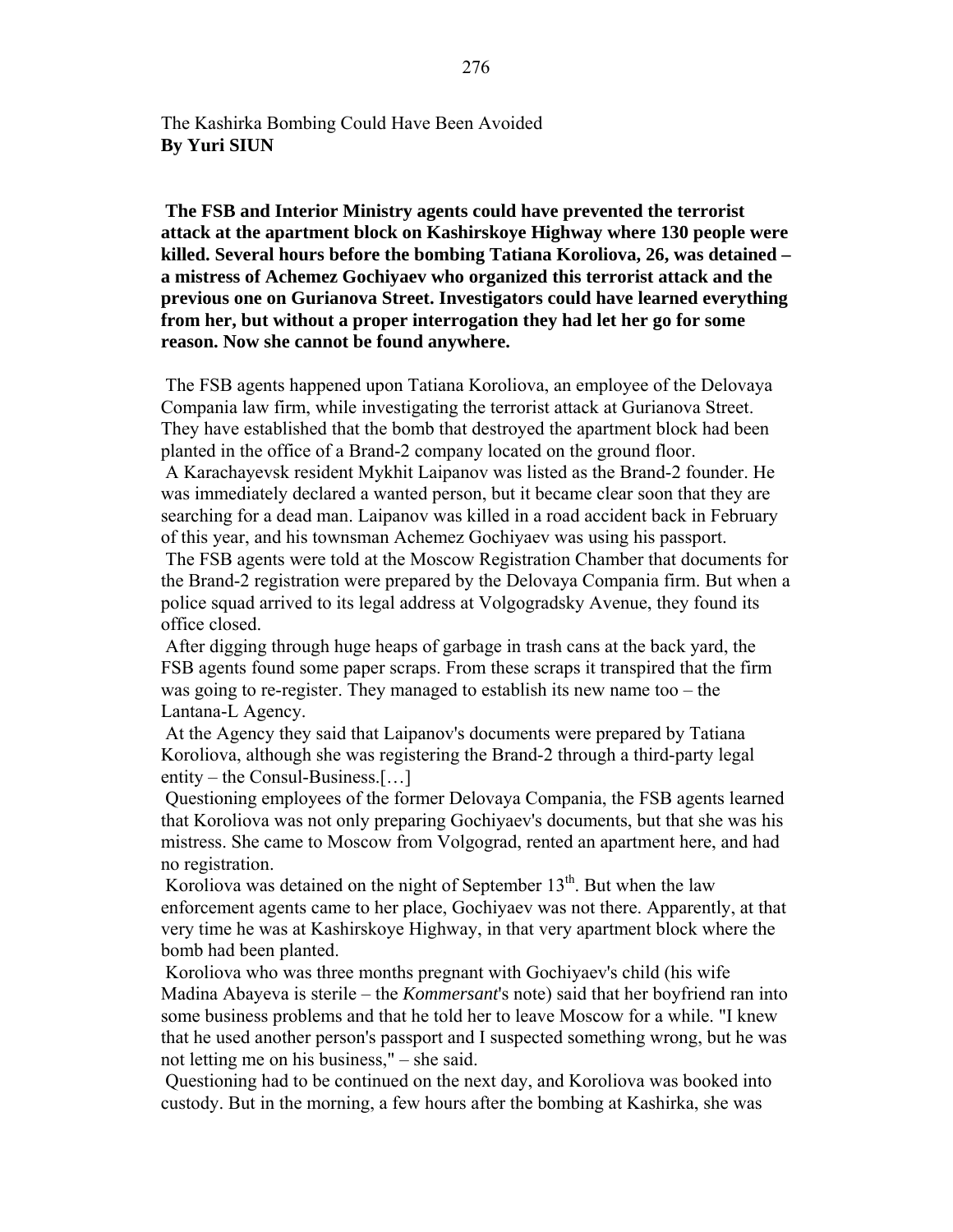The Kashirka Bombing Could Have Been Avoided
**By Yuri SIUN**

**The FSB and Interior Ministry agents could have prevented the terrorist attack at the apartment block on Kashirskoye Highway where 130 people were killed. Several hours before the bombing Tatiana Koroliova, 26, was detained – a mistress of Achemez Gochiyaev who organized this terrorist attack and the previous one on Gurianova Street. Investigators could have learned everything from her, but without a proper interrogation they had let her go for some reason. Now she cannot be found anywhere.**

The FSB agents happened upon Tatiana Koroliova, an employee of the Delovaya Compania law firm, while investigating the terrorist attack at Gurianova Street. They have established that the bomb that destroyed the apartment block had been planted in the office of a Brand-2 company located on the ground floor.

A Karachayevsk resident Mykhit Laipanov was listed as the Brand-2 founder. He was immediately declared a wanted person, but it became clear soon that they are searching for a dead man. Laipanov was killed in a road accident back in February of this year, and his townsman Achemez Gochiyaev was using his passport.

The FSB agents were told at the Moscow Registration Chamber that documents for the Brand-2 registration were prepared by the Delovaya Compania firm. But when a police squad arrived to its legal address at Volgogradsky Avenue, they found its office closed.

After digging through huge heaps of garbage in trash cans at the back yard, the FSB agents found some paper scraps. From these scraps it transpired that the firm was going to re-register. They managed to establish its new name too – the Lantana-L Agency.

At the Agency they said that Laipanov's documents were prepared by Tatiana Koroliova, although she was registering the Brand-2 through a third-party legal entity – the Consul-Business.[…]

Questioning employees of the former Delovaya Compania, the FSB agents learned that Koroliova was not only preparing Gochiyaev's documents, but that she was his mistress. She came to Moscow from Volgograd, rented an apartment here, and had no registration.

Koroliova was detained on the night of September 13th. But when the law enforcement agents came to her place, Gochiyaev was not there. Apparently, at that very time he was at Kashirskoye Highway, in that very apartment block where the bomb had been planted.

Koroliova who was three months pregnant with Gochiyaev's child (his wife Madina Abayeva is sterile – the *Kommersant*'s note) said that her boyfriend ran into some business problems and that he told her to leave Moscow for a while. "I knew that he used another person's passport and I suspected something wrong, but he was not letting me on his business," – she said.

Questioning had to be continued on the next day, and Koroliova was booked into custody. But in the morning, a few hours after the bombing at Kashirka, she was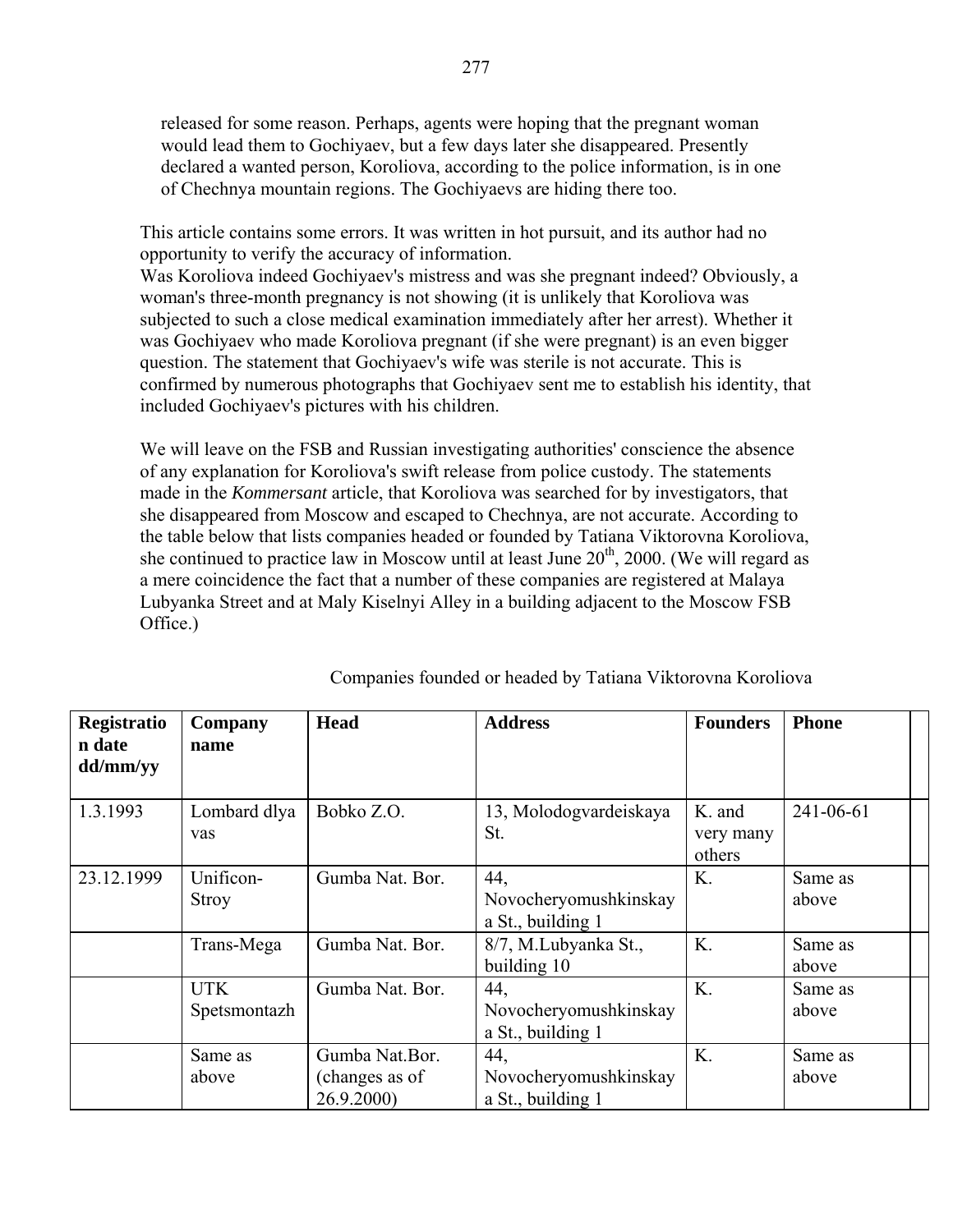> released for some reason. Perhaps, agents were hoping that the pregnant woman would lead them to Gochiyaev, but a few days later she disappeared. Presently declared a wanted person, Koroliova, according to the police information, is in one of Chechnya mountain regions. The Gochiyaevs are hiding there too.

This article contains some errors. It was written in hot pursuit, and its author had no opportunity to verify the accuracy of information.
Was Koroliova indeed Gochiyaev's mistress and was she pregnant indeed? Obviously, a woman's three-month pregnancy is not showing (it is unlikely that Koroliova was subjected to such a close medical examination immediately after her arrest). Whether it was Gochiyaev who made Koroliova pregnant (if she were pregnant) is an even bigger question. The statement that Gochiyaev's wife was sterile is not accurate. This is confirmed by numerous photographs that Gochiyaev sent me to establish his identity, that included Gochiyaev's pictures with his children.

We will leave on the FSB and Russian investigating authorities' conscience the absence of any explanation for Koroliova's swift release from police custody. The statements made in the *Kommersant* article, that Koroliova was searched for by investigators, that she disappeared from Moscow and escaped to Chechnya, are not accurate. According to the table below that lists companies headed or founded by Tatiana Viktorovna Koroliova, she continued to practice law in Moscow until at least June 20th, 2000. (We will regard as a mere coincidence the fact that a number of these companies are registered at Malaya Lubyanka Street and at Maly Kiselnyi Alley in a building adjacent to the Moscow FSB Office.)

Companies founded or headed by Tatiana Viktorovna Koroliova

| Registration date dd/mm/yy | Company name | Head | Address | Founders | Phone |
|---|---|---|---|---|---|
| 1.3.1993 | Lombard dlya vas | Bobko Z.O. | 13, Molodogvardeiskaya St. | K. and very many others | 241-06-61 |
| 23.12.1999 | Unificon-Stroy | Gumba Nat. Bor. | 44, Novocheryomushkinskaya St., building 1 | K. | Same as above |
| | Trans-Mega | Gumba Nat. Bor. | 8/7, M.Lubyanka St., building 10 | K. | Same as above |
| | UTK Spetsmontazh | Gumba Nat. Bor. | 44, Novocheryomushkinskaya St., building 1 | K. | Same as above |
| | Same as above | Gumba Nat.Bor. (changes as of 26.9.2000) | 44, Novocheryomushkinskaya St., building 1 | K. | Same as above |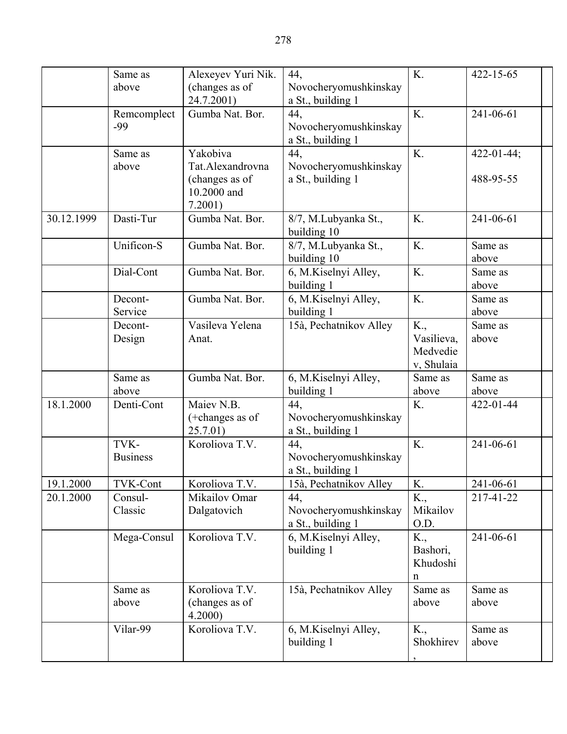| | | | | | | |
|---|---|---|---|---|---|---|
| | Same as above | Alexeyev Yuri Nik. (changes as of 24.7.2001) | 44, Novocheryomushkinskaya St., building 1 | K. | 422-15-65 | |
| | Remcomplect-99 | Gumba Nat. Bor. | 44, Novocheryomushkinskaya St., building 1 | K. | 241-06-61 | |
| | Same as above | Yakobiva Tat.Alexandrovna (changes as of 10.2000 and 7.2001) | 44, Novocheryomushkinskaya St., building 1 | K. | 422-01-44; 488-95-55 | |
| 30.12.1999 | Dasti-Tur | Gumba Nat. Bor. | 8/7, M.Lubyanka St., building 10 | K. | 241-06-61 | |
| | Unificon-S | Gumba Nat. Bor. | 8/7, M.Lubyanka St., building 10 | K. | Same as above | |
| | Dial-Cont | Gumba Nat. Bor. | 6, M.Kiselnyi Alley, building 1 | K. | Same as above | |
| | Decont-Service | Gumba Nat. Bor. | 6, M.Kiselnyi Alley, building 1 | K. | Same as above | |
| | Decont-Design | Vasileva Yelena Anat. | 15à, Pechatnikov Alley | K., Vasilieva, Medvediev, Shulaia | Same as above | |
| | Same as above | Gumba Nat. Bor. | 6, M.Kiselnyi Alley, building 1 | Same as above | Same as above | |
| 18.1.2000 | Denti-Cont | Maiev N.B. (+changes as of 25.7.01) | 44, Novocheryomushkinskaya St., building 1 | K. | 422-01-44 | |
| | TVK-Business | Koroliova T.V. | 44, Novocheryomushkinskaya St., building 1 | K. | 241-06-61 | |
| 19.1.2000 | TVK-Cont | Koroliova T.V. | 15à, Pechatnikov Alley | K. | 241-06-61 | |
| 20.1.2000 | Consul-Classic | Mikailov Omar Dalgatovich | 44, Novocheryomushkinskaya St., building 1 | K., Mikailov O.D. | 217-41-22 | |
| | Mega-Consul | Koroliova T.V. | 6, M.Kiselnyi Alley, building 1 | K., Bashori, Khudoshin | 241-06-61 | |
| | Same as above | Koroliova T.V. (changes as of 4.2000) | 15à, Pechatnikov Alley | Same as above | Same as above | |
| | Vilar-99 | Koroliova T.V. | 6, M.Kiselnyi Alley, building 1 | K., Shokhirev, | Same as above | |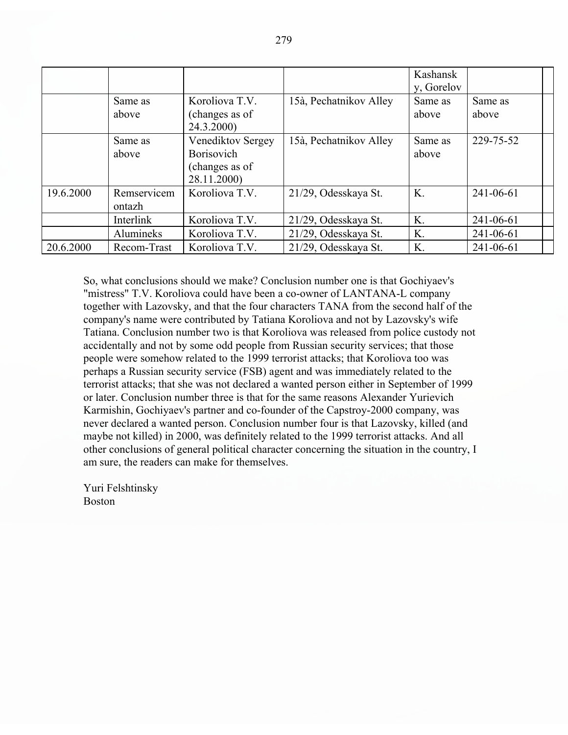| | | | | | | |
|---|---|---|---|---|---|---|
| | | | | Kashansky, Gorelov | | |
| | Same as above | Koroliova T.V. (changes as of 24.3.2000) | 15à, Pechatnikov Alley | Same as above | Same as above | |
| | Same as above | Venediktov Sergey Borisovich (changes as of 28.11.2000) | 15à, Pechatnikov Alley | Same as above | 229-75-52 | |
| 19.6.2000 | Remservicemontazh | Koroliova T.V. | 21/29, Odesskaya St. | K. | 241-06-61 | |
| | Interlink | Koroliova T.V. | 21/29, Odesskaya St. | K. | 241-06-61 | |
| | Alumineks | Koroliova T.V. | 21/29, Odesskaya St. | K. | 241-06-61 | |
| 20.6.2000 | Recom-Trast | Koroliova T.V. | 21/29, Odesskaya St. | K. | 241-06-61 | |

So, what conclusions should we make? Conclusion number one is that Gochiyaev's "mistress" T.V. Koroliova could have been a co-owner of LANTANA-L company together with Lazovsky, and that the four characters TANA from the second half of the company's name were contributed by Tatiana Koroliova and not by Lazovsky's wife Tatiana. Conclusion number two is that Koroliova was released from police custody not accidentally and not by some odd people from Russian security services; that those people were somehow related to the 1999 terrorist attacks; that Koroliova too was perhaps a Russian security service (FSB) agent and was immediately related to the terrorist attacks; that she was not declared a wanted person either in September of 1999 or later. Conclusion number three is that for the same reasons Alexander Yurievich Karmishin, Gochiyaev's partner and co-founder of the Capstroy-2000 company, was never declared a wanted person. Conclusion number four is that Lazovsky, killed (and maybe not killed) in 2000, was definitely related to the 1999 terrorist attacks. And all other conclusions of general political character concerning the situation in the country, I am sure, the readers can make for themselves.

Yuri Felshtinsky
Boston